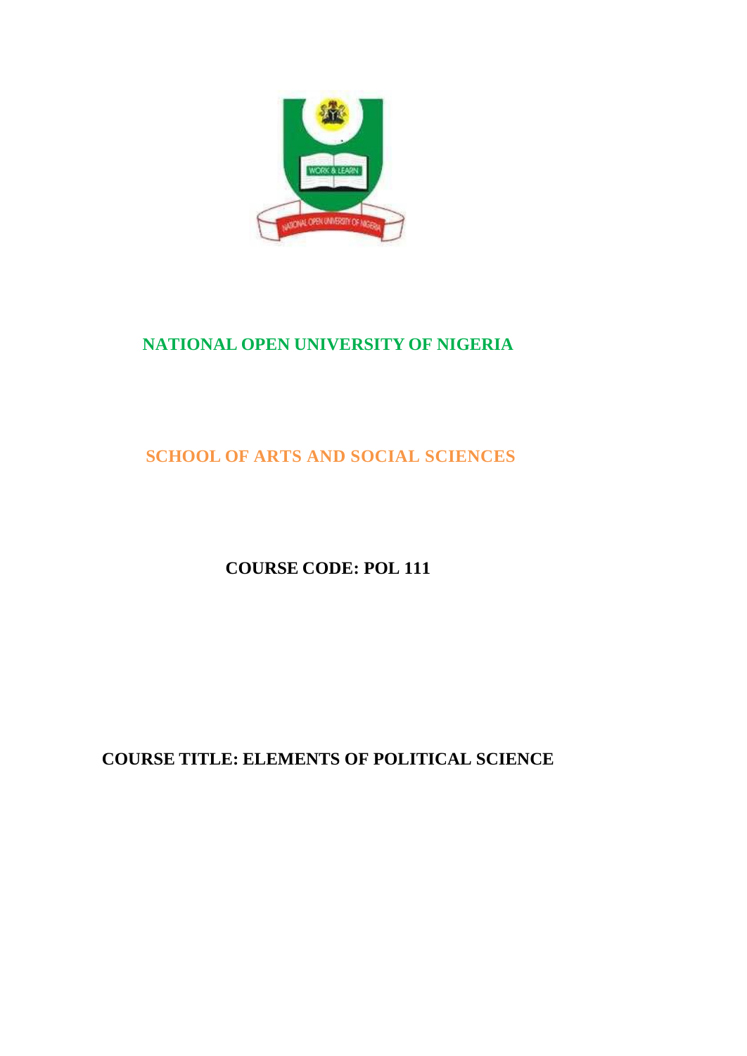# NATIONAL OPEN UNIVERSITY OF NIGERIA

## SCHOOL OF ARTS AND SOCIAL SCIENCES

**COURSE CODE: POL 111**

**COURSE TITLE: ELEMENTS OF POLITICAL SCIENCE**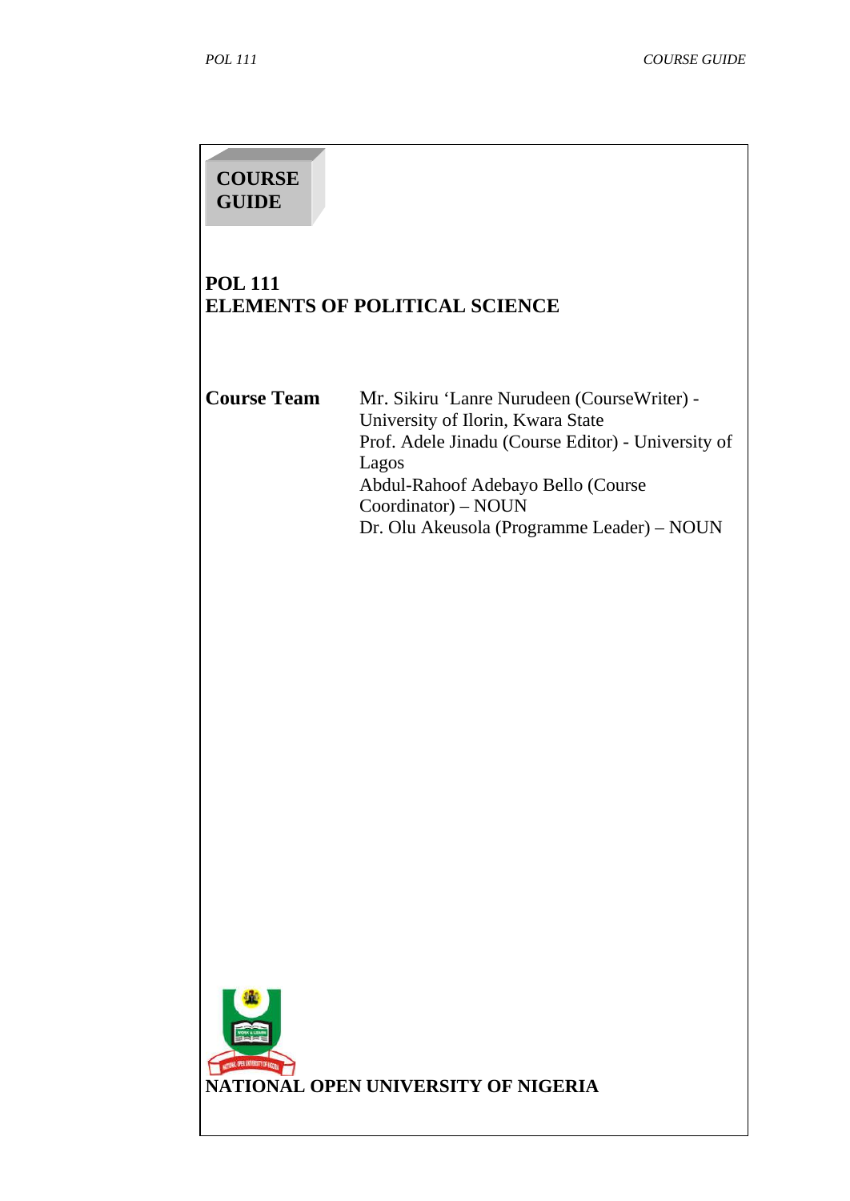**COURSE GUIDE**

# POL 111
# ELEMENTS OF POLITICAL SCIENCE

**Course Team**

Mr. Sikiru 'Lanre Nurudeen (CourseWriter) - University of Ilorin, Kwara State
Prof. Adele Jinadu (Course Editor) - University of Lagos
Abdul-Rahoof Adebayo Bello (Course Coordinator) – NOUN
Dr. Olu Akeusola (Programme Leader) – NOUN

**NATIONAL OPEN UNIVERSITY OF NIGERIA**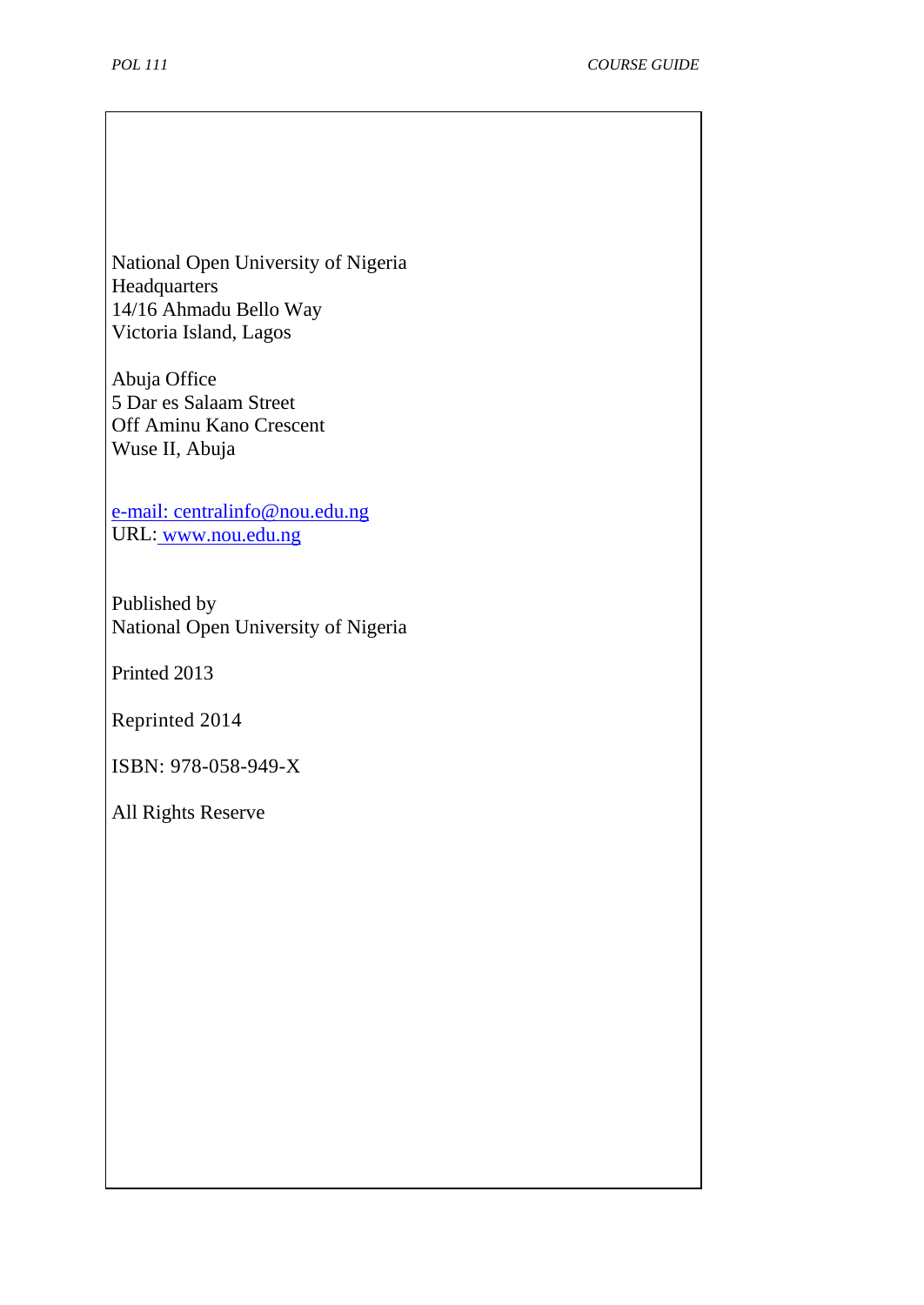National Open University of Nigeria
Headquarters
14/16 Ahmadu Bello Way
Victoria Island, Lagos

Abuja Office
5 Dar es Salaam Street
Off Aminu Kano Crescent
Wuse II, Abuja

e-mail: centralinfo@nou.edu.ng
URL: www.nou.edu.ng

Published by
National Open University of Nigeria

Printed 2013

Reprinted 2014

ISBN: 978-058-949-X

All Rights Reserve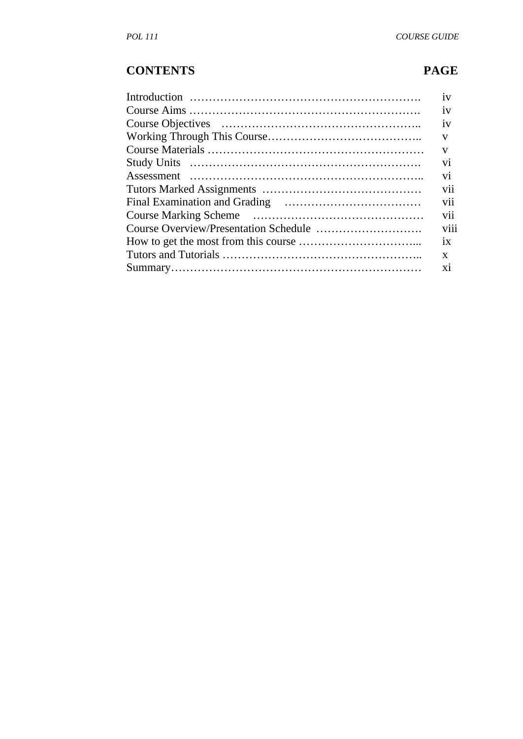## CONTENTS PAGE

| | |
|---|---|
| Introduction | iv |
| Course Aims | iv |
| Course Objectives | iv |
| Working Through This Course | v |
| Course Materials | v |
| Study Units | vi |
| Assessment | vi |
| Tutors Marked Assignments | vii |
| Final Examination and Grading | vii |
| Course Marking Scheme | vii |
| Course Overview/Presentation Schedule | viii |
| How to get the most from this course | ix |
| Tutors and Tutorials | x |
| Summary | xi |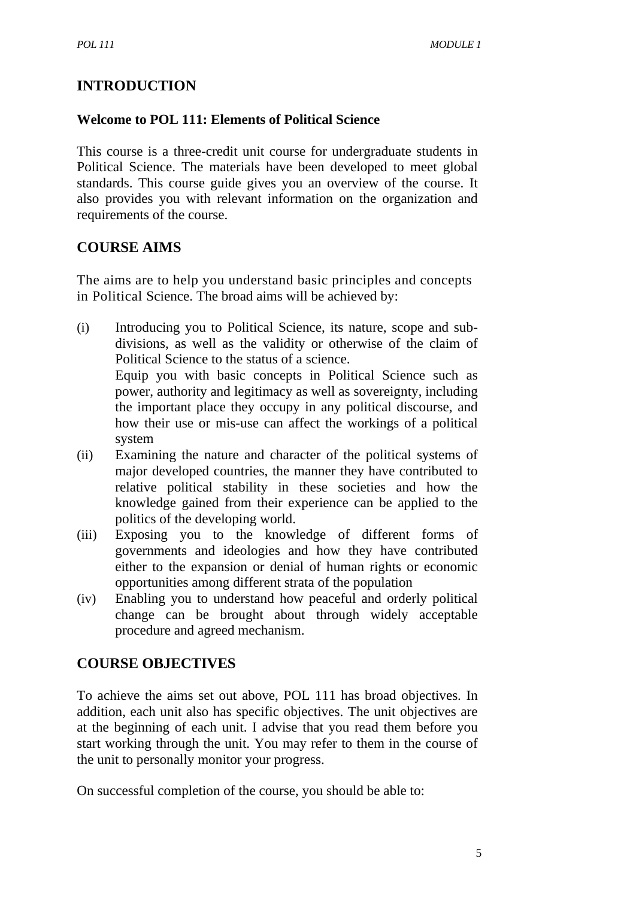## INTRODUCTION

**Welcome to POL 111: Elements of Political Science**

This course is a three-credit unit course for undergraduate students in Political Science. The materials have been developed to meet global standards. This course guide gives you an overview of the course. It also provides you with relevant information on the organization and requirements of the course.

## COURSE AIMS

The aims are to help you understand basic principles and concepts in Political Science. The broad aims will be achieved by:

(i) Introducing you to Political Science, its nature, scope and sub-divisions, as well as the validity or otherwise of the claim of Political Science to the status of a science.
Equip you with basic concepts in Political Science such as power, authority and legitimacy as well as sovereignty, including the important place they occupy in any political discourse, and how their use or mis-use can affect the workings of a political system

(ii) Examining the nature and character of the political systems of major developed countries, the manner they have contributed to relative political stability in these societies and how the knowledge gained from their experience can be applied to the politics of the developing world.

(iii) Exposing you to the knowledge of different forms of governments and ideologies and how they have contributed either to the expansion or denial of human rights or economic opportunities among different strata of the population

(iv) Enabling you to understand how peaceful and orderly political change can be brought about through widely acceptable procedure and agreed mechanism.

## COURSE OBJECTIVES

To achieve the aims set out above, POL 111 has broad objectives. In addition, each unit also has specific objectives. The unit objectives are at the beginning of each unit. I advise that you read them before you start working through the unit. You may refer to them in the course of the unit to personally monitor your progress.

On successful completion of the course, you should be able to: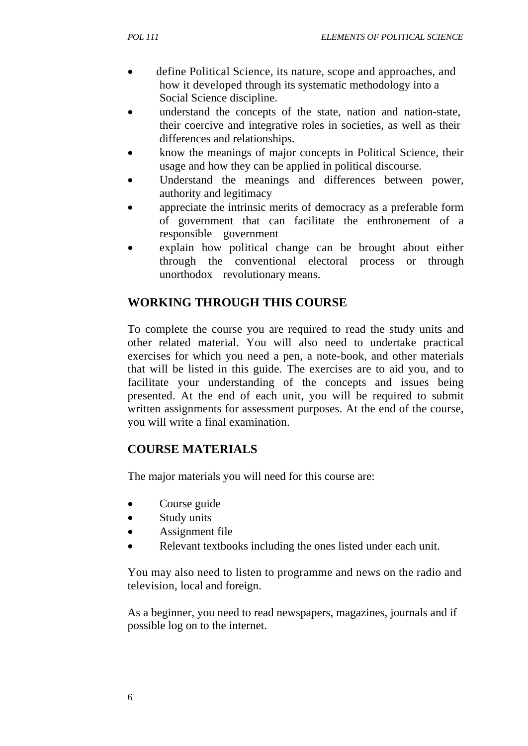- define Political Science, its nature, scope and approaches, and how it developed through its systematic methodology into a Social Science discipline.
- understand the concepts of the state, nation and nation-state, their coercive and integrative roles in societies, as well as their differences and relationships.
- know the meanings of major concepts in Political Science, their usage and how they can be applied in political discourse.
- Understand the meanings and differences between power, authority and legitimacy
- appreciate the intrinsic merits of democracy as a preferable form of government that can facilitate the enthronement of a responsible government
- explain how political change can be brought about either through the conventional electoral process or through unorthodox revolutionary means.

## WORKING THROUGH THIS COURSE

To complete the course you are required to read the study units and other related material. You will also need to undertake practical exercises for which you need a pen, a note-book, and other materials that will be listed in this guide. The exercises are to aid you, and to facilitate your understanding of the concepts and issues being presented. At the end of each unit, you will be required to submit written assignments for assessment purposes. At the end of the course, you will write a final examination.

## COURSE MATERIALS

The major materials you will need for this course are:

- Course guide
- Study units
- Assignment file
- Relevant textbooks including the ones listed under each unit.

You may also need to listen to programme and news on the radio and television, local and foreign.

As a beginner, you need to read newspapers, magazines, journals and if possible log on to the internet.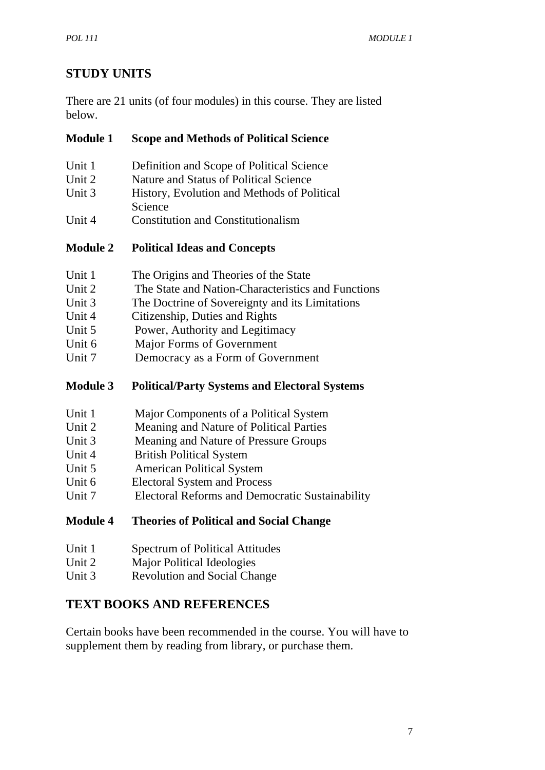## STUDY UNITS

There are 21 units (of four modules) in this course. They are listed below.

**Module 1 Scope and Methods of Political Science**

Unit 1 Definition and Scope of Political Science
Unit 2 Nature and Status of Political Science
Unit 3 History, Evolution and Methods of Political Science
Unit 4 Constitution and Constitutionalism

**Module 2 Political Ideas and Concepts**

Unit 1 The Origins and Theories of the State
Unit 2 The State and Nation-Characteristics and Functions
Unit 3 The Doctrine of Sovereignty and its Limitations
Unit 4 Citizenship, Duties and Rights
Unit 5 Power, Authority and Legitimacy
Unit 6 Major Forms of Government
Unit 7 Democracy as a Form of Government

**Module 3 Political/Party Systems and Electoral Systems**

Unit 1 Major Components of a Political System
Unit 2 Meaning and Nature of Political Parties
Unit 3 Meaning and Nature of Pressure Groups
Unit 4 British Political System
Unit 5 American Political System
Unit 6 Electoral System and Process
Unit 7 Electoral Reforms and Democratic Sustainability

**Module 4 Theories of Political and Social Change**

Unit 1 Spectrum of Political Attitudes
Unit 2 Major Political Ideologies
Unit 3 Revolution and Social Change

## TEXT BOOKS AND REFERENCES

Certain books have been recommended in the course. You will have to supplement them by reading from library, or purchase them.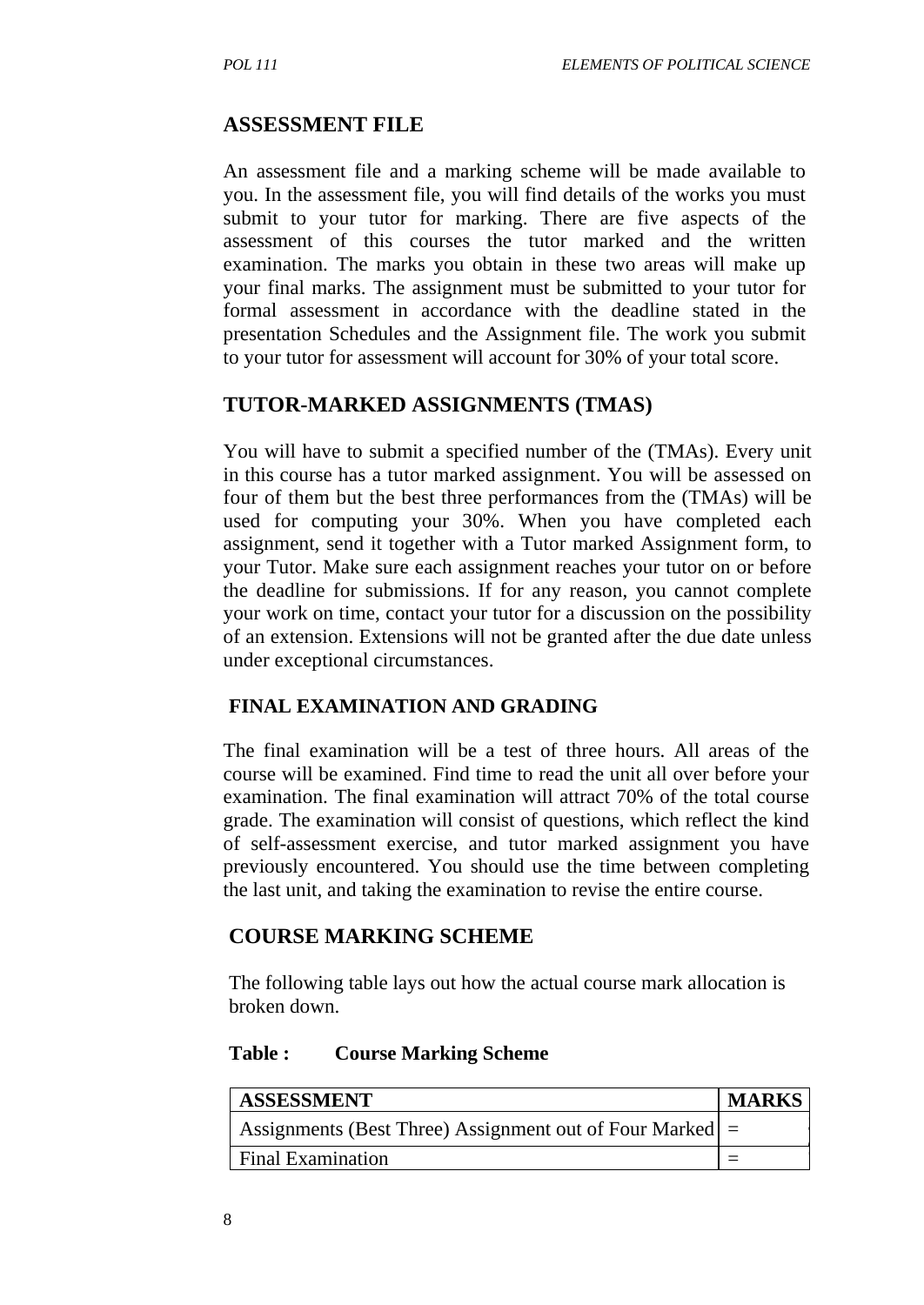## ASSESSMENT FILE

An assessment file and a marking scheme will be made available to you. In the assessment file, you will find details of the works you must submit to your tutor for marking. There are five aspects of the assessment of this courses the tutor marked and the written examination. The marks you obtain in these two areas will make up your final marks. The assignment must be submitted to your tutor for formal assessment in accordance with the deadline stated in the presentation Schedules and the Assignment file. The work you submit to your tutor for assessment will account for 30% of your total score.

## TUTOR-MARKED ASSIGNMENTS (TMAS)

You will have to submit a specified number of the (TMAs). Every unit in this course has a tutor marked assignment. You will be assessed on four of them but the best three performances from the (TMAs) will be used for computing your 30%. When you have completed each assignment, send it together with a Tutor marked Assignment form, to your Tutor. Make sure each assignment reaches your tutor on or before the deadline for submissions. If for any reason, you cannot complete your work on time, contact your tutor for a discussion on the possibility of an extension. Extensions will not be granted after the due date unless under exceptional circumstances.

## FINAL EXAMINATION AND GRADING

The final examination will be a test of three hours. All areas of the course will be examined. Find time to read the unit all over before your examination. The final examination will attract 70% of the total course grade. The examination will consist of questions, which reflect the kind of self-assessment exercise, and tutor marked assignment you have previously encountered. You should use the time between completing the last unit, and taking the examination to revise the entire course.

## COURSE MARKING SCHEME

The following table lays out how the actual course mark allocation is broken down.

**Table : Course Marking Scheme**

| ASSESSMENT | MARKS |
|---|---|
| Assignments (Best Three) Assignment out of Four Marked | = |
| Final Examination | = |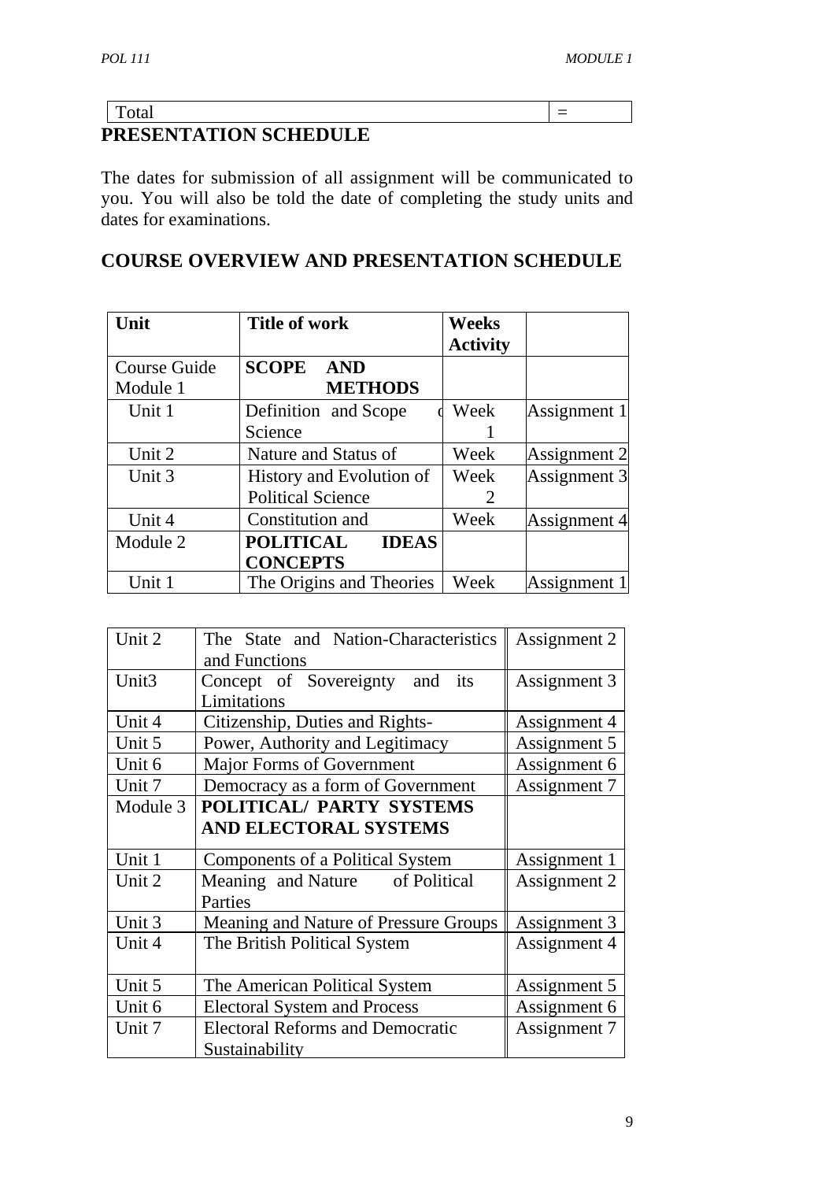| Total | = |
|---|---|

## PRESENTATION SCHEDULE

The dates for submission of all assignment will be communicated to you. You will also be told the date of completing the study units and dates for examinations.

## COURSE OVERVIEW AND PRESENTATION SCHEDULE

| Unit | Title of work | Weeks Activity | |
|---|---|---|---|
| Course Guide Module 1 | **SCOPE AND METHODS** | | |
| Unit 1 | Definition and Scope d Science | Week 1 | Assignment 1 |
| Unit 2 | Nature and Status of | Week | Assignment 2 |
| Unit 3 | History and Evolution of Political Science | Week 2 | Assignment 3 |
| Unit 4 | Constitution and | Week | Assignment 4 |
| Module 2 | **POLITICAL IDEAS CONCEPTS** | | |
| Unit 1 | The Origins and Theories | Week | Assignment 1 |

| Unit 2 | The State and Nation-Characteristics and Functions | Assignment 2 |
|---|---|---|
| Unit3 | Concept of Sovereignty and its Limitations | Assignment 3 |
| Unit 4 | Citizenship, Duties and Rights- | Assignment 4 |
| Unit 5 | Power, Authority and Legitimacy | Assignment 5 |
| Unit 6 | Major Forms of Government | Assignment 6 |
| Unit 7 | Democracy as a form of Government | Assignment 7 |
| Module 3 | **POLITICAL/ PARTY SYSTEMS AND ELECTORAL SYSTEMS** | |
| Unit 1 | Components of a Political System | Assignment 1 |
| Unit 2 | Meaning and Nature of Political Parties | Assignment 2 |
| Unit 3 | Meaning and Nature of Pressure Groups | Assignment 3 |
| Unit 4 | The British Political System | Assignment 4 |
| Unit 5 | The American Political System | Assignment 5 |
| Unit 6 | Electoral System and Process | Assignment 6 |
| Unit 7 | Electoral Reforms and Democratic Sustainability | Assignment 7 |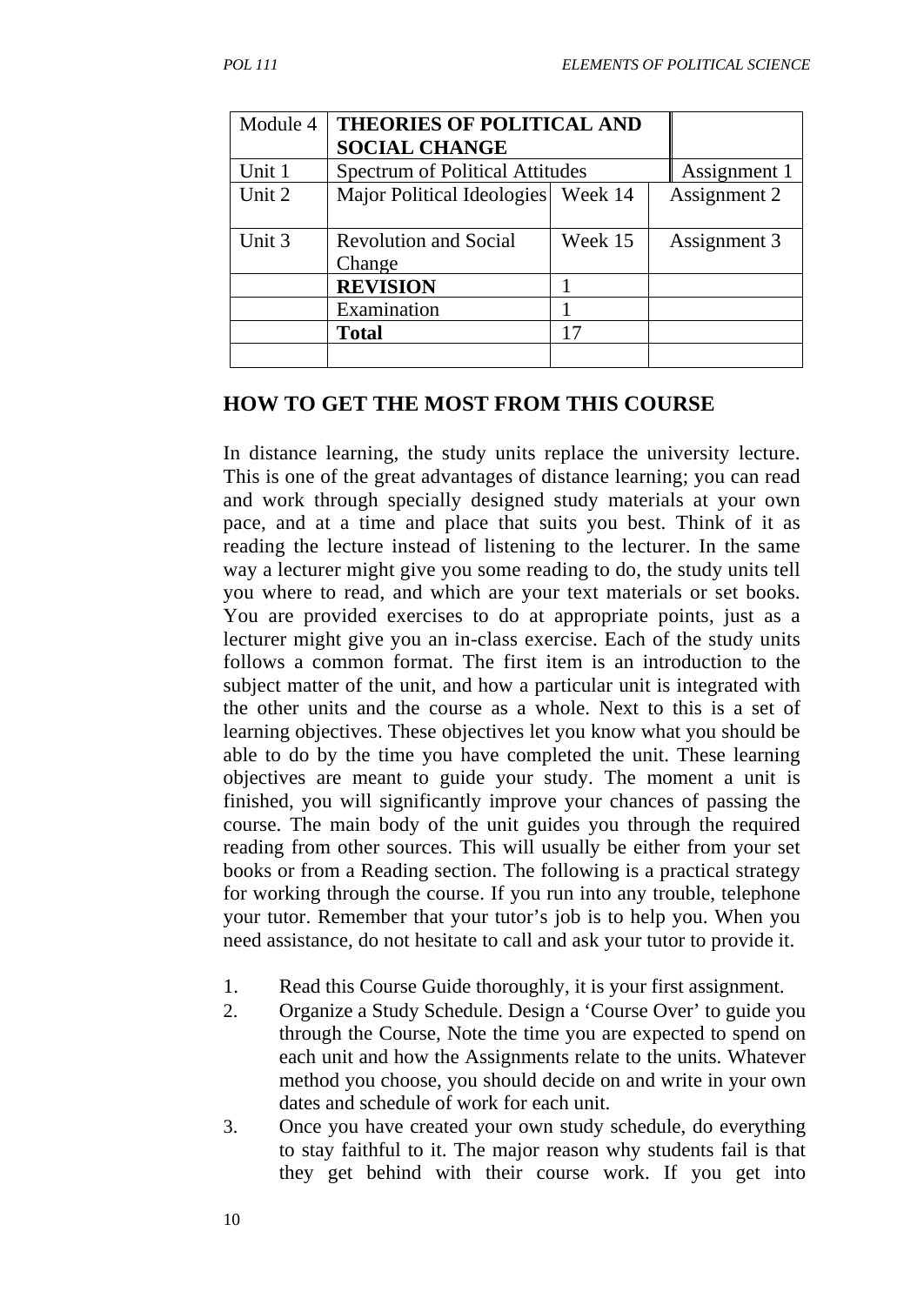| Module 4 | **THEORIES OF POLITICAL AND SOCIAL CHANGE** | | |
|---|---|---|---|
| Unit 1 | Spectrum of Political Attitudes | | Assignment 1 |
| Unit 2 | Major Political Ideologies | Week 14 | Assignment 2 |
| Unit 3 | Revolution and Social Change | Week 15 | Assignment 3 |
| | **REVISION** | 1 | |
| | Examination | 1 | |
| | **Total** | 17 | |
| | | | |

## HOW TO GET THE MOST FROM THIS COURSE

In distance learning, the study units replace the university lecture. This is one of the great advantages of distance learning; you can read and work through specially designed study materials at your own pace, and at a time and place that suits you best. Think of it as reading the lecture instead of listening to the lecturer. In the same way a lecturer might give you some reading to do, the study units tell you where to read, and which are your text materials or set books. You are provided exercises to do at appropriate points, just as a lecturer might give you an in-class exercise. Each of the study units follows a common format. The first item is an introduction to the subject matter of the unit, and how a particular unit is integrated with the other units and the course as a whole. Next to this is a set of learning objectives. These objectives let you know what you should be able to do by the time you have completed the unit. These learning objectives are meant to guide your study. The moment a unit is finished, you will significantly improve your chances of passing the course. The main body of the unit guides you through the required reading from other sources. This will usually be either from your set books or from a Reading section. The following is a practical strategy for working through the course. If you run into any trouble, telephone your tutor. Remember that your tutor's job is to help you. When you need assistance, do not hesitate to call and ask your tutor to provide it.

1. Read this Course Guide thoroughly, it is your first assignment.
2. Organize a Study Schedule. Design a 'Course Over' to guide you through the Course, Note the time you are expected to spend on each unit and how the Assignments relate to the units. Whatever method you choose, you should decide on and write in your own dates and schedule of work for each unit.
3. Once you have created your own study schedule, do everything to stay faithful to it. The major reason why students fail is that they get behind with their course work. If you get into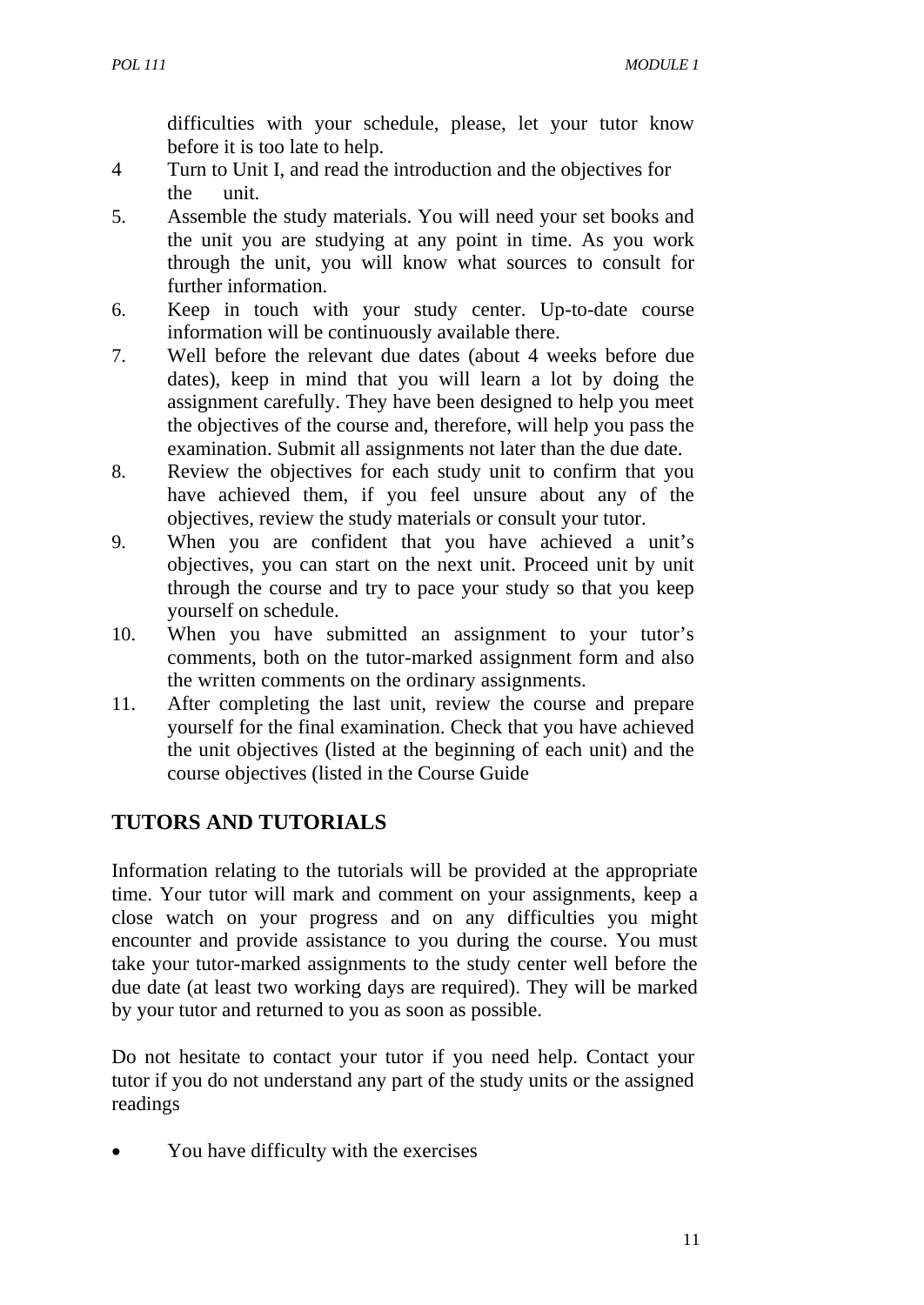difficulties with your schedule, please, let your tutor know before it is too late to help.

4. Turn to Unit I, and read the introduction and the objectives for the unit.
5. Assemble the study materials. You will need your set books and the unit you are studying at any point in time. As you work through the unit, you will know what sources to consult for further information.
6. Keep in touch with your study center. Up-to-date course information will be continuously available there.
7. Well before the relevant due dates (about 4 weeks before due dates), keep in mind that you will learn a lot by doing the assignment carefully. They have been designed to help you meet the objectives of the course and, therefore, will help you pass the examination. Submit all assignments not later than the due date.
8. Review the objectives for each study unit to confirm that you have achieved them, if you feel unsure about any of the objectives, review the study materials or consult your tutor.
9. When you are confident that you have achieved a unit's objectives, you can start on the next unit. Proceed unit by unit through the course and try to pace your study so that you keep yourself on schedule.
10. When you have submitted an assignment to your tutor's comments, both on the tutor-marked assignment form and also the written comments on the ordinary assignments.
11. After completing the last unit, review the course and prepare yourself for the final examination. Check that you have achieved the unit objectives (listed at the beginning of each unit) and the course objectives (listed in the Course Guide

## TUTORS AND TUTORIALS

Information relating to the tutorials will be provided at the appropriate time. Your tutor will mark and comment on your assignments, keep a close watch on your progress and on any difficulties you might encounter and provide assistance to you during the course. You must take your tutor-marked assignments to the study center well before the due date (at least two working days are required). They will be marked by your tutor and returned to you as soon as possible.

Do not hesitate to contact your tutor if you need help. Contact your tutor if you do not understand any part of the study units or the assigned readings

- You have difficulty with the exercises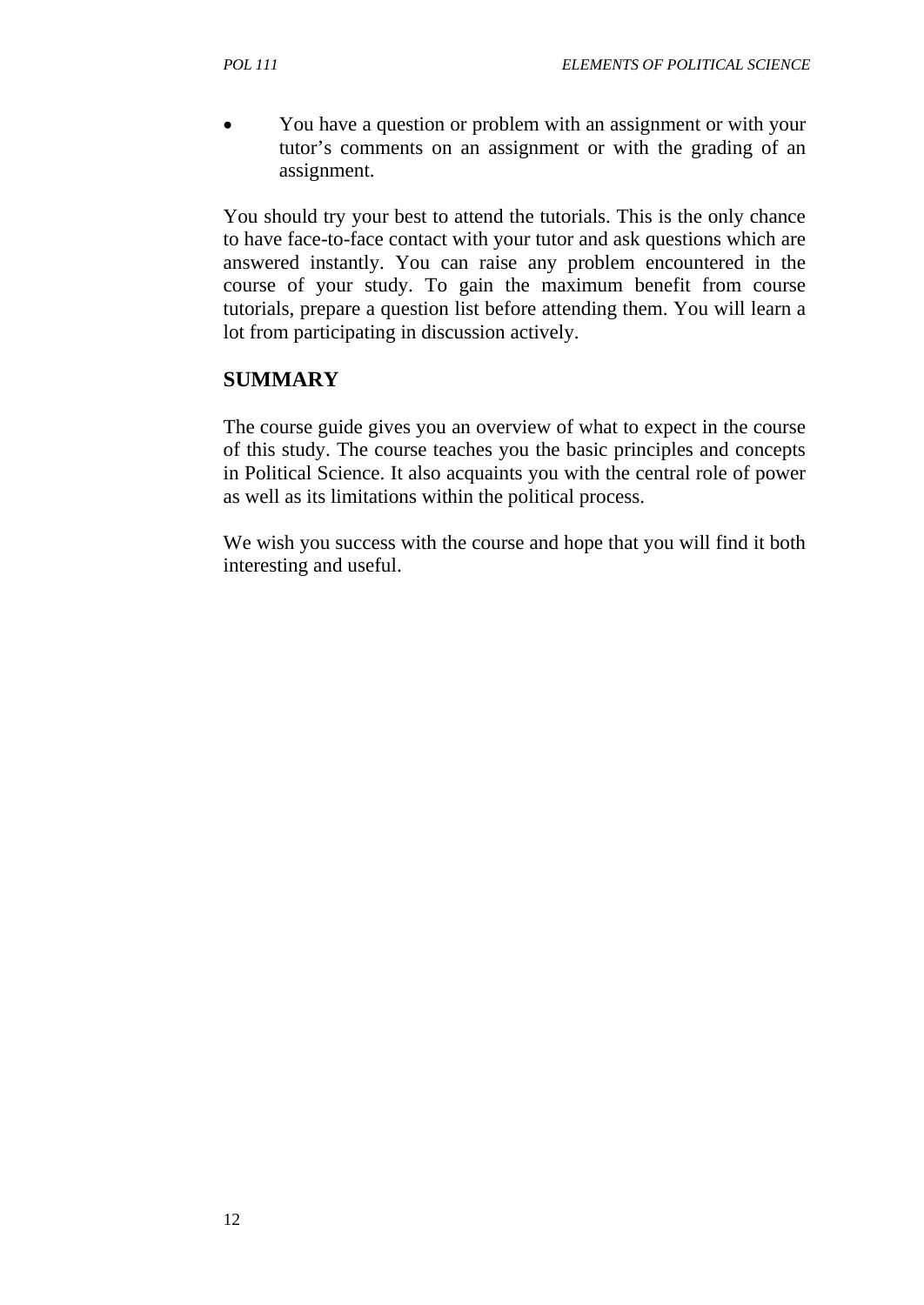- You have a question or problem with an assignment or with your tutor's comments on an assignment or with the grading of an assignment.

You should try your best to attend the tutorials. This is the only chance to have face-to-face contact with your tutor and ask questions which are answered instantly. You can raise any problem encountered in the course of your study. To gain the maximum benefit from course tutorials, prepare a question list before attending them. You will learn a lot from participating in discussion actively.

## SUMMARY

The course guide gives you an overview of what to expect in the course of this study. The course teaches you the basic principles and concepts in Political Science. It also acquaints you with the central role of power as well as its limitations within the political process.

We wish you success with the course and hope that you will find it both interesting and useful.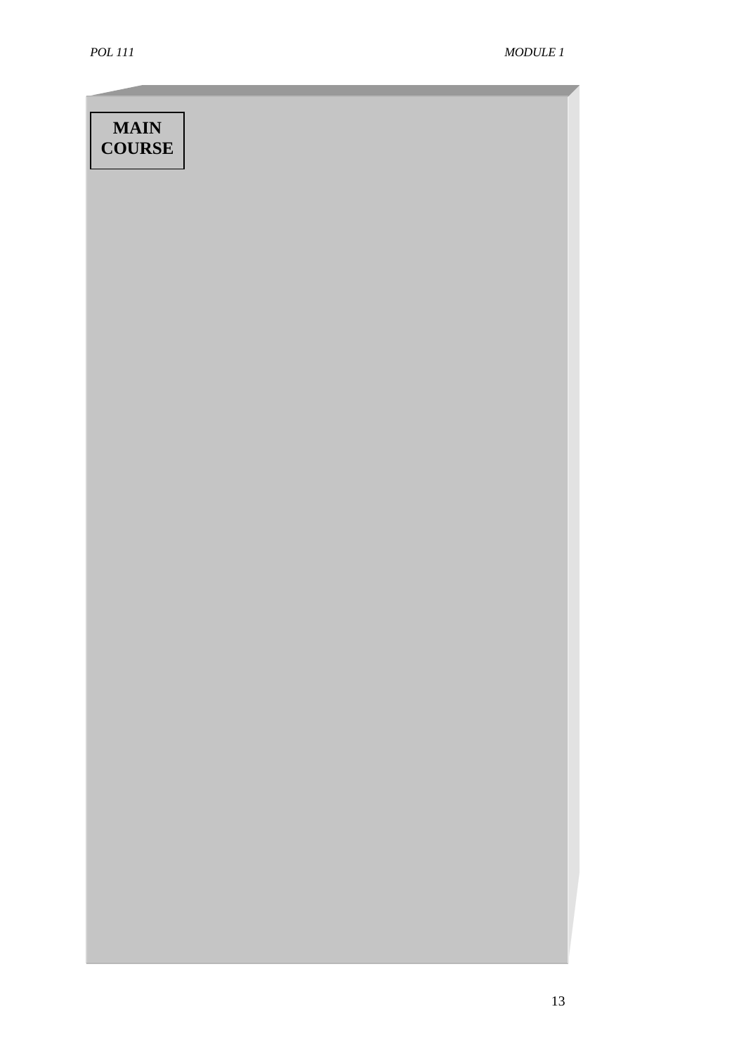**MAIN COURSE**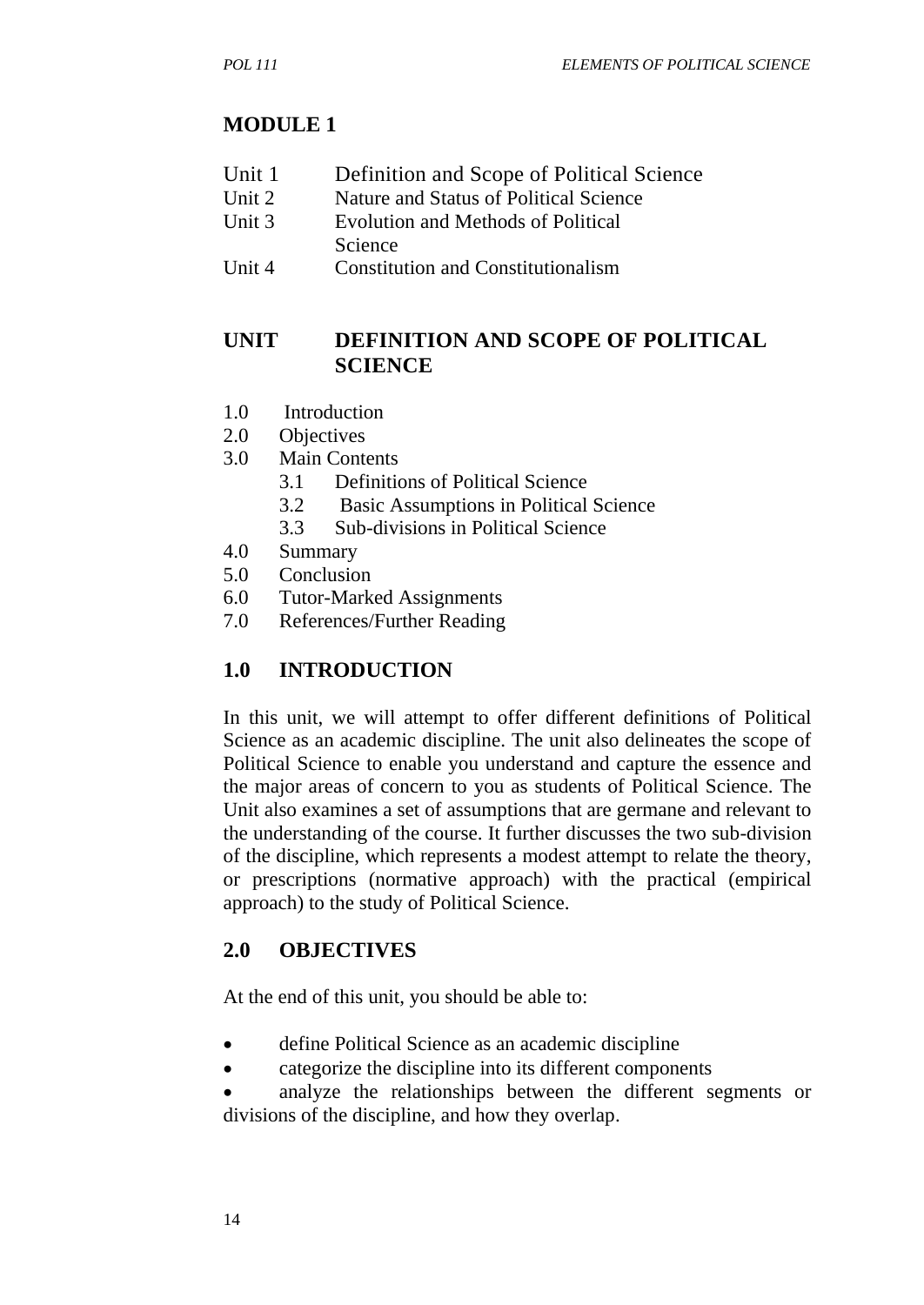## MODULE 1

Unit 1 Definition and Scope of Political Science
Unit 2 Nature and Status of Political Science
Unit 3 Evolution and Methods of Political Science
Unit 4 Constitution and Constitutionalism

## UNIT DEFINITION AND SCOPE OF POLITICAL SCIENCE

1.0 Introduction
2.0 Objectives
3.0 Main Contents
 3.1 Definitions of Political Science
 3.2 Basic Assumptions in Political Science
 3.3 Sub-divisions in Political Science
4.0 Summary
5.0 Conclusion
6.0 Tutor-Marked Assignments
7.0 References/Further Reading

## 1.0 INTRODUCTION

In this unit, we will attempt to offer different definitions of Political Science as an academic discipline. The unit also delineates the scope of Political Science to enable you understand and capture the essence and the major areas of concern to you as students of Political Science. The Unit also examines a set of assumptions that are germane and relevant to the understanding of the course. It further discusses the two sub-division of the discipline, which represents a modest attempt to relate the theory, or prescriptions (normative approach) with the practical (empirical approach) to the study of Political Science.

## 2.0 OBJECTIVES

At the end of this unit, you should be able to:

- define Political Science as an academic discipline
- categorize the discipline into its different components
- analyze the relationships between the different segments or divisions of the discipline, and how they overlap.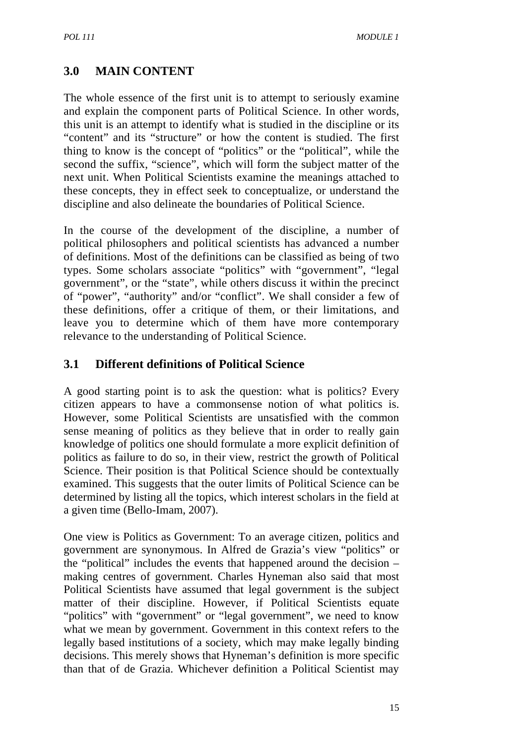## 3.0 MAIN CONTENT

The whole essence of the first unit is to attempt to seriously examine and explain the component parts of Political Science. In other words, this unit is an attempt to identify what is studied in the discipline or its "content" and its "structure" or how the content is studied. The first thing to know is the concept of "politics" or the "political", while the second the suffix, "science", which will form the subject matter of the next unit. When Political Scientists examine the meanings attached to these concepts, they in effect seek to conceptualize, or understand the discipline and also delineate the boundaries of Political Science.

In the course of the development of the discipline, a number of political philosophers and political scientists has advanced a number of definitions. Most of the definitions can be classified as being of two types. Some scholars associate "politics" with "government", "legal government", or the "state", while others discuss it within the precinct of "power", "authority" and/or "conflict". We shall consider a few of these definitions, offer a critique of them, or their limitations, and leave you to determine which of them have more contemporary relevance to the understanding of Political Science.

### 3.1 Different definitions of Political Science

A good starting point is to ask the question: what is politics? Every citizen appears to have a commonsense notion of what politics is. However, some Political Scientists are unsatisfied with the common sense meaning of politics as they believe that in order to really gain knowledge of politics one should formulate a more explicit definition of politics as failure to do so, in their view, restrict the growth of Political Science. Their position is that Political Science should be contextually examined. This suggests that the outer limits of Political Science can be determined by listing all the topics, which interest scholars in the field at a given time (Bello-Imam, 2007).

One view is Politics as Government: To an average citizen, politics and government are synonymous. In Alfred de Grazia's view "politics" or the "political" includes the events that happened around the decision – making centres of government. Charles Hyneman also said that most Political Scientists have assumed that legal government is the subject matter of their discipline. However, if Political Scientists equate "politics" with "government" or "legal government", we need to know what we mean by government. Government in this context refers to the legally based institutions of a society, which may make legally binding decisions. This merely shows that Hyneman's definition is more specific than that of de Grazia. Whichever definition a Political Scientist may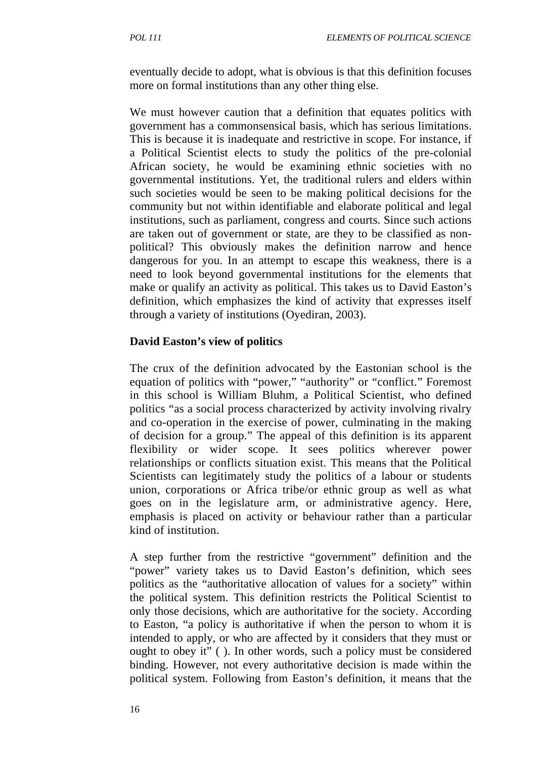eventually decide to adopt, what is obvious is that this definition focuses more on formal institutions than any other thing else.

We must however caution that a definition that equates politics with government has a commonsensical basis, which has serious limitations. This is because it is inadequate and restrictive in scope. For instance, if a Political Scientist elects to study the politics of the pre-colonial African society, he would be examining ethnic societies with no governmental institutions. Yet, the traditional rulers and elders within such societies would be seen to be making political decisions for the community but not within identifiable and elaborate political and legal institutions, such as parliament, congress and courts. Since such actions are taken out of government or state, are they to be classified as non-political? This obviously makes the definition narrow and hence dangerous for you. In an attempt to escape this weakness, there is a need to look beyond governmental institutions for the elements that make or qualify an activity as political. This takes us to David Easton's definition, which emphasizes the kind of activity that expresses itself through a variety of institutions (Oyediran, 2003).

**David Easton's view of politics**

The crux of the definition advocated by the Eastonian school is the equation of politics with "power," "authority" or "conflict." Foremost in this school is William Bluhm, a Political Scientist, who defined politics "as a social process characterized by activity involving rivalry and co-operation in the exercise of power, culminating in the making of decision for a group." The appeal of this definition is its apparent flexibility or wider scope. It sees politics wherever power relationships or conflicts situation exist. This means that the Political Scientists can legitimately study the politics of a labour or students union, corporations or Africa tribe/or ethnic group as well as what goes on in the legislature arm, or administrative agency. Here, emphasis is placed on activity or behaviour rather than a particular kind of institution.

A step further from the restrictive "government" definition and the "power" variety takes us to David Easton's definition, which sees politics as the "authoritative allocation of values for a society" within the political system. This definition restricts the Political Scientist to only those decisions, which are authoritative for the society. According to Easton, "a policy is authoritative if when the person to whom it is intended to apply, or who are affected by it considers that they must or ought to obey it" ( ). In other words, such a policy must be considered binding. However, not every authoritative decision is made within the political system. Following from Easton's definition, it means that the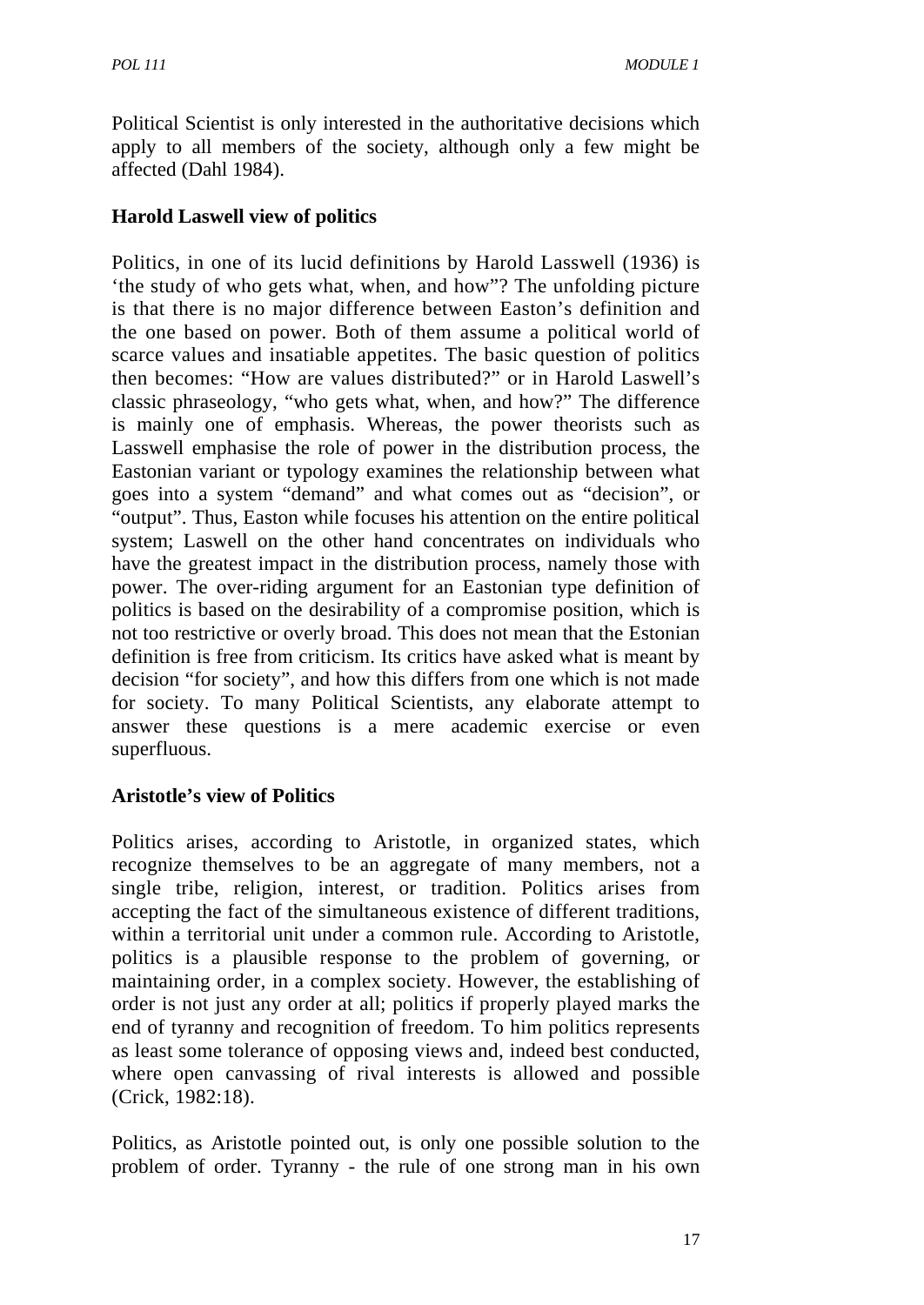Political Scientist is only interested in the authoritative decisions which apply to all members of the society, although only a few might be affected (Dahl 1984).

**Harold Laswell view of politics**

Politics, in one of its lucid definitions by Harold Lasswell (1936) is 'the study of who gets what, when, and how"? The unfolding picture is that there is no major difference between Easton's definition and the one based on power. Both of them assume a political world of scarce values and insatiable appetites. The basic question of politics then becomes: "How are values distributed?" or in Harold Laswell's classic phraseology, "who gets what, when, and how?" The difference is mainly one of emphasis. Whereas, the power theorists such as Lasswell emphasise the role of power in the distribution process, the Eastonian variant or typology examines the relationship between what goes into a system "demand" and what comes out as "decision", or "output". Thus, Easton while focuses his attention on the entire political system; Laswell on the other hand concentrates on individuals who have the greatest impact in the distribution process, namely those with power. The over-riding argument for an Eastonian type definition of politics is based on the desirability of a compromise position, which is not too restrictive or overly broad. This does not mean that the Estonian definition is free from criticism. Its critics have asked what is meant by decision "for society", and how this differs from one which is not made for society. To many Political Scientists, any elaborate attempt to answer these questions is a mere academic exercise or even superfluous.

**Aristotle's view of Politics**

Politics arises, according to Aristotle, in organized states, which recognize themselves to be an aggregate of many members, not a single tribe, religion, interest, or tradition. Politics arises from accepting the fact of the simultaneous existence of different traditions, within a territorial unit under a common rule. According to Aristotle, politics is a plausible response to the problem of governing, or maintaining order, in a complex society. However, the establishing of order is not just any order at all; politics if properly played marks the end of tyranny and recognition of freedom. To him politics represents as least some tolerance of opposing views and, indeed best conducted, where open canvassing of rival interests is allowed and possible (Crick, 1982:18).

Politics, as Aristotle pointed out, is only one possible solution to the problem of order. Tyranny - the rule of one strong man in his own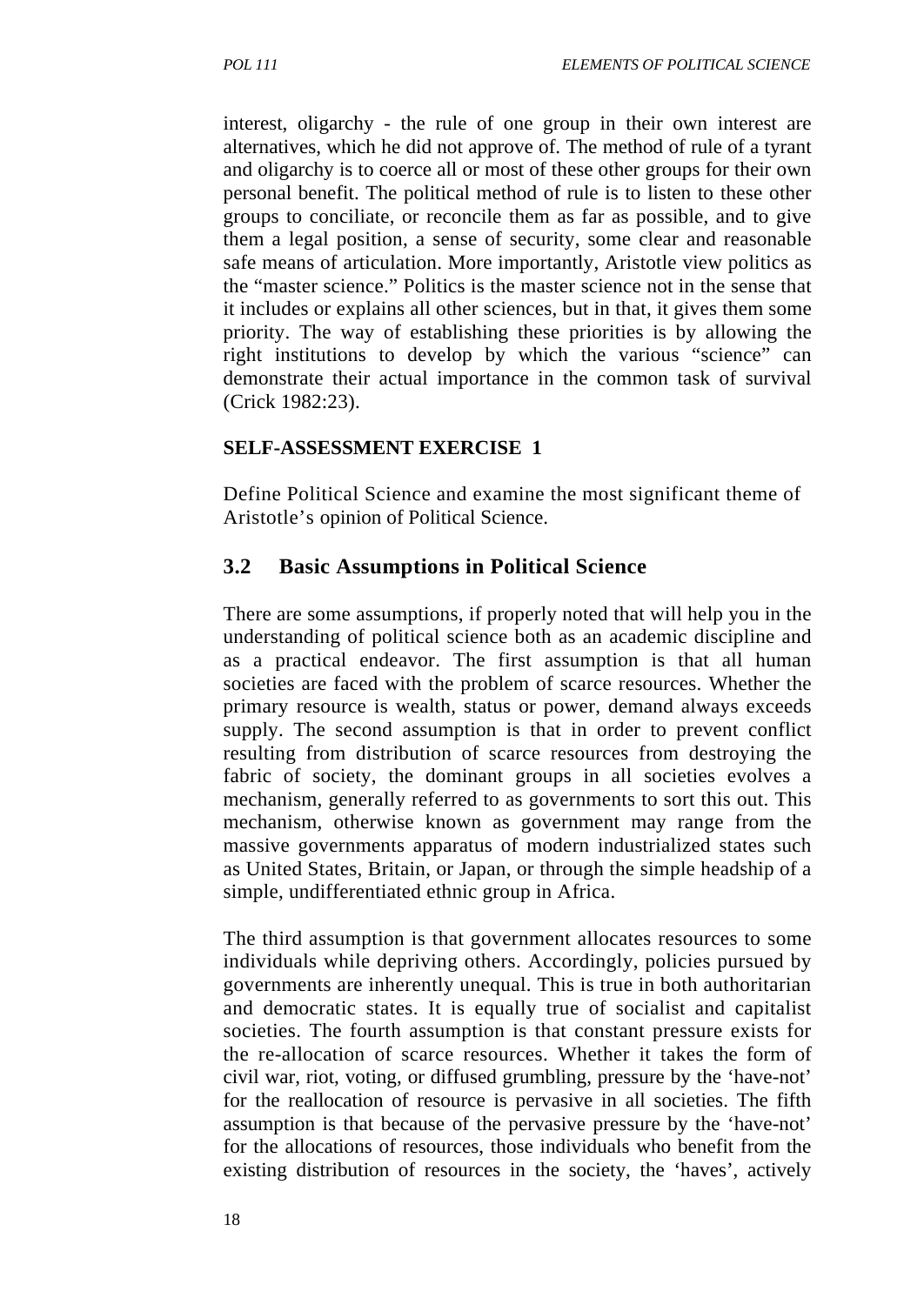interest, oligarchy - the rule of one group in their own interest are alternatives, which he did not approve of. The method of rule of a tyrant and oligarchy is to coerce all or most of these other groups for their own personal benefit. The political method of rule is to listen to these other groups to conciliate, or reconcile them as far as possible, and to give them a legal position, a sense of security, some clear and reasonable safe means of articulation. More importantly, Aristotle view politics as the "master science." Politics is the master science not in the sense that it includes or explains all other sciences, but in that, it gives them some priority. The way of establishing these priorities is by allowing the right institutions to develop by which the various "science" can demonstrate their actual importance in the common task of survival (Crick 1982:23).

**SELF-ASSESSMENT EXERCISE 1**

Define Political Science and examine the most significant theme of Aristotle's opinion of Political Science.

## 3.2 Basic Assumptions in Political Science

There are some assumptions, if properly noted that will help you in the understanding of political science both as an academic discipline and as a practical endeavor. The first assumption is that all human societies are faced with the problem of scarce resources. Whether the primary resource is wealth, status or power, demand always exceeds supply. The second assumption is that in order to prevent conflict resulting from distribution of scarce resources from destroying the fabric of society, the dominant groups in all societies evolves a mechanism, generally referred to as governments to sort this out. This mechanism, otherwise known as government may range from the massive governments apparatus of modern industrialized states such as United States, Britain, or Japan, or through the simple headship of a simple, undifferentiated ethnic group in Africa.

The third assumption is that government allocates resources to some individuals while depriving others. Accordingly, policies pursued by governments are inherently unequal. This is true in both authoritarian and democratic states. It is equally true of socialist and capitalist societies. The fourth assumption is that constant pressure exists for the re-allocation of scarce resources. Whether it takes the form of civil war, riot, voting, or diffused grumbling, pressure by the 'have-not' for the reallocation of resource is pervasive in all societies. The fifth assumption is that because of the pervasive pressure by the 'have-not' for the allocations of resources, those individuals who benefit from the existing distribution of resources in the society, the 'haves', actively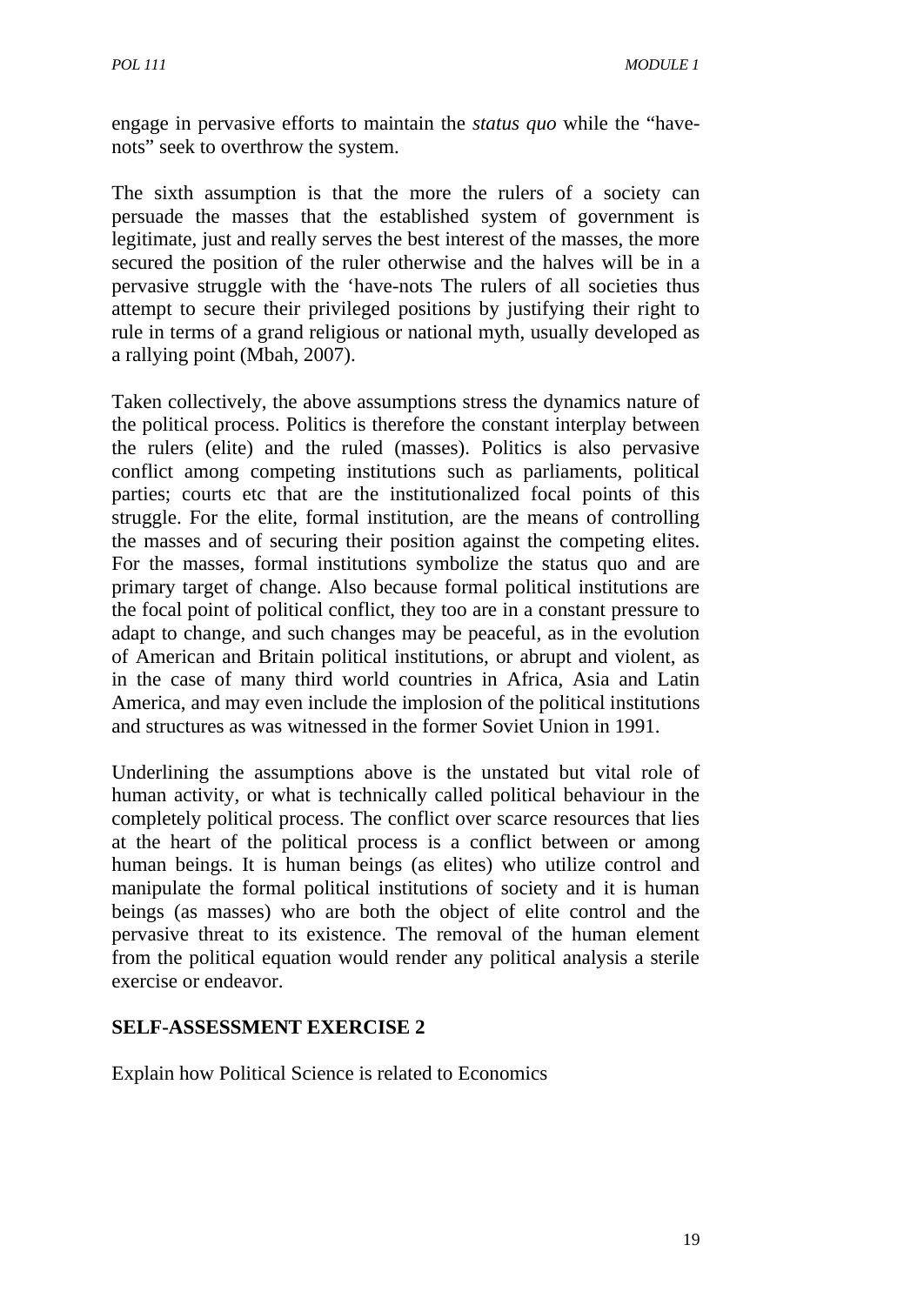engage in pervasive efforts to maintain the *status quo* while the "have-nots" seek to overthrow the system.

The sixth assumption is that the more the rulers of a society can persuade the masses that the established system of government is legitimate, just and really serves the best interest of the masses, the more secured the position of the ruler otherwise and the halves will be in a pervasive struggle with the 'have-nots The rulers of all societies thus attempt to secure their privileged positions by justifying their right to rule in terms of a grand religious or national myth, usually developed as a rallying point (Mbah, 2007).

Taken collectively, the above assumptions stress the dynamics nature of the political process. Politics is therefore the constant interplay between the rulers (elite) and the ruled (masses). Politics is also pervasive conflict among competing institutions such as parliaments, political parties; courts etc that are the institutionalized focal points of this struggle. For the elite, formal institution, are the means of controlling the masses and of securing their position against the competing elites. For the masses, formal institutions symbolize the status quo and are primary target of change. Also because formal political institutions are the focal point of political conflict, they too are in a constant pressure to adapt to change, and such changes may be peaceful, as in the evolution of American and Britain political institutions, or abrupt and violent, as in the case of many third world countries in Africa, Asia and Latin America, and may even include the implosion of the political institutions and structures as was witnessed in the former Soviet Union in 1991.

Underlining the assumptions above is the unstated but vital role of human activity, or what is technically called political behaviour in the completely political process. The conflict over scarce resources that lies at the heart of the political process is a conflict between or among human beings. It is human beings (as elites) who utilize control and manipulate the formal political institutions of society and it is human beings (as masses) who are both the object of elite control and the pervasive threat to its existence. The removal of the human element from the political equation would render any political analysis a sterile exercise or endeavor.

**SELF-ASSESSMENT EXERCISE 2**

Explain how Political Science is related to Economics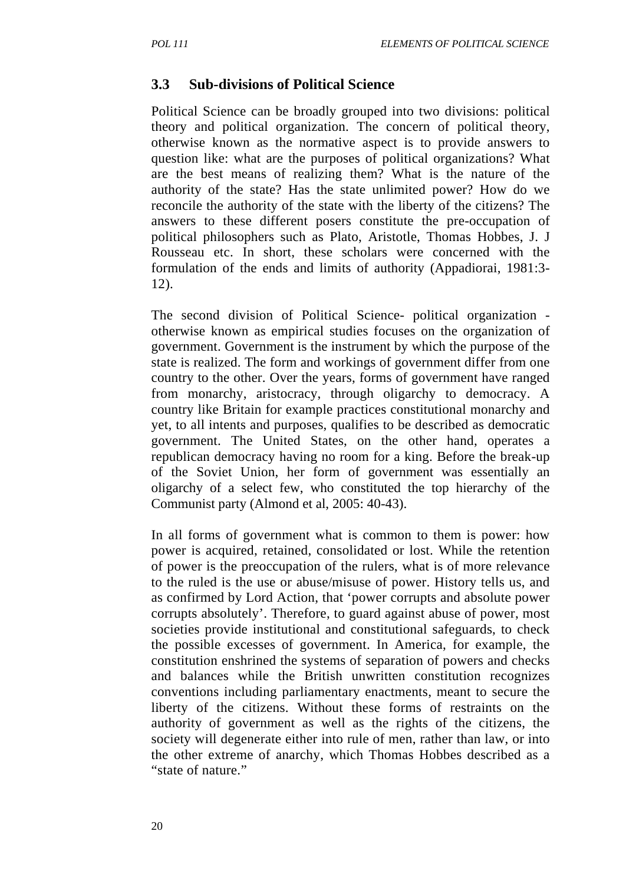### 3.3 Sub-divisions of Political Science

Political Science can be broadly grouped into two divisions: political theory and political organization. The concern of political theory, otherwise known as the normative aspect is to provide answers to question like: what are the purposes of political organizations? What are the best means of realizing them? What is the nature of the authority of the state? Has the state unlimited power? How do we reconcile the authority of the state with the liberty of the citizens? The answers to these different posers constitute the pre-occupation of political philosophers such as Plato, Aristotle, Thomas Hobbes, J. J Rousseau etc. In short, these scholars were concerned with the formulation of the ends and limits of authority (Appadiorai, 1981:3-12).

The second division of Political Science- political organization - otherwise known as empirical studies focuses on the organization of government. Government is the instrument by which the purpose of the state is realized. The form and workings of government differ from one country to the other. Over the years, forms of government have ranged from monarchy, aristocracy, through oligarchy to democracy. A country like Britain for example practices constitutional monarchy and yet, to all intents and purposes, qualifies to be described as democratic government. The United States, on the other hand, operates a republican democracy having no room for a king. Before the break-up of the Soviet Union, her form of government was essentially an oligarchy of a select few, who constituted the top hierarchy of the Communist party (Almond et al, 2005: 40-43).

In all forms of government what is common to them is power: how power is acquired, retained, consolidated or lost. While the retention of power is the preoccupation of the rulers, what is of more relevance to the ruled is the use or abuse/misuse of power. History tells us, and as confirmed by Lord Action, that 'power corrupts and absolute power corrupts absolutely'. Therefore, to guard against abuse of power, most societies provide institutional and constitutional safeguards, to check the possible excesses of government. In America, for example, the constitution enshrined the systems of separation of powers and checks and balances while the British unwritten constitution recognizes conventions including parliamentary enactments, meant to secure the liberty of the citizens. Without these forms of restraints on the authority of government as well as the rights of the citizens, the society will degenerate either into rule of men, rather than law, or into the other extreme of anarchy, which Thomas Hobbes described as a "state of nature."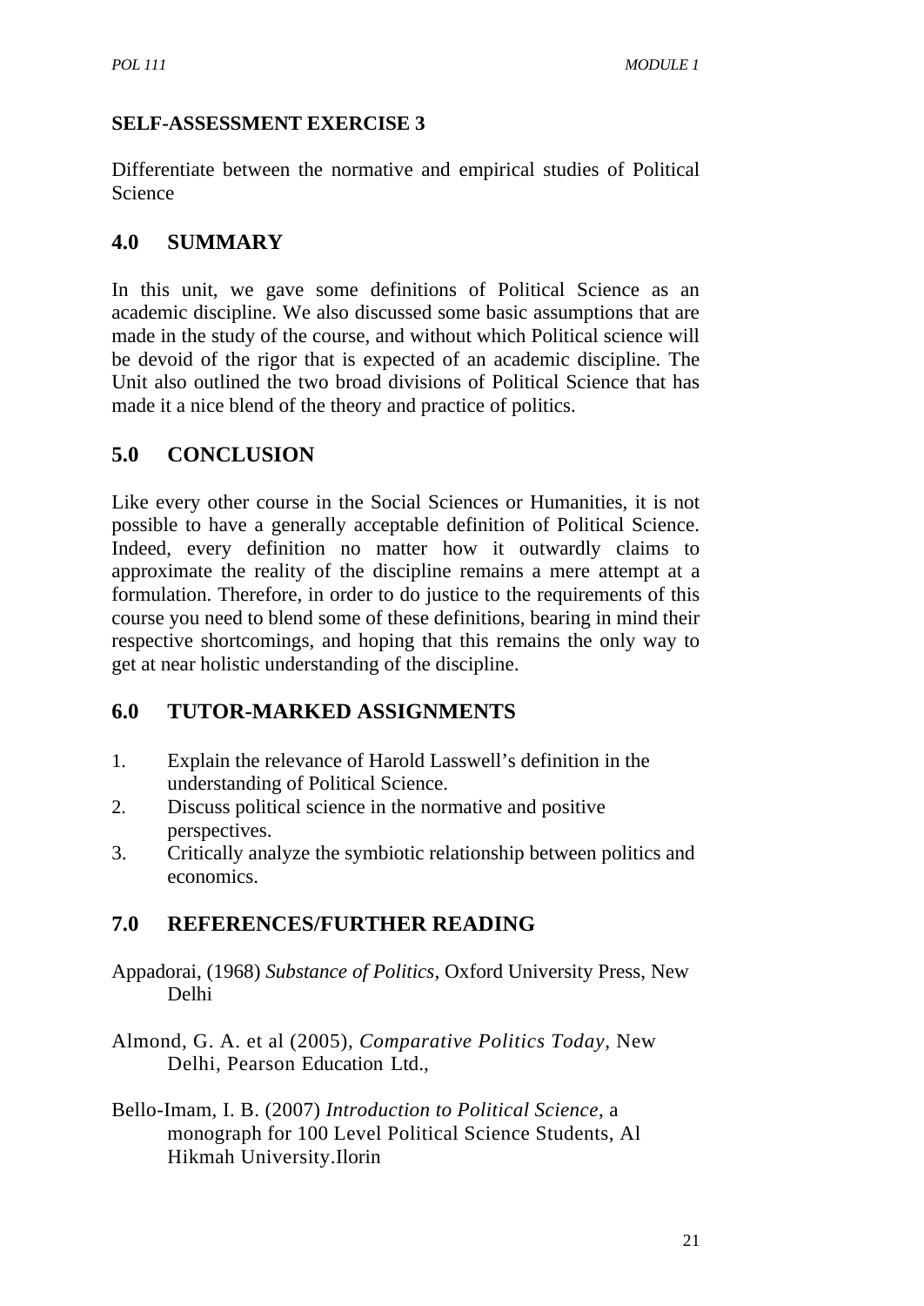## SELF-ASSESSMENT EXERCISE 3

Differentiate between the normative and empirical studies of Political Science

## 4.0 SUMMARY

In this unit, we gave some definitions of Political Science as an academic discipline. We also discussed some basic assumptions that are made in the study of the course, and without which Political science will be devoid of the rigor that is expected of an academic discipline. The Unit also outlined the two broad divisions of Political Science that has made it a nice blend of the theory and practice of politics.

## 5.0 CONCLUSION

Like every other course in the Social Sciences or Humanities, it is not possible to have a generally acceptable definition of Political Science. Indeed, every definition no matter how it outwardly claims to approximate the reality of the discipline remains a mere attempt at a formulation. Therefore, in order to do justice to the requirements of this course you need to blend some of these definitions, bearing in mind their respective shortcomings, and hoping that this remains the only way to get at near holistic understanding of the discipline.

## 6.0 TUTOR-MARKED ASSIGNMENTS

1. Explain the relevance of Harold Lasswell's definition in the understanding of Political Science.
2. Discuss political science in the normative and positive perspectives.
3. Critically analyze the symbiotic relationship between politics and economics.

## 7.0 REFERENCES/FURTHER READING

Appadorai, (1968) *Substance of Politics*, Oxford University Press, New Delhi

Almond, G. A. et al (2005), *Comparative Politics Today*, New Delhi, Pearson Education Ltd.,

Bello-Imam, I. B. (2007) *Introduction to Political Science*, a monograph for 100 Level Political Science Students, Al Hikmah University.Ilorin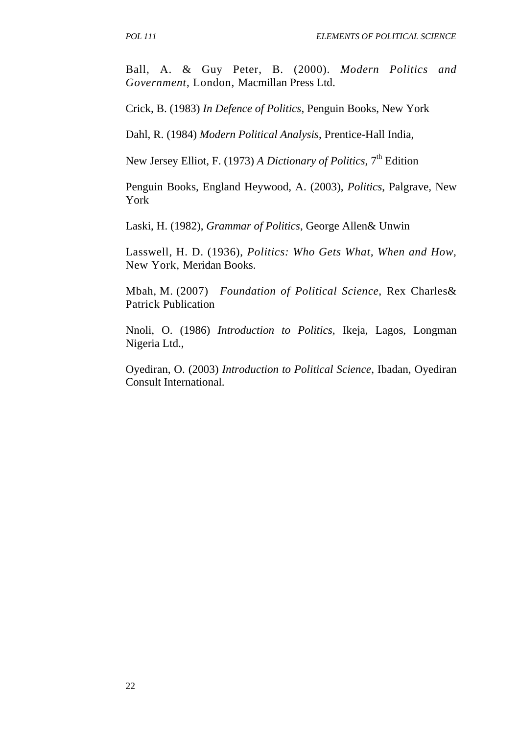Ball, A. & Guy Peter, B. (2000). *Modern Politics and Government*, London, Macmillan Press Ltd.

Crick, B. (1983) *In Defence of Politics*, Penguin Books, New York

Dahl, R. (1984) *Modern Political Analysis*, Prentice-Hall India,

New Jersey Elliot, F. (1973) *A Dictionary of Politics*, 7th Edition

Penguin Books, England Heywood, A. (2003), *Politics*, Palgrave, New York

Laski, H. (1982), *Grammar of Politics*, George Allen& Unwin

Lasswell, H. D. (1936), *Politics: Who Gets What, When and How*, New York, Meridan Books.

Mbah, M. (2007) *Foundation of Political Science*, Rex Charles& Patrick Publication

Nnoli, O. (1986) *Introduction to Politics*, Ikeja, Lagos, Longman Nigeria Ltd.,

Oyediran, O. (2003) *Introduction to Political Science*, Ibadan, Oyediran Consult International.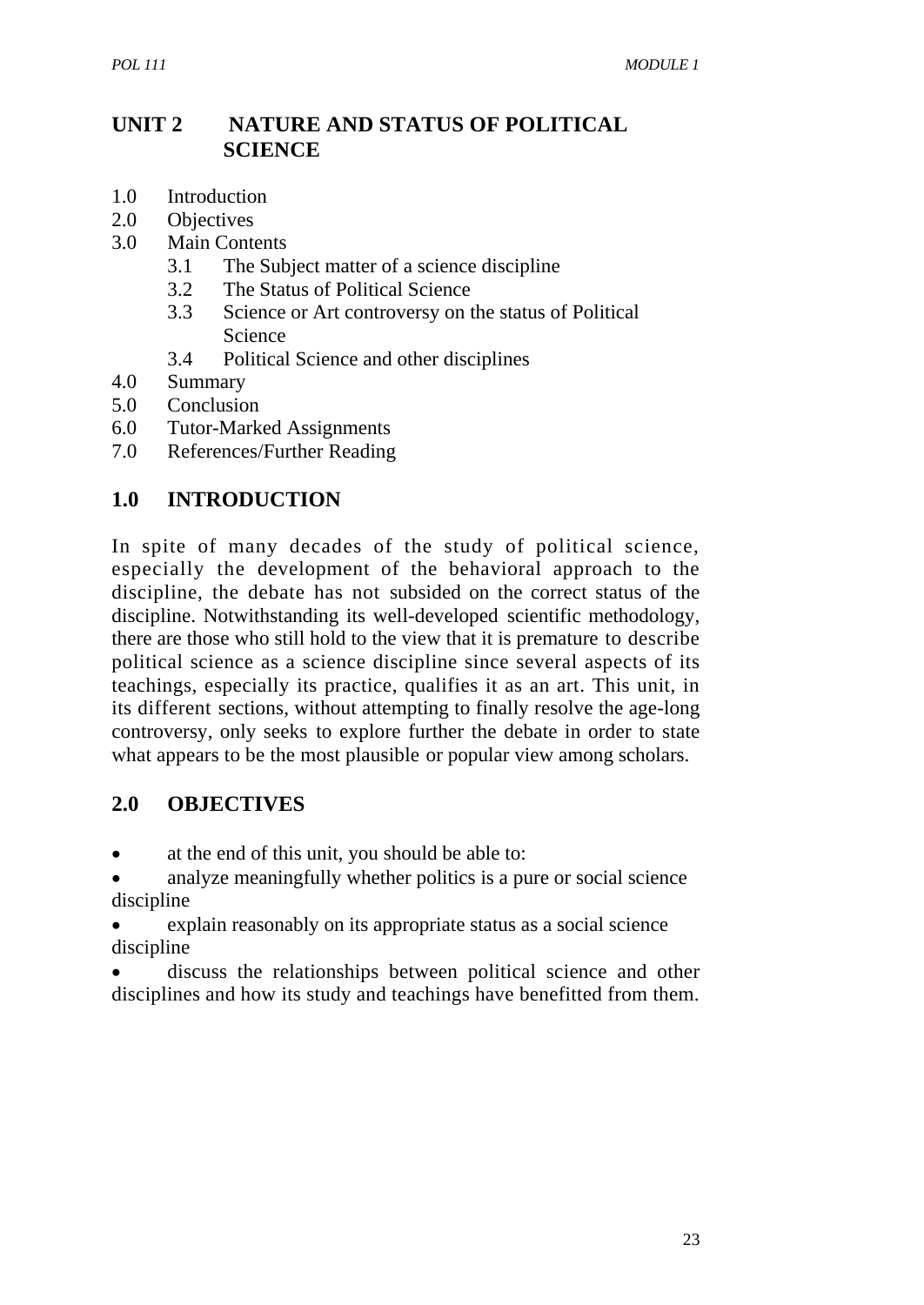# UNIT 2 NATURE AND STATUS OF POLITICAL SCIENCE

1.0 Introduction
2.0 Objectives
3.0 Main Contents
  3.1 The Subject matter of a science discipline
  3.2 The Status of Political Science
  3.3 Science or Art controversy on the status of Political Science
  3.4 Political Science and other disciplines
4.0 Summary
5.0 Conclusion
6.0 Tutor-Marked Assignments
7.0 References/Further Reading

## 1.0 INTRODUCTION

In spite of many decades of the study of political science, especially the development of the behavioral approach to the discipline, the debate has not subsided on the correct status of the discipline. Notwithstanding its well-developed scientific methodology, there are those who still hold to the view that it is premature to describe political science as a science discipline since several aspects of its teachings, especially its practice, qualifies it as an art. This unit, in its different sections, without attempting to finally resolve the age-long controversy, only seeks to explore further the debate in order to state what appears to be the most plausible or popular view among scholars.

## 2.0 OBJECTIVES

- at the end of this unit, you should be able to:
- analyze meaningfully whether politics is a pure or social science discipline
- explain reasonably on its appropriate status as a social science discipline
- discuss the relationships between political science and other disciplines and how its study and teachings have benefitted from them.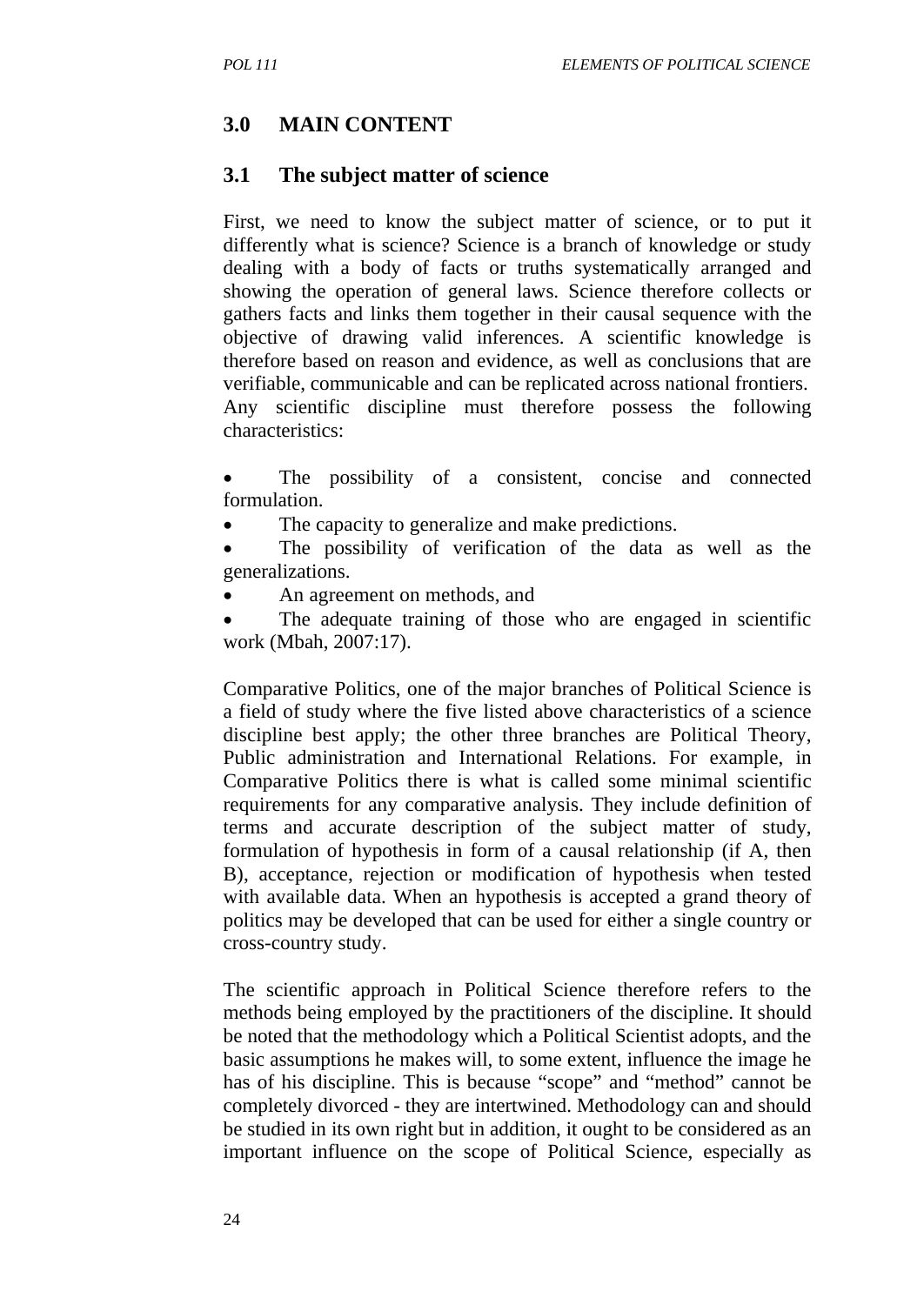## 3.0 MAIN CONTENT

### 3.1 The subject matter of science

First, we need to know the subject matter of science, or to put it differently what is science? Science is a branch of knowledge or study dealing with a body of facts or truths systematically arranged and showing the operation of general laws. Science therefore collects or gathers facts and links them together in their causal sequence with the objective of drawing valid inferences. A scientific knowledge is therefore based on reason and evidence, as well as conclusions that are verifiable, communicable and can be replicated across national frontiers. Any scientific discipline must therefore possess the following characteristics:

- The possibility of a consistent, concise and connected formulation.
- The capacity to generalize and make predictions.
- The possibility of verification of the data as well as the generalizations.
- An agreement on methods, and
- The adequate training of those who are engaged in scientific work (Mbah, 2007:17).

Comparative Politics, one of the major branches of Political Science is a field of study where the five listed above characteristics of a science discipline best apply; the other three branches are Political Theory, Public administration and International Relations. For example, in Comparative Politics there is what is called some minimal scientific requirements for any comparative analysis. They include definition of terms and accurate description of the subject matter of study, formulation of hypothesis in form of a causal relationship (if A, then B), acceptance, rejection or modification of hypothesis when tested with available data. When an hypothesis is accepted a grand theory of politics may be developed that can be used for either a single country or cross-country study.

The scientific approach in Political Science therefore refers to the methods being employed by the practitioners of the discipline. It should be noted that the methodology which a Political Scientist adopts, and the basic assumptions he makes will, to some extent, influence the image he has of his discipline. This is because "scope" and "method" cannot be completely divorced - they are intertwined. Methodology can and should be studied in its own right but in addition, it ought to be considered as an important influence on the scope of Political Science, especially as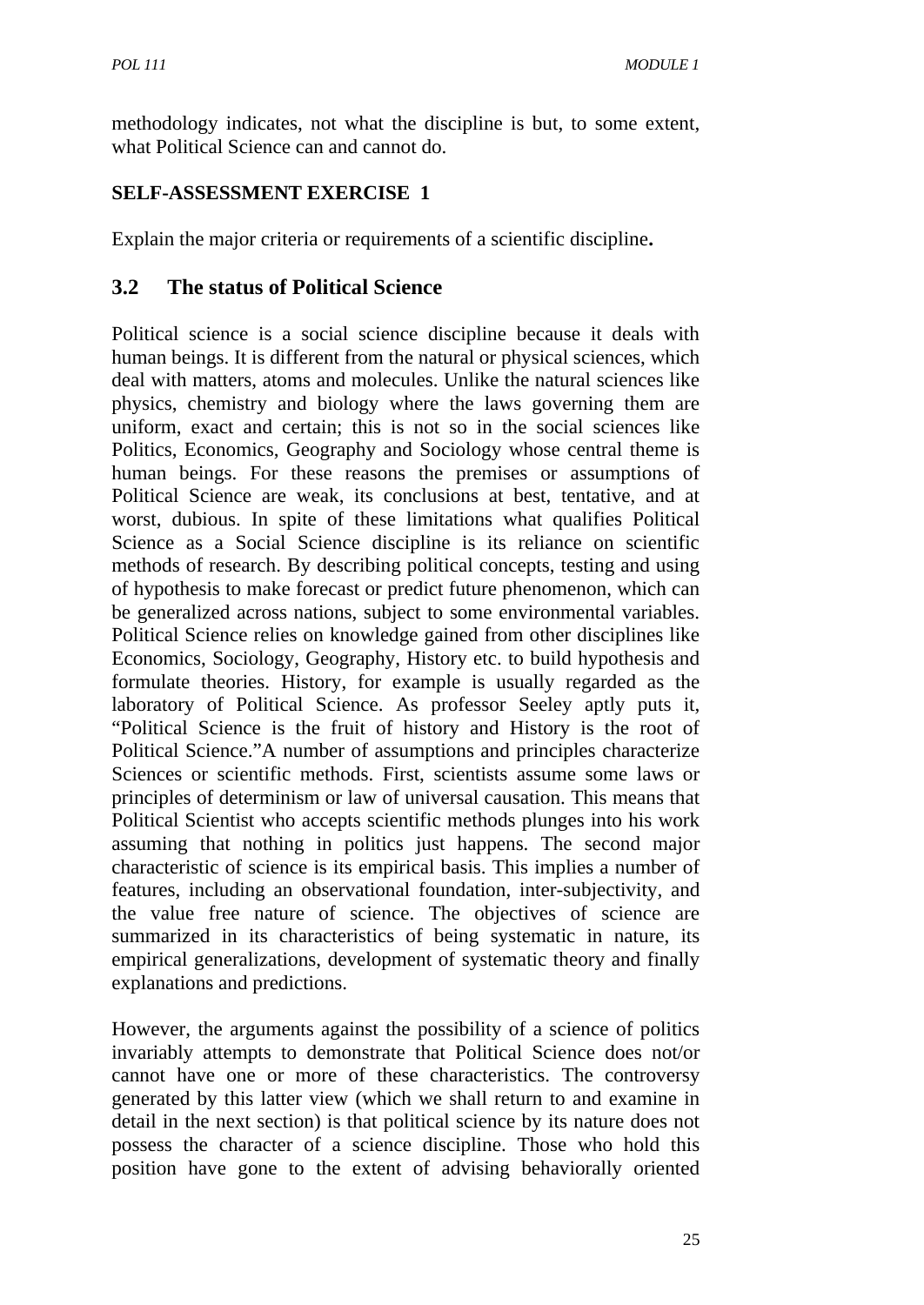methodology indicates, not what the discipline is but, to some extent, what Political Science can and cannot do.

**SELF-ASSESSMENT EXERCISE 1**

Explain the major criteria or requirements of a scientific discipline**.**

## 3.2 The status of Political Science

Political science is a social science discipline because it deals with human beings. It is different from the natural or physical sciences, which deal with matters, atoms and molecules. Unlike the natural sciences like physics, chemistry and biology where the laws governing them are uniform, exact and certain; this is not so in the social sciences like Politics, Economics, Geography and Sociology whose central theme is human beings. For these reasons the premises or assumptions of Political Science are weak, its conclusions at best, tentative, and at worst, dubious. In spite of these limitations what qualifies Political Science as a Social Science discipline is its reliance on scientific methods of research. By describing political concepts, testing and using of hypothesis to make forecast or predict future phenomenon, which can be generalized across nations, subject to some environmental variables. Political Science relies on knowledge gained from other disciplines like Economics, Sociology, Geography, History etc. to build hypothesis and formulate theories. History, for example is usually regarded as the laboratory of Political Science. As professor Seeley aptly puts it, "Political Science is the fruit of history and History is the root of Political Science."A number of assumptions and principles characterize Sciences or scientific methods. First, scientists assume some laws or principles of determinism or law of universal causation. This means that Political Scientist who accepts scientific methods plunges into his work assuming that nothing in politics just happens. The second major characteristic of science is its empirical basis. This implies a number of features, including an observational foundation, inter-subjectivity, and the value free nature of science. The objectives of science are summarized in its characteristics of being systematic in nature, its empirical generalizations, development of systematic theory and finally explanations and predictions.

However, the arguments against the possibility of a science of politics invariably attempts to demonstrate that Political Science does not/or cannot have one or more of these characteristics. The controversy generated by this latter view (which we shall return to and examine in detail in the next section) is that political science by its nature does not possess the character of a science discipline. Those who hold this position have gone to the extent of advising behaviorally oriented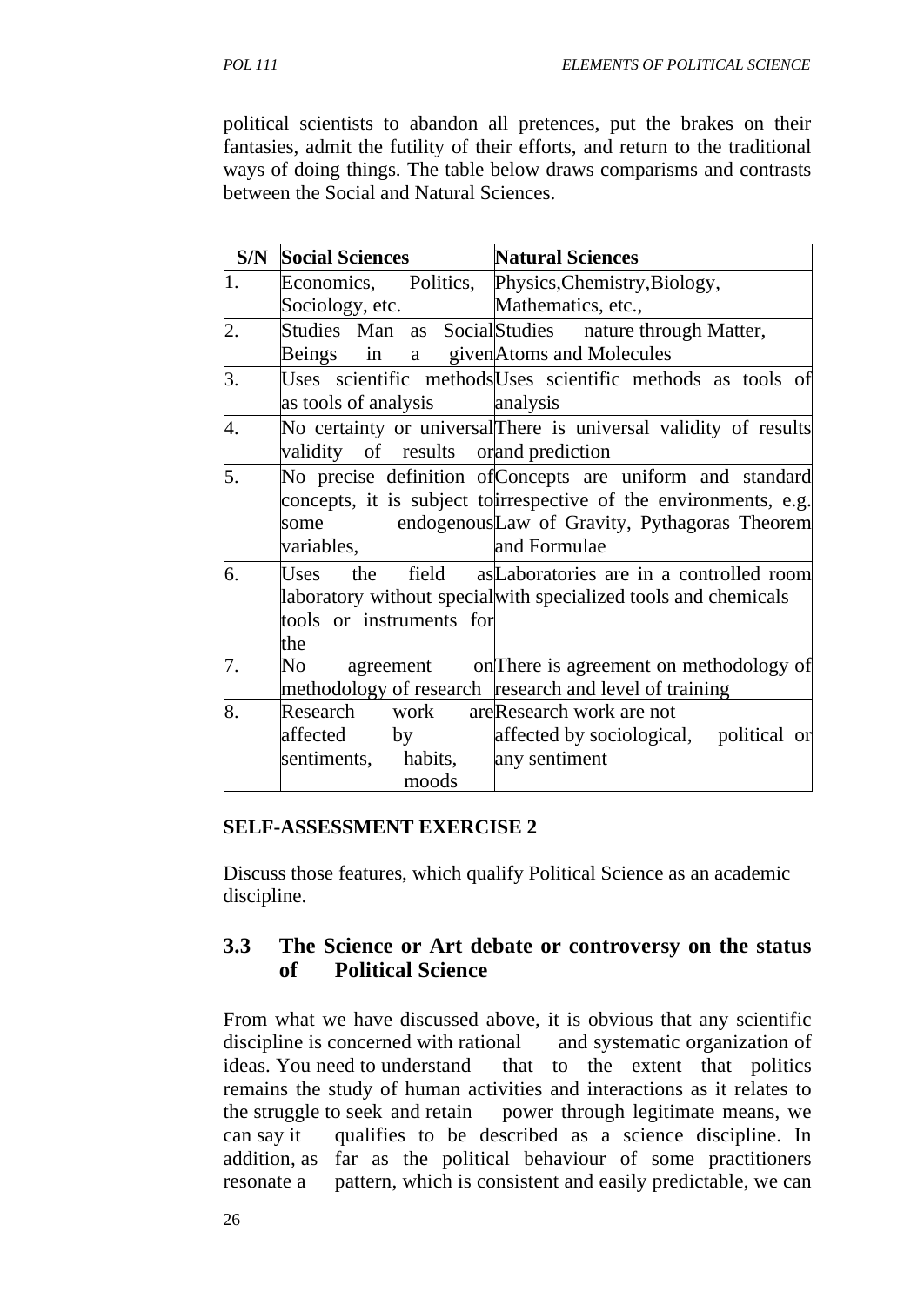political scientists to abandon all pretences, put the brakes on their fantasies, admit the futility of their efforts, and return to the traditional ways of doing things. The table below draws comparisms and contrasts between the Social and Natural Sciences.

| S/N | Social Sciences | Natural Sciences |
|---|---|---|
| 1. | Economics, Politics, Sociology, etc. | Physics,Chemistry,Biology, Mathematics, etc., |
| 2. | Studies Man as Social Beings in a given | Studies nature through Matter, Atoms and Molecules |
| 3. | Uses scientific methods as tools of analysis | Uses scientific methods as tools of analysis |
| 4. | No certainty or universal validity of results or | There is universal validity of results and prediction |
| 5. | No precise definition of concepts, it is subject to some endogenous variables, | Concepts are uniform and standard irrespective of the environments, e.g. Law of Gravity, Pythagoras Theorem and Formulae |
| 6. | Uses the field as laboratory without special tools or instruments for the | Laboratories are in a controlled room with specialized tools and chemicals |
| 7. | No agreement on methodology of research | There is agreement on methodology of research and level of training |
| 8. | Research work are affected by sentiments, habits, moods | Research work are not affected by sociological, political or any sentiment |

**SELF-ASSESSMENT EXERCISE 2**

Discuss those features, which qualify Political Science as an academic discipline.

## 3.3 The Science or Art debate or controversy on the status of Political Science

From what we have discussed above, it is obvious that any scientific discipline is concerned with rational and systematic organization of ideas. You need to understand that to the extent that politics remains the study of human activities and interactions as it relates to the struggle to seek and retain power through legitimate means, we can say it qualifies to be described as a science discipline. In addition, as far as the political behaviour of some practitioners resonate a pattern, which is consistent and easily predictable, we can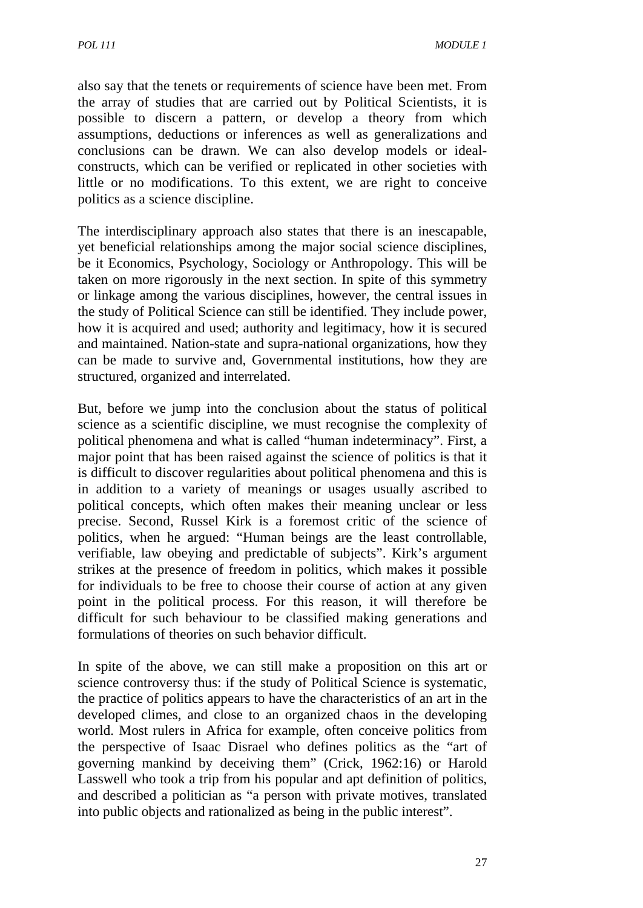also say that the tenets or requirements of science have been met. From the array of studies that are carried out by Political Scientists, it is possible to discern a pattern, or develop a theory from which assumptions, deductions or inferences as well as generalizations and conclusions can be drawn. We can also develop models or ideal-constructs, which can be verified or replicated in other societies with little or no modifications. To this extent, we are right to conceive politics as a science discipline.

The interdisciplinary approach also states that there is an inescapable, yet beneficial relationships among the major social science disciplines, be it Economics, Psychology, Sociology or Anthropology. This will be taken on more rigorously in the next section. In spite of this symmetry or linkage among the various disciplines, however, the central issues in the study of Political Science can still be identified. They include power, how it is acquired and used; authority and legitimacy, how it is secured and maintained. Nation-state and supra-national organizations, how they can be made to survive and, Governmental institutions, how they are structured, organized and interrelated.

But, before we jump into the conclusion about the status of political science as a scientific discipline, we must recognise the complexity of political phenomena and what is called "human indeterminacy". First, a major point that has been raised against the science of politics is that it is difficult to discover regularities about political phenomena and this is in addition to a variety of meanings or usages usually ascribed to political concepts, which often makes their meaning unclear or less precise. Second, Russel Kirk is a foremost critic of the science of politics, when he argued: "Human beings are the least controllable, verifiable, law obeying and predictable of subjects". Kirk's argument strikes at the presence of freedom in politics, which makes it possible for individuals to be free to choose their course of action at any given point in the political process. For this reason, it will therefore be difficult for such behaviour to be classified making generations and formulations of theories on such behavior difficult.

In spite of the above, we can still make a proposition on this art or science controversy thus: if the study of Political Science is systematic, the practice of politics appears to have the characteristics of an art in the developed climes, and close to an organized chaos in the developing world. Most rulers in Africa for example, often conceive politics from the perspective of Isaac Disrael who defines politics as the "art of governing mankind by deceiving them" (Crick, 1962:16) or Harold Lasswell who took a trip from his popular and apt definition of politics, and described a politician as "a person with private motives, translated into public objects and rationalized as being in the public interest".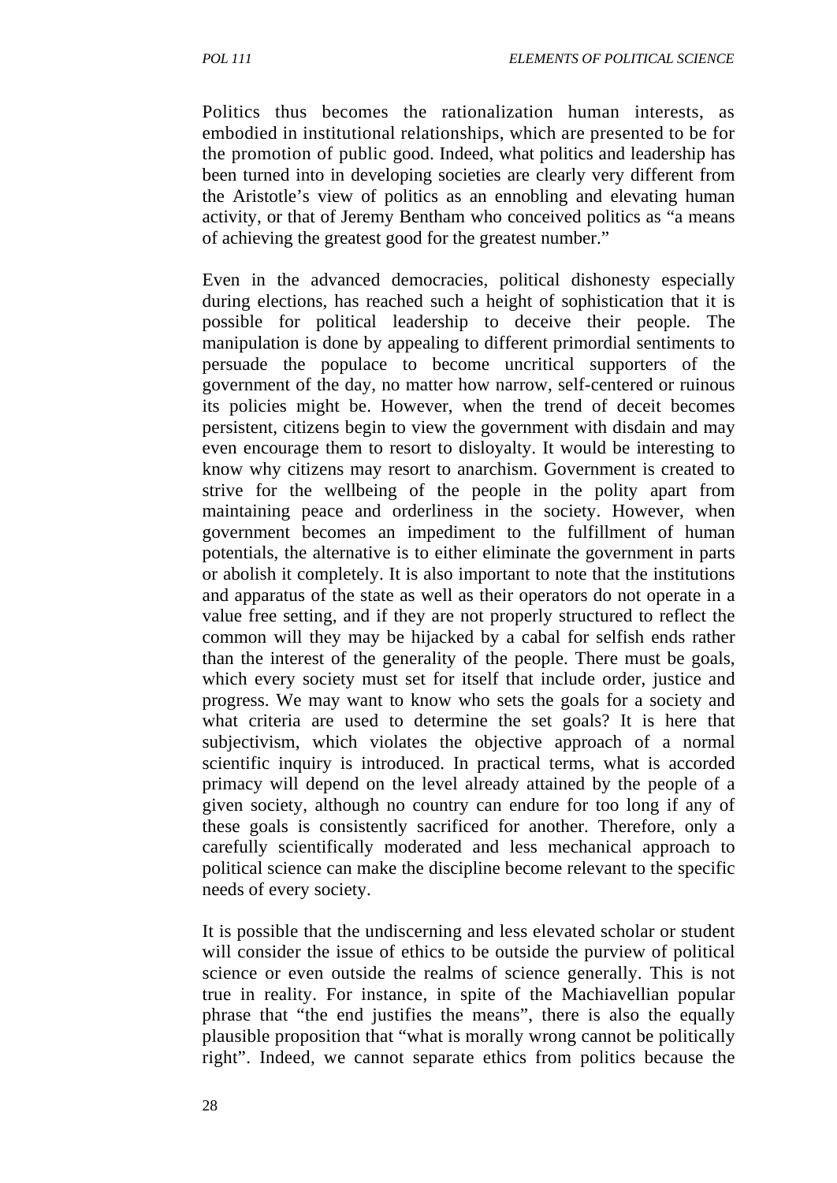Politics thus becomes the rationalization human interests, as embodied in institutional relationships, which are presented to be for the promotion of public good. Indeed, what politics and leadership has been turned into in developing societies are clearly very different from the Aristotle's view of politics as an ennobling and elevating human activity, or that of Jeremy Bentham who conceived politics as "a means of achieving the greatest good for the greatest number."

Even in the advanced democracies, political dishonesty especially during elections, has reached such a height of sophistication that it is possible for political leadership to deceive their people. The manipulation is done by appealing to different primordial sentiments to persuade the populace to become uncritical supporters of the government of the day, no matter how narrow, self-centered or ruinous its policies might be. However, when the trend of deceit becomes persistent, citizens begin to view the government with disdain and may even encourage them to resort to disloyalty. It would be interesting to know why citizens may resort to anarchism. Government is created to strive for the wellbeing of the people in the polity apart from maintaining peace and orderliness in the society. However, when government becomes an impediment to the fulfillment of human potentials, the alternative is to either eliminate the government in parts or abolish it completely. It is also important to note that the institutions and apparatus of the state as well as their operators do not operate in a value free setting, and if they are not properly structured to reflect the common will they may be hijacked by a cabal for selfish ends rather than the interest of the generality of the people. There must be goals, which every society must set for itself that include order, justice and progress. We may want to know who sets the goals for a society and what criteria are used to determine the set goals? It is here that subjectivism, which violates the objective approach of a normal scientific inquiry is introduced. In practical terms, what is accorded primacy will depend on the level already attained by the people of a given society, although no country can endure for too long if any of these goals is consistently sacrificed for another. Therefore, only a carefully scientifically moderated and less mechanical approach to political science can make the discipline become relevant to the specific needs of every society.

It is possible that the undiscerning and less elevated scholar or student will consider the issue of ethics to be outside the purview of political science or even outside the realms of science generally. This is not true in reality. For instance, in spite of the Machiavellian popular phrase that "the end justifies the means", there is also the equally plausible proposition that "what is morally wrong cannot be politically right". Indeed, we cannot separate ethics from politics because the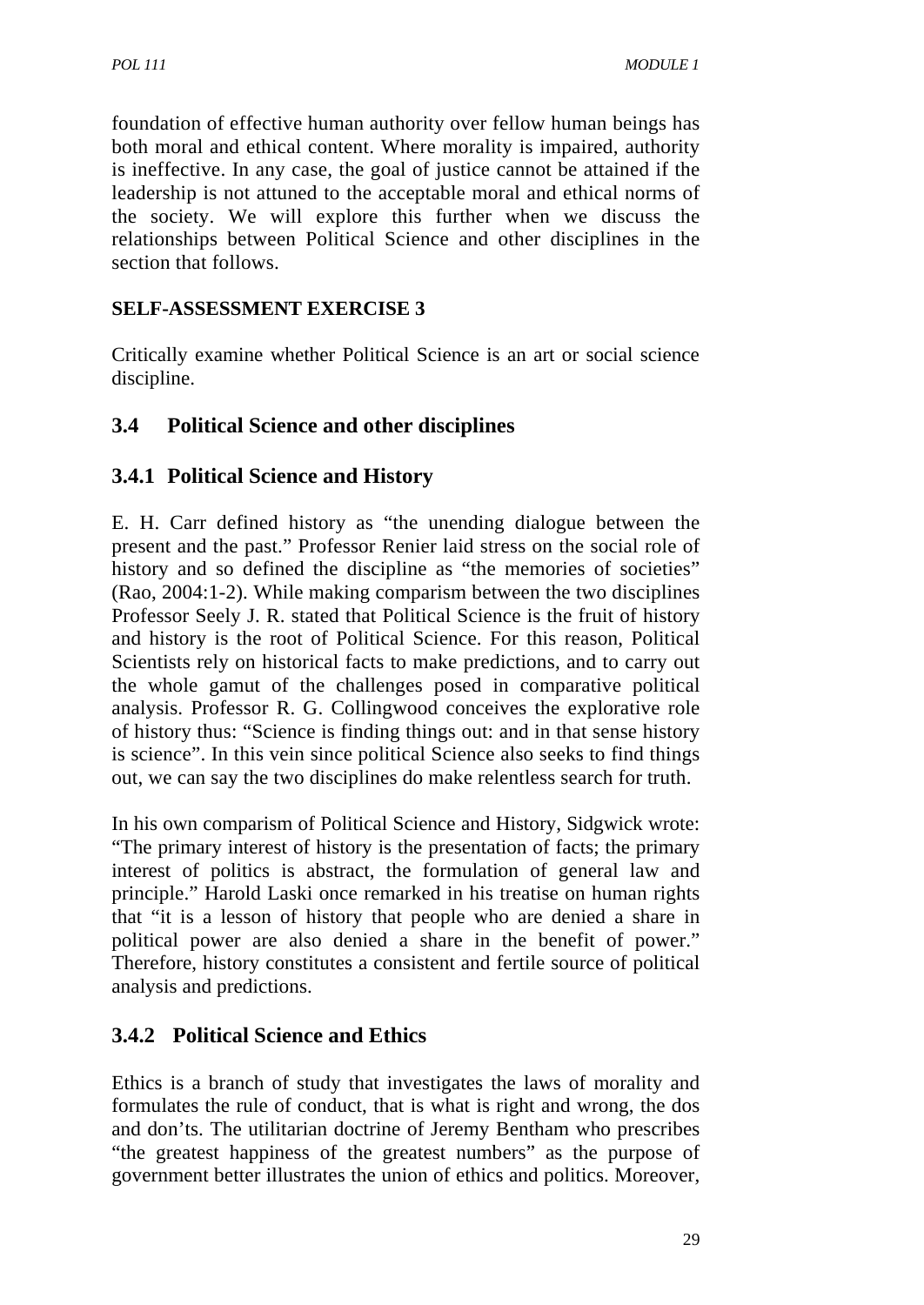foundation of effective human authority over fellow human beings has both moral and ethical content. Where morality is impaired, authority is ineffective. In any case, the goal of justice cannot be attained if the leadership is not attuned to the acceptable moral and ethical norms of the society. We will explore this further when we discuss the relationships between Political Science and other disciplines in the section that follows.

**SELF-ASSESSMENT EXERCISE 3**

Critically examine whether Political Science is an art or social science discipline.

## 3.4 Political Science and other disciplines

### 3.4.1 Political Science and History

E. H. Carr defined history as "the unending dialogue between the present and the past." Professor Renier laid stress on the social role of history and so defined the discipline as "the memories of societies" (Rao, 2004:1-2). While making comparism between the two disciplines Professor Seely J. R. stated that Political Science is the fruit of history and history is the root of Political Science. For this reason, Political Scientists rely on historical facts to make predictions, and to carry out the whole gamut of the challenges posed in comparative political analysis. Professor R. G. Collingwood conceives the explorative role of history thus: "Science is finding things out: and in that sense history is science". In this vein since political Science also seeks to find things out, we can say the two disciplines do make relentless search for truth.

In his own comparism of Political Science and History, Sidgwick wrote: "The primary interest of history is the presentation of facts; the primary interest of politics is abstract, the formulation of general law and principle." Harold Laski once remarked in his treatise on human rights that "it is a lesson of history that people who are denied a share in political power are also denied a share in the benefit of power." Therefore, history constitutes a consistent and fertile source of political analysis and predictions.

### 3.4.2 Political Science and Ethics

Ethics is a branch of study that investigates the laws of morality and formulates the rule of conduct, that is what is right and wrong, the dos and don'ts. The utilitarian doctrine of Jeremy Bentham who prescribes "the greatest happiness of the greatest numbers" as the purpose of government better illustrates the union of ethics and politics. Moreover,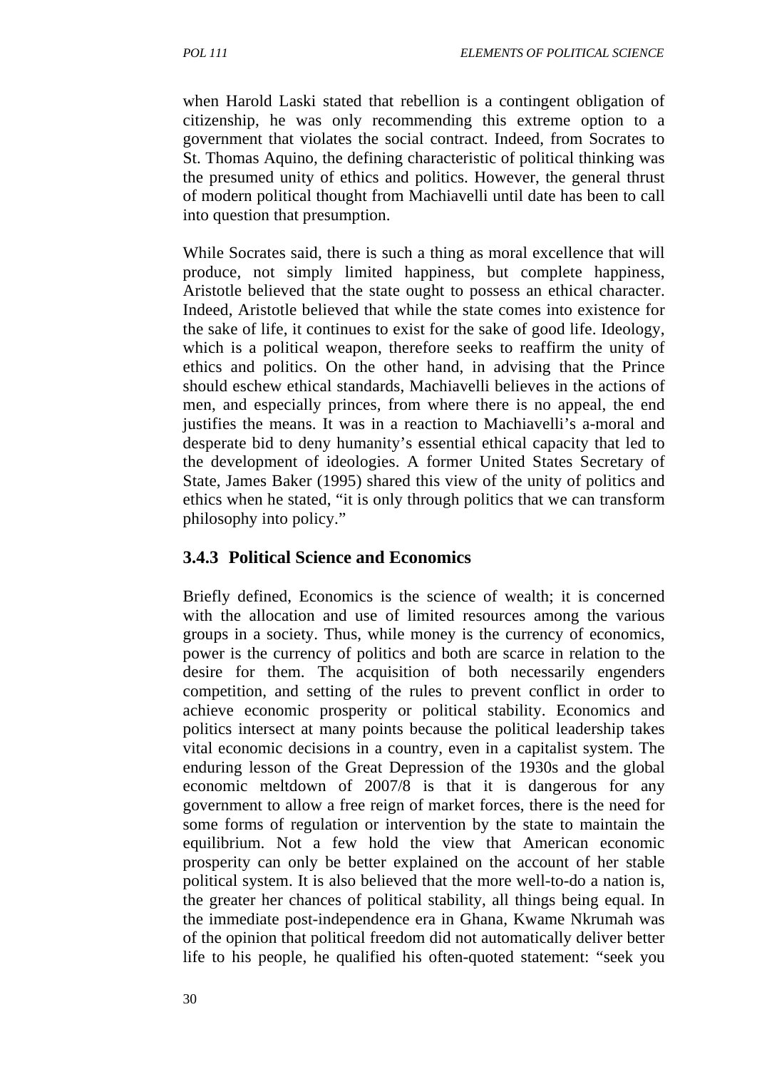when Harold Laski stated that rebellion is a contingent obligation of citizenship, he was only recommending this extreme option to a government that violates the social contract. Indeed, from Socrates to St. Thomas Aquino, the defining characteristic of political thinking was the presumed unity of ethics and politics. However, the general thrust of modern political thought from Machiavelli until date has been to call into question that presumption.

While Socrates said, there is such a thing as moral excellence that will produce, not simply limited happiness, but complete happiness, Aristotle believed that the state ought to possess an ethical character. Indeed, Aristotle believed that while the state comes into existence for the sake of life, it continues to exist for the sake of good life. Ideology, which is a political weapon, therefore seeks to reaffirm the unity of ethics and politics. On the other hand, in advising that the Prince should eschew ethical standards, Machiavelli believes in the actions of men, and especially princes, from where there is no appeal, the end justifies the means. It was in a reaction to Machiavelli's a-moral and desperate bid to deny humanity's essential ethical capacity that led to the development of ideologies. A former United States Secretary of State, James Baker (1995) shared this view of the unity of politics and ethics when he stated, "it is only through politics that we can transform philosophy into policy."

### 3.4.3 Political Science and Economics

Briefly defined, Economics is the science of wealth; it is concerned with the allocation and use of limited resources among the various groups in a society. Thus, while money is the currency of economics, power is the currency of politics and both are scarce in relation to the desire for them. The acquisition of both necessarily engenders competition, and setting of the rules to prevent conflict in order to achieve economic prosperity or political stability. Economics and politics intersect at many points because the political leadership takes vital economic decisions in a country, even in a capitalist system. The enduring lesson of the Great Depression of the 1930s and the global economic meltdown of 2007/8 is that it is dangerous for any government to allow a free reign of market forces, there is the need for some forms of regulation or intervention by the state to maintain the equilibrium. Not a few hold the view that American economic prosperity can only be better explained on the account of her stable political system. It is also believed that the more well-to-do a nation is, the greater her chances of political stability, all things being equal. In the immediate post-independence era in Ghana, Kwame Nkrumah was of the opinion that political freedom did not automatically deliver better life to his people, he qualified his often-quoted statement: "seek you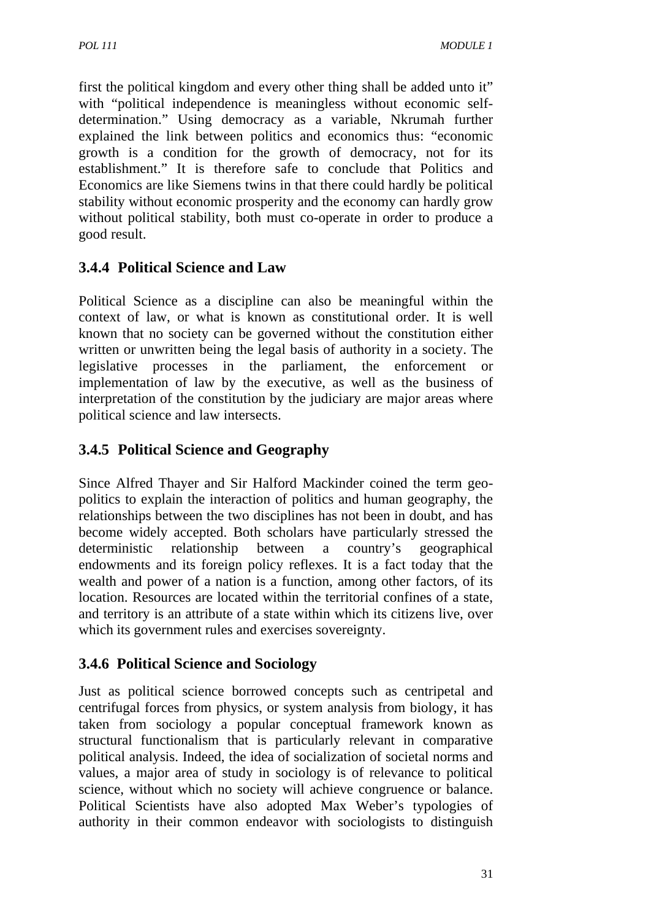first the political kingdom and every other thing shall be added unto it" with "political independence is meaningless without economic self-determination." Using democracy as a variable, Nkrumah further explained the link between politics and economics thus: "economic growth is a condition for the growth of democracy, not for its establishment." It is therefore safe to conclude that Politics and Economics are like Siemens twins in that there could hardly be political stability without economic prosperity and the economy can hardly grow without political stability, both must co-operate in order to produce a good result.

### 3.4.4 Political Science and Law

Political Science as a discipline can also be meaningful within the context of law, or what is known as constitutional order. It is well known that no society can be governed without the constitution either written or unwritten being the legal basis of authority in a society. The legislative processes in the parliament, the enforcement or implementation of law by the executive, as well as the business of interpretation of the constitution by the judiciary are major areas where political science and law intersects.

### 3.4.5 Political Science and Geography

Since Alfred Thayer and Sir Halford Mackinder coined the term geo-politics to explain the interaction of politics and human geography, the relationships between the two disciplines has not been in doubt, and has become widely accepted. Both scholars have particularly stressed the deterministic relationship between a country's geographical endowments and its foreign policy reflexes. It is a fact today that the wealth and power of a nation is a function, among other factors, of its location. Resources are located within the territorial confines of a state, and territory is an attribute of a state within which its citizens live, over which its government rules and exercises sovereignty.

### 3.4.6 Political Science and Sociology

Just as political science borrowed concepts such as centripetal and centrifugal forces from physics, or system analysis from biology, it has taken from sociology a popular conceptual framework known as structural functionalism that is particularly relevant in comparative political analysis. Indeed, the idea of socialization of societal norms and values, a major area of study in sociology is of relevance to political science, without which no society will achieve congruence or balance. Political Scientists have also adopted Max Weber's typologies of authority in their common endeavor with sociologists to distinguish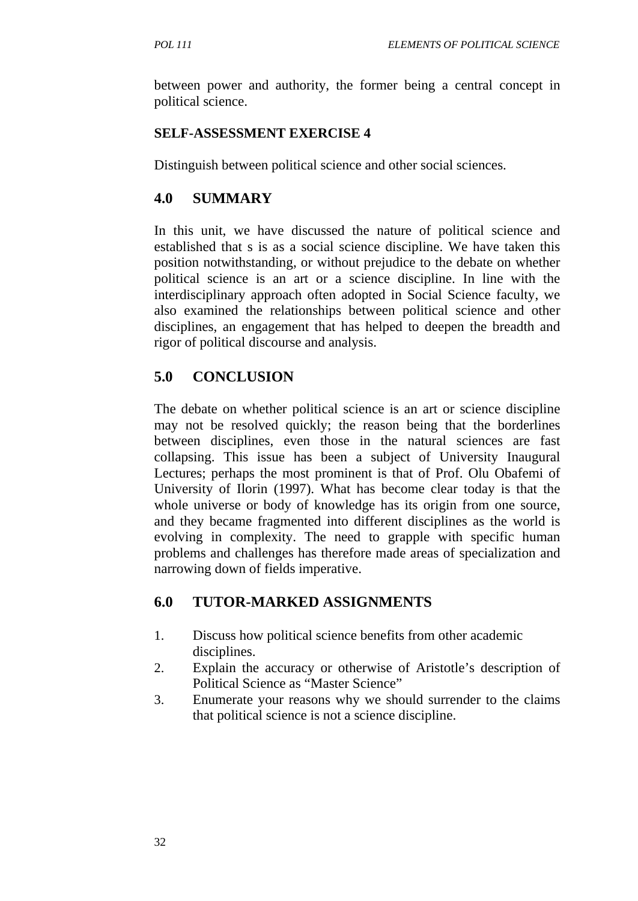between power and authority, the former being a central concept in political science.

**SELF-ASSESSMENT EXERCISE 4**

Distinguish between political science and other social sciences.

## 4.0 SUMMARY

In this unit, we have discussed the nature of political science and established that s is as a social science discipline. We have taken this position notwithstanding, or without prejudice to the debate on whether political science is an art or a science discipline. In line with the interdisciplinary approach often adopted in Social Science faculty, we also examined the relationships between political science and other disciplines, an engagement that has helped to deepen the breadth and rigor of political discourse and analysis.

## 5.0 CONCLUSION

The debate on whether political science is an art or science discipline may not be resolved quickly; the reason being that the borderlines between disciplines, even those in the natural sciences are fast collapsing. This issue has been a subject of University Inaugural Lectures; perhaps the most prominent is that of Prof. Olu Obafemi of University of Ilorin (1997). What has become clear today is that the whole universe or body of knowledge has its origin from one source, and they became fragmented into different disciplines as the world is evolving in complexity. The need to grapple with specific human problems and challenges has therefore made areas of specialization and narrowing down of fields imperative.

## 6.0 TUTOR-MARKED ASSIGNMENTS

1. Discuss how political science benefits from other academic disciplines.
2. Explain the accuracy or otherwise of Aristotle's description of Political Science as "Master Science"
3. Enumerate your reasons why we should surrender to the claims that political science is not a science discipline.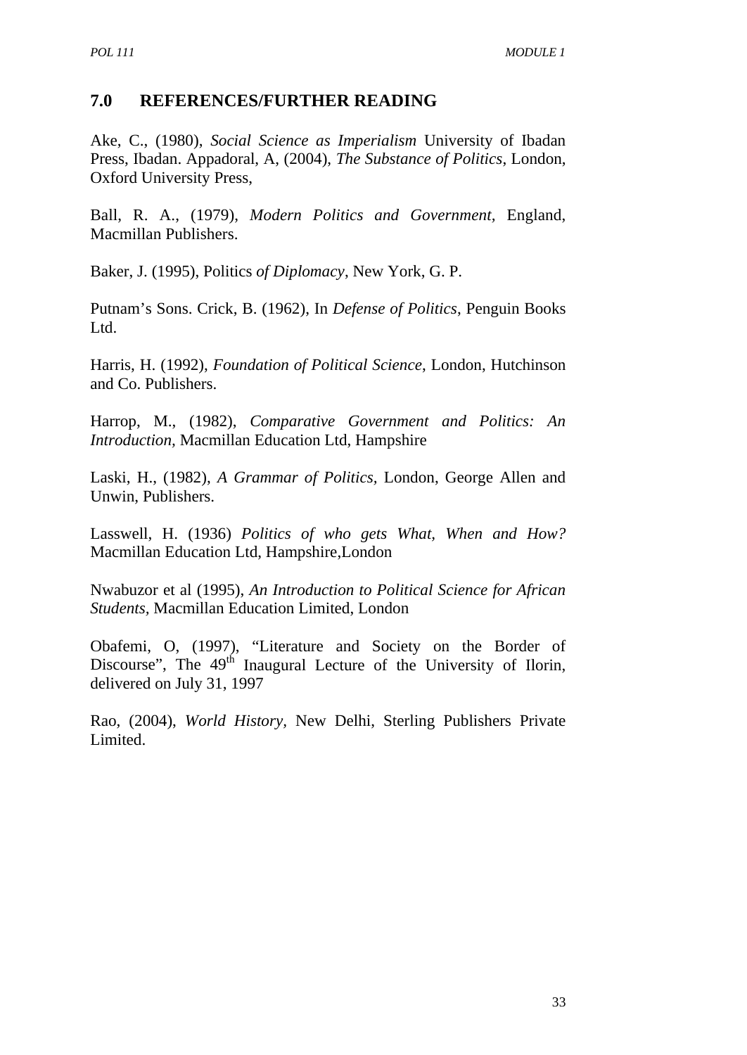## 7.0 REFERENCES/FURTHER READING

Ake, C., (1980), *Social Science as Imperialism* University of Ibadan Press, Ibadan. Appadoral, A, (2004), *The Substance of Politics*, London, Oxford University Press,

Ball, R. A., (1979), *Modern Politics and Government,* England, Macmillan Publishers.

Baker, J. (1995), Politics *of Diplomacy*, New York, G. P.

Putnam's Sons. Crick, B. (1962), In *Defense of Politics*, Penguin Books Ltd.

Harris, H. (1992), *Foundation of Political Science*, London, Hutchinson and Co. Publishers.

Harrop, M., (1982), *Comparative Government and Politics: An Introduction,* Macmillan Education Ltd, Hampshire

Laski, H., (1982), *A Grammar of Politics,* London, George Allen and Unwin, Publishers.

Lasswell, H. (1936) *Politics of who gets What, When and How?* Macmillan Education Ltd, Hampshire,London

Nwabuzor et al (1995), *An Introduction to Political Science for African Students,* Macmillan Education Limited, London

Obafemi, O, (1997), "Literature and Society on the Border of Discourse", The 49th Inaugural Lecture of the University of Ilorin, delivered on July 31, 1997

Rao, (2004), *World History,* New Delhi, Sterling Publishers Private Limited.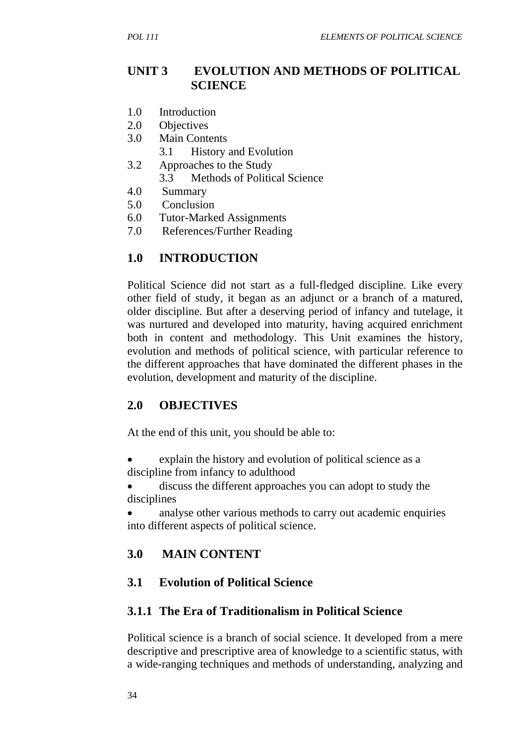## UNIT 3 EVOLUTION AND METHODS OF POLITICAL SCIENCE

1.0 Introduction
2.0 Objectives
3.0 Main Contents
  3.1 History and Evolution
3.2 Approaches to the Study
  3.3 Methods of Political Science
4.0 Summary
5.0 Conclusion
6.0 Tutor-Marked Assignments
7.0 References/Further Reading

## 1.0 INTRODUCTION

Political Science did not start as a full-fledged discipline. Like every other field of study, it began as an adjunct or a branch of a matured, older discipline. But after a deserving period of infancy and tutelage, it was nurtured and developed into maturity, having acquired enrichment both in content and methodology. This Unit examines the history, evolution and methods of political science, with particular reference to the different approaches that have dominated the different phases in the evolution, development and maturity of the discipline.

## 2.0 OBJECTIVES

At the end of this unit, you should be able to:

- explain the history and evolution of political science as a discipline from infancy to adulthood
- discuss the different approaches you can adopt to study the disciplines
- analyse other various methods to carry out academic enquiries into different aspects of political science.

## 3.0 MAIN CONTENT

### 3.1 Evolution of Political Science

#### 3.1.1 The Era of Traditionalism in Political Science

Political science is a branch of social science. It developed from a mere descriptive and prescriptive area of knowledge to a scientific status, with a wide-ranging techniques and methods of understanding, analyzing and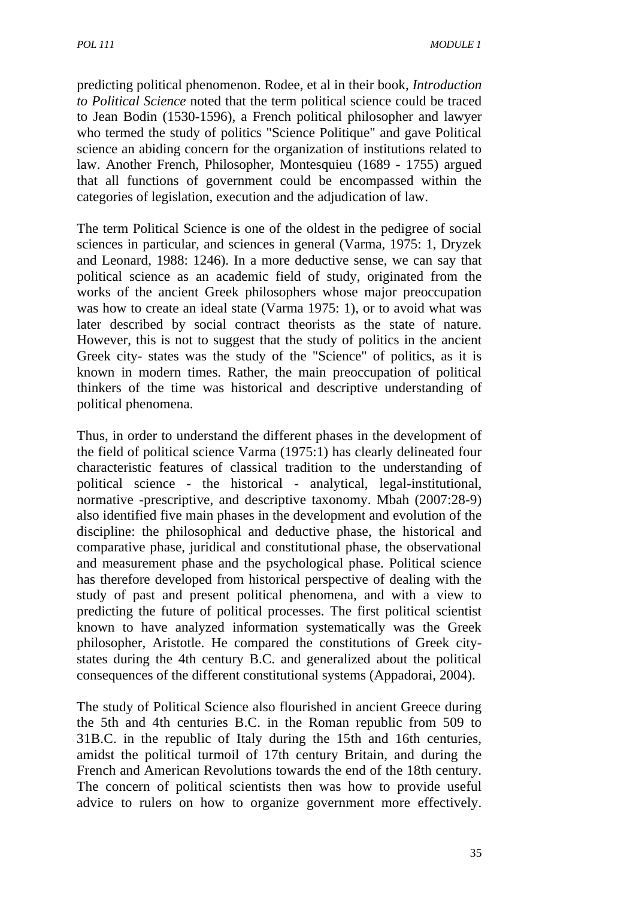predicting political phenomenon. Rodee, et al in their book, *Introduction to Political Science* noted that the term political science could be traced to Jean Bodin (1530-1596), a French political philosopher and lawyer who termed the study of politics "Science Politique" and gave Political science an abiding concern for the organization of institutions related to law. Another French, Philosopher, Montesquieu (1689 - 1755) argued that all functions of government could be encompassed within the categories of legislation, execution and the adjudication of law.

The term Political Science is one of the oldest in the pedigree of social sciences in particular, and sciences in general (Varma, 1975: 1, Dryzek and Leonard, 1988: 1246). In a more deductive sense, we can say that political science as an academic field of study, originated from the works of the ancient Greek philosophers whose major preoccupation was how to create an ideal state (Varma 1975: 1), or to avoid what was later described by social contract theorists as the state of nature. However, this is not to suggest that the study of politics in the ancient Greek city- states was the study of the "Science" of politics, as it is known in modern times. Rather, the main preoccupation of political thinkers of the time was historical and descriptive understanding of political phenomena.

Thus, in order to understand the different phases in the development of the field of political science Varma (1975:1) has clearly delineated four characteristic features of classical tradition to the understanding of political science - the historical - analytical, legal-institutional, normative -prescriptive, and descriptive taxonomy. Mbah (2007:28-9) also identified five main phases in the development and evolution of the discipline: the philosophical and deductive phase, the historical and comparative phase, juridical and constitutional phase, the observational and measurement phase and the psychological phase. Political science has therefore developed from historical perspective of dealing with the study of past and present political phenomena, and with a view to predicting the future of political processes. The first political scientist known to have analyzed information systematically was the Greek philosopher, Aristotle. He compared the constitutions of Greek city-states during the 4th century B.C. and generalized about the political consequences of the different constitutional systems (Appadorai, 2004).

The study of Political Science also flourished in ancient Greece during the 5th and 4th centuries B.C. in the Roman republic from 509 to 31B.C. in the republic of Italy during the 15th and 16th centuries, amidst the political turmoil of 17th century Britain, and during the French and American Revolutions towards the end of the 18th century. The concern of political scientists then was how to provide useful advice to rulers on how to organize government more effectively.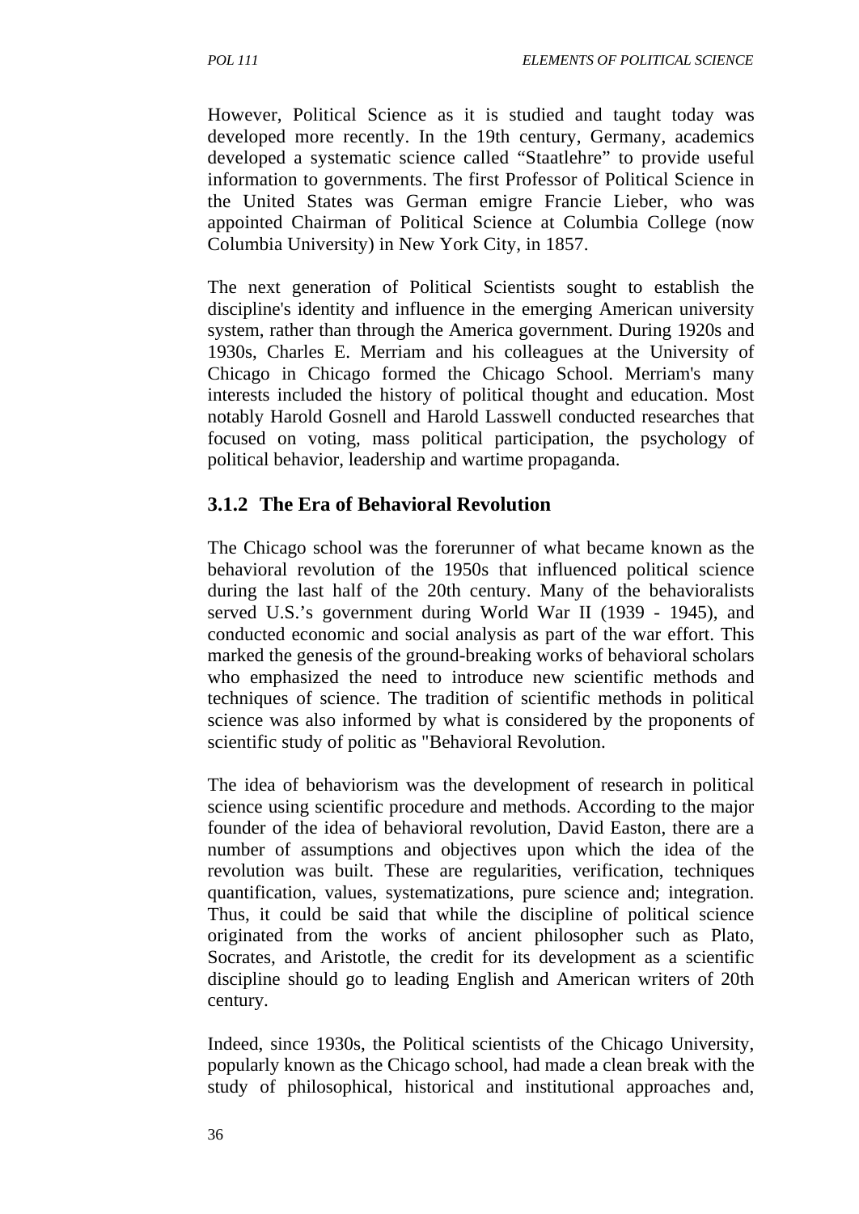However, Political Science as it is studied and taught today was developed more recently. In the 19th century, Germany, academics developed a systematic science called “Staatlehre” to provide useful information to governments. The first Professor of Political Science in the United States was German emigre Francie Lieber, who was appointed Chairman of Political Science at Columbia College (now Columbia University) in New York City, in 1857.

The next generation of Political Scientists sought to establish the discipline's identity and influence in the emerging American university system, rather than through the America government. During 1920s and 1930s, Charles E. Merriam and his colleagues at the University of Chicago in Chicago formed the Chicago School. Merriam's many interests included the history of political thought and education. Most notably Harold Gosnell and Harold Lasswell conducted researches that focused on voting, mass political participation, the psychology of political behavior, leadership and wartime propaganda.

### 3.1.2 The Era of Behavioral Revolution

The Chicago school was the forerunner of what became known as the behavioral revolution of the 1950s that influenced political science during the last half of the 20th century. Many of the behavioralists served U.S.’s government during World War II (1939 - 1945), and conducted economic and social analysis as part of the war effort. This marked the genesis of the ground-breaking works of behavioral scholars who emphasized the need to introduce new scientific methods and techniques of science. The tradition of scientific methods in political science was also informed by what is considered by the proponents of scientific study of politic as "Behavioral Revolution.

The idea of behaviorism was the development of research in political science using scientific procedure and methods. According to the major founder of the idea of behavioral revolution, David Easton, there are a number of assumptions and objectives upon which the idea of the revolution was built. These are regularities, verification, techniques quantification, values, systematizations, pure science and; integration. Thus, it could be said that while the discipline of political science originated from the works of ancient philosopher such as Plato, Socrates, and Aristotle, the credit for its development as a scientific discipline should go to leading English and American writers of 20th century.

Indeed, since 1930s, the Political scientists of the Chicago University, popularly known as the Chicago school, had made a clean break with the study of philosophical, historical and institutional approaches and,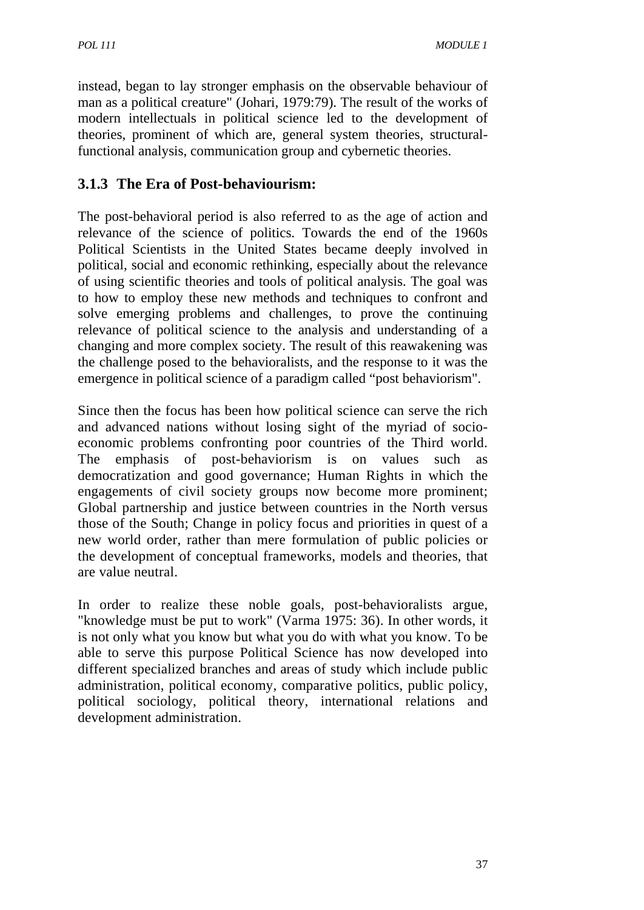instead, began to lay stronger emphasis on the observable behaviour of man as a political creature" (Johari, 1979:79). The result of the works of modern intellectuals in political science led to the development of theories, prominent of which are, general system theories, structural-functional analysis, communication group and cybernetic theories.

### 3.1.3 The Era of Post-behaviourism:

The post-behavioral period is also referred to as the age of action and relevance of the science of politics. Towards the end of the 1960s Political Scientists in the United States became deeply involved in political, social and economic rethinking, especially about the relevance of using scientific theories and tools of political analysis. The goal was to how to employ these new methods and techniques to confront and solve emerging problems and challenges, to prove the continuing relevance of political science to the analysis and understanding of a changing and more complex society. The result of this reawakening was the challenge posed to the behavioralists, and the response to it was the emergence in political science of a paradigm called "post behaviorism".

Since then the focus has been how political science can serve the rich and advanced nations without losing sight of the myriad of socio-economic problems confronting poor countries of the Third world. The emphasis of post-behaviorism is on values such as democratization and good governance; Human Rights in which the engagements of civil society groups now become more prominent; Global partnership and justice between countries in the North versus those of the South; Change in policy focus and priorities in quest of a new world order, rather than mere formulation of public policies or the development of conceptual frameworks, models and theories, that are value neutral.

In order to realize these noble goals, post-behavioralists argue, "knowledge must be put to work" (Varma 1975: 36). In other words, it is not only what you know but what you do with what you know. To be able to serve this purpose Political Science has now developed into different specialized branches and areas of study which include public administration, political economy, comparative politics, public policy, political sociology, political theory, international relations and development administration.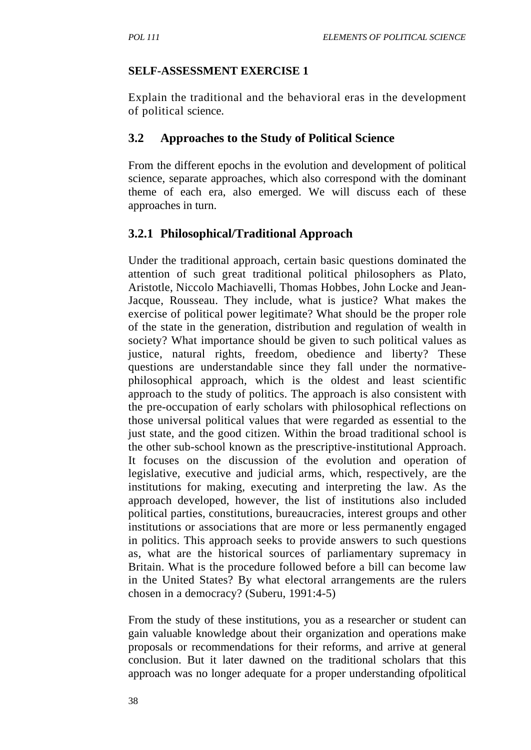**SELF-ASSESSMENT EXERCISE 1**

Explain the traditional and the behavioral eras in the development of political science.

## 3.2 Approaches to the Study of Political Science

From the different epochs in the evolution and development of political science, separate approaches, which also correspond with the dominant theme of each era, also emerged. We will discuss each of these approaches in turn.

### 3.2.1 Philosophical/Traditional Approach

Under the traditional approach, certain basic questions dominated the attention of such great traditional political philosophers as Plato, Aristotle, Niccolo Machiavelli, Thomas Hobbes, John Locke and Jean-Jacque, Rousseau. They include, what is justice? What makes the exercise of political power legitimate? What should be the proper role of the state in the generation, distribution and regulation of wealth in society? What importance should be given to such political values as justice, natural rights, freedom, obedience and liberty? These questions are understandable since they fall under the normative-philosophical approach, which is the oldest and least scientific approach to the study of politics. The approach is also consistent with the pre-occupation of early scholars with philosophical reflections on those universal political values that were regarded as essential to the just state, and the good citizen. Within the broad traditional school is the other sub-school known as the prescriptive-institutional Approach. It focuses on the discussion of the evolution and operation of legislative, executive and judicial arms, which, respectively, are the institutions for making, executing and interpreting the law. As the approach developed, however, the list of institutions also included political parties, constitutions, bureaucracies, interest groups and other institutions or associations that are more or less permanently engaged in politics. This approach seeks to provide answers to such questions as, what are the historical sources of parliamentary supremacy in Britain. What is the procedure followed before a bill can become law in the United States? By what electoral arrangements are the rulers chosen in a democracy? (Suberu, 1991:4-5)

From the study of these institutions, you as a researcher or student can gain valuable knowledge about their organization and operations make proposals or recommendations for their reforms, and arrive at general conclusion. But it later dawned on the traditional scholars that this approach was no longer adequate for a proper understanding ofpolitical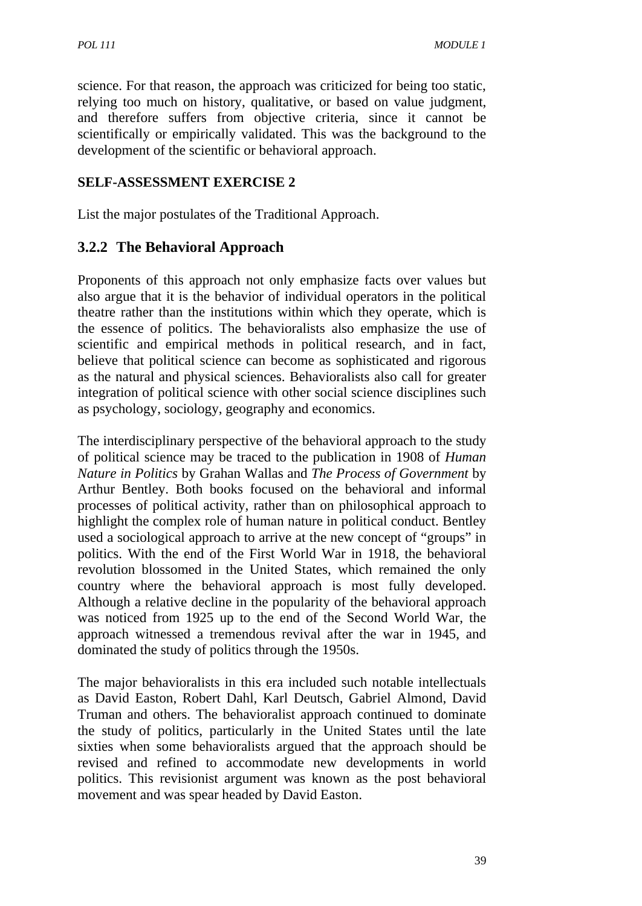science. For that reason, the approach was criticized for being too static, relying too much on history, qualitative, or based on value judgment, and therefore suffers from objective criteria, since it cannot be scientifically or empirically validated. This was the background to the development of the scientific or behavioral approach.

**SELF-ASSESSMENT EXERCISE 2**

List the major postulates of the Traditional Approach.

### 3.2.2 The Behavioral Approach

Proponents of this approach not only emphasize facts over values but also argue that it is the behavior of individual operators in the political theatre rather than the institutions within which they operate, which is the essence of politics. The behavioralists also emphasize the use of scientific and empirical methods in political research, and in fact, believe that political science can become as sophisticated and rigorous as the natural and physical sciences. Behavioralists also call for greater integration of political science with other social science disciplines such as psychology, sociology, geography and economics.

The interdisciplinary perspective of the behavioral approach to the study of political science may be traced to the publication in 1908 of *Human Nature in Politics* by Grahan Wallas and *The Process of Government* by Arthur Bentley. Both books focused on the behavioral and informal processes of political activity, rather than on philosophical approach to highlight the complex role of human nature in political conduct. Bentley used a sociological approach to arrive at the new concept of "groups" in politics. With the end of the First World War in 1918, the behavioral revolution blossomed in the United States, which remained the only country where the behavioral approach is most fully developed. Although a relative decline in the popularity of the behavioral approach was noticed from 1925 up to the end of the Second World War, the approach witnessed a tremendous revival after the war in 1945, and dominated the study of politics through the 1950s.

The major behavioralists in this era included such notable intellectuals as David Easton, Robert Dahl, Karl Deutsch, Gabriel Almond, David Truman and others. The behavioralist approach continued to dominate the study of politics, particularly in the United States until the late sixties when some behavioralists argued that the approach should be revised and refined to accommodate new developments in world politics. This revisionist argument was known as the post behavioral movement and was spear headed by David Easton.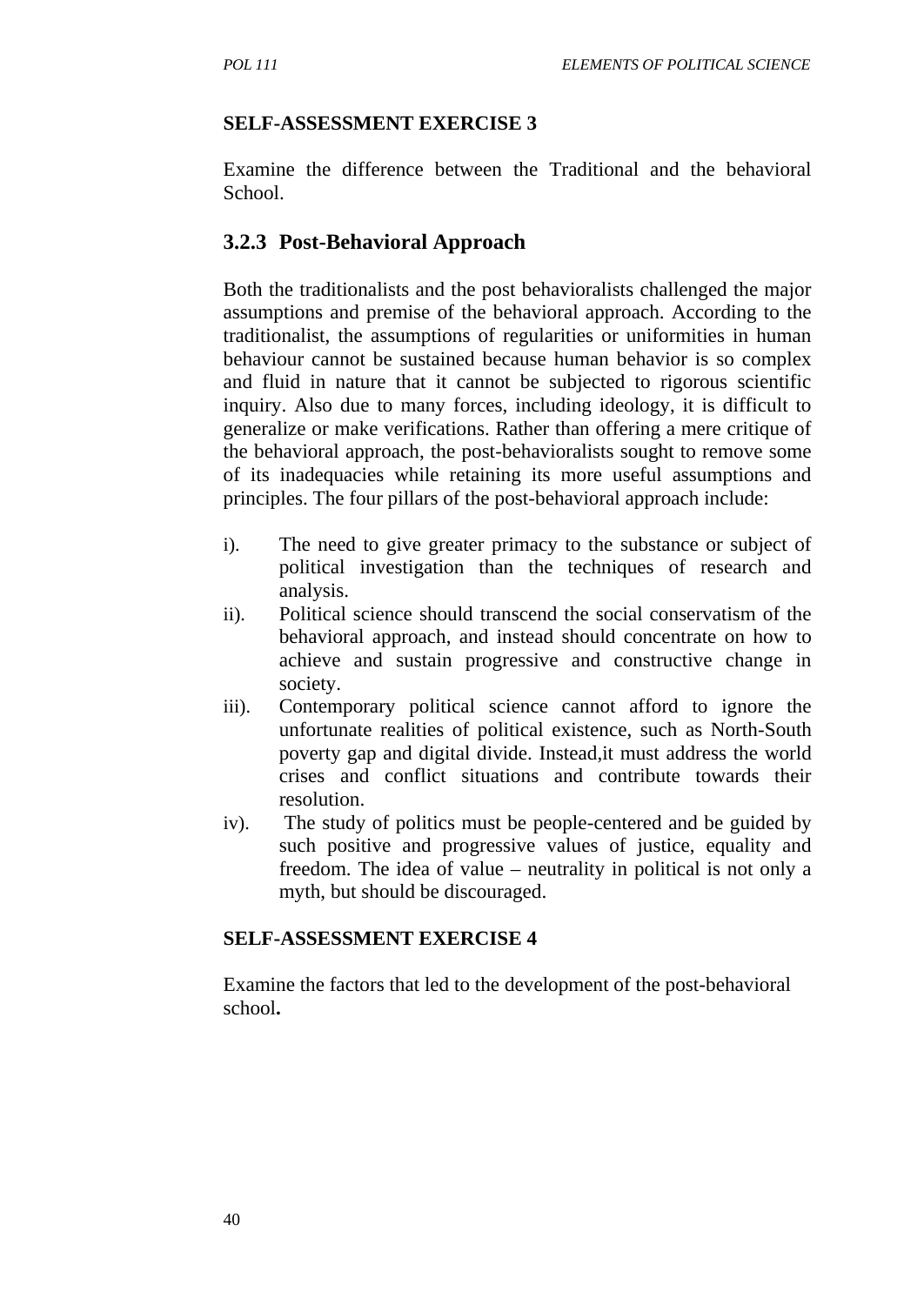**SELF-ASSESSMENT EXERCISE 3**

Examine the difference between the Traditional and the behavioral School.

### 3.2.3 Post-Behavioral Approach

Both the traditionalists and the post behavioralists challenged the major assumptions and premise of the behavioral approach. According to the traditionalist, the assumptions of regularities or uniformities in human behaviour cannot be sustained because human behavior is so complex and fluid in nature that it cannot be subjected to rigorous scientific inquiry. Also due to many forces, including ideology, it is difficult to generalize or make verifications. Rather than offering a mere critique of the behavioral approach, the post-behavioralists sought to remove some of its inadequacies while retaining its more useful assumptions and principles. The four pillars of the post-behavioral approach include:

i). The need to give greater primacy to the substance or subject of political investigation than the techniques of research and analysis.

ii). Political science should transcend the social conservatism of the behavioral approach, and instead should concentrate on how to achieve and sustain progressive and constructive change in society.

iii). Contemporary political science cannot afford to ignore the unfortunate realities of political existence, such as North-South poverty gap and digital divide. Instead,it must address the world crises and conflict situations and contribute towards their resolution.

iv). The study of politics must be people-centered and be guided by such positive and progressive values of justice, equality and freedom. The idea of value – neutrality in political is not only a myth, but should be discouraged.

**SELF-ASSESSMENT EXERCISE 4**

Examine the factors that led to the development of the post-behavioral school**.**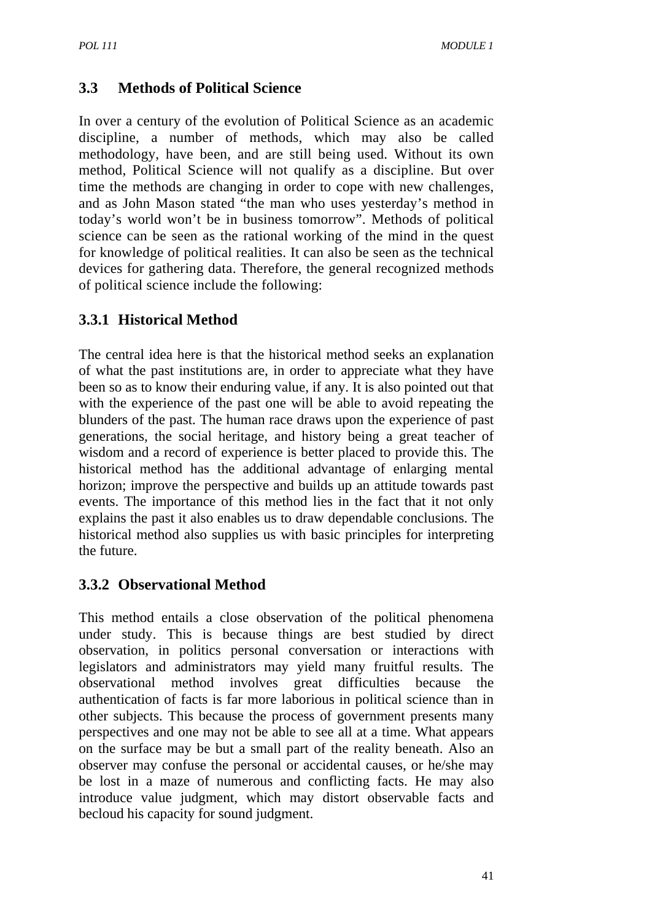### 3.3 Methods of Political Science

In over a century of the evolution of Political Science as an academic discipline, a number of methods, which may also be called methodology, have been, and are still being used. Without its own method, Political Science will not qualify as a discipline. But over time the methods are changing in order to cope with new challenges, and as John Mason stated "the man who uses yesterday's method in today's world won't be in business tomorrow". Methods of political science can be seen as the rational working of the mind in the quest for knowledge of political realities. It can also be seen as the technical devices for gathering data. Therefore, the general recognized methods of political science include the following:

#### 3.3.1 Historical Method

The central idea here is that the historical method seeks an explanation of what the past institutions are, in order to appreciate what they have been so as to know their enduring value, if any. It is also pointed out that with the experience of the past one will be able to avoid repeating the blunders of the past. The human race draws upon the experience of past generations, the social heritage, and history being a great teacher of wisdom and a record of experience is better placed to provide this. The historical method has the additional advantage of enlarging mental horizon; improve the perspective and builds up an attitude towards past events. The importance of this method lies in the fact that it not only explains the past it also enables us to draw dependable conclusions. The historical method also supplies us with basic principles for interpreting the future.

#### 3.3.2 Observational Method

This method entails a close observation of the political phenomena under study. This is because things are best studied by direct observation, in politics personal conversation or interactions with legislators and administrators may yield many fruitful results. The observational method involves great difficulties because the authentication of facts is far more laborious in political science than in other subjects. This because the process of government presents many perspectives and one may not be able to see all at a time. What appears on the surface may be but a small part of the reality beneath. Also an observer may confuse the personal or accidental causes, or he/she may be lost in a maze of numerous and conflicting facts. He may also introduce value judgment, which may distort observable facts and becloud his capacity for sound judgment.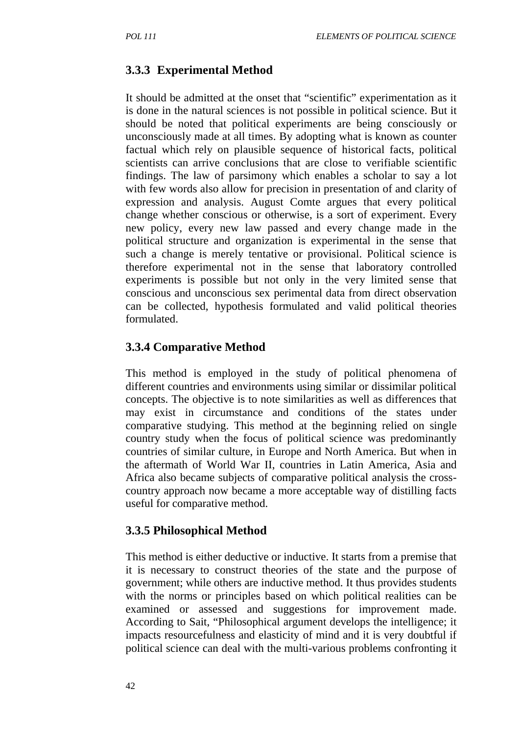### 3.3.3 Experimental Method

It should be admitted at the onset that "scientific" experimentation as it is done in the natural sciences is not possible in political science. But it should be noted that political experiments are being consciously or unconsciously made at all times. By adopting what is known as counter factual which rely on plausible sequence of historical facts, political scientists can arrive conclusions that are close to verifiable scientific findings. The law of parsimony which enables a scholar to say a lot with few words also allow for precision in presentation of and clarity of expression and analysis. August Comte argues that every political change whether conscious or otherwise, is a sort of experiment. Every new policy, every new law passed and every change made in the political structure and organization is experimental in the sense that such a change is merely tentative or provisional. Political science is therefore experimental not in the sense that laboratory controlled experiments is possible but not only in the very limited sense that conscious and unconscious sex perimental data from direct observation can be collected, hypothesis formulated and valid political theories formulated.

### 3.3.4 Comparative Method

This method is employed in the study of political phenomena of different countries and environments using similar or dissimilar political concepts. The objective is to note similarities as well as differences that may exist in circumstance and conditions of the states under comparative studying. This method at the beginning relied on single country study when the focus of political science was predominantly countries of similar culture, in Europe and North America. But when in the aftermath of World War II, countries in Latin America, Asia and Africa also became subjects of comparative political analysis the cross-country approach now became a more acceptable way of distilling facts useful for comparative method.

### 3.3.5 Philosophical Method

This method is either deductive or inductive. It starts from a premise that it is necessary to construct theories of the state and the purpose of government; while others are inductive method. It thus provides students with the norms or principles based on which political realities can be examined or assessed and suggestions for improvement made. According to Sait, "Philosophical argument develops the intelligence; it impacts resourcefulness and elasticity of mind and it is very doubtful if political science can deal with the multi-various problems confronting it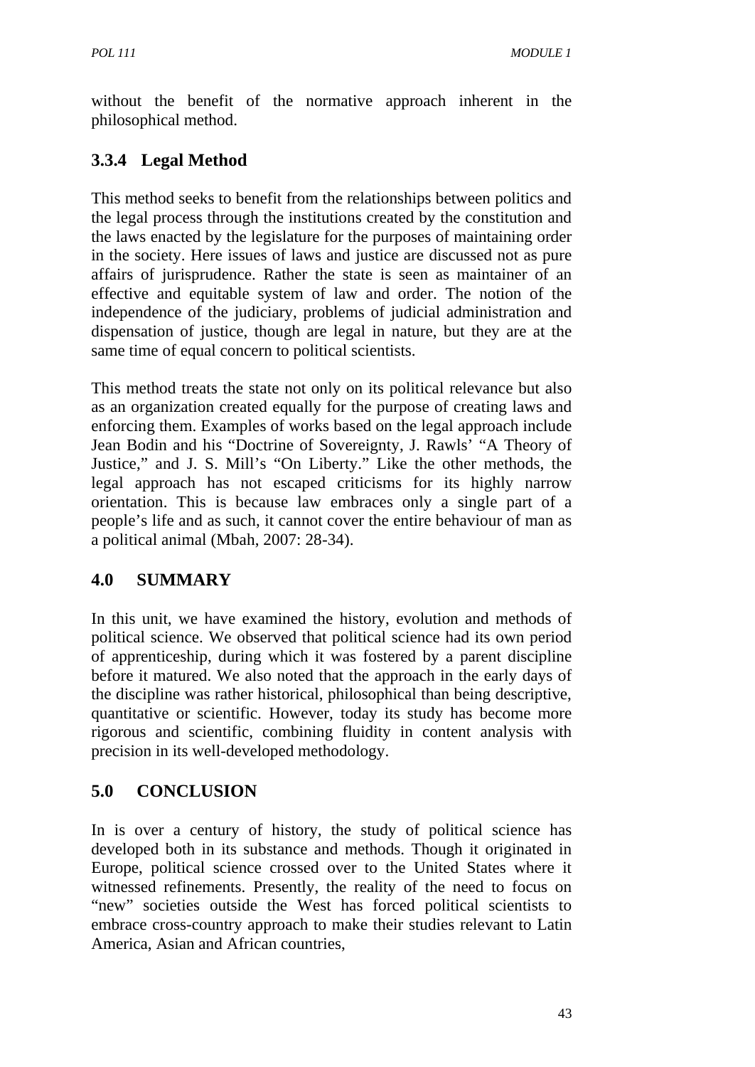without the benefit of the normative approach inherent in the philosophical method.

### 3.3.4 Legal Method

This method seeks to benefit from the relationships between politics and the legal process through the institutions created by the constitution and the laws enacted by the legislature for the purposes of maintaining order in the society. Here issues of laws and justice are discussed not as pure affairs of jurisprudence. Rather the state is seen as maintainer of an effective and equitable system of law and order. The notion of the independence of the judiciary, problems of judicial administration and dispensation of justice, though are legal in nature, but they are at the same time of equal concern to political scientists.

This method treats the state not only on its political relevance but also as an organization created equally for the purpose of creating laws and enforcing them. Examples of works based on the legal approach include Jean Bodin and his "Doctrine of Sovereignty, J. Rawls' "A Theory of Justice," and J. S. Mill's "On Liberty." Like the other methods, the legal approach has not escaped criticisms for its highly narrow orientation. This is because law embraces only a single part of a people's life and as such, it cannot cover the entire behaviour of man as a political animal (Mbah, 2007: 28-34).

## 4.0 SUMMARY

In this unit, we have examined the history, evolution and methods of political science. We observed that political science had its own period of apprenticeship, during which it was fostered by a parent discipline before it matured. We also noted that the approach in the early days of the discipline was rather historical, philosophical than being descriptive, quantitative or scientific. However, today its study has become more rigorous and scientific, combining fluidity in content analysis with precision in its well-developed methodology.

## 5.0 CONCLUSION

In is over a century of history, the study of political science has developed both in its substance and methods. Though it originated in Europe, political science crossed over to the United States where it witnessed refinements. Presently, the reality of the need to focus on "new" societies outside the West has forced political scientists to embrace cross-country approach to make their studies relevant to Latin America, Asian and African countries,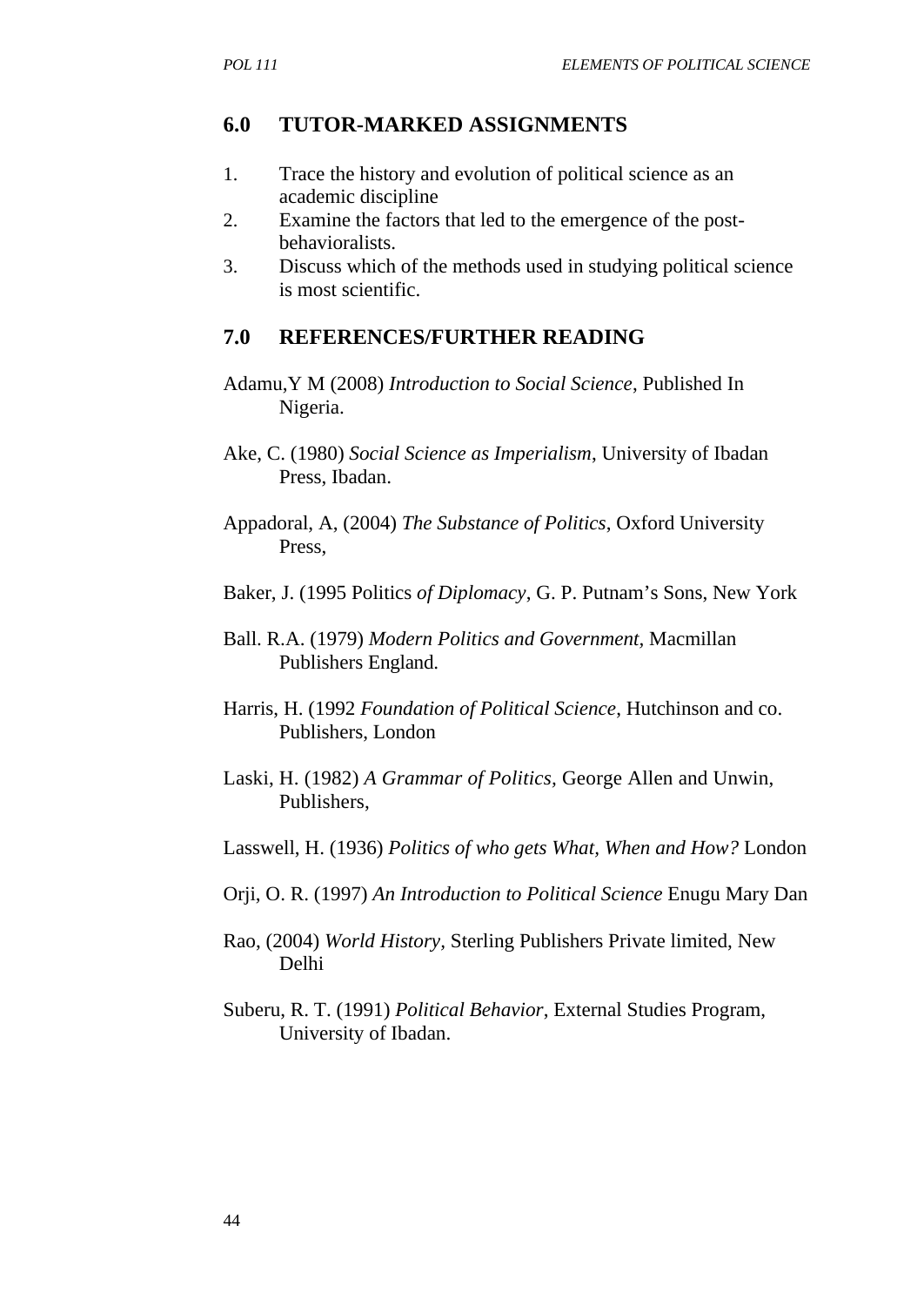## 6.0 TUTOR-MARKED ASSIGNMENTS

1. Trace the history and evolution of political science as an academic discipline
2. Examine the factors that led to the emergence of the post-behavioralists.
3. Discuss which of the methods used in studying political science is most scientific.

## 7.0 REFERENCES/FURTHER READING

Adamu,Y M (2008) *Introduction to Social Science*, Published In Nigeria.

Ake, C. (1980) *Social Science as Imperialism*, University of Ibadan Press, Ibadan.

Appadoral, A, (2004) *The Substance of Politics*, Oxford University Press,

Baker, J. (1995 Politics *of Diplomacy*, G. P. Putnam's Sons, New York

Ball. R.A. (1979) *Modern Politics and Government,* Macmillan Publishers England.

Harris, H. (1992 *Foundation of Political Science*, Hutchinson and co. Publishers, London

Laski, H. (1982) *A Grammar of Politics,* George Allen and Unwin, Publishers,

Lasswell, H. (1936) *Politics of who gets What, When and How?* London

Orji, O. R. (1997) *An Introduction to Political Science* Enugu Mary Dan

Rao, (2004) *World History,* Sterling Publishers Private limited, New Delhi

Suberu, R. T. (1991) *Political Behavior*, External Studies Program, University of Ibadan.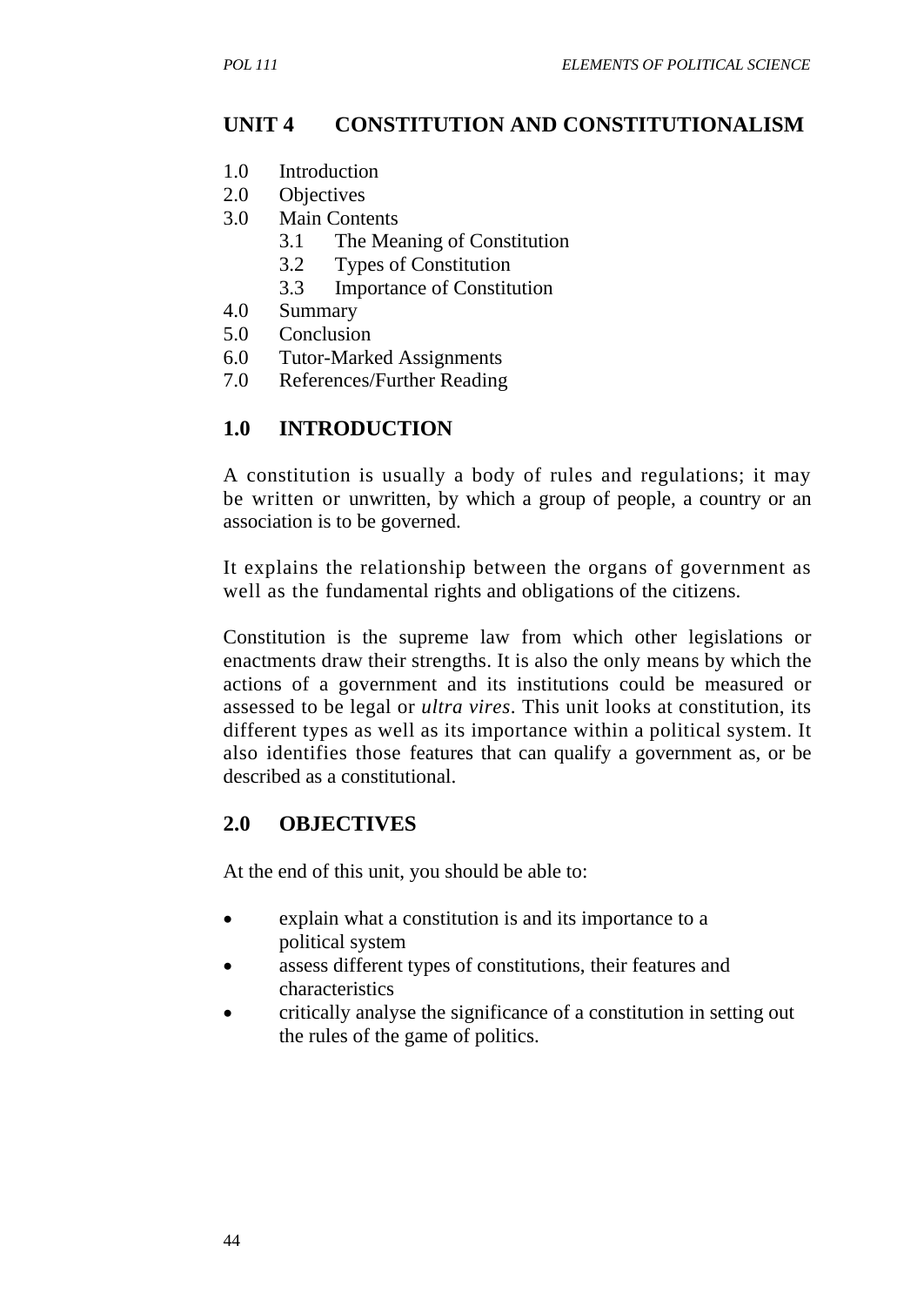# UNIT 4 CONSTITUTION AND CONSTITUTIONALISM

1.0 Introduction
2.0 Objectives
3.0 Main Contents
 3.1 The Meaning of Constitution
 3.2 Types of Constitution
 3.3 Importance of Constitution
4.0 Summary
5.0 Conclusion
6.0 Tutor-Marked Assignments
7.0 References/Further Reading

## 1.0 INTRODUCTION

A constitution is usually a body of rules and regulations; it may be written or unwritten, by which a group of people, a country or an association is to be governed.

It explains the relationship between the organs of government as well as the fundamental rights and obligations of the citizens.

Constitution is the supreme law from which other legislations or enactments draw their strengths. It is also the only means by which the actions of a government and its institutions could be measured or assessed to be legal or *ultra vires*. This unit looks at constitution, its different types as well as its importance within a political system. It also identifies those features that can qualify a government as, or be described as a constitutional.

## 2.0 OBJECTIVES

At the end of this unit, you should be able to:

- explain what a constitution is and its importance to a political system
- assess different types of constitutions, their features and characteristics
- critically analyse the significance of a constitution in setting out the rules of the game of politics.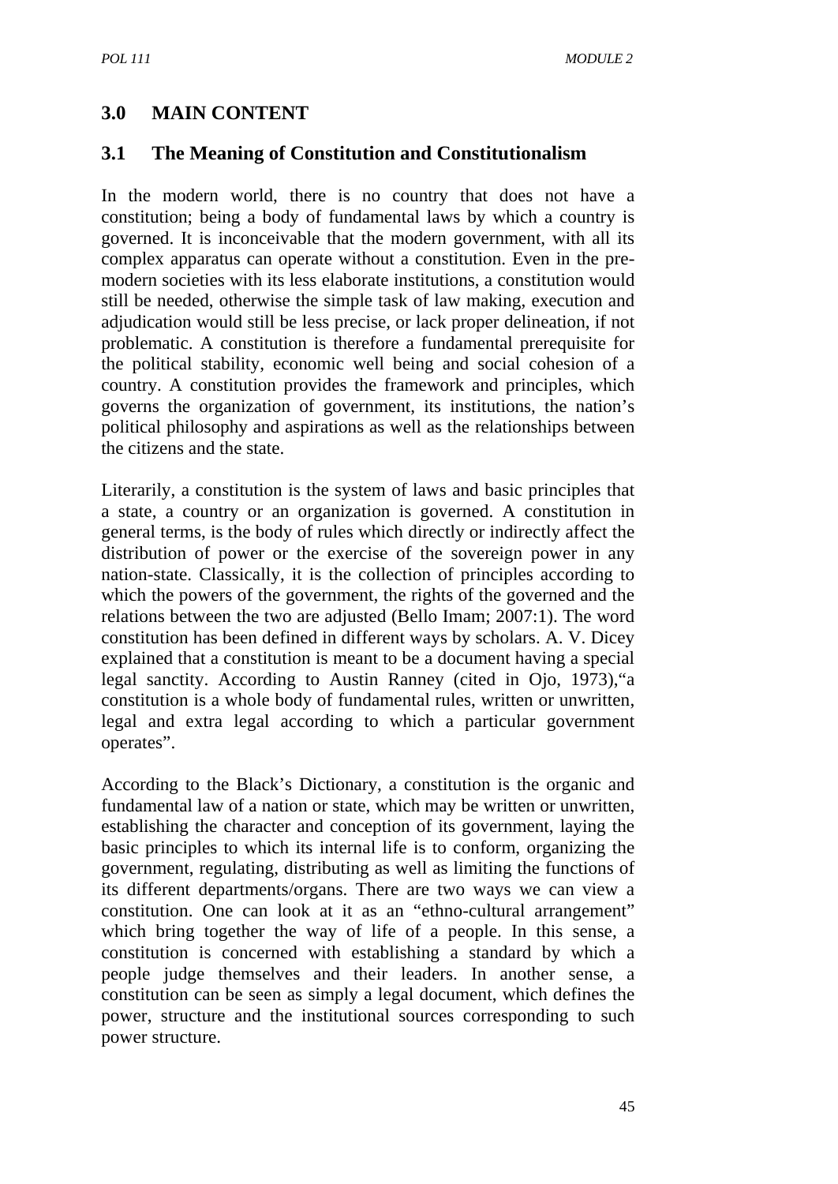## 3.0 MAIN CONTENT

### 3.1 The Meaning of Constitution and Constitutionalism

In the modern world, there is no country that does not have a constitution; being a body of fundamental laws by which a country is governed. It is inconceivable that the modern government, with all its complex apparatus can operate without a constitution. Even in the pre-modern societies with its less elaborate institutions, a constitution would still be needed, otherwise the simple task of law making, execution and adjudication would still be less precise, or lack proper delineation, if not problematic. A constitution is therefore a fundamental prerequisite for the political stability, economic well being and social cohesion of a country. A constitution provides the framework and principles, which governs the organization of government, its institutions, the nation's political philosophy and aspirations as well as the relationships between the citizens and the state.

Literarily, a constitution is the system of laws and basic principles that a state, a country or an organization is governed. A constitution in general terms, is the body of rules which directly or indirectly affect the distribution of power or the exercise of the sovereign power in any nation-state. Classically, it is the collection of principles according to which the powers of the government, the rights of the governed and the relations between the two are adjusted (Bello Imam; 2007:1). The word constitution has been defined in different ways by scholars. A. V. Dicey explained that a constitution is meant to be a document having a special legal sanctity. According to Austin Ranney (cited in Ojo, 1973),"a constitution is a whole body of fundamental rules, written or unwritten, legal and extra legal according to which a particular government operates".

According to the Black's Dictionary, a constitution is the organic and fundamental law of a nation or state, which may be written or unwritten, establishing the character and conception of its government, laying the basic principles to which its internal life is to conform, organizing the government, regulating, distributing as well as limiting the functions of its different departments/organs. There are two ways we can view a constitution. One can look at it as an "ethno-cultural arrangement" which bring together the way of life of a people. In this sense, a constitution is concerned with establishing a standard by which a people judge themselves and their leaders. In another sense, a constitution can be seen as simply a legal document, which defines the power, structure and the institutional sources corresponding to such power structure.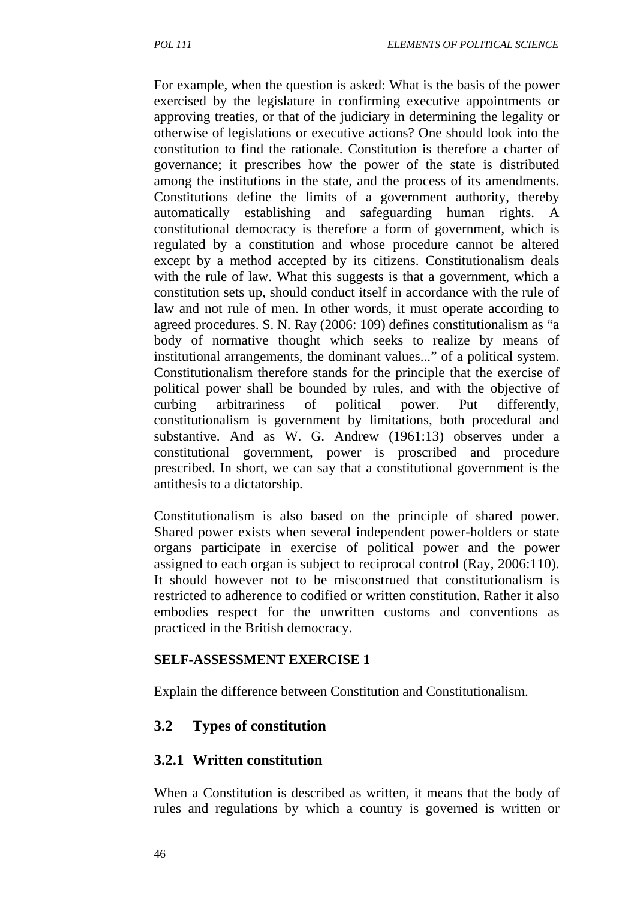For example, when the question is asked: What is the basis of the power exercised by the legislature in confirming executive appointments or approving treaties, or that of the judiciary in determining the legality or otherwise of legislations or executive actions? One should look into the constitution to find the rationale. Constitution is therefore a charter of governance; it prescribes how the power of the state is distributed among the institutions in the state, and the process of its amendments. Constitutions define the limits of a government authority, thereby automatically establishing and safeguarding human rights. A constitutional democracy is therefore a form of government, which is regulated by a constitution and whose procedure cannot be altered except by a method accepted by its citizens. Constitutionalism deals with the rule of law. What this suggests is that a government, which a constitution sets up, should conduct itself in accordance with the rule of law and not rule of men. In other words, it must operate according to agreed procedures. S. N. Ray (2006: 109) defines constitutionalism as "a body of normative thought which seeks to realize by means of institutional arrangements, the dominant values..." of a political system. Constitutionalism therefore stands for the principle that the exercise of political power shall be bounded by rules, and with the objective of curbing arbitrariness of political power. Put differently, constitutionalism is government by limitations, both procedural and substantive. And as W. G. Andrew (1961:13) observes under a constitutional government, power is proscribed and procedure prescribed. In short, we can say that a constitutional government is the antithesis to a dictatorship.

Constitutionalism is also based on the principle of shared power. Shared power exists when several independent power-holders or state organs participate in exercise of political power and the power assigned to each organ is subject to reciprocal control (Ray, 2006:110). It should however not to be misconstrued that constitutionalism is restricted to adherence to codified or written constitution. Rather it also embodies respect for the unwritten customs and conventions as practiced in the British democracy.

**SELF-ASSESSMENT EXERCISE 1**

Explain the difference between Constitution and Constitutionalism.

## 3.2 Types of constitution

### 3.2.1 Written constitution

When a Constitution is described as written, it means that the body of rules and regulations by which a country is governed is written or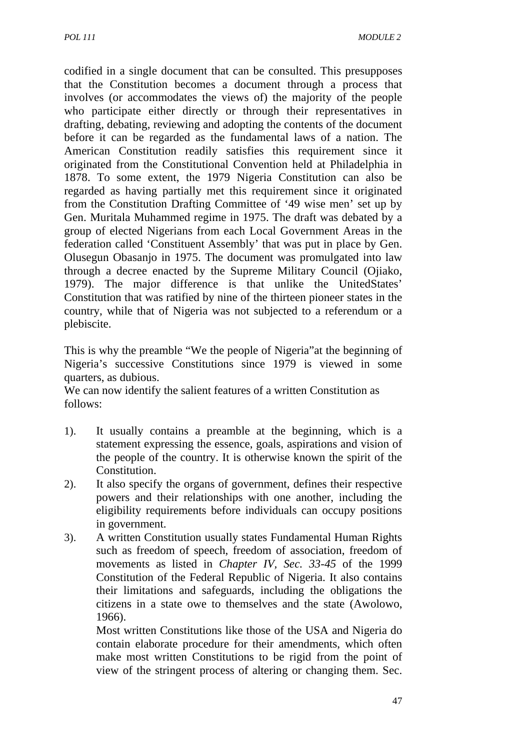codified in a single document that can be consulted. This presupposes that the Constitution becomes a document through a process that involves (or accommodates the views of) the majority of the people who participate either directly or through their representatives in drafting, debating, reviewing and adopting the contents of the document before it can be regarded as the fundamental laws of a nation. The American Constitution readily satisfies this requirement since it originated from the Constitutional Convention held at Philadelphia in 1878. To some extent, the 1979 Nigeria Constitution can also be regarded as having partially met this requirement since it originated from the Constitution Drafting Committee of '49 wise men' set up by Gen. Muritala Muhammed regime in 1975. The draft was debated by a group of elected Nigerians from each Local Government Areas in the federation called 'Constituent Assembly' that was put in place by Gen. Olusegun Obasanjo in 1975. The document was promulgated into law through a decree enacted by the Supreme Military Council (Ojiako, 1979). The major difference is that unlike the UnitedStates' Constitution that was ratified by nine of the thirteen pioneer states in the country, while that of Nigeria was not subjected to a referendum or a plebiscite.

This is why the preamble "We the people of Nigeria"at the beginning of Nigeria's successive Constitutions since 1979 is viewed in some quarters, as dubious.

We can now identify the salient features of a written Constitution as follows:

1). It usually contains a preamble at the beginning, which is a statement expressing the essence, goals, aspirations and vision of the people of the country. It is otherwise known the spirit of the Constitution.
2). It also specify the organs of government, defines their respective powers and their relationships with one another, including the eligibility requirements before individuals can occupy positions in government.
3). A written Constitution usually states Fundamental Human Rights such as freedom of speech, freedom of association, freedom of movements as listed in *Chapter IV, Sec. 33-45* of the 1999 Constitution of the Federal Republic of Nigeria. It also contains their limitations and safeguards, including the obligations the citizens in a state owe to themselves and the state (Awolowo, 1966).

   Most written Constitutions like those of the USA and Nigeria do contain elaborate procedure for their amendments, which often make most written Constitutions to be rigid from the point of view of the stringent process of altering or changing them. Sec.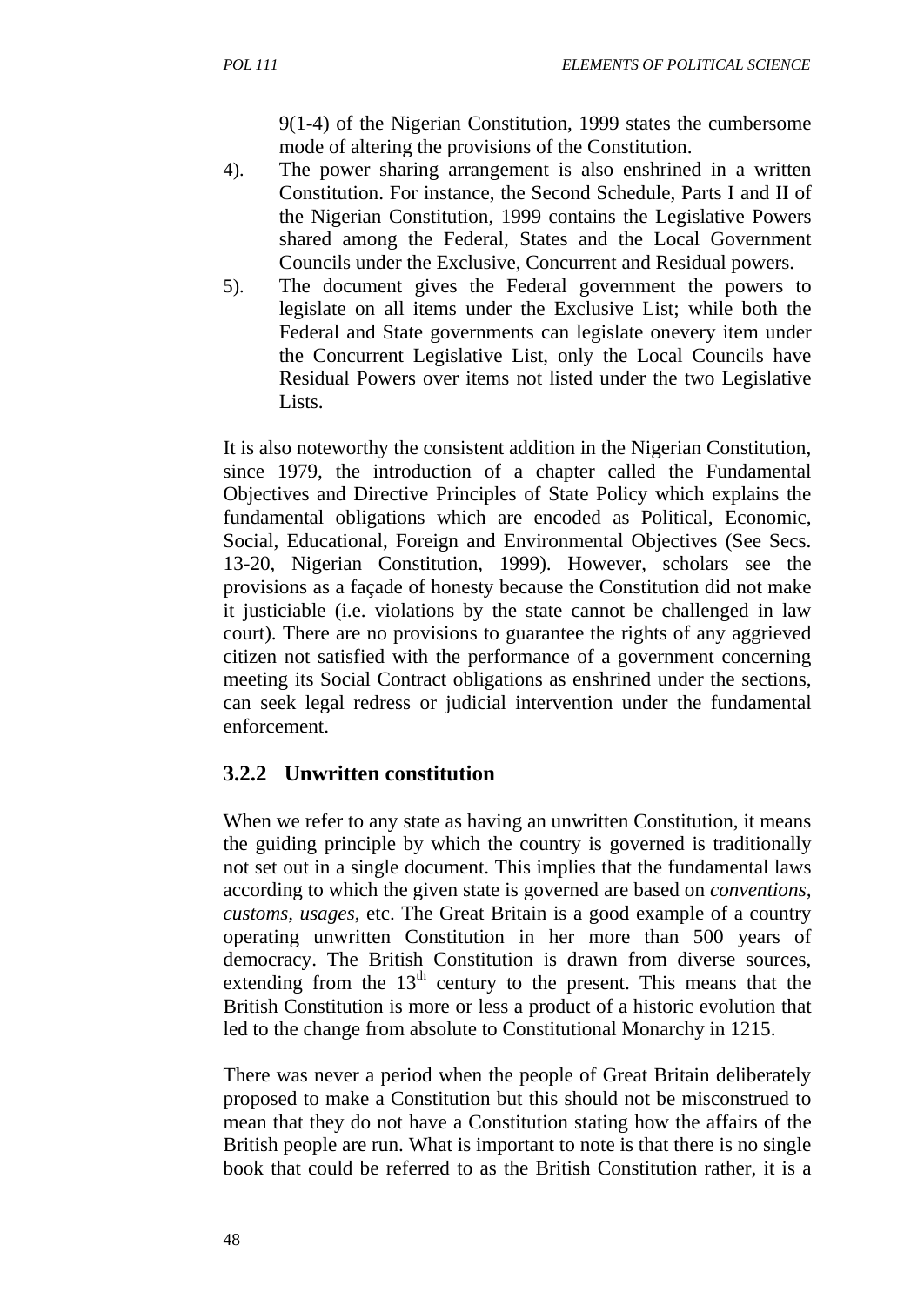9(1-4) of the Nigerian Constitution, 1999 states the cumbersome mode of altering the provisions of the Constitution.

4). The power sharing arrangement is also enshrined in a written Constitution. For instance, the Second Schedule, Parts I and II of the Nigerian Constitution, 1999 contains the Legislative Powers shared among the Federal, States and the Local Government Councils under the Exclusive, Concurrent and Residual powers.

5). The document gives the Federal government the powers to legislate on all items under the Exclusive List; while both the Federal and State governments can legislate onevery item under the Concurrent Legislative List, only the Local Councils have Residual Powers over items not listed under the two Legislative Lists.

It is also noteworthy the consistent addition in the Nigerian Constitution, since 1979, the introduction of a chapter called the Fundamental Objectives and Directive Principles of State Policy which explains the fundamental obligations which are encoded as Political, Economic, Social, Educational, Foreign and Environmental Objectives (See Secs. 13-20, Nigerian Constitution, 1999). However, scholars see the provisions as a façade of honesty because the Constitution did not make it justiciable (i.e. violations by the state cannot be challenged in law court). There are no provisions to guarantee the rights of any aggrieved citizen not satisfied with the performance of a government concerning meeting its Social Contract obligations as enshrined under the sections, can seek legal redress or judicial intervention under the fundamental enforcement.

### 3.2.2 Unwritten constitution

When we refer to any state as having an unwritten Constitution, it means the guiding principle by which the country is governed is traditionally not set out in a single document. This implies that the fundamental laws according to which the given state is governed are based on *conventions*, *customs*, *usages*, etc. The Great Britain is a good example of a country operating unwritten Constitution in her more than 500 years of democracy. The British Constitution is drawn from diverse sources, extending from the 13th century to the present. This means that the British Constitution is more or less a product of a historic evolution that led to the change from absolute to Constitutional Monarchy in 1215.

There was never a period when the people of Great Britain deliberately proposed to make a Constitution but this should not be misconstrued to mean that they do not have a Constitution stating how the affairs of the British people are run. What is important to note is that there is no single book that could be referred to as the British Constitution rather, it is a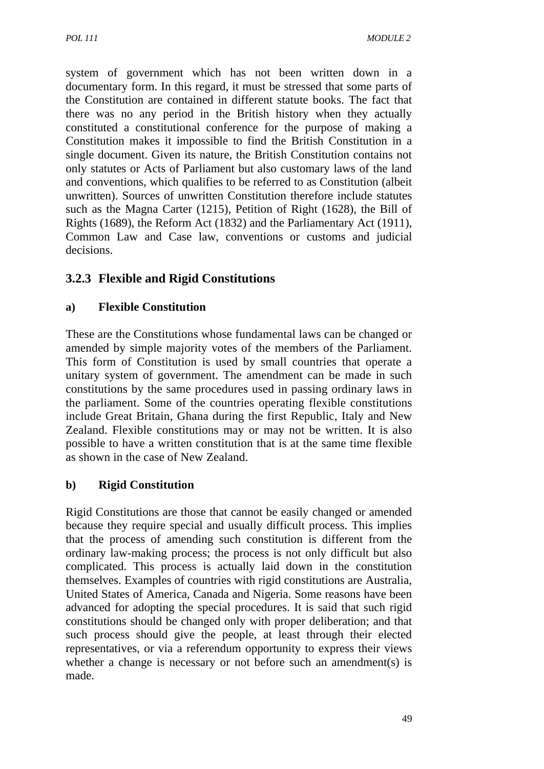system of government which has not been written down in a documentary form. In this regard, it must be stressed that some parts of the Constitution are contained in different statute books. The fact that there was no any period in the British history when they actually constituted a constitutional conference for the purpose of making a Constitution makes it impossible to find the British Constitution in a single document. Given its nature, the British Constitution contains not only statutes or Acts of Parliament but also customary laws of the land and conventions, which qualifies to be referred to as Constitution (albeit unwritten). Sources of unwritten Constitution therefore include statutes such as the Magna Carter (1215), Petition of Right (1628), the Bill of Rights (1689), the Reform Act (1832) and the Parliamentary Act (1911), Common Law and Case law, conventions or customs and judicial decisions.

### 3.2.3 Flexible and Rigid Constitutions

**a) Flexible Constitution**

These are the Constitutions whose fundamental laws can be changed or amended by simple majority votes of the members of the Parliament. This form of Constitution is used by small countries that operate a unitary system of government. The amendment can be made in such constitutions by the same procedures used in passing ordinary laws in the parliament. Some of the countries operating flexible constitutions include Great Britain, Ghana during the first Republic, Italy and New Zealand. Flexible constitutions may or may not be written. It is also possible to have a written constitution that is at the same time flexible as shown in the case of New Zealand.

**b) Rigid Constitution**

Rigid Constitutions are those that cannot be easily changed or amended because they require special and usually difficult process. This implies that the process of amending such constitution is different from the ordinary law-making process; the process is not only difficult but also complicated. This process is actually laid down in the constitution themselves. Examples of countries with rigid constitutions are Australia, United States of America, Canada and Nigeria. Some reasons have been advanced for adopting the special procedures. It is said that such rigid constitutions should be changed only with proper deliberation; and that such process should give the people, at least through their elected representatives, or via a referendum opportunity to express their views whether a change is necessary or not before such an amendment(s) is made.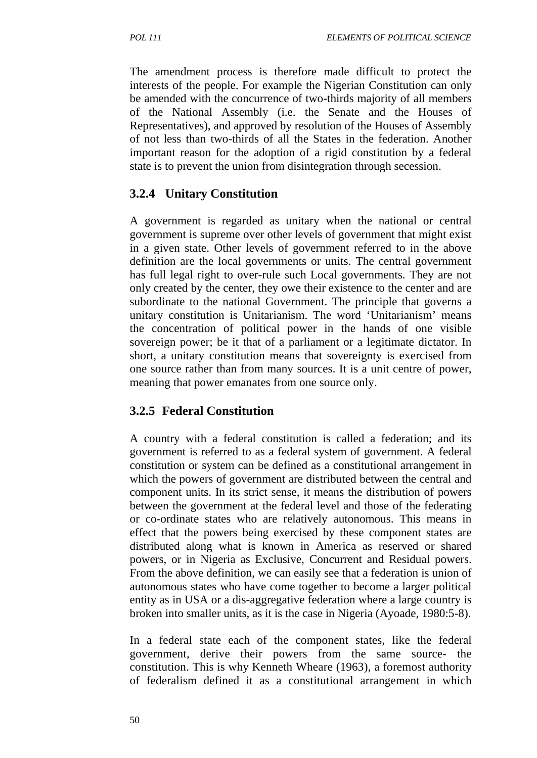The amendment process is therefore made difficult to protect the interests of the people. For example the Nigerian Constitution can only be amended with the concurrence of two-thirds majority of all members of the National Assembly (i.e. the Senate and the Houses of Representatives), and approved by resolution of the Houses of Assembly of not less than two-thirds of all the States in the federation. Another important reason for the adoption of a rigid constitution by a federal state is to prevent the union from disintegration through secession.

### 3.2.4 Unitary Constitution

A government is regarded as unitary when the national or central government is supreme over other levels of government that might exist in a given state. Other levels of government referred to in the above definition are the local governments or units. The central government has full legal right to over-rule such Local governments. They are not only created by the center, they owe their existence to the center and are subordinate to the national Government. The principle that governs a unitary constitution is Unitarianism. The word 'Unitarianism' means the concentration of political power in the hands of one visible sovereign power; be it that of a parliament or a legitimate dictator. In short, a unitary constitution means that sovereignty is exercised from one source rather than from many sources. It is a unit centre of power, meaning that power emanates from one source only.

### 3.2.5 Federal Constitution

A country with a federal constitution is called a federation; and its government is referred to as a federal system of government. A federal constitution or system can be defined as a constitutional arrangement in which the powers of government are distributed between the central and component units. In its strict sense, it means the distribution of powers between the government at the federal level and those of the federating or co-ordinate states who are relatively autonomous. This means in effect that the powers being exercised by these component states are distributed along what is known in America as reserved or shared powers, or in Nigeria as Exclusive, Concurrent and Residual powers. From the above definition, we can easily see that a federation is union of autonomous states who have come together to become a larger political entity as in USA or a dis-aggregative federation where a large country is broken into smaller units, as it is the case in Nigeria (Ayoade, 1980:5-8).

In a federal state each of the component states, like the federal government, derive their powers from the same source- the constitution. This is why Kenneth Wheare (1963), a foremost authority of federalism defined it as a constitutional arrangement in which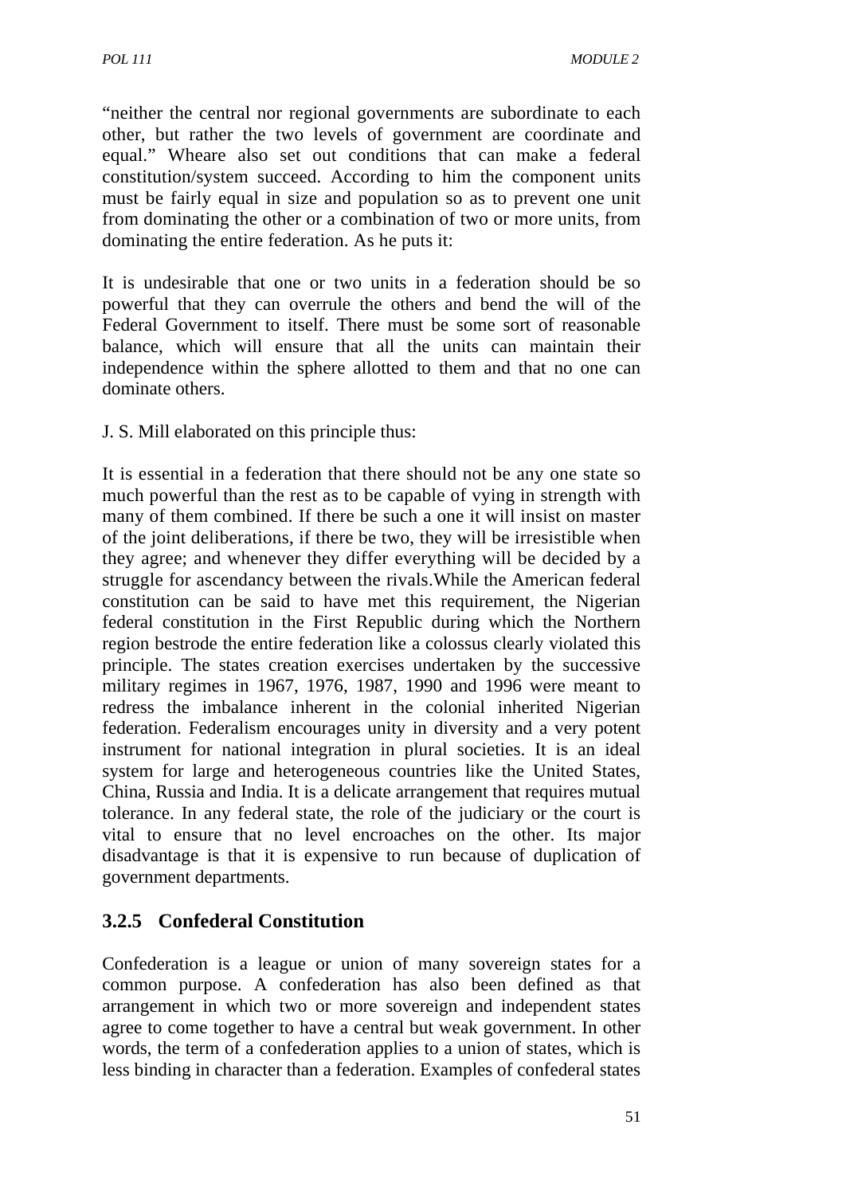"neither the central nor regional governments are subordinate to each other, but rather the two levels of government are coordinate and equal." Wheare also set out conditions that can make a federal constitution/system succeed. According to him the component units must be fairly equal in size and population so as to prevent one unit from dominating the other or a combination of two or more units, from dominating the entire federation. As he puts it:

It is undesirable that one or two units in a federation should be so powerful that they can overrule the others and bend the will of the Federal Government to itself. There must be some sort of reasonable balance, which will ensure that all the units can maintain their independence within the sphere allotted to them and that no one can dominate others.

J. S. Mill elaborated on this principle thus:

It is essential in a federation that there should not be any one state so much powerful than the rest as to be capable of vying in strength with many of them combined. If there be such a one it will insist on master of the joint deliberations, if there be two, they will be irresistible when they agree; and whenever they differ everything will be decided by a struggle for ascendancy between the rivals.While the American federal constitution can be said to have met this requirement, the Nigerian federal constitution in the First Republic during which the Northern region bestrode the entire federation like a colossus clearly violated this principle. The states creation exercises undertaken by the successive military regimes in 1967, 1976, 1987, 1990 and 1996 were meant to redress the imbalance inherent in the colonial inherited Nigerian federation. Federalism encourages unity in diversity and a very potent instrument for national integration in plural societies. It is an ideal system for large and heterogeneous countries like the United States, China, Russia and India. It is a delicate arrangement that requires mutual tolerance. In any federal state, the role of the judiciary or the court is vital to ensure that no level encroaches on the other. Its major disadvantage is that it is expensive to run because of duplication of government departments.

### 3.2.5 Confederal Constitution

Confederation is a league or union of many sovereign states for a common purpose. A confederation has also been defined as that arrangement in which two or more sovereign and independent states agree to come together to have a central but weak government. In other words, the term of a confederation applies to a union of states, which is less binding in character than a federation. Examples of confederal states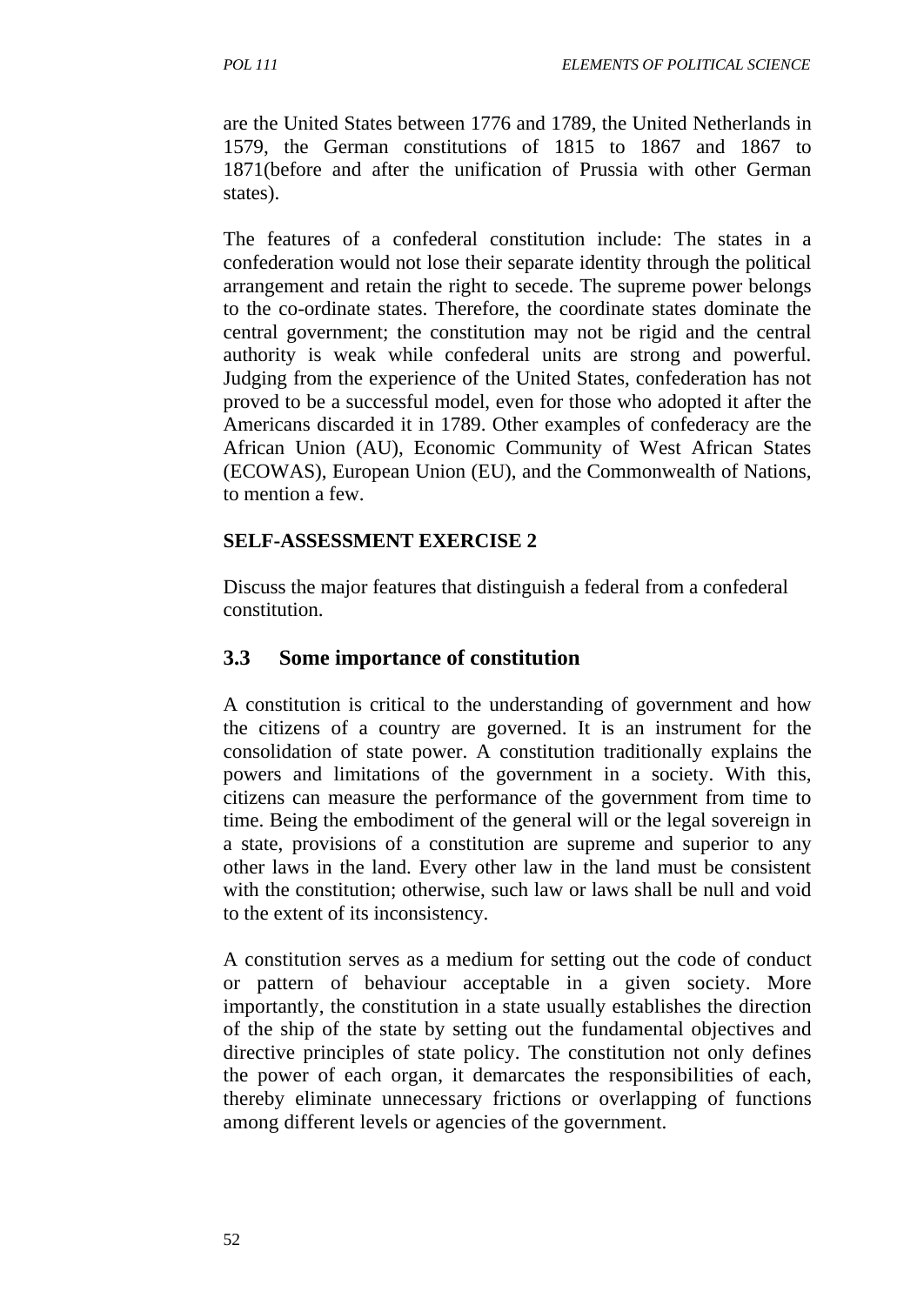are the United States between 1776 and 1789, the United Netherlands in 1579, the German constitutions of 1815 to 1867 and 1867 to 1871(before and after the unification of Prussia with other German states).

The features of a confederal constitution include: The states in a confederation would not lose their separate identity through the political arrangement and retain the right to secede. The supreme power belongs to the co-ordinate states. Therefore, the coordinate states dominate the central government; the constitution may not be rigid and the central authority is weak while confederal units are strong and powerful. Judging from the experience of the United States, confederation has not proved to be a successful model, even for those who adopted it after the Americans discarded it in 1789. Other examples of confederacy are the African Union (AU), Economic Community of West African States (ECOWAS), European Union (EU), and the Commonwealth of Nations, to mention a few.

**SELF-ASSESSMENT EXERCISE 2**

Discuss the major features that distinguish a federal from a confederal constitution.

## 3.3 Some importance of constitution

A constitution is critical to the understanding of government and how the citizens of a country are governed. It is an instrument for the consolidation of state power. A constitution traditionally explains the powers and limitations of the government in a society. With this, citizens can measure the performance of the government from time to time. Being the embodiment of the general will or the legal sovereign in a state, provisions of a constitution are supreme and superior to any other laws in the land. Every other law in the land must be consistent with the constitution; otherwise, such law or laws shall be null and void to the extent of its inconsistency.

A constitution serves as a medium for setting out the code of conduct or pattern of behaviour acceptable in a given society. More importantly, the constitution in a state usually establishes the direction of the ship of the state by setting out the fundamental objectives and directive principles of state policy. The constitution not only defines the power of each organ, it demarcates the responsibilities of each, thereby eliminate unnecessary frictions or overlapping of functions among different levels or agencies of the government.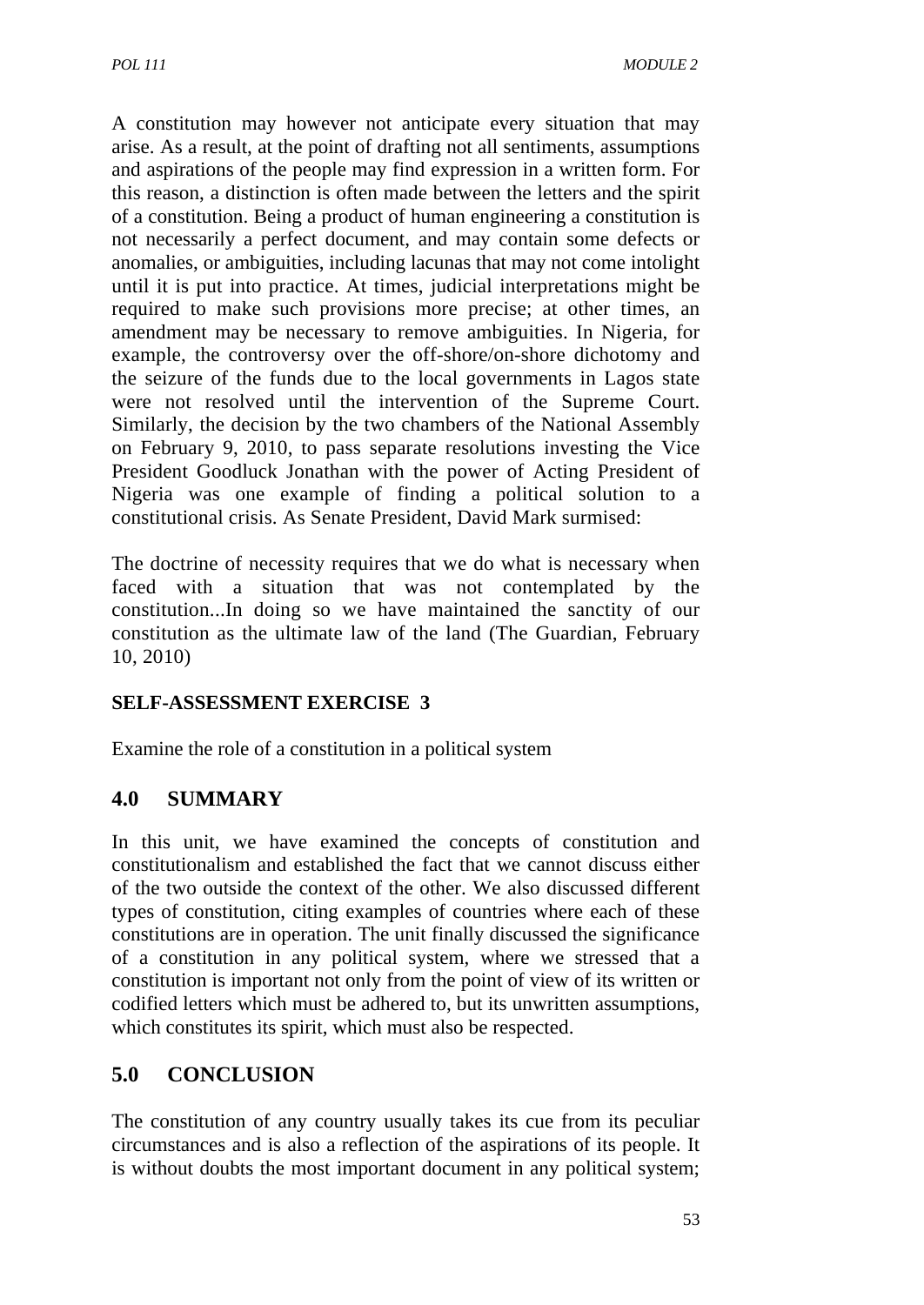A constitution may however not anticipate every situation that may arise. As a result, at the point of drafting not all sentiments, assumptions and aspirations of the people may find expression in a written form. For this reason, a distinction is often made between the letters and the spirit of a constitution. Being a product of human engineering a constitution is not necessarily a perfect document, and may contain some defects or anomalies, or ambiguities, including lacunas that may not come intolight until it is put into practice. At times, judicial interpretations might be required to make such provisions more precise; at other times, an amendment may be necessary to remove ambiguities. In Nigeria, for example, the controversy over the off-shore/on-shore dichotomy and the seizure of the funds due to the local governments in Lagos state were not resolved until the intervention of the Supreme Court. Similarly, the decision by the two chambers of the National Assembly on February 9, 2010, to pass separate resolutions investing the Vice President Goodluck Jonathan with the power of Acting President of Nigeria was one example of finding a political solution to a constitutional crisis. As Senate President, David Mark surmised:

The doctrine of necessity requires that we do what is necessary when faced with a situation that was not contemplated by the constitution...In doing so we have maintained the sanctity of our constitution as the ultimate law of the land (The Guardian, February 10, 2010)

**SELF-ASSESSMENT EXERCISE 3**

Examine the role of a constitution in a political system

## 4.0 SUMMARY

In this unit, we have examined the concepts of constitution and constitutionalism and established the fact that we cannot discuss either of the two outside the context of the other. We also discussed different types of constitution, citing examples of countries where each of these constitutions are in operation. The unit finally discussed the significance of a constitution in any political system, where we stressed that a constitution is important not only from the point of view of its written or codified letters which must be adhered to, but its unwritten assumptions, which constitutes its spirit, which must also be respected.

## 5.0 CONCLUSION

The constitution of any country usually takes its cue from its peculiar circumstances and is also a reflection of the aspirations of its people. It is without doubts the most important document in any political system;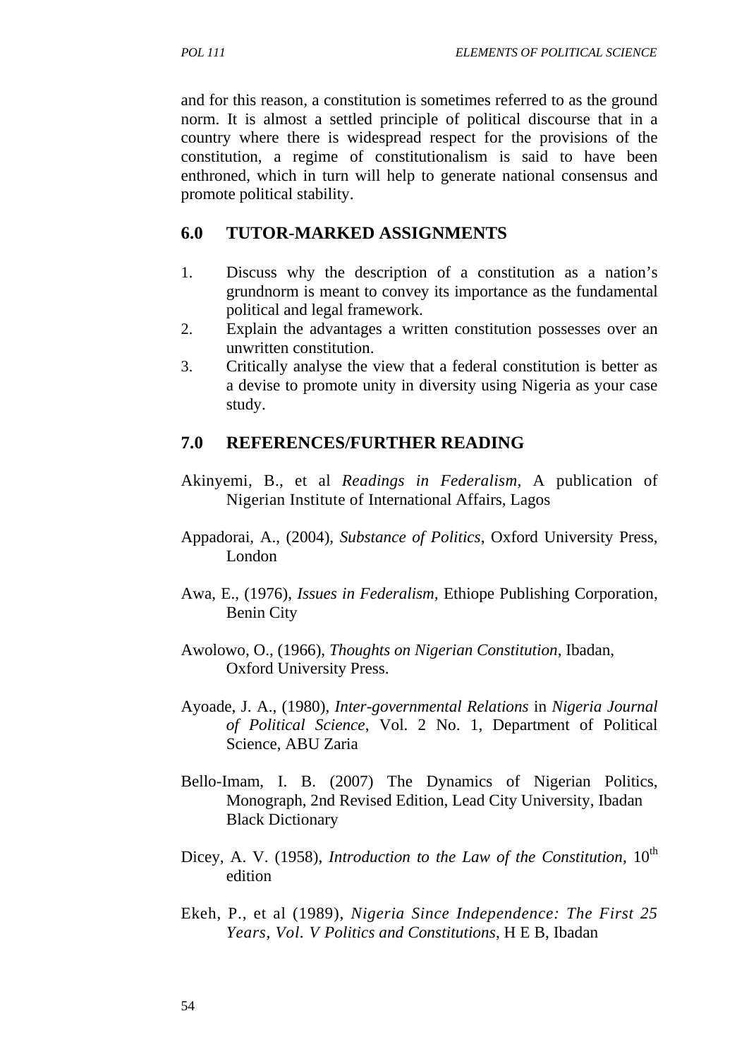and for this reason, a constitution is sometimes referred to as the ground norm. It is almost a settled principle of political discourse that in a country where there is widespread respect for the provisions of the constitution, a regime of constitutionalism is said to have been enthroned, which in turn will help to generate national consensus and promote political stability.

## 6.0 TUTOR-MARKED ASSIGNMENTS

1. Discuss why the description of a constitution as a nation's grundnorm is meant to convey its importance as the fundamental political and legal framework.
2. Explain the advantages a written constitution possesses over an unwritten constitution.
3. Critically analyse the view that a federal constitution is better as a devise to promote unity in diversity using Nigeria as your case study.

## 7.0 REFERENCES/FURTHER READING

Akinyemi, B., et al *Readings in Federalism*, A publication of Nigerian Institute of International Affairs, Lagos

Appadorai, A., (2004), *Substance of Politics*, Oxford University Press, London

Awa, E., (1976), *Issues in Federalism,* Ethiope Publishing Corporation, Benin City

Awolowo, O., (1966), *Thoughts on Nigerian Constitution*, Ibadan, Oxford University Press.

Ayoade, J. A., (1980), *Inter-governmental Relations* in *Nigeria Journal of Political Science*, Vol. 2 No. 1, Department of Political Science, ABU Zaria

Bello-Imam, I. B. (2007) The Dynamics of Nigerian Politics, Monograph, 2nd Revised Edition, Lead City University, Ibadan Black Dictionary

Dicey, A. V. (1958), *Introduction to the Law of the Constitution*, 10th edition

Ekeh, P., et al (1989), *Nigeria Since Independence: The First 25 Years, Vol. V Politics and Constitutions*, H E B, Ibadan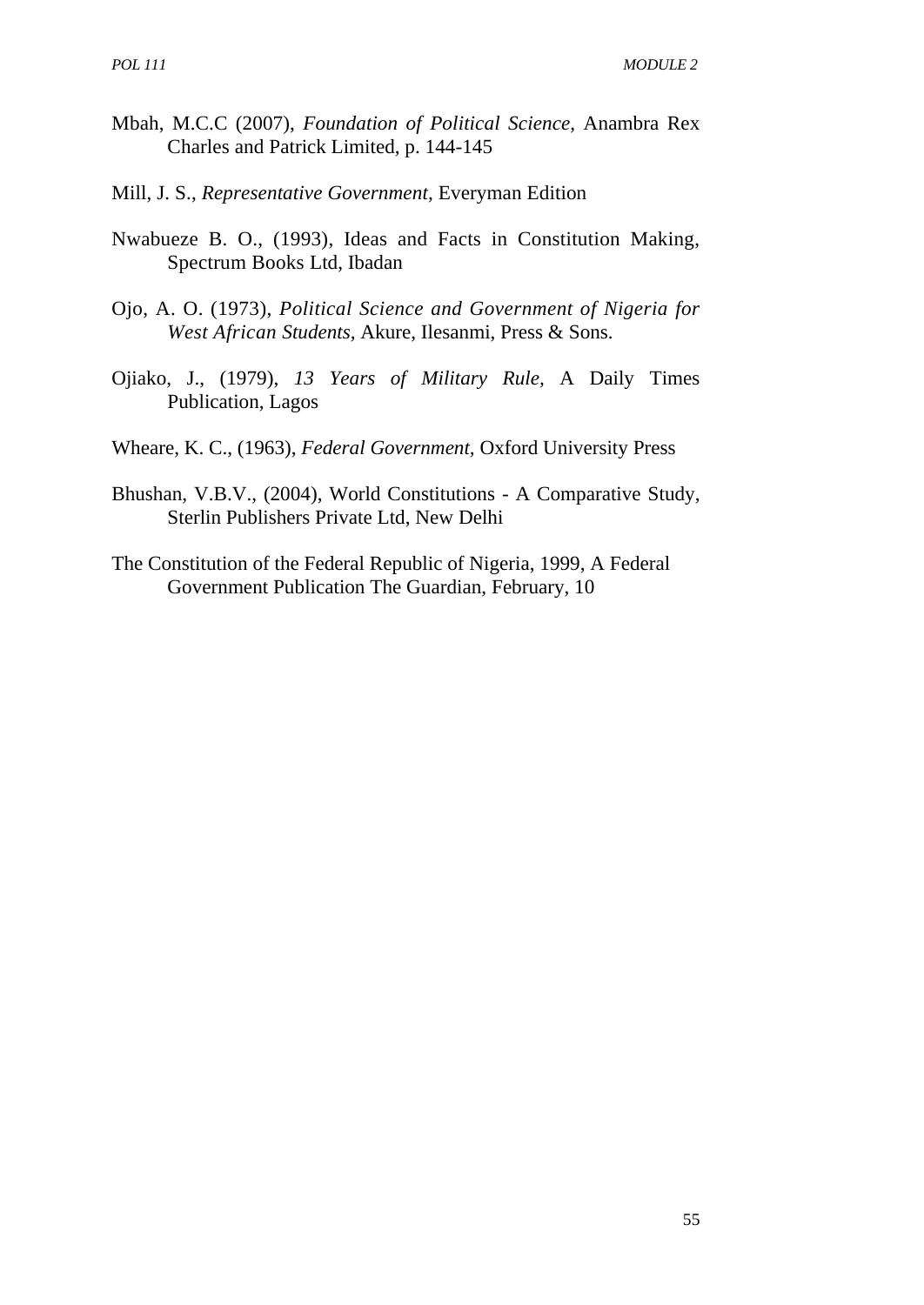Mbah, M.C.C (2007), *Foundation of Political Science*, Anambra Rex Charles and Patrick Limited, p. 144-145

Mill, J. S., *Representative Government*, Everyman Edition

Nwabueze B. O., (1993), Ideas and Facts in Constitution Making, Spectrum Books Ltd, Ibadan

Ojo, A. O. (1973), *Political Science and Government of Nigeria for West African Students*, Akure, Ilesanmi, Press & Sons.

Ojiako, J., (1979), *13 Years of Military Rule*, A Daily Times Publication, Lagos

Wheare, K. C., (1963), *Federal Government*, Oxford University Press

Bhushan, V.B.V., (2004), World Constitutions - A Comparative Study, Sterlin Publishers Private Ltd, New Delhi

The Constitution of the Federal Republic of Nigeria, 1999, A Federal Government Publication The Guardian, February, 10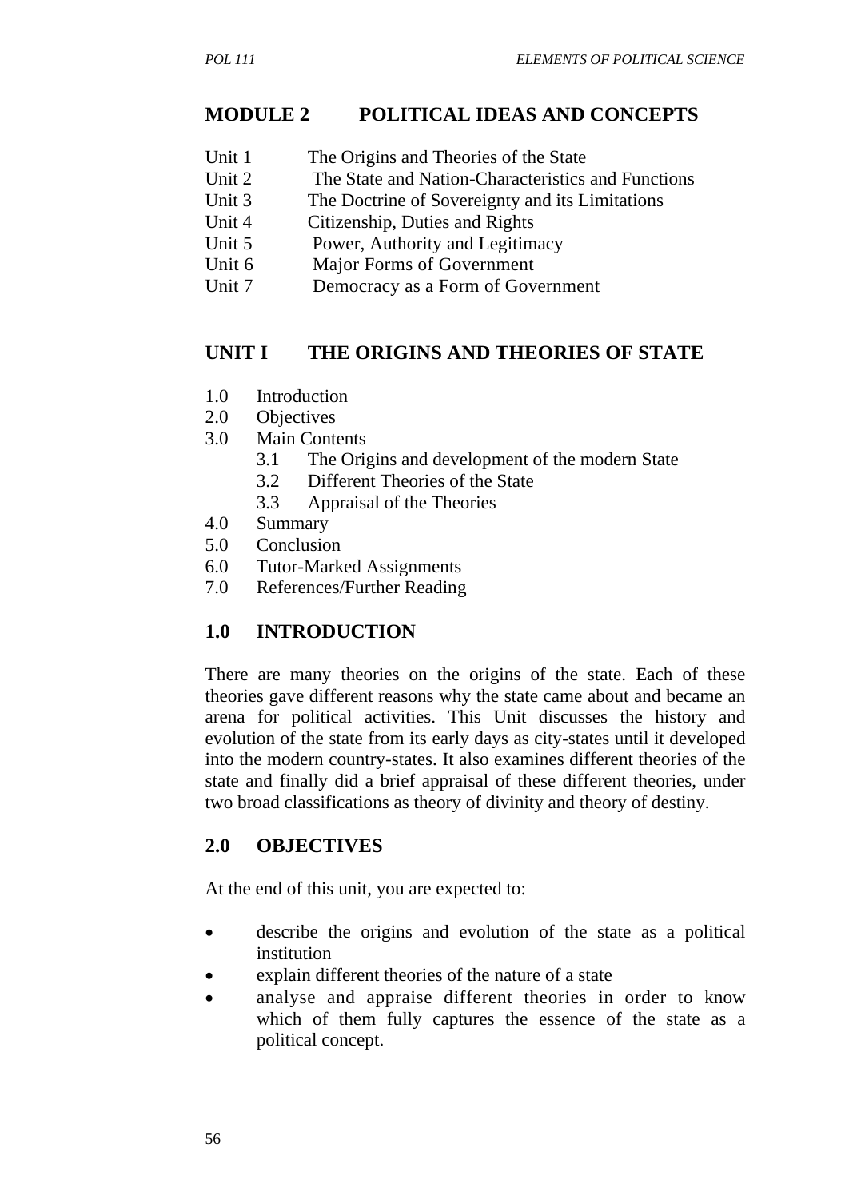## MODULE 2 POLITICAL IDEAS AND CONCEPTS

- Unit 1 The Origins and Theories of the State
- Unit 2 The State and Nation-Characteristics and Functions
- Unit 3 The Doctrine of Sovereignty and its Limitations
- Unit 4 Citizenship, Duties and Rights
- Unit 5 Power, Authority and Legitimacy
- Unit 6 Major Forms of Government
- Unit 7 Democracy as a Form of Government

## UNIT I THE ORIGINS AND THEORIES OF STATE

- 1.0 Introduction
- 2.0 Objectives
- 3.0 Main Contents
    - 3.1 The Origins and development of the modern State
    - 3.2 Different Theories of the State
    - 3.3 Appraisal of the Theories
- 4.0 Summary
- 5.0 Conclusion
- 6.0 Tutor-Marked Assignments
- 7.0 References/Further Reading

## 1.0 INTRODUCTION

There are many theories on the origins of the state. Each of these theories gave different reasons why the state came about and became an arena for political activities. This Unit discusses the history and evolution of the state from its early days as city-states until it developed into the modern country-states. It also examines different theories of the state and finally did a brief appraisal of these different theories, under two broad classifications as theory of divinity and theory of destiny.

## 2.0 OBJECTIVES

At the end of this unit, you are expected to:

- describe the origins and evolution of the state as a political institution
- explain different theories of the nature of a state
- analyse and appraise different theories in order to know which of them fully captures the essence of the state as a political concept.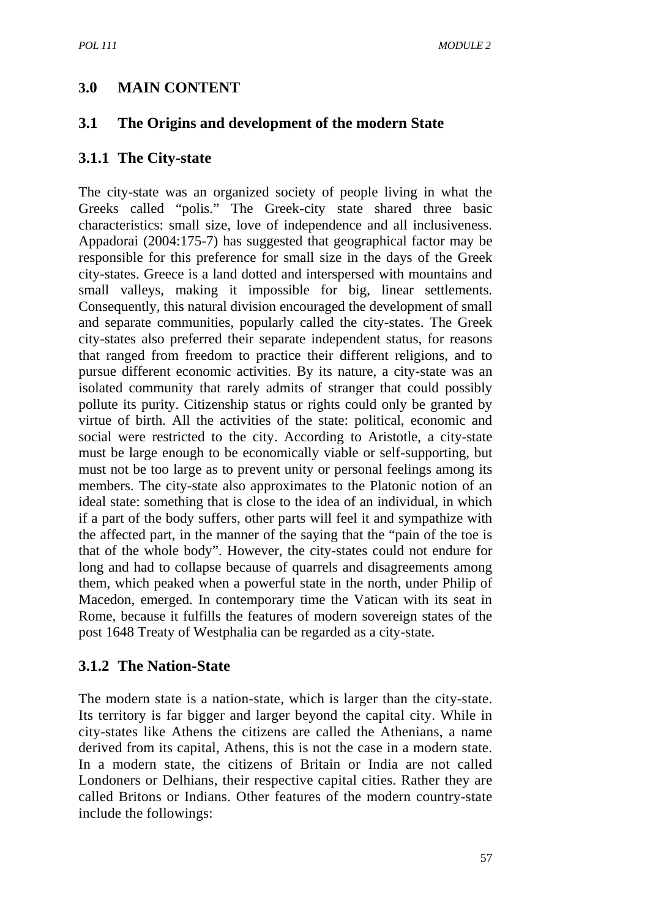## 3.0 MAIN CONTENT

### 3.1 The Origins and development of the modern State

#### 3.1.1 The City-state

The city-state was an organized society of people living in what the Greeks called "polis." The Greek-city state shared three basic characteristics: small size, love of independence and all inclusiveness. Appadorai (2004:175-7) has suggested that geographical factor may be responsible for this preference for small size in the days of the Greek city-states. Greece is a land dotted and interspersed with mountains and small valleys, making it impossible for big, linear settlements. Consequently, this natural division encouraged the development of small and separate communities, popularly called the city-states. The Greek city-states also preferred their separate independent status, for reasons that ranged from freedom to practice their different religions, and to pursue different economic activities. By its nature, a city-state was an isolated community that rarely admits of stranger that could possibly pollute its purity. Citizenship status or rights could only be granted by virtue of birth. All the activities of the state: political, economic and social were restricted to the city. According to Aristotle, a city-state must be large enough to be economically viable or self-supporting, but must not be too large as to prevent unity or personal feelings among its members. The city-state also approximates to the Platonic notion of an ideal state: something that is close to the idea of an individual, in which if a part of the body suffers, other parts will feel it and sympathize with the affected part, in the manner of the saying that the "pain of the toe is that of the whole body". However, the city-states could not endure for long and had to collapse because of quarrels and disagreements among them, which peaked when a powerful state in the north, under Philip of Macedon, emerged. In contemporary time the Vatican with its seat in Rome, because it fulfills the features of modern sovereign states of the post 1648 Treaty of Westphalia can be regarded as a city-state.

#### 3.1.2 The Nation-State

The modern state is a nation-state, which is larger than the city-state. Its territory is far bigger and larger beyond the capital city. While in city-states like Athens the citizens are called the Athenians, a name derived from its capital, Athens, this is not the case in a modern state. In a modern state, the citizens of Britain or India are not called Londoners or Delhians, their respective capital cities. Rather they are called Britons or Indians. Other features of the modern country-state include the followings: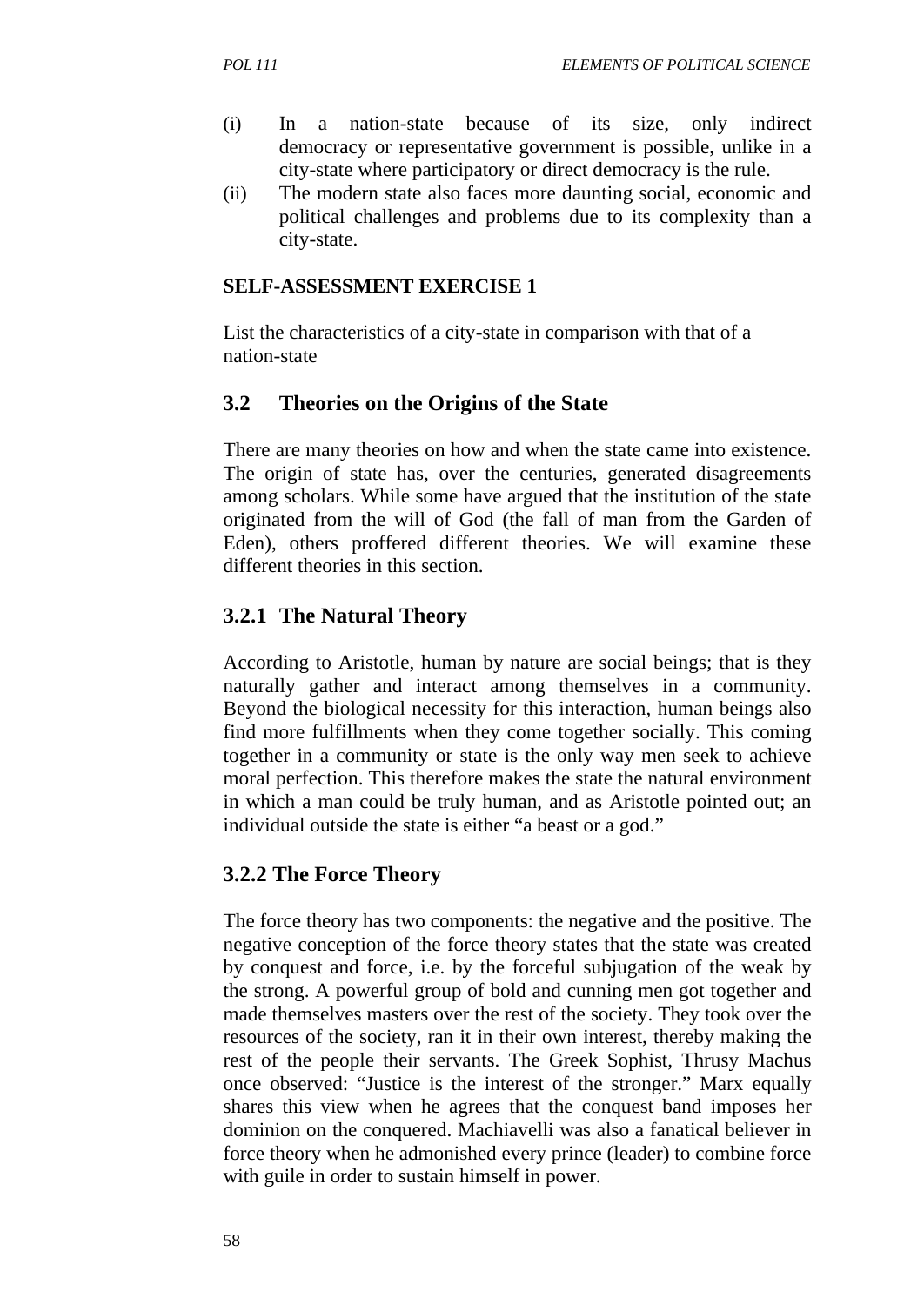(i) In a nation-state because of its size, only indirect democracy or representative government is possible, unlike in a city-state where participatory or direct democracy is the rule.

(ii) The modern state also faces more daunting social, economic and political challenges and problems due to its complexity than a city-state.

**SELF-ASSESSMENT EXERCISE 1**

List the characteristics of a city-state in comparison with that of a nation-state

## 3.2 Theories on the Origins of the State

There are many theories on how and when the state came into existence. The origin of state has, over the centuries, generated disagreements among scholars. While some have argued that the institution of the state originated from the will of God (the fall of man from the Garden of Eden), others proffered different theories. We will examine these different theories in this section.

### 3.2.1 The Natural Theory

According to Aristotle, human by nature are social beings; that is they naturally gather and interact among themselves in a community. Beyond the biological necessity for this interaction, human beings also find more fulfillments when they come together socially. This coming together in a community or state is the only way men seek to achieve moral perfection. This therefore makes the state the natural environment in which a man could be truly human, and as Aristotle pointed out; an individual outside the state is either "a beast or a god."

### 3.2.2 The Force Theory

The force theory has two components: the negative and the positive. The negative conception of the force theory states that the state was created by conquest and force, i.e. by the forceful subjugation of the weak by the strong. A powerful group of bold and cunning men got together and made themselves masters over the rest of the society. They took over the resources of the society, ran it in their own interest, thereby making the rest of the people their servants. The Greek Sophist, Thrusy Machus once observed: "Justice is the interest of the stronger." Marx equally shares this view when he agrees that the conquest band imposes her dominion on the conquered. Machiavelli was also a fanatical believer in force theory when he admonished every prince (leader) to combine force with guile in order to sustain himself in power.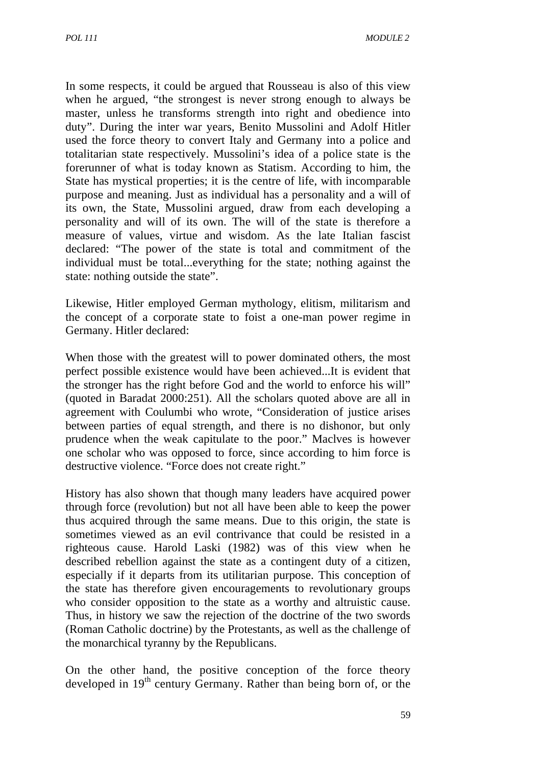In some respects, it could be argued that Rousseau is also of this view when he argued, "the strongest is never strong enough to always be master, unless he transforms strength into right and obedience into duty". During the inter war years, Benito Mussolini and Adolf Hitler used the force theory to convert Italy and Germany into a police and totalitarian state respectively. Mussolini's idea of a police state is the forerunner of what is today known as Statism. According to him, the State has mystical properties; it is the centre of life, with incomparable purpose and meaning. Just as individual has a personality and a will of its own, the State, Mussolini argued, draw from each developing a personality and will of its own. The will of the state is therefore a measure of values, virtue and wisdom. As the late Italian fascist declared: "The power of the state is total and commitment of the individual must be total...everything for the state; nothing against the state: nothing outside the state".

Likewise, Hitler employed German mythology, elitism, militarism and the concept of a corporate state to foist a one-man power regime in Germany. Hitler declared:

When those with the greatest will to power dominated others, the most perfect possible existence would have been achieved...It is evident that the stronger has the right before God and the world to enforce his will" (quoted in Baradat 2000:251). All the scholars quoted above are all in agreement with Coulumbi who wrote, "Consideration of justice arises between parties of equal strength, and there is no dishonor, but only prudence when the weak capitulate to the poor." MacIves is however one scholar who was opposed to force, since according to him force is destructive violence. "Force does not create right."

History has also shown that though many leaders have acquired power through force (revolution) but not all have been able to keep the power thus acquired through the same means. Due to this origin, the state is sometimes viewed as an evil contrivance that could be resisted in a righteous cause. Harold Laski (1982) was of this view when he described rebellion against the state as a contingent duty of a citizen, especially if it departs from its utilitarian purpose. This conception of the state has therefore given encouragements to revolutionary groups who consider opposition to the state as a worthy and altruistic cause. Thus, in history we saw the rejection of the doctrine of the two swords (Roman Catholic doctrine) by the Protestants, as well as the challenge of the monarchical tyranny by the Republicans.

On the other hand, the positive conception of the force theory developed in 19th century Germany. Rather than being born of, or the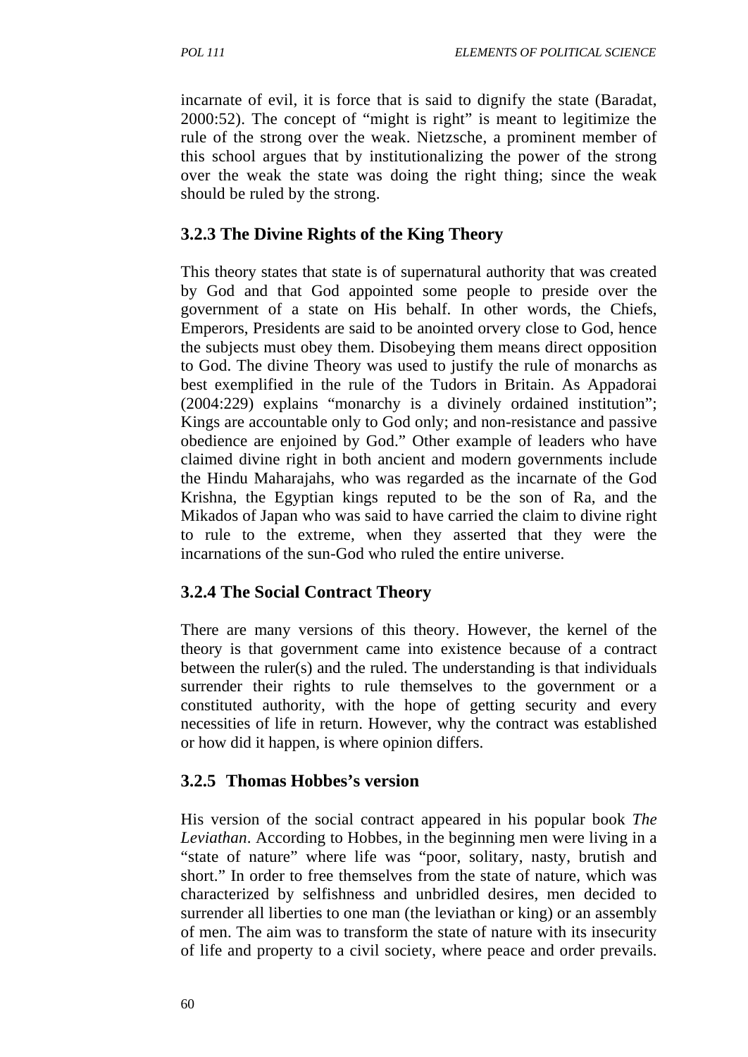incarnate of evil, it is force that is said to dignify the state (Baradat, 2000:52). The concept of "might is right" is meant to legitimize the rule of the strong over the weak. Nietzsche, a prominent member of this school argues that by institutionalizing the power of the strong over the weak the state was doing the right thing; since the weak should be ruled by the strong.

### 3.2.3 The Divine Rights of the King Theory

This theory states that state is of supernatural authority that was created by God and that God appointed some people to preside over the government of a state on His behalf. In other words, the Chiefs, Emperors, Presidents are said to be anointed orvery close to God, hence the subjects must obey them. Disobeying them means direct opposition to God. The divine Theory was used to justify the rule of monarchs as best exemplified in the rule of the Tudors in Britain. As Appadorai (2004:229) explains "monarchy is a divinely ordained institution"; Kings are accountable only to God only; and non-resistance and passive obedience are enjoined by God." Other example of leaders who have claimed divine right in both ancient and modern governments include the Hindu Maharajahs, who was regarded as the incarnate of the God Krishna, the Egyptian kings reputed to be the son of Ra, and the Mikados of Japan who was said to have carried the claim to divine right to rule to the extreme, when they asserted that they were the incarnations of the sun-God who ruled the entire universe.

### 3.2.4 The Social Contract Theory

There are many versions of this theory. However, the kernel of the theory is that government came into existence because of a contract between the ruler(s) and the ruled. The understanding is that individuals surrender their rights to rule themselves to the government or a constituted authority, with the hope of getting security and every necessities of life in return. However, why the contract was established or how did it happen, is where opinion differs.

### 3.2.5 Thomas Hobbes's version

His version of the social contract appeared in his popular book *The Leviathan*. According to Hobbes, in the beginning men were living in a "state of nature" where life was "poor, solitary, nasty, brutish and short." In order to free themselves from the state of nature, which was characterized by selfishness and unbridled desires, men decided to surrender all liberties to one man (the leviathan or king) or an assembly of men. The aim was to transform the state of nature with its insecurity of life and property to a civil society, where peace and order prevails.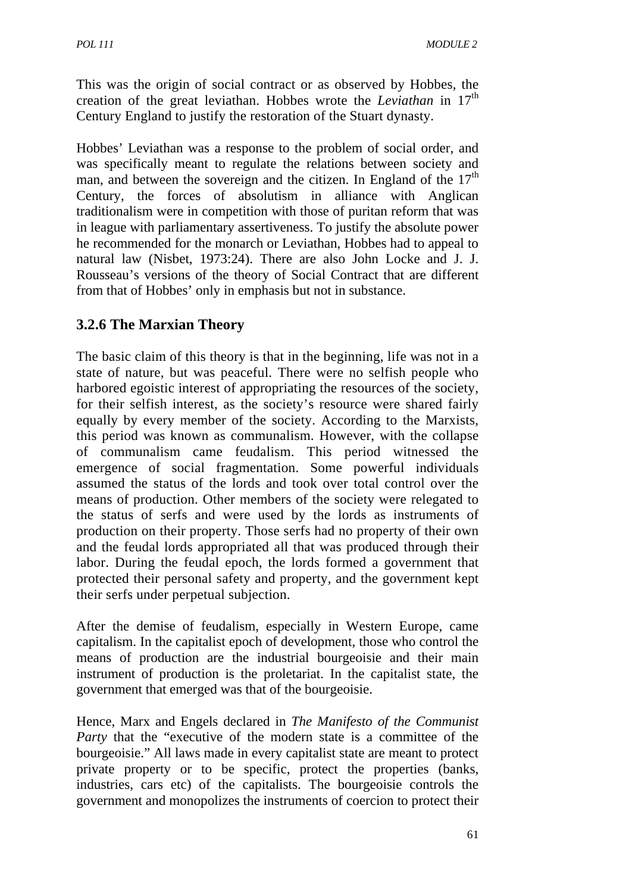This was the origin of social contract or as observed by Hobbes, the creation of the great leviathan. Hobbes wrote the *Leviathan* in 17th Century England to justify the restoration of the Stuart dynasty.

Hobbes' Leviathan was a response to the problem of social order, and was specifically meant to regulate the relations between society and man, and between the sovereign and the citizen. In England of the 17th Century, the forces of absolutism in alliance with Anglican traditionalism were in competition with those of puritan reform that was in league with parliamentary assertiveness. To justify the absolute power he recommended for the monarch or Leviathan, Hobbes had to appeal to natural law (Nisbet, 1973:24). There are also John Locke and J. J. Rousseau's versions of the theory of Social Contract that are different from that of Hobbes' only in emphasis but not in substance.

### 3.2.6 The Marxian Theory

The basic claim of this theory is that in the beginning, life was not in a state of nature, but was peaceful. There were no selfish people who harbored egoistic interest of appropriating the resources of the society, for their selfish interest, as the society's resource were shared fairly equally by every member of the society. According to the Marxists, this period was known as communalism. However, with the collapse of communalism came feudalism. This period witnessed the emergence of social fragmentation. Some powerful individuals assumed the status of the lords and took over total control over the means of production. Other members of the society were relegated to the status of serfs and were used by the lords as instruments of production on their property. Those serfs had no property of their own and the feudal lords appropriated all that was produced through their labor. During the feudal epoch, the lords formed a government that protected their personal safety and property, and the government kept their serfs under perpetual subjection.

After the demise of feudalism, especially in Western Europe, came capitalism. In the capitalist epoch of development, those who control the means of production are the industrial bourgeoisie and their main instrument of production is the proletariat. In the capitalist state, the government that emerged was that of the bourgeoisie.

Hence, Marx and Engels declared in *The Manifesto of the Communist Party* that the "executive of the modern state is a committee of the bourgeoisie." All laws made in every capitalist state are meant to protect private property or to be specific, protect the properties (banks, industries, cars etc) of the capitalists. The bourgeoisie controls the government and monopolizes the instruments of coercion to protect their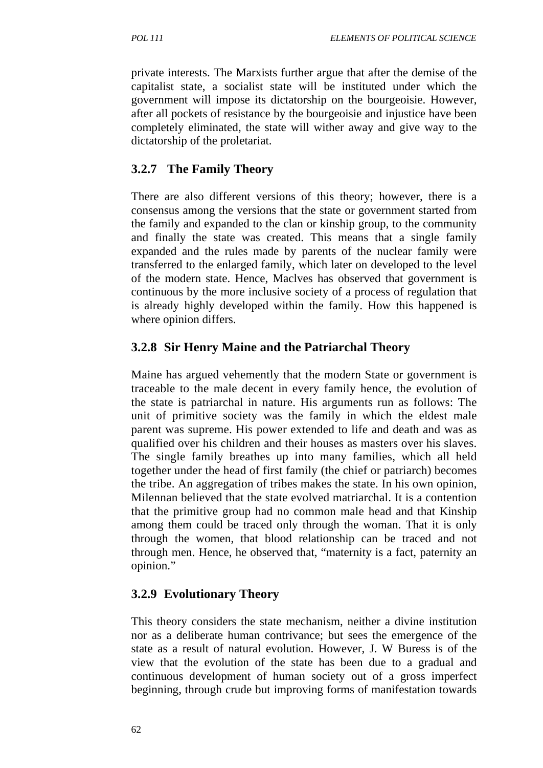private interests. The Marxists further argue that after the demise of the capitalist state, a socialist state will be instituted under which the government will impose its dictatorship on the bourgeoisie. However, after all pockets of resistance by the bourgeoisie and injustice have been completely eliminated, the state will wither away and give way to the dictatorship of the proletariat.

### 3.2.7 The Family Theory

There are also different versions of this theory; however, there is a consensus among the versions that the state or government started from the family and expanded to the clan or kinship group, to the community and finally the state was created. This means that a single family expanded and the rules made by parents of the nuclear family were transferred to the enlarged family, which later on developed to the level of the modern state. Hence, Maclves has observed that government is continuous by the more inclusive society of a process of regulation that is already highly developed within the family. How this happened is where opinion differs.

### 3.2.8 Sir Henry Maine and the Patriarchal Theory

Maine has argued vehemently that the modern State or government is traceable to the male decent in every family hence, the evolution of the state is patriarchal in nature. His arguments run as follows: The unit of primitive society was the family in which the eldest male parent was supreme. His power extended to life and death and was as qualified over his children and their houses as masters over his slaves. The single family breathes up into many families, which all held together under the head of first family (the chief or patriarch) becomes the tribe. An aggregation of tribes makes the state. In his own opinion, Milennan believed that the state evolved matriarchal. It is a contention that the primitive group had no common male head and that Kinship among them could be traced only through the woman. That it is only through the women, that blood relationship can be traced and not through men. Hence, he observed that, “maternity is a fact, paternity an opinion.”

### 3.2.9 Evolutionary Theory

This theory considers the state mechanism, neither a divine institution nor as a deliberate human contrivance; but sees the emergence of the state as a result of natural evolution. However, J. W Buress is of the view that the evolution of the state has been due to a gradual and continuous development of human society out of a gross imperfect beginning, through crude but improving forms of manifestation towards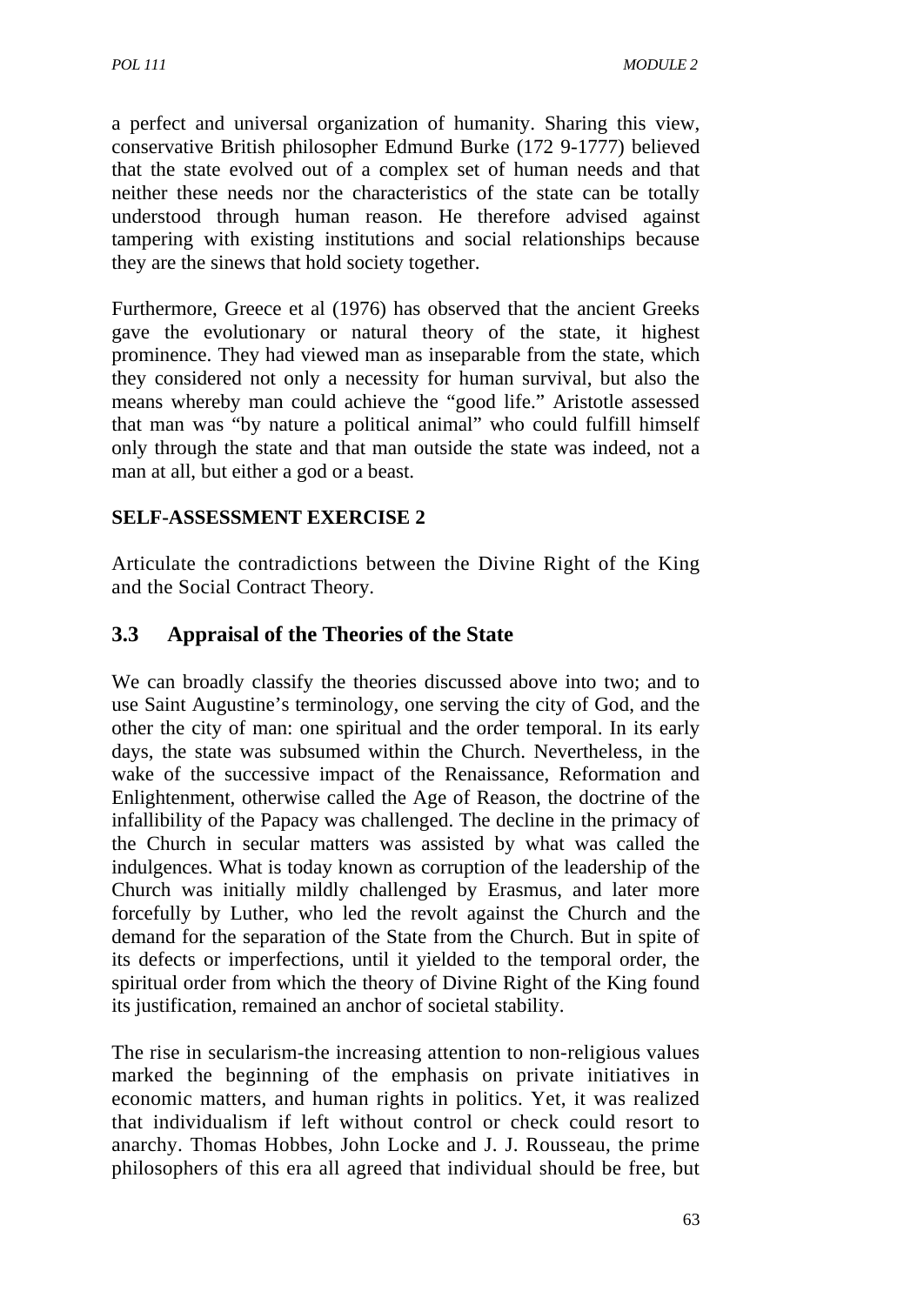a perfect and universal organization of humanity. Sharing this view, conservative British philosopher Edmund Burke (172 9-1777) believed that the state evolved out of a complex set of human needs and that neither these needs nor the characteristics of the state can be totally understood through human reason. He therefore advised against tampering with existing institutions and social relationships because they are the sinews that hold society together.

Furthermore, Greece et al (1976) has observed that the ancient Greeks gave the evolutionary or natural theory of the state, it highest prominence. They had viewed man as inseparable from the state, which they considered not only a necessity for human survival, but also the means whereby man could achieve the "good life." Aristotle assessed that man was "by nature a political animal" who could fulfill himself only through the state and that man outside the state was indeed, not a man at all, but either a god or a beast.

**SELF-ASSESSMENT EXERCISE 2**

Articulate the contradictions between the Divine Right of the King and the Social Contract Theory.

## 3.3 Appraisal of the Theories of the State

We can broadly classify the theories discussed above into two; and to use Saint Augustine's terminology, one serving the city of God, and the other the city of man: one spiritual and the order temporal. In its early days, the state was subsumed within the Church. Nevertheless, in the wake of the successive impact of the Renaissance, Reformation and Enlightenment, otherwise called the Age of Reason, the doctrine of the infallibility of the Papacy was challenged. The decline in the primacy of the Church in secular matters was assisted by what was called the indulgences. What is today known as corruption of the leadership of the Church was initially mildly challenged by Erasmus, and later more forcefully by Luther, who led the revolt against the Church and the demand for the separation of the State from the Church. But in spite of its defects or imperfections, until it yielded to the temporal order, the spiritual order from which the theory of Divine Right of the King found its justification, remained an anchor of societal stability.

The rise in secularism-the increasing attention to non-religious values marked the beginning of the emphasis on private initiatives in economic matters, and human rights in politics. Yet, it was realized that individualism if left without control or check could resort to anarchy. Thomas Hobbes, John Locke and J. J. Rousseau, the prime philosophers of this era all agreed that individual should be free, but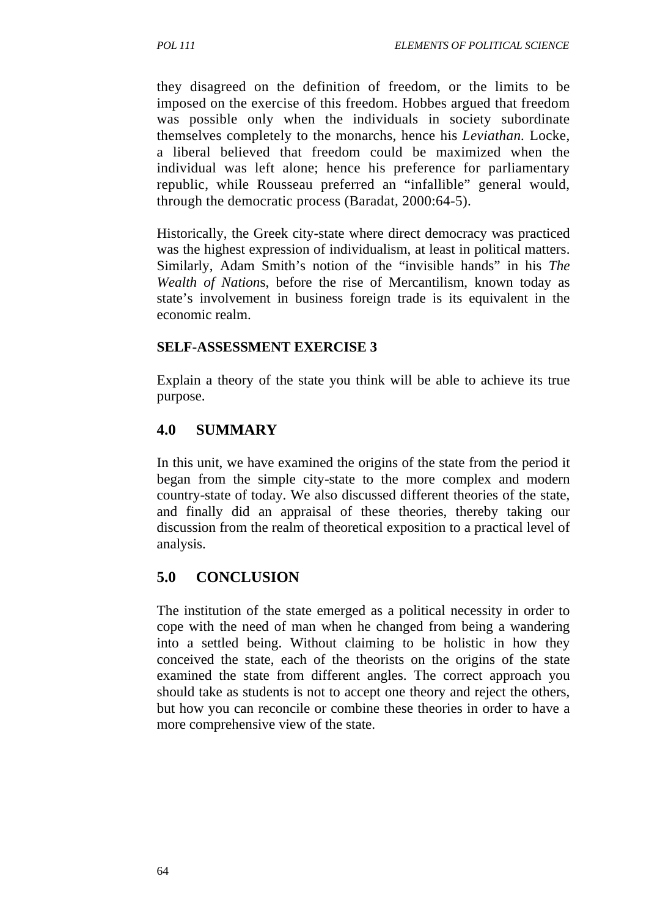they disagreed on the definition of freedom, or the limits to be imposed on the exercise of this freedom. Hobbes argued that freedom was possible only when the individuals in society subordinate themselves completely to the monarchs, hence his *Leviathan*. Locke, a liberal believed that freedom could be maximized when the individual was left alone; hence his preference for parliamentary republic, while Rousseau preferred an "infallible" general would, through the democratic process (Baradat, 2000:64-5).

Historically, the Greek city-state where direct democracy was practiced was the highest expression of individualism, at least in political matters. Similarly, Adam Smith's notion of the "invisible hands" in his *The Wealth of Nation*s, before the rise of Mercantilism, known today as state's involvement in business foreign trade is its equivalent in the economic realm.

**SELF-ASSESSMENT EXERCISE 3**

Explain a theory of the state you think will be able to achieve its true purpose.

## 4.0 SUMMARY

In this unit, we have examined the origins of the state from the period it began from the simple city-state to the more complex and modern country-state of today. We also discussed different theories of the state, and finally did an appraisal of these theories, thereby taking our discussion from the realm of theoretical exposition to a practical level of analysis.

## 5.0 CONCLUSION

The institution of the state emerged as a political necessity in order to cope with the need of man when he changed from being a wandering into a settled being. Without claiming to be holistic in how they conceived the state, each of the theorists on the origins of the state examined the state from different angles. The correct approach you should take as students is not to accept one theory and reject the others, but how you can reconcile or combine these theories in order to have a more comprehensive view of the state.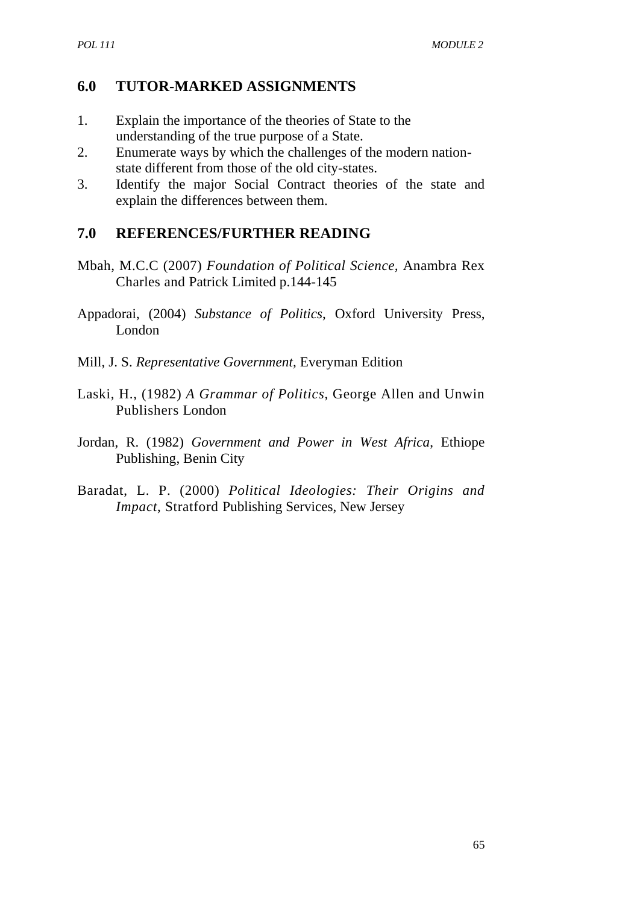## 6.0 TUTOR-MARKED ASSIGNMENTS

1. Explain the importance of the theories of State to the understanding of the true purpose of a State.
2. Enumerate ways by which the challenges of the modern nation-state different from those of the old city-states.
3. Identify the major Social Contract theories of the state and explain the differences between them.

## 7.0 REFERENCES/FURTHER READING

Mbah, M.C.C (2007) *Foundation of Political Science*, Anambra Rex Charles and Patrick Limited p.144-145

Appadorai, (2004) *Substance of Politics*, Oxford University Press, London

Mill, J. S. *Representative Government*, Everyman Edition

Laski, H., (1982) *A Grammar of Politics*, George Allen and Unwin Publishers London

Jordan, R. (1982) *Government and Power in West Africa*, Ethiope Publishing, Benin City

Baradat, L. P. (2000) *Political Ideologies: Their Origins and Impact*, Stratford Publishing Services, New Jersey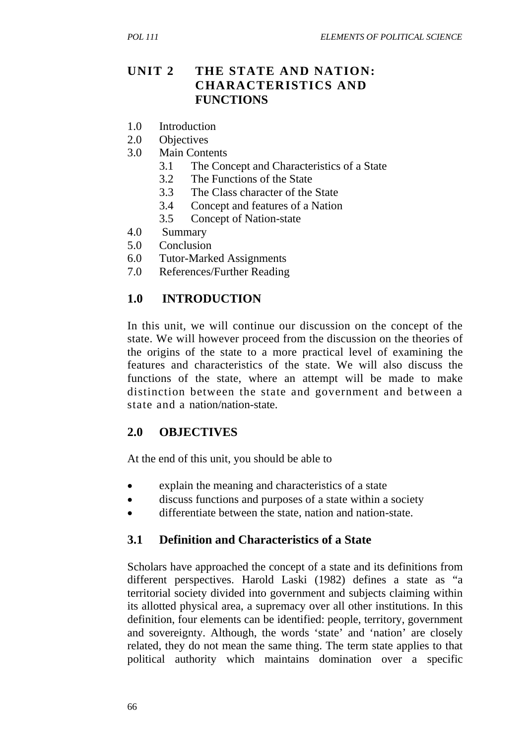## UNIT 2 THE STATE AND NATION: CHARACTERISTICS AND FUNCTIONS

1.0 Introduction
2.0 Objectives
3.0 Main Contents
    3.1 The Concept and Characteristics of a State
    3.2 The Functions of the State
    3.3 The Class character of the State
    3.4 Concept and features of a Nation
    3.5 Concept of Nation-state
4.0 Summary
5.0 Conclusion
6.0 Tutor-Marked Assignments
7.0 References/Further Reading

### 1.0 INTRODUCTION

In this unit, we will continue our discussion on the concept of the state. We will however proceed from the discussion on the theories of the origins of the state to a more practical level of examining the features and characteristics of the state. We will also discuss the functions of the state, where an attempt will be made to make distinction between the state and government and between a state and a nation/nation-state.

### 2.0 OBJECTIVES

At the end of this unit, you should be able to

- explain the meaning and characteristics of a state
- discuss functions and purposes of a state within a society
- differentiate between the state, nation and nation-state.

### 3.1 Definition and Characteristics of a State

Scholars have approached the concept of a state and its definitions from different perspectives. Harold Laski (1982) defines a state as "a territorial society divided into government and subjects claiming within its allotted physical area, a supremacy over all other institutions. In this definition, four elements can be identified: people, territory, government and sovereignty. Although, the words 'state' and 'nation' are closely related, they do not mean the same thing. The term state applies to that political authority which maintains domination over a specific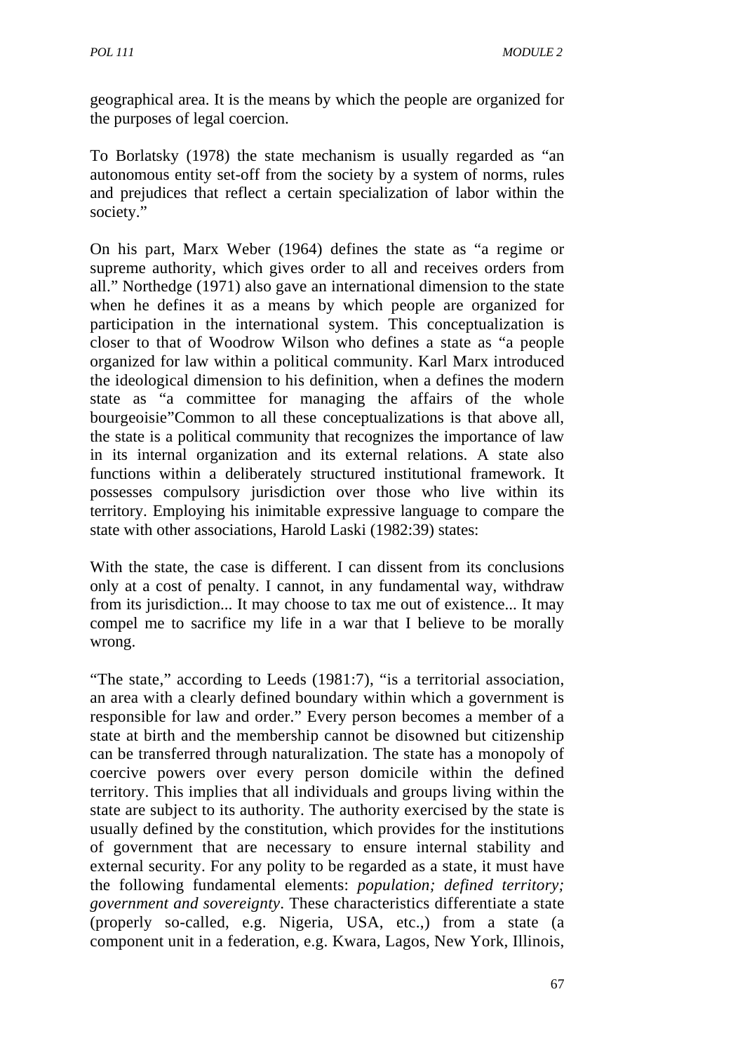geographical area. It is the means by which the people are organized for the purposes of legal coercion.

To Borlatsky (1978) the state mechanism is usually regarded as "an autonomous entity set-off from the society by a system of norms, rules and prejudices that reflect a certain specialization of labor within the society."

On his part, Marx Weber (1964) defines the state as "a regime or supreme authority, which gives order to all and receives orders from all." Northedge (1971) also gave an international dimension to the state when he defines it as a means by which people are organized for participation in the international system. This conceptualization is closer to that of Woodrow Wilson who defines a state as "a people organized for law within a political community. Karl Marx introduced the ideological dimension to his definition, when a defines the modern state as "a committee for managing the affairs of the whole bourgeoisie"Common to all these conceptualizations is that above all, the state is a political community that recognizes the importance of law in its internal organization and its external relations. A state also functions within a deliberately structured institutional framework. It possesses compulsory jurisdiction over those who live within its territory. Employing his inimitable expressive language to compare the state with other associations, Harold Laski (1982:39) states:

With the state, the case is different. I can dissent from its conclusions only at a cost of penalty. I cannot, in any fundamental way, withdraw from its jurisdiction... It may choose to tax me out of existence... It may compel me to sacrifice my life in a war that I believe to be morally wrong.

"The state," according to Leeds (1981:7), "is a territorial association, an area with a clearly defined boundary within which a government is responsible for law and order." Every person becomes a member of a state at birth and the membership cannot be disowned but citizenship can be transferred through naturalization. The state has a monopoly of coercive powers over every person domicile within the defined territory. This implies that all individuals and groups living within the state are subject to its authority. The authority exercised by the state is usually defined by the constitution, which provides for the institutions of government that are necessary to ensure internal stability and external security. For any polity to be regarded as a state, it must have the following fundamental elements: *population; defined territory; government and sovereignty*. These characteristics differentiate a state (properly so-called, e.g. Nigeria, USA, etc.,) from a state (a component unit in a federation, e.g. Kwara, Lagos, New York, Illinois,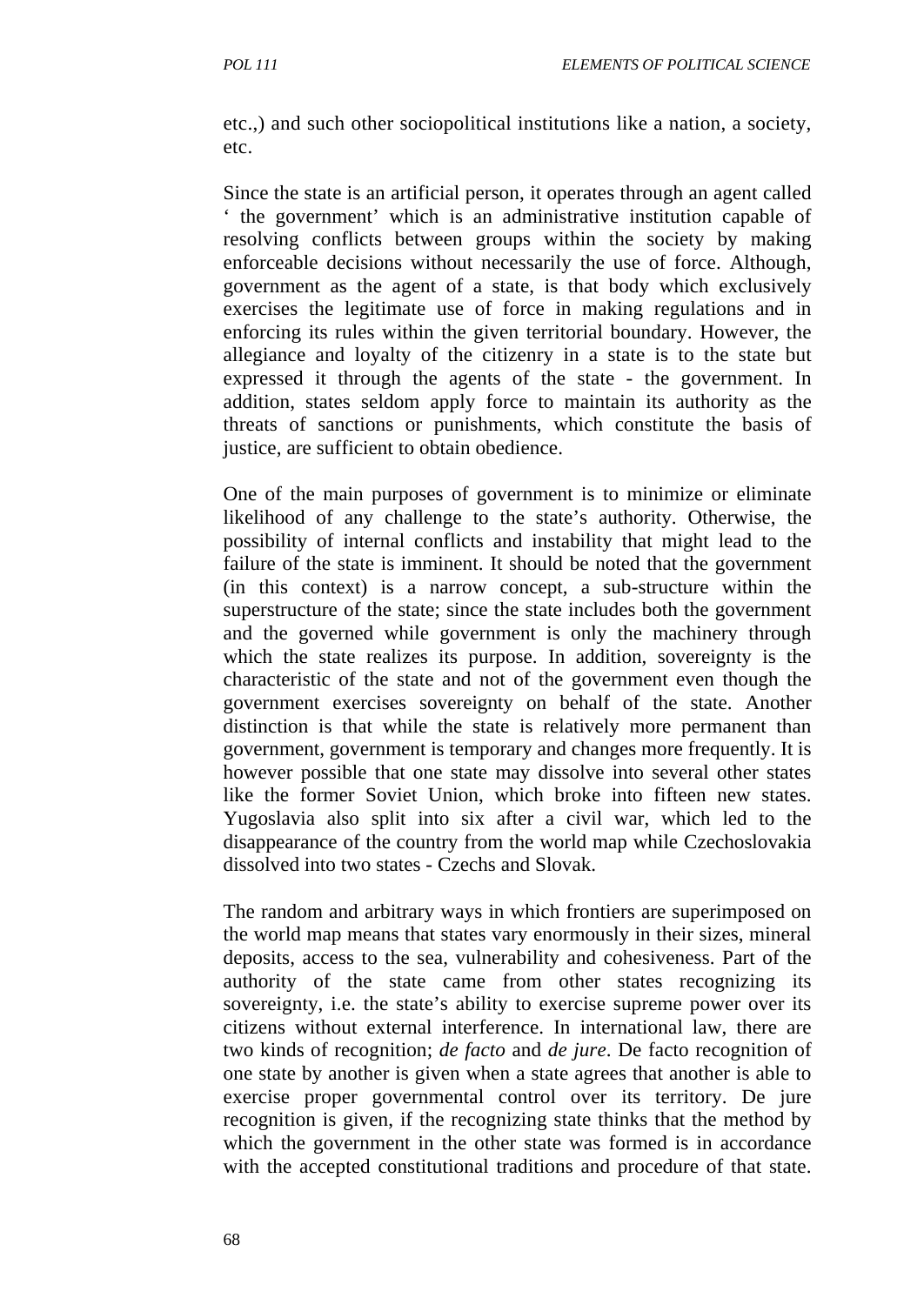etc.,) and such other sociopolitical institutions like a nation, a society, etc.

Since the state is an artificial person, it operates through an agent called ‘ the government’ which is an administrative institution capable of resolving conflicts between groups within the society by making enforceable decisions without necessarily the use of force. Although, government as the agent of a state, is that body which exclusively exercises the legitimate use of force in making regulations and in enforcing its rules within the given territorial boundary. However, the allegiance and loyalty of the citizenry in a state is to the state but expressed it through the agents of the state - the government. In addition, states seldom apply force to maintain its authority as the threats of sanctions or punishments, which constitute the basis of justice, are sufficient to obtain obedience.

One of the main purposes of government is to minimize or eliminate likelihood of any challenge to the state’s authority. Otherwise, the possibility of internal conflicts and instability that might lead to the failure of the state is imminent. It should be noted that the government (in this context) is a narrow concept, a sub-structure within the superstructure of the state; since the state includes both the government and the governed while government is only the machinery through which the state realizes its purpose. In addition, sovereignty is the characteristic of the state and not of the government even though the government exercises sovereignty on behalf of the state. Another distinction is that while the state is relatively more permanent than government, government is temporary and changes more frequently. It is however possible that one state may dissolve into several other states like the former Soviet Union, which broke into fifteen new states. Yugoslavia also split into six after a civil war, which led to the disappearance of the country from the world map while Czechoslovakia dissolved into two states - Czechs and Slovak.

The random and arbitrary ways in which frontiers are superimposed on the world map means that states vary enormously in their sizes, mineral deposits, access to the sea, vulnerability and cohesiveness. Part of the authority of the state came from other states recognizing its sovereignty, i.e. the state’s ability to exercise supreme power over its citizens without external interference. In international law, there are two kinds of recognition; *de facto* and *de jure*. De facto recognition of one state by another is given when a state agrees that another is able to exercise proper governmental control over its territory. De jure recognition is given, if the recognizing state thinks that the method by which the government in the other state was formed is in accordance with the accepted constitutional traditions and procedure of that state.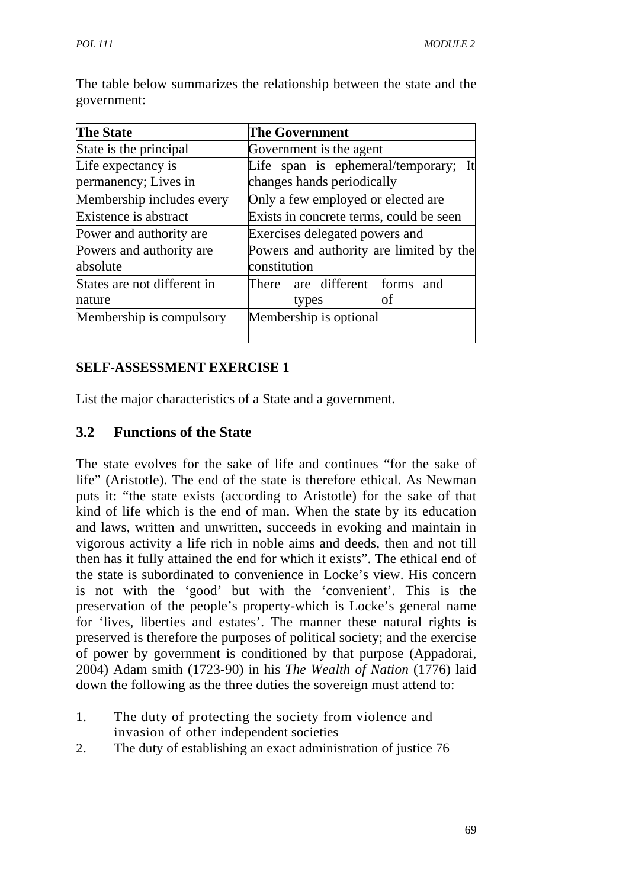The table below summarizes the relationship between the state and the government:

| The State | The Government |
|---|---|
| State is the principal | Government is the agent |
| Life expectancy is permanency; Lives in | Life span is ephemeral/temporary; It changes hands periodically |
| Membership includes every | Only a few employed or elected are |
| Existence is abstract | Exists in concrete terms, could be seen |
| Power and authority are | Exercises delegated powers and |
| Powers and authority are absolute | Powers and authority are limited by the constitution |
| States are not different in nature | There are different forms and types of |
| Membership is compulsory | Membership is optional |
| | |

**SELF-ASSESSMENT EXERCISE 1**

List the major characteristics of a State and a government.

## 3.2 Functions of the State

The state evolves for the sake of life and continues "for the sake of life" (Aristotle). The end of the state is therefore ethical. As Newman puts it: "the state exists (according to Aristotle) for the sake of that kind of life which is the end of man. When the state by its education and laws, written and unwritten, succeeds in evoking and maintain in vigorous activity a life rich in noble aims and deeds, then and not till then has it fully attained the end for which it exists". The ethical end of the state is subordinated to convenience in Locke's view. His concern is not with the 'good' but with the 'convenient'. This is the preservation of the people's property-which is Locke's general name for 'lives, liberties and estates'. The manner these natural rights is preserved is therefore the purposes of political society; and the exercise of power by government is conditioned by that purpose (Appadorai, 2004) Adam smith (1723-90) in his *The Wealth of Nation* (1776) laid down the following as the three duties the sovereign must attend to:

1. The duty of protecting the society from violence and invasion of other independent societies
2. The duty of establishing an exact administration of justice 76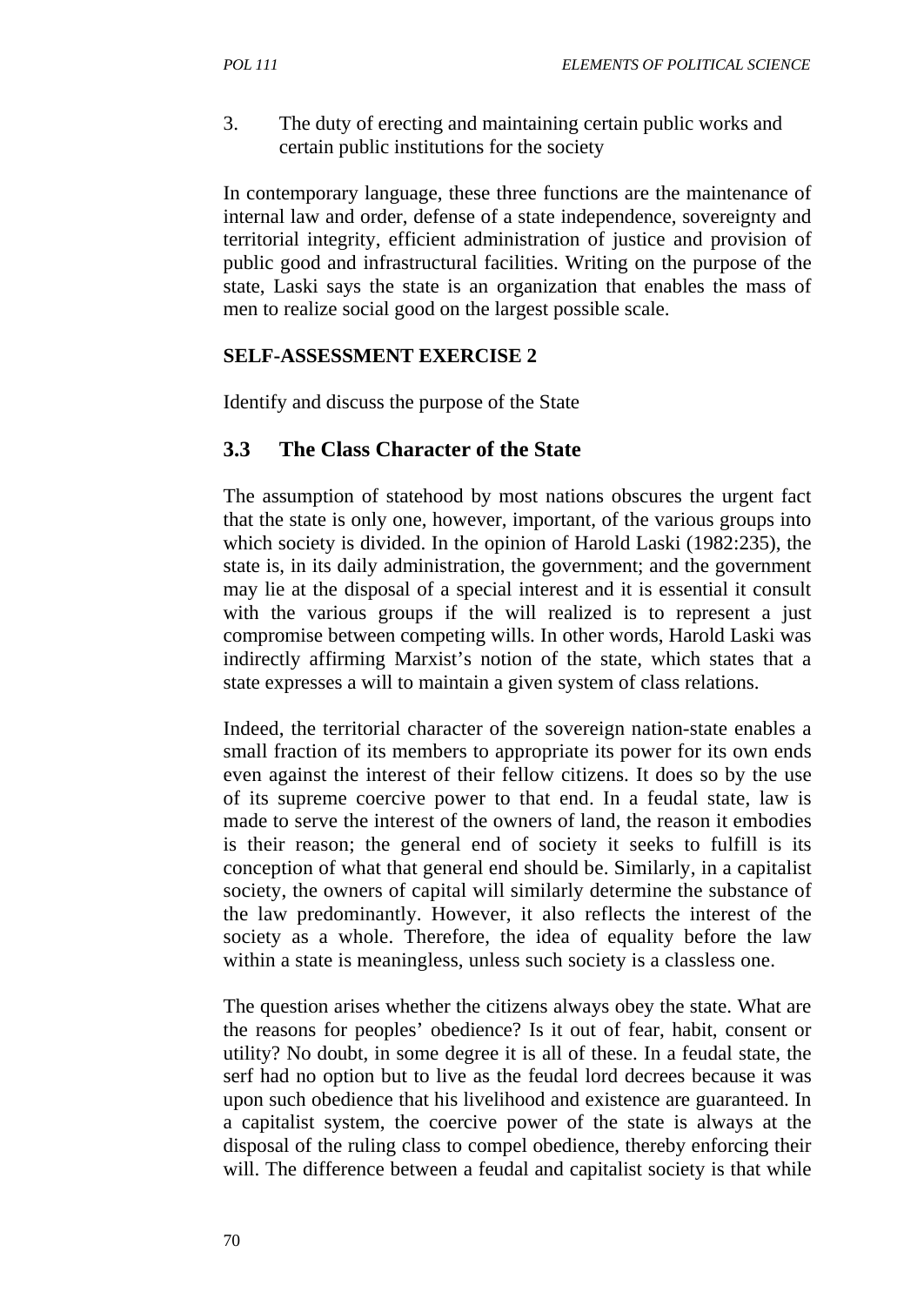3. The duty of erecting and maintaining certain public works and certain public institutions for the society

In contemporary language, these three functions are the maintenance of internal law and order, defense of a state independence, sovereignty and territorial integrity, efficient administration of justice and provision of public good and infrastructural facilities. Writing on the purpose of the state, Laski says the state is an organization that enables the mass of men to realize social good on the largest possible scale.

**SELF-ASSESSMENT EXERCISE 2**

Identify and discuss the purpose of the State

## 3.3 The Class Character of the State

The assumption of statehood by most nations obscures the urgent fact that the state is only one, however, important, of the various groups into which society is divided. In the opinion of Harold Laski (1982:235), the state is, in its daily administration, the government; and the government may lie at the disposal of a special interest and it is essential it consult with the various groups if the will realized is to represent a just compromise between competing wills. In other words, Harold Laski was indirectly affirming Marxist's notion of the state, which states that a state expresses a will to maintain a given system of class relations.

Indeed, the territorial character of the sovereign nation-state enables a small fraction of its members to appropriate its power for its own ends even against the interest of their fellow citizens. It does so by the use of its supreme coercive power to that end. In a feudal state, law is made to serve the interest of the owners of land, the reason it embodies is their reason; the general end of society it seeks to fulfill is its conception of what that general end should be. Similarly, in a capitalist society, the owners of capital will similarly determine the substance of the law predominantly. However, it also reflects the interest of the society as a whole. Therefore, the idea of equality before the law within a state is meaningless, unless such society is a classless one.

The question arises whether the citizens always obey the state. What are the reasons for peoples' obedience? Is it out of fear, habit, consent or utility? No doubt, in some degree it is all of these. In a feudal state, the serf had no option but to live as the feudal lord decrees because it was upon such obedience that his livelihood and existence are guaranteed. In a capitalist system, the coercive power of the state is always at the disposal of the ruling class to compel obedience, thereby enforcing their will. The difference between a feudal and capitalist society is that while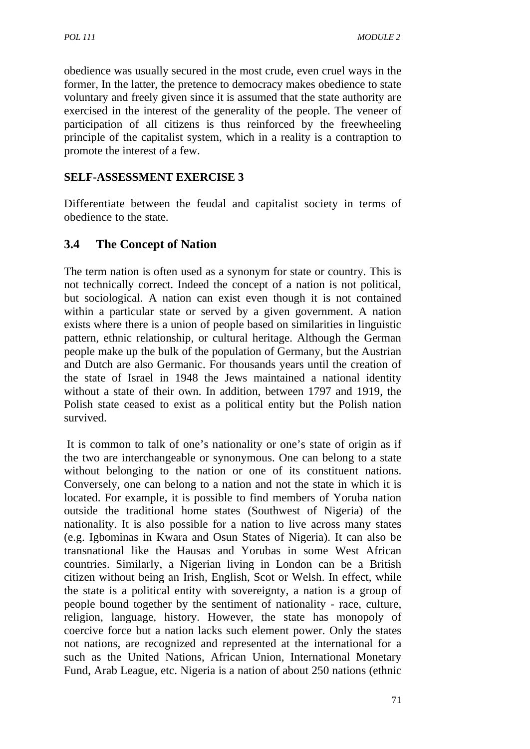obedience was usually secured in the most crude, even cruel ways in the former, In the latter, the pretence to democracy makes obedience to state voluntary and freely given since it is assumed that the state authority are exercised in the interest of the generality of the people. The veneer of participation of all citizens is thus reinforced by the freewheeling principle of the capitalist system, which in a reality is a contraption to promote the interest of a few.

**SELF-ASSESSMENT EXERCISE 3**

Differentiate between the feudal and capitalist society in terms of obedience to the state.

## 3.4 The Concept of Nation

The term nation is often used as a synonym for state or country. This is not technically correct. Indeed the concept of a nation is not political, but sociological. A nation can exist even though it is not contained within a particular state or served by a given government. A nation exists where there is a union of people based on similarities in linguistic pattern, ethnic relationship, or cultural heritage. Although the German people make up the bulk of the population of Germany, but the Austrian and Dutch are also Germanic. For thousands years until the creation of the state of Israel in 1948 the Jews maintained a national identity without a state of their own. In addition, between 1797 and 1919, the Polish state ceased to exist as a political entity but the Polish nation survived.

It is common to talk of one's nationality or one's state of origin as if the two are interchangeable or synonymous. One can belong to a state without belonging to the nation or one of its constituent nations. Conversely, one can belong to a nation and not the state in which it is located. For example, it is possible to find members of Yoruba nation outside the traditional home states (Southwest of Nigeria) of the nationality. It is also possible for a nation to live across many states (e.g. Igbominas in Kwara and Osun States of Nigeria). It can also be transnational like the Hausas and Yorubas in some West African countries. Similarly, a Nigerian living in London can be a British citizen without being an Irish, English, Scot or Welsh. In effect, while the state is a political entity with sovereignty, a nation is a group of people bound together by the sentiment of nationality - race, culture, religion, language, history. However, the state has monopoly of coercive force but a nation lacks such element power. Only the states not nations, are recognized and represented at the international for a such as the United Nations, African Union, International Monetary Fund, Arab League, etc. Nigeria is a nation of about 250 nations (ethnic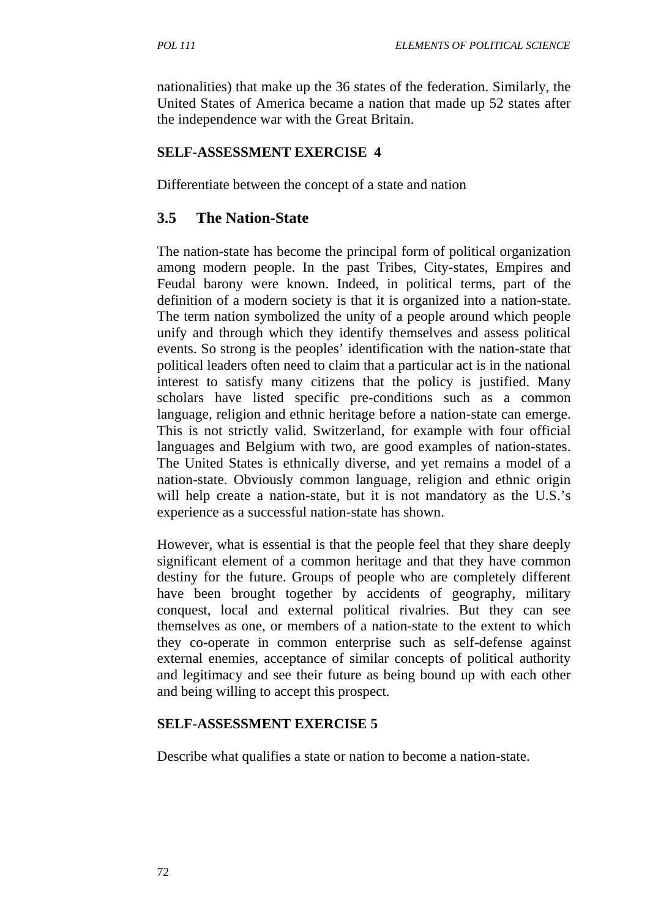nationalities) that make up the 36 states of the federation. Similarly, the United States of America became a nation that made up 52 states after the independence war with the Great Britain.

**SELF-ASSESSMENT EXERCISE 4**

Differentiate between the concept of a state and nation

## 3.5 The Nation-State

The nation-state has become the principal form of political organization among modern people. In the past Tribes, City-states, Empires and Feudal barony were known. Indeed, in political terms, part of the definition of a modern society is that it is organized into a nation-state. The term nation symbolized the unity of a people around which people unify and through which they identify themselves and assess political events. So strong is the peoples' identification with the nation-state that political leaders often need to claim that a particular act is in the national interest to satisfy many citizens that the policy is justified. Many scholars have listed specific pre-conditions such as a common language, religion and ethnic heritage before a nation-state can emerge. This is not strictly valid. Switzerland, for example with four official languages and Belgium with two, are good examples of nation-states. The United States is ethnically diverse, and yet remains a model of a nation-state. Obviously common language, religion and ethnic origin will help create a nation-state, but it is not mandatory as the U.S.'s experience as a successful nation-state has shown.

However, what is essential is that the people feel that they share deeply significant element of a common heritage and that they have common destiny for the future. Groups of people who are completely different have been brought together by accidents of geography, military conquest, local and external political rivalries. But they can see themselves as one, or members of a nation-state to the extent to which they co-operate in common enterprise such as self-defense against external enemies, acceptance of similar concepts of political authority and legitimacy and see their future as being bound up with each other and being willing to accept this prospect.

**SELF-ASSESSMENT EXERCISE 5**

Describe what qualifies a state or nation to become a nation-state.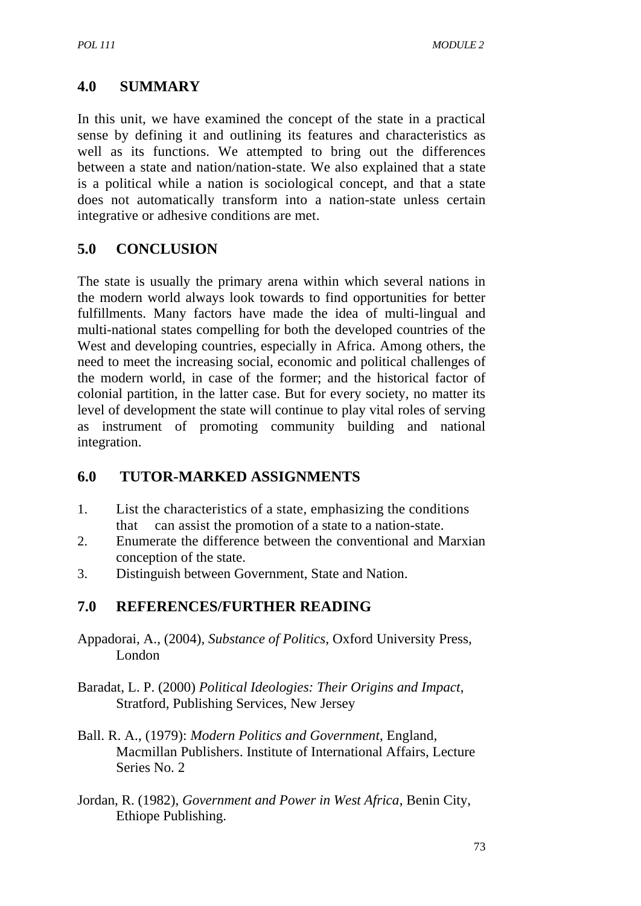## 4.0 SUMMARY

In this unit, we have examined the concept of the state in a practical sense by defining it and outlining its features and characteristics as well as its functions. We attempted to bring out the differences between a state and nation/nation-state. We also explained that a state is a political while a nation is sociological concept, and that a state does not automatically transform into a nation-state unless certain integrative or adhesive conditions are met.

## 5.0 CONCLUSION

The state is usually the primary arena within which several nations in the modern world always look towards to find opportunities for better fulfillments. Many factors have made the idea of multi-lingual and multi-national states compelling for both the developed countries of the West and developing countries, especially in Africa. Among others, the need to meet the increasing social, economic and political challenges of the modern world, in case of the former; and the historical factor of colonial partition, in the latter case. But for every society, no matter its level of development the state will continue to play vital roles of serving as instrument of promoting community building and national integration.

## 6.0 TUTOR-MARKED ASSIGNMENTS

1. List the characteristics of a state, emphasizing the conditions that can assist the promotion of a state to a nation-state.
2. Enumerate the difference between the conventional and Marxian conception of the state.
3. Distinguish between Government, State and Nation.

## 7.0 REFERENCES/FURTHER READING

Appadorai, A., (2004), *Substance of Politics*, Oxford University Press, London

Baradat, L. P. (2000) *Political Ideologies: Their Origins and Impact*, Stratford, Publishing Services, New Jersey

Ball. R. A., (1979): *Modern Politics and Government*, England, Macmillan Publishers. Institute of International Affairs, Lecture Series No. 2

Jordan, R. (1982), *Government and Power in West Africa*, Benin City, Ethiope Publishing.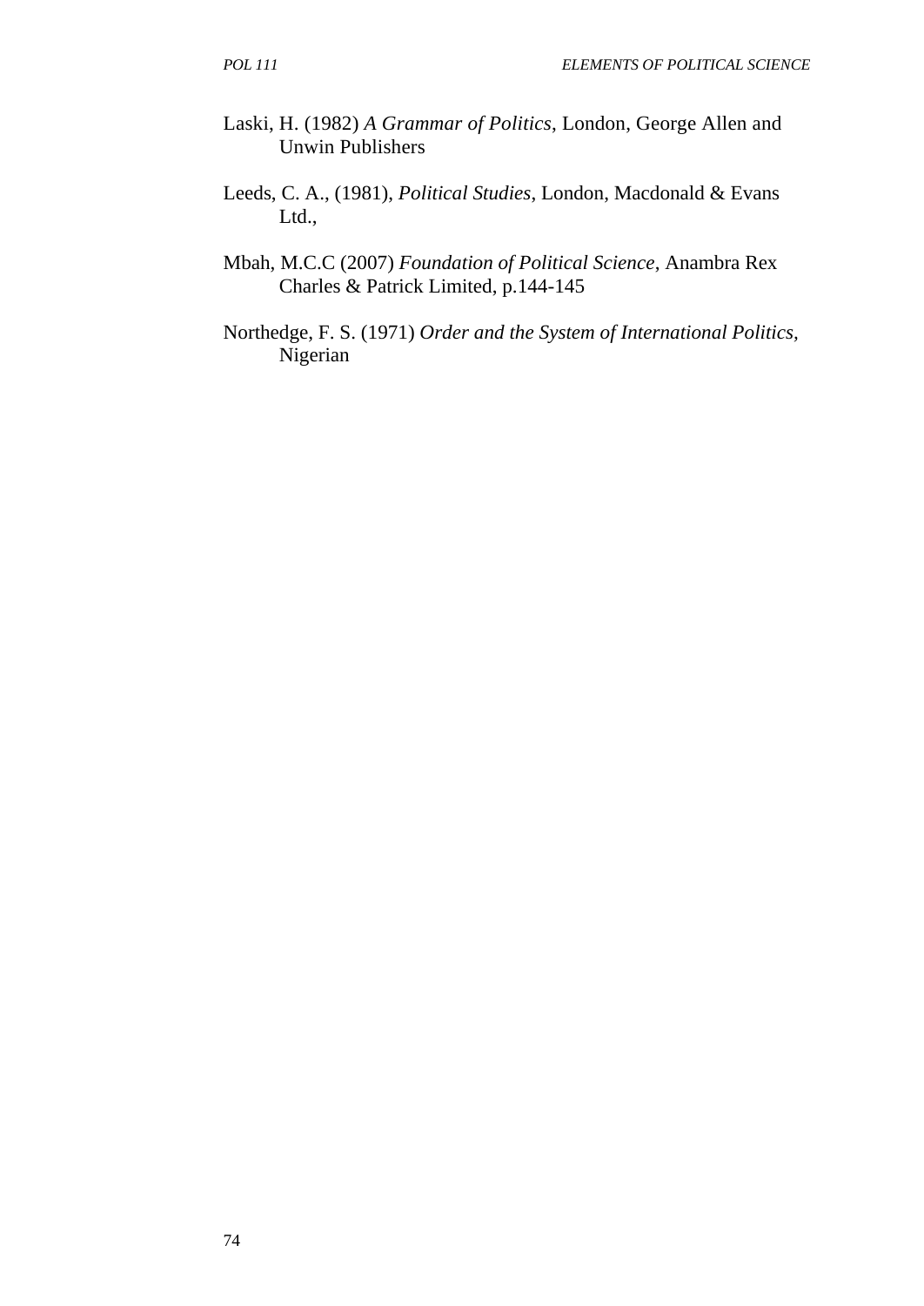Laski, H. (1982) *A Grammar of Politics*, London, George Allen and Unwin Publishers

Leeds, C. A., (1981), *Political Studies*, London, Macdonald & Evans Ltd.,

Mbah, M.C.C (2007) *Foundation of Political Science*, Anambra Rex Charles & Patrick Limited, p.144-145

Northedge, F. S. (1971) *Order and the System of International Politics*, Nigerian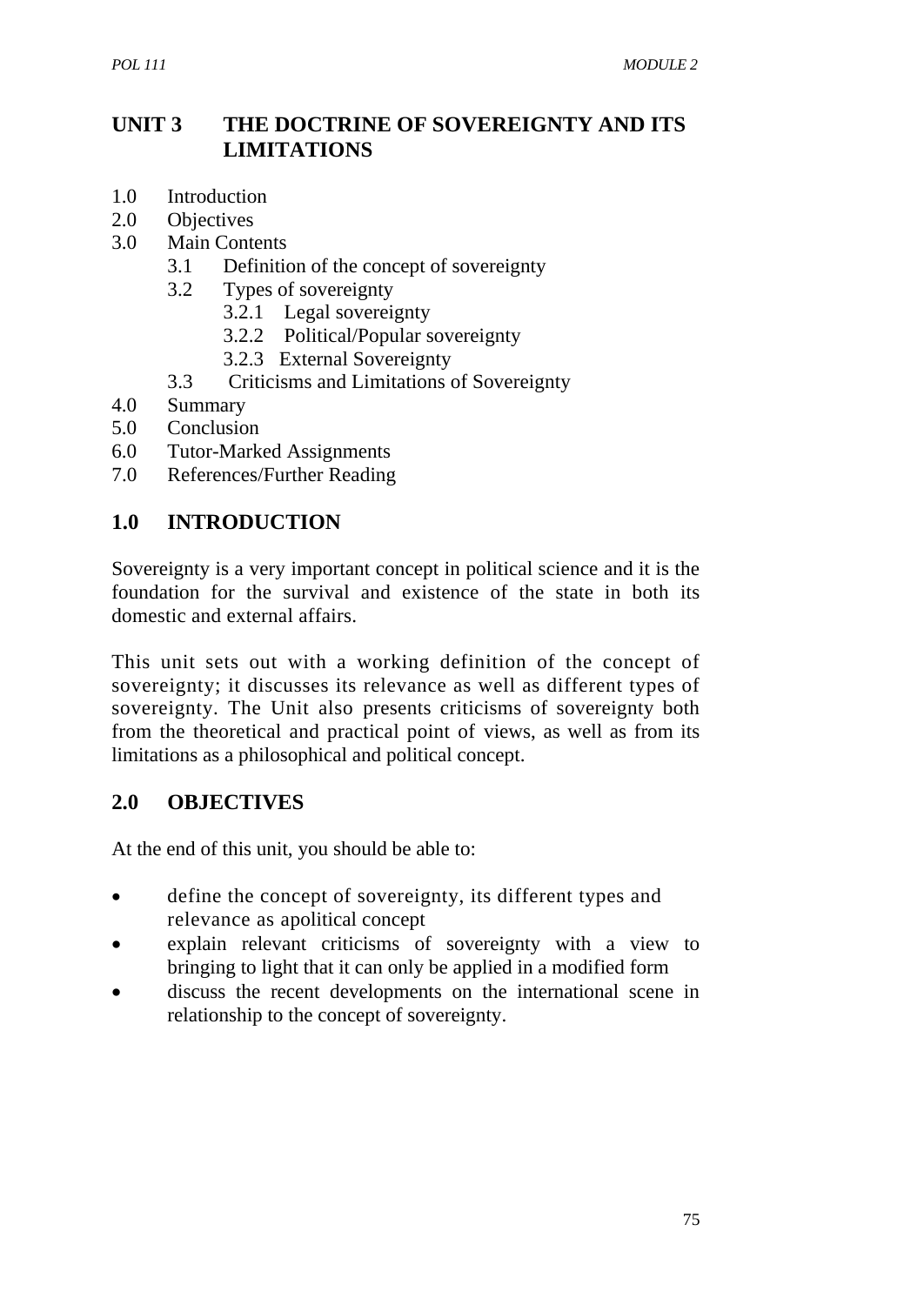# UNIT 3 THE DOCTRINE OF SOVEREIGNTY AND ITS LIMITATIONS

1.0 Introduction
2.0 Objectives
3.0 Main Contents
  3.1 Definition of the concept of sovereignty
  3.2 Types of sovereignty
    3.2.1 Legal sovereignty
    3.2.2 Political/Popular sovereignty
    3.2.3 External Sovereignty
  3.3 Criticisms and Limitations of Sovereignty
4.0 Summary
5.0 Conclusion
6.0 Tutor-Marked Assignments
7.0 References/Further Reading

## 1.0 INTRODUCTION

Sovereignty is a very important concept in political science and it is the foundation for the survival and existence of the state in both its domestic and external affairs.

This unit sets out with a working definition of the concept of sovereignty; it discusses its relevance as well as different types of sovereignty. The Unit also presents criticisms of sovereignty both from the theoretical and practical point of views, as well as from its limitations as a philosophical and political concept.

## 2.0 OBJECTIVES

At the end of this unit, you should be able to:

- define the concept of sovereignty, its different types and relevance as apolitical concept
- explain relevant criticisms of sovereignty with a view to bringing to light that it can only be applied in a modified form
- discuss the recent developments on the international scene in relationship to the concept of sovereignty.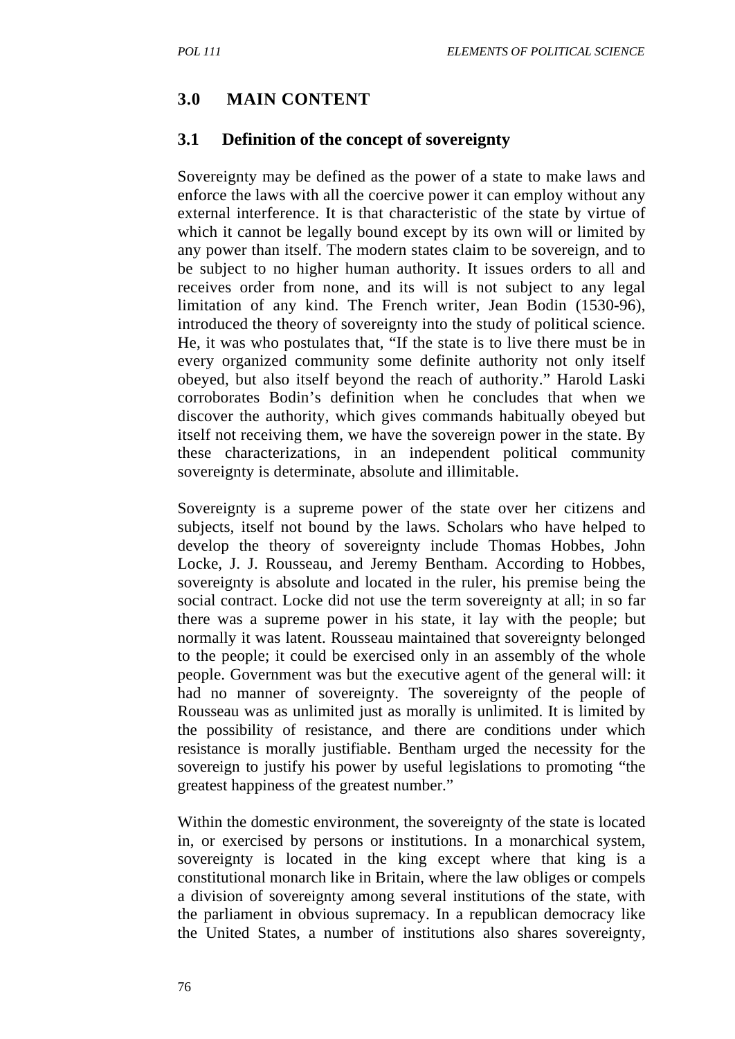## 3.0 MAIN CONTENT

### 3.1 Definition of the concept of sovereignty

Sovereignty may be defined as the power of a state to make laws and enforce the laws with all the coercive power it can employ without any external interference. It is that characteristic of the state by virtue of which it cannot be legally bound except by its own will or limited by any power than itself. The modern states claim to be sovereign, and to be subject to no higher human authority. It issues orders to all and receives order from none, and its will is not subject to any legal limitation of any kind. The French writer, Jean Bodin (1530-96), introduced the theory of sovereignty into the study of political science. He, it was who postulates that, "If the state is to live there must be in every organized community some definite authority not only itself obeyed, but also itself beyond the reach of authority." Harold Laski corroborates Bodin's definition when he concludes that when we discover the authority, which gives commands habitually obeyed but itself not receiving them, we have the sovereign power in the state. By these characterizations, in an independent political community sovereignty is determinate, absolute and illimitable.

Sovereignty is a supreme power of the state over her citizens and subjects, itself not bound by the laws. Scholars who have helped to develop the theory of sovereignty include Thomas Hobbes, John Locke, J. J. Rousseau, and Jeremy Bentham. According to Hobbes, sovereignty is absolute and located in the ruler, his premise being the social contract. Locke did not use the term sovereignty at all; in so far there was a supreme power in his state, it lay with the people; but normally it was latent. Rousseau maintained that sovereignty belonged to the people; it could be exercised only in an assembly of the whole people. Government was but the executive agent of the general will: it had no manner of sovereignty. The sovereignty of the people of Rousseau was as unlimited just as morally is unlimited. It is limited by the possibility of resistance, and there are conditions under which resistance is morally justifiable. Bentham urged the necessity for the sovereign to justify his power by useful legislations to promoting "the greatest happiness of the greatest number."

Within the domestic environment, the sovereignty of the state is located in, or exercised by persons or institutions. In a monarchical system, sovereignty is located in the king except where that king is a constitutional monarch like in Britain, where the law obliges or compels a division of sovereignty among several institutions of the state, with the parliament in obvious supremacy. In a republican democracy like the United States, a number of institutions also shares sovereignty,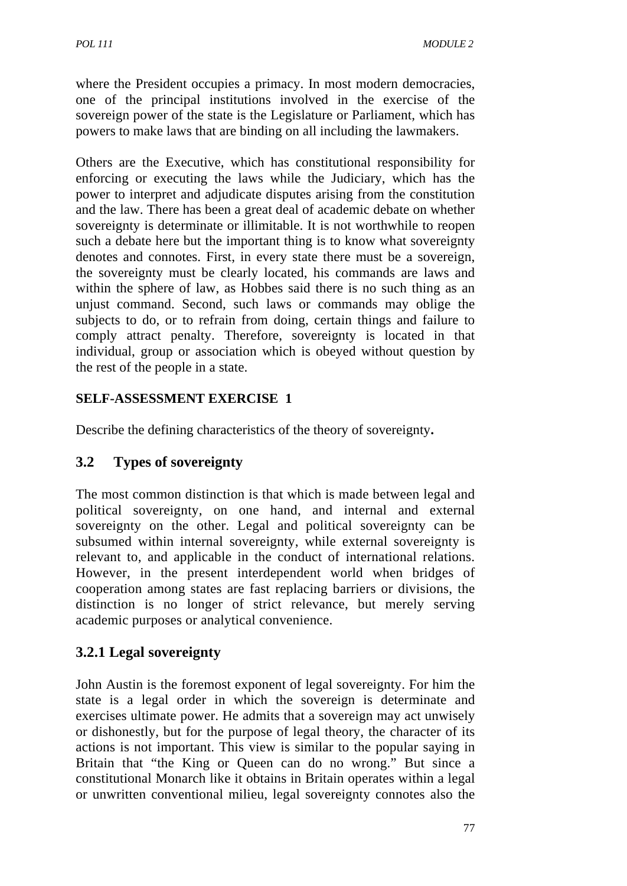where the President occupies a primacy. In most modern democracies, one of the principal institutions involved in the exercise of the sovereign power of the state is the Legislature or Parliament, which has powers to make laws that are binding on all including the lawmakers.

Others are the Executive, which has constitutional responsibility for enforcing or executing the laws while the Judiciary, which has the power to interpret and adjudicate disputes arising from the constitution and the law. There has been a great deal of academic debate on whether sovereignty is determinate or illimitable. It is not worthwhile to reopen such a debate here but the important thing is to know what sovereignty denotes and connotes. First, in every state there must be a sovereign, the sovereignty must be clearly located, his commands are laws and within the sphere of law, as Hobbes said there is no such thing as an unjust command. Second, such laws or commands may oblige the subjects to do, or to refrain from doing, certain things and failure to comply attract penalty. Therefore, sovereignty is located in that individual, group or association which is obeyed without question by the rest of the people in a state.

**SELF-ASSESSMENT EXERCISE 1**

Describe the defining characteristics of the theory of sovereignty**.**

## 3.2 Types of sovereignty

The most common distinction is that which is made between legal and political sovereignty, on one hand, and internal and external sovereignty on the other. Legal and political sovereignty can be subsumed within internal sovereignty, while external sovereignty is relevant to, and applicable in the conduct of international relations. However, in the present interdependent world when bridges of cooperation among states are fast replacing barriers or divisions, the distinction is no longer of strict relevance, but merely serving academic purposes or analytical convenience.

### 3.2.1 Legal sovereignty

John Austin is the foremost exponent of legal sovereignty. For him the state is a legal order in which the sovereign is determinate and exercises ultimate power. He admits that a sovereign may act unwisely or dishonestly, but for the purpose of legal theory, the character of its actions is not important. This view is similar to the popular saying in Britain that "the King or Queen can do no wrong." But since a constitutional Monarch like it obtains in Britain operates within a legal or unwritten conventional milieu, legal sovereignty connotes also the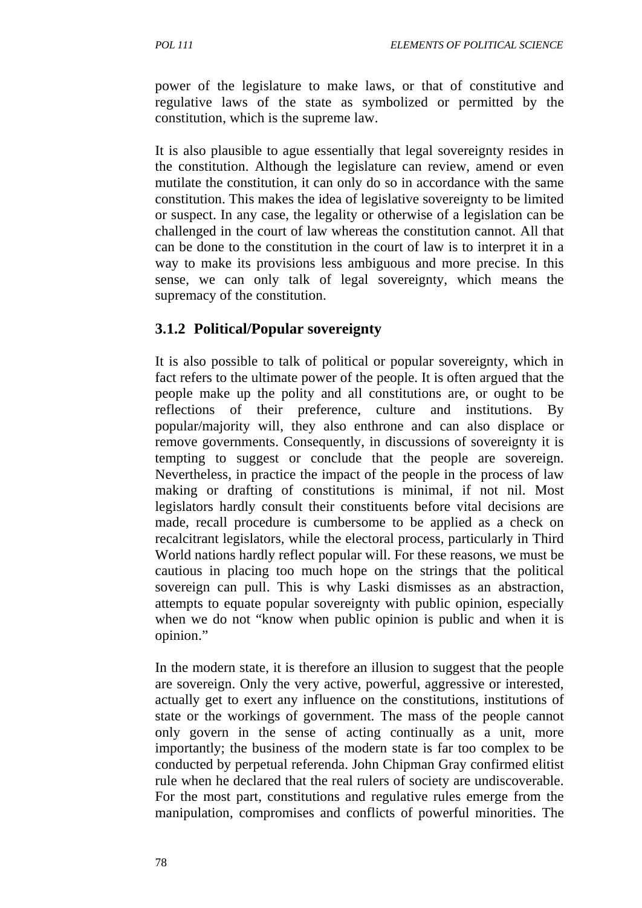power of the legislature to make laws, or that of constitutive and regulative laws of the state as symbolized or permitted by the constitution, which is the supreme law.

It is also plausible to ague essentially that legal sovereignty resides in the constitution. Although the legislature can review, amend or even mutilate the constitution, it can only do so in accordance with the same constitution. This makes the idea of legislative sovereignty to be limited or suspect. In any case, the legality or otherwise of a legislation can be challenged in the court of law whereas the constitution cannot. All that can be done to the constitution in the court of law is to interpret it in a way to make its provisions less ambiguous and more precise. In this sense, we can only talk of legal sovereignty, which means the supremacy of the constitution.

### 3.1.2 Political/Popular sovereignty

It is also possible to talk of political or popular sovereignty, which in fact refers to the ultimate power of the people. It is often argued that the people make up the polity and all constitutions are, or ought to be reflections of their preference, culture and institutions. By popular/majority will, they also enthrone and can also displace or remove governments. Consequently, in discussions of sovereignty it is tempting to suggest or conclude that the people are sovereign. Nevertheless, in practice the impact of the people in the process of law making or drafting of constitutions is minimal, if not nil. Most legislators hardly consult their constituents before vital decisions are made, recall procedure is cumbersome to be applied as a check on recalcitrant legislators, while the electoral process, particularly in Third World nations hardly reflect popular will. For these reasons, we must be cautious in placing too much hope on the strings that the political sovereign can pull. This is why Laski dismisses as an abstraction, attempts to equate popular sovereignty with public opinion, especially when we do not "know when public opinion is public and when it is opinion."

In the modern state, it is therefore an illusion to suggest that the people are sovereign. Only the very active, powerful, aggressive or interested, actually get to exert any influence on the constitutions, institutions of state or the workings of government. The mass of the people cannot only govern in the sense of acting continually as a unit, more importantly; the business of the modern state is far too complex to be conducted by perpetual referenda. John Chipman Gray confirmed elitist rule when he declared that the real rulers of society are undiscoverable. For the most part, constitutions and regulative rules emerge from the manipulation, compromises and conflicts of powerful minorities. The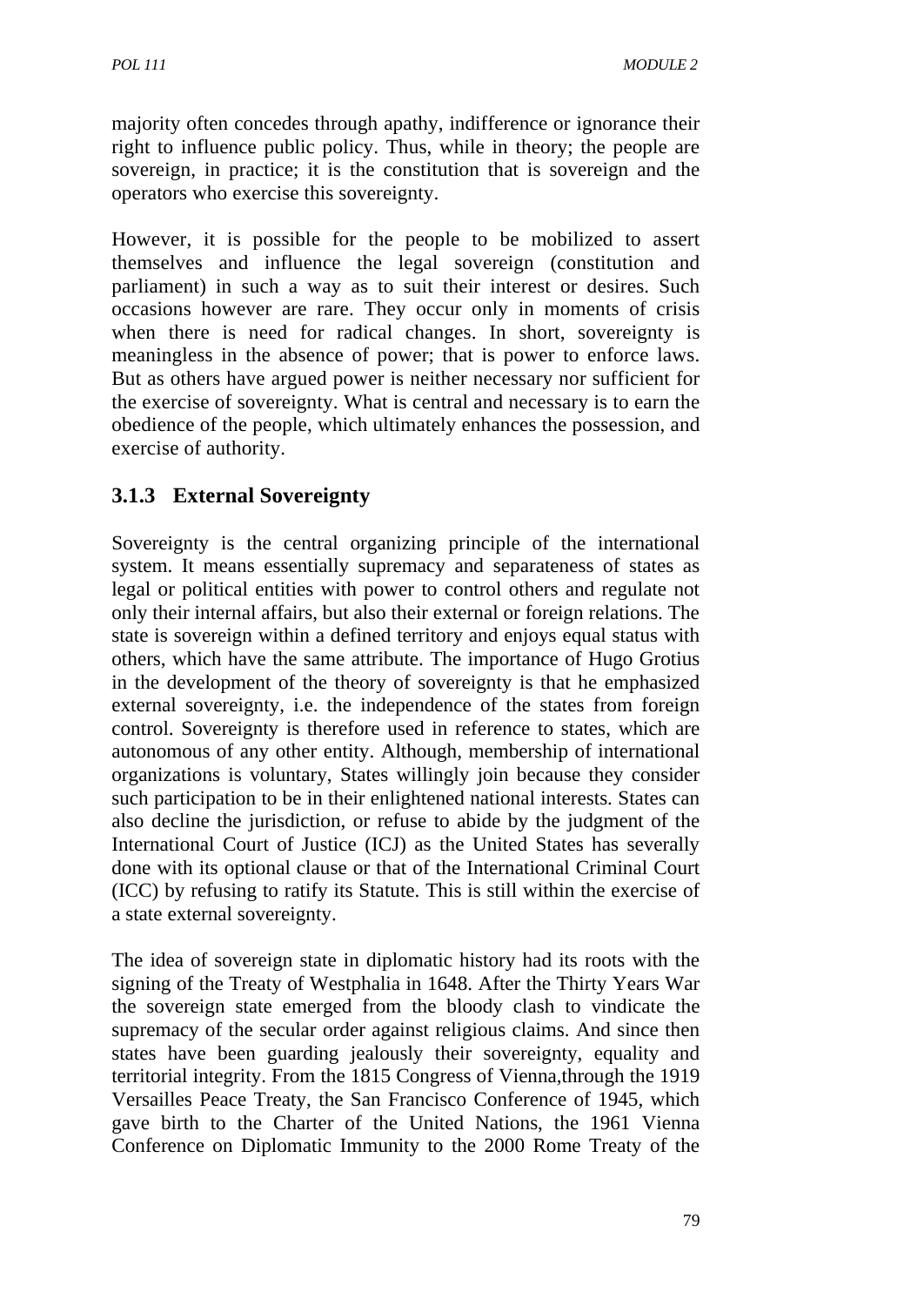majority often concedes through apathy, indifference or ignorance their right to influence public policy. Thus, while in theory; the people are sovereign, in practice; it is the constitution that is sovereign and the operators who exercise this sovereignty.

However, it is possible for the people to be mobilized to assert themselves and influence the legal sovereign (constitution and parliament) in such a way as to suit their interest or desires. Such occasions however are rare. They occur only in moments of crisis when there is need for radical changes. In short, sovereignty is meaningless in the absence of power; that is power to enforce laws. But as others have argued power is neither necessary nor sufficient for the exercise of sovereignty. What is central and necessary is to earn the obedience of the people, which ultimately enhances the possession, and exercise of authority.

### 3.1.3 External Sovereignty

Sovereignty is the central organizing principle of the international system. It means essentially supremacy and separateness of states as legal or political entities with power to control others and regulate not only their internal affairs, but also their external or foreign relations. The state is sovereign within a defined territory and enjoys equal status with others, which have the same attribute. The importance of Hugo Grotius in the development of the theory of sovereignty is that he emphasized external sovereignty, i.e. the independence of the states from foreign control. Sovereignty is therefore used in reference to states, which are autonomous of any other entity. Although, membership of international organizations is voluntary, States willingly join because they consider such participation to be in their enlightened national interests. States can also decline the jurisdiction, or refuse to abide by the judgment of the International Court of Justice (ICJ) as the United States has severally done with its optional clause or that of the International Criminal Court (ICC) by refusing to ratify its Statute. This is still within the exercise of a state external sovereignty.

The idea of sovereign state in diplomatic history had its roots with the signing of the Treaty of Westphalia in 1648. After the Thirty Years War the sovereign state emerged from the bloody clash to vindicate the supremacy of the secular order against religious claims. And since then states have been guarding jealously their sovereignty, equality and territorial integrity. From the 1815 Congress of Vienna,through the 1919 Versailles Peace Treaty, the San Francisco Conference of 1945, which gave birth to the Charter of the United Nations, the 1961 Vienna Conference on Diplomatic Immunity to the 2000 Rome Treaty of the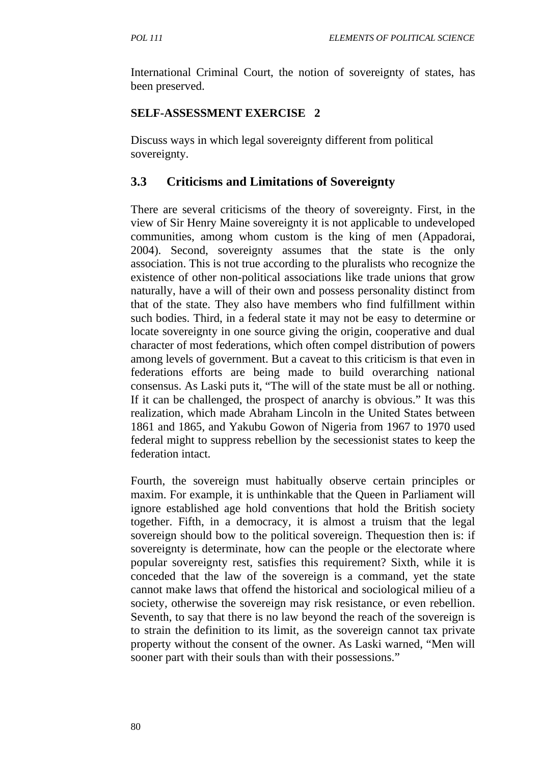International Criminal Court, the notion of sovereignty of states, has been preserved.

**SELF-ASSESSMENT EXERCISE 2**

Discuss ways in which legal sovereignty different from political sovereignty.

## 3.3 Criticisms and Limitations of Sovereignty

There are several criticisms of the theory of sovereignty. First, in the view of Sir Henry Maine sovereignty it is not applicable to undeveloped communities, among whom custom is the king of men (Appadorai, 2004). Second, sovereignty assumes that the state is the only association. This is not true according to the pluralists who recognize the existence of other non-political associations like trade unions that grow naturally, have a will of their own and possess personality distinct from that of the state. They also have members who find fulfillment within such bodies. Third, in a federal state it may not be easy to determine or locate sovereignty in one source giving the origin, cooperative and dual character of most federations, which often compel distribution of powers among levels of government. But a caveat to this criticism is that even in federations efforts are being made to build overarching national consensus. As Laski puts it, "The will of the state must be all or nothing. If it can be challenged, the prospect of anarchy is obvious." It was this realization, which made Abraham Lincoln in the United States between 1861 and 1865, and Yakubu Gowon of Nigeria from 1967 to 1970 used federal might to suppress rebellion by the secessionist states to keep the federation intact.

Fourth, the sovereign must habitually observe certain principles or maxim. For example, it is unthinkable that the Queen in Parliament will ignore established age hold conventions that hold the British society together. Fifth, in a democracy, it is almost a truism that the legal sovereign should bow to the political sovereign. Thequestion then is: if sovereignty is determinate, how can the people or the electorate where popular sovereignty rest, satisfies this requirement? Sixth, while it is conceded that the law of the sovereign is a command, yet the state cannot make laws that offend the historical and sociological milieu of a society, otherwise the sovereign may risk resistance, or even rebellion. Seventh, to say that there is no law beyond the reach of the sovereign is to strain the definition to its limit, as the sovereign cannot tax private property without the consent of the owner. As Laski warned, "Men will sooner part with their souls than with their possessions."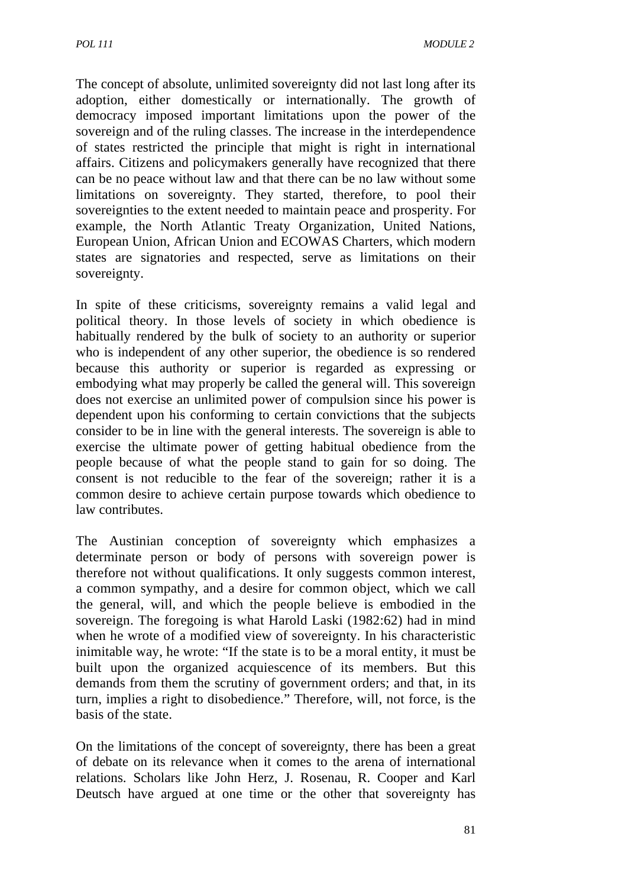The concept of absolute, unlimited sovereignty did not last long after its adoption, either domestically or internationally. The growth of democracy imposed important limitations upon the power of the sovereign and of the ruling classes. The increase in the interdependence of states restricted the principle that might is right in international affairs. Citizens and policymakers generally have recognized that there can be no peace without law and that there can be no law without some limitations on sovereignty. They started, therefore, to pool their sovereignties to the extent needed to maintain peace and prosperity. For example, the North Atlantic Treaty Organization, United Nations, European Union, African Union and ECOWAS Charters, which modern states are signatories and respected, serve as limitations on their sovereignty.

In spite of these criticisms, sovereignty remains a valid legal and political theory. In those levels of society in which obedience is habitually rendered by the bulk of society to an authority or superior who is independent of any other superior, the obedience is so rendered because this authority or superior is regarded as expressing or embodying what may properly be called the general will. This sovereign does not exercise an unlimited power of compulsion since his power is dependent upon his conforming to certain convictions that the subjects consider to be in line with the general interests. The sovereign is able to exercise the ultimate power of getting habitual obedience from the people because of what the people stand to gain for so doing. The consent is not reducible to the fear of the sovereign; rather it is a common desire to achieve certain purpose towards which obedience to law contributes.

The Austinian conception of sovereignty which emphasizes a determinate person or body of persons with sovereign power is therefore not without qualifications. It only suggests common interest, a common sympathy, and a desire for common object, which we call the general, will, and which the people believe is embodied in the sovereign. The foregoing is what Harold Laski (1982:62) had in mind when he wrote of a modified view of sovereignty. In his characteristic inimitable way, he wrote: "If the state is to be a moral entity, it must be built upon the organized acquiescence of its members. But this demands from them the scrutiny of government orders; and that, in its turn, implies a right to disobedience." Therefore, will, not force, is the basis of the state.

On the limitations of the concept of sovereignty, there has been a great of debate on its relevance when it comes to the arena of international relations. Scholars like John Herz, J. Rosenau, R. Cooper and Karl Deutsch have argued at one time or the other that sovereignty has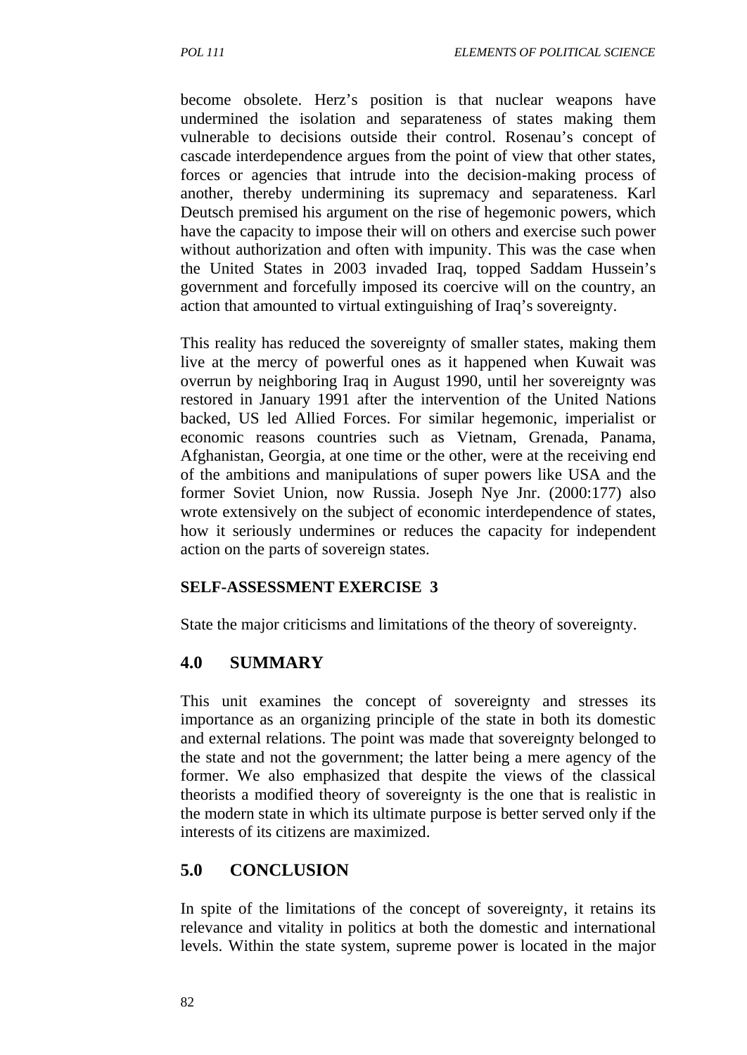become obsolete. Herz's position is that nuclear weapons have undermined the isolation and separateness of states making them vulnerable to decisions outside their control. Rosenau's concept of cascade interdependence argues from the point of view that other states, forces or agencies that intrude into the decision-making process of another, thereby undermining its supremacy and separateness. Karl Deutsch premised his argument on the rise of hegemonic powers, which have the capacity to impose their will on others and exercise such power without authorization and often with impunity. This was the case when the United States in 2003 invaded Iraq, topped Saddam Hussein's government and forcefully imposed its coercive will on the country, an action that amounted to virtual extinguishing of Iraq's sovereignty.

This reality has reduced the sovereignty of smaller states, making them live at the mercy of powerful ones as it happened when Kuwait was overrun by neighboring Iraq in August 1990, until her sovereignty was restored in January 1991 after the intervention of the United Nations backed, US led Allied Forces. For similar hegemonic, imperialist or economic reasons countries such as Vietnam, Grenada, Panama, Afghanistan, Georgia, at one time or the other, were at the receiving end of the ambitions and manipulations of super powers like USA and the former Soviet Union, now Russia. Joseph Nye Jnr. (2000:177) also wrote extensively on the subject of economic interdependence of states, how it seriously undermines or reduces the capacity for independent action on the parts of sovereign states.

**SELF-ASSESSMENT EXERCISE 3**

State the major criticisms and limitations of the theory of sovereignty.

## 4.0 SUMMARY

This unit examines the concept of sovereignty and stresses its importance as an organizing principle of the state in both its domestic and external relations. The point was made that sovereignty belonged to the state and not the government; the latter being a mere agency of the former. We also emphasized that despite the views of the classical theorists a modified theory of sovereignty is the one that is realistic in the modern state in which its ultimate purpose is better served only if the interests of its citizens are maximized.

## 5.0 CONCLUSION

In spite of the limitations of the concept of sovereignty, it retains its relevance and vitality in politics at both the domestic and international levels. Within the state system, supreme power is located in the major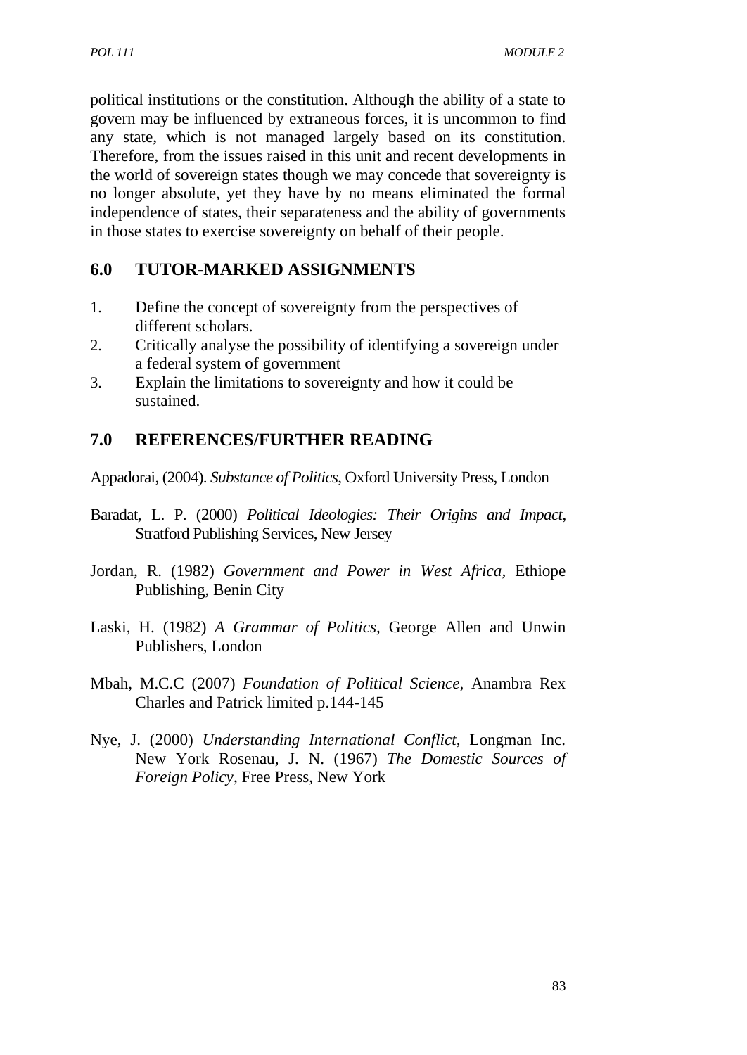political institutions or the constitution. Although the ability of a state to govern may be influenced by extraneous forces, it is uncommon to find any state, which is not managed largely based on its constitution. Therefore, from the issues raised in this unit and recent developments in the world of sovereign states though we may concede that sovereignty is no longer absolute, yet they have by no means eliminated the formal independence of states, their separateness and the ability of governments in those states to exercise sovereignty on behalf of their people.

## 6.0 TUTOR-MARKED ASSIGNMENTS

1. Define the concept of sovereignty from the perspectives of different scholars.
2. Critically analyse the possibility of identifying a sovereign under a federal system of government
3. Explain the limitations to sovereignty and how it could be sustained.

## 7.0 REFERENCES/FURTHER READING

Appadorai, (2004). *Substance of Politics*, Oxford University Press, London

Baradat, L. P. (2000) *Political Ideologies: Their Origins and Impact*, Stratford Publishing Services, New Jersey

Jordan, R. (1982) *Government and Power in West Africa,* Ethiope Publishing, Benin City

Laski, H. (1982) *A Grammar of Politics,* George Allen and Unwin Publishers, London

Mbah, M.C.C (2007) *Foundation of Political Science,* Anambra Rex Charles and Patrick limited p.144-145

Nye, J. (2000) *Understanding International Conflict,* Longman Inc. New York Rosenau, J. N. (1967) *The Domestic Sources of Foreign Policy*, Free Press, New York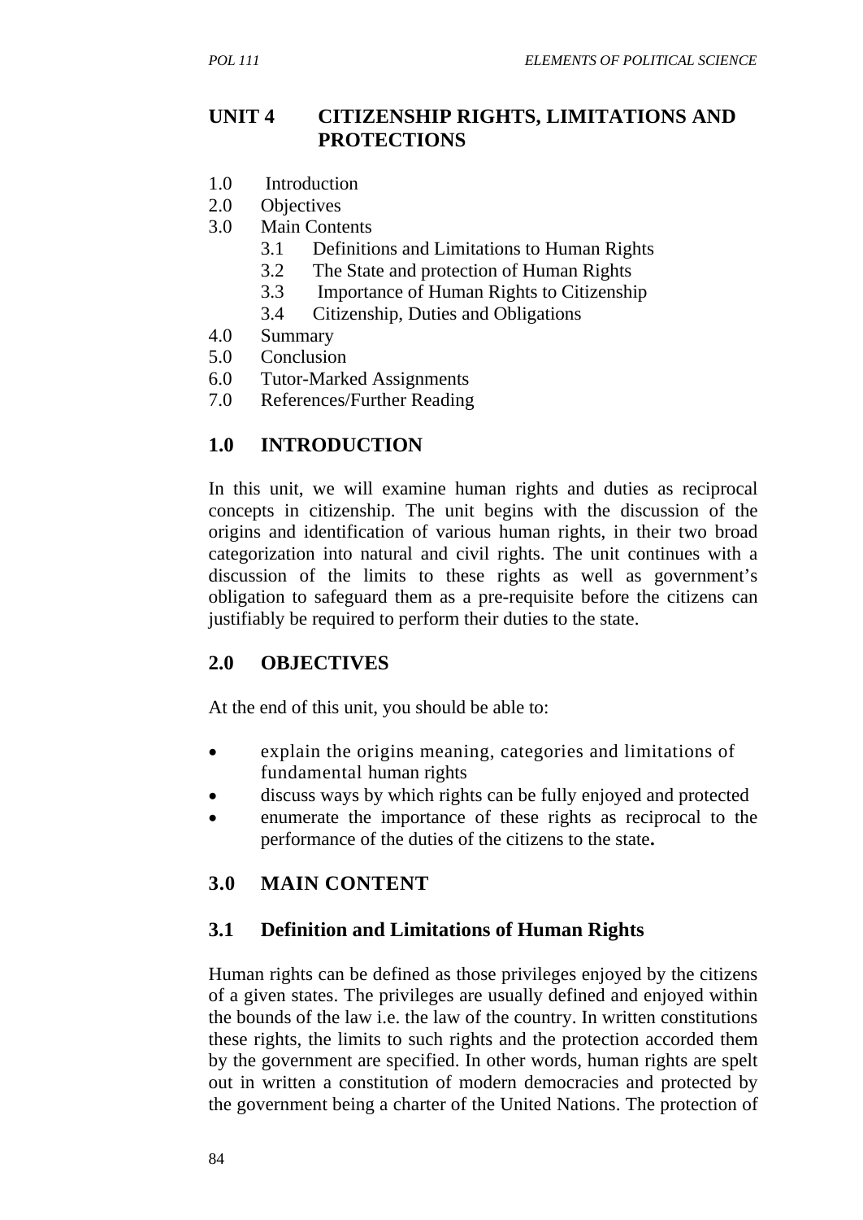## UNIT 4 CITIZENSHIP RIGHTS, LIMITATIONS AND PROTECTIONS

1.0 Introduction
2.0 Objectives
3.0 Main Contents
 3.1 Definitions and Limitations to Human Rights
 3.2 The State and protection of Human Rights
 3.3 Importance of Human Rights to Citizenship
 3.4 Citizenship, Duties and Obligations
4.0 Summary
5.0 Conclusion
6.0 Tutor-Marked Assignments
7.0 References/Further Reading

### 1.0 INTRODUCTION

In this unit, we will examine human rights and duties as reciprocal concepts in citizenship. The unit begins with the discussion of the origins and identification of various human rights, in their two broad categorization into natural and civil rights. The unit continues with a discussion of the limits to these rights as well as government's obligation to safeguard them as a pre-requisite before the citizens can justifiably be required to perform their duties to the state.

### 2.0 OBJECTIVES

At the end of this unit, you should be able to:

- explain the origins meaning, categories and limitations of fundamental human rights
- discuss ways by which rights can be fully enjoyed and protected
- enumerate the importance of these rights as reciprocal to the performance of the duties of the citizens to the state**.**

### 3.0 MAIN CONTENT

### 3.1 Definition and Limitations of Human Rights

Human rights can be defined as those privileges enjoyed by the citizens of a given states. The privileges are usually defined and enjoyed within the bounds of the law i.e. the law of the country. In written constitutions these rights, the limits to such rights and the protection accorded them by the government are specified. In other words, human rights are spelt out in written a constitution of modern democracies and protected by the government being a charter of the United Nations. The protection of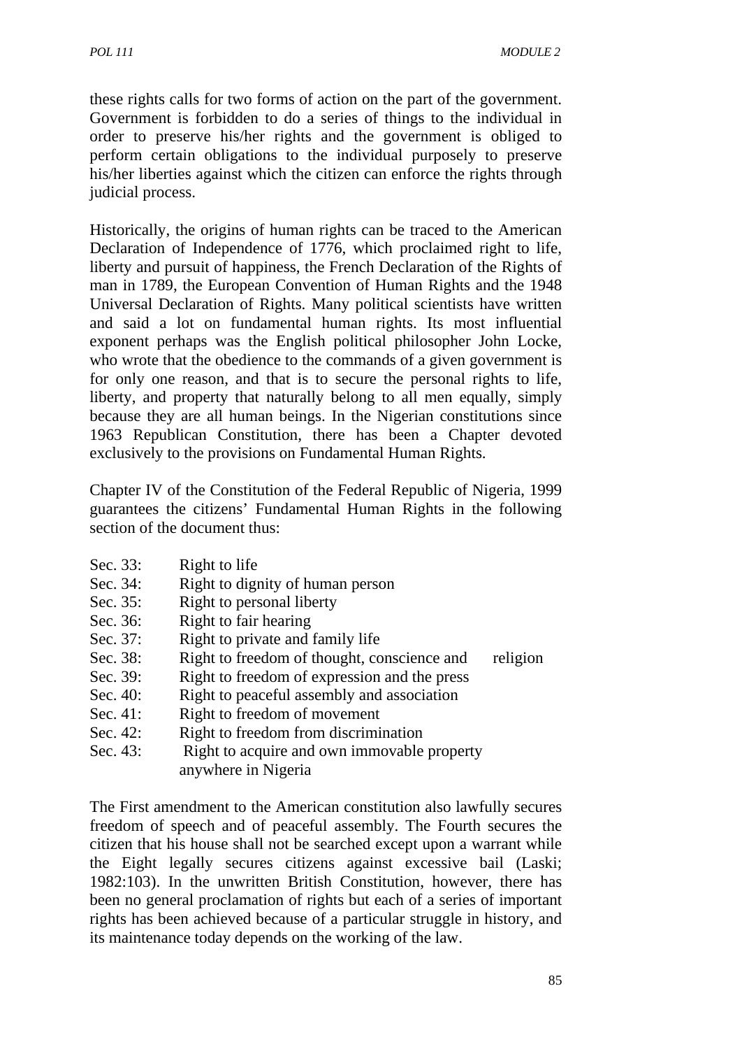these rights calls for two forms of action on the part of the government. Government is forbidden to do a series of things to the individual in order to preserve his/her rights and the government is obliged to perform certain obligations to the individual purposely to preserve his/her liberties against which the citizen can enforce the rights through judicial process.

Historically, the origins of human rights can be traced to the American Declaration of Independence of 1776, which proclaimed right to life, liberty and pursuit of happiness, the French Declaration of the Rights of man in 1789, the European Convention of Human Rights and the 1948 Universal Declaration of Rights. Many political scientists have written and said a lot on fundamental human rights. Its most influential exponent perhaps was the English political philosopher John Locke, who wrote that the obedience to the commands of a given government is for only one reason, and that is to secure the personal rights to life, liberty, and property that naturally belong to all men equally, simply because they are all human beings. In the Nigerian constitutions since 1963 Republican Constitution, there has been a Chapter devoted exclusively to the provisions on Fundamental Human Rights.

Chapter IV of the Constitution of the Federal Republic of Nigeria, 1999 guarantees the citizens' Fundamental Human Rights in the following section of the document thus:

- Sec. 33: Right to life
- Sec. 34: Right to dignity of human person
- Sec. 35: Right to personal liberty
- Sec. 36: Right to fair hearing
- Sec. 37: Right to private and family life
- Sec. 38: Right to freedom of thought, conscience and religion
- Sec. 39: Right to freedom of expression and the press
- Sec. 40: Right to peaceful assembly and association
- Sec. 41: Right to freedom of movement
- Sec. 42: Right to freedom from discrimination
- Sec. 43: Right to acquire and own immovable property anywhere in Nigeria

The First amendment to the American constitution also lawfully secures freedom of speech and of peaceful assembly. The Fourth secures the citizen that his house shall not be searched except upon a warrant while the Eight legally secures citizens against excessive bail (Laski; 1982:103). In the unwritten British Constitution, however, there has been no general proclamation of rights but each of a series of important rights has been achieved because of a particular struggle in history, and its maintenance today depends on the working of the law.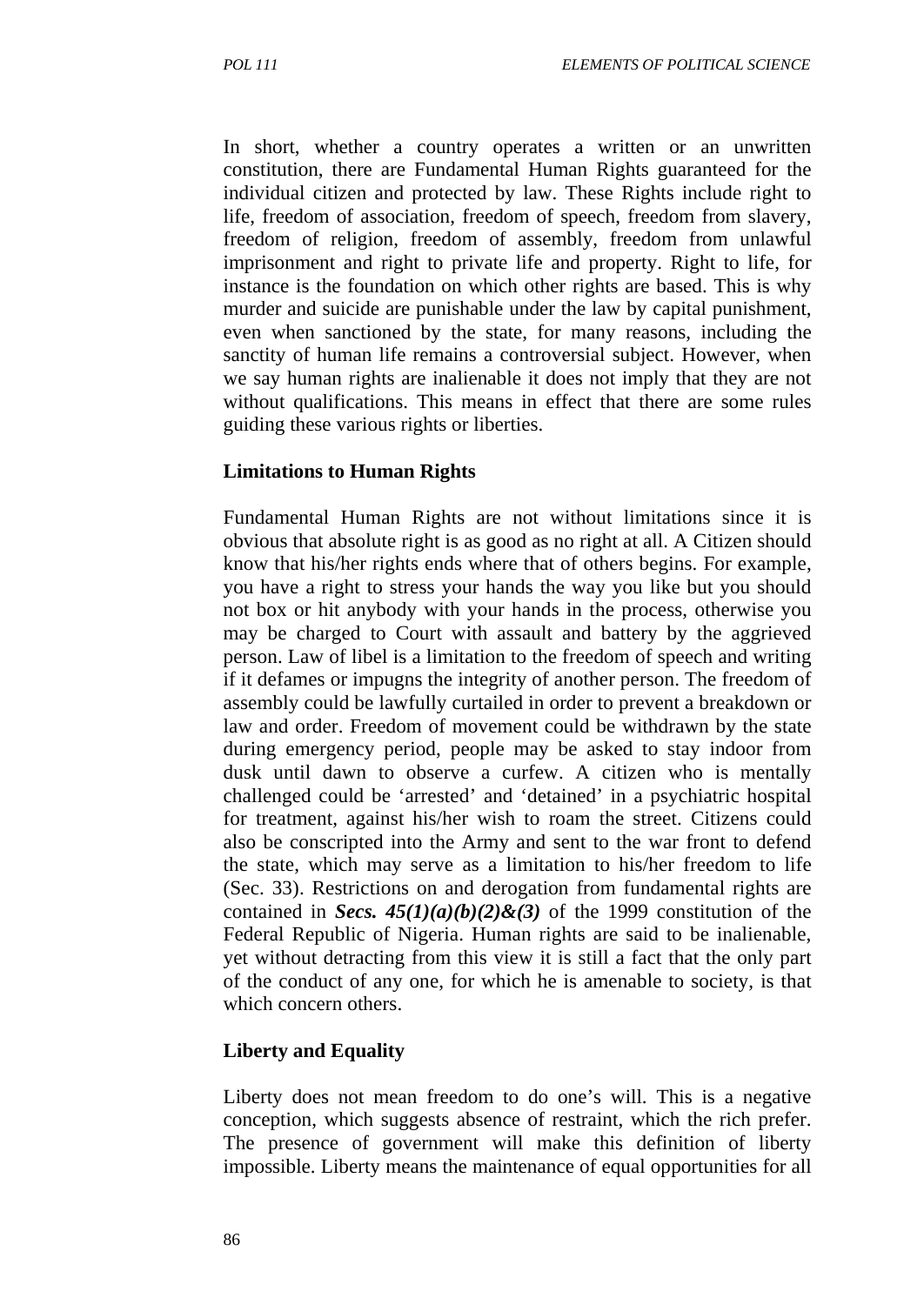In short, whether a country operates a written or an unwritten constitution, there are Fundamental Human Rights guaranteed for the individual citizen and protected by law. These Rights include right to life, freedom of association, freedom of speech, freedom from slavery, freedom of religion, freedom of assembly, freedom from unlawful imprisonment and right to private life and property. Right to life, for instance is the foundation on which other rights are based. This is why murder and suicide are punishable under the law by capital punishment, even when sanctioned by the state, for many reasons, including the sanctity of human life remains a controversial subject. However, when we say human rights are inalienable it does not imply that they are not without qualifications. This means in effect that there are some rules guiding these various rights or liberties.

**Limitations to Human Rights**

Fundamental Human Rights are not without limitations since it is obvious that absolute right is as good as no right at all. A Citizen should know that his/her rights ends where that of others begins. For example, you have a right to stress your hands the way you like but you should not box or hit anybody with your hands in the process, otherwise you may be charged to Court with assault and battery by the aggrieved person. Law of libel is a limitation to the freedom of speech and writing if it defames or impugns the integrity of another person. The freedom of assembly could be lawfully curtailed in order to prevent a breakdown or law and order. Freedom of movement could be withdrawn by the state during emergency period, people may be asked to stay indoor from dusk until dawn to observe a curfew. A citizen who is mentally challenged could be 'arrested' and 'detained' in a psychiatric hospital for treatment, against his/her wish to roam the street. Citizens could also be conscripted into the Army and sent to the war front to defend the state, which may serve as a limitation to his/her freedom to life (Sec. 33). Restrictions on and derogation from fundamental rights are contained in ***Secs. 45(1)(a)(b)(2)&(3)*** of the 1999 constitution of the Federal Republic of Nigeria. Human rights are said to be inalienable, yet without detracting from this view it is still a fact that the only part of the conduct of any one, for which he is amenable to society, is that which concern others.

**Liberty and Equality**

Liberty does not mean freedom to do one's will. This is a negative conception, which suggests absence of restraint, which the rich prefer. The presence of government will make this definition of liberty impossible. Liberty means the maintenance of equal opportunities for all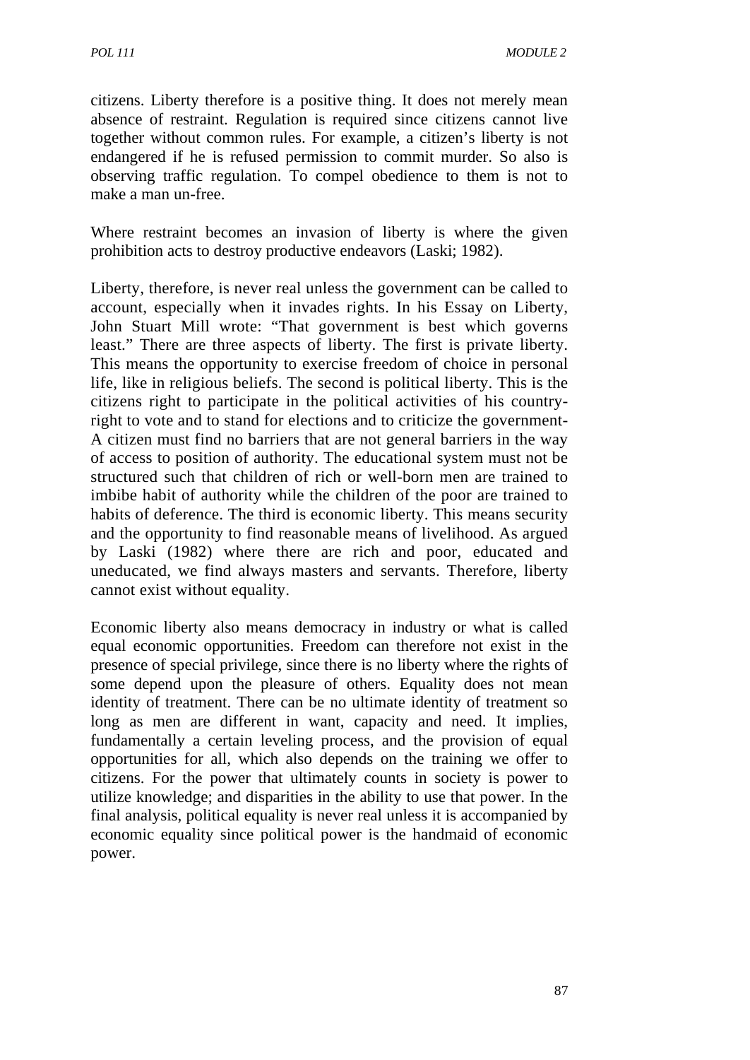citizens. Liberty therefore is a positive thing. It does not merely mean absence of restraint. Regulation is required since citizens cannot live together without common rules. For example, a citizen's liberty is not endangered if he is refused permission to commit murder. So also is observing traffic regulation. To compel obedience to them is not to make a man un-free.

Where restraint becomes an invasion of liberty is where the given prohibition acts to destroy productive endeavors (Laski; 1982).

Liberty, therefore, is never real unless the government can be called to account, especially when it invades rights. In his Essay on Liberty, John Stuart Mill wrote: "That government is best which governs least." There are three aspects of liberty. The first is private liberty. This means the opportunity to exercise freedom of choice in personal life, like in religious beliefs. The second is political liberty. This is the citizens right to participate in the political activities of his country-right to vote and to stand for elections and to criticize the government-A citizen must find no barriers that are not general barriers in the way of access to position of authority. The educational system must not be structured such that children of rich or well-born men are trained to imbibe habit of authority while the children of the poor are trained to habits of deference. The third is economic liberty. This means security and the opportunity to find reasonable means of livelihood. As argued by Laski (1982) where there are rich and poor, educated and uneducated, we find always masters and servants. Therefore, liberty cannot exist without equality.

Economic liberty also means democracy in industry or what is called equal economic opportunities. Freedom can therefore not exist in the presence of special privilege, since there is no liberty where the rights of some depend upon the pleasure of others. Equality does not mean identity of treatment. There can be no ultimate identity of treatment so long as men are different in want, capacity and need. It implies, fundamentally a certain leveling process, and the provision of equal opportunities for all, which also depends on the training we offer to citizens. For the power that ultimately counts in society is power to utilize knowledge; and disparities in the ability to use that power. In the final analysis, political equality is never real unless it is accompanied by economic equality since political power is the handmaid of economic power.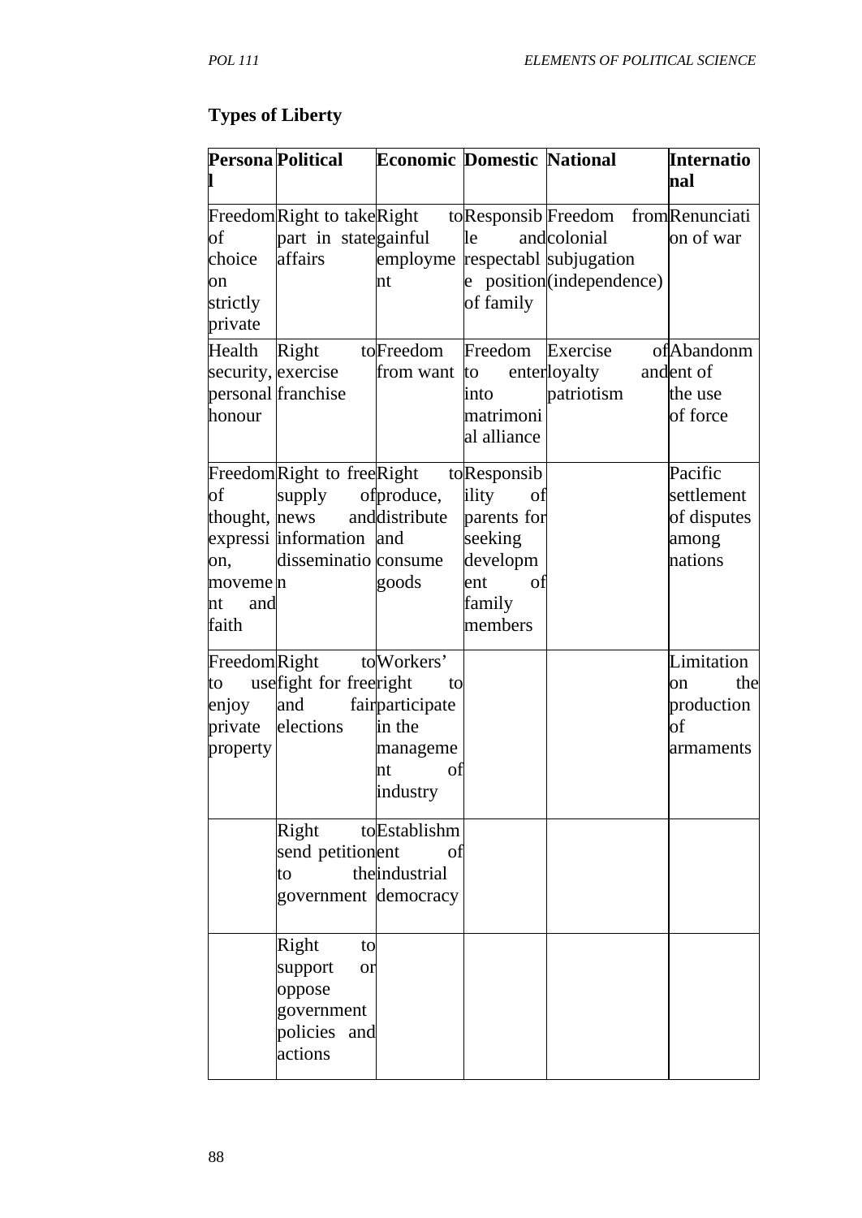**Types of Liberty**

| Personal | Political | Economic | Domestic | National | International |
|---|---|---|---|---|---|
| Freedom of choice on strictly private | Right to take part in state affairs | Right to gainful employment | Responsible and respectable position of family | Freedom from colonial subjugation (independence) | Renunciation of war |
| Health security, personal honour | Right to exercise franchise | Freedom from want | Freedom to enter into matrimonial alliance | Exercise of loyalty and patriotism | Abandonment of the use of force |
| Freedom of thought, expression, movement and faith | Right to free supply of news and information dissemination | Right to produce, distribute and consume goods | Responsibility of parents for seeking development of family members | | Pacific settlement of disputes among nations |
| Freedom to use enjoy private property | Right to fight for free and fair elections | Workers' right to participate in the management of industry | | | Limitation on the production of armaments |
| | Right to send petition to the government | Establishment of the industrial democracy | | | |
| | Right to support or oppose government policies and actions | | | | |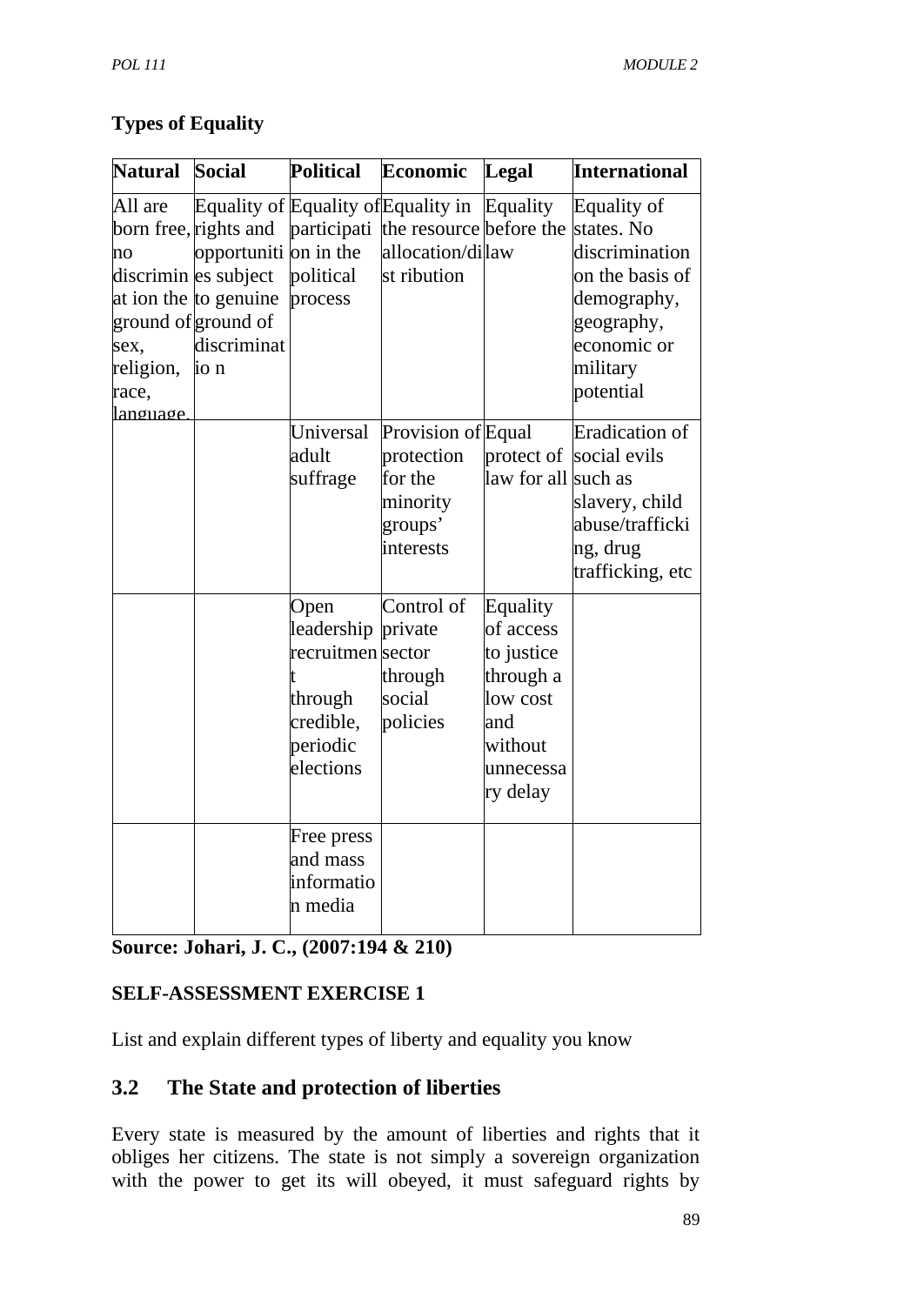**Types of Equality**

| Natural | Social | Political | Economic | Legal | International |
|---|---|---|---|---|---|
| All are born free, no discrimination the ground of sex, religion, race, language, | Equality of rights and opportunities subject to genuine ground of discrimination | Equality of participation in the political process | Equality in the resource allocation/distribution | Equality before the law | Equality of states. No discrimination on the basis of demography, geography, economic or military potential |
| | | Universal adult suffrage | Provision of protection for the minority groups' interests | Equal protect of law for all | Eradication of social evils such as slavery, child abuse/trafficking, drug trafficking, etc |
| | | Open leadership recruitment through credible, periodic elections | Control of private sector through social policies | Equality of access to justice through a low cost and without unnecessary delay | |
| | | Free press and mass information media | | | |

**Source: Johari, J. C., (2007:194 & 210)**

**SELF-ASSESSMENT EXERCISE 1**

List and explain different types of liberty and equality you know

## 3.2 The State and protection of liberties

Every state is measured by the amount of liberties and rights that it obliges her citizens. The state is not simply a sovereign organization with the power to get its will obeyed, it must safeguard rights by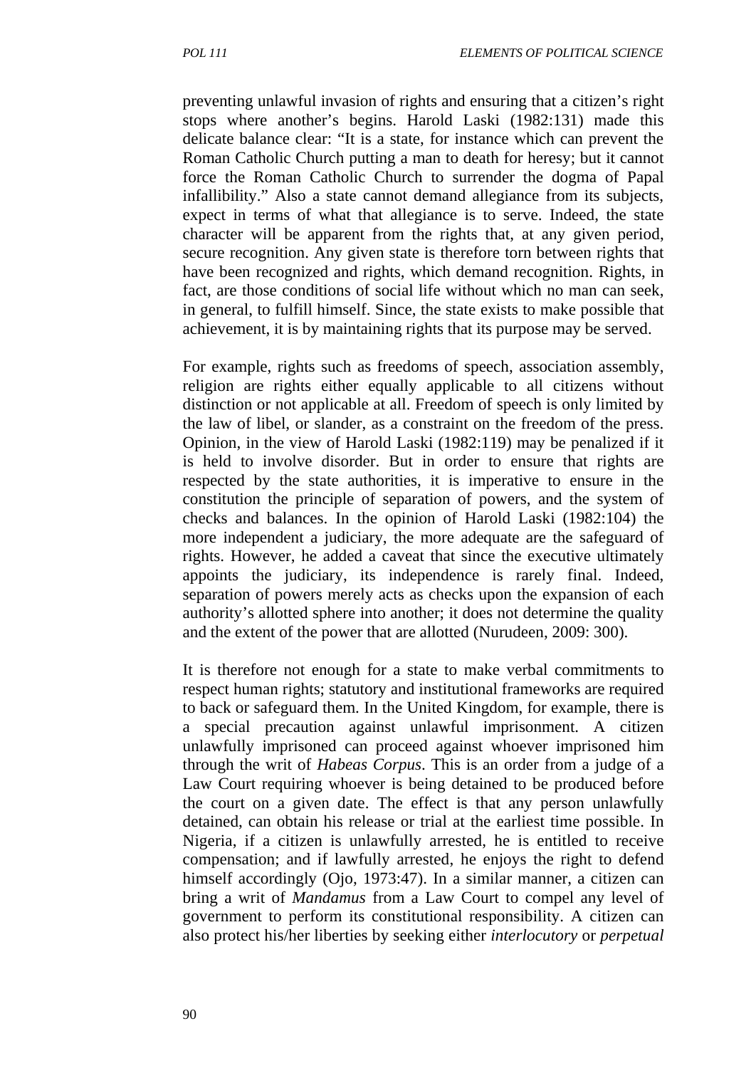preventing unlawful invasion of rights and ensuring that a citizen's right stops where another's begins. Harold Laski (1982:131) made this delicate balance clear: "It is a state, for instance which can prevent the Roman Catholic Church putting a man to death for heresy; but it cannot force the Roman Catholic Church to surrender the dogma of Papal infallibility." Also a state cannot demand allegiance from its subjects, expect in terms of what that allegiance is to serve. Indeed, the state character will be apparent from the rights that, at any given period, secure recognition. Any given state is therefore torn between rights that have been recognized and rights, which demand recognition. Rights, in fact, are those conditions of social life without which no man can seek, in general, to fulfill himself. Since, the state exists to make possible that achievement, it is by maintaining rights that its purpose may be served.

For example, rights such as freedoms of speech, association assembly, religion are rights either equally applicable to all citizens without distinction or not applicable at all. Freedom of speech is only limited by the law of libel, or slander, as a constraint on the freedom of the press. Opinion, in the view of Harold Laski (1982:119) may be penalized if it is held to involve disorder. But in order to ensure that rights are respected by the state authorities, it is imperative to ensure in the constitution the principle of separation of powers, and the system of checks and balances. In the opinion of Harold Laski (1982:104) the more independent a judiciary, the more adequate are the safeguard of rights. However, he added a caveat that since the executive ultimately appoints the judiciary, its independence is rarely final. Indeed, separation of powers merely acts as checks upon the expansion of each authority's allotted sphere into another; it does not determine the quality and the extent of the power that are allotted (Nurudeen, 2009: 300).

It is therefore not enough for a state to make verbal commitments to respect human rights; statutory and institutional frameworks are required to back or safeguard them. In the United Kingdom, for example, there is a special precaution against unlawful imprisonment. A citizen unlawfully imprisoned can proceed against whoever imprisoned him through the writ of *Habeas Corpus*. This is an order from a judge of a Law Court requiring whoever is being detained to be produced before the court on a given date. The effect is that any person unlawfully detained, can obtain his release or trial at the earliest time possible. In Nigeria, if a citizen is unlawfully arrested, he is entitled to receive compensation; and if lawfully arrested, he enjoys the right to defend himself accordingly (Ojo, 1973:47). In a similar manner, a citizen can bring a writ of *Mandamus* from a Law Court to compel any level of government to perform its constitutional responsibility. A citizen can also protect his/her liberties by seeking either *interlocutory* or *perpetual*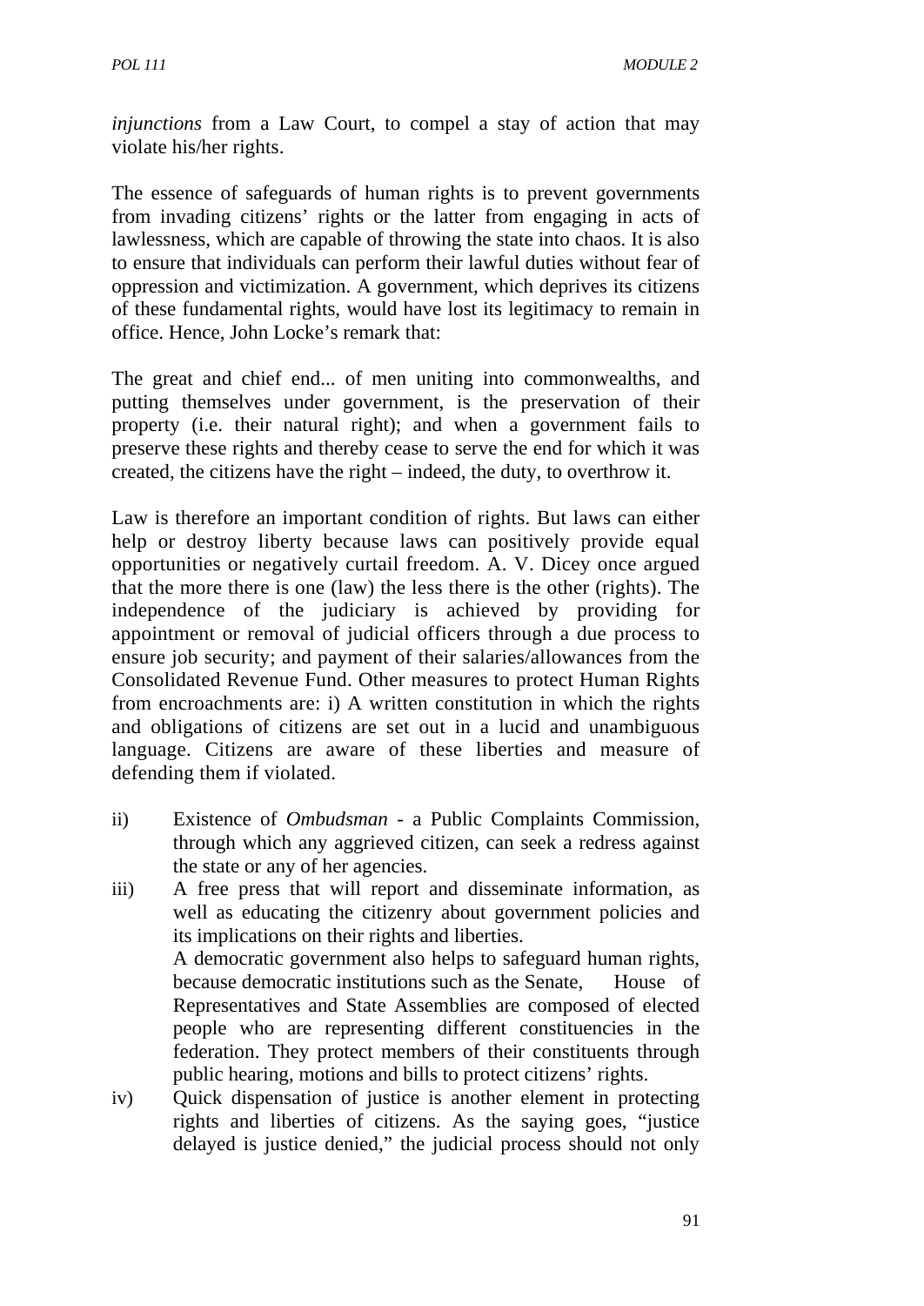*injunctions* from a Law Court, to compel a stay of action that may violate his/her rights.

The essence of safeguards of human rights is to prevent governments from invading citizens' rights or the latter from engaging in acts of lawlessness, which are capable of throwing the state into chaos. It is also to ensure that individuals can perform their lawful duties without fear of oppression and victimization. A government, which deprives its citizens of these fundamental rights, would have lost its legitimacy to remain in office. Hence, John Locke's remark that:

The great and chief end... of men uniting into commonwealths, and putting themselves under government, is the preservation of their property (i.e. their natural right); and when a government fails to preserve these rights and thereby cease to serve the end for which it was created, the citizens have the right – indeed, the duty, to overthrow it.

Law is therefore an important condition of rights. But laws can either help or destroy liberty because laws can positively provide equal opportunities or negatively curtail freedom. A. V. Dicey once argued that the more there is one (law) the less there is the other (rights). The independence of the judiciary is achieved by providing for appointment or removal of judicial officers through a due process to ensure job security; and payment of their salaries/allowances from the Consolidated Revenue Fund. Other measures to protect Human Rights from encroachments are: i) A written constitution in which the rights and obligations of citizens are set out in a lucid and unambiguous language. Citizens are aware of these liberties and measure of defending them if violated.

ii) Existence of *Ombudsman* - a Public Complaints Commission, through which any aggrieved citizen, can seek a redress against the state or any of her agencies.

iii) A free press that will report and disseminate information, as well as educating the citizenry about government policies and its implications on their rights and liberties.
A democratic government also helps to safeguard human rights, because democratic institutions such as the Senate, House of Representatives and State Assemblies are composed of elected people who are representing different constituencies in the federation. They protect members of their constituents through public hearing, motions and bills to protect citizens' rights.

iv) Quick dispensation of justice is another element in protecting rights and liberties of citizens. As the saying goes, "justice delayed is justice denied," the judicial process should not only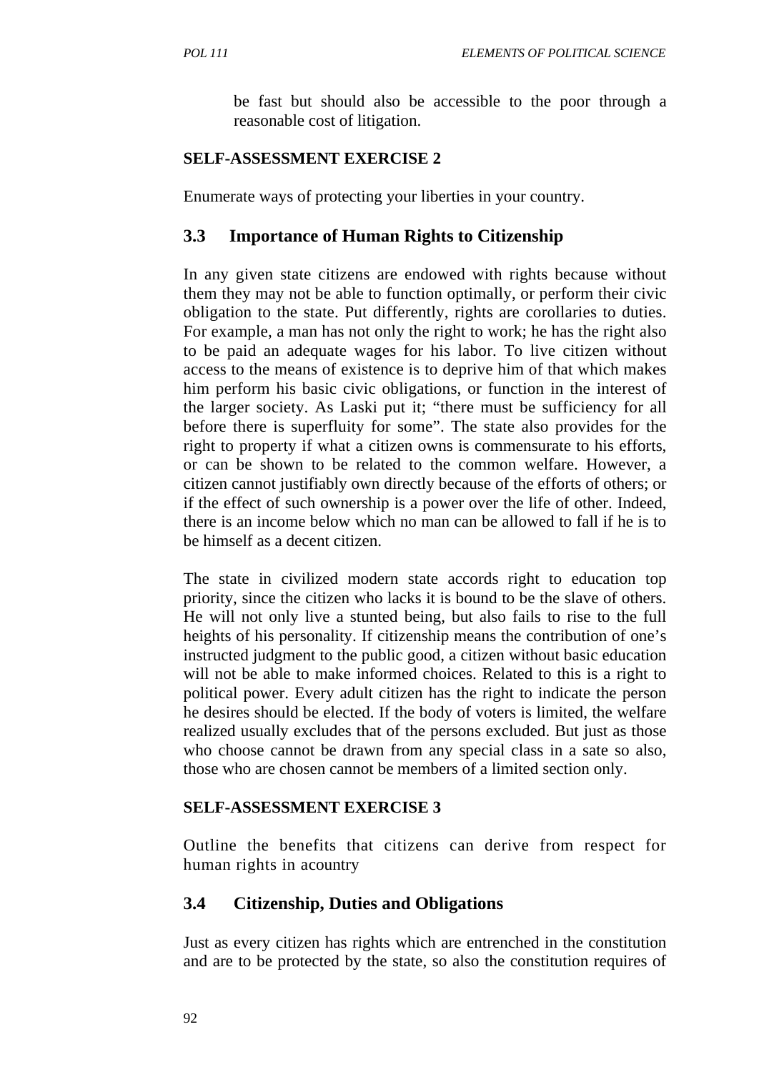be fast but should also be accessible to the poor through a reasonable cost of litigation.

**SELF-ASSESSMENT EXERCISE 2**

Enumerate ways of protecting your liberties in your country.

## 3.3 Importance of Human Rights to Citizenship

In any given state citizens are endowed with rights because without them they may not be able to function optimally, or perform their civic obligation to the state. Put differently, rights are corollaries to duties. For example, a man has not only the right to work; he has the right also to be paid an adequate wages for his labor. To live citizen without access to the means of existence is to deprive him of that which makes him perform his basic civic obligations, or function in the interest of the larger society. As Laski put it; "there must be sufficiency for all before there is superfluity for some". The state also provides for the right to property if what a citizen owns is commensurate to his efforts, or can be shown to be related to the common welfare. However, a citizen cannot justifiably own directly because of the efforts of others; or if the effect of such ownership is a power over the life of other. Indeed, there is an income below which no man can be allowed to fall if he is to be himself as a decent citizen.

The state in civilized modern state accords right to education top priority, since the citizen who lacks it is bound to be the slave of others. He will not only live a stunted being, but also fails to rise to the full heights of his personality. If citizenship means the contribution of one's instructed judgment to the public good, a citizen without basic education will not be able to make informed choices. Related to this is a right to political power. Every adult citizen has the right to indicate the person he desires should be elected. If the body of voters is limited, the welfare realized usually excludes that of the persons excluded. But just as those who choose cannot be drawn from any special class in a sate so also, those who are chosen cannot be members of a limited section only.

**SELF-ASSESSMENT EXERCISE 3**

Outline the benefits that citizens can derive from respect for human rights in acountry

## 3.4 Citizenship, Duties and Obligations

Just as every citizen has rights which are entrenched in the constitution and are to be protected by the state, so also the constitution requires of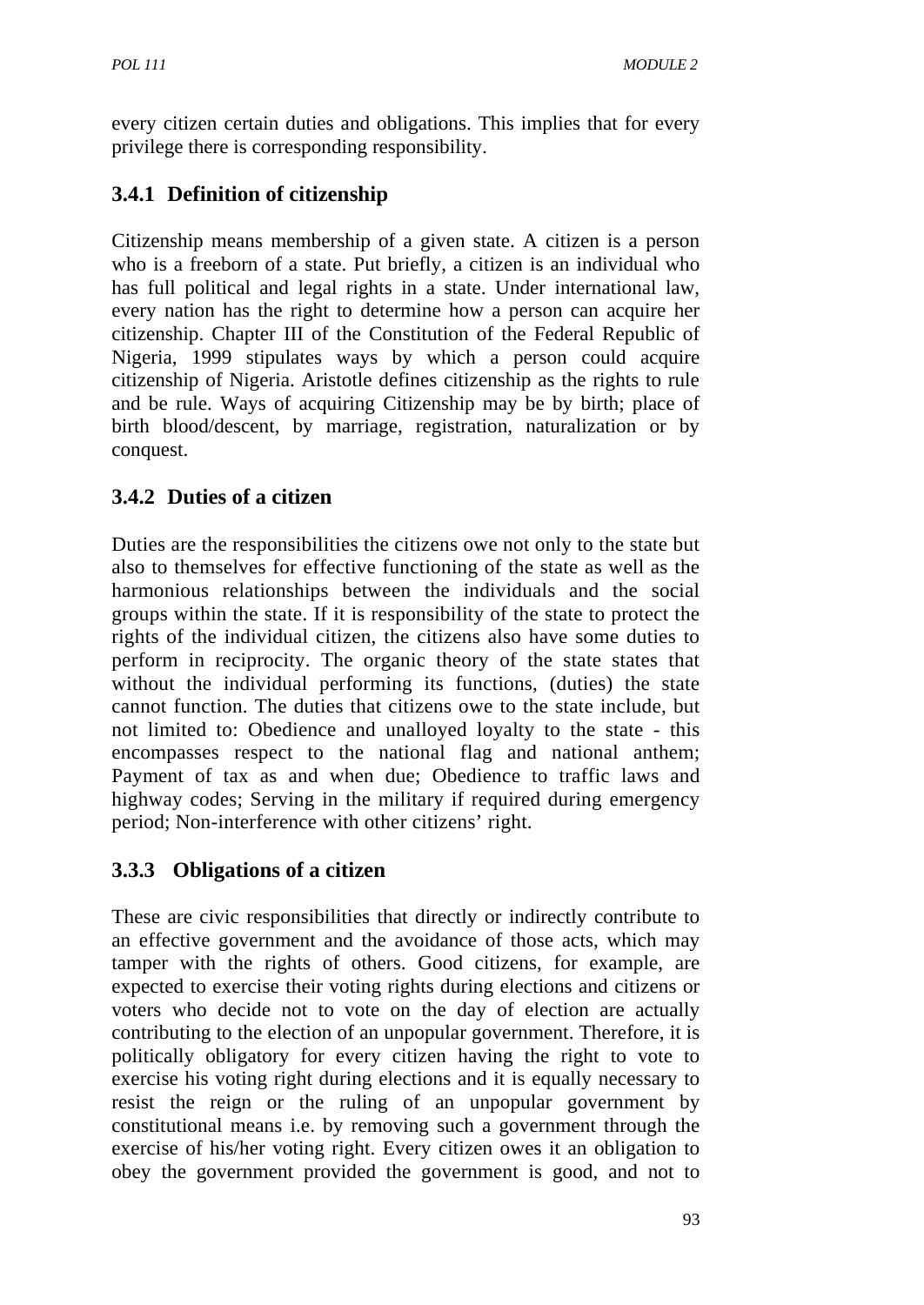every citizen certain duties and obligations. This implies that for every privilege there is corresponding responsibility.

### 3.4.1 Definition of citizenship

Citizenship means membership of a given state. A citizen is a person who is a freeborn of a state. Put briefly, a citizen is an individual who has full political and legal rights in a state. Under international law, every nation has the right to determine how a person can acquire her citizenship. Chapter III of the Constitution of the Federal Republic of Nigeria, 1999 stipulates ways by which a person could acquire citizenship of Nigeria. Aristotle defines citizenship as the rights to rule and be rule. Ways of acquiring Citizenship may be by birth; place of birth blood/descent, by marriage, registration, naturalization or by conquest.

### 3.4.2 Duties of a citizen

Duties are the responsibilities the citizens owe not only to the state but also to themselves for effective functioning of the state as well as the harmonious relationships between the individuals and the social groups within the state. If it is responsibility of the state to protect the rights of the individual citizen, the citizens also have some duties to perform in reciprocity. The organic theory of the state states that without the individual performing its functions, (duties) the state cannot function. The duties that citizens owe to the state include, but not limited to: Obedience and unalloyed loyalty to the state - this encompasses respect to the national flag and national anthem; Payment of tax as and when due; Obedience to traffic laws and highway codes; Serving in the military if required during emergency period; Non-interference with other citizens' right.

### 3.3.3 Obligations of a citizen

These are civic responsibilities that directly or indirectly contribute to an effective government and the avoidance of those acts, which may tamper with the rights of others. Good citizens, for example, are expected to exercise their voting rights during elections and citizens or voters who decide not to vote on the day of election are actually contributing to the election of an unpopular government. Therefore, it is politically obligatory for every citizen having the right to vote to exercise his voting right during elections and it is equally necessary to resist the reign or the ruling of an unpopular government by constitutional means i.e. by removing such a government through the exercise of his/her voting right. Every citizen owes it an obligation to obey the government provided the government is good, and not to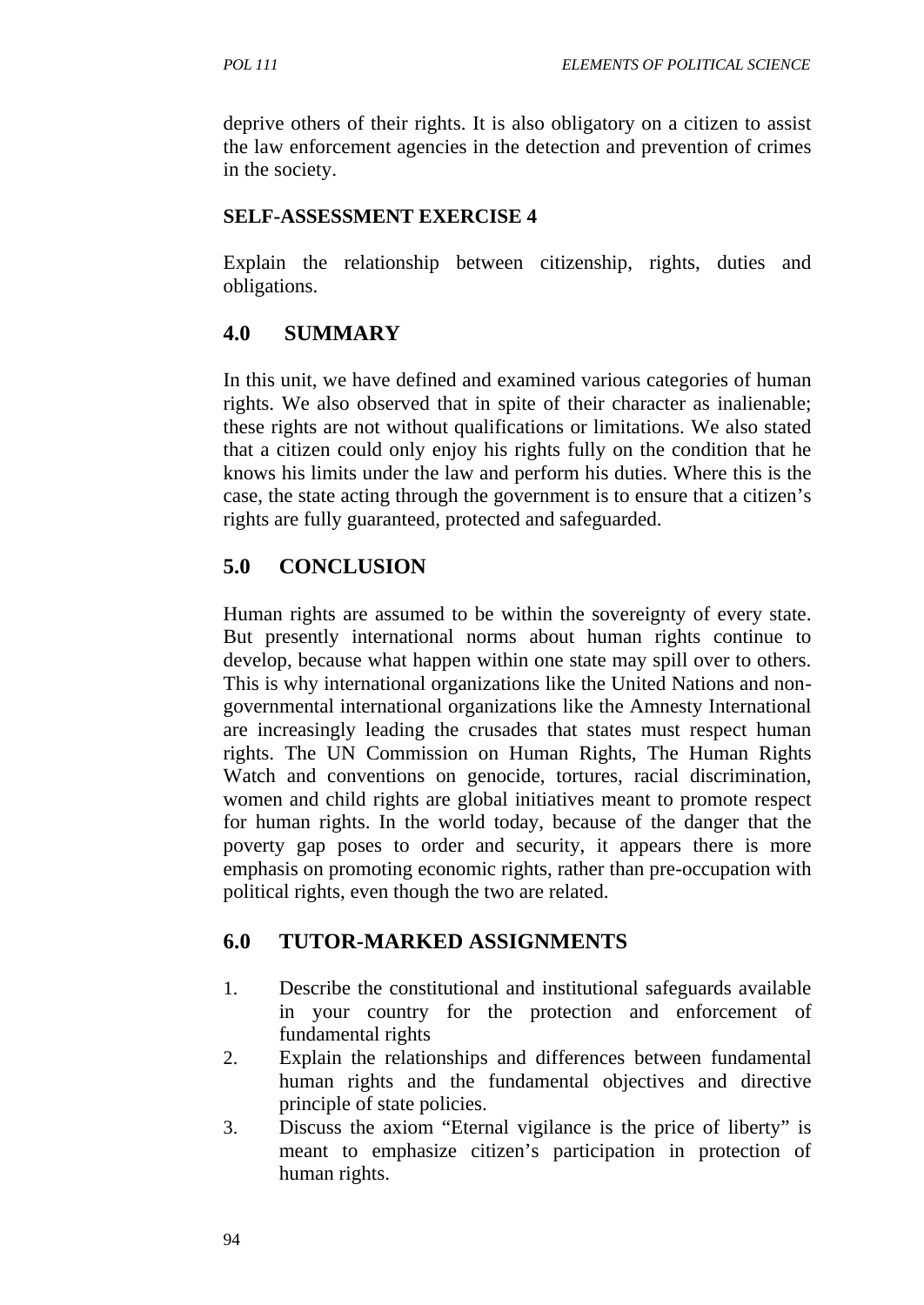deprive others of their rights. It is also obligatory on a citizen to assist the law enforcement agencies in the detection and prevention of crimes in the society.

**SELF-ASSESSMENT EXERCISE 4**

Explain the relationship between citizenship, rights, duties and obligations.

## 4.0 SUMMARY

In this unit, we have defined and examined various categories of human rights. We also observed that in spite of their character as inalienable; these rights are not without qualifications or limitations. We also stated that a citizen could only enjoy his rights fully on the condition that he knows his limits under the law and perform his duties. Where this is the case, the state acting through the government is to ensure that a citizen's rights are fully guaranteed, protected and safeguarded.

## 5.0 CONCLUSION

Human rights are assumed to be within the sovereignty of every state. But presently international norms about human rights continue to develop, because what happen within one state may spill over to others. This is why international organizations like the United Nations and non-governmental international organizations like the Amnesty International are increasingly leading the crusades that states must respect human rights. The UN Commission on Human Rights, The Human Rights Watch and conventions on genocide, tortures, racial discrimination, women and child rights are global initiatives meant to promote respect for human rights. In the world today, because of the danger that the poverty gap poses to order and security, it appears there is more emphasis on promoting economic rights, rather than pre-occupation with political rights, even though the two are related.

## 6.0 TUTOR-MARKED ASSIGNMENTS

1. Describe the constitutional and institutional safeguards available in your country for the protection and enforcement of fundamental rights
2. Explain the relationships and differences between fundamental human rights and the fundamental objectives and directive principle of state policies.
3. Discuss the axiom "Eternal vigilance is the price of liberty" is meant to emphasize citizen's participation in protection of human rights.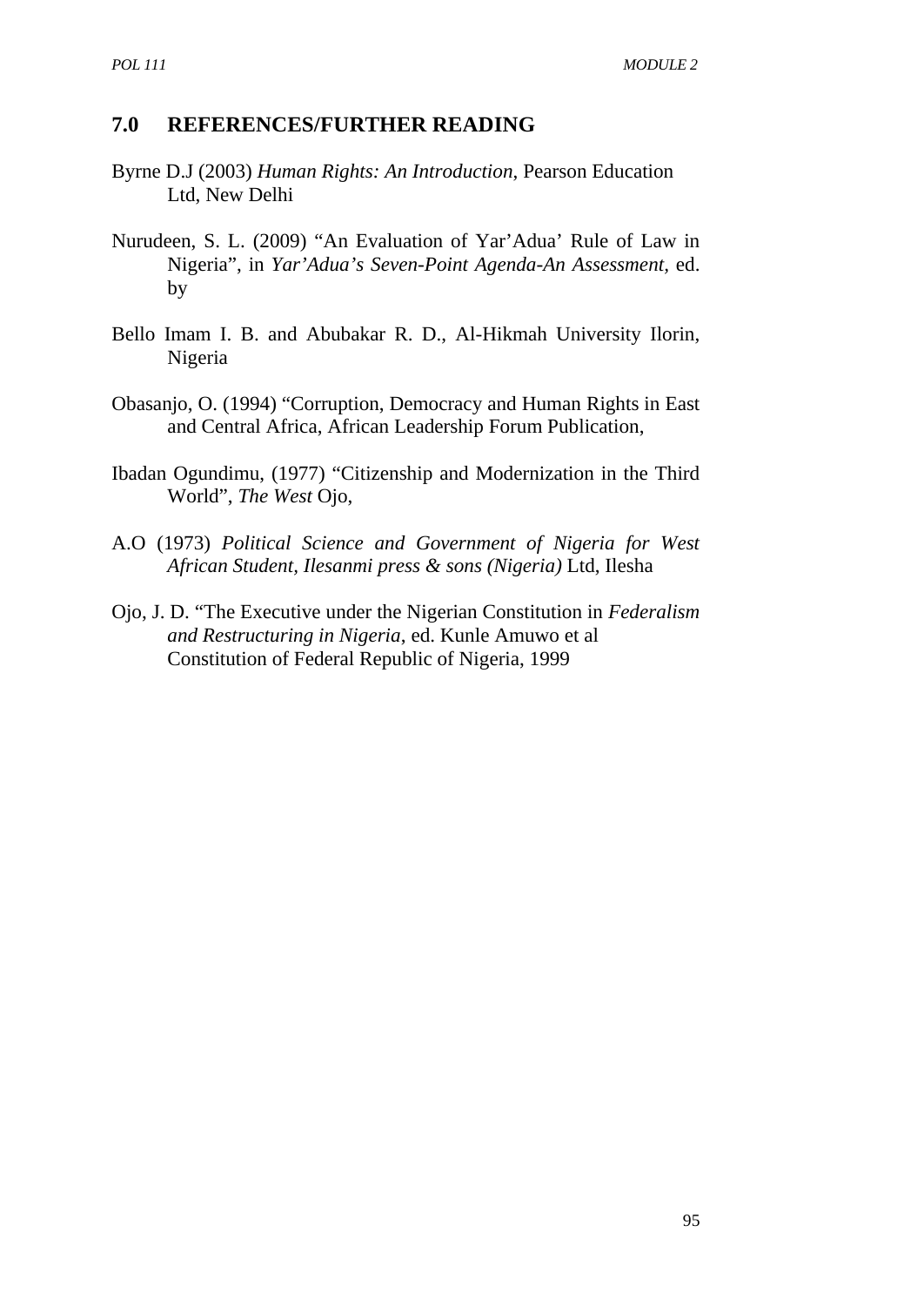## 7.0 REFERENCES/FURTHER READING

Byrne D.J (2003) *Human Rights: An Introduction*, Pearson Education Ltd, New Delhi

Nurudeen, S. L. (2009) "An Evaluation of Yar'Adua' Rule of Law in Nigeria", in *Yar'Adua's Seven-Point Agenda-An Assessment,* ed. by

Bello Imam I. B. and Abubakar R. D., Al-Hikmah University Ilorin, Nigeria

Obasanjo, O. (1994) "Corruption, Democracy and Human Rights in East and Central Africa, African Leadership Forum Publication,

Ibadan Ogundimu, (1977) "Citizenship and Modernization in the Third World", *The West* Ojo,

A.O (1973) *Political Science and Government of Nigeria for West African Student, Ilesanmi press & sons (Nigeria)* Ltd, Ilesha

Ojo, J. D. "The Executive under the Nigerian Constitution in *Federalism and Restructuring in Nigeria*, ed. Kunle Amuwo et al Constitution of Federal Republic of Nigeria, 1999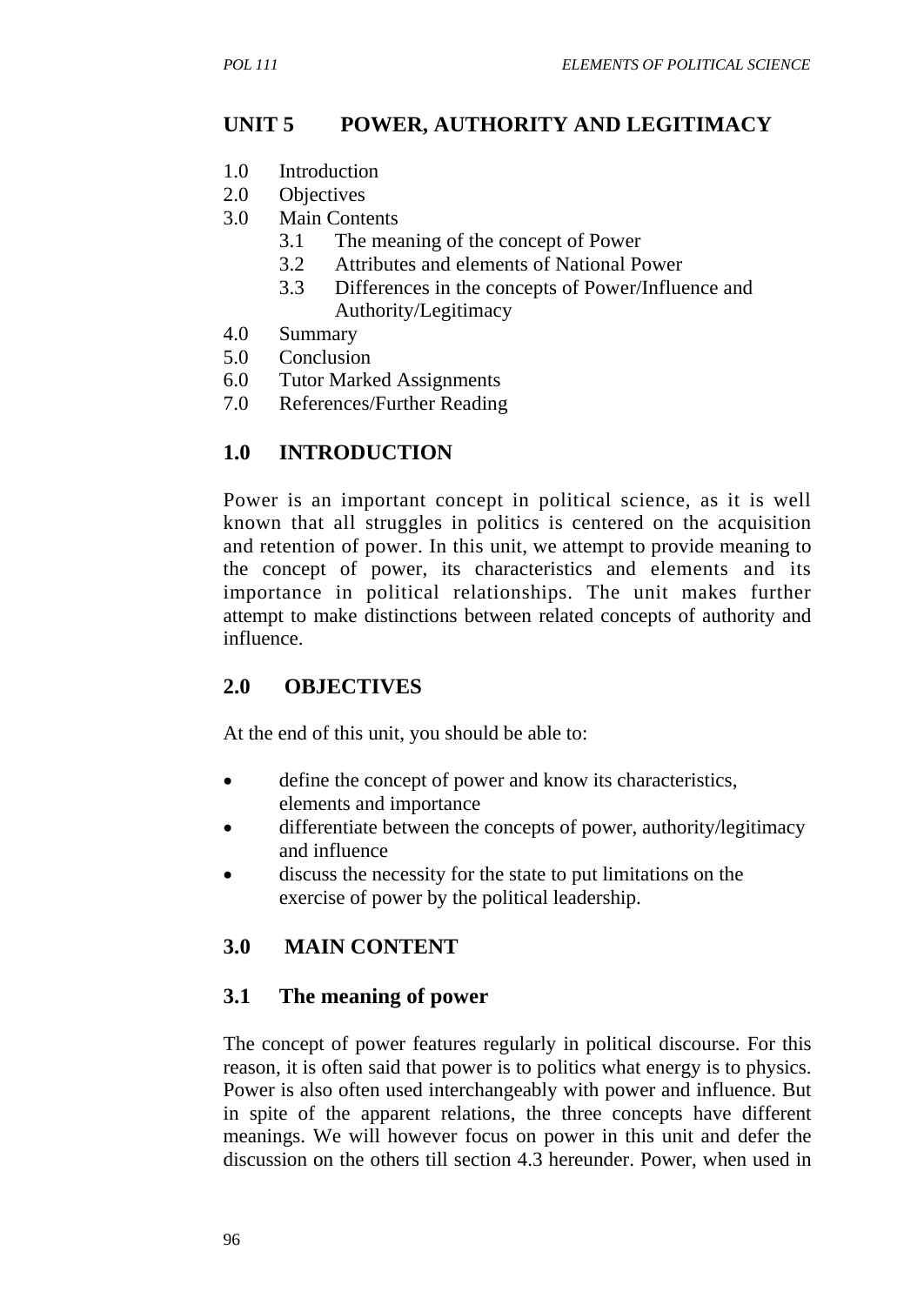## UNIT 5 POWER, AUTHORITY AND LEGITIMACY

1.0 Introduction
2.0 Objectives
3.0 Main Contents
 3.1 The meaning of the concept of Power
 3.2 Attributes and elements of National Power
 3.3 Differences in the concepts of Power/Influence and Authority/Legitimacy
4.0 Summary
5.0 Conclusion
6.0 Tutor Marked Assignments
7.0 References/Further Reading

## 1.0 INTRODUCTION

Power is an important concept in political science, as it is well known that all struggles in politics is centered on the acquisition and retention of power. In this unit, we attempt to provide meaning to the concept of power, its characteristics and elements and its importance in political relationships. The unit makes further attempt to make distinctions between related concepts of authority and influence.

## 2.0 OBJECTIVES

At the end of this unit, you should be able to:

- define the concept of power and know its characteristics, elements and importance
- differentiate between the concepts of power, authority/legitimacy and influence
- discuss the necessity for the state to put limitations on the exercise of power by the political leadership.

## 3.0 MAIN CONTENT

### 3.1 The meaning of power

The concept of power features regularly in political discourse. For this reason, it is often said that power is to politics what energy is to physics. Power is also often used interchangeably with power and influence. But in spite of the apparent relations, the three concepts have different meanings. We will however focus on power in this unit and defer the discussion on the others till section 4.3 hereunder. Power, when used in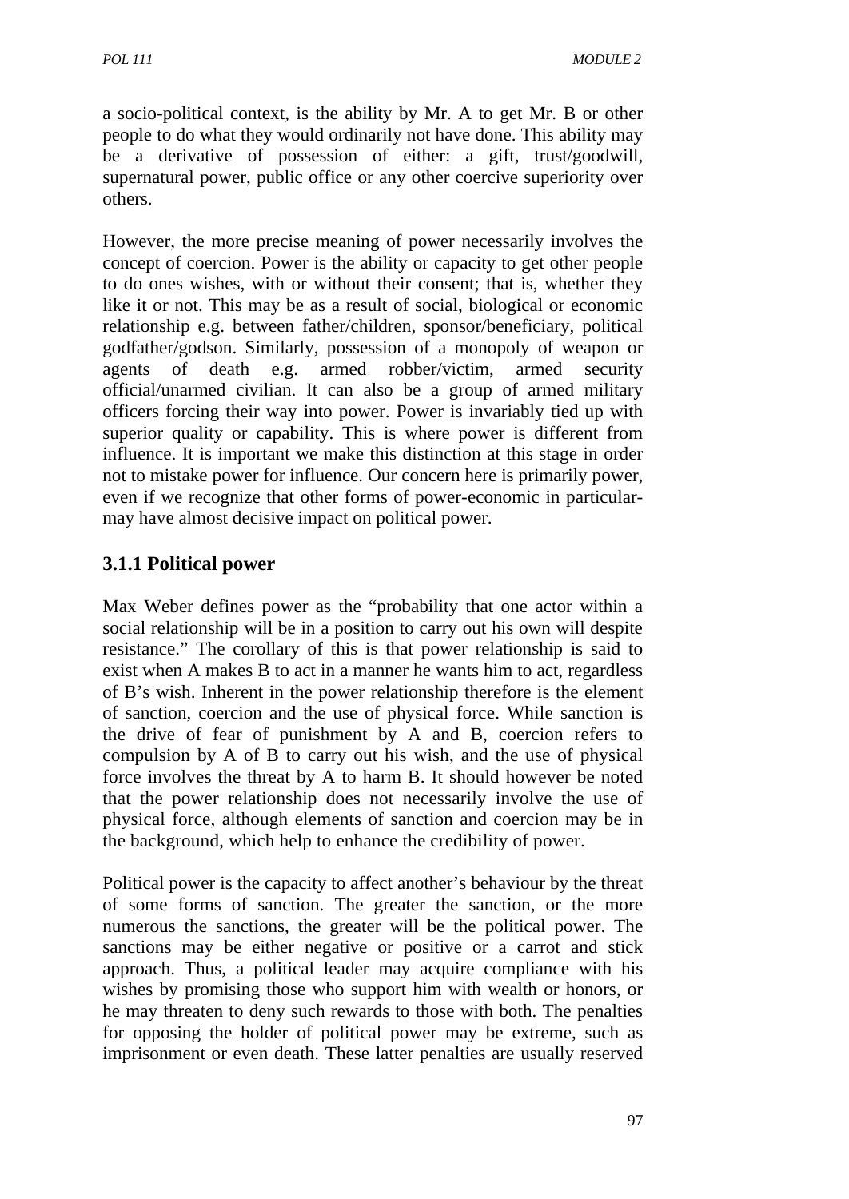a socio-political context, is the ability by Mr. A to get Mr. B or other people to do what they would ordinarily not have done. This ability may be a derivative of possession of either: a gift, trust/goodwill, supernatural power, public office or any other coercive superiority over others.

However, the more precise meaning of power necessarily involves the concept of coercion. Power is the ability or capacity to get other people to do ones wishes, with or without their consent; that is, whether they like it or not. This may be as a result of social, biological or economic relationship e.g. between father/children, sponsor/beneficiary, political godfather/godson. Similarly, possession of a monopoly of weapon or agents of death e.g. armed robber/victim, armed security official/unarmed civilian. It can also be a group of armed military officers forcing their way into power. Power is invariably tied up with superior quality or capability. This is where power is different from influence. It is important we make this distinction at this stage in order not to mistake power for influence. Our concern here is primarily power, even if we recognize that other forms of power-economic in particular-may have almost decisive impact on political power.

### 3.1.1 Political power

Max Weber defines power as the "probability that one actor within a social relationship will be in a position to carry out his own will despite resistance." The corollary of this is that power relationship is said to exist when A makes B to act in a manner he wants him to act, regardless of B's wish. Inherent in the power relationship therefore is the element of sanction, coercion and the use of physical force. While sanction is the drive of fear of punishment by A and B, coercion refers to compulsion by A of B to carry out his wish, and the use of physical force involves the threat by A to harm B. It should however be noted that the power relationship does not necessarily involve the use of physical force, although elements of sanction and coercion may be in the background, which help to enhance the credibility of power.

Political power is the capacity to affect another's behaviour by the threat of some forms of sanction. The greater the sanction, or the more numerous the sanctions, the greater will be the political power. The sanctions may be either negative or positive or a carrot and stick approach. Thus, a political leader may acquire compliance with his wishes by promising those who support him with wealth or honors, or he may threaten to deny such rewards to those with both. The penalties for opposing the holder of political power may be extreme, such as imprisonment or even death. These latter penalties are usually reserved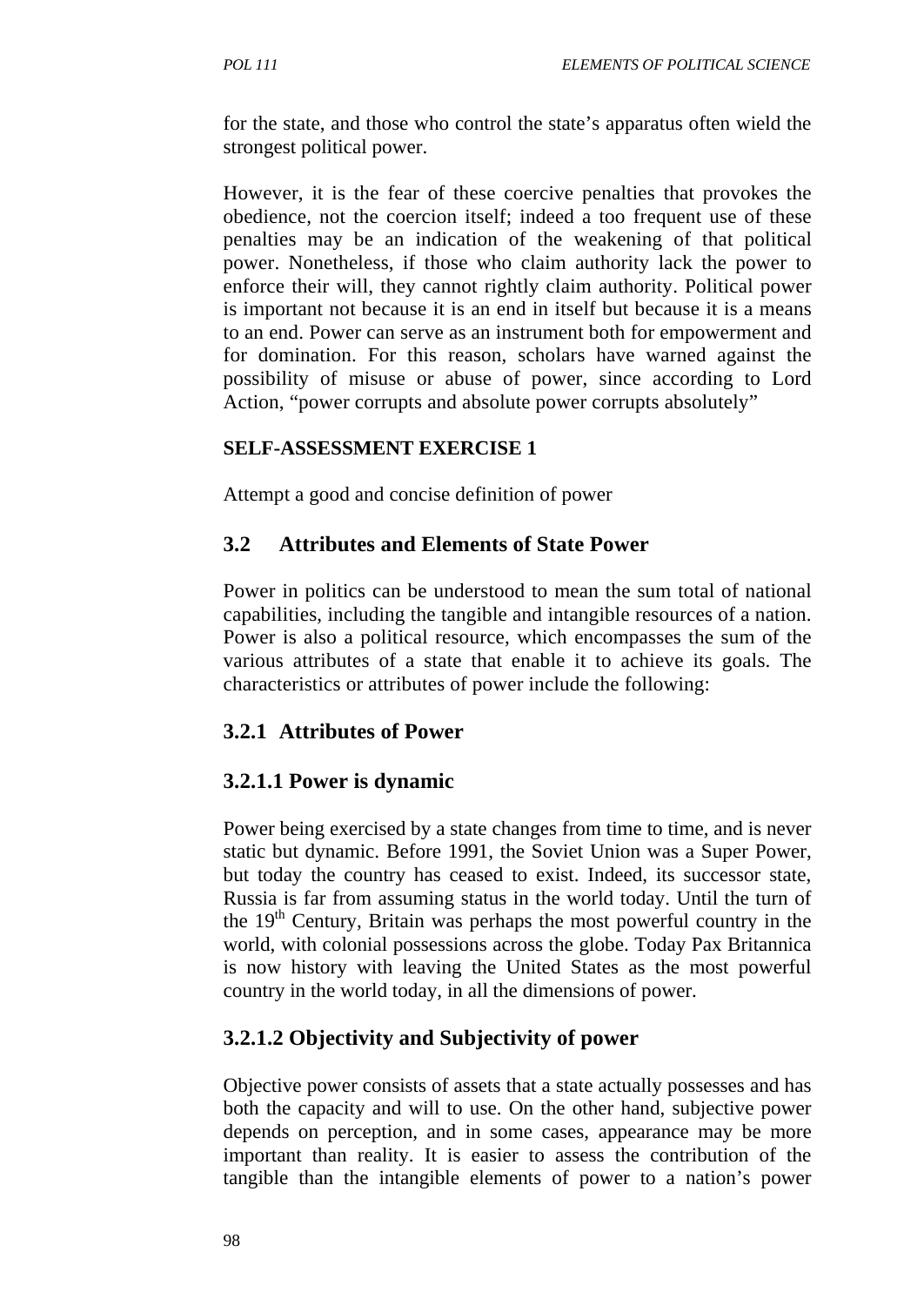for the state, and those who control the state's apparatus often wield the strongest political power.

However, it is the fear of these coercive penalties that provokes the obedience, not the coercion itself; indeed a too frequent use of these penalties may be an indication of the weakening of that political power. Nonetheless, if those who claim authority lack the power to enforce their will, they cannot rightly claim authority. Political power is important not because it is an end in itself but because it is a means to an end. Power can serve as an instrument both for empowerment and for domination. For this reason, scholars have warned against the possibility of misuse or abuse of power, since according to Lord Action, "power corrupts and absolute power corrupts absolutely"

**SELF-ASSESSMENT EXERCISE 1**

Attempt a good and concise definition of power

## 3.2 Attributes and Elements of State Power

Power in politics can be understood to mean the sum total of national capabilities, including the tangible and intangible resources of a nation. Power is also a political resource, which encompasses the sum of the various attributes of a state that enable it to achieve its goals. The characteristics or attributes of power include the following:

### 3.2.1 Attributes of Power

#### 3.2.1.1 Power is dynamic

Power being exercised by a state changes from time to time, and is never static but dynamic. Before 1991, the Soviet Union was a Super Power, but today the country has ceased to exist. Indeed, its successor state, Russia is far from assuming status in the world today. Until the turn of the 19th Century, Britain was perhaps the most powerful country in the world, with colonial possessions across the globe. Today Pax Britannica is now history with leaving the United States as the most powerful country in the world today, in all the dimensions of power.

#### 3.2.1.2 Objectivity and Subjectivity of power

Objective power consists of assets that a state actually possesses and has both the capacity and will to use. On the other hand, subjective power depends on perception, and in some cases, appearance may be more important than reality. It is easier to assess the contribution of the tangible than the intangible elements of power to a nation's power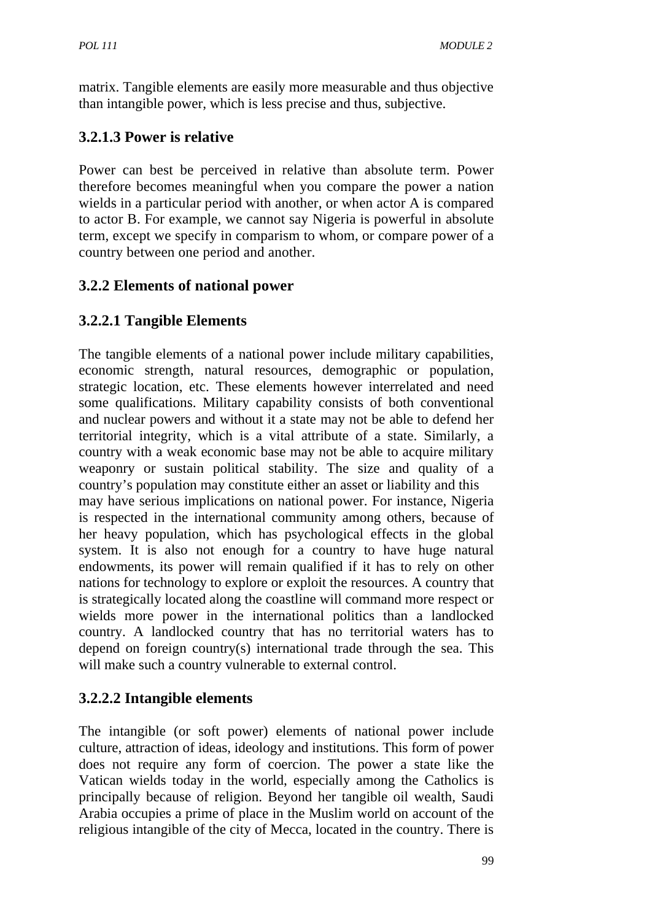matrix. Tangible elements are easily more measurable and thus objective than intangible power, which is less precise and thus, subjective.

#### 3.2.1.3 Power is relative

Power can best be perceived in relative than absolute term. Power therefore becomes meaningful when you compare the power a nation wields in a particular period with another, or when actor A is compared to actor B. For example, we cannot say Nigeria is powerful in absolute term, except we specify in comparism to whom, or compare power of a country between one period and another.

### 3.2.2 Elements of national power

#### 3.2.2.1 Tangible Elements

The tangible elements of a national power include military capabilities, economic strength, natural resources, demographic or population, strategic location, etc. These elements however interrelated and need some qualifications. Military capability consists of both conventional and nuclear powers and without it a state may not be able to defend her territorial integrity, which is a vital attribute of a state. Similarly, a country with a weak economic base may not be able to acquire military weaponry or sustain political stability. The size and quality of a country's population may constitute either an asset or liability and this may have serious implications on national power. For instance, Nigeria is respected in the international community among others, because of her heavy population, which has psychological effects in the global system. It is also not enough for a country to have huge natural endowments, its power will remain qualified if it has to rely on other nations for technology to explore or exploit the resources. A country that is strategically located along the coastline will command more respect or wields more power in the international politics than a landlocked country. A landlocked country that has no territorial waters has to depend on foreign country(s) international trade through the sea. This will make such a country vulnerable to external control.

#### 3.2.2.2 Intangible elements

The intangible (or soft power) elements of national power include culture, attraction of ideas, ideology and institutions. This form of power does not require any form of coercion. The power a state like the Vatican wields today in the world, especially among the Catholics is principally because of religion. Beyond her tangible oil wealth, Saudi Arabia occupies a prime of place in the Muslim world on account of the religious intangible of the city of Mecca, located in the country. There is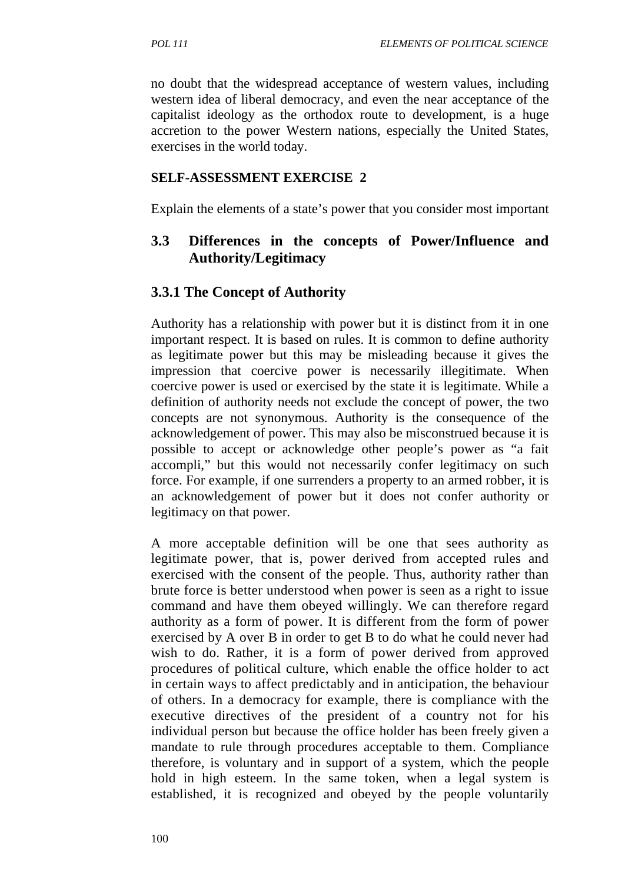no doubt that the widespread acceptance of western values, including western idea of liberal democracy, and even the near acceptance of the capitalist ideology as the orthodox route to development, is a huge accretion to the power Western nations, especially the United States, exercises in the world today.

**SELF-ASSESSMENT EXERCISE 2**

Explain the elements of a state's power that you consider most important

## 3.3 Differences in the concepts of Power/Influence and Authority/Legitimacy

### 3.3.1 The Concept of Authority

Authority has a relationship with power but it is distinct from it in one important respect. It is based on rules. It is common to define authority as legitimate power but this may be misleading because it gives the impression that coercive power is necessarily illegitimate. When coercive power is used or exercised by the state it is legitimate. While a definition of authority needs not exclude the concept of power, the two concepts are not synonymous. Authority is the consequence of the acknowledgement of power. This may also be misconstrued because it is possible to accept or acknowledge other people's power as "a fait accompli," but this would not necessarily confer legitimacy on such force. For example, if one surrenders a property to an armed robber, it is an acknowledgement of power but it does not confer authority or legitimacy on that power.

A more acceptable definition will be one that sees authority as legitimate power, that is, power derived from accepted rules and exercised with the consent of the people. Thus, authority rather than brute force is better understood when power is seen as a right to issue command and have them obeyed willingly. We can therefore regard authority as a form of power. It is different from the form of power exercised by A over B in order to get B to do what he could never had wish to do. Rather, it is a form of power derived from approved procedures of political culture, which enable the office holder to act in certain ways to affect predictably and in anticipation, the behaviour of others. In a democracy for example, there is compliance with the executive directives of the president of a country not for his individual person but because the office holder has been freely given a mandate to rule through procedures acceptable to them. Compliance therefore, is voluntary and in support of a system, which the people hold in high esteem. In the same token, when a legal system is established, it is recognized and obeyed by the people voluntarily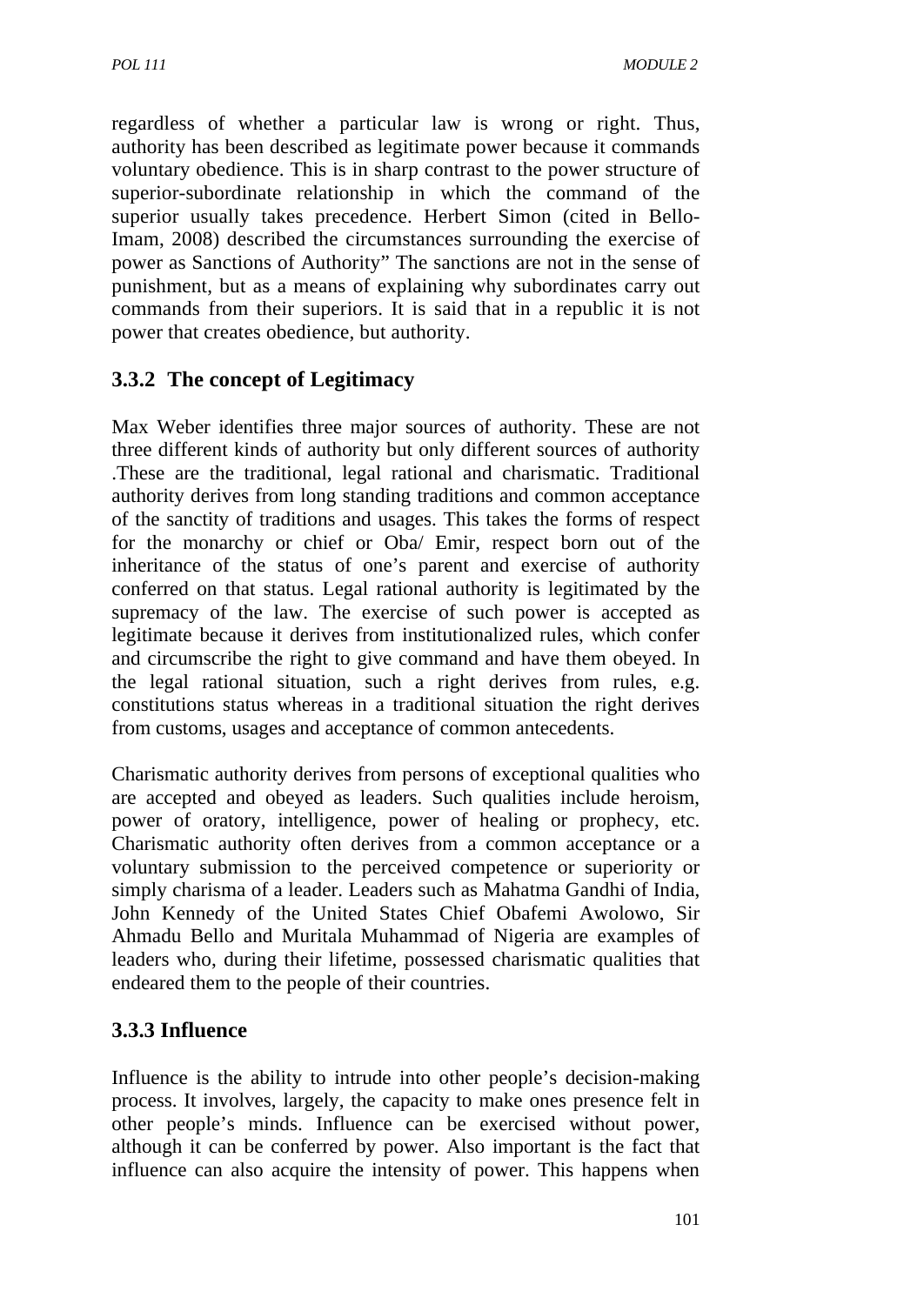regardless of whether a particular law is wrong or right. Thus, authority has been described as legitimate power because it commands voluntary obedience. This is in sharp contrast to the power structure of superior-subordinate relationship in which the command of the superior usually takes precedence. Herbert Simon (cited in Bello-Imam, 2008) described the circumstances surrounding the exercise of power as Sanctions of Authority" The sanctions are not in the sense of punishment, but as a means of explaining why subordinates carry out commands from their superiors. It is said that in a republic it is not power that creates obedience, but authority.

### 3.3.2 The concept of Legitimacy

Max Weber identifies three major sources of authority. These are not three different kinds of authority but only different sources of authority .These are the traditional, legal rational and charismatic. Traditional authority derives from long standing traditions and common acceptance of the sanctity of traditions and usages. This takes the forms of respect for the monarchy or chief or Oba/ Emir, respect born out of the inheritance of the status of one's parent and exercise of authority conferred on that status. Legal rational authority is legitimated by the supremacy of the law. The exercise of such power is accepted as legitimate because it derives from institutionalized rules, which confer and circumscribe the right to give command and have them obeyed. In the legal rational situation, such a right derives from rules, e.g. constitutions status whereas in a traditional situation the right derives from customs, usages and acceptance of common antecedents.

Charismatic authority derives from persons of exceptional qualities who are accepted and obeyed as leaders. Such qualities include heroism, power of oratory, intelligence, power of healing or prophecy, etc. Charismatic authority often derives from a common acceptance or a voluntary submission to the perceived competence or superiority or simply charisma of a leader. Leaders such as Mahatma Gandhi of India, John Kennedy of the United States Chief Obafemi Awolowo, Sir Ahmadu Bello and Muritala Muhammad of Nigeria are examples of leaders who, during their lifetime, possessed charismatic qualities that endeared them to the people of their countries.

### 3.3.3 Influence

Influence is the ability to intrude into other people's decision-making process. It involves, largely, the capacity to make ones presence felt in other people's minds. Influence can be exercised without power, although it can be conferred by power. Also important is the fact that influence can also acquire the intensity of power. This happens when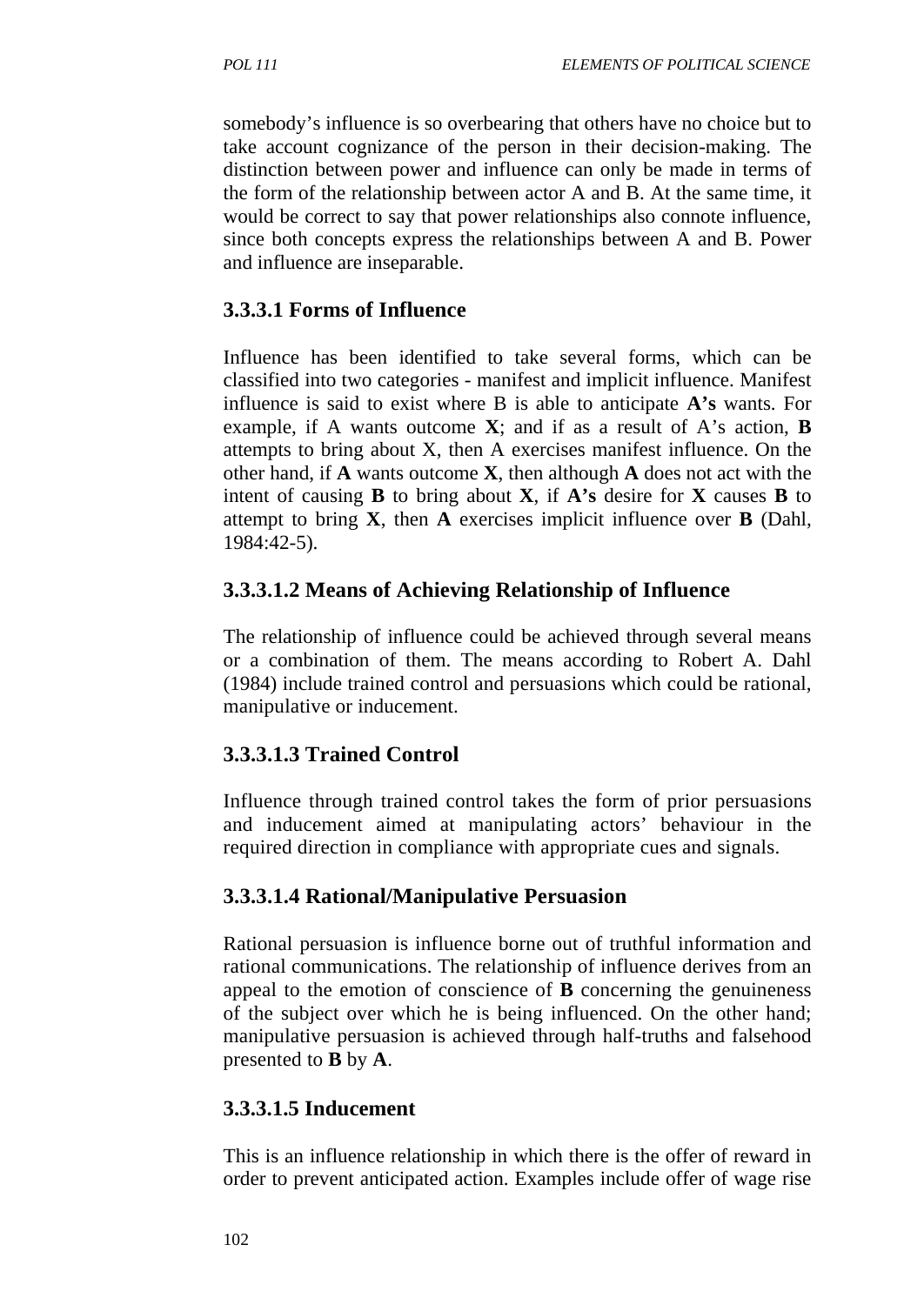somebody's influence is so overbearing that others have no choice but to take account cognizance of the person in their decision-making. The distinction between power and influence can only be made in terms of the form of the relationship between actor A and B. At the same time, it would be correct to say that power relationships also connote influence, since both concepts express the relationships between A and B. Power and influence are inseparable.

### 3.3.3.1 Forms of Influence

Influence has been identified to take several forms, which can be classified into two categories - manifest and implicit influence. Manifest influence is said to exist where B is able to anticipate **A's** wants. For example, if A wants outcome **X**; and if as a result of A's action, **B** attempts to bring about X, then A exercises manifest influence. On the other hand, if **A** wants outcome **X**, then although **A** does not act with the intent of causing **B** to bring about **X**, if **A's** desire for **X** causes **B** to attempt to bring **X**, then **A** exercises implicit influence over **B** (Dahl, 1984:42-5).

### 3.3.3.1.2 Means of Achieving Relationship of Influence

The relationship of influence could be achieved through several means or a combination of them. The means according to Robert A. Dahl (1984) include trained control and persuasions which could be rational, manipulative or inducement.

### 3.3.3.1.3 Trained Control

Influence through trained control takes the form of prior persuasions and inducement aimed at manipulating actors' behaviour in the required direction in compliance with appropriate cues and signals.

### 3.3.3.1.4 Rational/Manipulative Persuasion

Rational persuasion is influence borne out of truthful information and rational communications. The relationship of influence derives from an appeal to the emotion of conscience of **B** concerning the genuineness of the subject over which he is being influenced. On the other hand; manipulative persuasion is achieved through half-truths and falsehood presented to **B** by **A**.

### 3.3.3.1.5 Inducement

This is an influence relationship in which there is the offer of reward in order to prevent anticipated action. Examples include offer of wage rise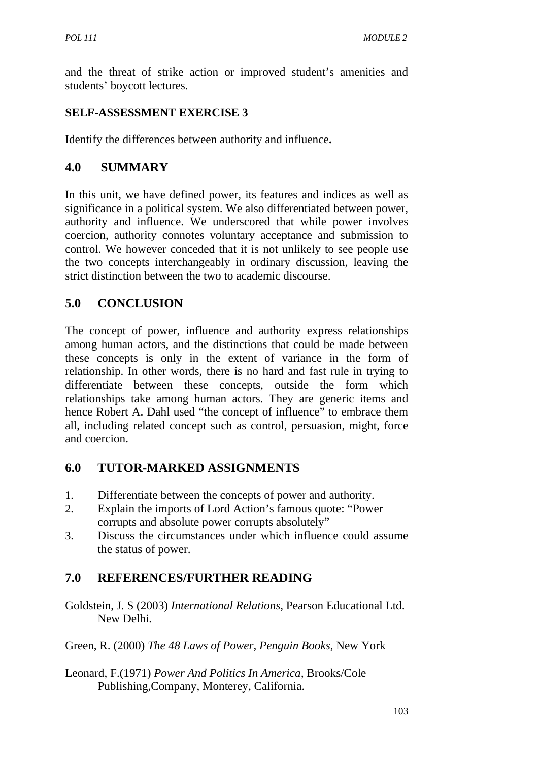and the threat of strike action or improved student's amenities and students' boycott lectures.

**SELF-ASSESSMENT EXERCISE 3**

Identify the differences between authority and influence**.**

## 4.0 SUMMARY

In this unit, we have defined power, its features and indices as well as significance in a political system. We also differentiated between power, authority and influence. We underscored that while power involves coercion, authority connotes voluntary acceptance and submission to control. We however conceded that it is not unlikely to see people use the two concepts interchangeably in ordinary discussion, leaving the strict distinction between the two to academic discourse.

## 5.0 CONCLUSION

The concept of power, influence and authority express relationships among human actors, and the distinctions that could be made between these concepts is only in the extent of variance in the form of relationship. In other words, there is no hard and fast rule in trying to differentiate between these concepts, outside the form which relationships take among human actors. They are generic items and hence Robert A. Dahl used "the concept of influence" to embrace them all, including related concept such as control, persuasion, might, force and coercion.

## 6.0 TUTOR-MARKED ASSIGNMENTS

1. Differentiate between the concepts of power and authority.
2. Explain the imports of Lord Action's famous quote: "Power corrupts and absolute power corrupts absolutely"
3. Discuss the circumstances under which influence could assume the status of power.

## 7.0 REFERENCES/FURTHER READING

Goldstein, J. S (2003) *International Relations*, Pearson Educational Ltd. New Delhi.

Green, R. (2000) *The 48 Laws of Power, Penguin Books*, New York

Leonard, F.(1971) *Power And Politics In America*, Brooks/Cole Publishing,Company, Monterey, California.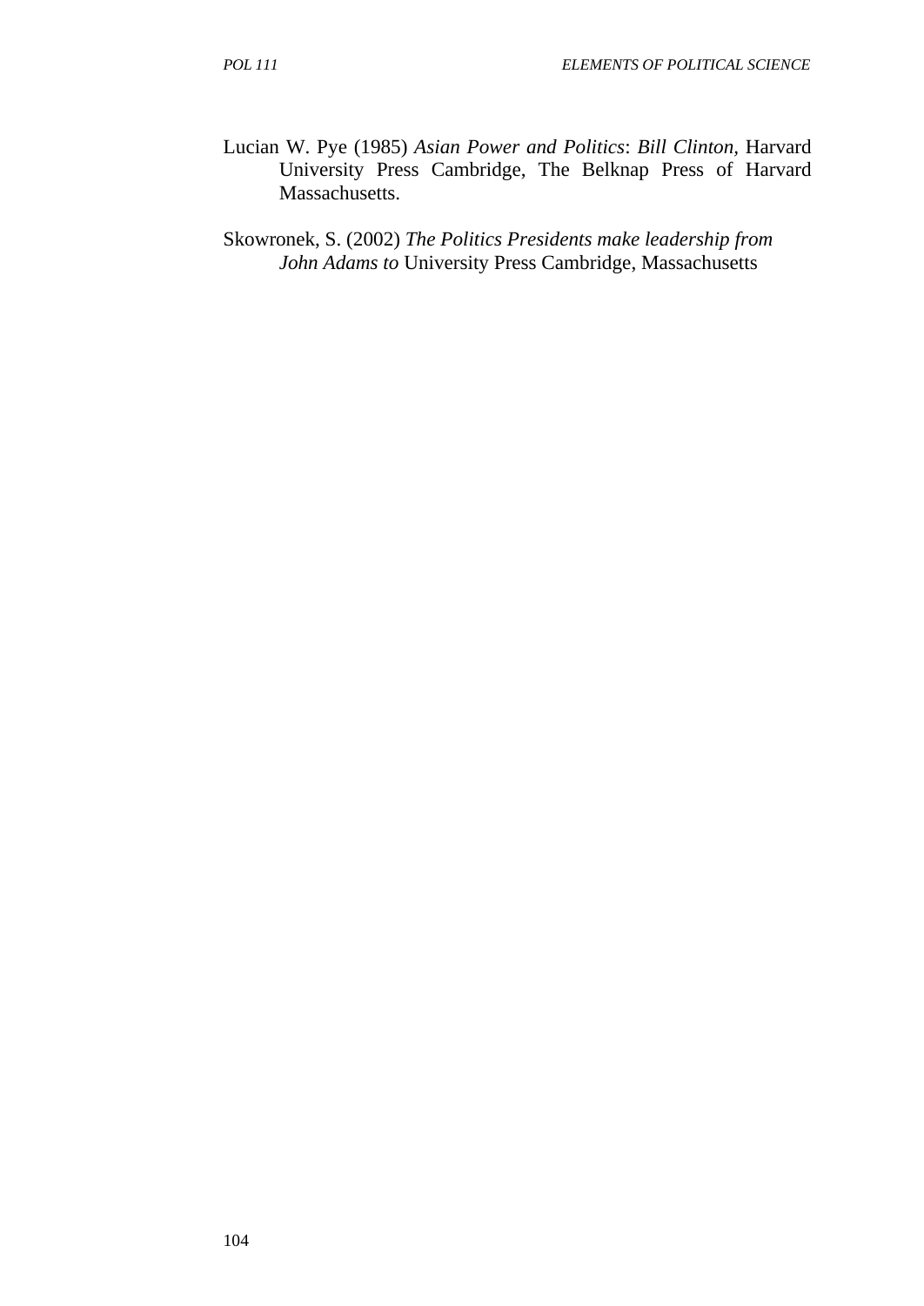Lucian W. Pye (1985) *Asian Power and Politics*: *Bill Clinton*, Harvard University Press Cambridge, The Belknap Press of Harvard Massachusetts.

Skowronek, S. (2002) *The Politics Presidents make leadership from John Adams to* University Press Cambridge, Massachusetts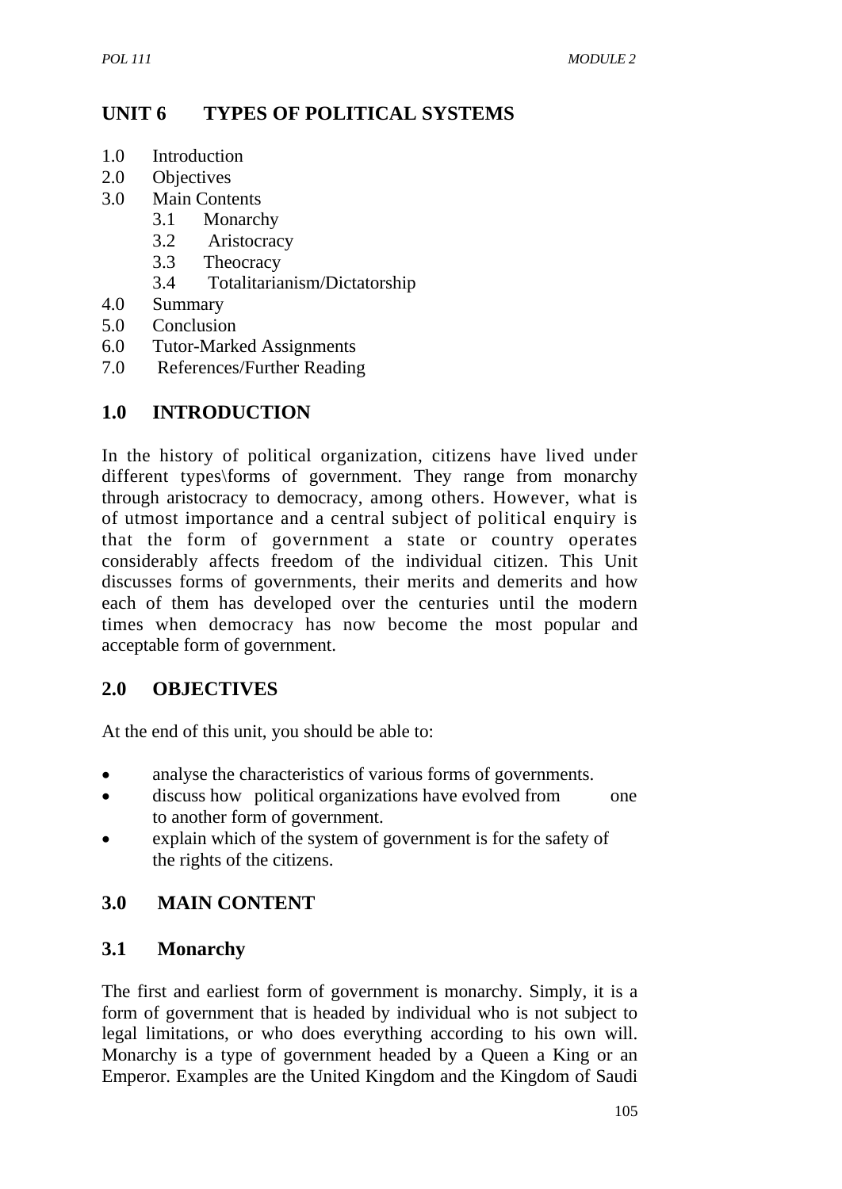# UNIT 6 TYPES OF POLITICAL SYSTEMS

1.0 Introduction
2.0 Objectives
3.0 Main Contents
 3.1 Monarchy
 3.2 Aristocracy
 3.3 Theocracy
 3.4 Totalitarianism/Dictatorship
4.0 Summary
5.0 Conclusion
6.0 Tutor-Marked Assignments
7.0 References/Further Reading

## 1.0 INTRODUCTION

In the history of political organization, citizens have lived under different types\forms of government. They range from monarchy through aristocracy to democracy, among others. However, what is of utmost importance and a central subject of political enquiry is that the form of government a state or country operates considerably affects freedom of the individual citizen. This Unit discusses forms of governments, their merits and demerits and how each of them has developed over the centuries until the modern times when democracy has now become the most popular and acceptable form of government.

## 2.0 OBJECTIVES

At the end of this unit, you should be able to:

- analyse the characteristics of various forms of governments.
- discuss how political organizations have evolved from one to another form of government.
- explain which of the system of government is for the safety of the rights of the citizens.

## 3.0 MAIN CONTENT

### 3.1 Monarchy

The first and earliest form of government is monarchy. Simply, it is a form of government that is headed by individual who is not subject to legal limitations, or who does everything according to his own will. Monarchy is a type of government headed by a Queen a King or an Emperor. Examples are the United Kingdom and the Kingdom of Saudi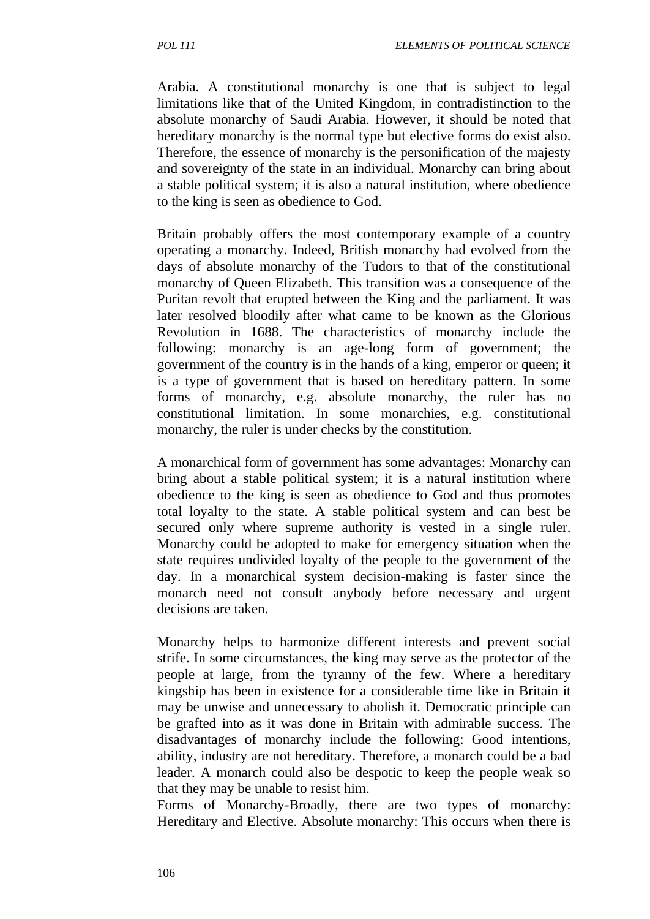Arabia. A constitutional monarchy is one that is subject to legal limitations like that of the United Kingdom, in contradistinction to the absolute monarchy of Saudi Arabia. However, it should be noted that hereditary monarchy is the normal type but elective forms do exist also. Therefore, the essence of monarchy is the personification of the majesty and sovereignty of the state in an individual. Monarchy can bring about a stable political system; it is also a natural institution, where obedience to the king is seen as obedience to God.

Britain probably offers the most contemporary example of a country operating a monarchy. Indeed, British monarchy had evolved from the days of absolute monarchy of the Tudors to that of the constitutional monarchy of Queen Elizabeth. This transition was a consequence of the Puritan revolt that erupted between the King and the parliament. It was later resolved bloodily after what came to be known as the Glorious Revolution in 1688. The characteristics of monarchy include the following: monarchy is an age-long form of government; the government of the country is in the hands of a king, emperor or queen; it is a type of government that is based on hereditary pattern. In some forms of monarchy, e.g. absolute monarchy, the ruler has no constitutional limitation. In some monarchies, e.g. constitutional monarchy, the ruler is under checks by the constitution.

A monarchical form of government has some advantages: Monarchy can bring about a stable political system; it is a natural institution where obedience to the king is seen as obedience to God and thus promotes total loyalty to the state. A stable political system and can best be secured only where supreme authority is vested in a single ruler. Monarchy could be adopted to make for emergency situation when the state requires undivided loyalty of the people to the government of the day. In a monarchical system decision-making is faster since the monarch need not consult anybody before necessary and urgent decisions are taken.

Monarchy helps to harmonize different interests and prevent social strife. In some circumstances, the king may serve as the protector of the people at large, from the tyranny of the few. Where a hereditary kingship has been in existence for a considerable time like in Britain it may be unwise and unnecessary to abolish it. Democratic principle can be grafted into as it was done in Britain with admirable success. The disadvantages of monarchy include the following: Good intentions, ability, industry are not hereditary. Therefore, a monarch could be a bad leader. A monarch could also be despotic to keep the people weak so that they may be unable to resist him.

Forms of Monarchy-Broadly, there are two types of monarchy: Hereditary and Elective. Absolute monarchy: This occurs when there is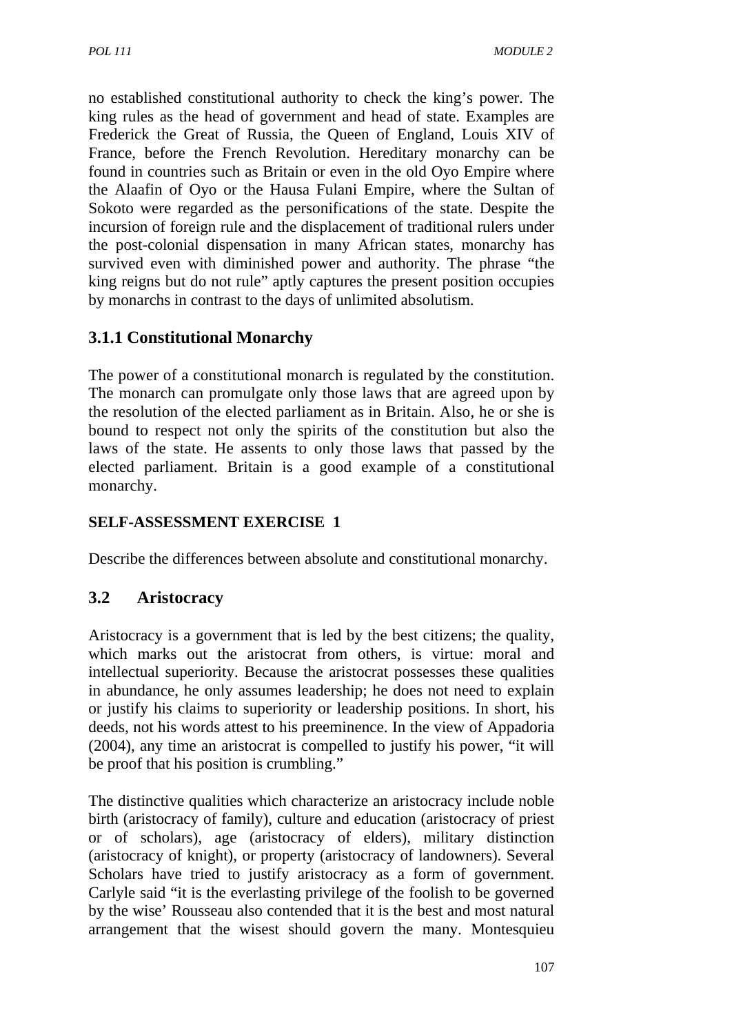no established constitutional authority to check the king's power. The king rules as the head of government and head of state. Examples are Frederick the Great of Russia, the Queen of England, Louis XIV of France, before the French Revolution. Hereditary monarchy can be found in countries such as Britain or even in the old Oyo Empire where the Alaafin of Oyo or the Hausa Fulani Empire, where the Sultan of Sokoto were regarded as the personifications of the state. Despite the incursion of foreign rule and the displacement of traditional rulers under the post-colonial dispensation in many African states, monarchy has survived even with diminished power and authority. The phrase "the king reigns but do not rule" aptly captures the present position occupies by monarchs in contrast to the days of unlimited absolutism.

### 3.1.1 Constitutional Monarchy

The power of a constitutional monarch is regulated by the constitution. The monarch can promulgate only those laws that are agreed upon by the resolution of the elected parliament as in Britain. Also, he or she is bound to respect not only the spirits of the constitution but also the laws of the state. He assents to only those laws that passed by the elected parliament. Britain is a good example of a constitutional monarchy.

**SELF-ASSESSMENT EXERCISE 1**

Describe the differences between absolute and constitutional monarchy.

## 3.2 Aristocracy

Aristocracy is a government that is led by the best citizens; the quality, which marks out the aristocrat from others, is virtue: moral and intellectual superiority. Because the aristocrat possesses these qualities in abundance, he only assumes leadership; he does not need to explain or justify his claims to superiority or leadership positions. In short, his deeds, not his words attest to his preeminence. In the view of Appadoria (2004), any time an aristocrat is compelled to justify his power, "it will be proof that his position is crumbling."

The distinctive qualities which characterize an aristocracy include noble birth (aristocracy of family), culture and education (aristocracy of priest or of scholars), age (aristocracy of elders), military distinction (aristocracy of knight), or property (aristocracy of landowners). Several Scholars have tried to justify aristocracy as a form of government. Carlyle said "it is the everlasting privilege of the foolish to be governed by the wise' Rousseau also contended that it is the best and most natural arrangement that the wisest should govern the many. Montesquieu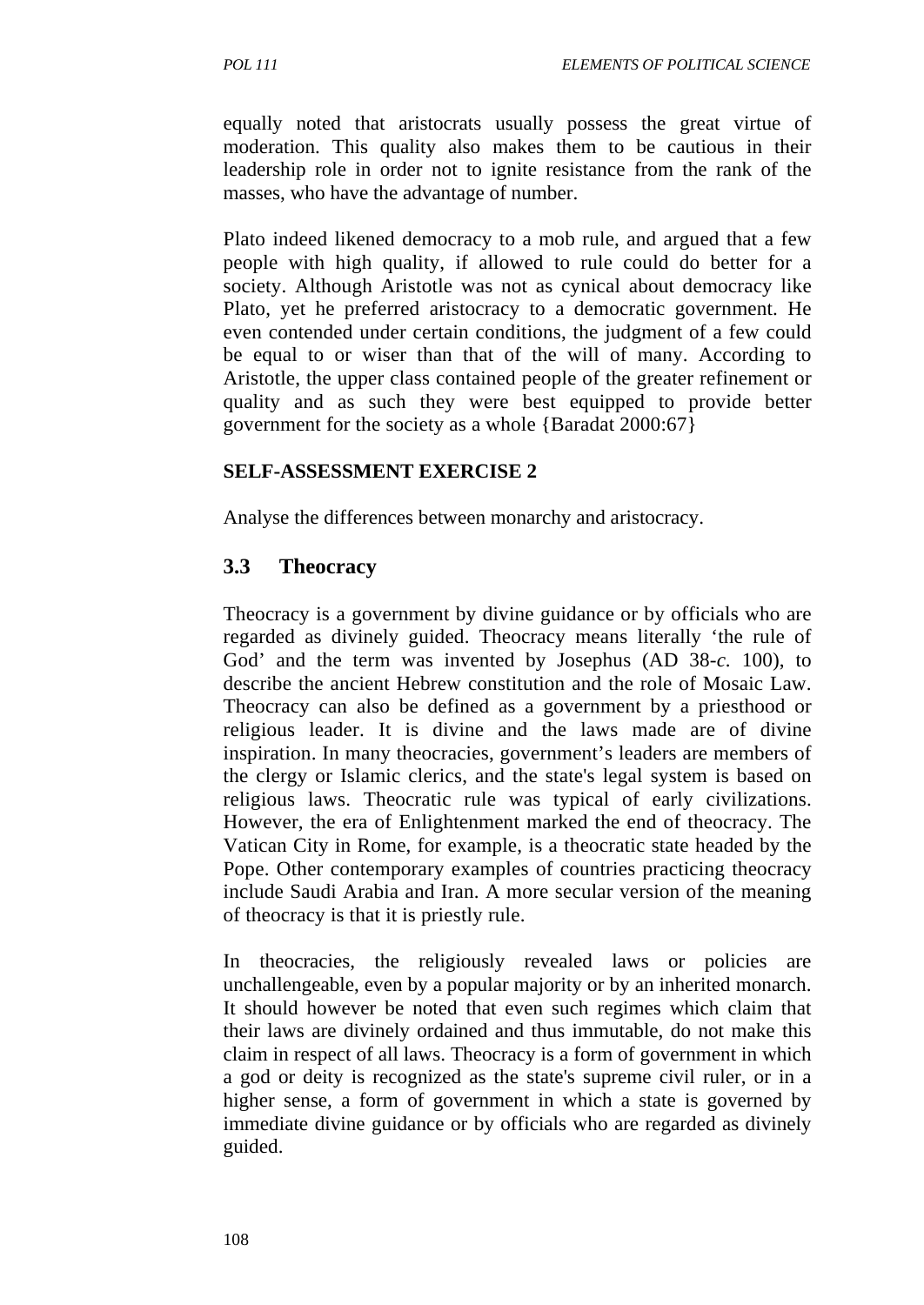equally noted that aristocrats usually possess the great virtue of moderation. This quality also makes them to be cautious in their leadership role in order not to ignite resistance from the rank of the masses, who have the advantage of number.

Plato indeed likened democracy to a mob rule, and argued that a few people with high quality, if allowed to rule could do better for a society. Although Aristotle was not as cynical about democracy like Plato, yet he preferred aristocracy to a democratic government. He even contended under certain conditions, the judgment of a few could be equal to or wiser than that of the will of many. According to Aristotle, the upper class contained people of the greater refinement or quality and as such they were best equipped to provide better government for the society as a whole {Baradat 2000:67}

**SELF-ASSESSMENT EXERCISE 2**

Analyse the differences between monarchy and aristocracy.

## 3.3 Theocracy

Theocracy is a government by divine guidance or by officials who are regarded as divinely guided. Theocracy means literally 'the rule of God' and the term was invented by Josephus (AD 38-*c.* 100), to describe the ancient Hebrew constitution and the role of Mosaic Law. Theocracy can also be defined as a government by a priesthood or religious leader. It is divine and the laws made are of divine inspiration. In many theocracies, government's leaders are members of the clergy or Islamic clerics, and the state's legal system is based on religious laws. Theocratic rule was typical of early civilizations. However, the era of Enlightenment marked the end of theocracy. The Vatican City in Rome, for example, is a theocratic state headed by the Pope. Other contemporary examples of countries practicing theocracy include Saudi Arabia and Iran. A more secular version of the meaning of theocracy is that it is priestly rule.

In theocracies, the religiously revealed laws or policies are unchallengeable, even by a popular majority or by an inherited monarch. It should however be noted that even such regimes which claim that their laws are divinely ordained and thus immutable, do not make this claim in respect of all laws. Theocracy is a form of government in which a god or deity is recognized as the state's supreme civil ruler, or in a higher sense, a form of government in which a state is governed by immediate divine guidance or by officials who are regarded as divinely guided.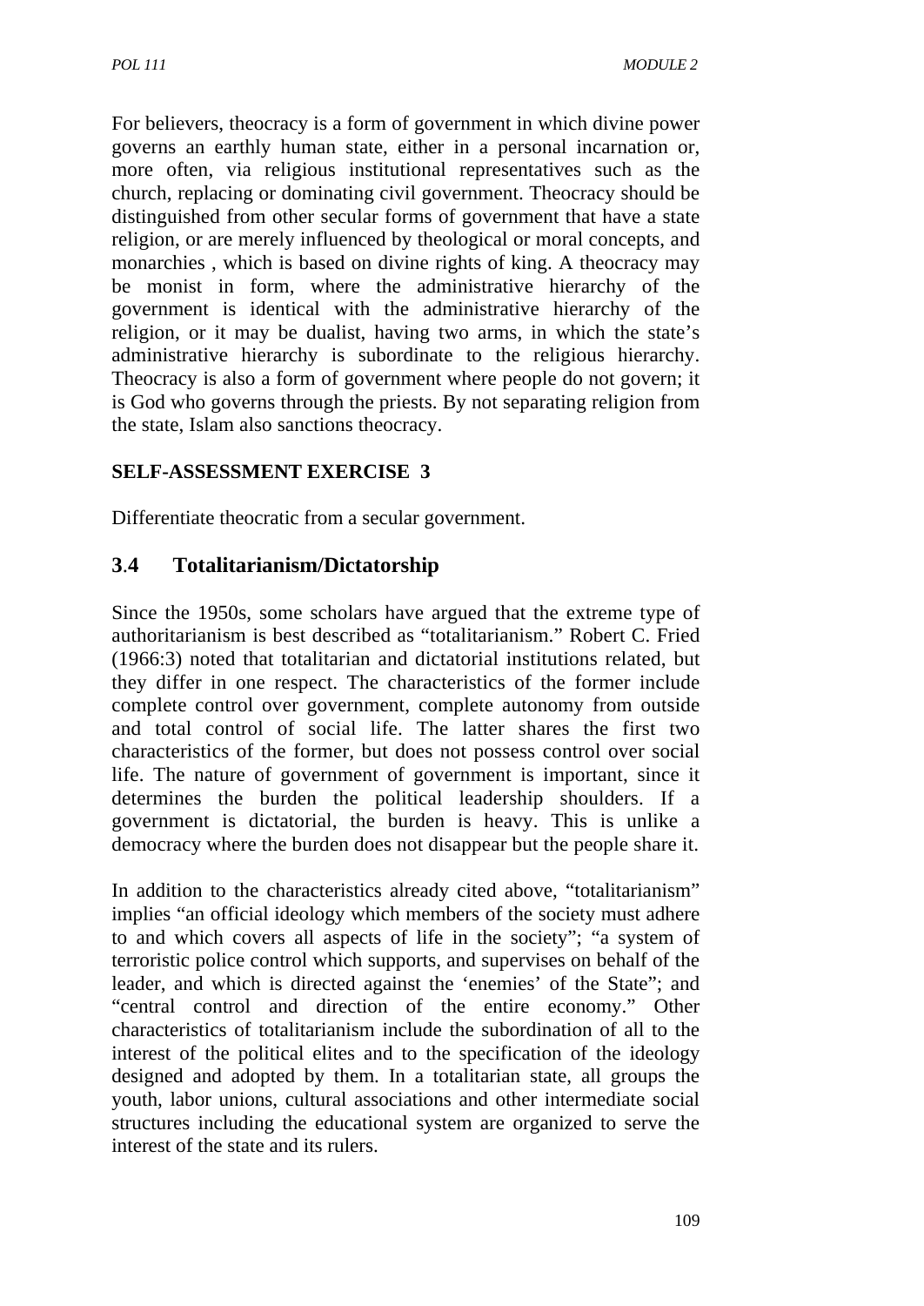For believers, theocracy is a form of government in which divine power governs an earthly human state, either in a personal incarnation or, more often, via religious institutional representatives such as the church, replacing or dominating civil government. Theocracy should be distinguished from other secular forms of government that have a state religion, or are merely influenced by theological or moral concepts, and monarchies , which is based on divine rights of king. A theocracy may be monist in form, where the administrative hierarchy of the government is identical with the administrative hierarchy of the religion, or it may be dualist, having two arms, in which the state's administrative hierarchy is subordinate to the religious hierarchy. Theocracy is also a form of government where people do not govern; it is God who governs through the priests. By not separating religion from the state, Islam also sanctions theocracy.

**SELF-ASSESSMENT EXERCISE 3**

Differentiate theocratic from a secular government.

## 3.4 Totalitarianism/Dictatorship

Since the 1950s, some scholars have argued that the extreme type of authoritarianism is best described as "totalitarianism." Robert C. Fried (1966:3) noted that totalitarian and dictatorial institutions related, but they differ in one respect. The characteristics of the former include complete control over government, complete autonomy from outside and total control of social life. The latter shares the first two characteristics of the former, but does not possess control over social life. The nature of government of government is important, since it determines the burden the political leadership shoulders. If a government is dictatorial, the burden is heavy. This is unlike a democracy where the burden does not disappear but the people share it.

In addition to the characteristics already cited above, "totalitarianism" implies "an official ideology which members of the society must adhere to and which covers all aspects of life in the society"; "a system of terroristic police control which supports, and supervises on behalf of the leader, and which is directed against the 'enemies' of the State"; and "central control and direction of the entire economy." Other characteristics of totalitarianism include the subordination of all to the interest of the political elites and to the specification of the ideology designed and adopted by them. In a totalitarian state, all groups the youth, labor unions, cultural associations and other intermediate social structures including the educational system are organized to serve the interest of the state and its rulers.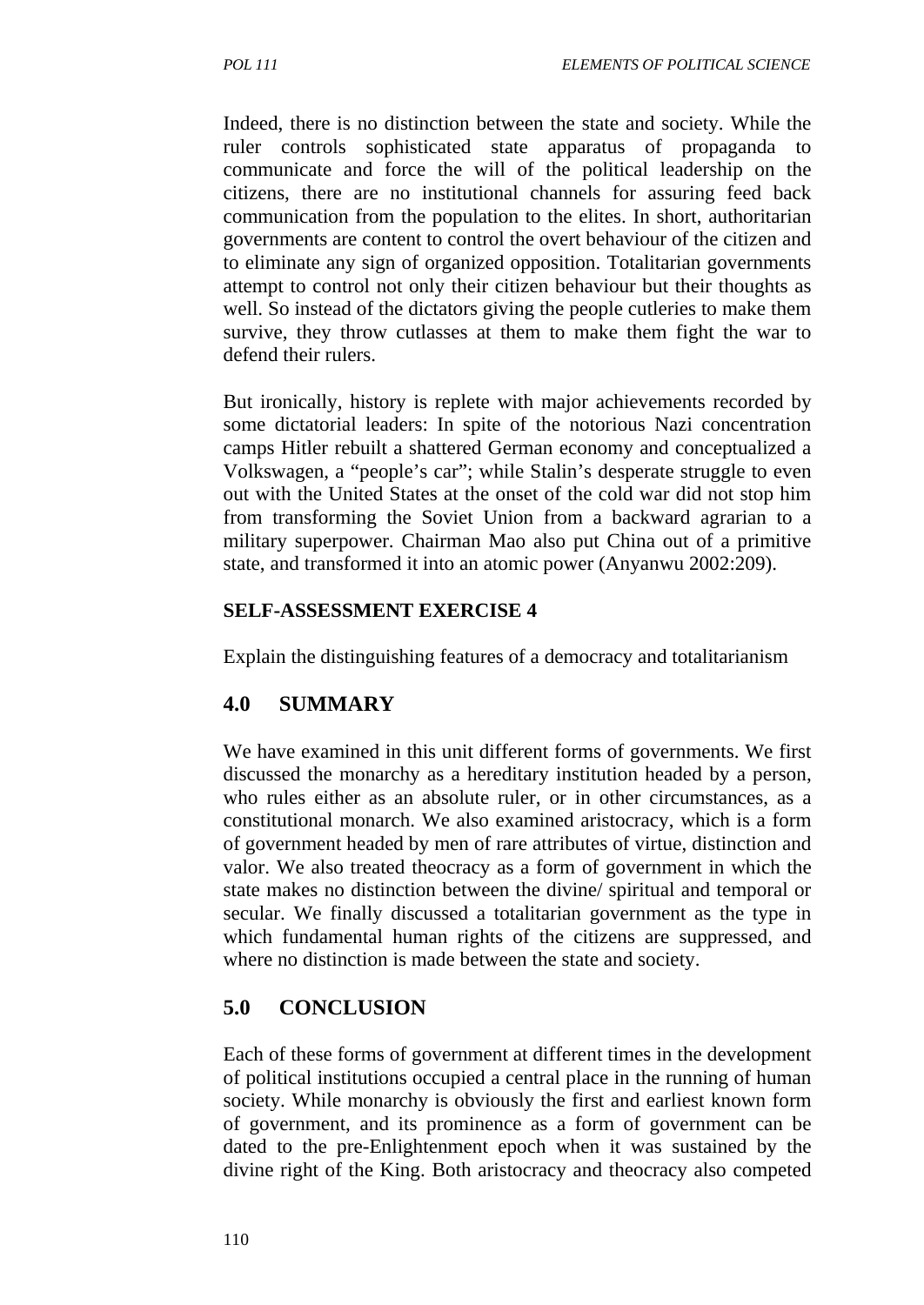Indeed, there is no distinction between the state and society. While the ruler controls sophisticated state apparatus of propaganda to communicate and force the will of the political leadership on the citizens, there are no institutional channels for assuring feed back communication from the population to the elites. In short, authoritarian governments are content to control the overt behaviour of the citizen and to eliminate any sign of organized opposition. Totalitarian governments attempt to control not only their citizen behaviour but their thoughts as well. So instead of the dictators giving the people cutleries to make them survive, they throw cutlasses at them to make them fight the war to defend their rulers.

But ironically, history is replete with major achievements recorded by some dictatorial leaders: In spite of the notorious Nazi concentration camps Hitler rebuilt a shattered German economy and conceptualized a Volkswagen, a "people's car"; while Stalin's desperate struggle to even out with the United States at the onset of the cold war did not stop him from transforming the Soviet Union from a backward agrarian to a military superpower. Chairman Mao also put China out of a primitive state, and transformed it into an atomic power (Anyanwu 2002:209).

**SELF-ASSESSMENT EXERCISE 4**

Explain the distinguishing features of a democracy and totalitarianism

## 4.0 SUMMARY

We have examined in this unit different forms of governments. We first discussed the monarchy as a hereditary institution headed by a person, who rules either as an absolute ruler, or in other circumstances, as a constitutional monarch. We also examined aristocracy, which is a form of government headed by men of rare attributes of virtue, distinction and valor. We also treated theocracy as a form of government in which the state makes no distinction between the divine/ spiritual and temporal or secular. We finally discussed a totalitarian government as the type in which fundamental human rights of the citizens are suppressed, and where no distinction is made between the state and society.

## 5.0 CONCLUSION

Each of these forms of government at different times in the development of political institutions occupied a central place in the running of human society. While monarchy is obviously the first and earliest known form of government, and its prominence as a form of government can be dated to the pre-Enlightenment epoch when it was sustained by the divine right of the King. Both aristocracy and theocracy also competed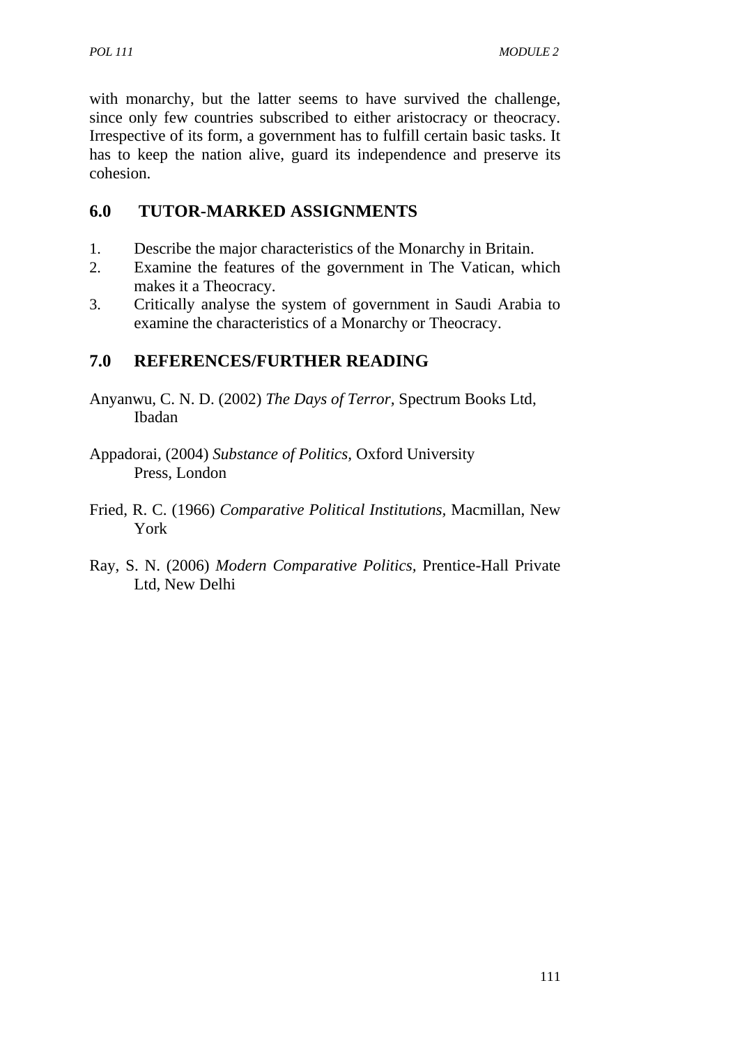with monarchy, but the latter seems to have survived the challenge, since only few countries subscribed to either aristocracy or theocracy. Irrespective of its form, a government has to fulfill certain basic tasks. It has to keep the nation alive, guard its independence and preserve its cohesion.

## 6.0 TUTOR-MARKED ASSIGNMENTS

1. Describe the major characteristics of the Monarchy in Britain.
2. Examine the features of the government in The Vatican, which makes it a Theocracy.
3. Critically analyse the system of government in Saudi Arabia to examine the characteristics of a Monarchy or Theocracy.

## 7.0 REFERENCES/FURTHER READING

Anyanwu, C. N. D. (2002) *The Days of Terror,* Spectrum Books Ltd, Ibadan

Appadorai, (2004) *Substance of Politics,* Oxford University Press, London

Fried, R. C. (1966) *Comparative Political Institutions,* Macmillan, New York

Ray, S. N. (2006) *Modern Comparative Politics,* Prentice-Hall Private Ltd, New Delhi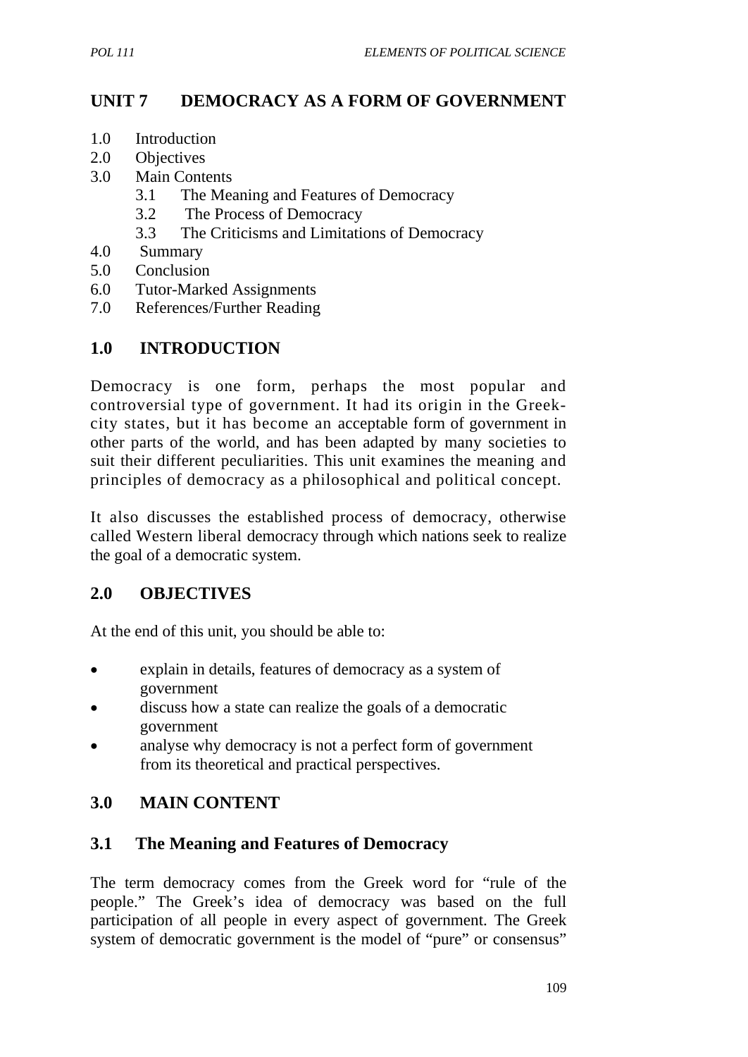# UNIT 7 DEMOCRACY AS A FORM OF GOVERNMENT

1.0 Introduction
2.0 Objectives
3.0 Main Contents
 3.1 The Meaning and Features of Democracy
 3.2 The Process of Democracy
 3.3 The Criticisms and Limitations of Democracy
4.0 Summary
5.0 Conclusion
6.0 Tutor-Marked Assignments
7.0 References/Further Reading

## 1.0 INTRODUCTION

Democracy is one form, perhaps the most popular and controversial type of government. It had its origin in the Greek-city states, but it has become an acceptable form of government in other parts of the world, and has been adapted by many societies to suit their different peculiarities. This unit examines the meaning and principles of democracy as a philosophical and political concept.

It also discusses the established process of democracy, otherwise called Western liberal democracy through which nations seek to realize the goal of a democratic system.

## 2.0 OBJECTIVES

At the end of this unit, you should be able to:

- explain in details, features of democracy as a system of government
- discuss how a state can realize the goals of a democratic government
- analyse why democracy is not a perfect form of government from its theoretical and practical perspectives.

## 3.0 MAIN CONTENT

### 3.1 The Meaning and Features of Democracy

The term democracy comes from the Greek word for "rule of the people." The Greek's idea of democracy was based on the full participation of all people in every aspect of government. The Greek system of democratic government is the model of "pure" or consensus"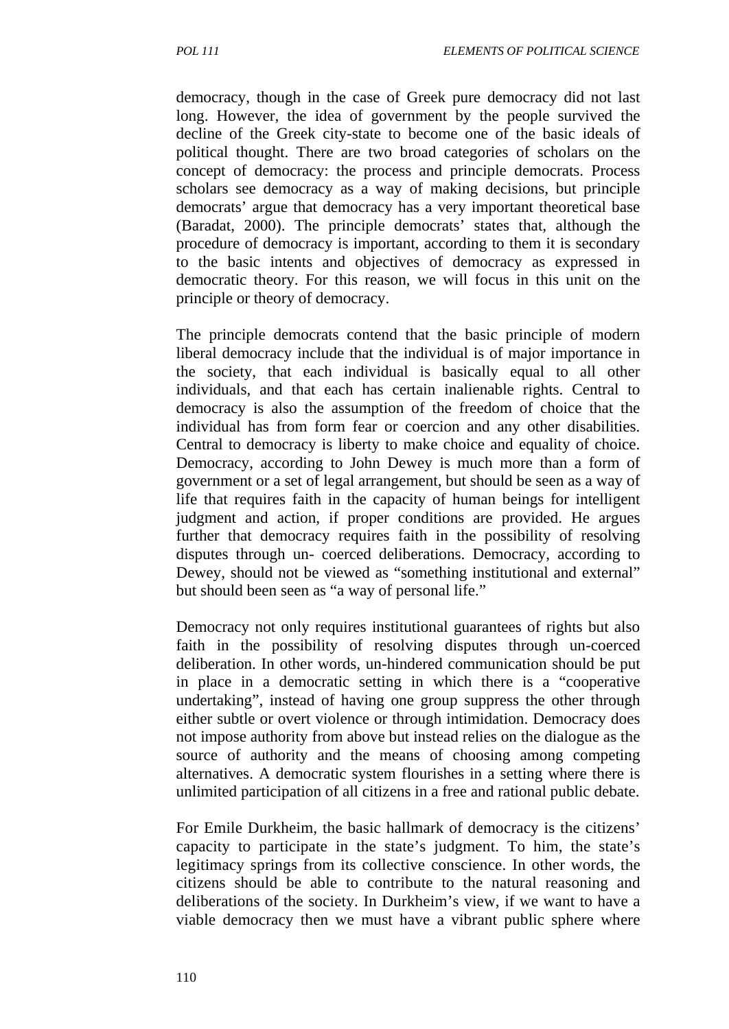democracy, though in the case of Greek pure democracy did not last long. However, the idea of government by the people survived the decline of the Greek city-state to become one of the basic ideals of political thought. There are two broad categories of scholars on the concept of democracy: the process and principle democrats. Process scholars see democracy as a way of making decisions, but principle democrats' argue that democracy has a very important theoretical base (Baradat, 2000). The principle democrats' states that, although the procedure of democracy is important, according to them it is secondary to the basic intents and objectives of democracy as expressed in democratic theory. For this reason, we will focus in this unit on the principle or theory of democracy.

The principle democrats contend that the basic principle of modern liberal democracy include that the individual is of major importance in the society, that each individual is basically equal to all other individuals, and that each has certain inalienable rights. Central to democracy is also the assumption of the freedom of choice that the individual has from form fear or coercion and any other disabilities. Central to democracy is liberty to make choice and equality of choice. Democracy, according to John Dewey is much more than a form of government or a set of legal arrangement, but should be seen as a way of life that requires faith in the capacity of human beings for intelligent judgment and action, if proper conditions are provided. He argues further that democracy requires faith in the possibility of resolving disputes through un- coerced deliberations. Democracy, according to Dewey, should not be viewed as "something institutional and external" but should been seen as "a way of personal life."

Democracy not only requires institutional guarantees of rights but also faith in the possibility of resolving disputes through un-coerced deliberation. In other words, un-hindered communication should be put in place in a democratic setting in which there is a "cooperative undertaking", instead of having one group suppress the other through either subtle or overt violence or through intimidation. Democracy does not impose authority from above but instead relies on the dialogue as the source of authority and the means of choosing among competing alternatives. A democratic system flourishes in a setting where there is unlimited participation of all citizens in a free and rational public debate.

For Emile Durkheim, the basic hallmark of democracy is the citizens' capacity to participate in the state's judgment. To him, the state's legitimacy springs from its collective conscience. In other words, the citizens should be able to contribute to the natural reasoning and deliberations of the society. In Durkheim's view, if we want to have a viable democracy then we must have a vibrant public sphere where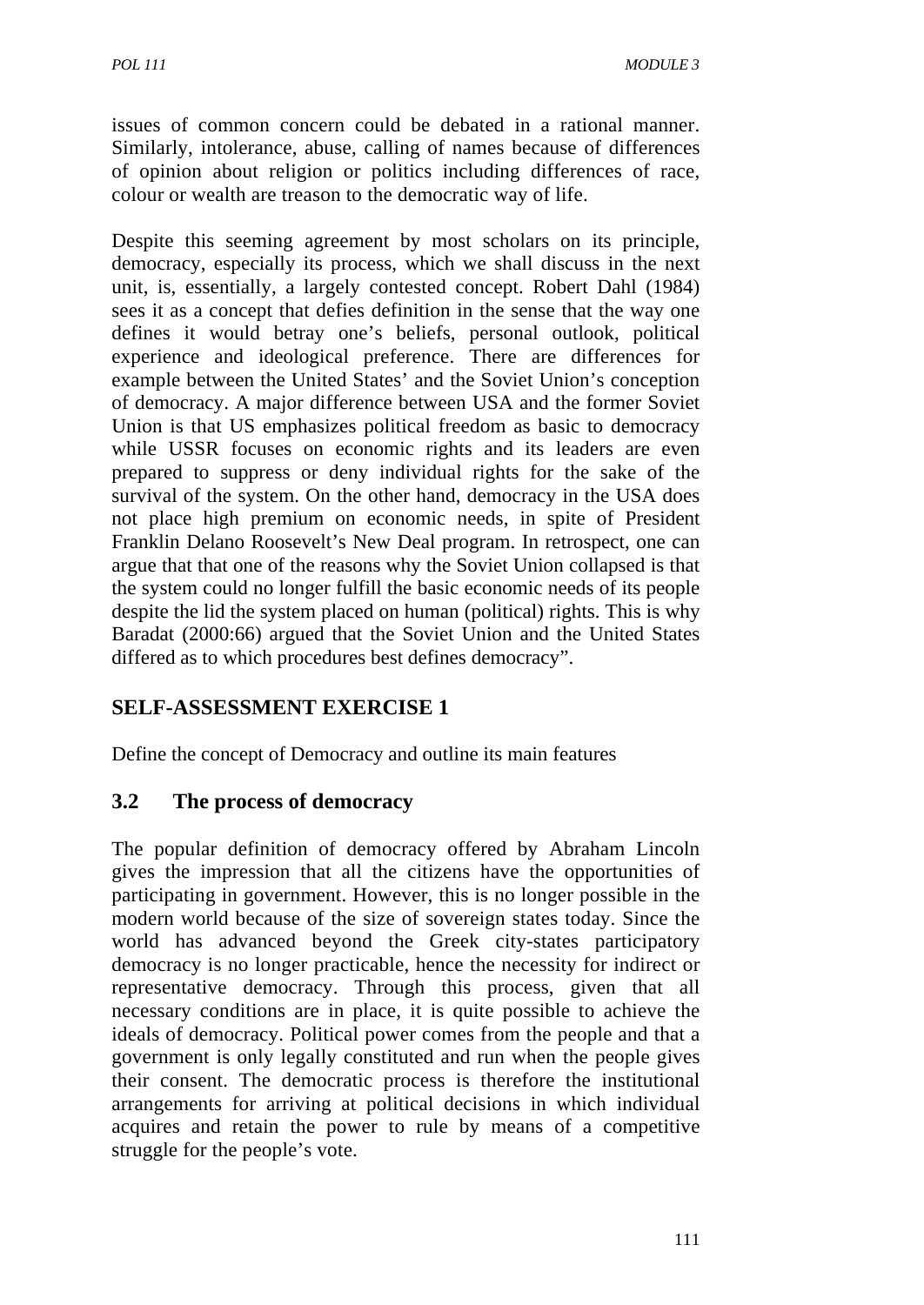issues of common concern could be debated in a rational manner. Similarly, intolerance, abuse, calling of names because of differences of opinion about religion or politics including differences of race, colour or wealth are treason to the democratic way of life.

Despite this seeming agreement by most scholars on its principle, democracy, especially its process, which we shall discuss in the next unit, is, essentially, a largely contested concept. Robert Dahl (1984) sees it as a concept that defies definition in the sense that the way one defines it would betray one's beliefs, personal outlook, political experience and ideological preference. There are differences for example between the United States' and the Soviet Union's conception of democracy. A major difference between USA and the former Soviet Union is that US emphasizes political freedom as basic to democracy while USSR focuses on economic rights and its leaders are even prepared to suppress or deny individual rights for the sake of the survival of the system. On the other hand, democracy in the USA does not place high premium on economic needs, in spite of President Franklin Delano Roosevelt's New Deal program. In retrospect, one can argue that that one of the reasons why the Soviet Union collapsed is that the system could no longer fulfill the basic economic needs of its people despite the lid the system placed on human (political) rights. This is why Baradat (2000:66) argued that the Soviet Union and the United States differed as to which procedures best defines democracy".

## SELF-ASSESSMENT EXERCISE 1

Define the concept of Democracy and outline its main features

## 3.2 The process of democracy

The popular definition of democracy offered by Abraham Lincoln gives the impression that all the citizens have the opportunities of participating in government. However, this is no longer possible in the modern world because of the size of sovereign states today. Since the world has advanced beyond the Greek city-states participatory democracy is no longer practicable, hence the necessity for indirect or representative democracy. Through this process, given that all necessary conditions are in place, it is quite possible to achieve the ideals of democracy. Political power comes from the people and that a government is only legally constituted and run when the people gives their consent. The democratic process is therefore the institutional arrangements for arriving at political decisions in which individual acquires and retain the power to rule by means of a competitive struggle for the people's vote.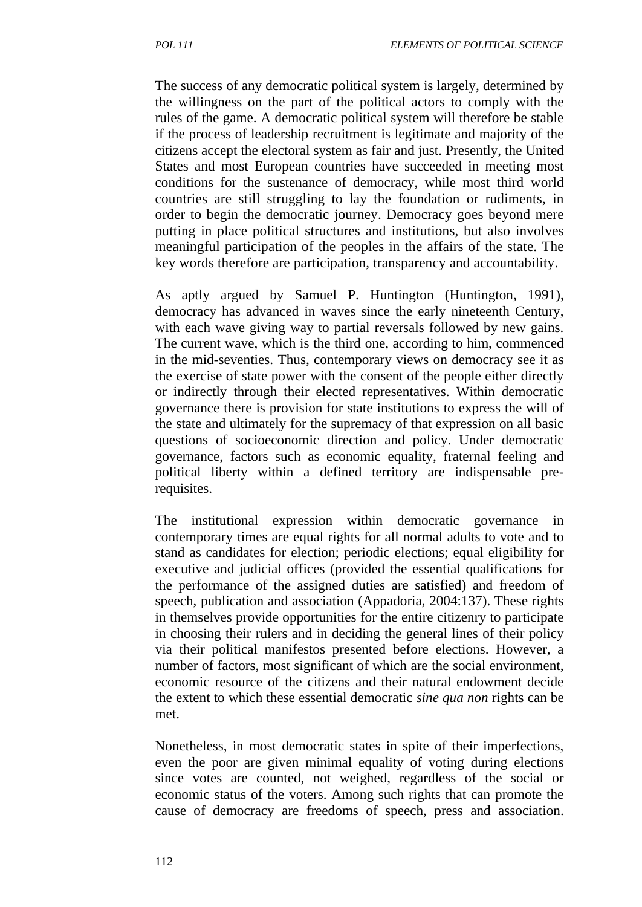The success of any democratic political system is largely, determined by the willingness on the part of the political actors to comply with the rules of the game. A democratic political system will therefore be stable if the process of leadership recruitment is legitimate and majority of the citizens accept the electoral system as fair and just. Presently, the United States and most European countries have succeeded in meeting most conditions for the sustenance of democracy, while most third world countries are still struggling to lay the foundation or rudiments, in order to begin the democratic journey. Democracy goes beyond mere putting in place political structures and institutions, but also involves meaningful participation of the peoples in the affairs of the state. The key words therefore are participation, transparency and accountability.

As aptly argued by Samuel P. Huntington (Huntington, 1991), democracy has advanced in waves since the early nineteenth Century, with each wave giving way to partial reversals followed by new gains. The current wave, which is the third one, according to him, commenced in the mid-seventies. Thus, contemporary views on democracy see it as the exercise of state power with the consent of the people either directly or indirectly through their elected representatives. Within democratic governance there is provision for state institutions to express the will of the state and ultimately for the supremacy of that expression on all basic questions of socioeconomic direction and policy. Under democratic governance, factors such as economic equality, fraternal feeling and political liberty within a defined territory are indispensable pre-requisites.

The institutional expression within democratic governance in contemporary times are equal rights for all normal adults to vote and to stand as candidates for election; periodic elections; equal eligibility for executive and judicial offices (provided the essential qualifications for the performance of the assigned duties are satisfied) and freedom of speech, publication and association (Appadoria, 2004:137). These rights in themselves provide opportunities for the entire citizenry to participate in choosing their rulers and in deciding the general lines of their policy via their political manifestos presented before elections. However, a number of factors, most significant of which are the social environment, economic resource of the citizens and their natural endowment decide the extent to which these essential democratic *sine qua non* rights can be met.

Nonetheless, in most democratic states in spite of their imperfections, even the poor are given minimal equality of voting during elections since votes are counted, not weighed, regardless of the social or economic status of the voters. Among such rights that can promote the cause of democracy are freedoms of speech, press and association.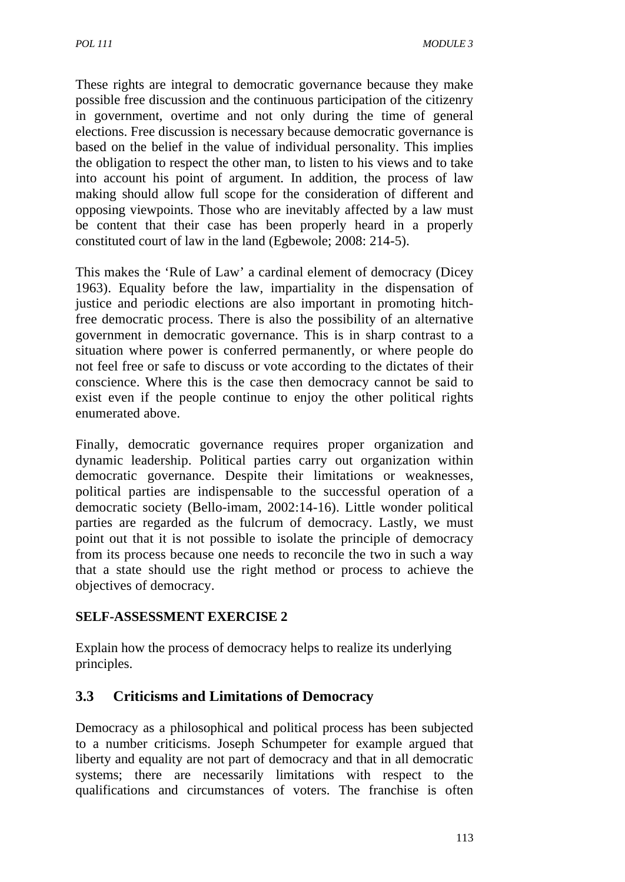These rights are integral to democratic governance because they make possible free discussion and the continuous participation of the citizenry in government, overtime and not only during the time of general elections. Free discussion is necessary because democratic governance is based on the belief in the value of individual personality. This implies the obligation to respect the other man, to listen to his views and to take into account his point of argument. In addition, the process of law making should allow full scope for the consideration of different and opposing viewpoints. Those who are inevitably affected by a law must be content that their case has been properly heard in a properly constituted court of law in the land (Egbewole; 2008: 214-5).

This makes the 'Rule of Law' a cardinal element of democracy (Dicey 1963). Equality before the law, impartiality in the dispensation of justice and periodic elections are also important in promoting hitch-free democratic process. There is also the possibility of an alternative government in democratic governance. This is in sharp contrast to a situation where power is conferred permanently, or where people do not feel free or safe to discuss or vote according to the dictates of their conscience. Where this is the case then democracy cannot be said to exist even if the people continue to enjoy the other political rights enumerated above.

Finally, democratic governance requires proper organization and dynamic leadership. Political parties carry out organization within democratic governance. Despite their limitations or weaknesses, political parties are indispensable to the successful operation of a democratic society (Bello-imam, 2002:14-16). Little wonder political parties are regarded as the fulcrum of democracy. Lastly, we must point out that it is not possible to isolate the principle of democracy from its process because one needs to reconcile the two in such a way that a state should use the right method or process to achieve the objectives of democracy.

**SELF-ASSESSMENT EXERCISE 2**

Explain how the process of democracy helps to realize its underlying principles.

## 3.3 Criticisms and Limitations of Democracy

Democracy as a philosophical and political process has been subjected to a number criticisms. Joseph Schumpeter for example argued that liberty and equality are not part of democracy and that in all democratic systems; there are necessarily limitations with respect to the qualifications and circumstances of voters. The franchise is often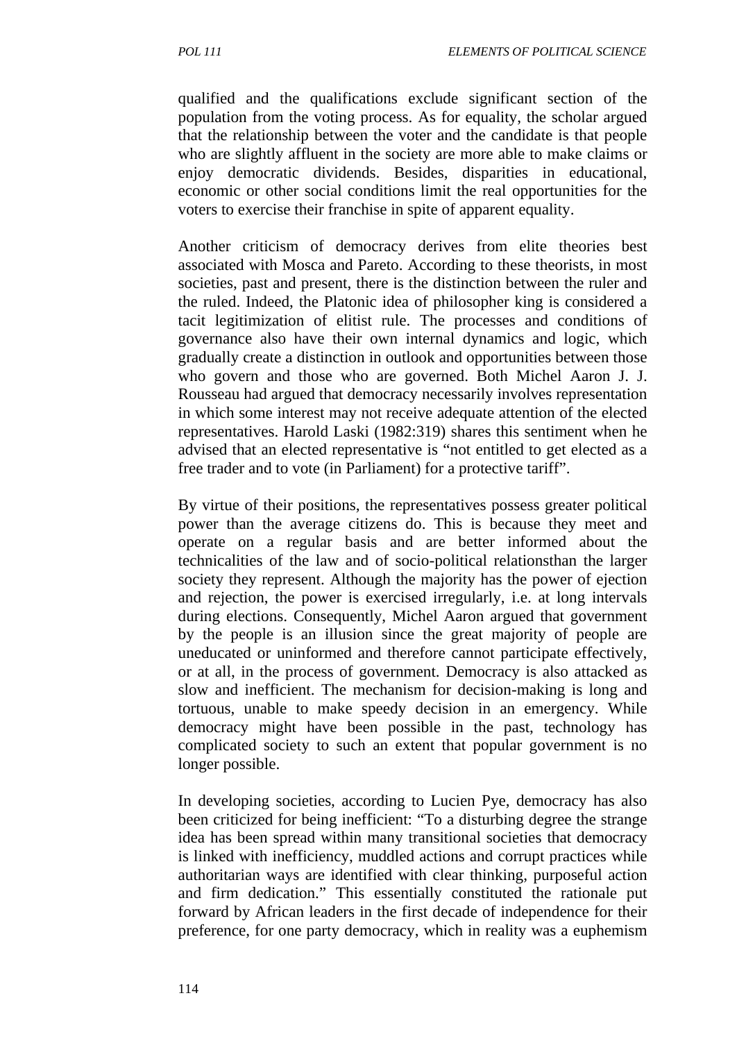qualified and the qualifications exclude significant section of the population from the voting process. As for equality, the scholar argued that the relationship between the voter and the candidate is that people who are slightly affluent in the society are more able to make claims or enjoy democratic dividends. Besides, disparities in educational, economic or other social conditions limit the real opportunities for the voters to exercise their franchise in spite of apparent equality.

Another criticism of democracy derives from elite theories best associated with Mosca and Pareto. According to these theorists, in most societies, past and present, there is the distinction between the ruler and the ruled. Indeed, the Platonic idea of philosopher king is considered a tacit legitimization of elitist rule. The processes and conditions of governance also have their own internal dynamics and logic, which gradually create a distinction in outlook and opportunities between those who govern and those who are governed. Both Michel Aaron J. J. Rousseau had argued that democracy necessarily involves representation in which some interest may not receive adequate attention of the elected representatives. Harold Laski (1982:319) shares this sentiment when he advised that an elected representative is "not entitled to get elected as a free trader and to vote (in Parliament) for a protective tariff".

By virtue of their positions, the representatives possess greater political power than the average citizens do. This is because they meet and operate on a regular basis and are better informed about the technicalities of the law and of socio-political relationsthan the larger society they represent. Although the majority has the power of ejection and rejection, the power is exercised irregularly, i.e. at long intervals during elections. Consequently, Michel Aaron argued that government by the people is an illusion since the great majority of people are uneducated or uninformed and therefore cannot participate effectively, or at all, in the process of government. Democracy is also attacked as slow and inefficient. The mechanism for decision-making is long and tortuous, unable to make speedy decision in an emergency. While democracy might have been possible in the past, technology has complicated society to such an extent that popular government is no longer possible.

In developing societies, according to Lucien Pye, democracy has also been criticized for being inefficient: "To a disturbing degree the strange idea has been spread within many transitional societies that democracy is linked with inefficiency, muddled actions and corrupt practices while authoritarian ways are identified with clear thinking, purposeful action and firm dedication." This essentially constituted the rationale put forward by African leaders in the first decade of independence for their preference, for one party democracy, which in reality was a euphemism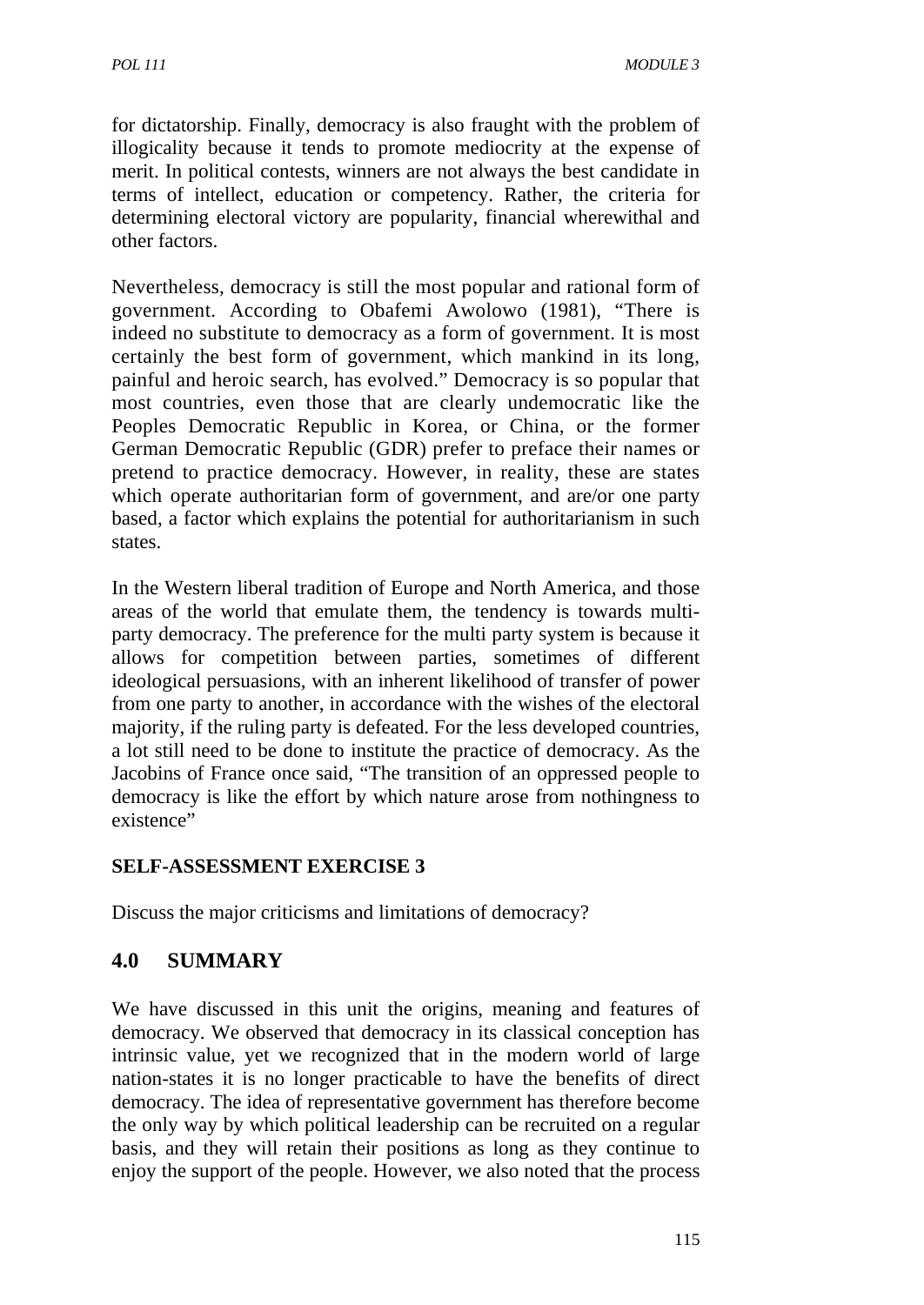for dictatorship. Finally, democracy is also fraught with the problem of illogicality because it tends to promote mediocrity at the expense of merit. In political contests, winners are not always the best candidate in terms of intellect, education or competency. Rather, the criteria for determining electoral victory are popularity, financial wherewithal and other factors.

Nevertheless, democracy is still the most popular and rational form of government. According to Obafemi Awolowo (1981), "There is indeed no substitute to democracy as a form of government. It is most certainly the best form of government, which mankind in its long, painful and heroic search, has evolved." Democracy is so popular that most countries, even those that are clearly undemocratic like the Peoples Democratic Republic in Korea, or China, or the former German Democratic Republic (GDR) prefer to preface their names or pretend to practice democracy. However, in reality, these are states which operate authoritarian form of government, and are/or one party based, a factor which explains the potential for authoritarianism in such states.

In the Western liberal tradition of Europe and North America, and those areas of the world that emulate them, the tendency is towards multi-party democracy. The preference for the multi party system is because it allows for competition between parties, sometimes of different ideological persuasions, with an inherent likelihood of transfer of power from one party to another, in accordance with the wishes of the electoral majority, if the ruling party is defeated. For the less developed countries, a lot still need to be done to institute the practice of democracy. As the Jacobins of France once said, "The transition of an oppressed people to democracy is like the effort by which nature arose from nothingness to existence"

**SELF-ASSESSMENT EXERCISE 3**

Discuss the major criticisms and limitations of democracy?

## 4.0 SUMMARY

We have discussed in this unit the origins, meaning and features of democracy. We observed that democracy in its classical conception has intrinsic value, yet we recognized that in the modern world of large nation-states it is no longer practicable to have the benefits of direct democracy. The idea of representative government has therefore become the only way by which political leadership can be recruited on a regular basis, and they will retain their positions as long as they continue to enjoy the support of the people. However, we also noted that the process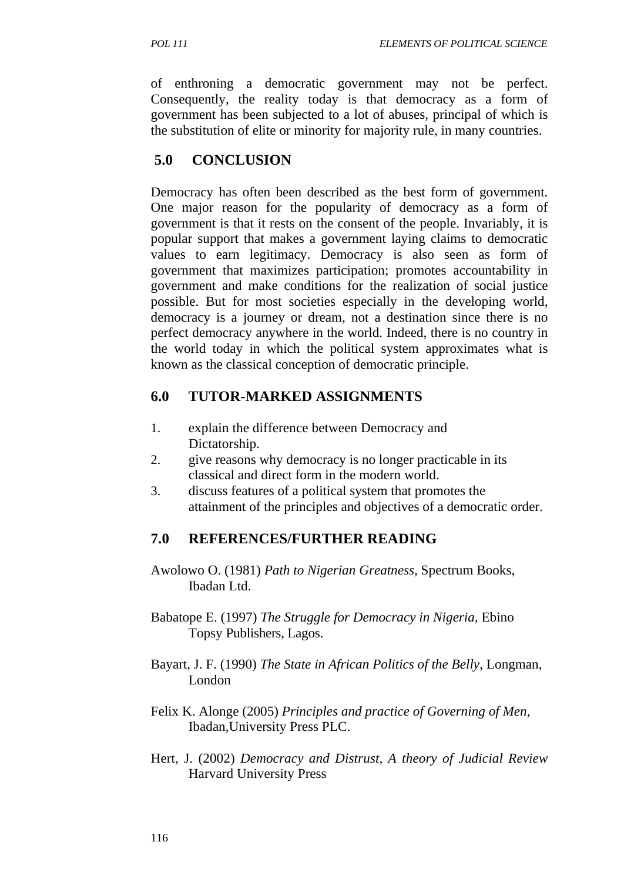of enthroning a democratic government may not be perfect. Consequently, the reality today is that democracy as a form of government has been subjected to a lot of abuses, principal of which is the substitution of elite or minority for majority rule, in many countries.

## 5.0 CONCLUSION

Democracy has often been described as the best form of government. One major reason for the popularity of democracy as a form of government is that it rests on the consent of the people. Invariably, it is popular support that makes a government laying claims to democratic values to earn legitimacy. Democracy is also seen as form of government that maximizes participation; promotes accountability in government and make conditions for the realization of social justice possible. But for most societies especially in the developing world, democracy is a journey or dream, not a destination since there is no perfect democracy anywhere in the world. Indeed, there is no country in the world today in which the political system approximates what is known as the classical conception of democratic principle.

## 6.0 TUTOR-MARKED ASSIGNMENTS

1. explain the difference between Democracy and Dictatorship.
2. give reasons why democracy is no longer practicable in its classical and direct form in the modern world.
3. discuss features of a political system that promotes the attainment of the principles and objectives of a democratic order.

## 7.0 REFERENCES/FURTHER READING

Awolowo O. (1981) *Path to Nigerian Greatness,* Spectrum Books, Ibadan Ltd.

Babatope E. (1997) *The Struggle for Democracy in Nigeria,* Ebino Topsy Publishers, Lagos.

Bayart, J. F. (1990) *The State in African Politics of the Belly*, Longman, London

Felix K. Alonge (2005) *Principles and practice of Governing of Men*, Ibadan,University Press PLC.

Hert, J. (2002) *Democracy and Distrust, A theory of Judicial Review* Harvard University Press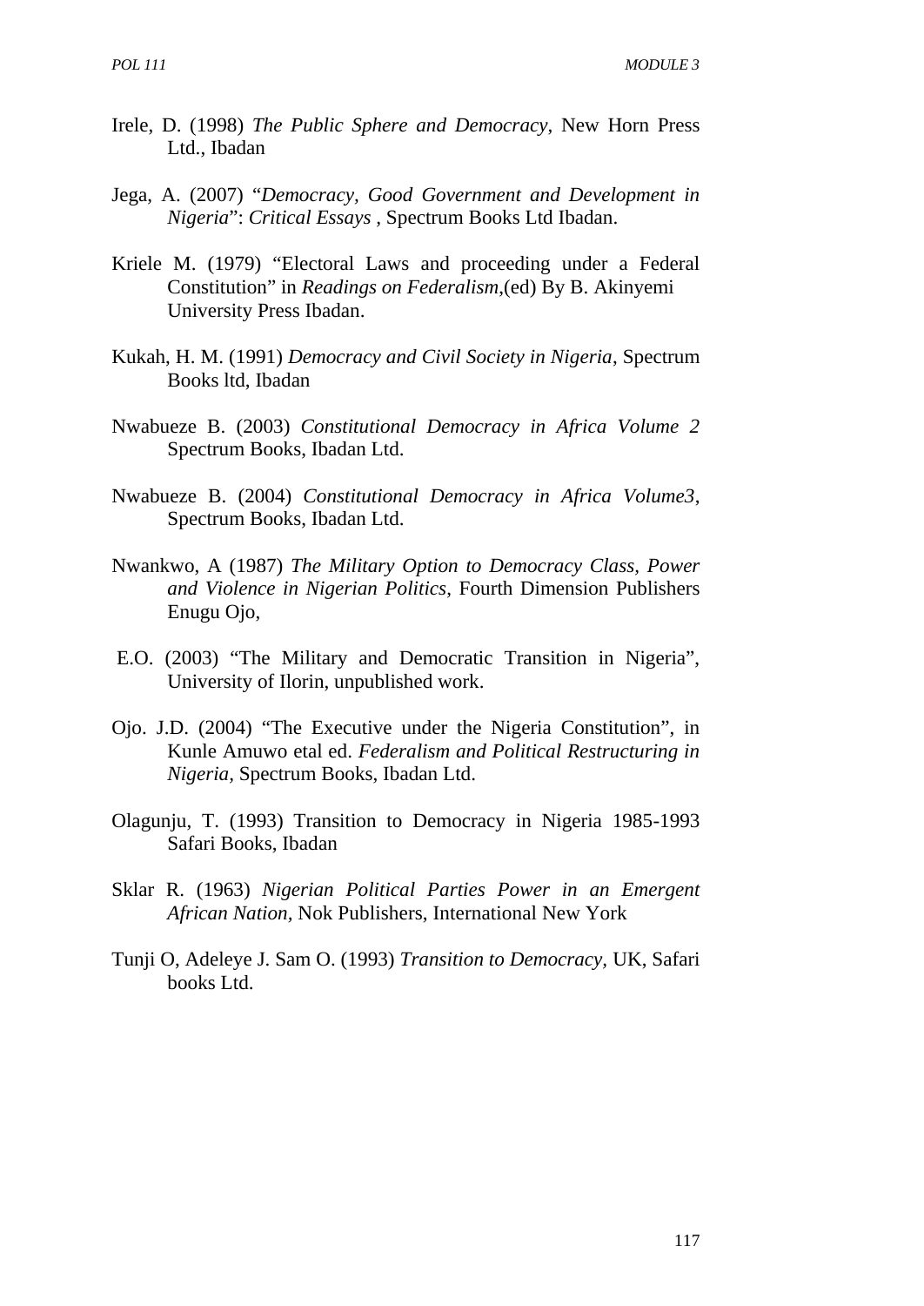Irele, D. (1998) *The Public Sphere and Democracy*, New Horn Press Ltd., Ibadan

Jega, A. (2007) "*Democracy, Good Government and Development in Nigeria*": *Critical Essays* , Spectrum Books Ltd Ibadan.

Kriele M. (1979) "Electoral Laws and proceeding under a Federal Constitution" in *Readings on Federalism*,(ed) By B. Akinyemi University Press Ibadan.

Kukah, H. M. (1991) *Democracy and Civil Society in Nigeria*, Spectrum Books ltd, Ibadan

Nwabueze B. (2003) *Constitutional Democracy in Africa Volume 2* Spectrum Books, Ibadan Ltd.

Nwabueze B. (2004) *Constitutional Democracy in Africa Volume3*, Spectrum Books, Ibadan Ltd.

Nwankwo, A (1987) *The Military Option to Democracy Class*, *Power and Violence in Nigerian Politics*, Fourth Dimension Publishers Enugu Ojo,

E.O. (2003) "The Military and Democratic Transition in Nigeria", University of Ilorin, unpublished work.

Ojo. J.D. (2004) "The Executive under the Nigeria Constitution", in Kunle Amuwo etal ed. *Federalism and Political Restructuring in Nigeria,* Spectrum Books, Ibadan Ltd.

Olagunju, T. (1993) Transition to Democracy in Nigeria 1985-1993 Safari Books, Ibadan

Sklar R. (1963) *Nigerian Political Parties Power in an Emergent African Nation,* Nok Publishers, International New York

Tunji O, Adeleye J. Sam O. (1993) *Transition to Democracy,* UK, Safari books Ltd.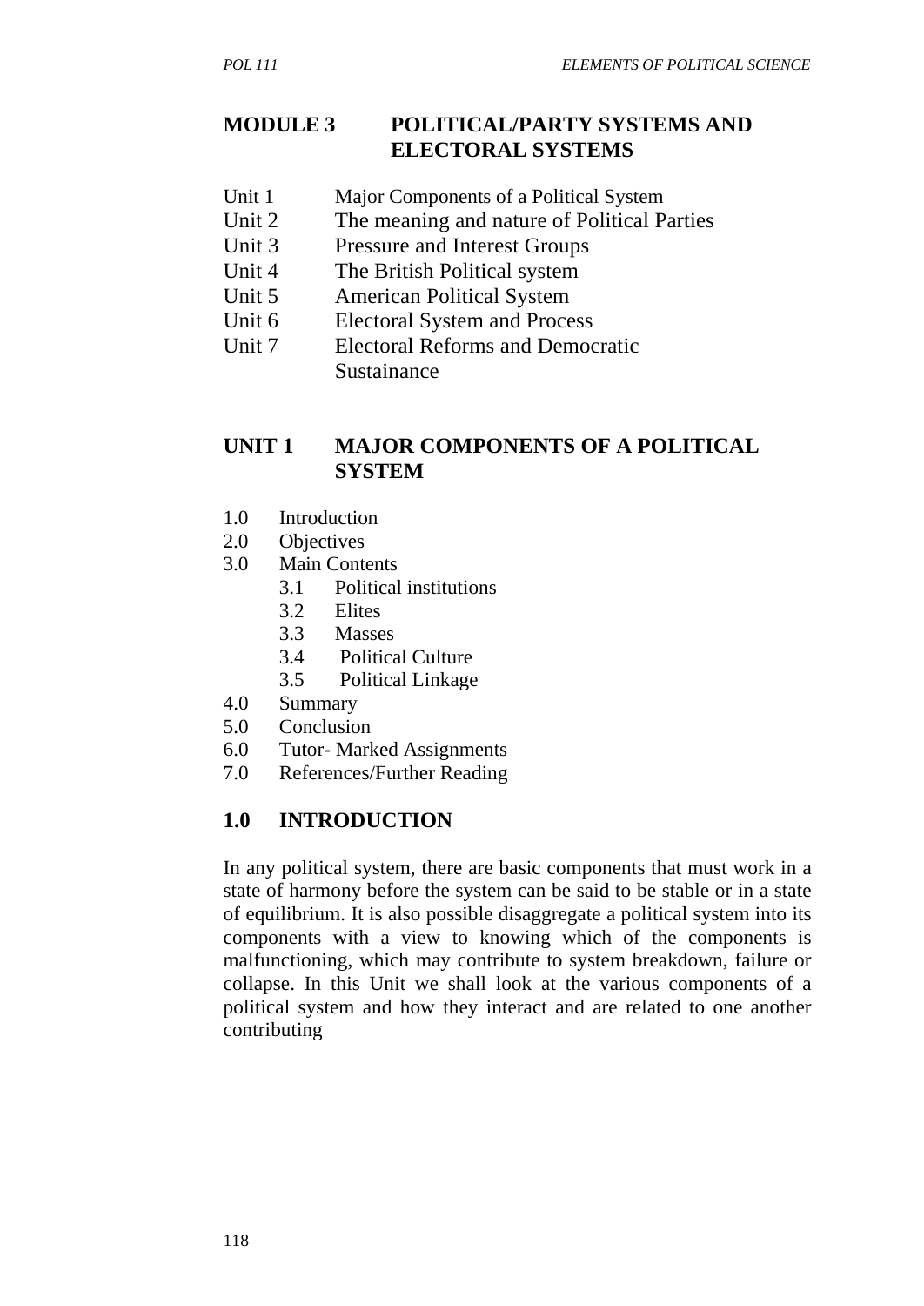## MODULE 3 POLITICAL/PARTY SYSTEMS AND ELECTORAL SYSTEMS

Unit 1 Major Components of a Political System
Unit 2 The meaning and nature of Political Parties
Unit 3 Pressure and Interest Groups
Unit 4 The British Political system
Unit 5 American Political System
Unit 6 Electoral System and Process
Unit 7 Electoral Reforms and Democratic Sustainance

## UNIT 1 MAJOR COMPONENTS OF A POLITICAL SYSTEM

1.0 Introduction
2.0 Objectives
3.0 Main Contents
  3.1 Political institutions
  3.2 Elites
  3.3 Masses
  3.4 Political Culture
  3.5 Political Linkage
4.0 Summary
5.0 Conclusion
6.0 Tutor- Marked Assignments
7.0 References/Further Reading

## 1.0 INTRODUCTION

In any political system, there are basic components that must work in a state of harmony before the system can be said to be stable or in a state of equilibrium. It is also possible disaggregate a political system into its components with a view to knowing which of the components is malfunctioning, which may contribute to system breakdown, failure or collapse. In this Unit we shall look at the various components of a political system and how they interact and are related to one another contributing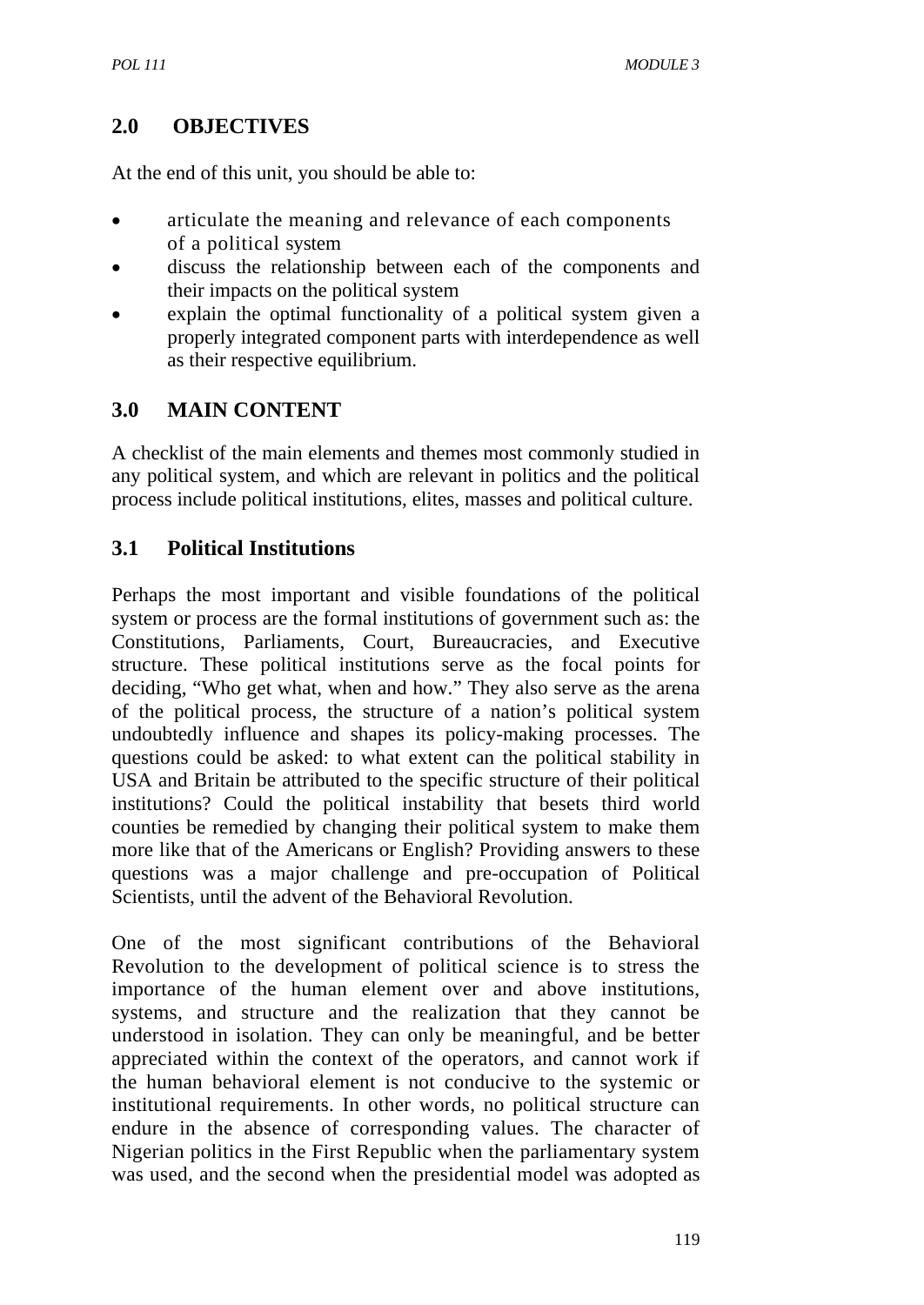## 2.0 OBJECTIVES

At the end of this unit, you should be able to:

- articulate the meaning and relevance of each components of a political system
- discuss the relationship between each of the components and their impacts on the political system
- explain the optimal functionality of a political system given a properly integrated component parts with interdependence as well as their respective equilibrium.

## 3.0 MAIN CONTENT

A checklist of the main elements and themes most commonly studied in any political system, and which are relevant in politics and the political process include political institutions, elites, masses and political culture.

### 3.1 Political Institutions

Perhaps the most important and visible foundations of the political system or process are the formal institutions of government such as: the Constitutions, Parliaments, Court, Bureaucracies, and Executive structure. These political institutions serve as the focal points for deciding, "Who get what, when and how." They also serve as the arena of the political process, the structure of a nation's political system undoubtedly influence and shapes its policy-making processes. The questions could be asked: to what extent can the political stability in USA and Britain be attributed to the specific structure of their political institutions? Could the political instability that besets third world counties be remedied by changing their political system to make them more like that of the Americans or English? Providing answers to these questions was a major challenge and pre-occupation of Political Scientists, until the advent of the Behavioral Revolution.

One of the most significant contributions of the Behavioral Revolution to the development of political science is to stress the importance of the human element over and above institutions, systems, and structure and the realization that they cannot be understood in isolation. They can only be meaningful, and be better appreciated within the context of the operators, and cannot work if the human behavioral element is not conducive to the systemic or institutional requirements. In other words, no political structure can endure in the absence of corresponding values. The character of Nigerian politics in the First Republic when the parliamentary system was used, and the second when the presidential model was adopted as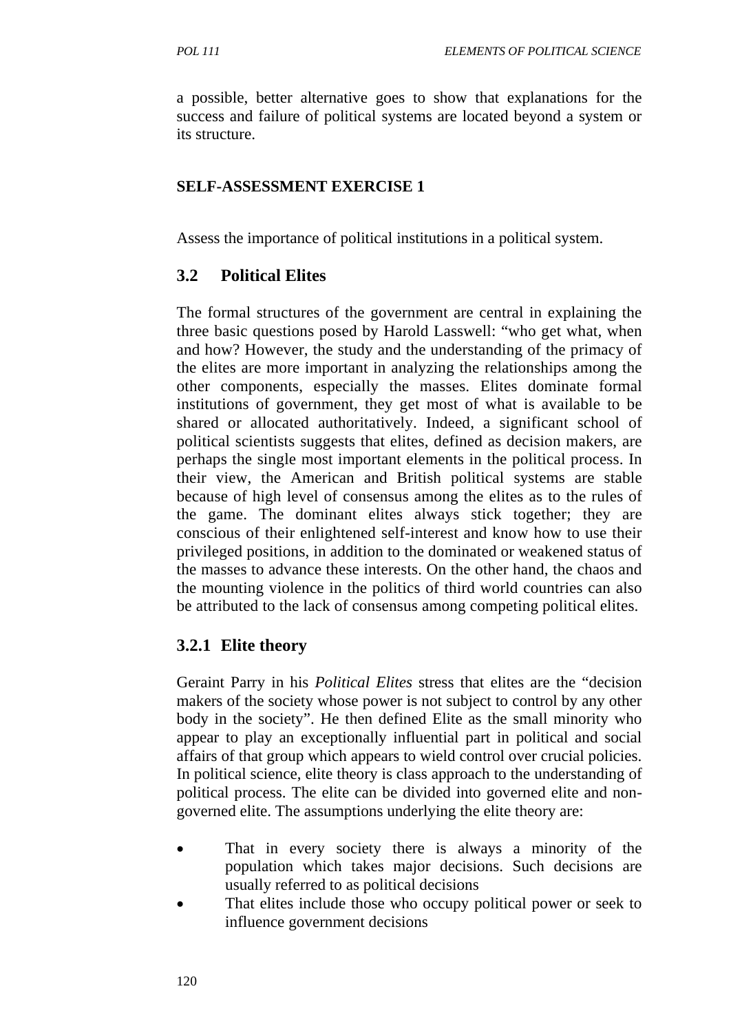a possible, better alternative goes to show that explanations for the success and failure of political systems are located beyond a system or its structure.

**SELF-ASSESSMENT EXERCISE 1**

Assess the importance of political institutions in a political system.

## 3.2 Political Elites

The formal structures of the government are central in explaining the three basic questions posed by Harold Lasswell: "who get what, when and how? However, the study and the understanding of the primacy of the elites are more important in analyzing the relationships among the other components, especially the masses. Elites dominate formal institutions of government, they get most of what is available to be shared or allocated authoritatively. Indeed, a significant school of political scientists suggests that elites, defined as decision makers, are perhaps the single most important elements in the political process. In their view, the American and British political systems are stable because of high level of consensus among the elites as to the rules of the game. The dominant elites always stick together; they are conscious of their enlightened self-interest and know how to use their privileged positions, in addition to the dominated or weakened status of the masses to advance these interests. On the other hand, the chaos and the mounting violence in the politics of third world countries can also be attributed to the lack of consensus among competing political elites.

### 3.2.1 Elite theory

Geraint Parry in his *Political Elites* stress that elites are the "decision makers of the society whose power is not subject to control by any other body in the society". He then defined Elite as the small minority who appear to play an exceptionally influential part in political and social affairs of that group which appears to wield control over crucial policies. In political science, elite theory is class approach to the understanding of political process. The elite can be divided into governed elite and non-governed elite. The assumptions underlying the elite theory are:

- That in every society there is always a minority of the population which takes major decisions. Such decisions are usually referred to as political decisions
- That elites include those who occupy political power or seek to influence government decisions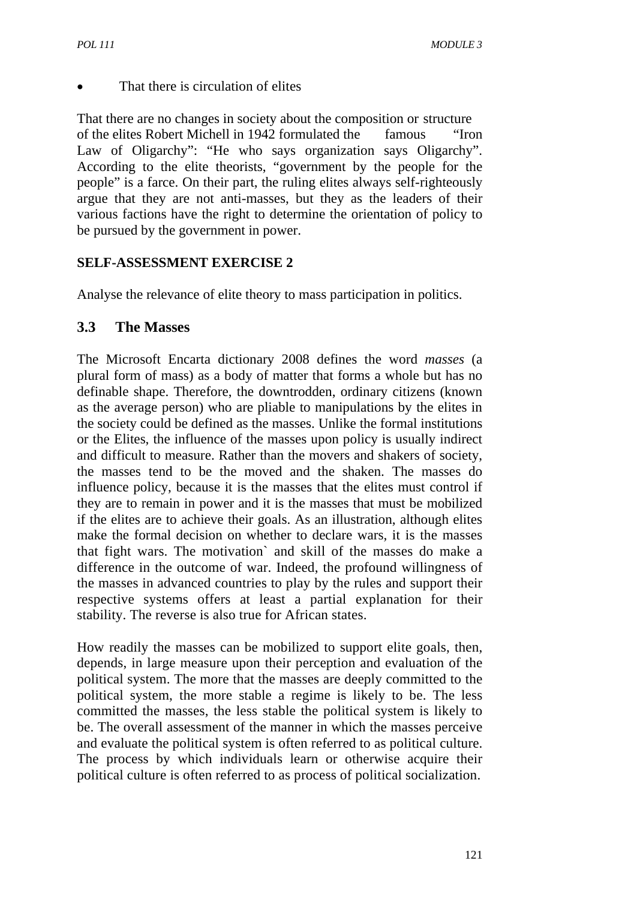- That there is circulation of elites

That there are no changes in society about the composition or structure of the elites Robert Michell in 1942 formulated the famous "Iron Law of Oligarchy": "He who says organization says Oligarchy". According to the elite theorists, "government by the people for the people" is a farce. On their part, the ruling elites always self-righteously argue that they are not anti-masses, but they as the leaders of their various factions have the right to determine the orientation of policy to be pursued by the government in power.

**SELF-ASSESSMENT EXERCISE 2**

Analyse the relevance of elite theory to mass participation in politics.

## 3.3 The Masses

The Microsoft Encarta dictionary 2008 defines the word *masses* (a plural form of mass) as a body of matter that forms a whole but has no definable shape. Therefore, the downtrodden, ordinary citizens (known as the average person) who are pliable to manipulations by the elites in the society could be defined as the masses. Unlike the formal institutions or the Elites, the influence of the masses upon policy is usually indirect and difficult to measure. Rather than the movers and shakers of society, the masses tend to be the moved and the shaken. The masses do influence policy, because it is the masses that the elites must control if they are to remain in power and it is the masses that must be mobilized if the elites are to achieve their goals. As an illustration, although elites make the formal decision on whether to declare wars, it is the masses that fight wars. The motivation` and skill of the masses do make a difference in the outcome of war. Indeed, the profound willingness of the masses in advanced countries to play by the rules and support their respective systems offers at least a partial explanation for their stability. The reverse is also true for African states.

How readily the masses can be mobilized to support elite goals, then, depends, in large measure upon their perception and evaluation of the political system. The more that the masses are deeply committed to the political system, the more stable a regime is likely to be. The less committed the masses, the less stable the political system is likely to be. The overall assessment of the manner in which the masses perceive and evaluate the political system is often referred to as political culture. The process by which individuals learn or otherwise acquire their political culture is often referred to as process of political socialization.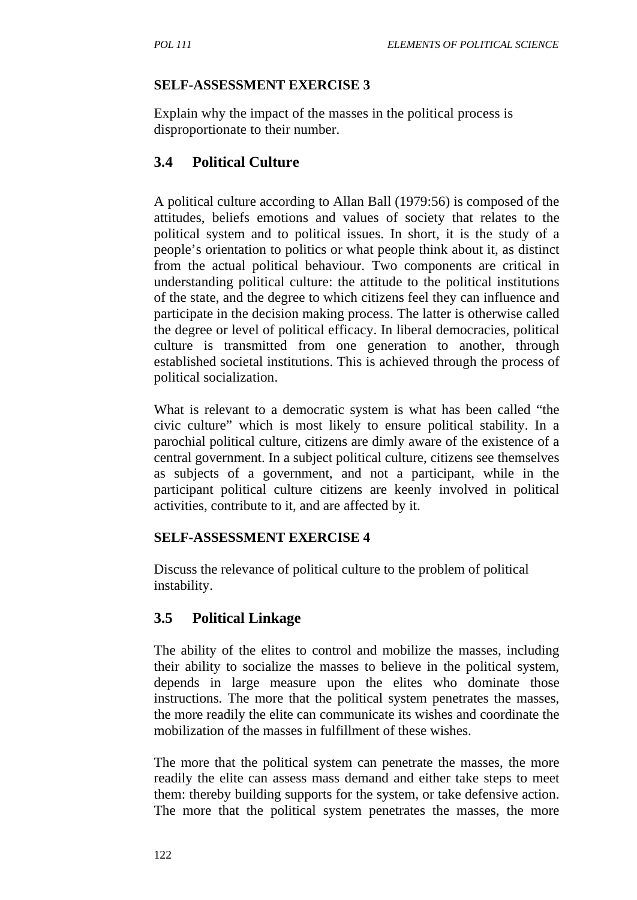**SELF-ASSESSMENT EXERCISE 3**

Explain why the impact of the masses in the political process is disproportionate to their number.

## 3.4 Political Culture

A political culture according to Allan Ball (1979:56) is composed of the attitudes, beliefs emotions and values of society that relates to the political system and to political issues. In short, it is the study of a people's orientation to politics or what people think about it, as distinct from the actual political behaviour. Two components are critical in understanding political culture: the attitude to the political institutions of the state, and the degree to which citizens feel they can influence and participate in the decision making process. The latter is otherwise called the degree or level of political efficacy. In liberal democracies, political culture is transmitted from one generation to another, through established societal institutions. This is achieved through the process of political socialization.

What is relevant to a democratic system is what has been called "the civic culture" which is most likely to ensure political stability. In a parochial political culture, citizens are dimly aware of the existence of a central government. In a subject political culture, citizens see themselves as subjects of a government, and not a participant, while in the participant political culture citizens are keenly involved in political activities, contribute to it, and are affected by it.

**SELF-ASSESSMENT EXERCISE 4**

Discuss the relevance of political culture to the problem of political instability.

## 3.5 Political Linkage

The ability of the elites to control and mobilize the masses, including their ability to socialize the masses to believe in the political system, depends in large measure upon the elites who dominate those instructions. The more that the political system penetrates the masses, the more readily the elite can communicate its wishes and coordinate the mobilization of the masses in fulfillment of these wishes.

The more that the political system can penetrate the masses, the more readily the elite can assess mass demand and either take steps to meet them: thereby building supports for the system, or take defensive action. The more that the political system penetrates the masses, the more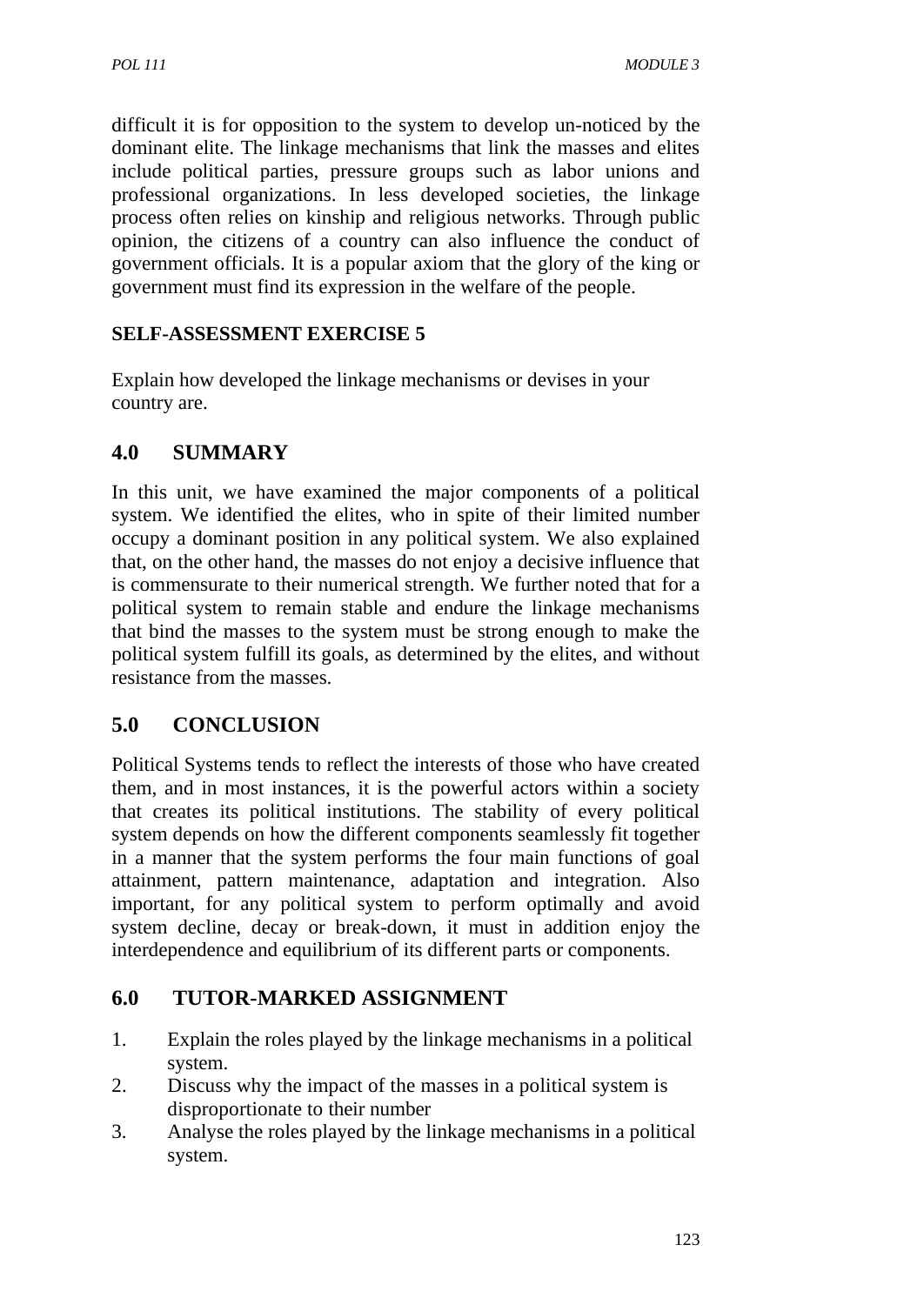difficult it is for opposition to the system to develop un-noticed by the dominant elite. The linkage mechanisms that link the masses and elites include political parties, pressure groups such as labor unions and professional organizations. In less developed societies, the linkage process often relies on kinship and religious networks. Through public opinion, the citizens of a country can also influence the conduct of government officials. It is a popular axiom that the glory of the king or government must find its expression in the welfare of the people.

**SELF-ASSESSMENT EXERCISE 5**

Explain how developed the linkage mechanisms or devises in your country are.

## 4.0 SUMMARY

In this unit, we have examined the major components of a political system. We identified the elites, who in spite of their limited number occupy a dominant position in any political system. We also explained that, on the other hand, the masses do not enjoy a decisive influence that is commensurate to their numerical strength. We further noted that for a political system to remain stable and endure the linkage mechanisms that bind the masses to the system must be strong enough to make the political system fulfill its goals, as determined by the elites, and without resistance from the masses.

## 5.0 CONCLUSION

Political Systems tends to reflect the interests of those who have created them, and in most instances, it is the powerful actors within a society that creates its political institutions. The stability of every political system depends on how the different components seamlessly fit together in a manner that the system performs the four main functions of goal attainment, pattern maintenance, adaptation and integration. Also important, for any political system to perform optimally and avoid system decline, decay or break-down, it must in addition enjoy the interdependence and equilibrium of its different parts or components.

## 6.0 TUTOR-MARKED ASSIGNMENT

1. Explain the roles played by the linkage mechanisms in a political system.
2. Discuss why the impact of the masses in a political system is disproportionate to their number
3. Analyse the roles played by the linkage mechanisms in a political system.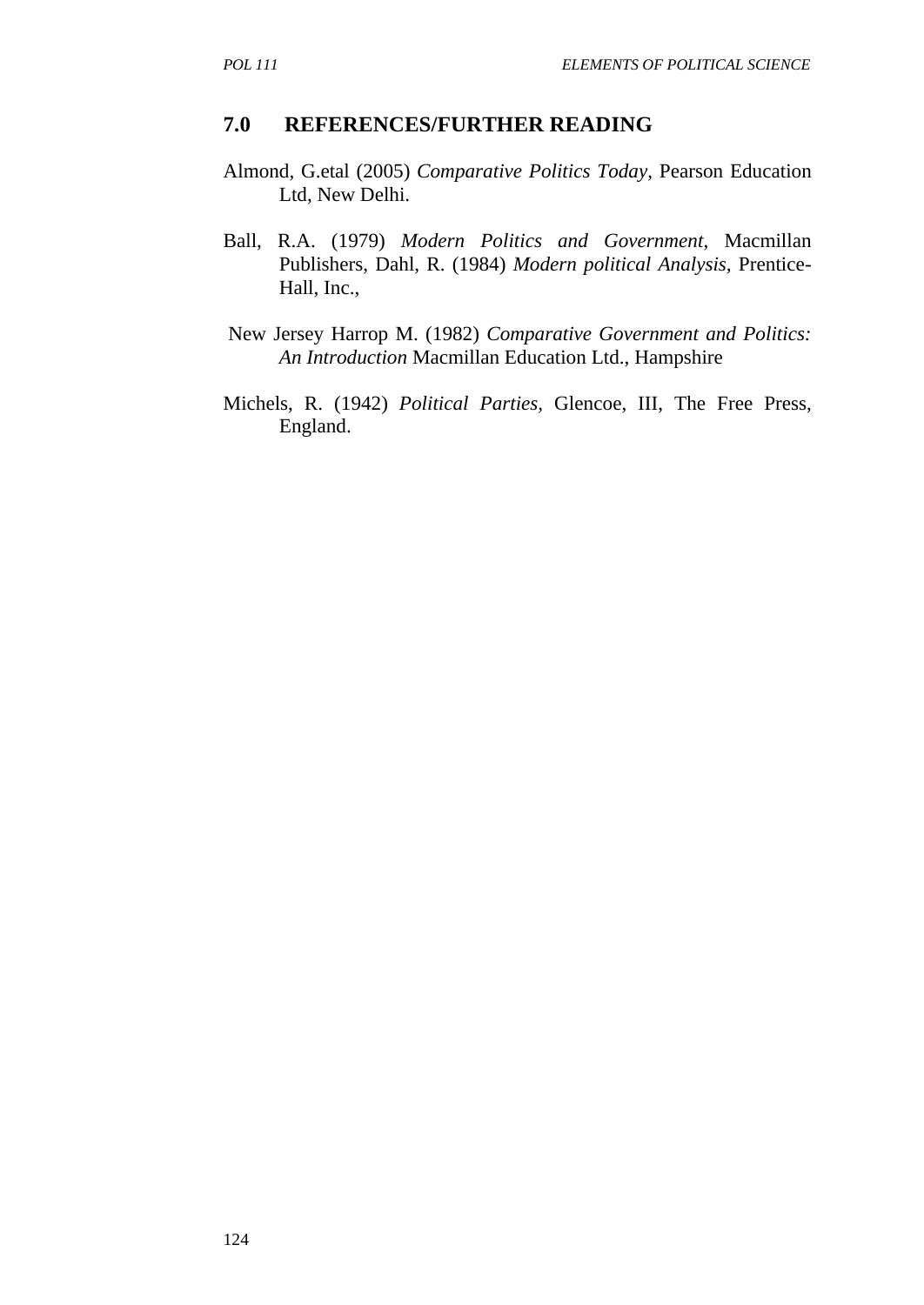## 7.0 REFERENCES/FURTHER READING

Almond, G.etal (2005) *Comparative Politics Today*, Pearson Education Ltd, New Delhi.

Ball, R.A. (1979) *Modern Politics and Government*, Macmillan Publishers, Dahl, R. (1984) *Modern political Analysis,* Prentice-Hall, Inc.,

New Jersey Harrop M. (1982) *Comparative Government and Politics: An Introduction* Macmillan Education Ltd., Hampshire

Michels, R. (1942) *Political Parties,* Glencoe, III, The Free Press, England.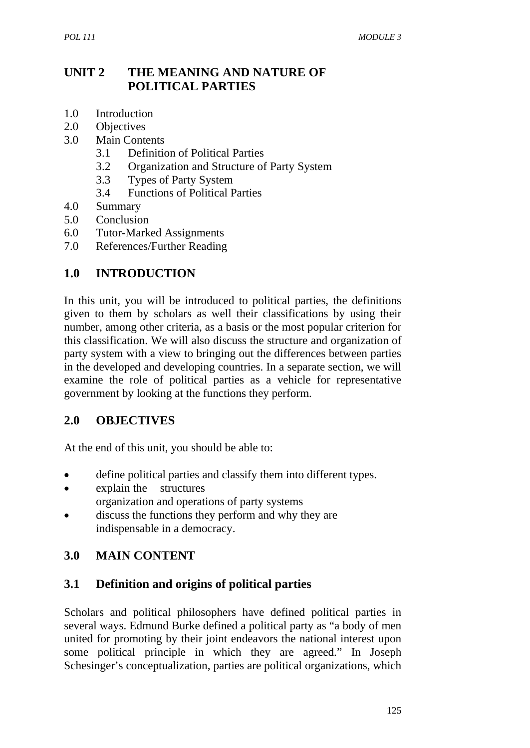## UNIT 2 THE MEANING AND NATURE OF POLITICAL PARTIES

1.0 Introduction
2.0 Objectives
3.0 Main Contents
 3.1 Definition of Political Parties
 3.2 Organization and Structure of Party System
 3.3 Types of Party System
 3.4 Functions of Political Parties
4.0 Summary
5.0 Conclusion
6.0 Tutor-Marked Assignments
7.0 References/Further Reading

### 1.0 INTRODUCTION

In this unit, you will be introduced to political parties, the definitions given to them by scholars as well their classifications by using their number, among other criteria, as a basis or the most popular criterion for this classification. We will also discuss the structure and organization of party system with a view to bringing out the differences between parties in the developed and developing countries. In a separate section, we will examine the role of political parties as a vehicle for representative government by looking at the functions they perform.

### 2.0 OBJECTIVES

At the end of this unit, you should be able to:

- define political parties and classify them into different types.
- explain the structures organization and operations of party systems
- discuss the functions they perform and why they are indispensable in a democracy.

### 3.0 MAIN CONTENT

### 3.1 Definition and origins of political parties

Scholars and political philosophers have defined political parties in several ways. Edmund Burke defined a political party as "a body of men united for promoting by their joint endeavors the national interest upon some political principle in which they are agreed." In Joseph Schesinger's conceptualization, parties are political organizations, which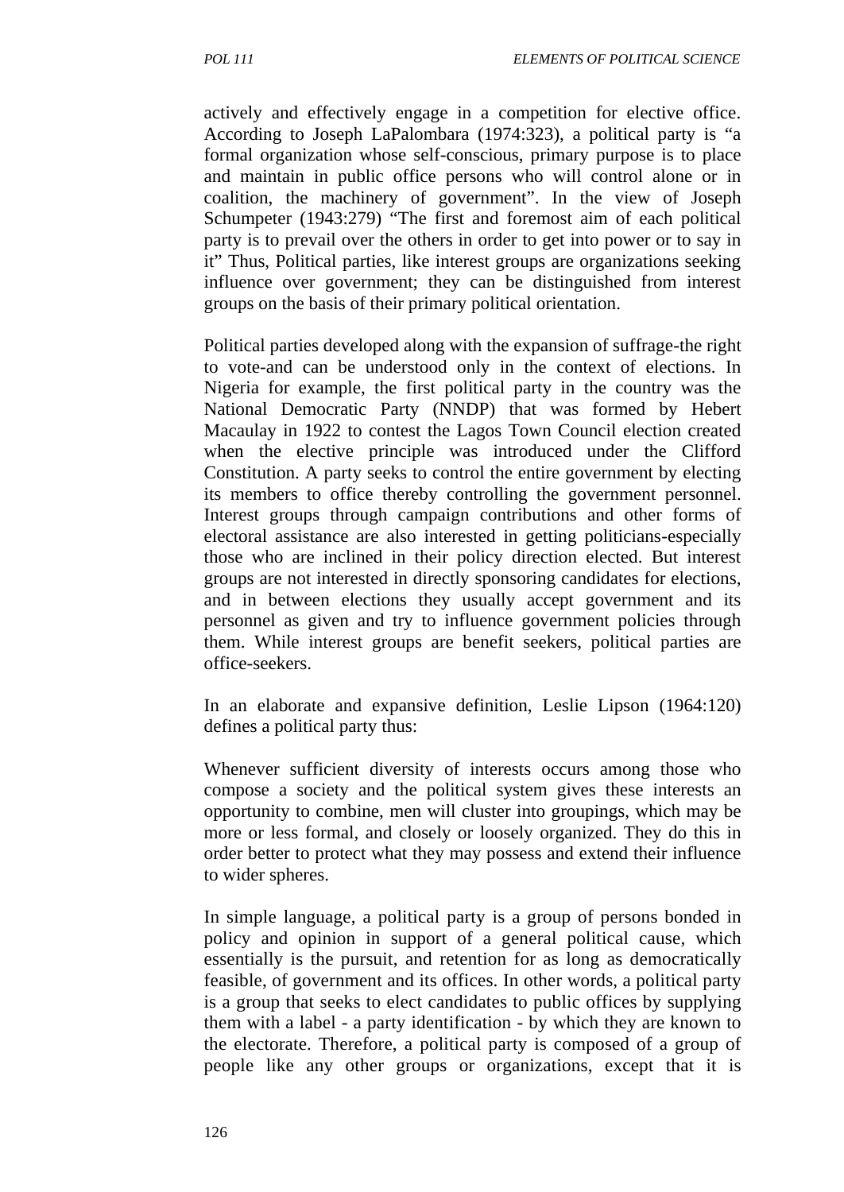actively and effectively engage in a competition for elective office. According to Joseph LaPalombara (1974:323), a political party is "a formal organization whose self-conscious, primary purpose is to place and maintain in public office persons who will control alone or in coalition, the machinery of government". In the view of Joseph Schumpeter (1943:279) "The first and foremost aim of each political party is to prevail over the others in order to get into power or to say in it" Thus, Political parties, like interest groups are organizations seeking influence over government; they can be distinguished from interest groups on the basis of their primary political orientation.

Political parties developed along with the expansion of suffrage-the right to vote-and can be understood only in the context of elections. In Nigeria for example, the first political party in the country was the National Democratic Party (NNDP) that was formed by Hebert Macaulay in 1922 to contest the Lagos Town Council election created when the elective principle was introduced under the Clifford Constitution. A party seeks to control the entire government by electing its members to office thereby controlling the government personnel. Interest groups through campaign contributions and other forms of electoral assistance are also interested in getting politicians-especially those who are inclined in their policy direction elected. But interest groups are not interested in directly sponsoring candidates for elections, and in between elections they usually accept government and its personnel as given and try to influence government policies through them. While interest groups are benefit seekers, political parties are office-seekers.

In an elaborate and expansive definition, Leslie Lipson (1964:120) defines a political party thus:

Whenever sufficient diversity of interests occurs among those who compose a society and the political system gives these interests an opportunity to combine, men will cluster into groupings, which may be more or less formal, and closely or loosely organized. They do this in order better to protect what they may possess and extend their influence to wider spheres.

In simple language, a political party is a group of persons bonded in policy and opinion in support of a general political cause, which essentially is the pursuit, and retention for as long as democratically feasible, of government and its offices. In other words, a political party is a group that seeks to elect candidates to public offices by supplying them with a label - a party identification - by which they are known to the electorate. Therefore, a political party is composed of a group of people like any other groups or organizations, except that it is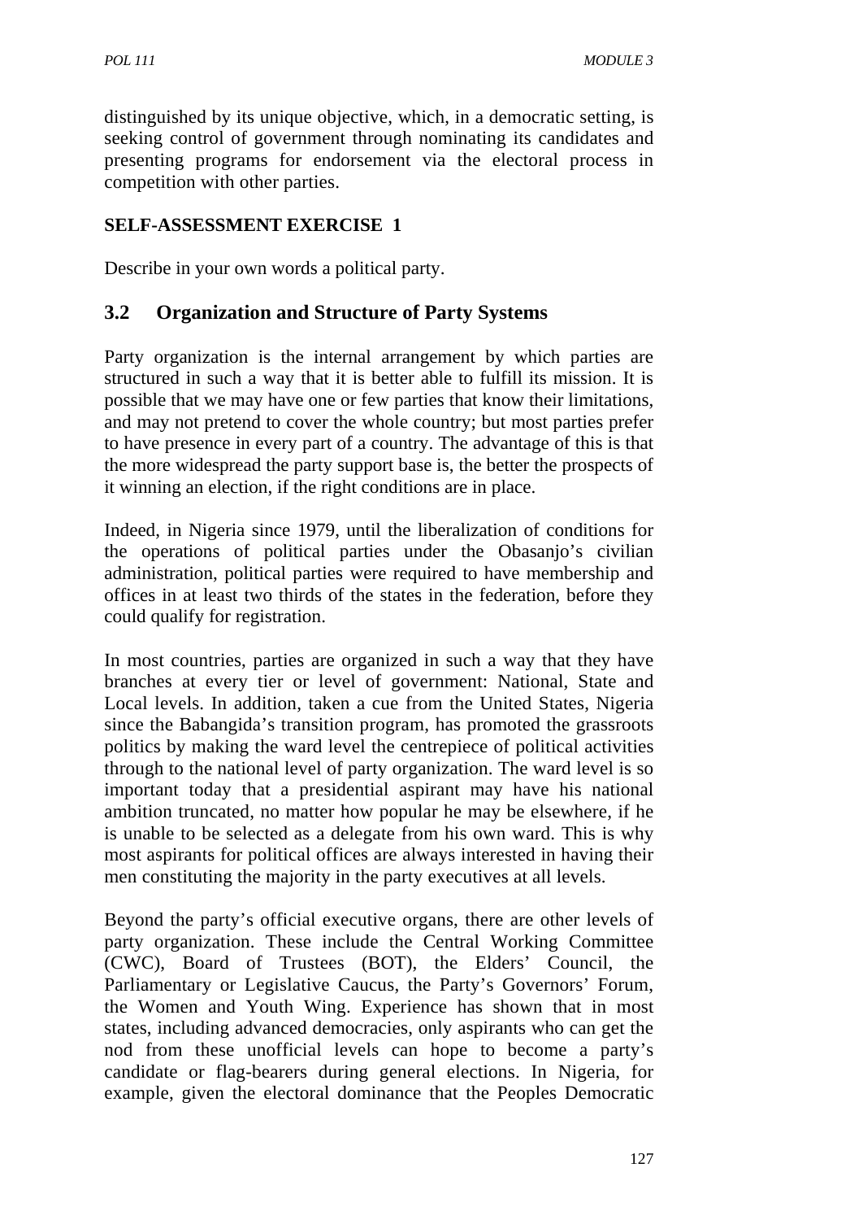distinguished by its unique objective, which, in a democratic setting, is seeking control of government through nominating its candidates and presenting programs for endorsement via the electoral process in competition with other parties.

**SELF-ASSESSMENT EXERCISE 1**

Describe in your own words a political party.

## 3.2 Organization and Structure of Party Systems

Party organization is the internal arrangement by which parties are structured in such a way that it is better able to fulfill its mission. It is possible that we may have one or few parties that know their limitations, and may not pretend to cover the whole country; but most parties prefer to have presence in every part of a country. The advantage of this is that the more widespread the party support base is, the better the prospects of it winning an election, if the right conditions are in place.

Indeed, in Nigeria since 1979, until the liberalization of conditions for the operations of political parties under the Obasanjo's civilian administration, political parties were required to have membership and offices in at least two thirds of the states in the federation, before they could qualify for registration.

In most countries, parties are organized in such a way that they have branches at every tier or level of government: National, State and Local levels. In addition, taken a cue from the United States, Nigeria since the Babangida's transition program, has promoted the grassroots politics by making the ward level the centrepiece of political activities through to the national level of party organization. The ward level is so important today that a presidential aspirant may have his national ambition truncated, no matter how popular he may be elsewhere, if he is unable to be selected as a delegate from his own ward. This is why most aspirants for political offices are always interested in having their men constituting the majority in the party executives at all levels.

Beyond the party's official executive organs, there are other levels of party organization. These include the Central Working Committee (CWC), Board of Trustees (BOT), the Elders' Council, the Parliamentary or Legislative Caucus, the Party's Governors' Forum, the Women and Youth Wing. Experience has shown that in most states, including advanced democracies, only aspirants who can get the nod from these unofficial levels can hope to become a party's candidate or flag-bearers during general elections. In Nigeria, for example, given the electoral dominance that the Peoples Democratic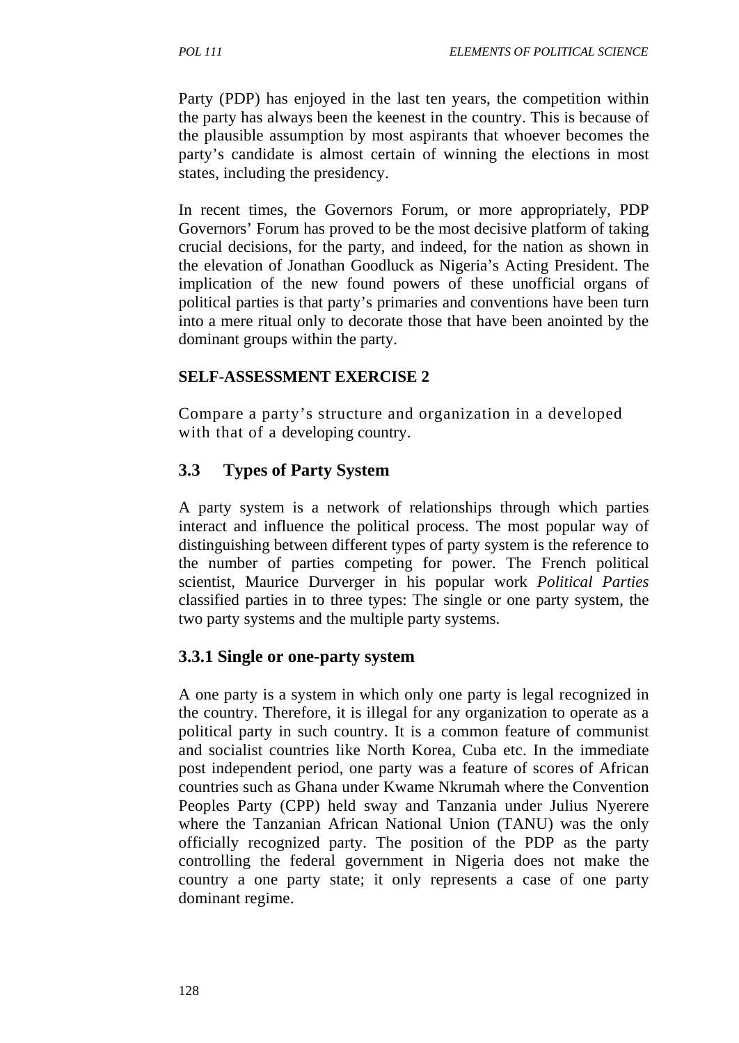Party (PDP) has enjoyed in the last ten years, the competition within the party has always been the keenest in the country. This is because of the plausible assumption by most aspirants that whoever becomes the party's candidate is almost certain of winning the elections in most states, including the presidency.

In recent times, the Governors Forum, or more appropriately, PDP Governors' Forum has proved to be the most decisive platform of taking crucial decisions, for the party, and indeed, for the nation as shown in the elevation of Jonathan Goodluck as Nigeria's Acting President. The implication of the new found powers of these unofficial organs of political parties is that party's primaries and conventions have been turn into a mere ritual only to decorate those that have been anointed by the dominant groups within the party.

**SELF-ASSESSMENT EXERCISE 2**

Compare a party's structure and organization in a developed with that of a developing country.

## 3.3 Types of Party System

A party system is a network of relationships through which parties interact and influence the political process. The most popular way of distinguishing between different types of party system is the reference to the number of parties competing for power. The French political scientist, Maurice Durverger in his popular work *Political Parties* classified parties in to three types: The single or one party system, the two party systems and the multiple party systems.

### 3.3.1 Single or one-party system

A one party is a system in which only one party is legal recognized in the country. Therefore, it is illegal for any organization to operate as a political party in such country. It is a common feature of communist and socialist countries like North Korea, Cuba etc. In the immediate post independent period, one party was a feature of scores of African countries such as Ghana under Kwame Nkrumah where the Convention Peoples Party (CPP) held sway and Tanzania under Julius Nyerere where the Tanzanian African National Union (TANU) was the only officially recognized party. The position of the PDP as the party controlling the federal government in Nigeria does not make the country a one party state; it only represents a case of one party dominant regime.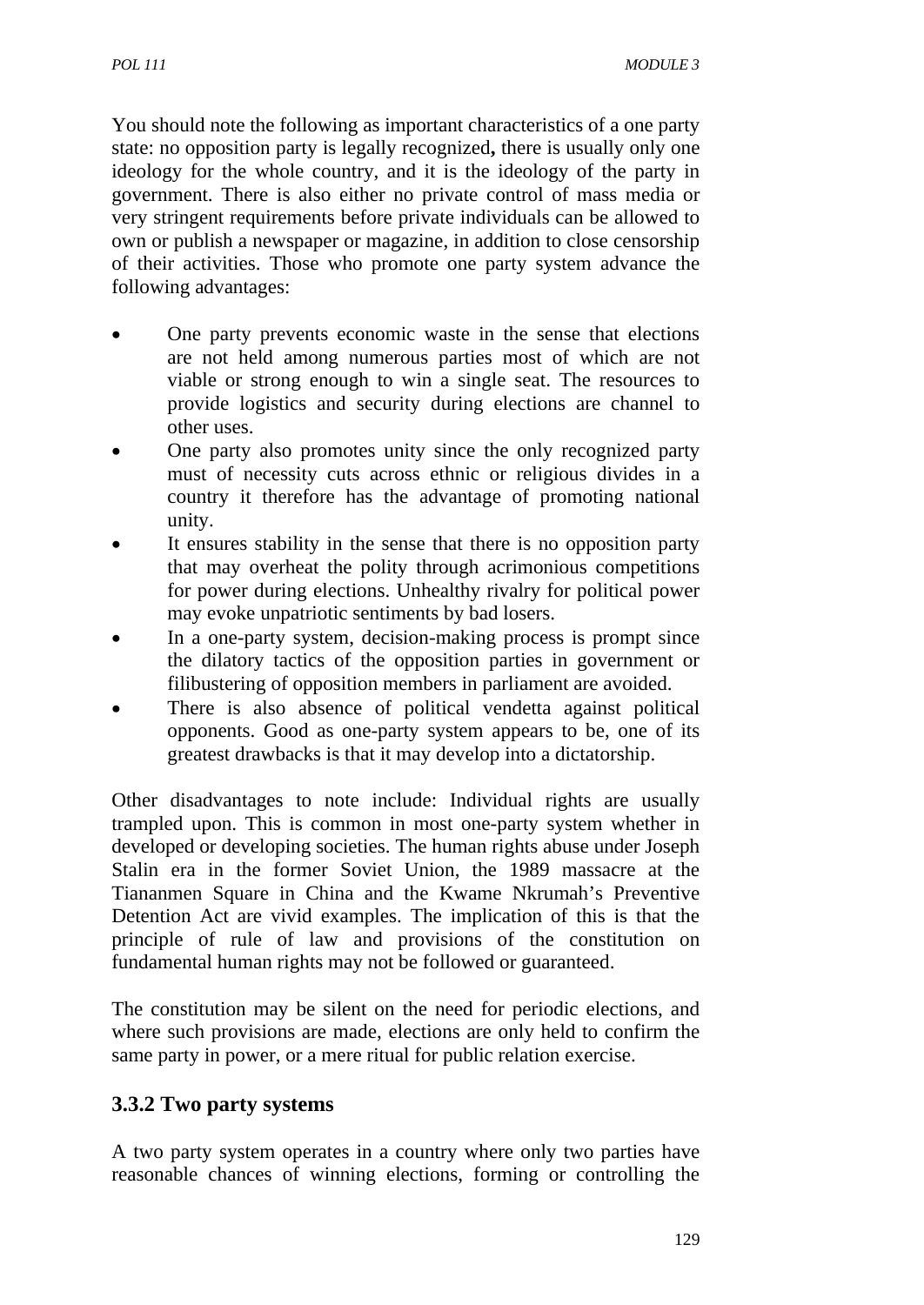You should note the following as important characteristics of a one party state: no opposition party is legally recognized**,** there is usually only one ideology for the whole country, and it is the ideology of the party in government. There is also either no private control of mass media or very stringent requirements before private individuals can be allowed to own or publish a newspaper or magazine, in addition to close censorship of their activities. Those who promote one party system advance the following advantages:

- One party prevents economic waste in the sense that elections are not held among numerous parties most of which are not viable or strong enough to win a single seat. The resources to provide logistics and security during elections are channel to other uses.
- One party also promotes unity since the only recognized party must of necessity cuts across ethnic or religious divides in a country it therefore has the advantage of promoting national unity.
- It ensures stability in the sense that there is no opposition party that may overheat the polity through acrimonious competitions for power during elections. Unhealthy rivalry for political power may evoke unpatriotic sentiments by bad losers.
- In a one-party system, decision-making process is prompt since the dilatory tactics of the opposition parties in government or filibustering of opposition members in parliament are avoided.
- There is also absence of political vendetta against political opponents. Good as one-party system appears to be, one of its greatest drawbacks is that it may develop into a dictatorship.

Other disadvantages to note include: Individual rights are usually trampled upon. This is common in most one-party system whether in developed or developing societies. The human rights abuse under Joseph Stalin era in the former Soviet Union, the 1989 massacre at the Tiananmen Square in China and the Kwame Nkrumah's Preventive Detention Act are vivid examples. The implication of this is that the principle of rule of law and provisions of the constitution on fundamental human rights may not be followed or guaranteed.

The constitution may be silent on the need for periodic elections, and where such provisions are made, elections are only held to confirm the same party in power, or a mere ritual for public relation exercise.

### 3.3.2 Two party systems

A two party system operates in a country where only two parties have reasonable chances of winning elections, forming or controlling the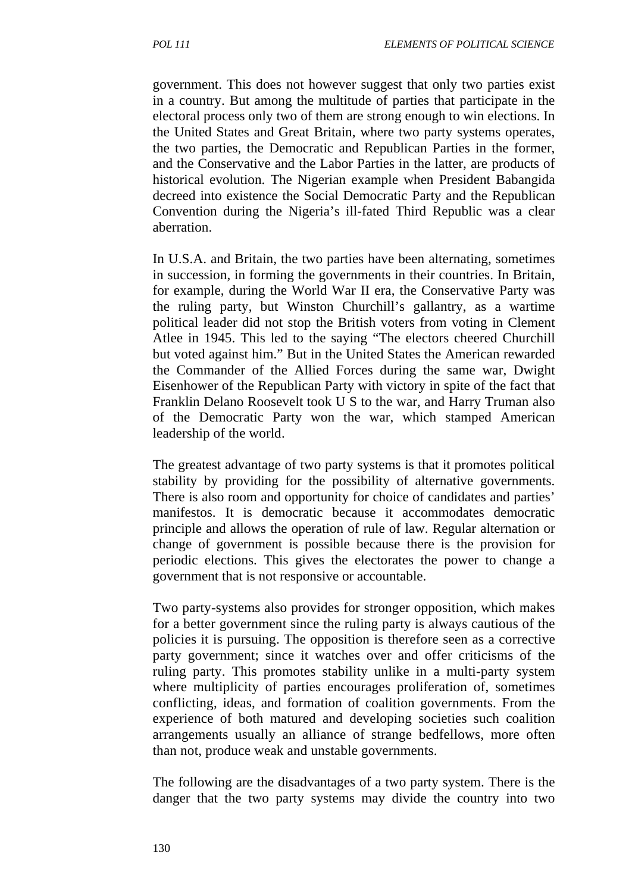government. This does not however suggest that only two parties exist in a country. But among the multitude of parties that participate in the electoral process only two of them are strong enough to win elections. In the United States and Great Britain, where two party systems operates, the two parties, the Democratic and Republican Parties in the former, and the Conservative and the Labor Parties in the latter, are products of historical evolution. The Nigerian example when President Babangida decreed into existence the Social Democratic Party and the Republican Convention during the Nigeria's ill-fated Third Republic was a clear aberration.

In U.S.A. and Britain, the two parties have been alternating, sometimes in succession, in forming the governments in their countries. In Britain, for example, during the World War II era, the Conservative Party was the ruling party, but Winston Churchill's gallantry, as a wartime political leader did not stop the British voters from voting in Clement Atlee in 1945. This led to the saying "The electors cheered Churchill but voted against him." But in the United States the American rewarded the Commander of the Allied Forces during the same war, Dwight Eisenhower of the Republican Party with victory in spite of the fact that Franklin Delano Roosevelt took U S to the war, and Harry Truman also of the Democratic Party won the war, which stamped American leadership of the world.

The greatest advantage of two party systems is that it promotes political stability by providing for the possibility of alternative governments. There is also room and opportunity for choice of candidates and parties' manifestos. It is democratic because it accommodates democratic principle and allows the operation of rule of law. Regular alternation or change of government is possible because there is the provision for periodic elections. This gives the electorates the power to change a government that is not responsive or accountable.

Two party-systems also provides for stronger opposition, which makes for a better government since the ruling party is always cautious of the policies it is pursuing. The opposition is therefore seen as a corrective party government; since it watches over and offer criticisms of the ruling party. This promotes stability unlike in a multi-party system where multiplicity of parties encourages proliferation of, sometimes conflicting, ideas, and formation of coalition governments. From the experience of both matured and developing societies such coalition arrangements usually an alliance of strange bedfellows, more often than not, produce weak and unstable governments.

The following are the disadvantages of a two party system. There is the danger that the two party systems may divide the country into two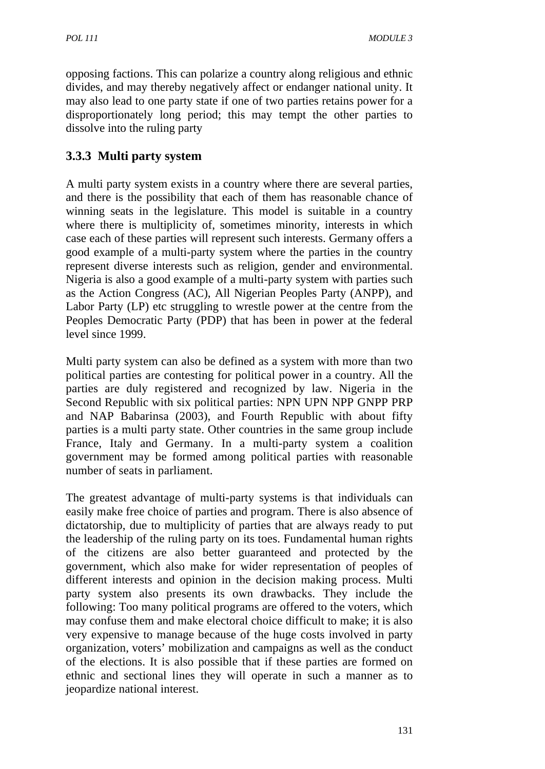opposing factions. This can polarize a country along religious and ethnic divides, and may thereby negatively affect or endanger national unity. It may also lead to one party state if one of two parties retains power for a disproportionately long period; this may tempt the other parties to dissolve into the ruling party

### 3.3.3 Multi party system

A multi party system exists in a country where there are several parties, and there is the possibility that each of them has reasonable chance of winning seats in the legislature. This model is suitable in a country where there is multiplicity of, sometimes minority, interests in which case each of these parties will represent such interests. Germany offers a good example of a multi-party system where the parties in the country represent diverse interests such as religion, gender and environmental. Nigeria is also a good example of a multi-party system with parties such as the Action Congress (AC), All Nigerian Peoples Party (ANPP), and Labor Party (LP) etc struggling to wrestle power at the centre from the Peoples Democratic Party (PDP) that has been in power at the federal level since 1999.

Multi party system can also be defined as a system with more than two political parties are contesting for political power in a country. All the parties are duly registered and recognized by law. Nigeria in the Second Republic with six political parties: NPN UPN NPP GNPP PRP and NAP Babarinsa (2003), and Fourth Republic with about fifty parties is a multi party state. Other countries in the same group include France, Italy and Germany. In a multi-party system a coalition government may be formed among political parties with reasonable number of seats in parliament.

The greatest advantage of multi-party systems is that individuals can easily make free choice of parties and program. There is also absence of dictatorship, due to multiplicity of parties that are always ready to put the leadership of the ruling party on its toes. Fundamental human rights of the citizens are also better guaranteed and protected by the government, which also make for wider representation of peoples of different interests and opinion in the decision making process. Multi party system also presents its own drawbacks. They include the following: Too many political programs are offered to the voters, which may confuse them and make electoral choice difficult to make; it is also very expensive to manage because of the huge costs involved in party organization, voters' mobilization and campaigns as well as the conduct of the elections. It is also possible that if these parties are formed on ethnic and sectional lines they will operate in such a manner as to jeopardize national interest.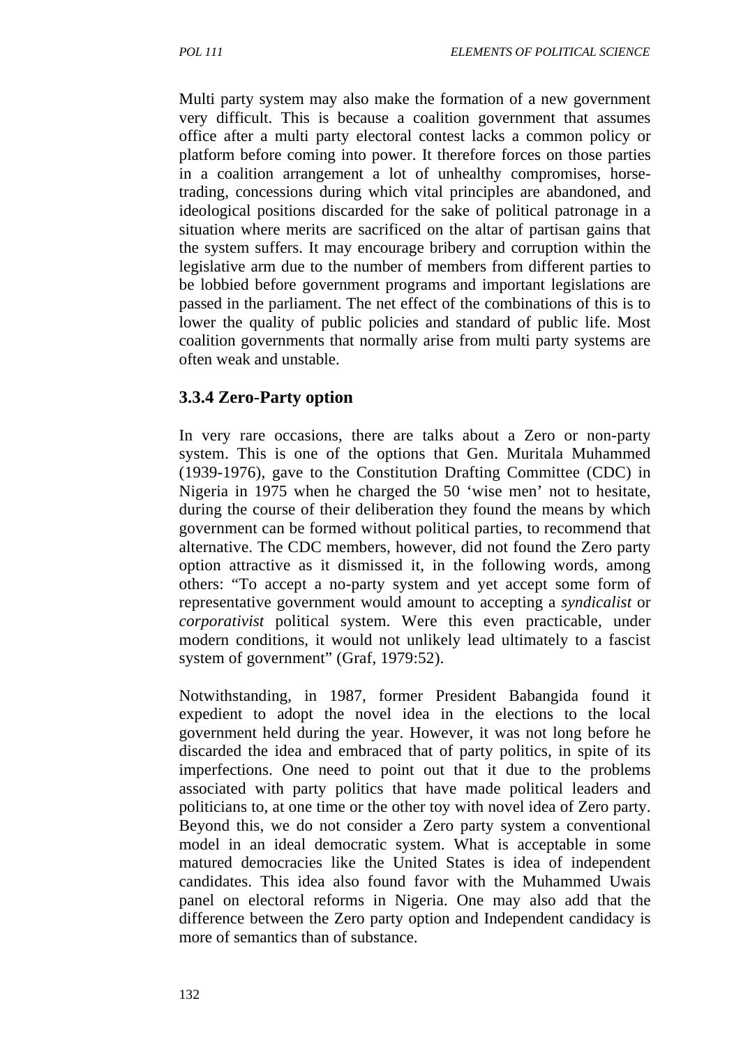Multi party system may also make the formation of a new government very difficult. This is because a coalition government that assumes office after a multi party electoral contest lacks a common policy or platform before coming into power. It therefore forces on those parties in a coalition arrangement a lot of unhealthy compromises, horse-trading, concessions during which vital principles are abandoned, and ideological positions discarded for the sake of political patronage in a situation where merits are sacrificed on the altar of partisan gains that the system suffers. It may encourage bribery and corruption within the legislative arm due to the number of members from different parties to be lobbied before government programs and important legislations are passed in the parliament. The net effect of the combinations of this is to lower the quality of public policies and standard of public life. Most coalition governments that normally arise from multi party systems are often weak and unstable.

### 3.3.4 Zero-Party option

In very rare occasions, there are talks about a Zero or non-party system. This is one of the options that Gen. Muritala Muhammed (1939-1976), gave to the Constitution Drafting Committee (CDC) in Nigeria in 1975 when he charged the 50 'wise men' not to hesitate, during the course of their deliberation they found the means by which government can be formed without political parties, to recommend that alternative. The CDC members, however, did not found the Zero party option attractive as it dismissed it, in the following words, among others: "To accept a no-party system and yet accept some form of representative government would amount to accepting a *syndicalist* or *corporativist* political system. Were this even practicable, under modern conditions, it would not unlikely lead ultimately to a fascist system of government" (Graf, 1979:52).

Notwithstanding, in 1987, former President Babangida found it expedient to adopt the novel idea in the elections to the local government held during the year. However, it was not long before he discarded the idea and embraced that of party politics, in spite of its imperfections. One need to point out that it due to the problems associated with party politics that have made political leaders and politicians to, at one time or the other toy with novel idea of Zero party. Beyond this, we do not consider a Zero party system a conventional model in an ideal democratic system. What is acceptable in some matured democracies like the United States is idea of independent candidates. This idea also found favor with the Muhammed Uwais panel on electoral reforms in Nigeria. One may also add that the difference between the Zero party option and Independent candidacy is more of semantics than of substance.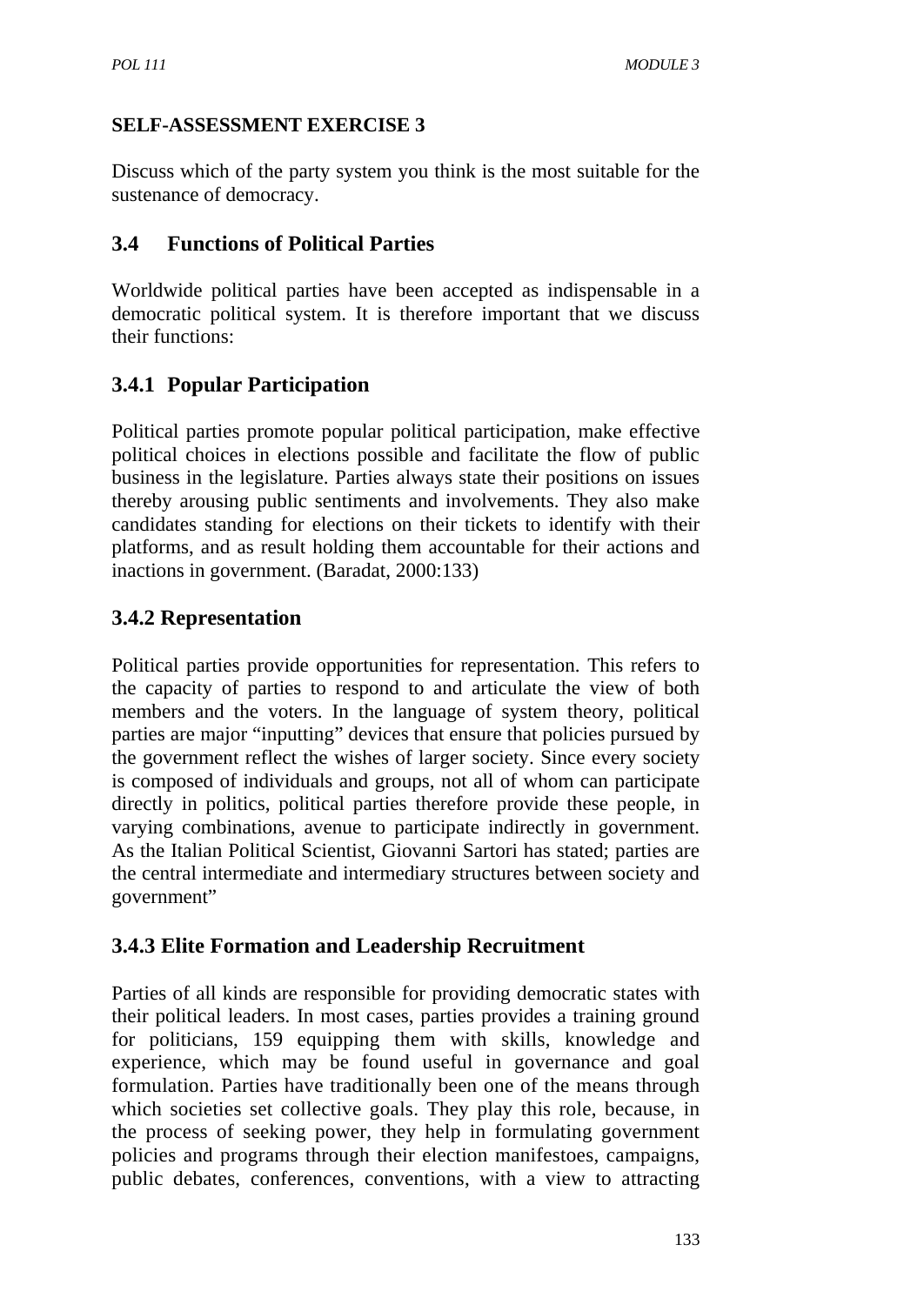**SELF-ASSESSMENT EXERCISE 3**

Discuss which of the party system you think is the most suitable for the sustenance of democracy.

## 3.4 Functions of Political Parties

Worldwide political parties have been accepted as indispensable in a democratic political system. It is therefore important that we discuss their functions:

### 3.4.1 Popular Participation

Political parties promote popular political participation, make effective political choices in elections possible and facilitate the flow of public business in the legislature. Parties always state their positions on issues thereby arousing public sentiments and involvements. They also make candidates standing for elections on their tickets to identify with their platforms, and as result holding them accountable for their actions and inactions in government. (Baradat, 2000:133)

### 3.4.2 Representation

Political parties provide opportunities for representation. This refers to the capacity of parties to respond to and articulate the view of both members and the voters. In the language of system theory, political parties are major "inputting" devices that ensure that policies pursued by the government reflect the wishes of larger society. Since every society is composed of individuals and groups, not all of whom can participate directly in politics, political parties therefore provide these people, in varying combinations, avenue to participate indirectly in government. As the Italian Political Scientist, Giovanni Sartori has stated; parties are the central intermediate and intermediary structures between society and government"

### 3.4.3 Elite Formation and Leadership Recruitment

Parties of all kinds are responsible for providing democratic states with their political leaders. In most cases, parties provides a training ground for politicians, 159 equipping them with skills, knowledge and experience, which may be found useful in governance and goal formulation. Parties have traditionally been one of the means through which societies set collective goals. They play this role, because, in the process of seeking power, they help in formulating government policies and programs through their election manifestoes, campaigns, public debates, conferences, conventions, with a view to attracting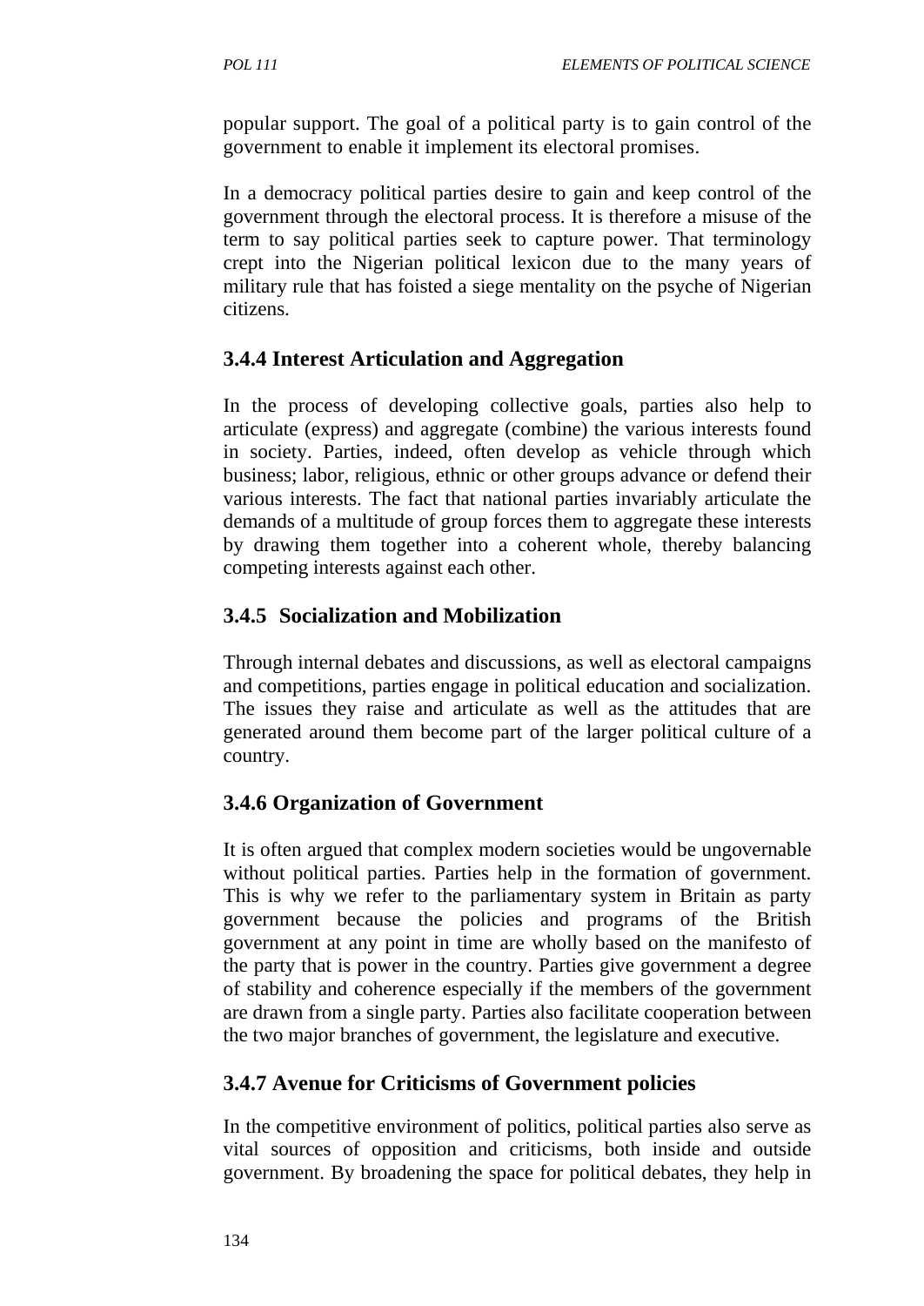popular support. The goal of a political party is to gain control of the government to enable it implement its electoral promises.

In a democracy political parties desire to gain and keep control of the government through the electoral process. It is therefore a misuse of the term to say political parties seek to capture power. That terminology crept into the Nigerian political lexicon due to the many years of military rule that has foisted a siege mentality on the psyche of Nigerian citizens.

### 3.4.4 Interest Articulation and Aggregation

In the process of developing collective goals, parties also help to articulate (express) and aggregate (combine) the various interests found in society. Parties, indeed, often develop as vehicle through which business; labor, religious, ethnic or other groups advance or defend their various interests. The fact that national parties invariably articulate the demands of a multitude of group forces them to aggregate these interests by drawing them together into a coherent whole, thereby balancing competing interests against each other.

### 3.4.5 Socialization and Mobilization

Through internal debates and discussions, as well as electoral campaigns and competitions, parties engage in political education and socialization. The issues they raise and articulate as well as the attitudes that are generated around them become part of the larger political culture of a country.

### 3.4.6 Organization of Government

It is often argued that complex modern societies would be ungovernable without political parties. Parties help in the formation of government. This is why we refer to the parliamentary system in Britain as party government because the policies and programs of the British government at any point in time are wholly based on the manifesto of the party that is power in the country. Parties give government a degree of stability and coherence especially if the members of the government are drawn from a single party. Parties also facilitate cooperation between the two major branches of government, the legislature and executive.

### 3.4.7 Avenue for Criticisms of Government policies

In the competitive environment of politics, political parties also serve as vital sources of opposition and criticisms, both inside and outside government. By broadening the space for political debates, they help in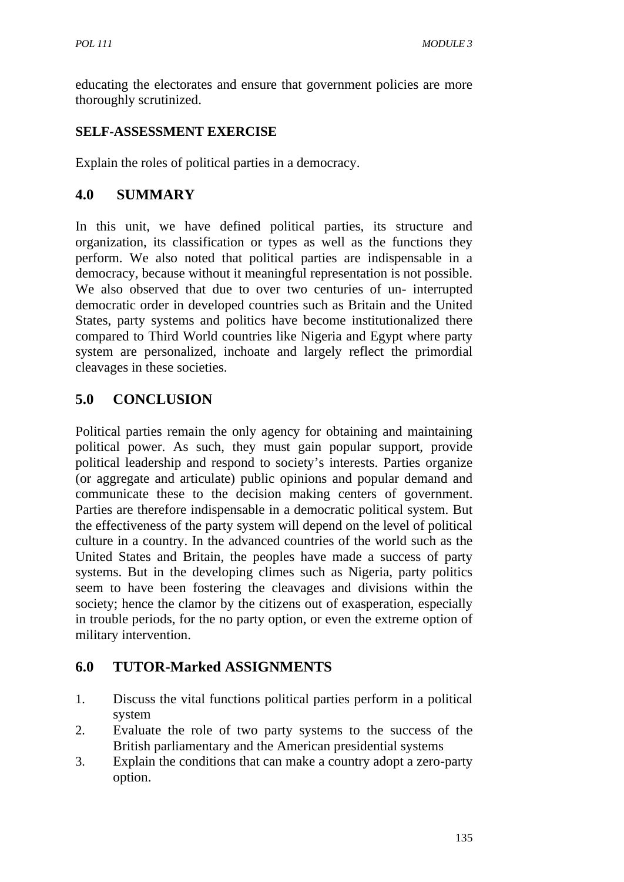educating the electorates and ensure that government policies are more thoroughly scrutinized.

**SELF-ASSESSMENT EXERCISE**

Explain the roles of political parties in a democracy.

## 4.0 SUMMARY

In this unit, we have defined political parties, its structure and organization, its classification or types as well as the functions they perform. We also noted that political parties are indispensable in a democracy, because without it meaningful representation is not possible. We also observed that due to over two centuries of un- interrupted democratic order in developed countries such as Britain and the United States, party systems and politics have become institutionalized there compared to Third World countries like Nigeria and Egypt where party system are personalized, inchoate and largely reflect the primordial cleavages in these societies.

## 5.0 CONCLUSION

Political parties remain the only agency for obtaining and maintaining political power. As such, they must gain popular support, provide political leadership and respond to society's interests. Parties organize (or aggregate and articulate) public opinions and popular demand and communicate these to the decision making centers of government. Parties are therefore indispensable in a democratic political system. But the effectiveness of the party system will depend on the level of political culture in a country. In the advanced countries of the world such as the United States and Britain, the peoples have made a success of party systems. But in the developing climes such as Nigeria, party politics seem to have been fostering the cleavages and divisions within the society; hence the clamor by the citizens out of exasperation, especially in trouble periods, for the no party option, or even the extreme option of military intervention.

## 6.0 TUTOR-Marked ASSIGNMENTS

1. Discuss the vital functions political parties perform in a political system
2. Evaluate the role of two party systems to the success of the British parliamentary and the American presidential systems
3. Explain the conditions that can make a country adopt a zero-party option.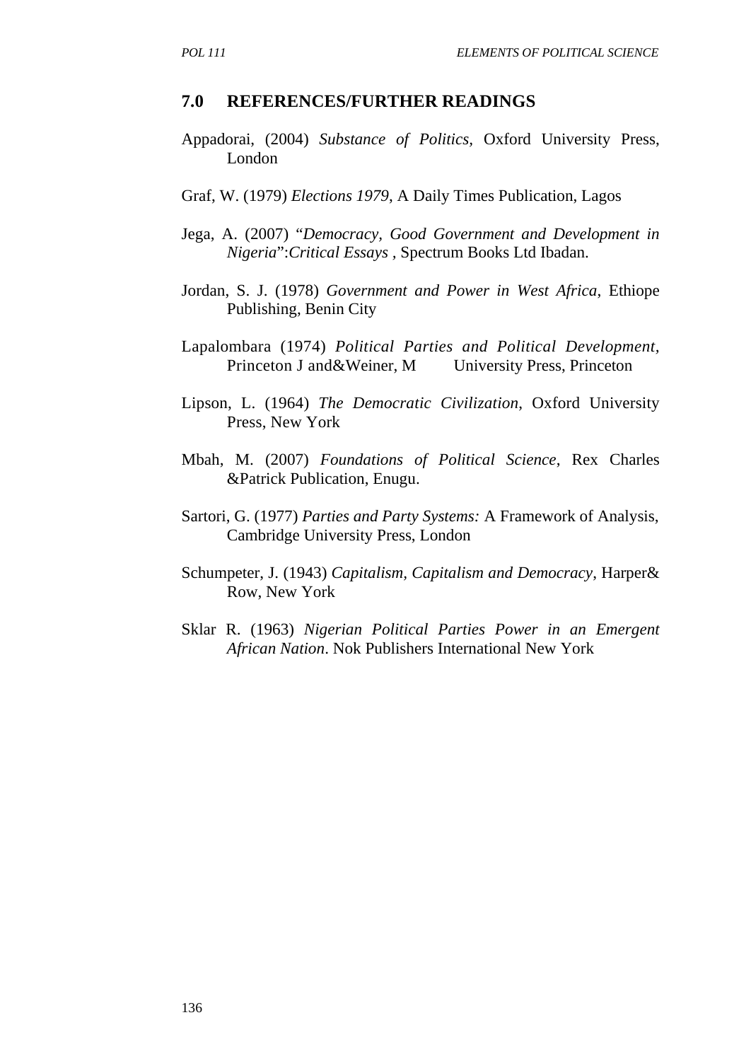## 7.0 REFERENCES/FURTHER READINGS

Appadorai, (2004) *Substance of Politics*, Oxford University Press, London

Graf, W. (1979) *Elections 1979*, A Daily Times Publication, Lagos

Jega, A. (2007) "*Democracy, Good Government and Development in Nigeria*":*Critical Essays* , Spectrum Books Ltd Ibadan.

Jordan, S. J. (1978) *Government and Power in West Africa*, Ethiope Publishing, Benin City

Lapalombara (1974) *Political Parties and Political Development*, Princeton J and&Weiner, M University Press, Princeton

Lipson, L. (1964) *The Democratic Civilization*, Oxford University Press, New York

Mbah, M. (2007) *Foundations of Political Science*, Rex Charles &Patrick Publication, Enugu.

Sartori, G. (1977) *Parties and Party Systems:* A Framework of Analysis, Cambridge University Press, London

Schumpeter, J. (1943) *Capitalism, Capitalism and Democracy*, Harper& Row, New York

Sklar R. (1963) *Nigerian Political Parties Power in an Emergent African Nation*. Nok Publishers International New York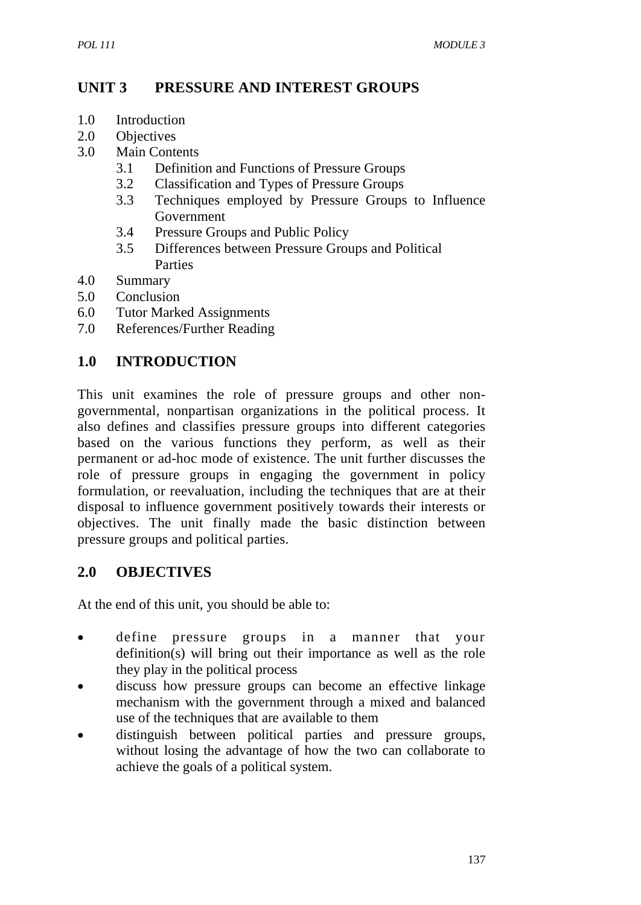# UNIT 3 PRESSURE AND INTEREST GROUPS

1.0 Introduction
2.0 Objectives
3.0 Main Contents
 3.1 Definition and Functions of Pressure Groups
 3.2 Classification and Types of Pressure Groups
 3.3 Techniques employed by Pressure Groups to Influence Government
 3.4 Pressure Groups and Public Policy
 3.5 Differences between Pressure Groups and Political Parties
4.0 Summary
5.0 Conclusion
6.0 Tutor Marked Assignments
7.0 References/Further Reading

## 1.0 INTRODUCTION

This unit examines the role of pressure groups and other non-governmental, nonpartisan organizations in the political process. It also defines and classifies pressure groups into different categories based on the various functions they perform, as well as their permanent or ad-hoc mode of existence. The unit further discusses the role of pressure groups in engaging the government in policy formulation, or reevaluation, including the techniques that are at their disposal to influence government positively towards their interests or objectives. The unit finally made the basic distinction between pressure groups and political parties.

## 2.0 OBJECTIVES

At the end of this unit, you should be able to:

- define pressure groups in a manner that your definition(s) will bring out their importance as well as the role they play in the political process
- discuss how pressure groups can become an effective linkage mechanism with the government through a mixed and balanced use of the techniques that are available to them
- distinguish between political parties and pressure groups, without losing the advantage of how the two can collaborate to achieve the goals of a political system.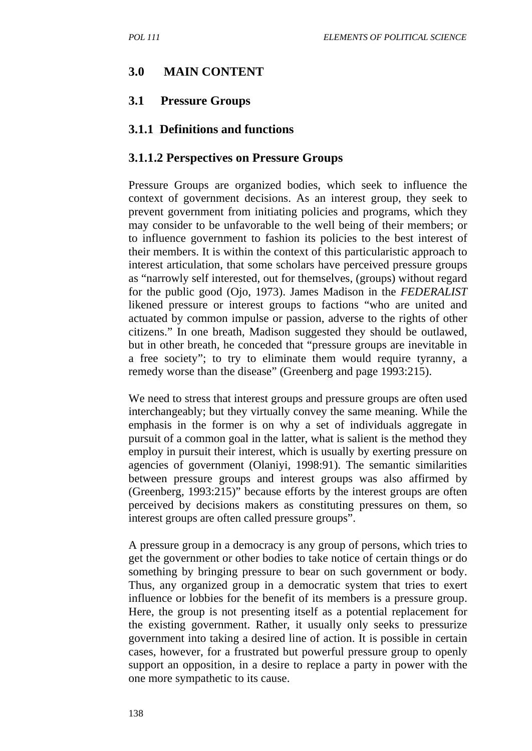## 3.0 MAIN CONTENT

### 3.1 Pressure Groups

#### 3.1.1 Definitions and functions

#### 3.1.1.2 Perspectives on Pressure Groups

Pressure Groups are organized bodies, which seek to influence the context of government decisions. As an interest group, they seek to prevent government from initiating policies and programs, which they may consider to be unfavorable to the well being of their members; or to influence government to fashion its policies to the best interest of their members. It is within the context of this particularistic approach to interest articulation, that some scholars have perceived pressure groups as "narrowly self interested, out for themselves, (groups) without regard for the public good (Ojo, 1973). James Madison in the *FEDERALIST* likened pressure or interest groups to factions "who are united and actuated by common impulse or passion, adverse to the rights of other citizens." In one breath, Madison suggested they should be outlawed, but in other breath, he conceded that "pressure groups are inevitable in a free society"; to try to eliminate them would require tyranny, a remedy worse than the disease" (Greenberg and page 1993:215).

We need to stress that interest groups and pressure groups are often used interchangeably; but they virtually convey the same meaning. While the emphasis in the former is on why a set of individuals aggregate in pursuit of a common goal in the latter, what is salient is the method they employ in pursuit their interest, which is usually by exerting pressure on agencies of government (Olaniyi, 1998:91). The semantic similarities between pressure groups and interest groups was also affirmed by (Greenberg, 1993:215)" because efforts by the interest groups are often perceived by decisions makers as constituting pressures on them, so interest groups are often called pressure groups".

A pressure group in a democracy is any group of persons, which tries to get the government or other bodies to take notice of certain things or do something by bringing pressure to bear on such government or body. Thus, any organized group in a democratic system that tries to exert influence or lobbies for the benefit of its members is a pressure group. Here, the group is not presenting itself as a potential replacement for the existing government. Rather, it usually only seeks to pressurize government into taking a desired line of action. It is possible in certain cases, however, for a frustrated but powerful pressure group to openly support an opposition, in a desire to replace a party in power with the one more sympathetic to its cause.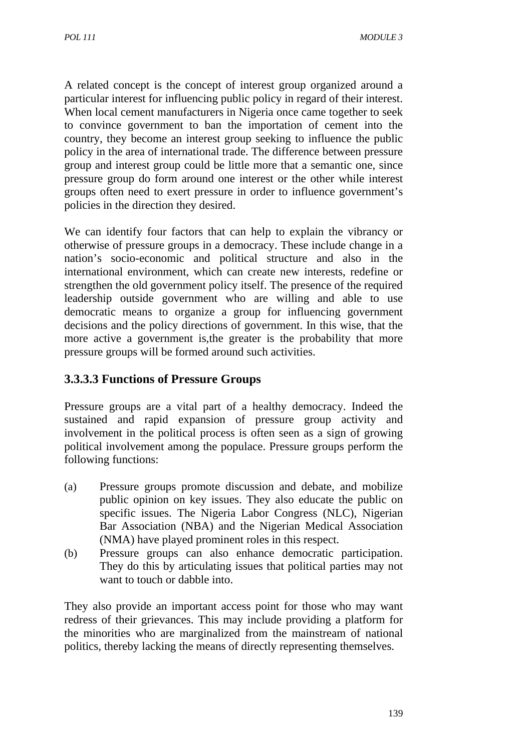A related concept is the concept of interest group organized around a particular interest for influencing public policy in regard of their interest. When local cement manufacturers in Nigeria once came together to seek to convince government to ban the importation of cement into the country, they become an interest group seeking to influence the public policy in the area of international trade. The difference between pressure group and interest group could be little more that a semantic one, since pressure group do form around one interest or the other while interest groups often need to exert pressure in order to influence government's policies in the direction they desired.

We can identify four factors that can help to explain the vibrancy or otherwise of pressure groups in a democracy. These include change in a nation's socio-economic and political structure and also in the international environment, which can create new interests, redefine or strengthen the old government policy itself. The presence of the required leadership outside government who are willing and able to use democratic means to organize a group for influencing government decisions and the policy directions of government. In this wise, that the more active a government is,the greater is the probability that more pressure groups will be formed around such activities.

### 3.3.3.3 Functions of Pressure Groups

Pressure groups are a vital part of a healthy democracy. Indeed the sustained and rapid expansion of pressure group activity and involvement in the political process is often seen as a sign of growing political involvement among the populace. Pressure groups perform the following functions:

(a) Pressure groups promote discussion and debate, and mobilize public opinion on key issues. They also educate the public on specific issues. The Nigeria Labor Congress (NLC), Nigerian Bar Association (NBA) and the Nigerian Medical Association (NMA) have played prominent roles in this respect.

(b) Pressure groups can also enhance democratic participation. They do this by articulating issues that political parties may not want to touch or dabble into.

They also provide an important access point for those who may want redress of their grievances. This may include providing a platform for the minorities who are marginalized from the mainstream of national politics, thereby lacking the means of directly representing themselves.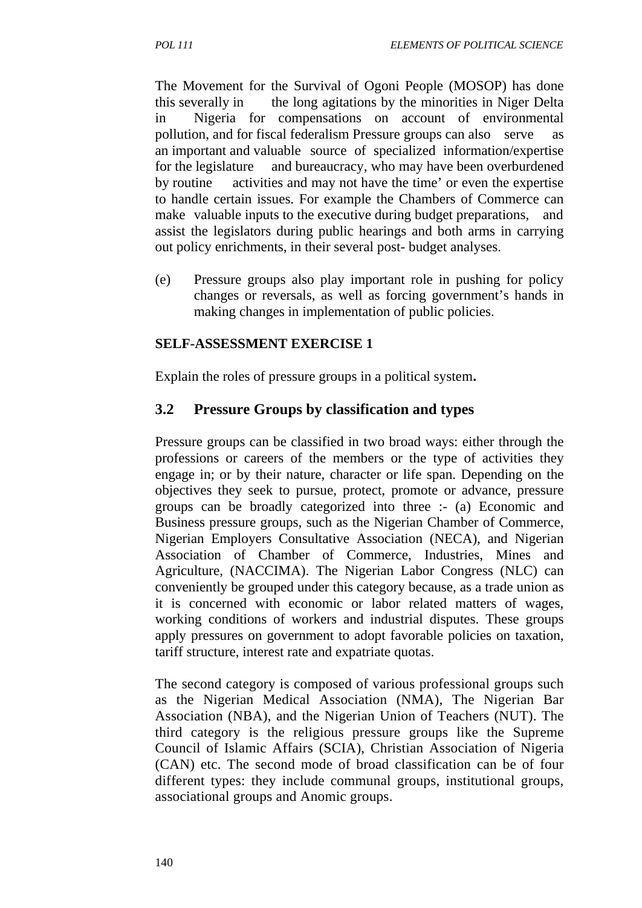The Movement for the Survival of Ogoni People (MOSOP) has done this severally in the long agitations by the minorities in Niger Delta in Nigeria for compensations on account of environmental pollution, and for fiscal federalism Pressure groups can also serve as an important and valuable source of specialized information/expertise for the legislature and bureaucracy, who may have been overburdened by routine activities and may not have the time' or even the expertise to handle certain issues. For example the Chambers of Commerce can make valuable inputs to the executive during budget preparations, and assist the legislators during public hearings and both arms in carrying out policy enrichments, in their several post- budget analyses.

(e) Pressure groups also play important role in pushing for policy changes or reversals, as well as forcing government's hands in making changes in implementation of public policies.

**SELF-ASSESSMENT EXERCISE 1**

Explain the roles of pressure groups in a political system**.**

## 3.2 Pressure Groups by classification and types

Pressure groups can be classified in two broad ways: either through the professions or careers of the members or the type of activities they engage in; or by their nature, character or life span. Depending on the objectives they seek to pursue, protect, promote or advance, pressure groups can be broadly categorized into three :- (a) Economic and Business pressure groups, such as the Nigerian Chamber of Commerce, Nigerian Employers Consultative Association (NECA), and Nigerian Association of Chamber of Commerce, Industries, Mines and Agriculture, (NACCIMA). The Nigerian Labor Congress (NLC) can conveniently be grouped under this category because, as a trade union as it is concerned with economic or labor related matters of wages, working conditions of workers and industrial disputes. These groups apply pressures on government to adopt favorable policies on taxation, tariff structure, interest rate and expatriate quotas.

The second category is composed of various professional groups such as the Nigerian Medical Association (NMA), The Nigerian Bar Association (NBA), and the Nigerian Union of Teachers (NUT). The third category is the religious pressure groups like the Supreme Council of Islamic Affairs (SCIA), Christian Association of Nigeria (CAN) etc. The second mode of broad classification can be of four different types: they include communal groups, institutional groups, associational groups and Anomic groups.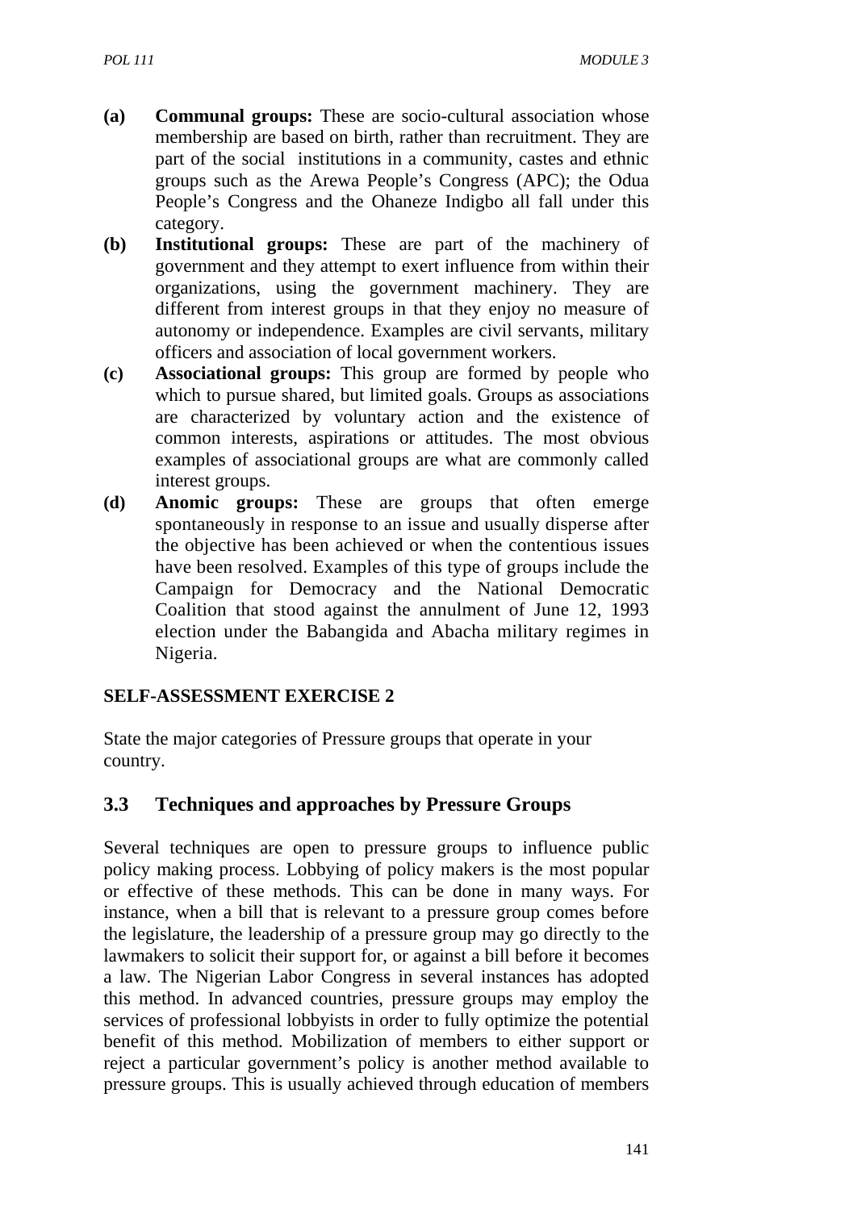**(a)** **Communal groups:** These are socio-cultural association whose membership are based on birth, rather than recruitment. They are part of the social institutions in a community, castes and ethnic groups such as the Arewa People's Congress (APC); the Odua People's Congress and the Ohaneze Indigbo all fall under this category.

**(b)** **Institutional groups:** These are part of the machinery of government and they attempt to exert influence from within their organizations, using the government machinery. They are different from interest groups in that they enjoy no measure of autonomy or independence. Examples are civil servants, military officers and association of local government workers.

**(c)** **Associational groups:** This group are formed by people who which to pursue shared, but limited goals. Groups as associations are characterized by voluntary action and the existence of common interests, aspirations or attitudes. The most obvious examples of associational groups are what are commonly called interest groups.

**(d)** **Anomic groups:** These are groups that often emerge spontaneously in response to an issue and usually disperse after the objective has been achieved or when the contentious issues have been resolved. Examples of this type of groups include the Campaign for Democracy and the National Democratic Coalition that stood against the annulment of June 12, 1993 election under the Babangida and Abacha military regimes in Nigeria.

**SELF-ASSESSMENT EXERCISE 2**

State the major categories of Pressure groups that operate in your country.

## 3.3 Techniques and approaches by Pressure Groups

Several techniques are open to pressure groups to influence public policy making process. Lobbying of policy makers is the most popular or effective of these methods. This can be done in many ways. For instance, when a bill that is relevant to a pressure group comes before the legislature, the leadership of a pressure group may go directly to the lawmakers to solicit their support for, or against a bill before it becomes a law. The Nigerian Labor Congress in several instances has adopted this method. In advanced countries, pressure groups may employ the services of professional lobbyists in order to fully optimize the potential benefit of this method. Mobilization of members to either support or reject a particular government's policy is another method available to pressure groups. This is usually achieved through education of members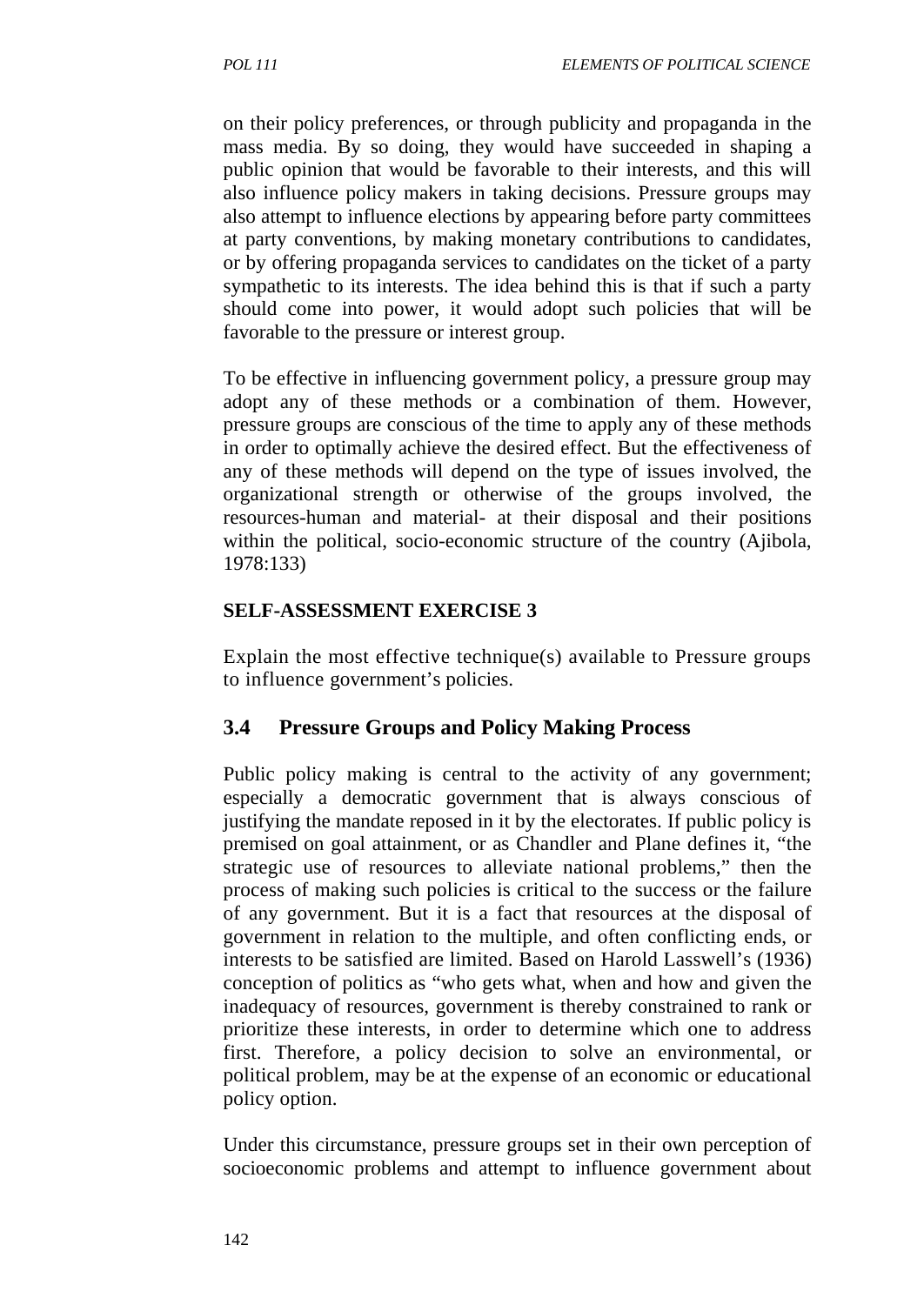on their policy preferences, or through publicity and propaganda in the mass media. By so doing, they would have succeeded in shaping a public opinion that would be favorable to their interests, and this will also influence policy makers in taking decisions. Pressure groups may also attempt to influence elections by appearing before party committees at party conventions, by making monetary contributions to candidates, or by offering propaganda services to candidates on the ticket of a party sympathetic to its interests. The idea behind this is that if such a party should come into power, it would adopt such policies that will be favorable to the pressure or interest group.

To be effective in influencing government policy, a pressure group may adopt any of these methods or a combination of them. However, pressure groups are conscious of the time to apply any of these methods in order to optimally achieve the desired effect. But the effectiveness of any of these methods will depend on the type of issues involved, the organizational strength or otherwise of the groups involved, the resources-human and material- at their disposal and their positions within the political, socio-economic structure of the country (Ajibola, 1978:133)

**SELF-ASSESSMENT EXERCISE 3**

Explain the most effective technique(s) available to Pressure groups to influence government's policies.

## 3.4 Pressure Groups and Policy Making Process

Public policy making is central to the activity of any government; especially a democratic government that is always conscious of justifying the mandate reposed in it by the electorates. If public policy is premised on goal attainment, or as Chandler and Plane defines it, "the strategic use of resources to alleviate national problems," then the process of making such policies is critical to the success or the failure of any government. But it is a fact that resources at the disposal of government in relation to the multiple, and often conflicting ends, or interests to be satisfied are limited. Based on Harold Lasswell's (1936) conception of politics as "who gets what, when and how and given the inadequacy of resources, government is thereby constrained to rank or prioritize these interests, in order to determine which one to address first. Therefore, a policy decision to solve an environmental, or political problem, may be at the expense of an economic or educational policy option.

Under this circumstance, pressure groups set in their own perception of socioeconomic problems and attempt to influence government about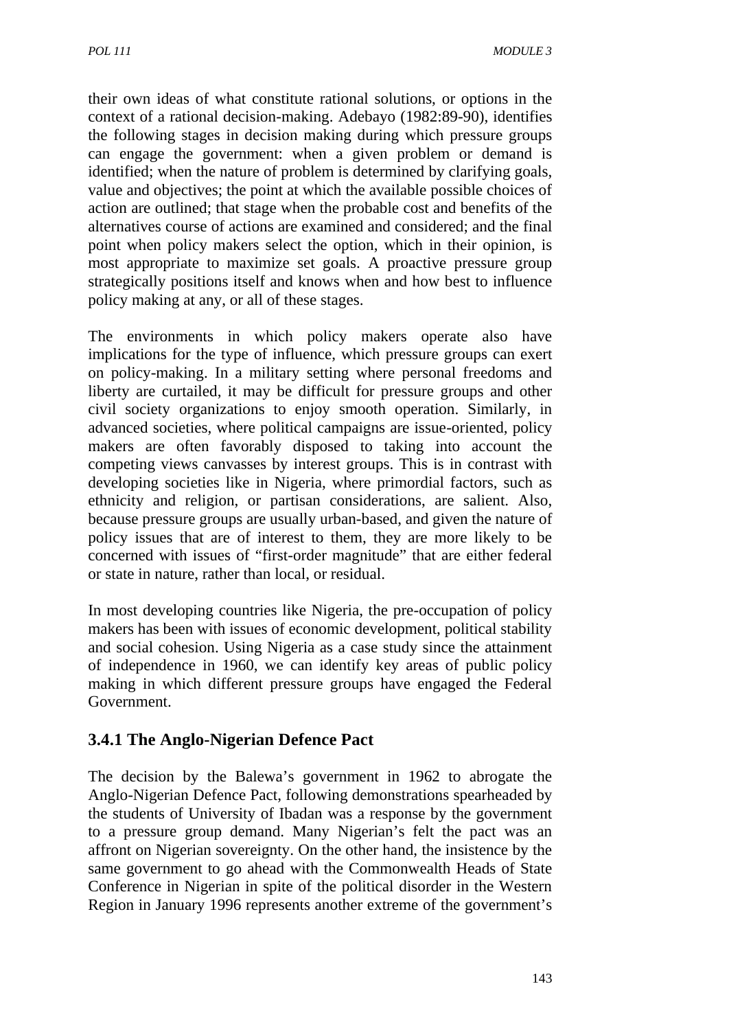their own ideas of what constitute rational solutions, or options in the context of a rational decision-making. Adebayo (1982:89-90), identifies the following stages in decision making during which pressure groups can engage the government: when a given problem or demand is identified; when the nature of problem is determined by clarifying goals, value and objectives; the point at which the available possible choices of action are outlined; that stage when the probable cost and benefits of the alternatives course of actions are examined and considered; and the final point when policy makers select the option, which in their opinion, is most appropriate to maximize set goals. A proactive pressure group strategically positions itself and knows when and how best to influence policy making at any, or all of these stages.

The environments in which policy makers operate also have implications for the type of influence, which pressure groups can exert on policy-making. In a military setting where personal freedoms and liberty are curtailed, it may be difficult for pressure groups and other civil society organizations to enjoy smooth operation. Similarly, in advanced societies, where political campaigns are issue-oriented, policy makers are often favorably disposed to taking into account the competing views canvasses by interest groups. This is in contrast with developing societies like in Nigeria, where primordial factors, such as ethnicity and religion, or partisan considerations, are salient. Also, because pressure groups are usually urban-based, and given the nature of policy issues that are of interest to them, they are more likely to be concerned with issues of "first-order magnitude" that are either federal or state in nature, rather than local, or residual.

In most developing countries like Nigeria, the pre-occupation of policy makers has been with issues of economic development, political stability and social cohesion. Using Nigeria as a case study since the attainment of independence in 1960, we can identify key areas of public policy making in which different pressure groups have engaged the Federal Government.

### 3.4.1 The Anglo-Nigerian Defence Pact

The decision by the Balewa's government in 1962 to abrogate the Anglo-Nigerian Defence Pact, following demonstrations spearheaded by the students of University of Ibadan was a response by the government to a pressure group demand. Many Nigerian's felt the pact was an affront on Nigerian sovereignty. On the other hand, the insistence by the same government to go ahead with the Commonwealth Heads of State Conference in Nigerian in spite of the political disorder in the Western Region in January 1996 represents another extreme of the government's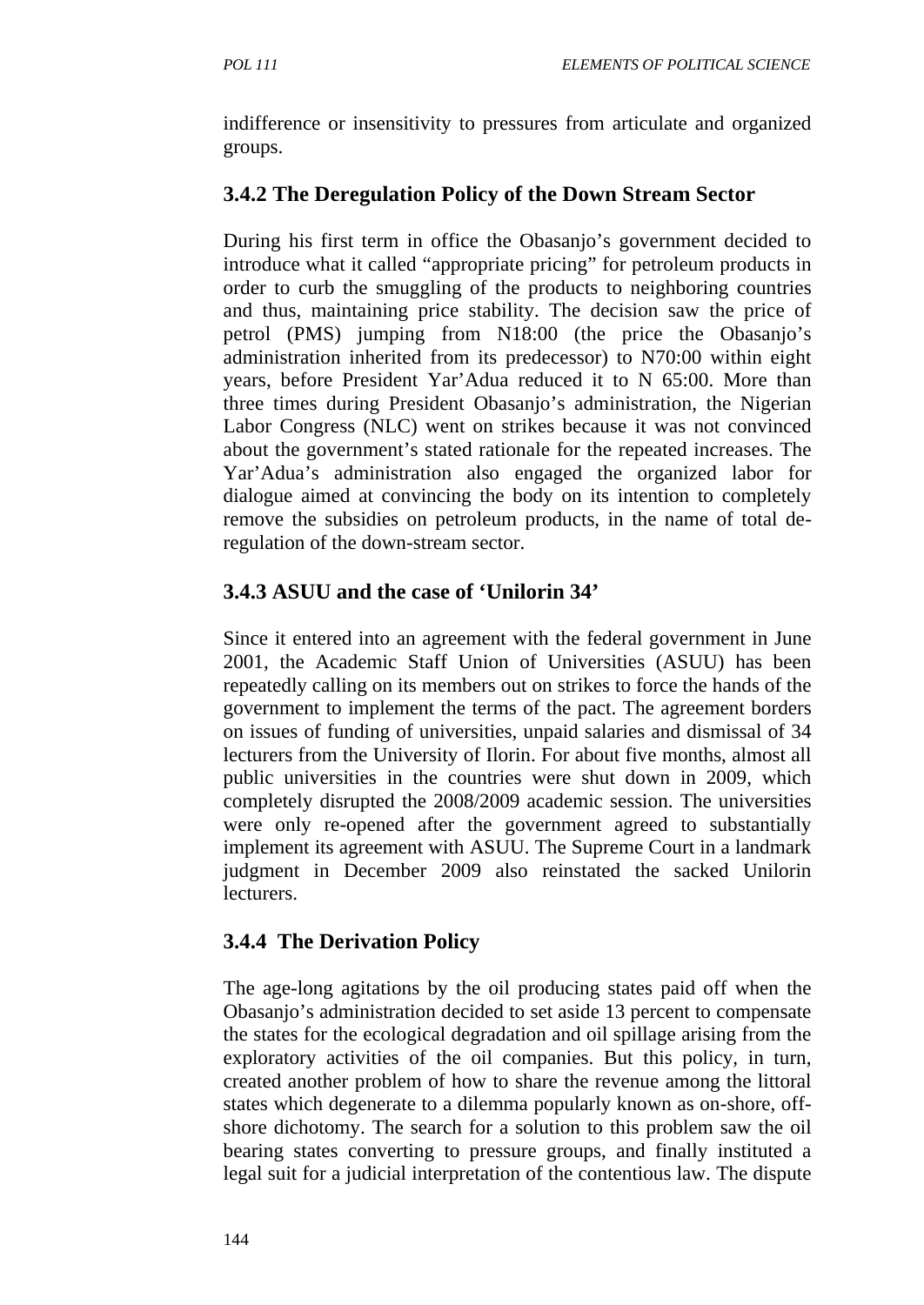indifference or insensitivity to pressures from articulate and organized groups.

### 3.4.2 The Deregulation Policy of the Down Stream Sector

During his first term in office the Obasanjo's government decided to introduce what it called "appropriate pricing" for petroleum products in order to curb the smuggling of the products to neighboring countries and thus, maintaining price stability. The decision saw the price of petrol (PMS) jumping from N18:00 (the price the Obasanjo's administration inherited from its predecessor) to N70:00 within eight years, before President Yar'Adua reduced it to N 65:00. More than three times during President Obasanjo's administration, the Nigerian Labor Congress (NLC) went on strikes because it was not convinced about the government's stated rationale for the repeated increases. The Yar'Adua's administration also engaged the organized labor for dialogue aimed at convincing the body on its intention to completely remove the subsidies on petroleum products, in the name of total de-regulation of the down-stream sector.

### 3.4.3 ASUU and the case of 'Unilorin 34'

Since it entered into an agreement with the federal government in June 2001, the Academic Staff Union of Universities (ASUU) has been repeatedly calling on its members out on strikes to force the hands of the government to implement the terms of the pact. The agreement borders on issues of funding of universities, unpaid salaries and dismissal of 34 lecturers from the University of Ilorin. For about five months, almost all public universities in the countries were shut down in 2009, which completely disrupted the 2008/2009 academic session. The universities were only re-opened after the government agreed to substantially implement its agreement with ASUU. The Supreme Court in a landmark judgment in December 2009 also reinstated the sacked Unilorin lecturers.

### 3.4.4 The Derivation Policy

The age-long agitations by the oil producing states paid off when the Obasanjo's administration decided to set aside 13 percent to compensate the states for the ecological degradation and oil spillage arising from the exploratory activities of the oil companies. But this policy, in turn, created another problem of how to share the revenue among the littoral states which degenerate to a dilemma popularly known as on-shore, off-shore dichotomy. The search for a solution to this problem saw the oil bearing states converting to pressure groups, and finally instituted a legal suit for a judicial interpretation of the contentious law. The dispute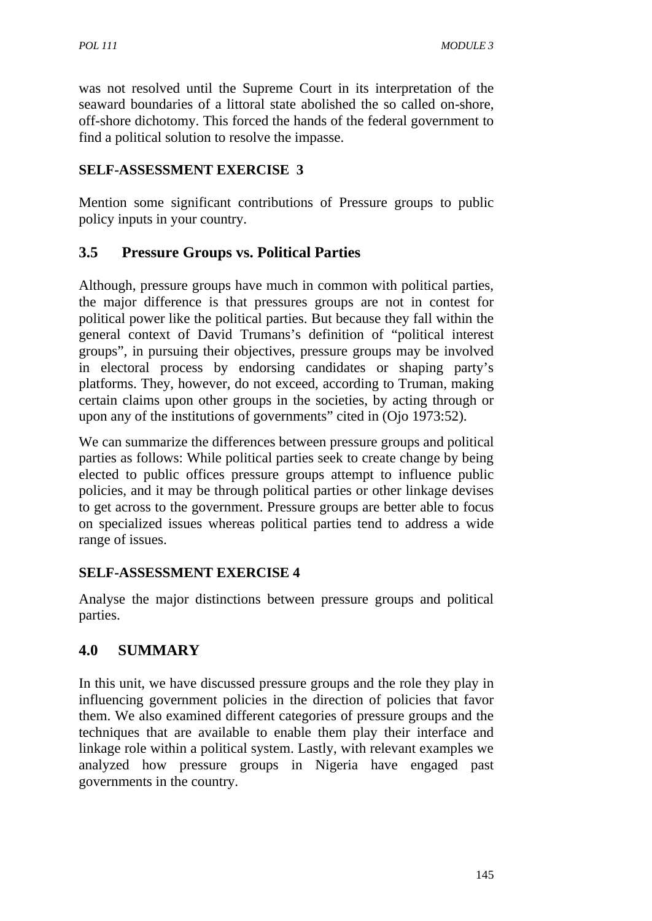was not resolved until the Supreme Court in its interpretation of the seaward boundaries of a littoral state abolished the so called on-shore, off-shore dichotomy. This forced the hands of the federal government to find a political solution to resolve the impasse.

**SELF-ASSESSMENT EXERCISE 3**

Mention some significant contributions of Pressure groups to public policy inputs in your country.

## 3.5 Pressure Groups vs. Political Parties

Although, pressure groups have much in common with political parties, the major difference is that pressures groups are not in contest for political power like the political parties. But because they fall within the general context of David Trumans's definition of "political interest groups", in pursuing their objectives, pressure groups may be involved in electoral process by endorsing candidates or shaping party's platforms. They, however, do not exceed, according to Truman, making certain claims upon other groups in the societies, by acting through or upon any of the institutions of governments" cited in (Ojo 1973:52).

We can summarize the differences between pressure groups and political parties as follows: While political parties seek to create change by being elected to public offices pressure groups attempt to influence public policies, and it may be through political parties or other linkage devises to get across to the government. Pressure groups are better able to focus on specialized issues whereas political parties tend to address a wide range of issues.

**SELF-ASSESSMENT EXERCISE 4**

Analyse the major distinctions between pressure groups and political parties.

## 4.0 SUMMARY

In this unit, we have discussed pressure groups and the role they play in influencing government policies in the direction of policies that favor them. We also examined different categories of pressure groups and the techniques that are available to enable them play their interface and linkage role within a political system. Lastly, with relevant examples we analyzed how pressure groups in Nigeria have engaged past governments in the country.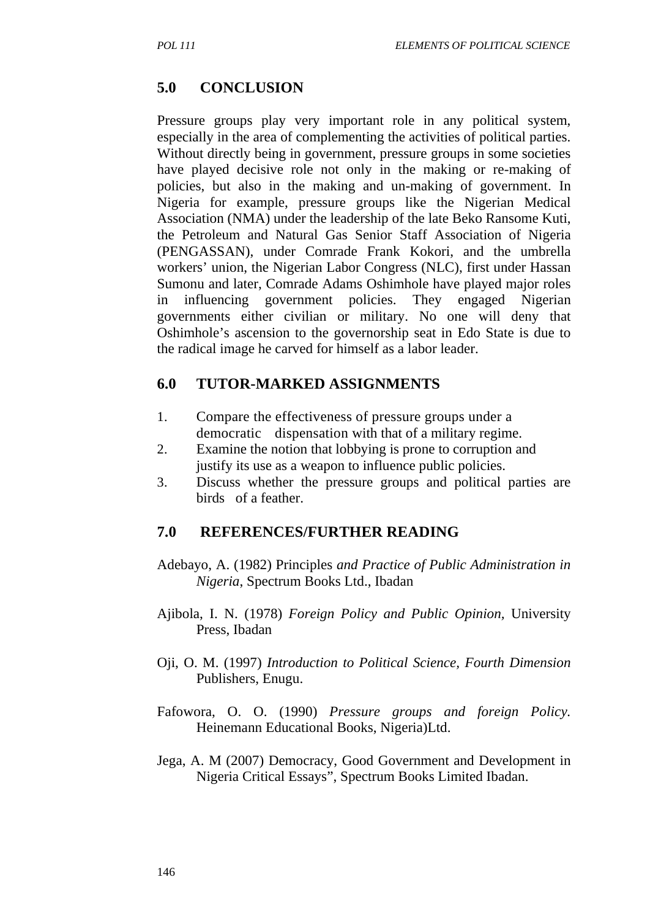## 5.0 CONCLUSION

Pressure groups play very important role in any political system, especially in the area of complementing the activities of political parties. Without directly being in government, pressure groups in some societies have played decisive role not only in the making or re-making of policies, but also in the making and un-making of government. In Nigeria for example, pressure groups like the Nigerian Medical Association (NMA) under the leadership of the late Beko Ransome Kuti, the Petroleum and Natural Gas Senior Staff Association of Nigeria (PENGASSAN), under Comrade Frank Kokori, and the umbrella workers' union, the Nigerian Labor Congress (NLC), first under Hassan Sumonu and later, Comrade Adams Oshimhole have played major roles in influencing government policies. They engaged Nigerian governments either civilian or military. No one will deny that Oshimhole's ascension to the governorship seat in Edo State is due to the radical image he carved for himself as a labor leader.

## 6.0 TUTOR-MARKED ASSIGNMENTS

1. Compare the effectiveness of pressure groups under a democratic dispensation with that of a military regime.
2. Examine the notion that lobbying is prone to corruption and justify its use as a weapon to influence public policies.
3. Discuss whether the pressure groups and political parties are birds of a feather.

## 7.0 REFERENCES/FURTHER READING

Adebayo, A. (1982) Principles *and Practice of Public Administration in Nigeria*, Spectrum Books Ltd., Ibadan

Ajibola, I. N. (1978) *Foreign Policy and Public Opinion,* University Press, Ibadan

Oji, O. M. (1997) *Introduction to Political Science, Fourth Dimension* Publishers, Enugu.

Fafowora, O. O. (1990) *Pressure groups and foreign Policy.* Heinemann Educational Books, Nigeria)Ltd.

Jega, A. M (2007) Democracy, Good Government and Development in Nigeria Critical Essays", Spectrum Books Limited Ibadan.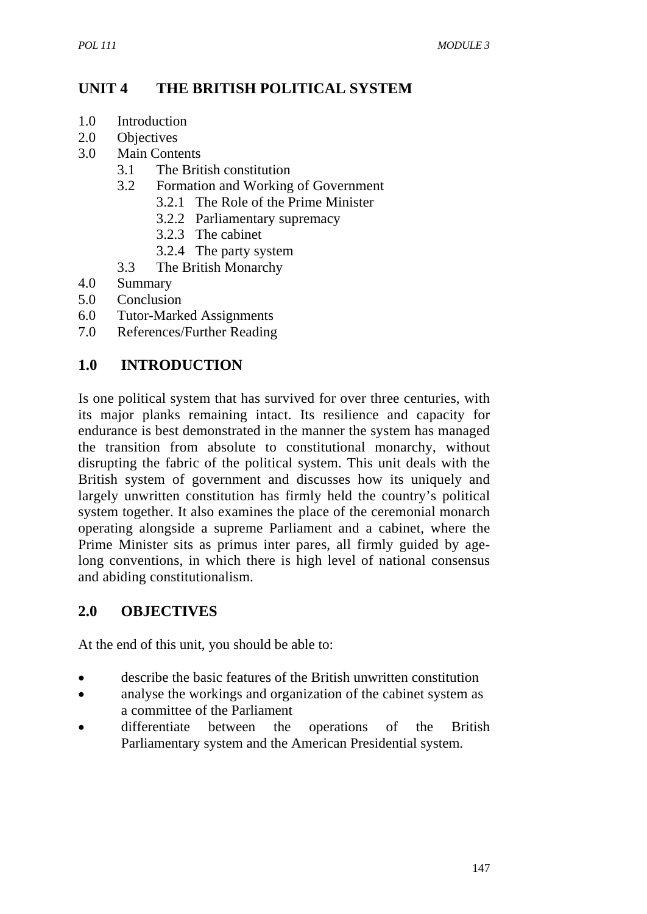# UNIT 4 THE BRITISH POLITICAL SYSTEM

1.0 Introduction
2.0 Objectives
3.0 Main Contents
  3.1 The British constitution
  3.2 Formation and Working of Government
    3.2.1 The Role of the Prime Minister
    3.2.2 Parliamentary supremacy
    3.2.3 The cabinet
    3.2.4 The party system
  3.3 The British Monarchy
4.0 Summary
5.0 Conclusion
6.0 Tutor-Marked Assignments
7.0 References/Further Reading

## 1.0 INTRODUCTION

Is one political system that has survived for over three centuries, with its major planks remaining intact. Its resilience and capacity for endurance is best demonstrated in the manner the system has managed the transition from absolute to constitutional monarchy, without disrupting the fabric of the political system. This unit deals with the British system of government and discusses how its uniquely and largely unwritten constitution has firmly held the country's political system together. It also examines the place of the ceremonial monarch operating alongside a supreme Parliament and a cabinet, where the Prime Minister sits as primus inter pares, all firmly guided by age-long conventions, in which there is high level of national consensus and abiding constitutionalism.

## 2.0 OBJECTIVES

At the end of this unit, you should be able to:

- describe the basic features of the British unwritten constitution
- analyse the workings and organization of the cabinet system as a committee of the Parliament
- differentiate between the operations of the British Parliamentary system and the American Presidential system.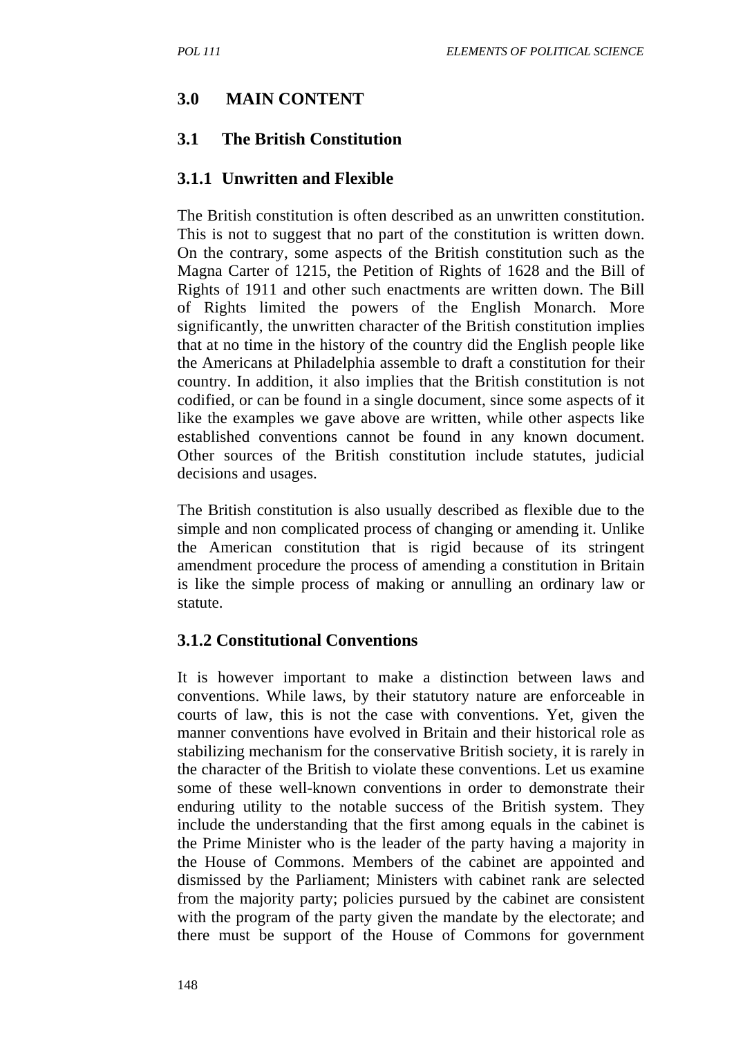## 3.0 MAIN CONTENT

### 3.1 The British Constitution

#### 3.1.1 Unwritten and Flexible

The British constitution is often described as an unwritten constitution. This is not to suggest that no part of the constitution is written down. On the contrary, some aspects of the British constitution such as the Magna Carter of 1215, the Petition of Rights of 1628 and the Bill of Rights of 1911 and other such enactments are written down. The Bill of Rights limited the powers of the English Monarch. More significantly, the unwritten character of the British constitution implies that at no time in the history of the country did the English people like the Americans at Philadelphia assemble to draft a constitution for their country. In addition, it also implies that the British constitution is not codified, or can be found in a single document, since some aspects of it like the examples we gave above are written, while other aspects like established conventions cannot be found in any known document. Other sources of the British constitution include statutes, judicial decisions and usages.

The British constitution is also usually described as flexible due to the simple and non complicated process of changing or amending it. Unlike the American constitution that is rigid because of its stringent amendment procedure the process of amending a constitution in Britain is like the simple process of making or annulling an ordinary law or statute.

#### 3.1.2 Constitutional Conventions

It is however important to make a distinction between laws and conventions. While laws, by their statutory nature are enforceable in courts of law, this is not the case with conventions. Yet, given the manner conventions have evolved in Britain and their historical role as stabilizing mechanism for the conservative British society, it is rarely in the character of the British to violate these conventions. Let us examine some of these well-known conventions in order to demonstrate their enduring utility to the notable success of the British system. They include the understanding that the first among equals in the cabinet is the Prime Minister who is the leader of the party having a majority in the House of Commons. Members of the cabinet are appointed and dismissed by the Parliament; Ministers with cabinet rank are selected from the majority party; policies pursued by the cabinet are consistent with the program of the party given the mandate by the electorate; and there must be support of the House of Commons for government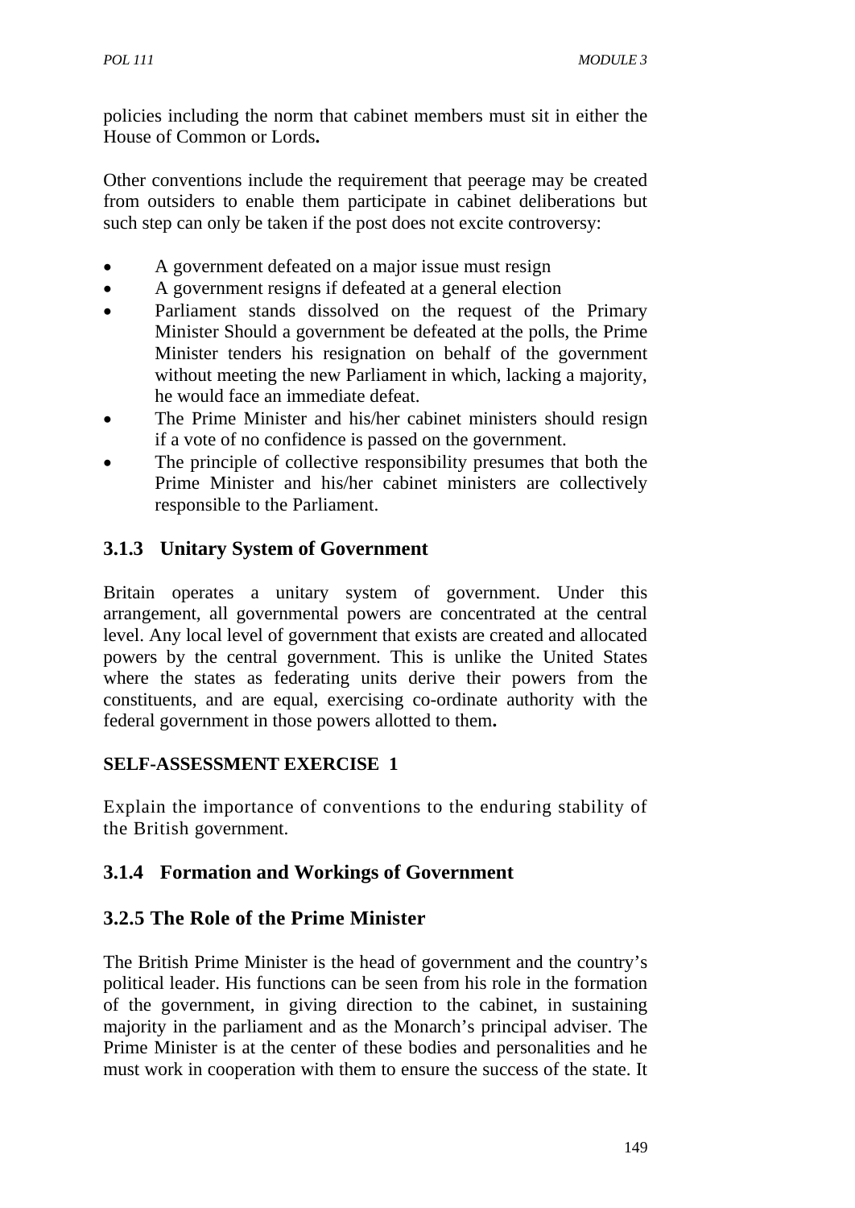policies including the norm that cabinet members must sit in either the House of Common or Lords**.**

Other conventions include the requirement that peerage may be created from outsiders to enable them participate in cabinet deliberations but such step can only be taken if the post does not excite controversy:

- A government defeated on a major issue must resign
- A government resigns if defeated at a general election
- Parliament stands dissolved on the request of the Primary Minister Should a government be defeated at the polls, the Prime Minister tenders his resignation on behalf of the government without meeting the new Parliament in which, lacking a majority, he would face an immediate defeat.
- The Prime Minister and his/her cabinet ministers should resign if a vote of no confidence is passed on the government.
- The principle of collective responsibility presumes that both the Prime Minister and his/her cabinet ministers are collectively responsible to the Parliament.

### 3.1.3 Unitary System of Government

Britain operates a unitary system of government. Under this arrangement, all governmental powers are concentrated at the central level. Any local level of government that exists are created and allocated powers by the central government. This is unlike the United States where the states as federating units derive their powers from the constituents, and are equal, exercising co-ordinate authority with the federal government in those powers allotted to them**.**

**SELF-ASSESSMENT EXERCISE 1**

Explain the importance of conventions to the enduring stability of the British government.

### 3.1.4 Formation and Workings of Government

### 3.2.5 The Role of the Prime Minister

The British Prime Minister is the head of government and the country's political leader. His functions can be seen from his role in the formation of the government, in giving direction to the cabinet, in sustaining majority in the parliament and as the Monarch's principal adviser. The Prime Minister is at the center of these bodies and personalities and he must work in cooperation with them to ensure the success of the state. It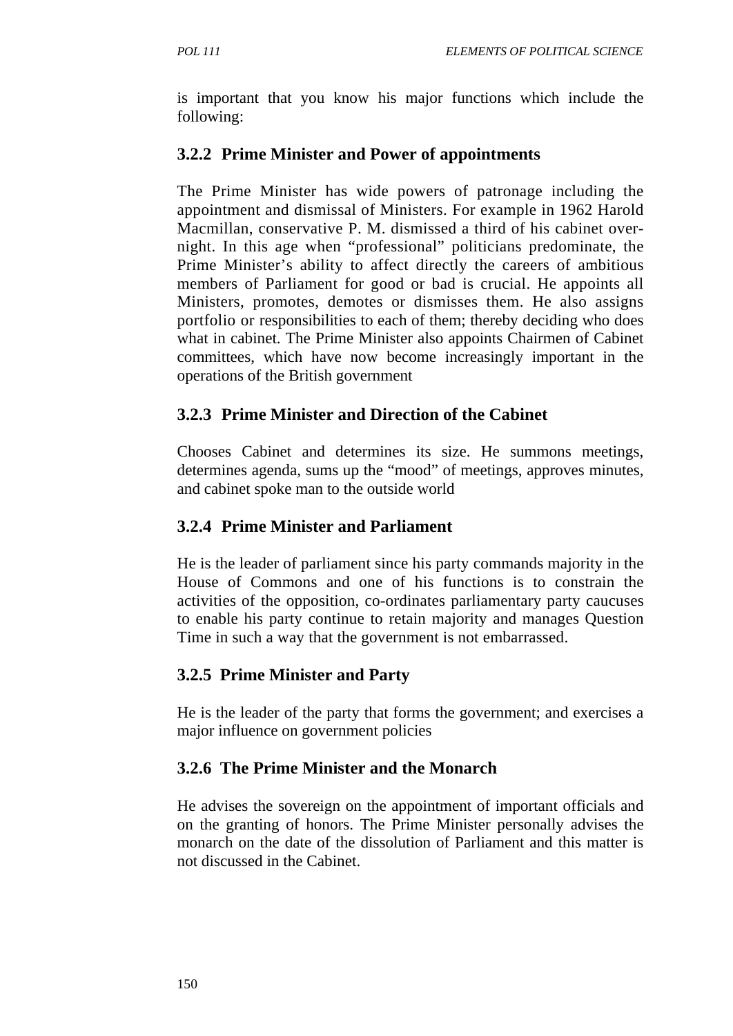is important that you know his major functions which include the following:

### 3.2.2 Prime Minister and Power of appointments

The Prime Minister has wide powers of patronage including the appointment and dismissal of Ministers. For example in 1962 Harold Macmillan, conservative P. M. dismissed a third of his cabinet over-night. In this age when "professional" politicians predominate, the Prime Minister's ability to affect directly the careers of ambitious members of Parliament for good or bad is crucial. He appoints all Ministers, promotes, demotes or dismisses them. He also assigns portfolio or responsibilities to each of them; thereby deciding who does what in cabinet. The Prime Minister also appoints Chairmen of Cabinet committees, which have now become increasingly important in the operations of the British government

### 3.2.3 Prime Minister and Direction of the Cabinet

Chooses Cabinet and determines its size. He summons meetings, determines agenda, sums up the "mood" of meetings, approves minutes, and cabinet spoke man to the outside world

### 3.2.4 Prime Minister and Parliament

He is the leader of parliament since his party commands majority in the House of Commons and one of his functions is to constrain the activities of the opposition, co-ordinates parliamentary party caucuses to enable his party continue to retain majority and manages Question Time in such a way that the government is not embarrassed.

### 3.2.5 Prime Minister and Party

He is the leader of the party that forms the government; and exercises a major influence on government policies

### 3.2.6 The Prime Minister and the Monarch

He advises the sovereign on the appointment of important officials and on the granting of honors. The Prime Minister personally advises the monarch on the date of the dissolution of Parliament and this matter is not discussed in the Cabinet.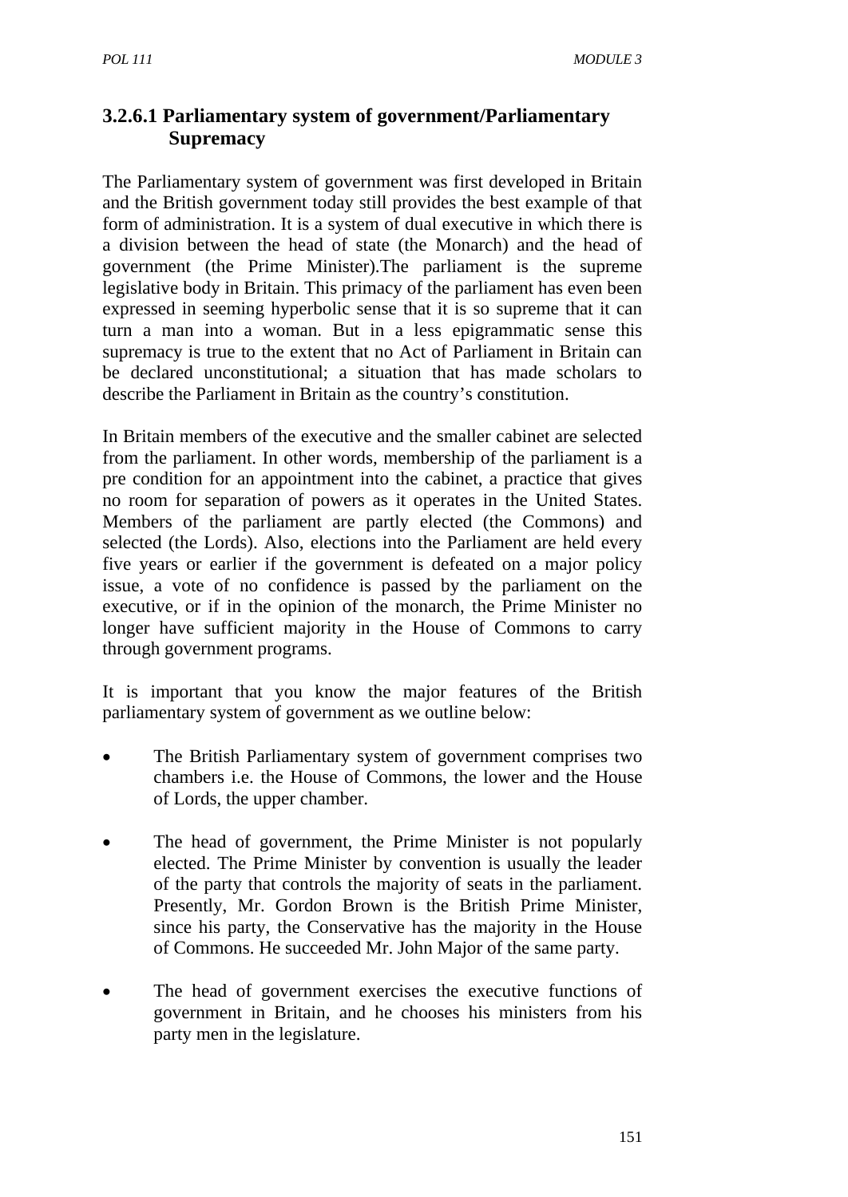### 3.2.6.1 Parliamentary system of government/Parliamentary Supremacy

The Parliamentary system of government was first developed in Britain and the British government today still provides the best example of that form of administration. It is a system of dual executive in which there is a division between the head of state (the Monarch) and the head of government (the Prime Minister).The parliament is the supreme legislative body in Britain. This primacy of the parliament has even been expressed in seeming hyperbolic sense that it is so supreme that it can turn a man into a woman. But in a less epigrammatic sense this supremacy is true to the extent that no Act of Parliament in Britain can be declared unconstitutional; a situation that has made scholars to describe the Parliament in Britain as the country's constitution.

In Britain members of the executive and the smaller cabinet are selected from the parliament. In other words, membership of the parliament is a pre condition for an appointment into the cabinet, a practice that gives no room for separation of powers as it operates in the United States. Members of the parliament are partly elected (the Commons) and selected (the Lords). Also, elections into the Parliament are held every five years or earlier if the government is defeated on a major policy issue, a vote of no confidence is passed by the parliament on the executive, or if in the opinion of the monarch, the Prime Minister no longer have sufficient majority in the House of Commons to carry through government programs.

It is important that you know the major features of the British parliamentary system of government as we outline below:

- The British Parliamentary system of government comprises two chambers i.e. the House of Commons, the lower and the House of Lords, the upper chamber.

- The head of government, the Prime Minister is not popularly elected. The Prime Minister by convention is usually the leader of the party that controls the majority of seats in the parliament. Presently, Mr. Gordon Brown is the British Prime Minister, since his party, the Conservative has the majority in the House of Commons. He succeeded Mr. John Major of the same party.

- The head of government exercises the executive functions of government in Britain, and he chooses his ministers from his party men in the legislature.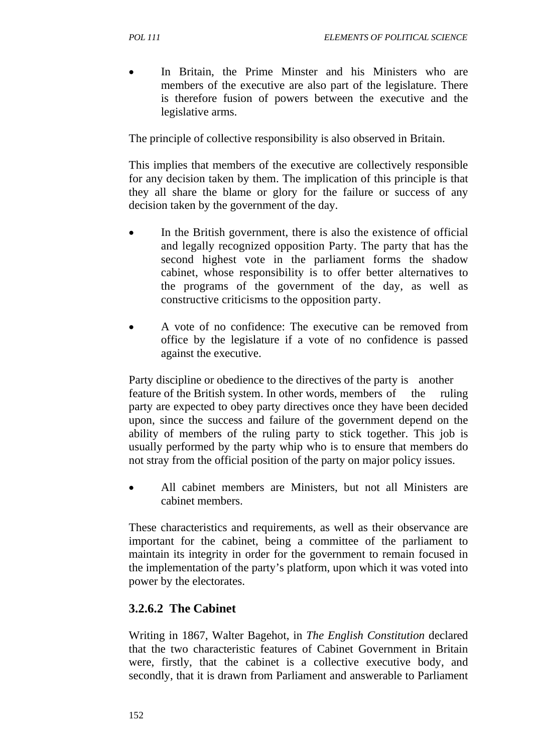- In Britain, the Prime Minster and his Ministers who are members of the executive are also part of the legislature. There is therefore fusion of powers between the executive and the legislative arms.

The principle of collective responsibility is also observed in Britain.

This implies that members of the executive are collectively responsible for any decision taken by them. The implication of this principle is that they all share the blame or glory for the failure or success of any decision taken by the government of the day.

- In the British government, there is also the existence of official and legally recognized opposition Party. The party that has the second highest vote in the parliament forms the shadow cabinet, whose responsibility is to offer better alternatives to the programs of the government of the day, as well as constructive criticisms to the opposition party.

- A vote of no confidence: The executive can be removed from office by the legislature if a vote of no confidence is passed against the executive.

Party discipline or obedience to the directives of the party is another feature of the British system. In other words, members of the ruling party are expected to obey party directives once they have been decided upon, since the success and failure of the government depend on the ability of members of the ruling party to stick together. This job is usually performed by the party whip who is to ensure that members do not stray from the official position of the party on major policy issues.

- All cabinet members are Ministers, but not all Ministers are cabinet members.

These characteristics and requirements, as well as their observance are important for the cabinet, being a committee of the parliament to maintain its integrity in order for the government to remain focused in the implementation of the party's platform, upon which it was voted into power by the electorates.

### 3.2.6.2 The Cabinet

Writing in 1867, Walter Bagehot, in *The English Constitution* declared that the two characteristic features of Cabinet Government in Britain were, firstly, that the cabinet is a collective executive body, and secondly, that it is drawn from Parliament and answerable to Parliament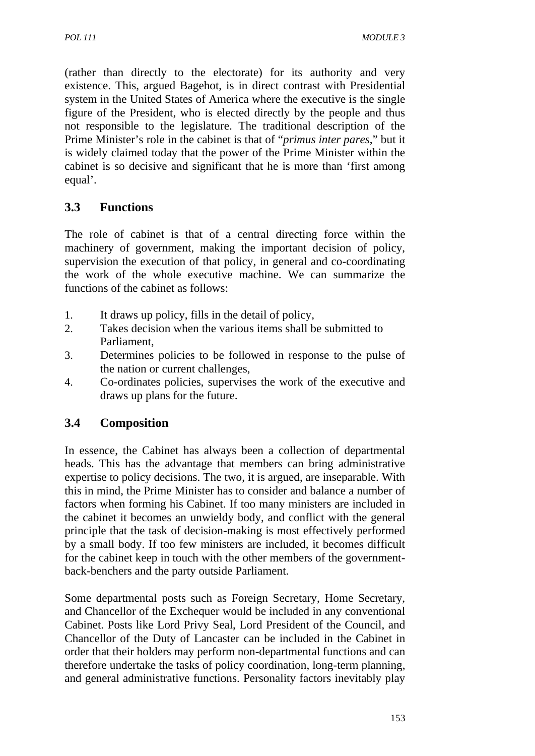(rather than directly to the electorate) for its authority and very existence. This, argued Bagehot, is in direct contrast with Presidential system in the United States of America where the executive is the single figure of the President, who is elected directly by the people and thus not responsible to the legislature. The traditional description of the Prime Minister's role in the cabinet is that of "*primus inter pares*," but it is widely claimed today that the power of the Prime Minister within the cabinet is so decisive and significant that he is more than 'first among equal'.

## 3.3 Functions

The role of cabinet is that of a central directing force within the machinery of government, making the important decision of policy, supervision the execution of that policy, in general and co-coordinating the work of the whole executive machine. We can summarize the functions of the cabinet as follows:

1. It draws up policy, fills in the detail of policy,
2. Takes decision when the various items shall be submitted to Parliament,
3. Determines policies to be followed in response to the pulse of the nation or current challenges,
4. Co-ordinates policies, supervises the work of the executive and draws up plans for the future.

## 3.4 Composition

In essence, the Cabinet has always been a collection of departmental heads. This has the advantage that members can bring administrative expertise to policy decisions. The two, it is argued, are inseparable. With this in mind, the Prime Minister has to consider and balance a number of factors when forming his Cabinet. If too many ministers are included in the cabinet it becomes an unwieldy body, and conflict with the general principle that the task of decision-making is most effectively performed by a small body. If too few ministers are included, it becomes difficult for the cabinet keep in touch with the other members of the government-back-benchers and the party outside Parliament.

Some departmental posts such as Foreign Secretary, Home Secretary, and Chancellor of the Exchequer would be included in any conventional Cabinet. Posts like Lord Privy Seal, Lord President of the Council, and Chancellor of the Duty of Lancaster can be included in the Cabinet in order that their holders may perform non-departmental functions and can therefore undertake the tasks of policy coordination, long-term planning, and general administrative functions. Personality factors inevitably play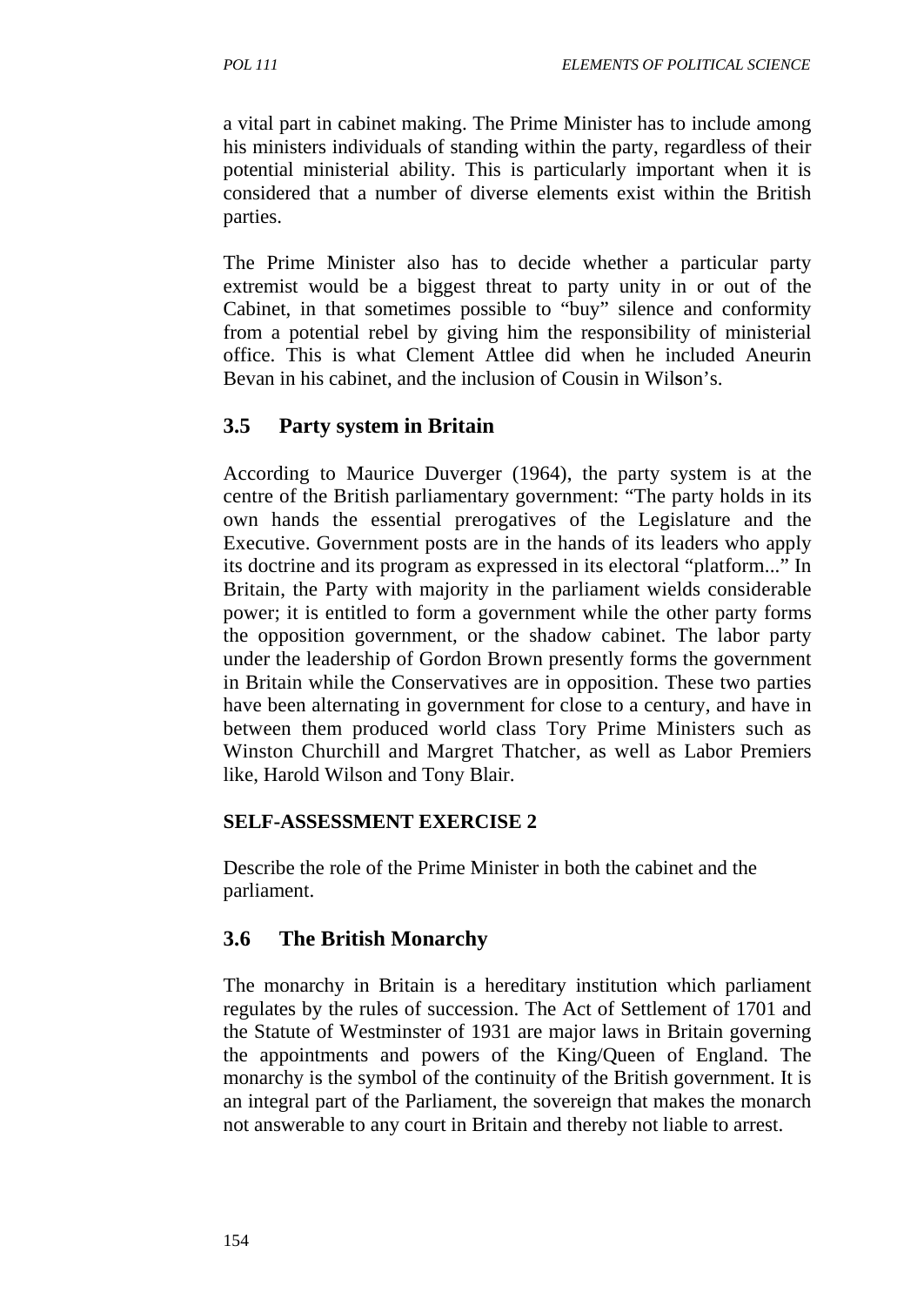a vital part in cabinet making. The Prime Minister has to include among his ministers individuals of standing within the party, regardless of their potential ministerial ability. This is particularly important when it is considered that a number of diverse elements exist within the British parties.

The Prime Minister also has to decide whether a particular party extremist would be a biggest threat to party unity in or out of the Cabinet, in that sometimes possible to "buy" silence and conformity from a potential rebel by giving him the responsibility of ministerial office. This is what Clement Attlee did when he included Aneurin Bevan in his cabinet, and the inclusion of Cousin in Wilson's.

## 3.5 Party system in Britain

According to Maurice Duverger (1964), the party system is at the centre of the British parliamentary government: "The party holds in its own hands the essential prerogatives of the Legislature and the Executive. Government posts are in the hands of its leaders who apply its doctrine and its program as expressed in its electoral "platform..." In Britain, the Party with majority in the parliament wields considerable power; it is entitled to form a government while the other party forms the opposition government, or the shadow cabinet. The labor party under the leadership of Gordon Brown presently forms the government in Britain while the Conservatives are in opposition. These two parties have been alternating in government for close to a century, and have in between them produced world class Tory Prime Ministers such as Winston Churchill and Margret Thatcher, as well as Labor Premiers like, Harold Wilson and Tony Blair.

**SELF-ASSESSMENT EXERCISE 2**

Describe the role of the Prime Minister in both the cabinet and the parliament.

## 3.6 The British Monarchy

The monarchy in Britain is a hereditary institution which parliament regulates by the rules of succession. The Act of Settlement of 1701 and the Statute of Westminster of 1931 are major laws in Britain governing the appointments and powers of the King/Queen of England. The monarchy is the symbol of the continuity of the British government. It is an integral part of the Parliament, the sovereign that makes the monarch not answerable to any court in Britain and thereby not liable to arrest.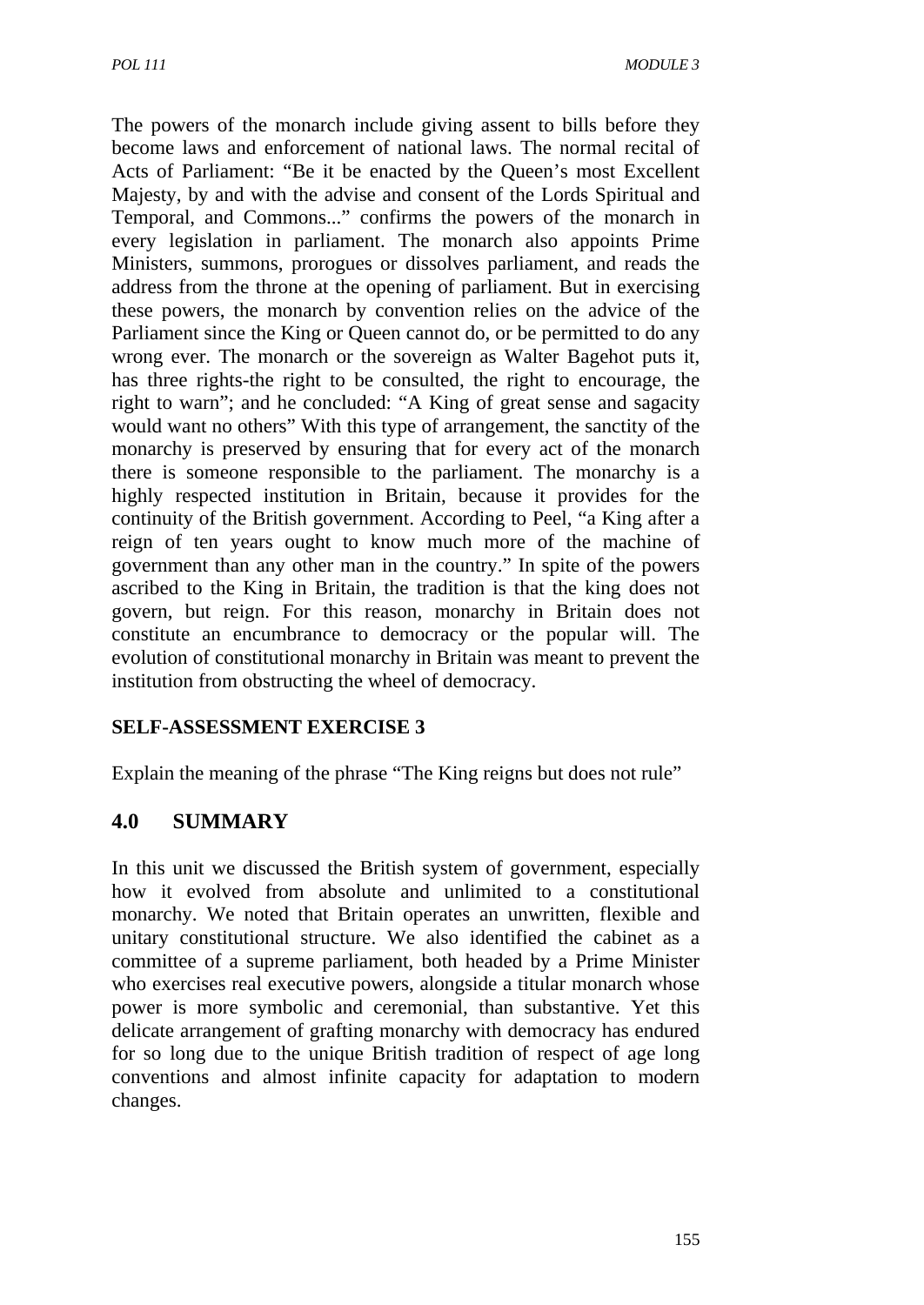The powers of the monarch include giving assent to bills before they become laws and enforcement of national laws. The normal recital of Acts of Parliament: "Be it be enacted by the Queen's most Excellent Majesty, by and with the advise and consent of the Lords Spiritual and Temporal, and Commons..." confirms the powers of the monarch in every legislation in parliament. The monarch also appoints Prime Ministers, summons, prorogues or dissolves parliament, and reads the address from the throne at the opening of parliament. But in exercising these powers, the monarch by convention relies on the advice of the Parliament since the King or Queen cannot do, or be permitted to do any wrong ever. The monarch or the sovereign as Walter Bagehot puts it, has three rights-the right to be consulted, the right to encourage, the right to warn"; and he concluded: "A King of great sense and sagacity would want no others" With this type of arrangement, the sanctity of the monarchy is preserved by ensuring that for every act of the monarch there is someone responsible to the parliament. The monarchy is a highly respected institution in Britain, because it provides for the continuity of the British government. According to Peel, "a King after a reign of ten years ought to know much more of the machine of government than any other man in the country." In spite of the powers ascribed to the King in Britain, the tradition is that the king does not govern, but reign. For this reason, monarchy in Britain does not constitute an encumbrance to democracy or the popular will. The evolution of constitutional monarchy in Britain was meant to prevent the institution from obstructing the wheel of democracy.

**SELF-ASSESSMENT EXERCISE 3**

Explain the meaning of the phrase "The King reigns but does not rule"

## 4.0 SUMMARY

In this unit we discussed the British system of government, especially how it evolved from absolute and unlimited to a constitutional monarchy. We noted that Britain operates an unwritten, flexible and unitary constitutional structure. We also identified the cabinet as a committee of a supreme parliament, both headed by a Prime Minister who exercises real executive powers, alongside a titular monarch whose power is more symbolic and ceremonial, than substantive. Yet this delicate arrangement of grafting monarchy with democracy has endured for so long due to the unique British tradition of respect of age long conventions and almost infinite capacity for adaptation to modern changes.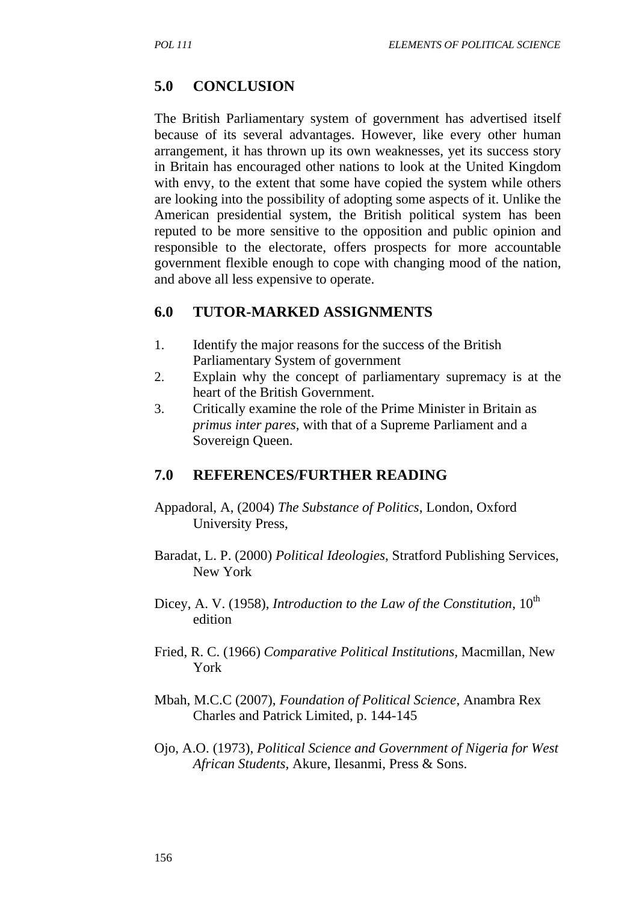## 5.0 CONCLUSION

The British Parliamentary system of government has advertised itself because of its several advantages. However, like every other human arrangement, it has thrown up its own weaknesses, yet its success story in Britain has encouraged other nations to look at the United Kingdom with envy, to the extent that some have copied the system while others are looking into the possibility of adopting some aspects of it. Unlike the American presidential system, the British political system has been reputed to be more sensitive to the opposition and public opinion and responsible to the electorate, offers prospects for more accountable government flexible enough to cope with changing mood of the nation, and above all less expensive to operate.

## 6.0 TUTOR-MARKED ASSIGNMENTS

1. Identify the major reasons for the success of the British Parliamentary System of government
2. Explain why the concept of parliamentary supremacy is at the heart of the British Government.
3. Critically examine the role of the Prime Minister in Britain as *primus inter pares*, with that of a Supreme Parliament and a Sovereign Queen.

## 7.0 REFERENCES/FURTHER READING

Appadoral, A, (2004) *The Substance of Politics*, London, Oxford University Press,

Baradat, L. P. (2000) *Political Ideologies*, Stratford Publishing Services, New York

Dicey, A. V. (1958), *Introduction to the Law of the Constitution*, 10th edition

Fried, R. C. (1966) *Comparative Political Institutions*, Macmillan, New York

Mbah, M.C.C (2007), *Foundation of Political Science*, Anambra Rex Charles and Patrick Limited, p. 144-145

Ojo, A.O. (1973), *Political Science and Government of Nigeria for West African Students*, Akure, Ilesanmi, Press & Sons.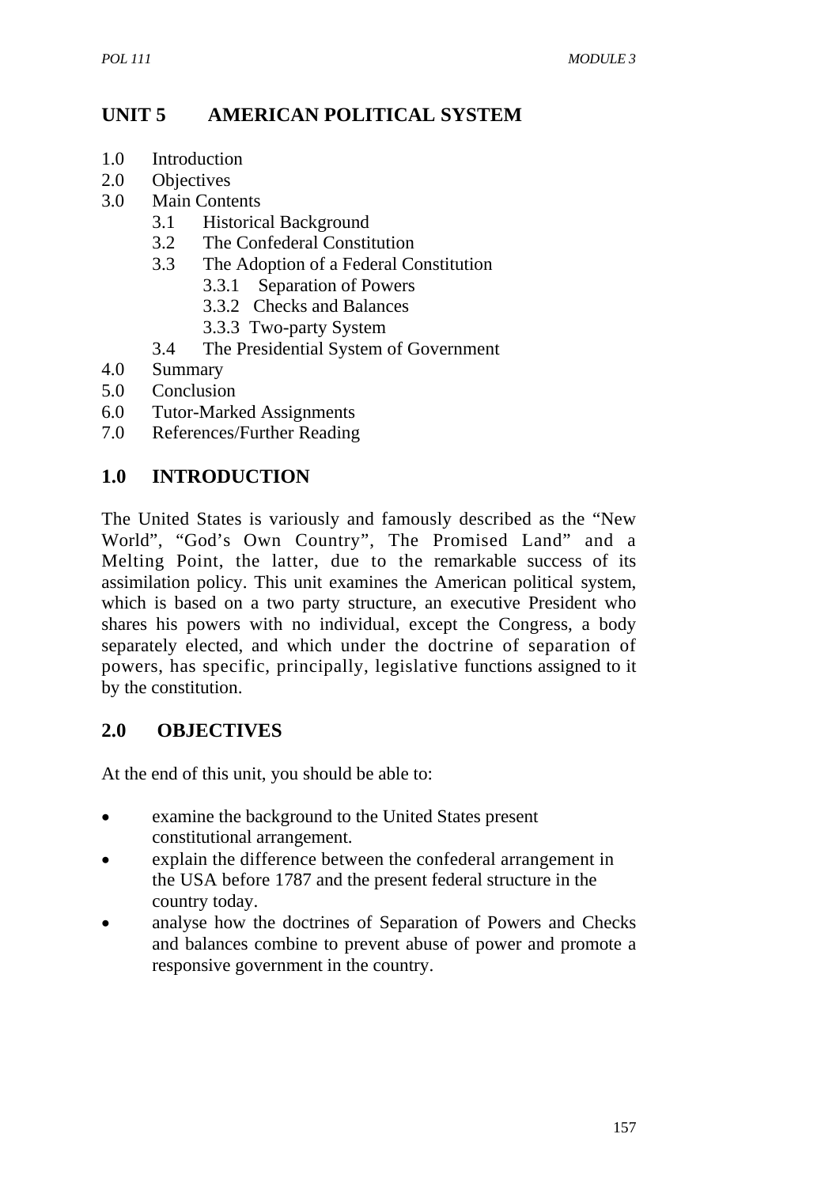# UNIT 5 AMERICAN POLITICAL SYSTEM

1.0 Introduction
2.0 Objectives
3.0 Main Contents
  3.1 Historical Background
  3.2 The Confederal Constitution
  3.3 The Adoption of a Federal Constitution
    3.3.1 Separation of Powers
    3.3.2 Checks and Balances
    3.3.3 Two-party System
  3.4 The Presidential System of Government
4.0 Summary
5.0 Conclusion
6.0 Tutor-Marked Assignments
7.0 References/Further Reading

## 1.0 INTRODUCTION

The United States is variously and famously described as the "New World", "God's Own Country", The Promised Land" and a Melting Point, the latter, due to the remarkable success of its assimilation policy. This unit examines the American political system, which is based on a two party structure, an executive President who shares his powers with no individual, except the Congress, a body separately elected, and which under the doctrine of separation of powers, has specific, principally, legislative functions assigned to it by the constitution.

## 2.0 OBJECTIVES

At the end of this unit, you should be able to:

- examine the background to the United States present constitutional arrangement.
- explain the difference between the confederal arrangement in the USA before 1787 and the present federal structure in the country today.
- analyse how the doctrines of Separation of Powers and Checks and balances combine to prevent abuse of power and promote a responsive government in the country.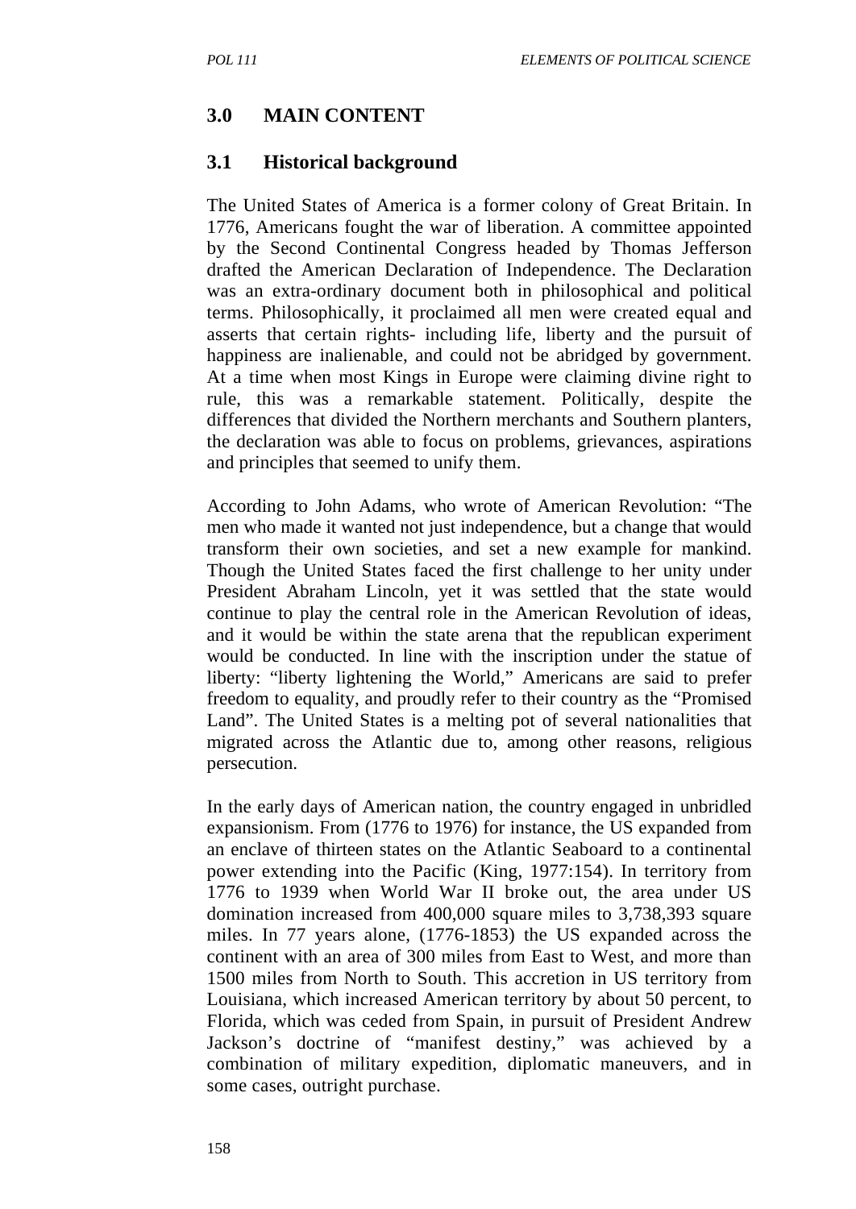## 3.0 MAIN CONTENT

### 3.1 Historical background

The United States of America is a former colony of Great Britain. In 1776, Americans fought the war of liberation. A committee appointed by the Second Continental Congress headed by Thomas Jefferson drafted the American Declaration of Independence. The Declaration was an extra-ordinary document both in philosophical and political terms. Philosophically, it proclaimed all men were created equal and asserts that certain rights- including life, liberty and the pursuit of happiness are inalienable, and could not be abridged by government. At a time when most Kings in Europe were claiming divine right to rule, this was a remarkable statement. Politically, despite the differences that divided the Northern merchants and Southern planters, the declaration was able to focus on problems, grievances, aspirations and principles that seemed to unify them.

According to John Adams, who wrote of American Revolution: "The men who made it wanted not just independence, but a change that would transform their own societies, and set a new example for mankind. Though the United States faced the first challenge to her unity under President Abraham Lincoln, yet it was settled that the state would continue to play the central role in the American Revolution of ideas, and it would be within the state arena that the republican experiment would be conducted. In line with the inscription under the statue of liberty: "liberty lightening the World," Americans are said to prefer freedom to equality, and proudly refer to their country as the "Promised Land". The United States is a melting pot of several nationalities that migrated across the Atlantic due to, among other reasons, religious persecution.

In the early days of American nation, the country engaged in unbridled expansionism. From (1776 to 1976) for instance, the US expanded from an enclave of thirteen states on the Atlantic Seaboard to a continental power extending into the Pacific (King, 1977:154). In territory from 1776 to 1939 when World War II broke out, the area under US domination increased from 400,000 square miles to 3,738,393 square miles. In 77 years alone, (1776-1853) the US expanded across the continent with an area of 300 miles from East to West, and more than 1500 miles from North to South. This accretion in US territory from Louisiana, which increased American territory by about 50 percent, to Florida, which was ceded from Spain, in pursuit of President Andrew Jackson's doctrine of "manifest destiny," was achieved by a combination of military expedition, diplomatic maneuvers, and in some cases, outright purchase.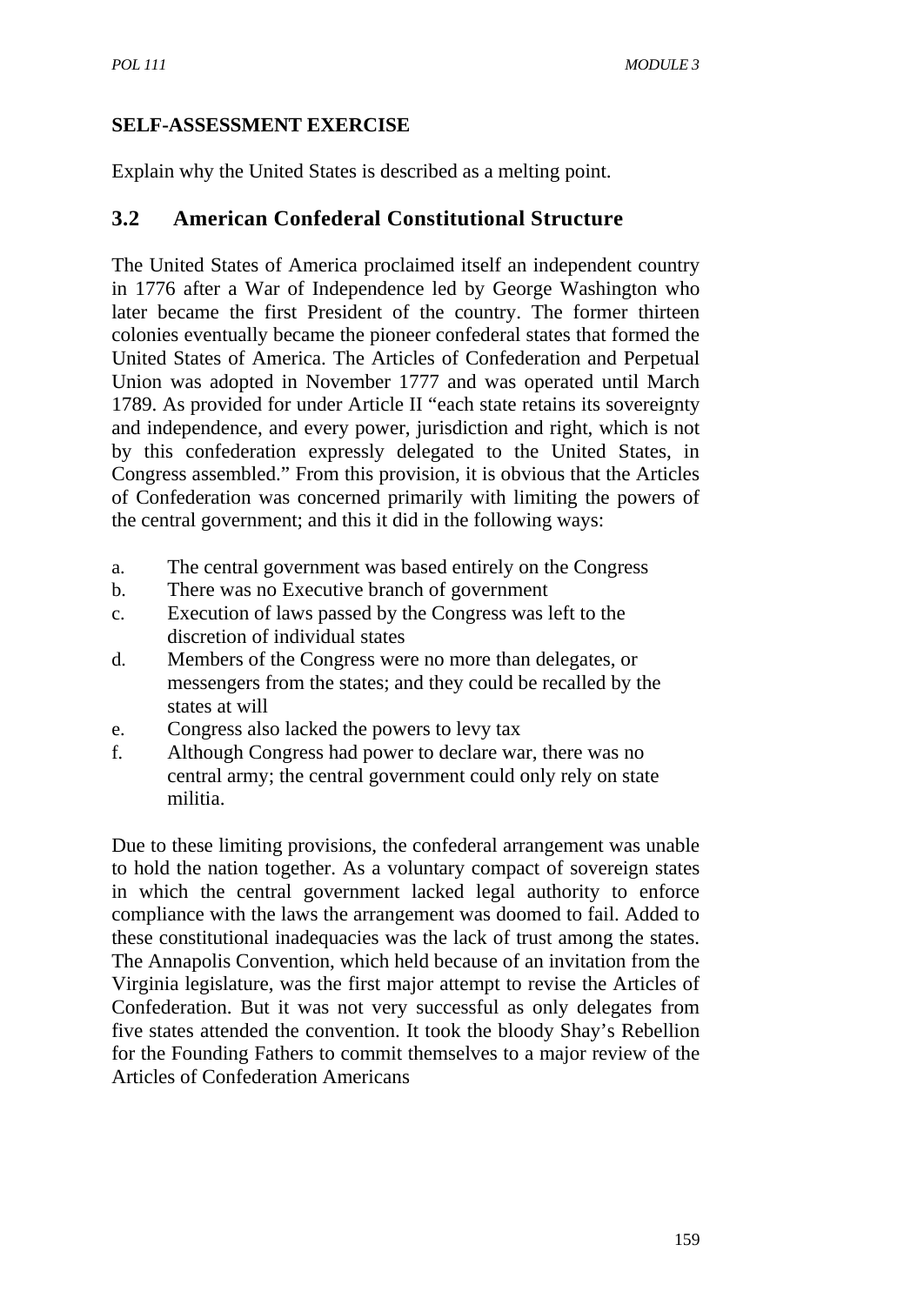**SELF-ASSESSMENT EXERCISE**

Explain why the United States is described as a melting point.

## 3.2 American Confederal Constitutional Structure

The United States of America proclaimed itself an independent country in 1776 after a War of Independence led by George Washington who later became the first President of the country. The former thirteen colonies eventually became the pioneer confederal states that formed the United States of America. The Articles of Confederation and Perpetual Union was adopted in November 1777 and was operated until March 1789. As provided for under Article II "each state retains its sovereignty and independence, and every power, jurisdiction and right, which is not by this confederation expressly delegated to the United States, in Congress assembled." From this provision, it is obvious that the Articles of Confederation was concerned primarily with limiting the powers of the central government; and this it did in the following ways:

a. The central government was based entirely on the Congress
b. There was no Executive branch of government
c. Execution of laws passed by the Congress was left to the discretion of individual states
d. Members of the Congress were no more than delegates, or messengers from the states; and they could be recalled by the states at will
e. Congress also lacked the powers to levy tax
f. Although Congress had power to declare war, there was no central army; the central government could only rely on state militia.

Due to these limiting provisions, the confederal arrangement was unable to hold the nation together. As a voluntary compact of sovereign states in which the central government lacked legal authority to enforce compliance with the laws the arrangement was doomed to fail. Added to these constitutional inadequacies was the lack of trust among the states. The Annapolis Convention, which held because of an invitation from the Virginia legislature, was the first major attempt to revise the Articles of Confederation. But it was not very successful as only delegates from five states attended the convention. It took the bloody Shay's Rebellion for the Founding Fathers to commit themselves to a major review of the Articles of Confederation Americans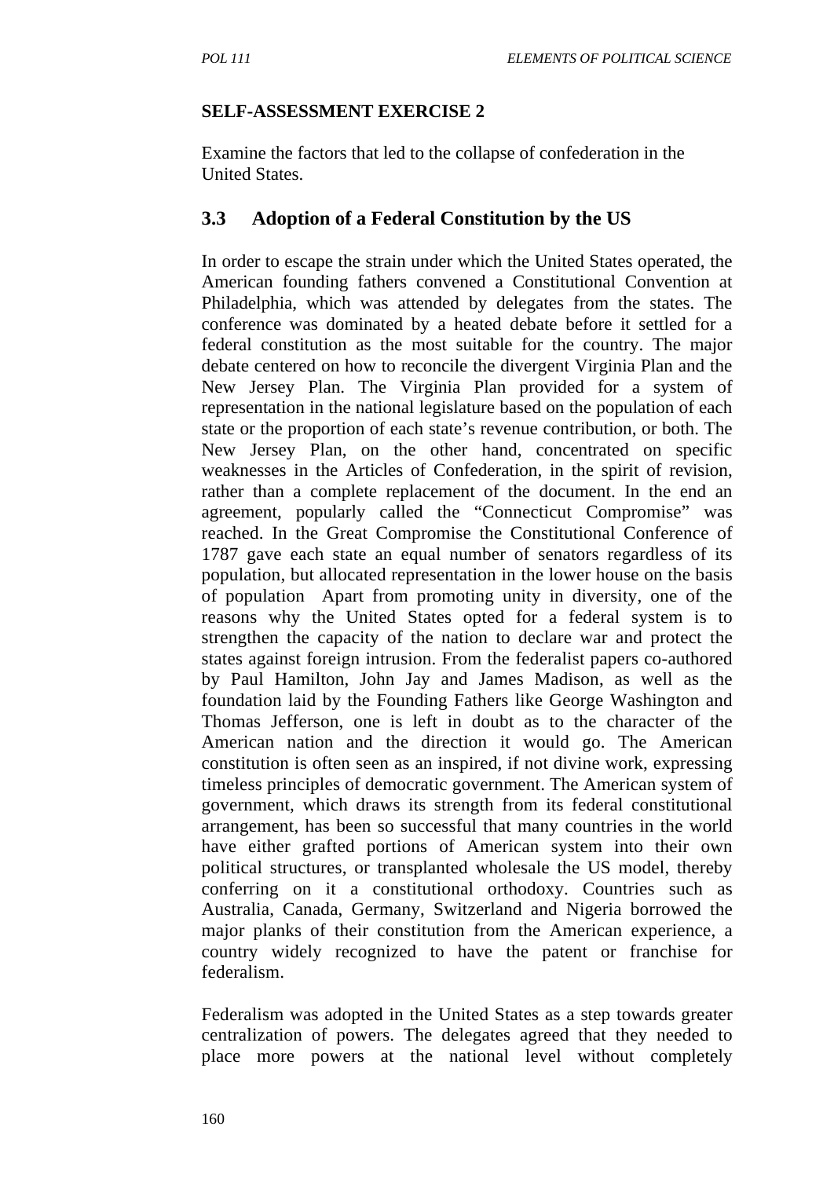**SELF-ASSESSMENT EXERCISE 2**

Examine the factors that led to the collapse of confederation in the United States.

## 3.3 Adoption of a Federal Constitution by the US

In order to escape the strain under which the United States operated, the American founding fathers convened a Constitutional Convention at Philadelphia, which was attended by delegates from the states. The conference was dominated by a heated debate before it settled for a federal constitution as the most suitable for the country. The major debate centered on how to reconcile the divergent Virginia Plan and the New Jersey Plan. The Virginia Plan provided for a system of representation in the national legislature based on the population of each state or the proportion of each state's revenue contribution, or both. The New Jersey Plan, on the other hand, concentrated on specific weaknesses in the Articles of Confederation, in the spirit of revision, rather than a complete replacement of the document. In the end an agreement, popularly called the "Connecticut Compromise" was reached. In the Great Compromise the Constitutional Conference of 1787 gave each state an equal number of senators regardless of its population, but allocated representation in the lower house on the basis of population Apart from promoting unity in diversity, one of the reasons why the United States opted for a federal system is to strengthen the capacity of the nation to declare war and protect the states against foreign intrusion. From the federalist papers co-authored by Paul Hamilton, John Jay and James Madison, as well as the foundation laid by the Founding Fathers like George Washington and Thomas Jefferson, one is left in doubt as to the character of the American nation and the direction it would go. The American constitution is often seen as an inspired, if not divine work, expressing timeless principles of democratic government. The American system of government, which draws its strength from its federal constitutional arrangement, has been so successful that many countries in the world have either grafted portions of American system into their own political structures, or transplanted wholesale the US model, thereby conferring on it a constitutional orthodoxy. Countries such as Australia, Canada, Germany, Switzerland and Nigeria borrowed the major planks of their constitution from the American experience, a country widely recognized to have the patent or franchise for federalism.

Federalism was adopted in the United States as a step towards greater centralization of powers. The delegates agreed that they needed to place more powers at the national level without completely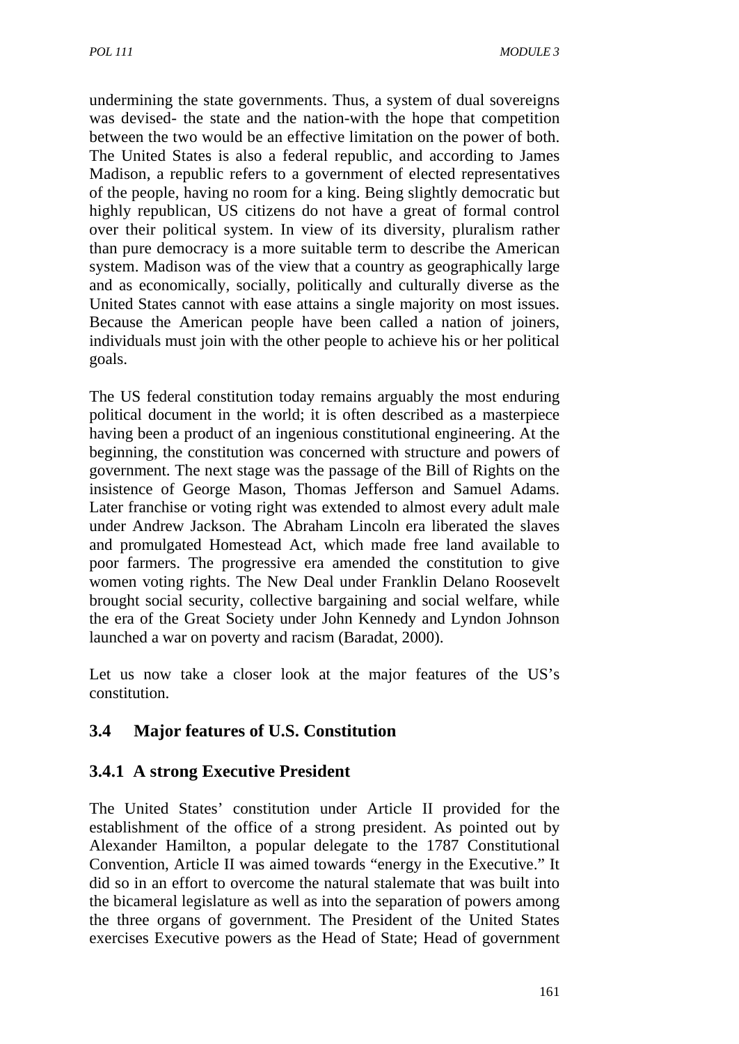undermining the state governments. Thus, a system of dual sovereigns was devised- the state and the nation-with the hope that competition between the two would be an effective limitation on the power of both. The United States is also a federal republic, and according to James Madison, a republic refers to a government of elected representatives of the people, having no room for a king. Being slightly democratic but highly republican, US citizens do not have a great of formal control over their political system. In view of its diversity, pluralism rather than pure democracy is a more suitable term to describe the American system. Madison was of the view that a country as geographically large and as economically, socially, politically and culturally diverse as the United States cannot with ease attains a single majority on most issues. Because the American people have been called a nation of joiners, individuals must join with the other people to achieve his or her political goals.

The US federal constitution today remains arguably the most enduring political document in the world; it is often described as a masterpiece having been a product of an ingenious constitutional engineering. At the beginning, the constitution was concerned with structure and powers of government. The next stage was the passage of the Bill of Rights on the insistence of George Mason, Thomas Jefferson and Samuel Adams. Later franchise or voting right was extended to almost every adult male under Andrew Jackson. The Abraham Lincoln era liberated the slaves and promulgated Homestead Act, which made free land available to poor farmers. The progressive era amended the constitution to give women voting rights. The New Deal under Franklin Delano Roosevelt brought social security, collective bargaining and social welfare, while the era of the Great Society under John Kennedy and Lyndon Johnson launched a war on poverty and racism (Baradat, 2000).

Let us now take a closer look at the major features of the US's constitution.

## 3.4 Major features of U.S. Constitution

### 3.4.1 A strong Executive President

The United States' constitution under Article II provided for the establishment of the office of a strong president. As pointed out by Alexander Hamilton, a popular delegate to the 1787 Constitutional Convention, Article II was aimed towards "energy in the Executive." It did so in an effort to overcome the natural stalemate that was built into the bicameral legislature as well as into the separation of powers among the three organs of government. The President of the United States exercises Executive powers as the Head of State; Head of government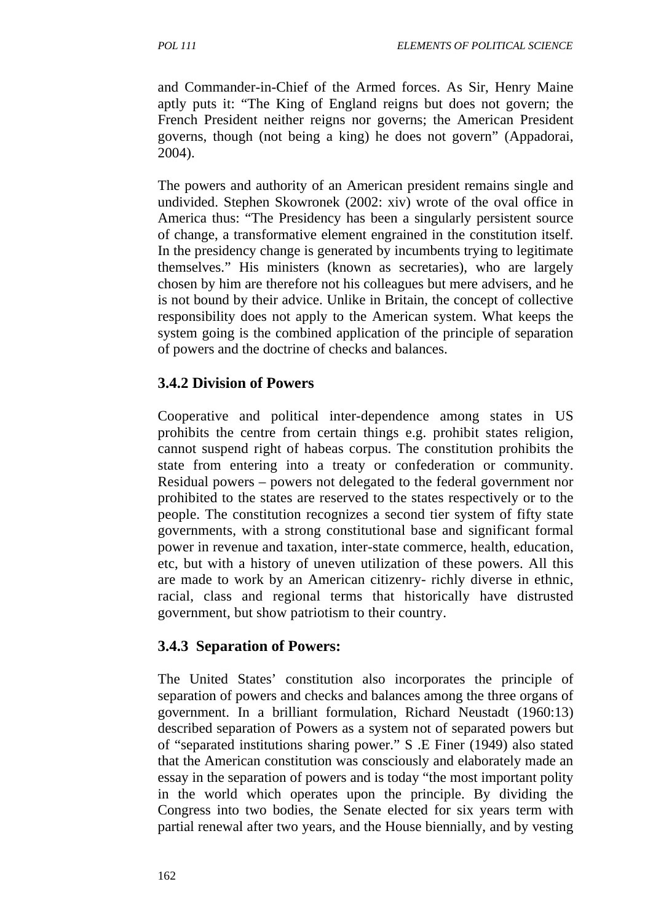and Commander-in-Chief of the Armed forces. As Sir, Henry Maine aptly puts it: "The King of England reigns but does not govern; the French President neither reigns nor governs; the American President governs, though (not being a king) he does not govern" (Appadorai, 2004).

The powers and authority of an American president remains single and undivided. Stephen Skowronek (2002: xiv) wrote of the oval office in America thus: "The Presidency has been a singularly persistent source of change, a transformative element engrained in the constitution itself. In the presidency change is generated by incumbents trying to legitimate themselves." His ministers (known as secretaries), who are largely chosen by him are therefore not his colleagues but mere advisers, and he is not bound by their advice. Unlike in Britain, the concept of collective responsibility does not apply to the American system. What keeps the system going is the combined application of the principle of separation of powers and the doctrine of checks and balances.

### 3.4.2 Division of Powers

Cooperative and political inter-dependence among states in US prohibits the centre from certain things e.g. prohibit states religion, cannot suspend right of habeas corpus. The constitution prohibits the state from entering into a treaty or confederation or community. Residual powers – powers not delegated to the federal government nor prohibited to the states are reserved to the states respectively or to the people. The constitution recognizes a second tier system of fifty state governments, with a strong constitutional base and significant formal power in revenue and taxation, inter-state commerce, health, education, etc, but with a history of uneven utilization of these powers. All this are made to work by an American citizenry- richly diverse in ethnic, racial, class and regional terms that historically have distrusted government, but show patriotism to their country.

### 3.4.3 Separation of Powers:

The United States' constitution also incorporates the principle of separation of powers and checks and balances among the three organs of government. In a brilliant formulation, Richard Neustadt (1960:13) described separation of Powers as a system not of separated powers but of "separated institutions sharing power." S .E Finer (1949) also stated that the American constitution was consciously and elaborately made an essay in the separation of powers and is today "the most important polity in the world which operates upon the principle. By dividing the Congress into two bodies, the Senate elected for six years term with partial renewal after two years, and the House biennially, and by vesting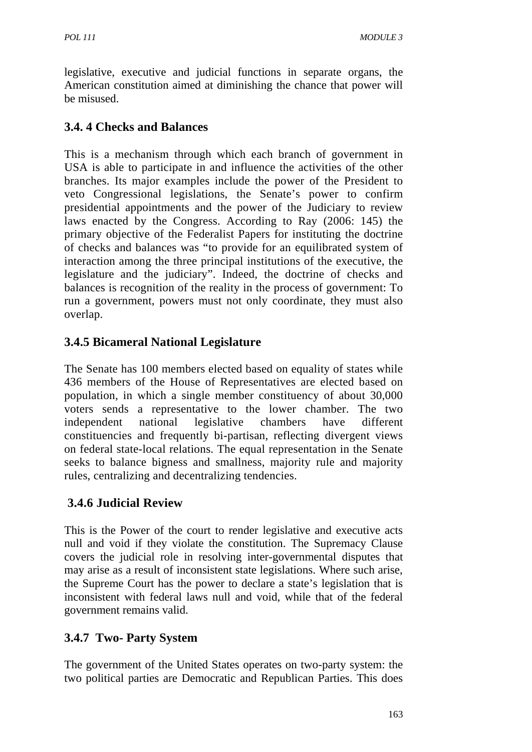legislative, executive and judicial functions in separate organs, the American constitution aimed at diminishing the chance that power will be misused.

### 3.4. 4 Checks and Balances

This is a mechanism through which each branch of government in USA is able to participate in and influence the activities of the other branches. Its major examples include the power of the President to veto Congressional legislations, the Senate's power to confirm presidential appointments and the power of the Judiciary to review laws enacted by the Congress. According to Ray (2006: 145) the primary objective of the Federalist Papers for instituting the doctrine of checks and balances was "to provide for an equilibrated system of interaction among the three principal institutions of the executive, the legislature and the judiciary". Indeed, the doctrine of checks and balances is recognition of the reality in the process of government: To run a government, powers must not only coordinate, they must also overlap.

### 3.4.5 Bicameral National Legislature

The Senate has 100 members elected based on equality of states while 436 members of the House of Representatives are elected based on population, in which a single member constituency of about 30,000 voters sends a representative to the lower chamber. The two independent national legislative chambers have different constituencies and frequently bi-partisan, reflecting divergent views on federal state-local relations. The equal representation in the Senate seeks to balance bigness and smallness, majority rule and majority rules, centralizing and decentralizing tendencies.

### 3.4.6 Judicial Review

This is the Power of the court to render legislative and executive acts null and void if they violate the constitution. The Supremacy Clause covers the judicial role in resolving inter-governmental disputes that may arise as a result of inconsistent state legislations. Where such arise, the Supreme Court has the power to declare a state's legislation that is inconsistent with federal laws null and void, while that of the federal government remains valid.

### 3.4.7 Two- Party System

The government of the United States operates on two-party system: the two political parties are Democratic and Republican Parties. This does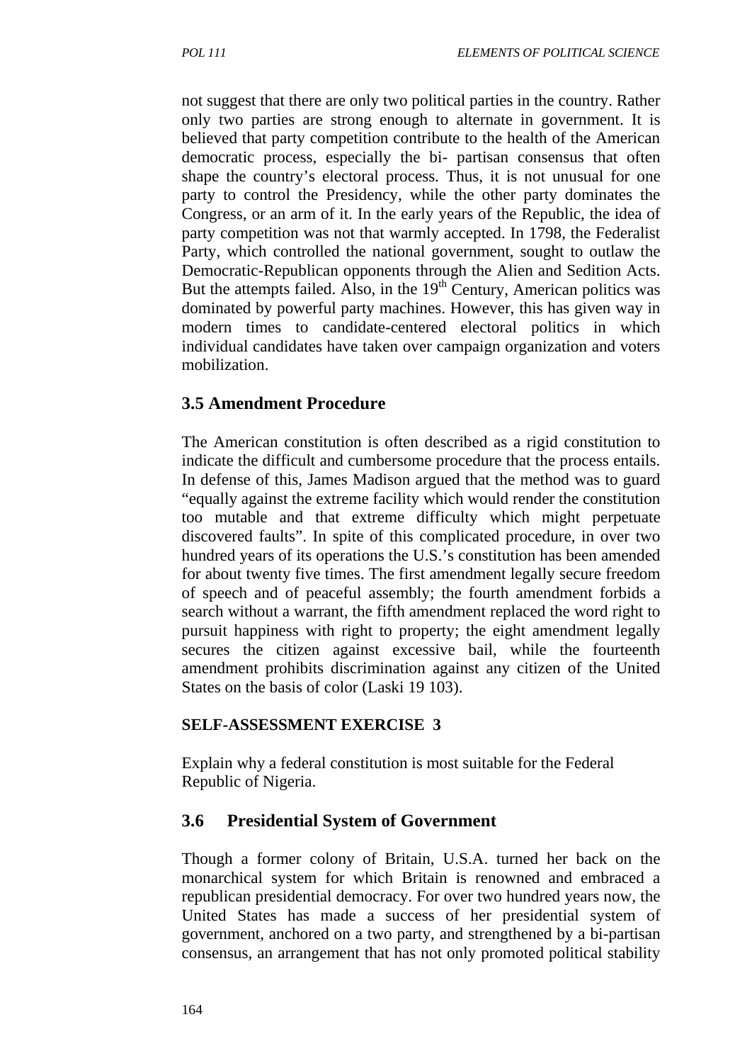not suggest that there are only two political parties in the country. Rather only two parties are strong enough to alternate in government. It is believed that party competition contribute to the health of the American democratic process, especially the bi- partisan consensus that often shape the country's electoral process. Thus, it is not unusual for one party to control the Presidency, while the other party dominates the Congress, or an arm of it. In the early years of the Republic, the idea of party competition was not that warmly accepted. In 1798, the Federalist Party, which controlled the national government, sought to outlaw the Democratic-Republican opponents through the Alien and Sedition Acts. But the attempts failed. Also, in the 19th Century, American politics was dominated by powerful party machines. However, this has given way in modern times to candidate-centered electoral politics in which individual candidates have taken over campaign organization and voters mobilization.

## 3.5 Amendment Procedure

The American constitution is often described as a rigid constitution to indicate the difficult and cumbersome procedure that the process entails. In defense of this, James Madison argued that the method was to guard "equally against the extreme facility which would render the constitution too mutable and that extreme difficulty which might perpetuate discovered faults". In spite of this complicated procedure, in over two hundred years of its operations the U.S.'s constitution has been amended for about twenty five times. The first amendment legally secure freedom of speech and of peaceful assembly; the fourth amendment forbids a search without a warrant, the fifth amendment replaced the word right to pursuit happiness with right to property; the eight amendment legally secures the citizen against excessive bail, while the fourteenth amendment prohibits discrimination against any citizen of the United States on the basis of color (Laski 19 103).

**SELF-ASSESSMENT EXERCISE 3**

Explain why a federal constitution is most suitable for the Federal Republic of Nigeria.

## 3.6 Presidential System of Government

Though a former colony of Britain, U.S.A. turned her back on the monarchical system for which Britain is renowned and embraced a republican presidential democracy. For over two hundred years now, the United States has made a success of her presidential system of government, anchored on a two party, and strengthened by a bi-partisan consensus, an arrangement that has not only promoted political stability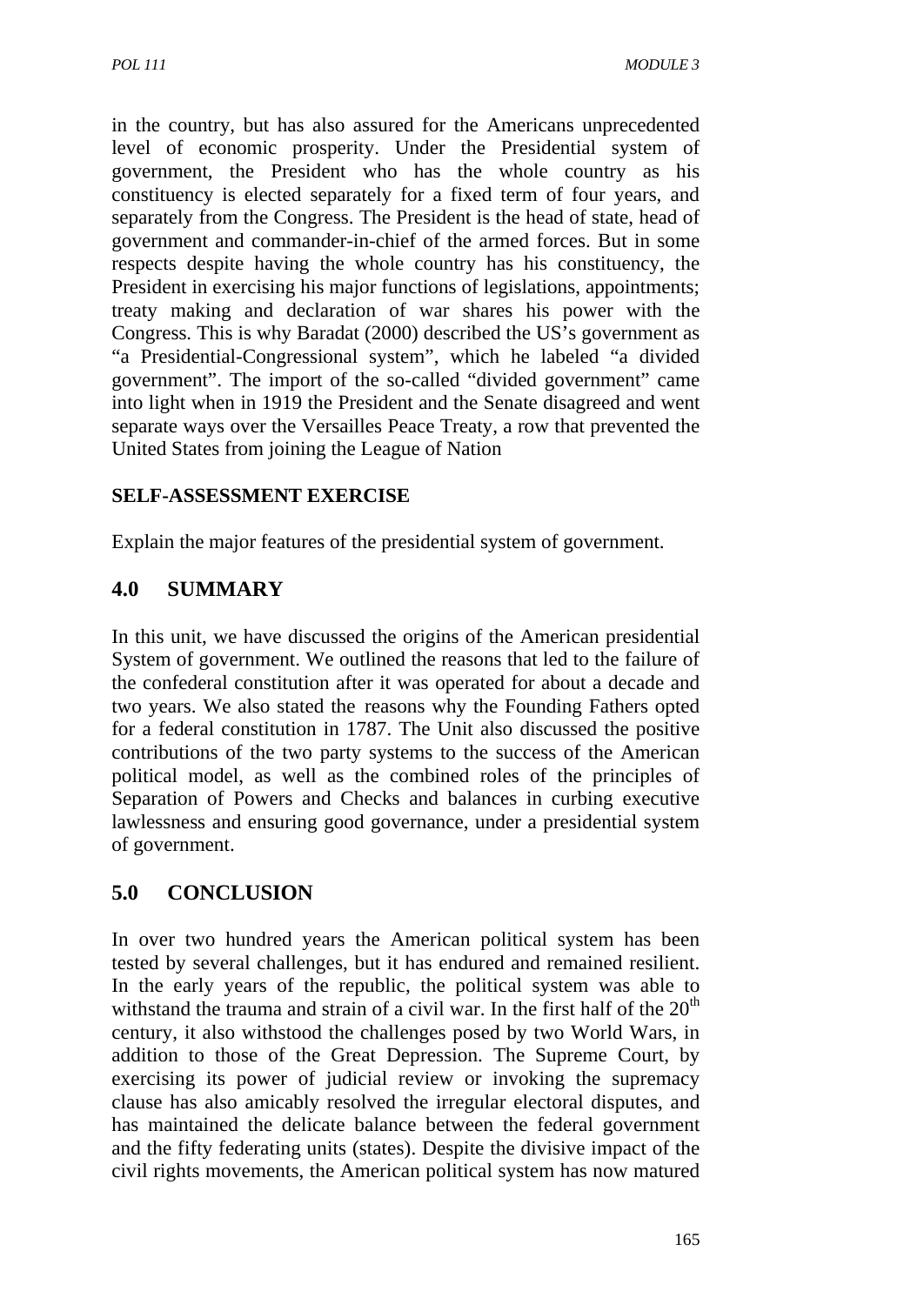in the country, but has also assured for the Americans unprecedented level of economic prosperity. Under the Presidential system of government, the President who has the whole country as his constituency is elected separately for a fixed term of four years, and separately from the Congress. The President is the head of state, head of government and commander-in-chief of the armed forces. But in some respects despite having the whole country has his constituency, the President in exercising his major functions of legislations, appointments; treaty making and declaration of war shares his power with the Congress. This is why Baradat (2000) described the US's government as "a Presidential-Congressional system", which he labeled "a divided government". The import of the so-called "divided government" came into light when in 1919 the President and the Senate disagreed and went separate ways over the Versailles Peace Treaty, a row that prevented the United States from joining the League of Nation

**SELF-ASSESSMENT EXERCISE**

Explain the major features of the presidential system of government.

## 4.0 SUMMARY

In this unit, we have discussed the origins of the American presidential System of government. We outlined the reasons that led to the failure of the confederal constitution after it was operated for about a decade and two years. We also stated the reasons why the Founding Fathers opted for a federal constitution in 1787. The Unit also discussed the positive contributions of the two party systems to the success of the American political model, as well as the combined roles of the principles of Separation of Powers and Checks and balances in curbing executive lawlessness and ensuring good governance, under a presidential system of government.

## 5.0 CONCLUSION

In over two hundred years the American political system has been tested by several challenges, but it has endured and remained resilient. In the early years of the republic, the political system was able to withstand the trauma and strain of a civil war. In the first half of the 20th century, it also withstood the challenges posed by two World Wars, in addition to those of the Great Depression. The Supreme Court, by exercising its power of judicial review or invoking the supremacy clause has also amicably resolved the irregular electoral disputes, and has maintained the delicate balance between the federal government and the fifty federating units (states). Despite the divisive impact of the civil rights movements, the American political system has now matured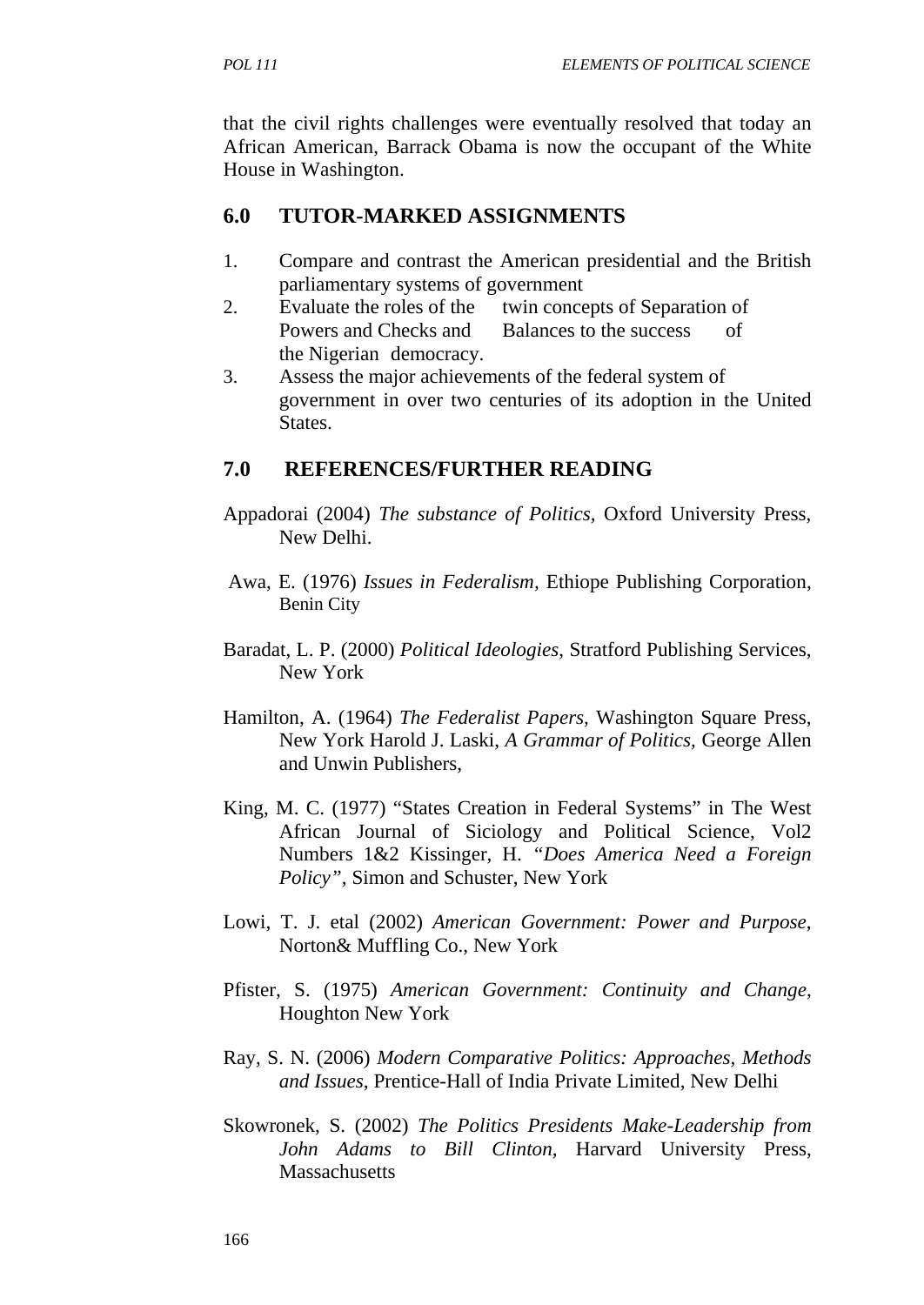that the civil rights challenges were eventually resolved that today an African American, Barrack Obama is now the occupant of the White House in Washington.

## 6.0 TUTOR-MARKED ASSIGNMENTS

1. Compare and contrast the American presidential and the British parliamentary systems of government
2. Evaluate the roles of the twin concepts of Separation of Powers and Checks and Balances to the success of the Nigerian democracy.
3. Assess the major achievements of the federal system of government in over two centuries of its adoption in the United States.

## 7.0 REFERENCES/FURTHER READING

Appadorai (2004) *The substance of Politics,* Oxford University Press, New Delhi.

Awa, E. (1976) *Issues in Federalism,* Ethiope Publishing Corporation, Benin City

Baradat, L. P. (2000) *Political Ideologies,* Stratford Publishing Services, New York

Hamilton, A. (1964) *The Federalist Papers,* Washington Square Press, New York Harold J. Laski, *A Grammar of Politics,* George Allen and Unwin Publishers,

King, M. C. (1977) "States Creation in Federal Systems" in The West African Journal of Siciology and Political Science, Vol2 Numbers 1&2 Kissinger, H. *"Does America Need a Foreign Policy",* Simon and Schuster, New York

Lowi, T. J. etal (2002) *American Government: Power and Purpose,* Norton& Muffling Co., New York

Pfister, S. (1975) *American Government: Continuity and Change,* Houghton New York

Ray, S. N. (2006) *Modern Comparative Politics: Approaches, Methods and Issues,* Prentice-Hall of India Private Limited, New Delhi

Skowronek, S. (2002) *The Politics Presidents Make-Leadership from John Adams to Bill Clinton,* Harvard University Press, Massachusetts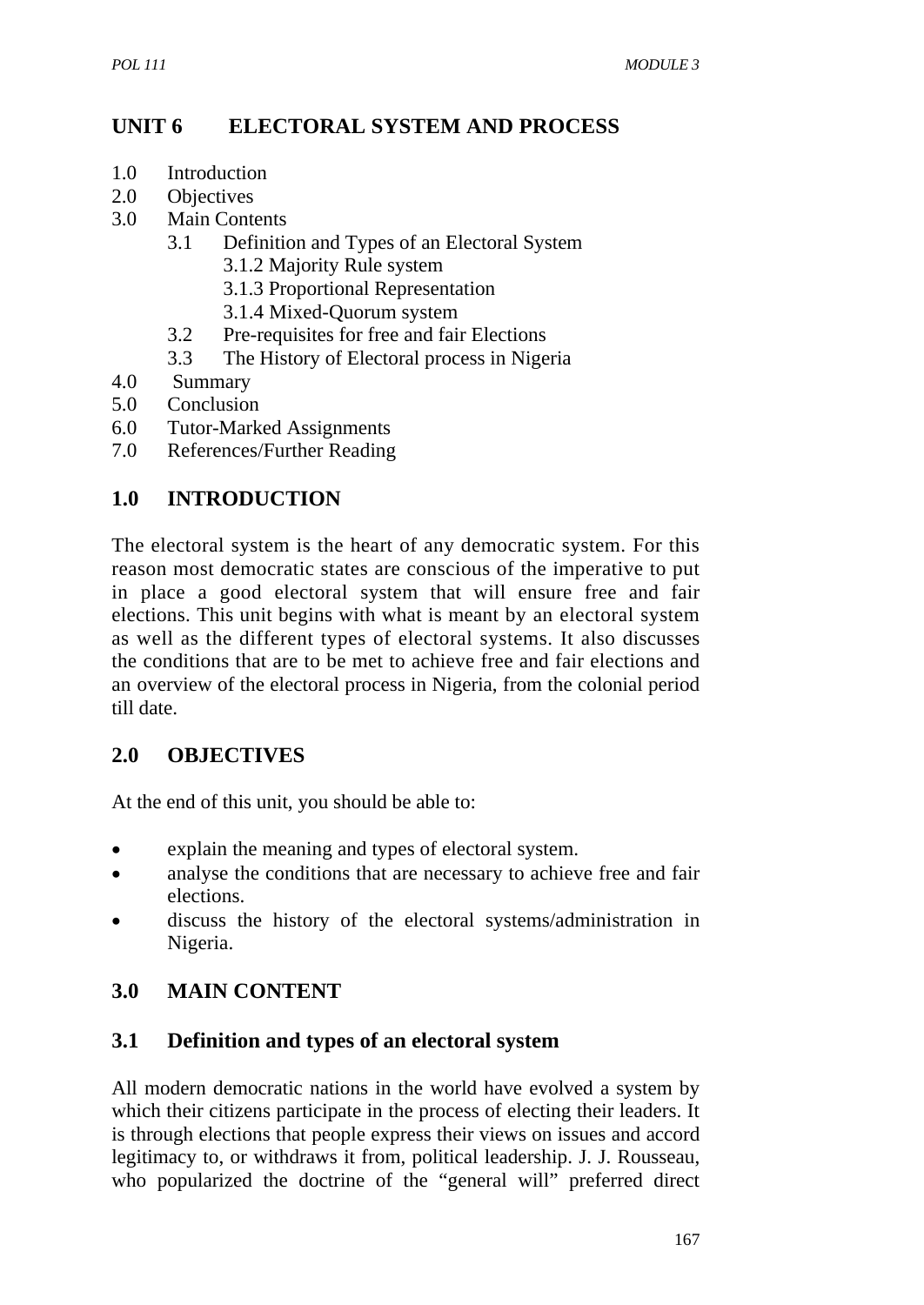# UNIT 6 ELECTORAL SYSTEM AND PROCESS

1.0 Introduction
2.0 Objectives
3.0 Main Contents
  3.1 Definition and Types of an Electoral System
    3.1.2 Majority Rule system
    3.1.3 Proportional Representation
    3.1.4 Mixed-Quorum system
  3.2 Pre-requisites for free and fair Elections
  3.3 The History of Electoral process in Nigeria
4.0 Summary
5.0 Conclusion
6.0 Tutor-Marked Assignments
7.0 References/Further Reading

## 1.0 INTRODUCTION

The electoral system is the heart of any democratic system. For this reason most democratic states are conscious of the imperative to put in place a good electoral system that will ensure free and fair elections. This unit begins with what is meant by an electoral system as well as the different types of electoral systems. It also discusses the conditions that are to be met to achieve free and fair elections and an overview of the electoral process in Nigeria, from the colonial period till date.

## 2.0 OBJECTIVES

At the end of this unit, you should be able to:

- explain the meaning and types of electoral system.
- analyse the conditions that are necessary to achieve free and fair elections.
- discuss the history of the electoral systems/administration in Nigeria.

## 3.0 MAIN CONTENT

### 3.1 Definition and types of an electoral system

All modern democratic nations in the world have evolved a system by which their citizens participate in the process of electing their leaders. It is through elections that people express their views on issues and accord legitimacy to, or withdraws it from, political leadership. J. J. Rousseau, who popularized the doctrine of the "general will" preferred direct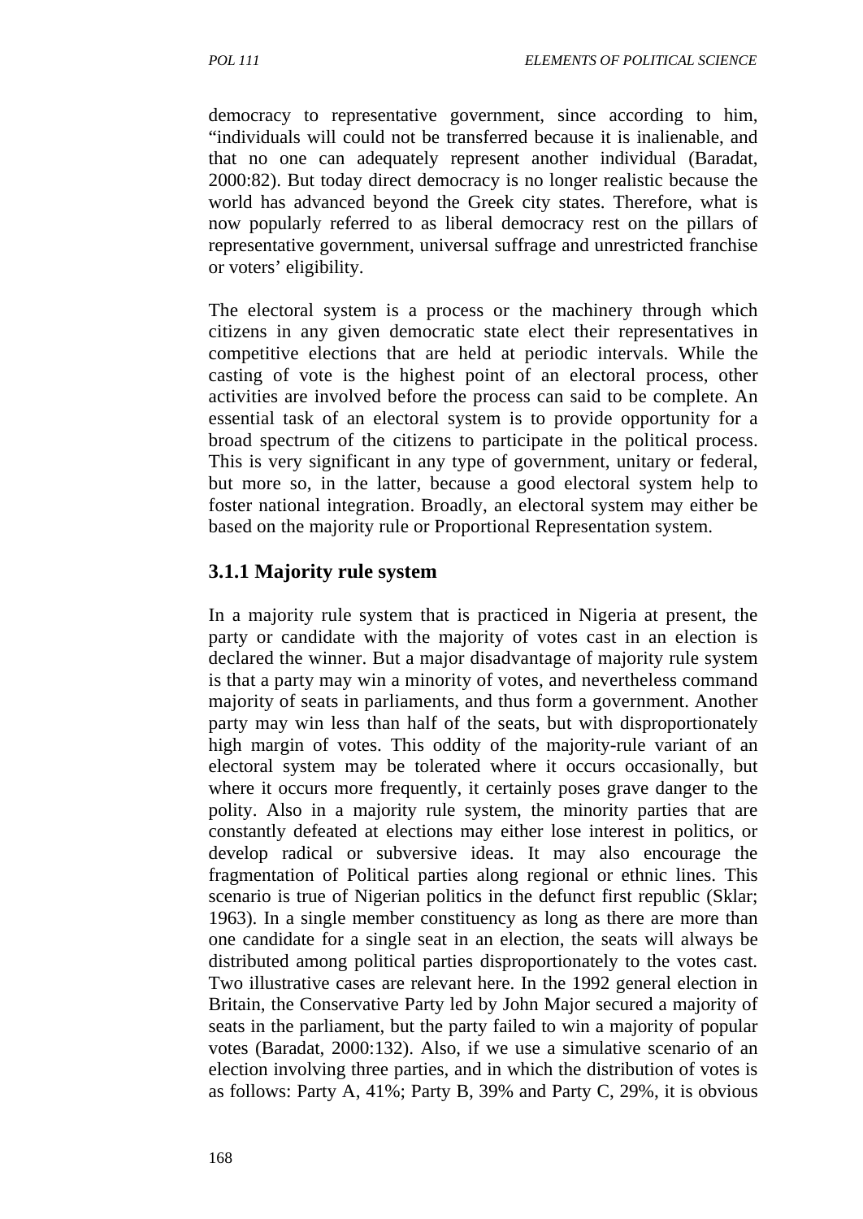democracy to representative government, since according to him, "individuals will could not be transferred because it is inalienable, and that no one can adequately represent another individual (Baradat, 2000:82). But today direct democracy is no longer realistic because the world has advanced beyond the Greek city states. Therefore, what is now popularly referred to as liberal democracy rest on the pillars of representative government, universal suffrage and unrestricted franchise or voters' eligibility.

The electoral system is a process or the machinery through which citizens in any given democratic state elect their representatives in competitive elections that are held at periodic intervals. While the casting of vote is the highest point of an electoral process, other activities are involved before the process can said to be complete. An essential task of an electoral system is to provide opportunity for a broad spectrum of the citizens to participate in the political process. This is very significant in any type of government, unitary or federal, but more so, in the latter, because a good electoral system help to foster national integration. Broadly, an electoral system may either be based on the majority rule or Proportional Representation system.

### 3.1.1 Majority rule system

In a majority rule system that is practiced in Nigeria at present, the party or candidate with the majority of votes cast in an election is declared the winner. But a major disadvantage of majority rule system is that a party may win a minority of votes, and nevertheless command majority of seats in parliaments, and thus form a government. Another party may win less than half of the seats, but with disproportionately high margin of votes. This oddity of the majority-rule variant of an electoral system may be tolerated where it occurs occasionally, but where it occurs more frequently, it certainly poses grave danger to the polity. Also in a majority rule system, the minority parties that are constantly defeated at elections may either lose interest in politics, or develop radical or subversive ideas. It may also encourage the fragmentation of Political parties along regional or ethnic lines. This scenario is true of Nigerian politics in the defunct first republic (Sklar; 1963). In a single member constituency as long as there are more than one candidate for a single seat in an election, the seats will always be distributed among political parties disproportionately to the votes cast. Two illustrative cases are relevant here. In the 1992 general election in Britain, the Conservative Party led by John Major secured a majority of seats in the parliament, but the party failed to win a majority of popular votes (Baradat, 2000:132). Also, if we use a simulative scenario of an election involving three parties, and in which the distribution of votes is as follows: Party A, 41%; Party B, 39% and Party C, 29%, it is obvious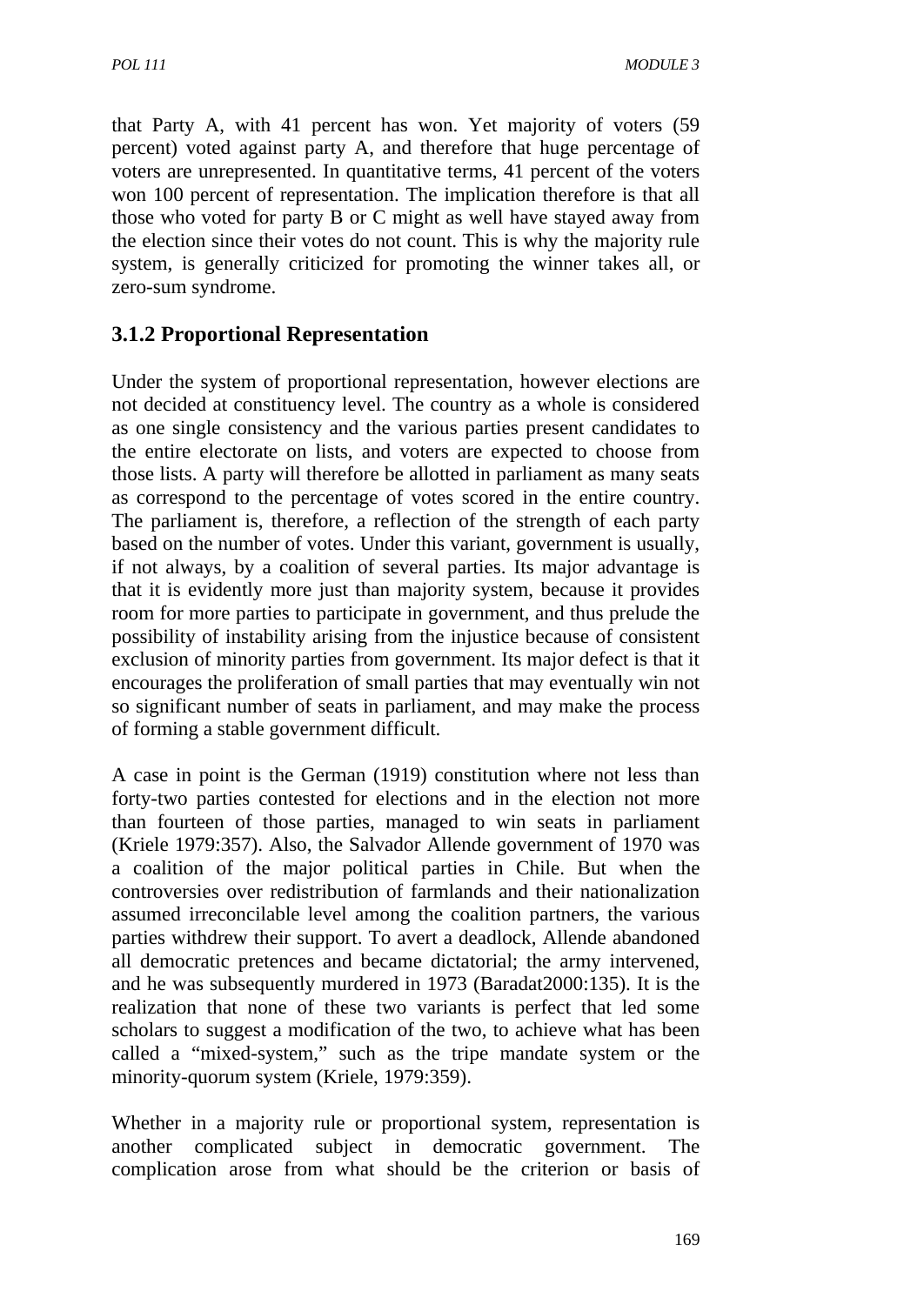that Party A, with 41 percent has won. Yet majority of voters (59 percent) voted against party A, and therefore that huge percentage of voters are unrepresented. In quantitative terms, 41 percent of the voters won 100 percent of representation. The implication therefore is that all those who voted for party B or C might as well have stayed away from the election since their votes do not count. This is why the majority rule system, is generally criticized for promoting the winner takes all, or zero-sum syndrome.

### 3.1.2 Proportional Representation

Under the system of proportional representation, however elections are not decided at constituency level. The country as a whole is considered as one single consistency and the various parties present candidates to the entire electorate on lists, and voters are expected to choose from those lists. A party will therefore be allotted in parliament as many seats as correspond to the percentage of votes scored in the entire country. The parliament is, therefore, a reflection of the strength of each party based on the number of votes. Under this variant, government is usually, if not always, by a coalition of several parties. Its major advantage is that it is evidently more just than majority system, because it provides room for more parties to participate in government, and thus prelude the possibility of instability arising from the injustice because of consistent exclusion of minority parties from government. Its major defect is that it encourages the proliferation of small parties that may eventually win not so significant number of seats in parliament, and may make the process of forming a stable government difficult.

A case in point is the German (1919) constitution where not less than forty-two parties contested for elections and in the election not more than fourteen of those parties, managed to win seats in parliament (Kriele 1979:357). Also, the Salvador Allende government of 1970 was a coalition of the major political parties in Chile. But when the controversies over redistribution of farmlands and their nationalization assumed irreconcilable level among the coalition partners, the various parties withdrew their support. To avert a deadlock, Allende abandoned all democratic pretences and became dictatorial; the army intervened, and he was subsequently murdered in 1973 (Baradat2000:135). It is the realization that none of these two variants is perfect that led some scholars to suggest a modification of the two, to achieve what has been called a "mixed-system," such as the tripe mandate system or the minority-quorum system (Kriele, 1979:359).

Whether in a majority rule or proportional system, representation is another complicated subject in democratic government. The complication arose from what should be the criterion or basis of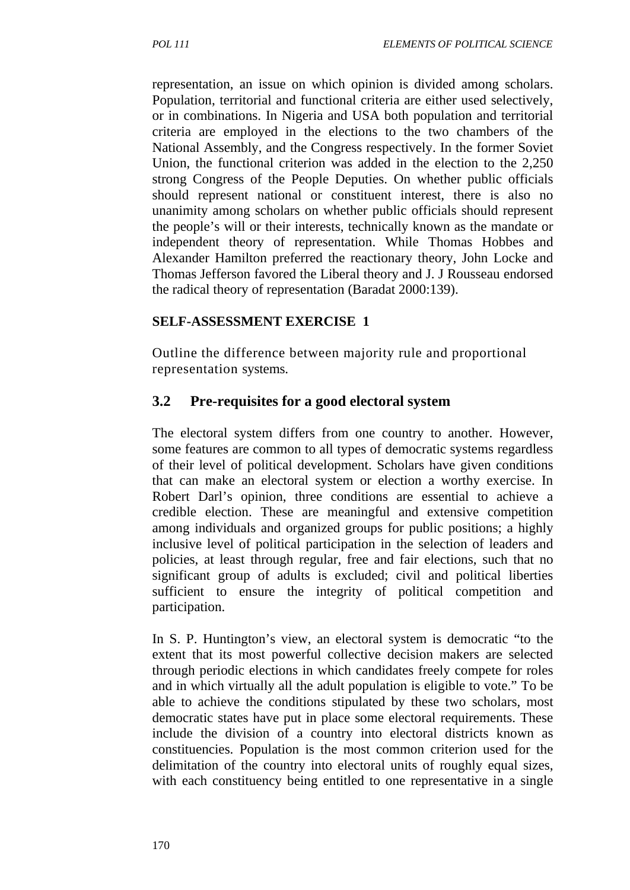representation, an issue on which opinion is divided among scholars. Population, territorial and functional criteria are either used selectively, or in combinations. In Nigeria and USA both population and territorial criteria are employed in the elections to the two chambers of the National Assembly, and the Congress respectively. In the former Soviet Union, the functional criterion was added in the election to the 2,250 strong Congress of the People Deputies. On whether public officials should represent national or constituent interest, there is also no unanimity among scholars on whether public officials should represent the people's will or their interests, technically known as the mandate or independent theory of representation. While Thomas Hobbes and Alexander Hamilton preferred the reactionary theory, John Locke and Thomas Jefferson favored the Liberal theory and J. J Rousseau endorsed the radical theory of representation (Baradat 2000:139).

**SELF-ASSESSMENT EXERCISE 1**

Outline the difference between majority rule and proportional representation systems.

## 3.2 Pre-requisites for a good electoral system

The electoral system differs from one country to another. However, some features are common to all types of democratic systems regardless of their level of political development. Scholars have given conditions that can make an electoral system or election a worthy exercise. In Robert Darl's opinion, three conditions are essential to achieve a credible election. These are meaningful and extensive competition among individuals and organized groups for public positions; a highly inclusive level of political participation in the selection of leaders and policies, at least through regular, free and fair elections, such that no significant group of adults is excluded; civil and political liberties sufficient to ensure the integrity of political competition and participation.

In S. P. Huntington's view, an electoral system is democratic "to the extent that its most powerful collective decision makers are selected through periodic elections in which candidates freely compete for roles and in which virtually all the adult population is eligible to vote." To be able to achieve the conditions stipulated by these two scholars, most democratic states have put in place some electoral requirements. These include the division of a country into electoral districts known as constituencies. Population is the most common criterion used for the delimitation of the country into electoral units of roughly equal sizes, with each constituency being entitled to one representative in a single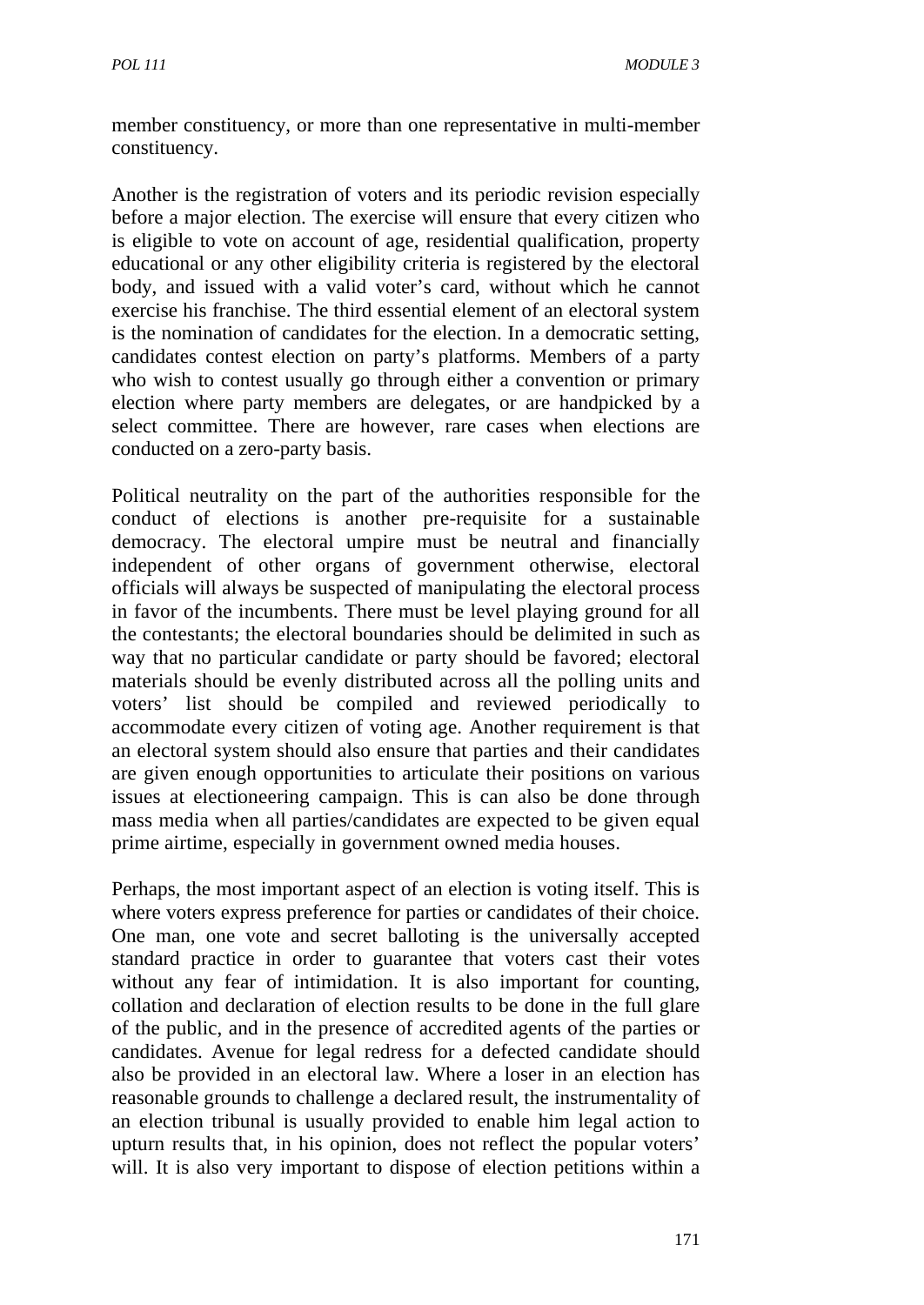member constituency, or more than one representative in multi-member constituency.

Another is the registration of voters and its periodic revision especially before a major election. The exercise will ensure that every citizen who is eligible to vote on account of age, residential qualification, property educational or any other eligibility criteria is registered by the electoral body, and issued with a valid voter's card, without which he cannot exercise his franchise. The third essential element of an electoral system is the nomination of candidates for the election. In a democratic setting, candidates contest election on party's platforms. Members of a party who wish to contest usually go through either a convention or primary election where party members are delegates, or are handpicked by a select committee. There are however, rare cases when elections are conducted on a zero-party basis.

Political neutrality on the part of the authorities responsible for the conduct of elections is another pre-requisite for a sustainable democracy. The electoral umpire must be neutral and financially independent of other organs of government otherwise, electoral officials will always be suspected of manipulating the electoral process in favor of the incumbents. There must be level playing ground for all the contestants; the electoral boundaries should be delimited in such as way that no particular candidate or party should be favored; electoral materials should be evenly distributed across all the polling units and voters' list should be compiled and reviewed periodically to accommodate every citizen of voting age. Another requirement is that an electoral system should also ensure that parties and their candidates are given enough opportunities to articulate their positions on various issues at electioneering campaign. This is can also be done through mass media when all parties/candidates are expected to be given equal prime airtime, especially in government owned media houses.

Perhaps, the most important aspect of an election is voting itself. This is where voters express preference for parties or candidates of their choice. One man, one vote and secret balloting is the universally accepted standard practice in order to guarantee that voters cast their votes without any fear of intimidation. It is also important for counting, collation and declaration of election results to be done in the full glare of the public, and in the presence of accredited agents of the parties or candidates. Avenue for legal redress for a defected candidate should also be provided in an electoral law. Where a loser in an election has reasonable grounds to challenge a declared result, the instrumentality of an election tribunal is usually provided to enable him legal action to upturn results that, in his opinion, does not reflect the popular voters' will. It is also very important to dispose of election petitions within a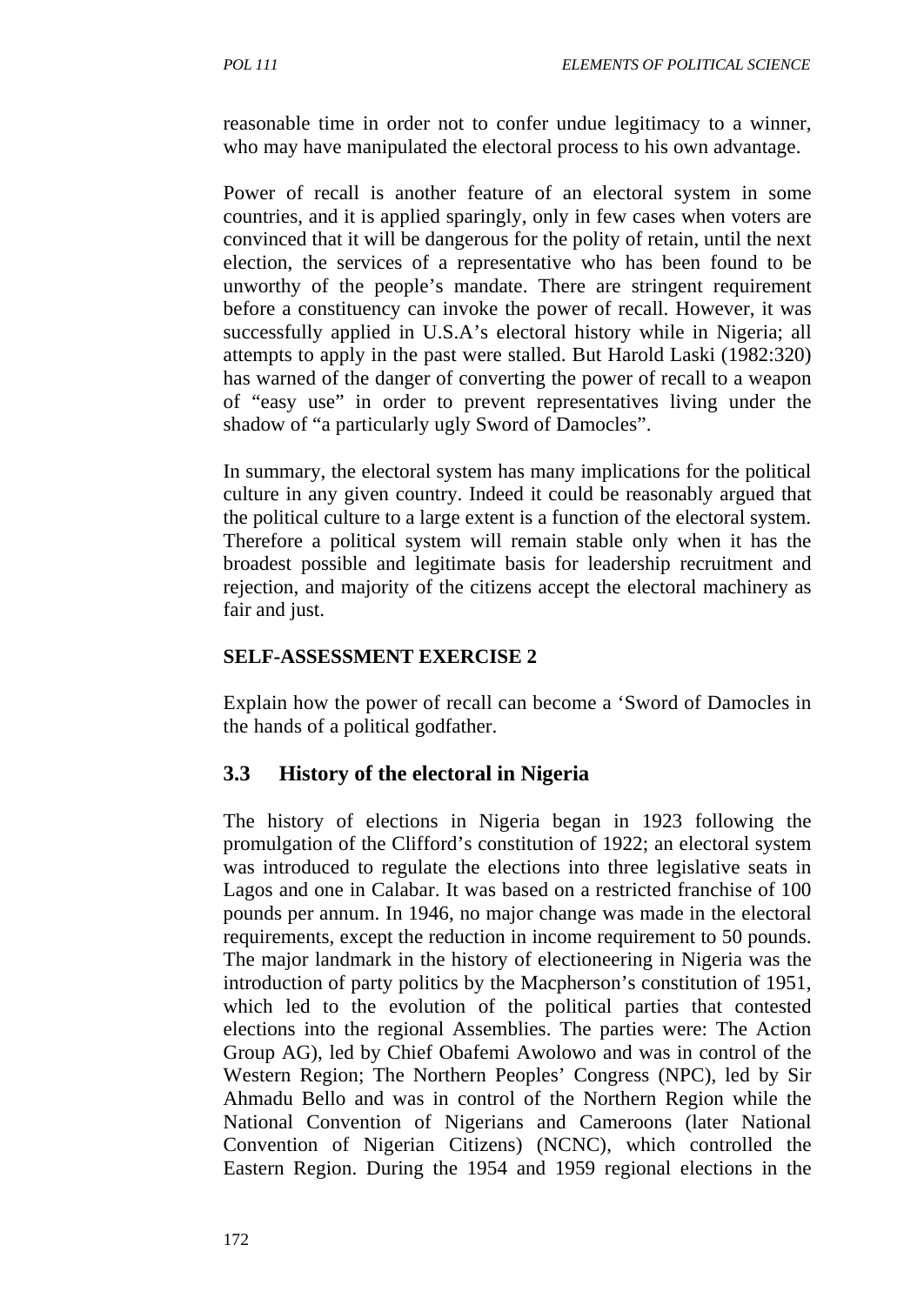reasonable time in order not to confer undue legitimacy to a winner, who may have manipulated the electoral process to his own advantage.

Power of recall is another feature of an electoral system in some countries, and it is applied sparingly, only in few cases when voters are convinced that it will be dangerous for the polity of retain, until the next election, the services of a representative who has been found to be unworthy of the people's mandate. There are stringent requirement before a constituency can invoke the power of recall. However, it was successfully applied in U.S.A's electoral history while in Nigeria; all attempts to apply in the past were stalled. But Harold Laski (1982:320) has warned of the danger of converting the power of recall to a weapon of "easy use" in order to prevent representatives living under the shadow of "a particularly ugly Sword of Damocles".

In summary, the electoral system has many implications for the political culture in any given country. Indeed it could be reasonably argued that the political culture to a large extent is a function of the electoral system. Therefore a political system will remain stable only when it has the broadest possible and legitimate basis for leadership recruitment and rejection, and majority of the citizens accept the electoral machinery as fair and just.

**SELF-ASSESSMENT EXERCISE 2**

Explain how the power of recall can become a 'Sword of Damocles in the hands of a political godfather.

## 3.3 History of the electoral in Nigeria

The history of elections in Nigeria began in 1923 following the promulgation of the Clifford's constitution of 1922; an electoral system was introduced to regulate the elections into three legislative seats in Lagos and one in Calabar. It was based on a restricted franchise of 100 pounds per annum. In 1946, no major change was made in the electoral requirements, except the reduction in income requirement to 50 pounds. The major landmark in the history of electioneering in Nigeria was the introduction of party politics by the Macpherson's constitution of 1951, which led to the evolution of the political parties that contested elections into the regional Assemblies. The parties were: The Action Group AG), led by Chief Obafemi Awolowo and was in control of the Western Region; The Northern Peoples' Congress (NPC), led by Sir Ahmadu Bello and was in control of the Northern Region while the National Convention of Nigerians and Cameroons (later National Convention of Nigerian Citizens) (NCNC), which controlled the Eastern Region. During the 1954 and 1959 regional elections in the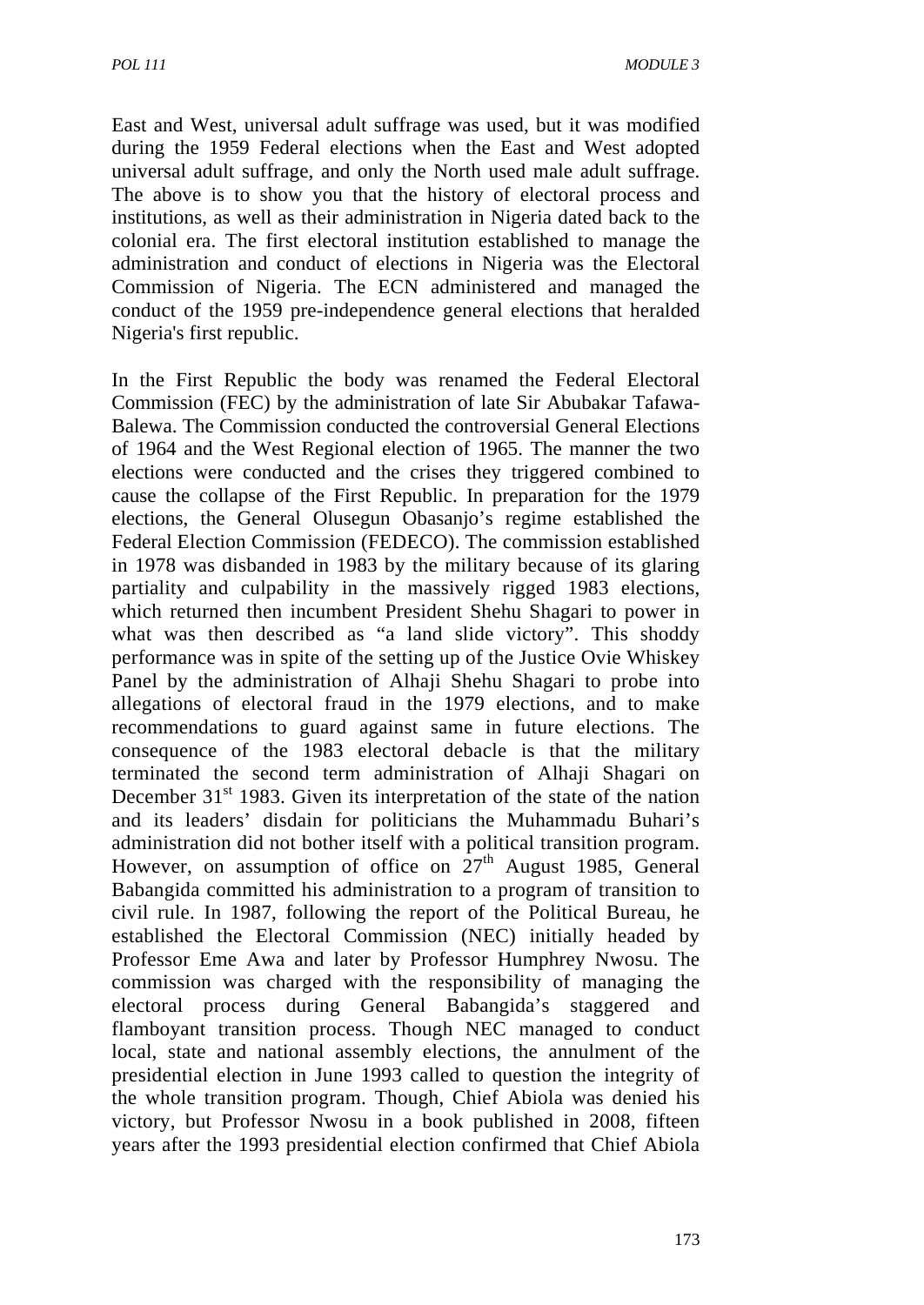East and West, universal adult suffrage was used, but it was modified during the 1959 Federal elections when the East and West adopted universal adult suffrage, and only the North used male adult suffrage. The above is to show you that the history of electoral process and institutions, as well as their administration in Nigeria dated back to the colonial era. The first electoral institution established to manage the administration and conduct of elections in Nigeria was the Electoral Commission of Nigeria. The ECN administered and managed the conduct of the 1959 pre-independence general elections that heralded Nigeria's first republic.

In the First Republic the body was renamed the Federal Electoral Commission (FEC) by the administration of late Sir Abubakar Tafawa-Balewa. The Commission conducted the controversial General Elections of 1964 and the West Regional election of 1965. The manner the two elections were conducted and the crises they triggered combined to cause the collapse of the First Republic. In preparation for the 1979 elections, the General Olusegun Obasanjo's regime established the Federal Election Commission (FEDECO). The commission established in 1978 was disbanded in 1983 by the military because of its glaring partiality and culpability in the massively rigged 1983 elections, which returned then incumbent President Shehu Shagari to power in what was then described as "a land slide victory". This shoddy performance was in spite of the setting up of the Justice Ovie Whiskey Panel by the administration of Alhaji Shehu Shagari to probe into allegations of electoral fraud in the 1979 elections, and to make recommendations to guard against same in future elections. The consequence of the 1983 electoral debacle is that the military terminated the second term administration of Alhaji Shagari on December 31st 1983. Given its interpretation of the state of the nation and its leaders' disdain for politicians the Muhammadu Buhari's administration did not bother itself with a political transition program. However, on assumption of office on 27th August 1985, General Babangida committed his administration to a program of transition to civil rule. In 1987, following the report of the Political Bureau, he established the Electoral Commission (NEC) initially headed by Professor Eme Awa and later by Professor Humphrey Nwosu. The commission was charged with the responsibility of managing the electoral process during General Babangida's staggered and flamboyant transition process. Though NEC managed to conduct local, state and national assembly elections, the annulment of the presidential election in June 1993 called to question the integrity of the whole transition program. Though, Chief Abiola was denied his victory, but Professor Nwosu in a book published in 2008, fifteen years after the 1993 presidential election confirmed that Chief Abiola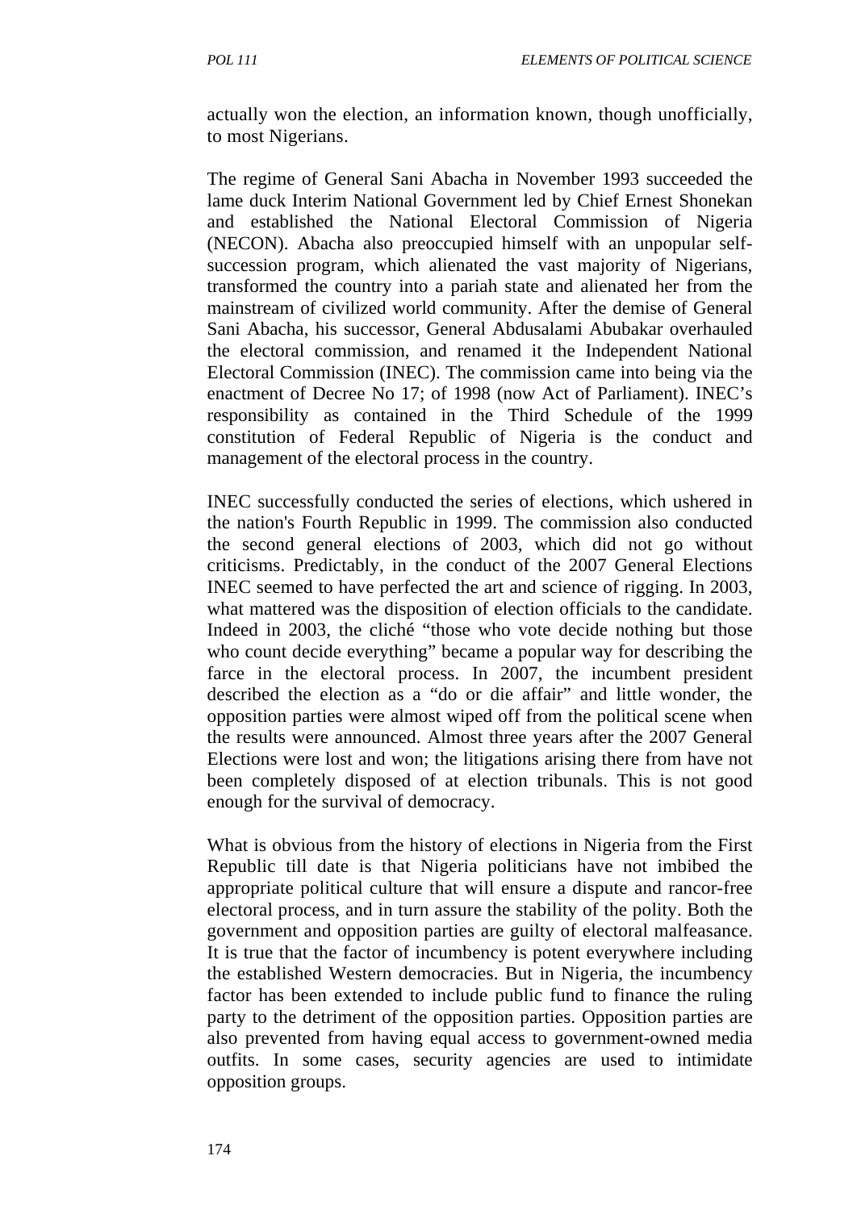actually won the election, an information known, though unofficially, to most Nigerians.

The regime of General Sani Abacha in November 1993 succeeded the lame duck Interim National Government led by Chief Ernest Shonekan and established the National Electoral Commission of Nigeria (NECON). Abacha also preoccupied himself with an unpopular self-succession program, which alienated the vast majority of Nigerians, transformed the country into a pariah state and alienated her from the mainstream of civilized world community. After the demise of General Sani Abacha, his successor, General Abdusalami Abubakar overhauled the electoral commission, and renamed it the Independent National Electoral Commission (INEC). The commission came into being via the enactment of Decree No 17; of 1998 (now Act of Parliament). INEC's responsibility as contained in the Third Schedule of the 1999 constitution of Federal Republic of Nigeria is the conduct and management of the electoral process in the country.

INEC successfully conducted the series of elections, which ushered in the nation's Fourth Republic in 1999. The commission also conducted the second general elections of 2003, which did not go without criticisms. Predictably, in the conduct of the 2007 General Elections INEC seemed to have perfected the art and science of rigging. In 2003, what mattered was the disposition of election officials to the candidate. Indeed in 2003, the cliché "those who vote decide nothing but those who count decide everything" became a popular way for describing the farce in the electoral process. In 2007, the incumbent president described the election as a "do or die affair" and little wonder, the opposition parties were almost wiped off from the political scene when the results were announced. Almost three years after the 2007 General Elections were lost and won; the litigations arising there from have not been completely disposed of at election tribunals. This is not good enough for the survival of democracy.

What is obvious from the history of elections in Nigeria from the First Republic till date is that Nigeria politicians have not imbibed the appropriate political culture that will ensure a dispute and rancor-free electoral process, and in turn assure the stability of the polity. Both the government and opposition parties are guilty of electoral malfeasance. It is true that the factor of incumbency is potent everywhere including the established Western democracies. But in Nigeria, the incumbency factor has been extended to include public fund to finance the ruling party to the detriment of the opposition parties. Opposition parties are also prevented from having equal access to government-owned media outfits. In some cases, security agencies are used to intimidate opposition groups.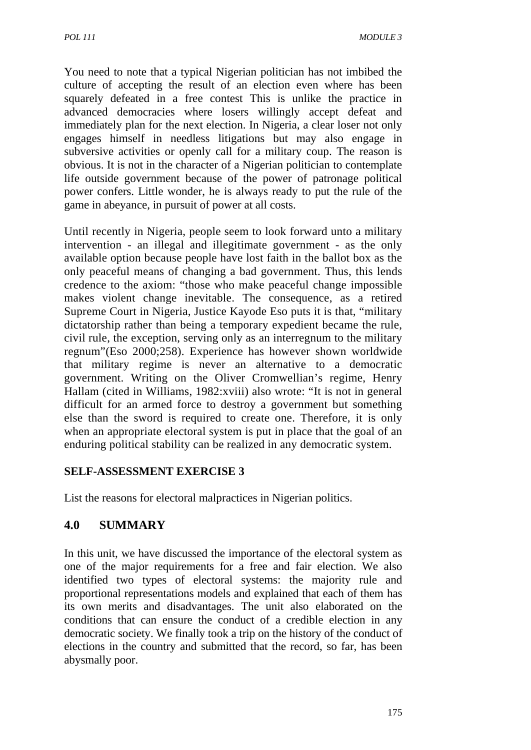You need to note that a typical Nigerian politician has not imbibed the culture of accepting the result of an election even where has been squarely defeated in a free contest This is unlike the practice in advanced democracies where losers willingly accept defeat and immediately plan for the next election. In Nigeria, a clear loser not only engages himself in needless litigations but may also engage in subversive activities or openly call for a military coup. The reason is obvious. It is not in the character of a Nigerian politician to contemplate life outside government because of the power of patronage political power confers. Little wonder, he is always ready to put the rule of the game in abeyance, in pursuit of power at all costs.

Until recently in Nigeria, people seem to look forward unto a military intervention - an illegal and illegitimate government - as the only available option because people have lost faith in the ballot box as the only peaceful means of changing a bad government. Thus, this lends credence to the axiom: "those who make peaceful change impossible makes violent change inevitable. The consequence, as a retired Supreme Court in Nigeria, Justice Kayode Eso puts it is that, "military dictatorship rather than being a temporary expedient became the rule, civil rule, the exception, serving only as an interregnum to the military regnum"(Eso 2000;258). Experience has however shown worldwide that military regime is never an alternative to a democratic government. Writing on the Oliver Cromwellian's regime, Henry Hallam (cited in Williams, 1982:xviii) also wrote: "It is not in general difficult for an armed force to destroy a government but something else than the sword is required to create one. Therefore, it is only when an appropriate electoral system is put in place that the goal of an enduring political stability can be realized in any democratic system.

**SELF-ASSESSMENT EXERCISE 3**

List the reasons for electoral malpractices in Nigerian politics.

## 4.0 SUMMARY

In this unit, we have discussed the importance of the electoral system as one of the major requirements for a free and fair election. We also identified two types of electoral systems: the majority rule and proportional representations models and explained that each of them has its own merits and disadvantages. The unit also elaborated on the conditions that can ensure the conduct of a credible election in any democratic society. We finally took a trip on the history of the conduct of elections in the country and submitted that the record, so far, has been abysmally poor.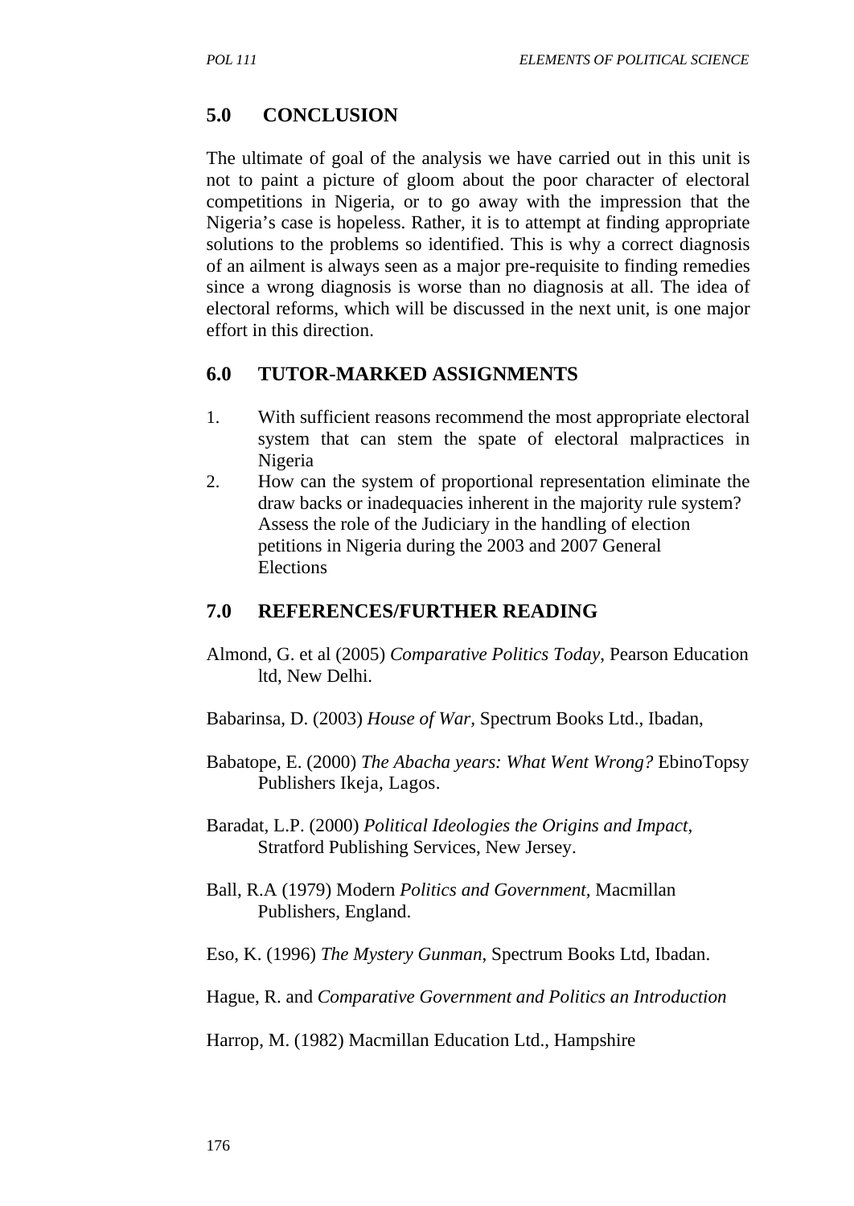## 5.0 CONCLUSION

The ultimate of goal of the analysis we have carried out in this unit is not to paint a picture of gloom about the poor character of electoral competitions in Nigeria, or to go away with the impression that the Nigeria's case is hopeless. Rather, it is to attempt at finding appropriate solutions to the problems so identified. This is why a correct diagnosis of an ailment is always seen as a major pre-requisite to finding remedies since a wrong diagnosis is worse than no diagnosis at all. The idea of electoral reforms, which will be discussed in the next unit, is one major effort in this direction.

## 6.0 TUTOR-MARKED ASSIGNMENTS

1. With sufficient reasons recommend the most appropriate electoral system that can stem the spate of electoral malpractices in Nigeria
2. How can the system of proportional representation eliminate the draw backs or inadequacies inherent in the majority rule system? Assess the role of the Judiciary in the handling of election petitions in Nigeria during the 2003 and 2007 General Elections

## 7.0 REFERENCES/FURTHER READING

Almond, G. et al (2005) *Comparative Politics Today*, Pearson Education ltd, New Delhi.

Babarinsa, D. (2003) *House of War,* Spectrum Books Ltd., Ibadan,

Babatope, E. (2000) *The Abacha years: What Went Wrong?* EbinoTopsy Publishers Ikeja, Lagos.

Baradat, L.P. (2000) *Political Ideologies the Origins and Impact,* Stratford Publishing Services, New Jersey.

Ball, R.A (1979) Modern *Politics and Government,* Macmillan Publishers, England.

Eso, K. (1996) *The Mystery Gunman,* Spectrum Books Ltd, Ibadan.

Hague, R. and *Comparative Government and Politics an Introduction*

Harrop, M. (1982) Macmillan Education Ltd., Hampshire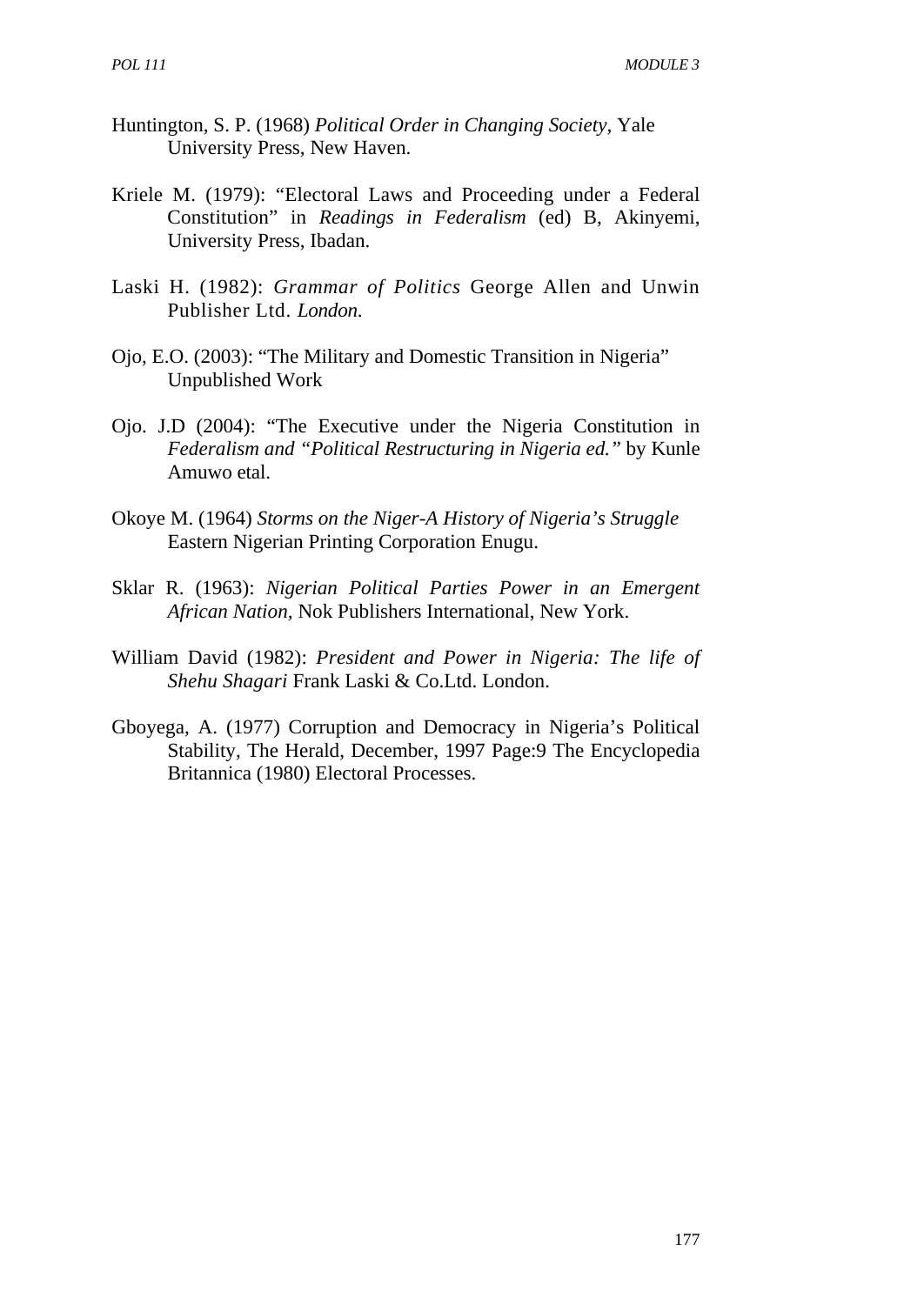Huntington, S. P. (1968) *Political Order in Changing Society*, Yale University Press, New Haven.

Kriele M. (1979): "Electoral Laws and Proceeding under a Federal Constitution" in *Readings in Federalism* (ed) B, Akinyemi, University Press, Ibadan.

Laski H. (1982): *Grammar of Politics* George Allen and Unwin Publisher Ltd. *London.*

Ojo, E.O. (2003): "The Military and Domestic Transition in Nigeria" Unpublished Work

Ojo. J.D (2004): "The Executive under the Nigeria Constitution in *Federalism and "Political Restructuring in Nigeria ed."* by Kunle Amuwo etal.

Okoye M. (1964) *Storms on the Niger-A History of Nigeria's Struggle* Eastern Nigerian Printing Corporation Enugu.

Sklar R. (1963): *Nigerian Political Parties Power in an Emergent African Nation,* Nok Publishers International, New York.

William David (1982): *President and Power in Nigeria: The life of Shehu Shagari* Frank Laski & Co.Ltd. London.

Gboyega, A. (1977) Corruption and Democracy in Nigeria's Political Stability, The Herald, December, 1997 Page:9 The Encyclopedia Britannica (1980) Electoral Processes.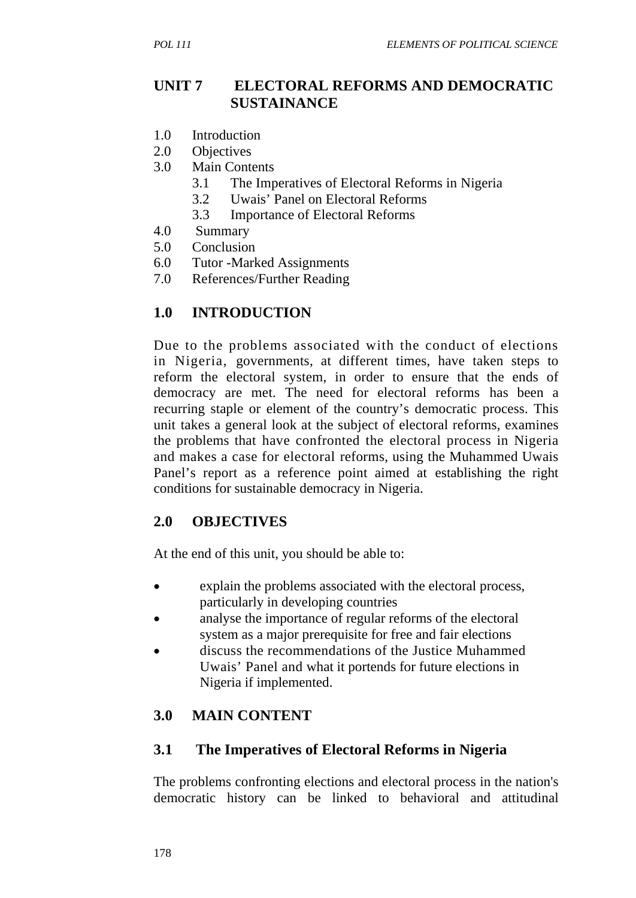## UNIT 7 ELECTORAL REFORMS AND DEMOCRATIC SUSTAINANCE

1.0 Introduction
2.0 Objectives
3.0 Main Contents
   3.1 The Imperatives of Electoral Reforms in Nigeria
   3.2 Uwais' Panel on Electoral Reforms
   3.3 Importance of Electoral Reforms
4.0 Summary
5.0 Conclusion
6.0 Tutor -Marked Assignments
7.0 References/Further Reading

## 1.0 INTRODUCTION

Due to the problems associated with the conduct of elections in Nigeria, governments, at different times, have taken steps to reform the electoral system, in order to ensure that the ends of democracy are met. The need for electoral reforms has been a recurring staple or element of the country's democratic process. This unit takes a general look at the subject of electoral reforms, examines the problems that have confronted the electoral process in Nigeria and makes a case for electoral reforms, using the Muhammed Uwais Panel's report as a reference point aimed at establishing the right conditions for sustainable democracy in Nigeria.

## 2.0 OBJECTIVES

At the end of this unit, you should be able to:

- explain the problems associated with the electoral process, particularly in developing countries
- analyse the importance of regular reforms of the electoral system as a major prerequisite for free and fair elections
- discuss the recommendations of the Justice Muhammed Uwais' Panel and what it portends for future elections in Nigeria if implemented.

## 3.0 MAIN CONTENT

### 3.1 The Imperatives of Electoral Reforms in Nigeria

The problems confronting elections and electoral process in the nation's democratic history can be linked to behavioral and attitudinal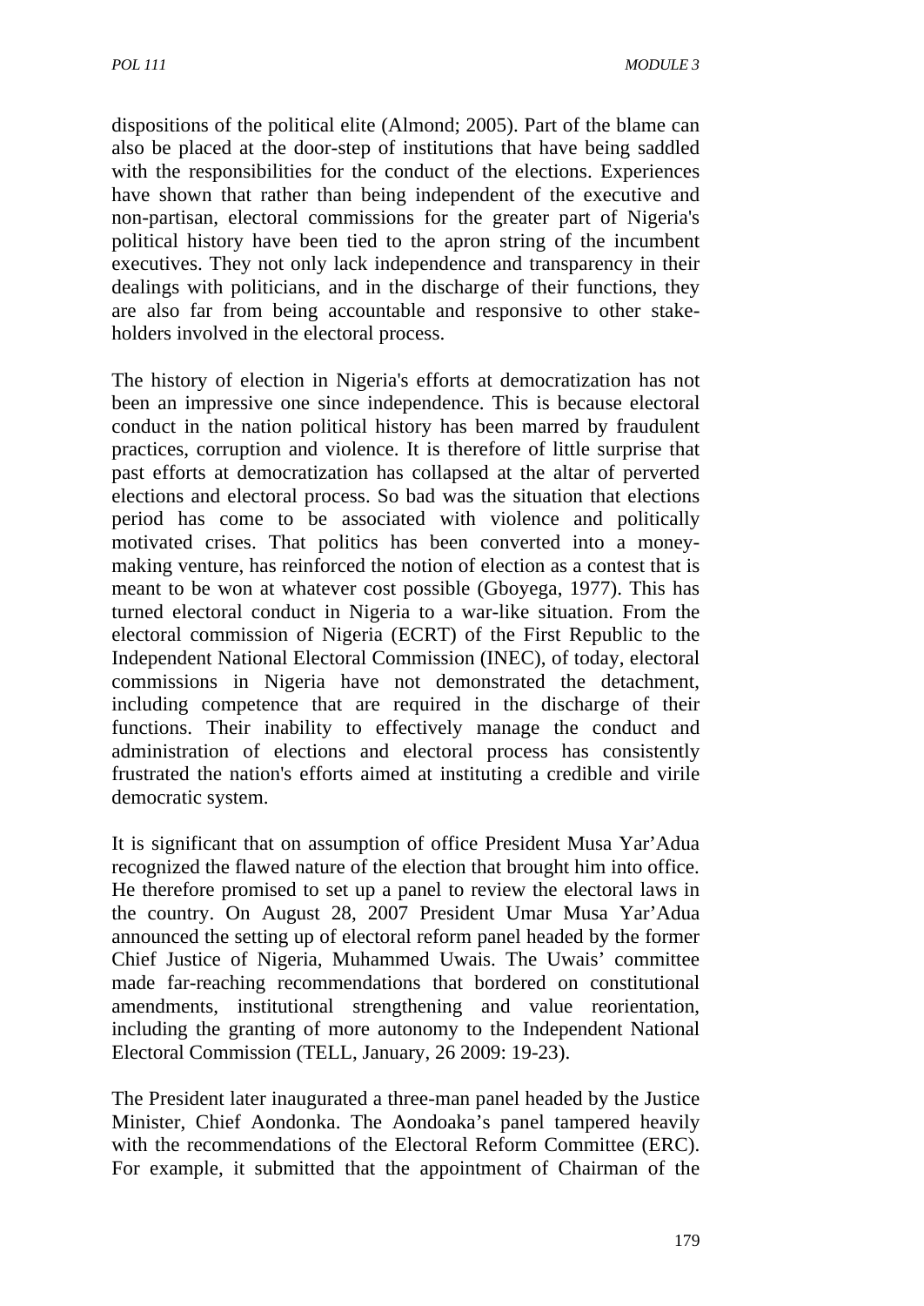dispositions of the political elite (Almond; 2005). Part of the blame can also be placed at the door-step of institutions that have being saddled with the responsibilities for the conduct of the elections. Experiences have shown that rather than being independent of the executive and non-partisan, electoral commissions for the greater part of Nigeria's political history have been tied to the apron string of the incumbent executives. They not only lack independence and transparency in their dealings with politicians, and in the discharge of their functions, they are also far from being accountable and responsive to other stake-holders involved in the electoral process.

The history of election in Nigeria's efforts at democratization has not been an impressive one since independence. This is because electoral conduct in the nation political history has been marred by fraudulent practices, corruption and violence. It is therefore of little surprise that past efforts at democratization has collapsed at the altar of perverted elections and electoral process. So bad was the situation that elections period has come to be associated with violence and politically motivated crises. That politics has been converted into a money-making venture, has reinforced the notion of election as a contest that is meant to be won at whatever cost possible (Gboyega, 1977). This has turned electoral conduct in Nigeria to a war-like situation. From the electoral commission of Nigeria (ECRT) of the First Republic to the Independent National Electoral Commission (INEC), of today, electoral commissions in Nigeria have not demonstrated the detachment, including competence that are required in the discharge of their functions. Their inability to effectively manage the conduct and administration of elections and electoral process has consistently frustrated the nation's efforts aimed at instituting a credible and virile democratic system.

It is significant that on assumption of office President Musa Yar'Adua recognized the flawed nature of the election that brought him into office. He therefore promised to set up a panel to review the electoral laws in the country. On August 28, 2007 President Umar Musa Yar'Adua announced the setting up of electoral reform panel headed by the former Chief Justice of Nigeria, Muhammed Uwais. The Uwais' committee made far-reaching recommendations that bordered on constitutional amendments, institutional strengthening and value reorientation, including the granting of more autonomy to the Independent National Electoral Commission (TELL, January, 26 2009: 19-23).

The President later inaugurated a three-man panel headed by the Justice Minister, Chief Aondonka. The Aondoaka's panel tampered heavily with the recommendations of the Electoral Reform Committee (ERC). For example, it submitted that the appointment of Chairman of the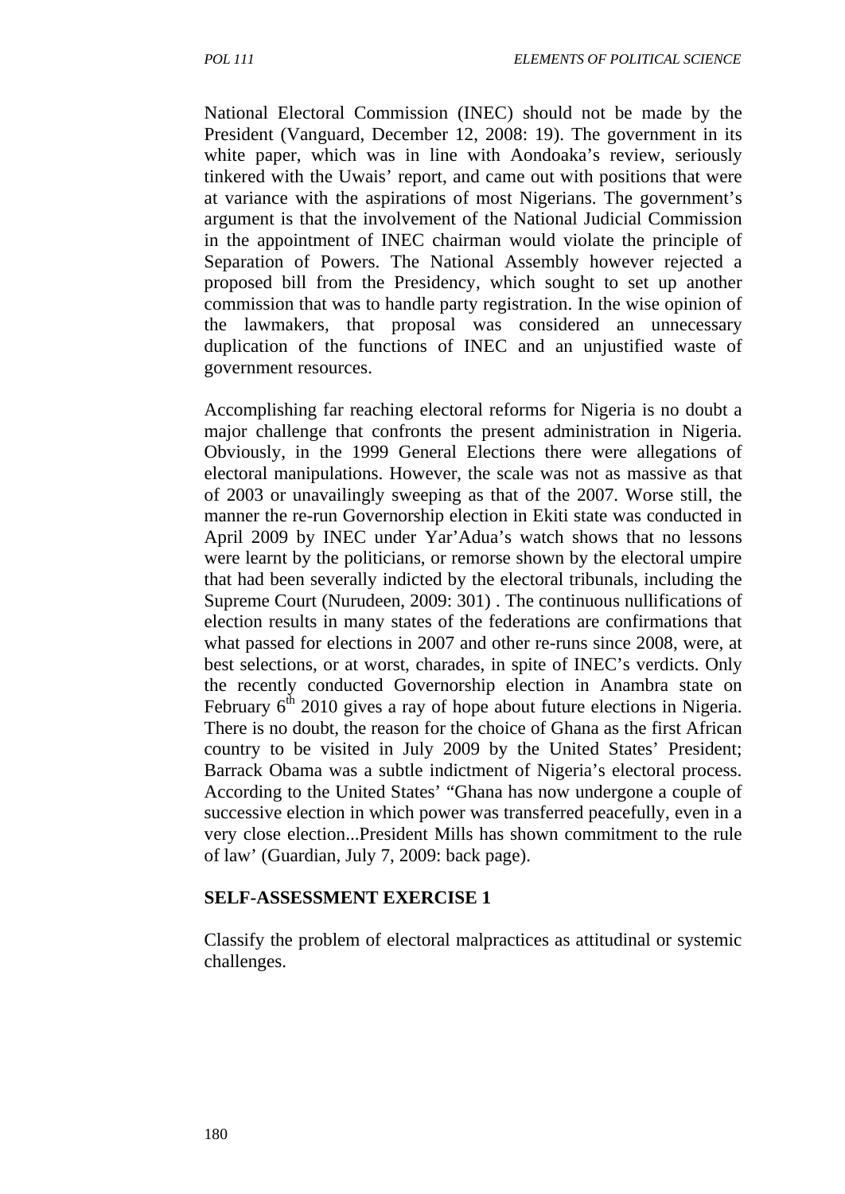National Electoral Commission (INEC) should not be made by the President (Vanguard, December 12, 2008: 19). The government in its white paper, which was in line with Aondoaka's review, seriously tinkered with the Uwais' report, and came out with positions that were at variance with the aspirations of most Nigerians. The government's argument is that the involvement of the National Judicial Commission in the appointment of INEC chairman would violate the principle of Separation of Powers. The National Assembly however rejected a proposed bill from the Presidency, which sought to set up another commission that was to handle party registration. In the wise opinion of the lawmakers, that proposal was considered an unnecessary duplication of the functions of INEC and an unjustified waste of government resources.

Accomplishing far reaching electoral reforms for Nigeria is no doubt a major challenge that confronts the present administration in Nigeria. Obviously, in the 1999 General Elections there were allegations of electoral manipulations. However, the scale was not as massive as that of 2003 or unavailingly sweeping as that of the 2007. Worse still, the manner the re-run Governorship election in Ekiti state was conducted in April 2009 by INEC under Yar'Adua's watch shows that no lessons were learnt by the politicians, or remorse shown by the electoral umpire that had been severally indicted by the electoral tribunals, including the Supreme Court (Nurudeen, 2009: 301) . The continuous nullifications of election results in many states of the federations are confirmations that what passed for elections in 2007 and other re-runs since 2008, were, at best selections, or at worst, charades, in spite of INEC's verdicts. Only the recently conducted Governorship election in Anambra state on February 6th 2010 gives a ray of hope about future elections in Nigeria. There is no doubt, the reason for the choice of Ghana as the first African country to be visited in July 2009 by the United States' President; Barrack Obama was a subtle indictment of Nigeria's electoral process. According to the United States' "Ghana has now undergone a couple of successive election in which power was transferred peacefully, even in a very close election...President Mills has shown commitment to the rule of law' (Guardian, July 7, 2009: back page).

**SELF-ASSESSMENT EXERCISE 1**

Classify the problem of electoral malpractices as attitudinal or systemic challenges.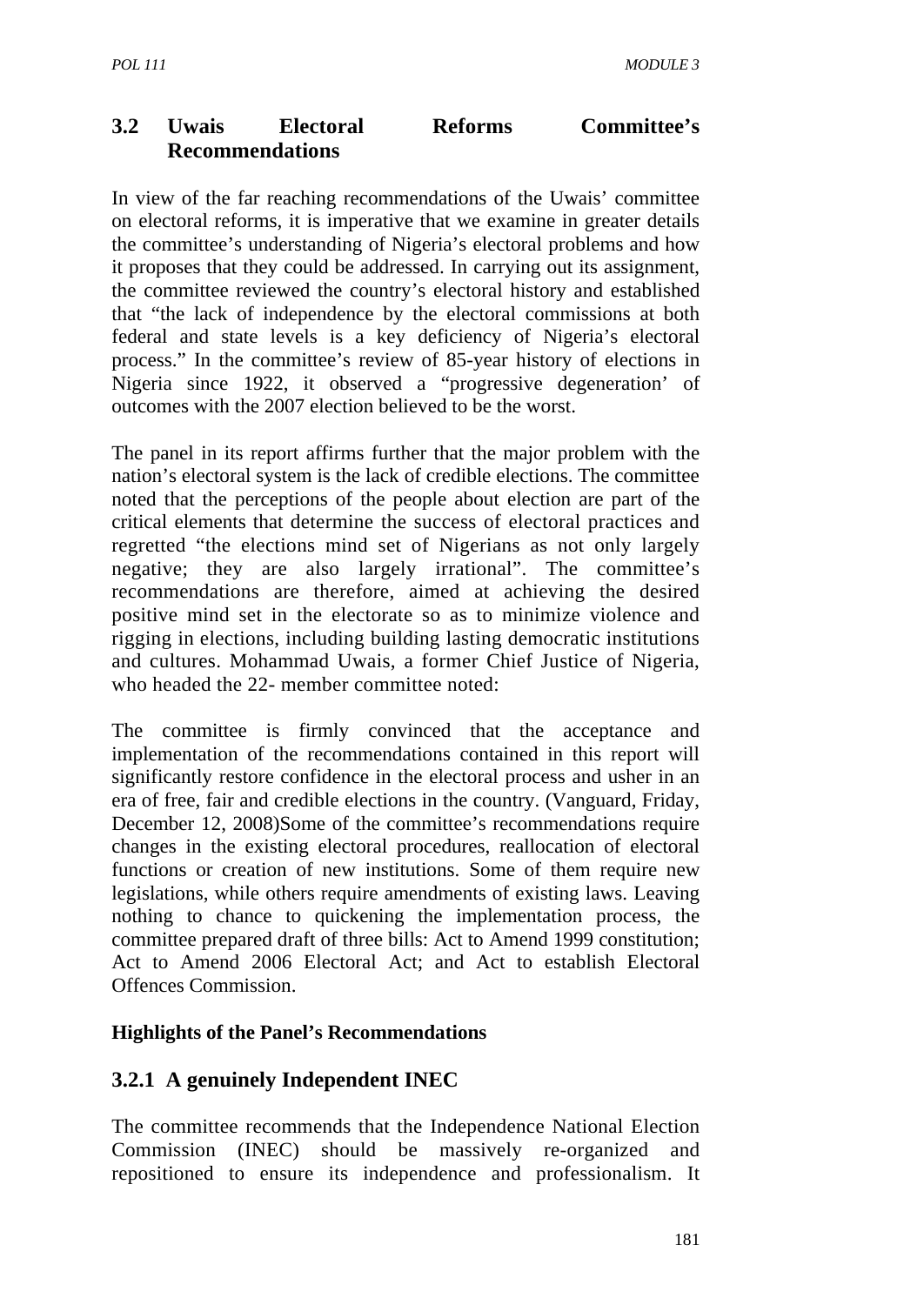## 3.2 Uwais Electoral Reforms Committee's Recommendations

In view of the far reaching recommendations of the Uwais' committee on electoral reforms, it is imperative that we examine in greater details the committee's understanding of Nigeria's electoral problems and how it proposes that they could be addressed. In carrying out its assignment, the committee reviewed the country's electoral history and established that "the lack of independence by the electoral commissions at both federal and state levels is a key deficiency of Nigeria's electoral process." In the committee's review of 85-year history of elections in Nigeria since 1922, it observed a "progressive degeneration' of outcomes with the 2007 election believed to be the worst.

The panel in its report affirms further that the major problem with the nation's electoral system is the lack of credible elections. The committee noted that the perceptions of the people about election are part of the critical elements that determine the success of electoral practices and regretted "the elections mind set of Nigerians as not only largely negative; they are also largely irrational". The committee's recommendations are therefore, aimed at achieving the desired positive mind set in the electorate so as to minimize violence and rigging in elections, including building lasting democratic institutions and cultures. Mohammad Uwais, a former Chief Justice of Nigeria, who headed the 22- member committee noted:

The committee is firmly convinced that the acceptance and implementation of the recommendations contained in this report will significantly restore confidence in the electoral process and usher in an era of free, fair and credible elections in the country. (Vanguard, Friday, December 12, 2008)Some of the committee's recommendations require changes in the existing electoral procedures, reallocation of electoral functions or creation of new institutions. Some of them require new legislations, while others require amendments of existing laws. Leaving nothing to chance to quickening the implementation process, the committee prepared draft of three bills: Act to Amend 1999 constitution; Act to Amend 2006 Electoral Act; and Act to establish Electoral Offences Commission.

**Highlights of the Panel's Recommendations**

### 3.2.1 A genuinely Independent INEC

The committee recommends that the Independence National Election Commission (INEC) should be massively re-organized and repositioned to ensure its independence and professionalism. It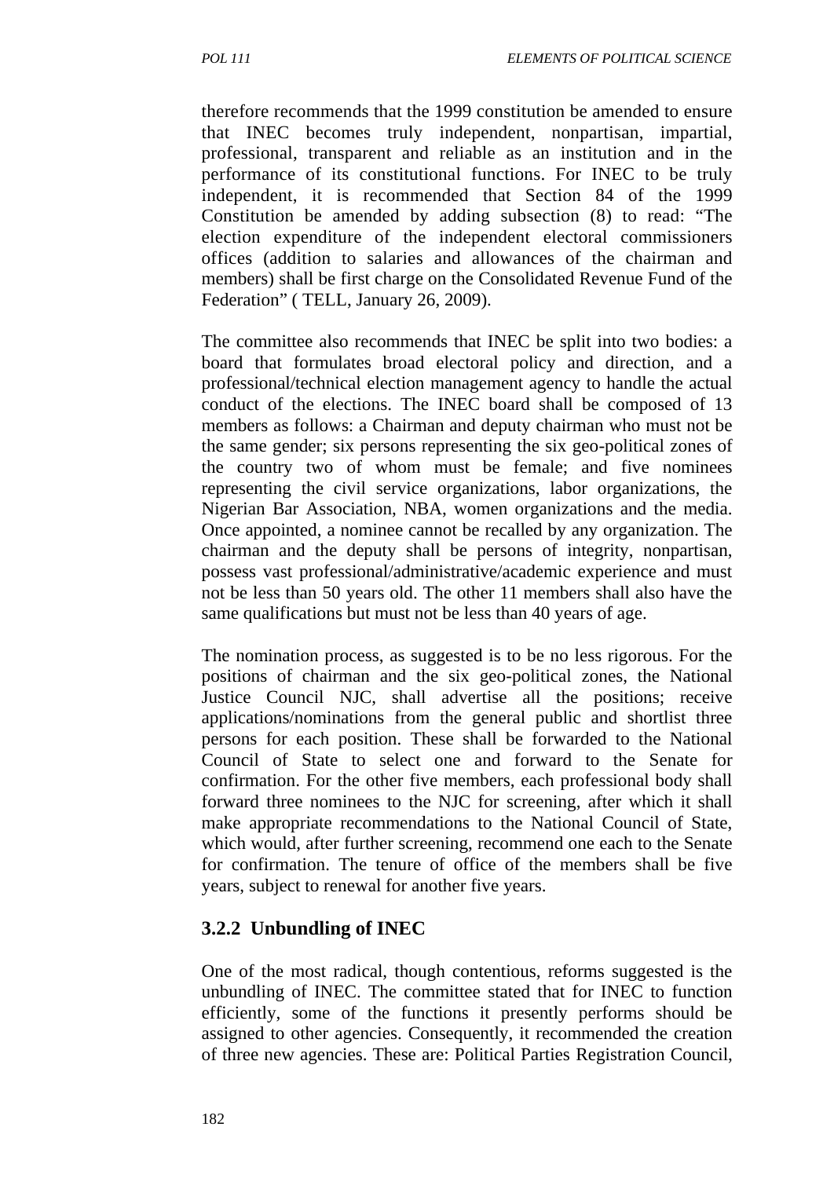therefore recommends that the 1999 constitution be amended to ensure that INEC becomes truly independent, nonpartisan, impartial, professional, transparent and reliable as an institution and in the performance of its constitutional functions. For INEC to be truly independent, it is recommended that Section 84 of the 1999 Constitution be amended by adding subsection (8) to read: "The election expenditure of the independent electoral commissioners offices (addition to salaries and allowances of the chairman and members) shall be first charge on the Consolidated Revenue Fund of the Federation" ( TELL, January 26, 2009).

The committee also recommends that INEC be split into two bodies: a board that formulates broad electoral policy and direction, and a professional/technical election management agency to handle the actual conduct of the elections. The INEC board shall be composed of 13 members as follows: a Chairman and deputy chairman who must not be the same gender; six persons representing the six geo-political zones of the country two of whom must be female; and five nominees representing the civil service organizations, labor organizations, the Nigerian Bar Association, NBA, women organizations and the media. Once appointed, a nominee cannot be recalled by any organization. The chairman and the deputy shall be persons of integrity, nonpartisan, possess vast professional/administrative/academic experience and must not be less than 50 years old. The other 11 members shall also have the same qualifications but must not be less than 40 years of age.

The nomination process, as suggested is to be no less rigorous. For the positions of chairman and the six geo-political zones, the National Justice Council NJC, shall advertise all the positions; receive applications/nominations from the general public and shortlist three persons for each position. These shall be forwarded to the National Council of State to select one and forward to the Senate for confirmation. For the other five members, each professional body shall forward three nominees to the NJC for screening, after which it shall make appropriate recommendations to the National Council of State, which would, after further screening, recommend one each to the Senate for confirmation. The tenure of office of the members shall be five years, subject to renewal for another five years.

### 3.2.2 Unbundling of INEC

One of the most radical, though contentious, reforms suggested is the unbundling of INEC. The committee stated that for INEC to function efficiently, some of the functions it presently performs should be assigned to other agencies. Consequently, it recommended the creation of three new agencies. These are: Political Parties Registration Council,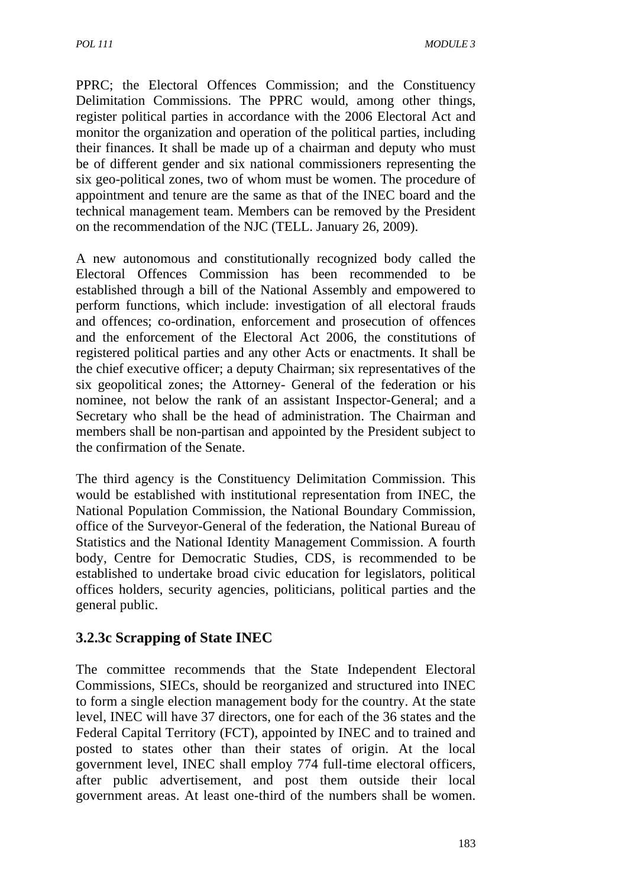PPRC; the Electoral Offences Commission; and the Constituency Delimitation Commissions. The PPRC would, among other things, register political parties in accordance with the 2006 Electoral Act and monitor the organization and operation of the political parties, including their finances. It shall be made up of a chairman and deputy who must be of different gender and six national commissioners representing the six geo-political zones, two of whom must be women. The procedure of appointment and tenure are the same as that of the INEC board and the technical management team. Members can be removed by the President on the recommendation of the NJC (TELL. January 26, 2009).

A new autonomous and constitutionally recognized body called the Electoral Offences Commission has been recommended to be established through a bill of the National Assembly and empowered to perform functions, which include: investigation of all electoral frauds and offences; co-ordination, enforcement and prosecution of offences and the enforcement of the Electoral Act 2006, the constitutions of registered political parties and any other Acts or enactments. It shall be the chief executive officer; a deputy Chairman; six representatives of the six geopolitical zones; the Attorney- General of the federation or his nominee, not below the rank of an assistant Inspector-General; and a Secretary who shall be the head of administration. The Chairman and members shall be non-partisan and appointed by the President subject to the confirmation of the Senate.

The third agency is the Constituency Delimitation Commission. This would be established with institutional representation from INEC, the National Population Commission, the National Boundary Commission, office of the Surveyor-General of the federation, the National Bureau of Statistics and the National Identity Management Commission. A fourth body, Centre for Democratic Studies, CDS, is recommended to be established to undertake broad civic education for legislators, political offices holders, security agencies, politicians, political parties and the general public.

### 3.2.3c Scrapping of State INEC

The committee recommends that the State Independent Electoral Commissions, SIECs, should be reorganized and structured into INEC to form a single election management body for the country. At the state level, INEC will have 37 directors, one for each of the 36 states and the Federal Capital Territory (FCT), appointed by INEC and to trained and posted to states other than their states of origin. At the local government level, INEC shall employ 774 full-time electoral officers, after public advertisement, and post them outside their local government areas. At least one-third of the numbers shall be women.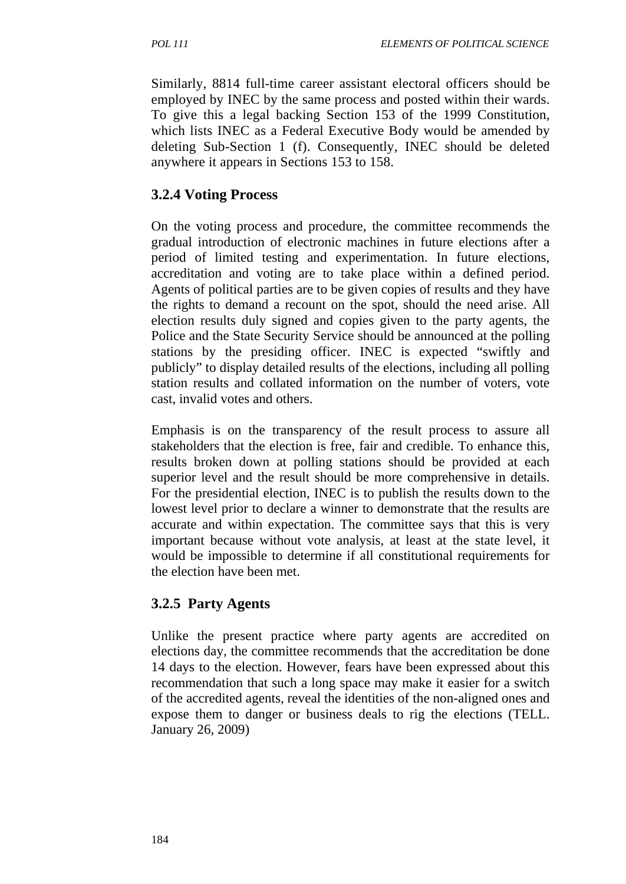Similarly, 8814 full-time career assistant electoral officers should be employed by INEC by the same process and posted within their wards. To give this a legal backing Section 153 of the 1999 Constitution, which lists INEC as a Federal Executive Body would be amended by deleting Sub-Section 1 (f). Consequently, INEC should be deleted anywhere it appears in Sections 153 to 158.

### 3.2.4 Voting Process

On the voting process and procedure, the committee recommends the gradual introduction of electronic machines in future elections after a period of limited testing and experimentation. In future elections, accreditation and voting are to take place within a defined period. Agents of political parties are to be given copies of results and they have the rights to demand a recount on the spot, should the need arise. All election results duly signed and copies given to the party agents, the Police and the State Security Service should be announced at the polling stations by the presiding officer. INEC is expected "swiftly and publicly" to display detailed results of the elections, including all polling station results and collated information on the number of voters, vote cast, invalid votes and others.

Emphasis is on the transparency of the result process to assure all stakeholders that the election is free, fair and credible. To enhance this, results broken down at polling stations should be provided at each superior level and the result should be more comprehensive in details. For the presidential election, INEC is to publish the results down to the lowest level prior to declare a winner to demonstrate that the results are accurate and within expectation. The committee says that this is very important because without vote analysis, at least at the state level, it would be impossible to determine if all constitutional requirements for the election have been met.

### 3.2.5 Party Agents

Unlike the present practice where party agents are accredited on elections day, the committee recommends that the accreditation be done 14 days to the election. However, fears have been expressed about this recommendation that such a long space may make it easier for a switch of the accredited agents, reveal the identities of the non-aligned ones and expose them to danger or business deals to rig the elections (TELL. January 26, 2009)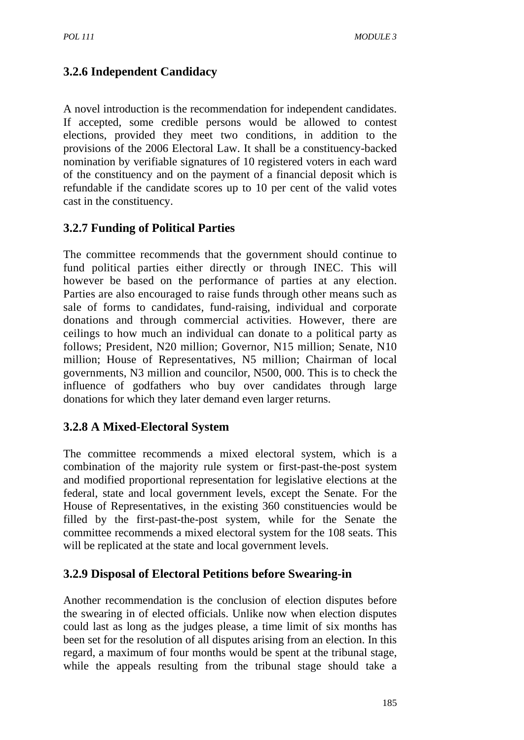### 3.2.6 Independent Candidacy

A novel introduction is the recommendation for independent candidates. If accepted, some credible persons would be allowed to contest elections, provided they meet two conditions, in addition to the provisions of the 2006 Electoral Law. It shall be a constituency-backed nomination by verifiable signatures of 10 registered voters in each ward of the constituency and on the payment of a financial deposit which is refundable if the candidate scores up to 10 per cent of the valid votes cast in the constituency.

### 3.2.7 Funding of Political Parties

The committee recommends that the government should continue to fund political parties either directly or through INEC. This will however be based on the performance of parties at any election. Parties are also encouraged to raise funds through other means such as sale of forms to candidates, fund-raising, individual and corporate donations and through commercial activities. However, there are ceilings to how much an individual can donate to a political party as follows; President, N20 million; Governor, N15 million; Senate, N10 million; House of Representatives, N5 million; Chairman of local governments, N3 million and councilor, N500, 000. This is to check the influence of godfathers who buy over candidates through large donations for which they later demand even larger returns.

### 3.2.8 A Mixed-Electoral System

The committee recommends a mixed electoral system, which is a combination of the majority rule system or first-past-the-post system and modified proportional representation for legislative elections at the federal, state and local government levels, except the Senate. For the House of Representatives, in the existing 360 constituencies would be filled by the first-past-the-post system, while for the Senate the committee recommends a mixed electoral system for the 108 seats. This will be replicated at the state and local government levels.

### 3.2.9 Disposal of Electoral Petitions before Swearing-in

Another recommendation is the conclusion of election disputes before the swearing in of elected officials. Unlike now when election disputes could last as long as the judges please, a time limit of six months has been set for the resolution of all disputes arising from an election. In this regard, a maximum of four months would be spent at the tribunal stage, while the appeals resulting from the tribunal stage should take a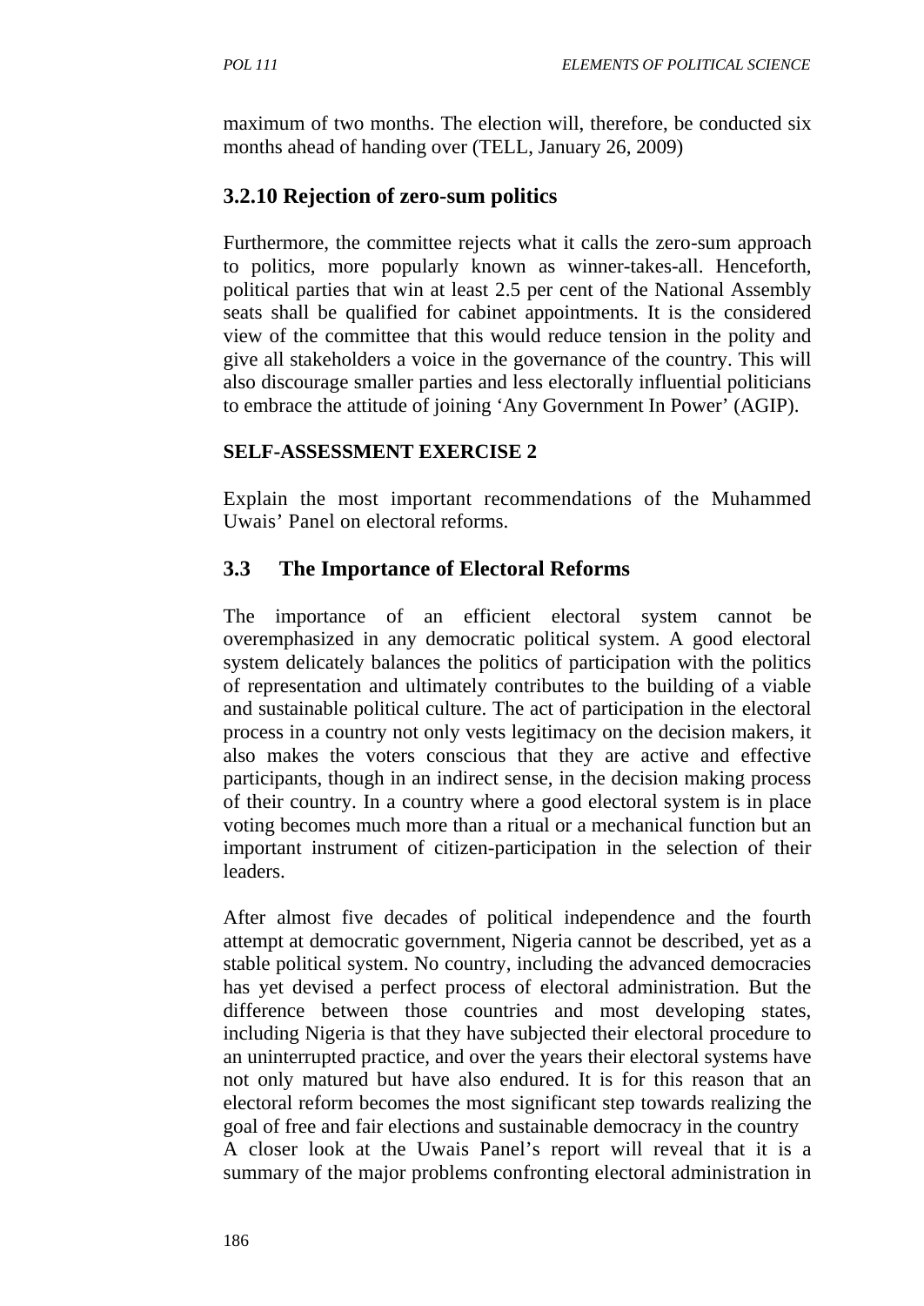maximum of two months. The election will, therefore, be conducted six months ahead of handing over (TELL, January 26, 2009)

### 3.2.10 Rejection of zero-sum politics

Furthermore, the committee rejects what it calls the zero-sum approach to politics, more popularly known as winner-takes-all. Henceforth, political parties that win at least 2.5 per cent of the National Assembly seats shall be qualified for cabinet appointments. It is the considered view of the committee that this would reduce tension in the polity and give all stakeholders a voice in the governance of the country. This will also discourage smaller parties and less electorally influential politicians to embrace the attitude of joining 'Any Government In Power' (AGIP).

**SELF-ASSESSMENT EXERCISE 2**

Explain the most important recommendations of the Muhammed Uwais' Panel on electoral reforms.

## 3.3 The Importance of Electoral Reforms

The importance of an efficient electoral system cannot be overemphasized in any democratic political system. A good electoral system delicately balances the politics of participation with the politics of representation and ultimately contributes to the building of a viable and sustainable political culture. The act of participation in the electoral process in a country not only vests legitimacy on the decision makers, it also makes the voters conscious that they are active and effective participants, though in an indirect sense, in the decision making process of their country. In a country where a good electoral system is in place voting becomes much more than a ritual or a mechanical function but an important instrument of citizen-participation in the selection of their leaders.

After almost five decades of political independence and the fourth attempt at democratic government, Nigeria cannot be described, yet as a stable political system. No country, including the advanced democracies has yet devised a perfect process of electoral administration. But the difference between those countries and most developing states, including Nigeria is that they have subjected their electoral procedure to an uninterrupted practice, and over the years their electoral systems have not only matured but have also endured. It is for this reason that an electoral reform becomes the most significant step towards realizing the goal of free and fair elections and sustainable democracy in the country
A closer look at the Uwais Panel's report will reveal that it is a summary of the major problems confronting electoral administration in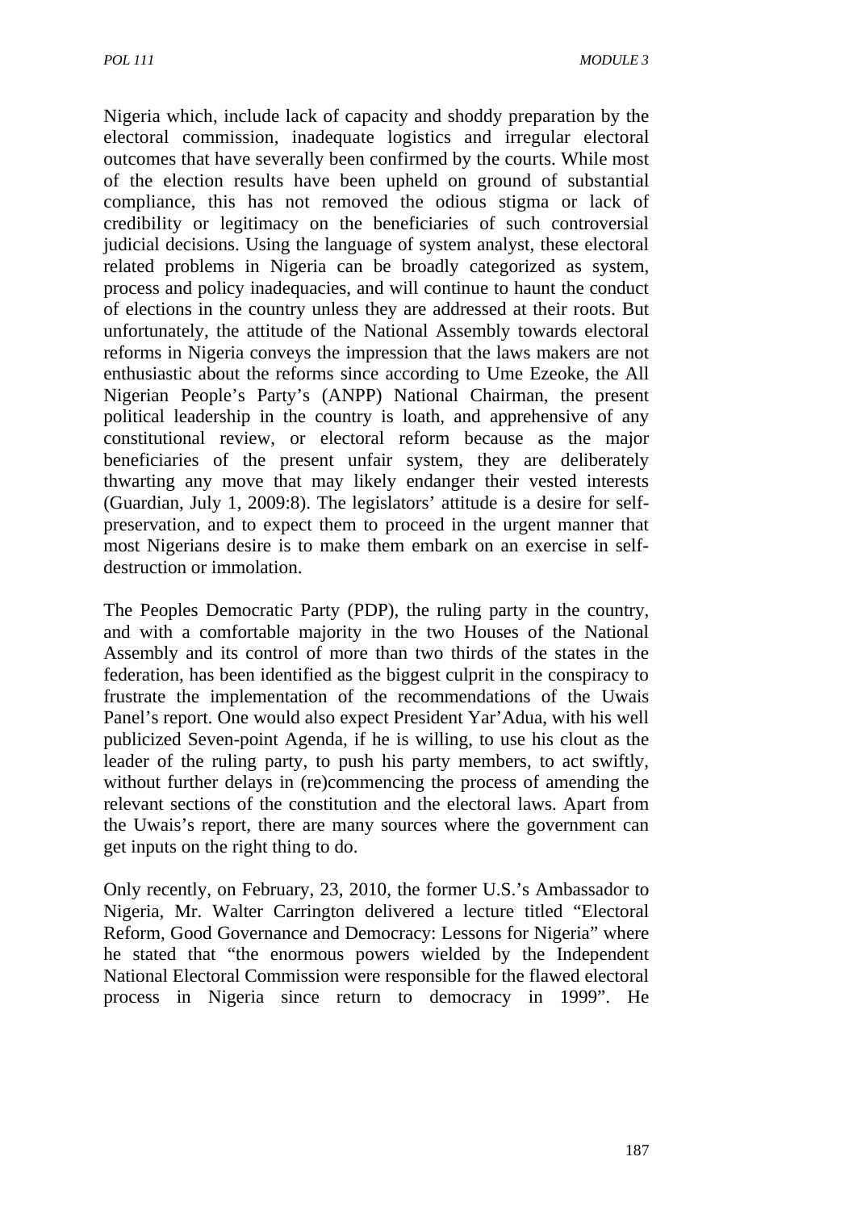Nigeria which, include lack of capacity and shoddy preparation by the electoral commission, inadequate logistics and irregular electoral outcomes that have severally been confirmed by the courts. While most of the election results have been upheld on ground of substantial compliance, this has not removed the odious stigma or lack of credibility or legitimacy on the beneficiaries of such controversial judicial decisions. Using the language of system analyst, these electoral related problems in Nigeria can be broadly categorized as system, process and policy inadequacies, and will continue to haunt the conduct of elections in the country unless they are addressed at their roots. But unfortunately, the attitude of the National Assembly towards electoral reforms in Nigeria conveys the impression that the laws makers are not enthusiastic about the reforms since according to Ume Ezeoke, the All Nigerian People's Party's (ANPP) National Chairman, the present political leadership in the country is loath, and apprehensive of any constitutional review, or electoral reform because as the major beneficiaries of the present unfair system, they are deliberately thwarting any move that may likely endanger their vested interests (Guardian, July 1, 2009:8). The legislators' attitude is a desire for self-preservation, and to expect them to proceed in the urgent manner that most Nigerians desire is to make them embark on an exercise in self-destruction or immolation.

The Peoples Democratic Party (PDP), the ruling party in the country, and with a comfortable majority in the two Houses of the National Assembly and its control of more than two thirds of the states in the federation, has been identified as the biggest culprit in the conspiracy to frustrate the implementation of the recommendations of the Uwais Panel's report. One would also expect President Yar'Adua, with his well publicized Seven-point Agenda, if he is willing, to use his clout as the leader of the ruling party, to push his party members, to act swiftly, without further delays in (re)commencing the process of amending the relevant sections of the constitution and the electoral laws. Apart from the Uwais's report, there are many sources where the government can get inputs on the right thing to do.

Only recently, on February, 23, 2010, the former U.S.'s Ambassador to Nigeria, Mr. Walter Carrington delivered a lecture titled "Electoral Reform, Good Governance and Democracy: Lessons for Nigeria" where he stated that "the enormous powers wielded by the Independent National Electoral Commission were responsible for the flawed electoral process in Nigeria since return to democracy in 1999". He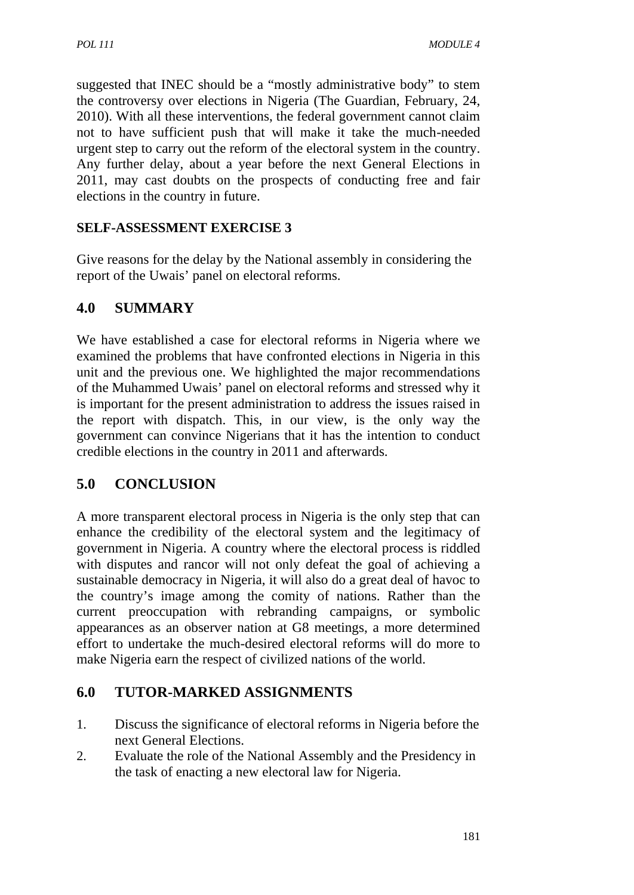suggested that INEC should be a "mostly administrative body" to stem the controversy over elections in Nigeria (The Guardian, February, 24, 2010). With all these interventions, the federal government cannot claim not to have sufficient push that will make it take the much-needed urgent step to carry out the reform of the electoral system in the country. Any further delay, about a year before the next General Elections in 2011, may cast doubts on the prospects of conducting free and fair elections in the country in future.

**SELF-ASSESSMENT EXERCISE 3**

Give reasons for the delay by the National assembly in considering the report of the Uwais' panel on electoral reforms.

## 4.0 SUMMARY

We have established a case for electoral reforms in Nigeria where we examined the problems that have confronted elections in Nigeria in this unit and the previous one. We highlighted the major recommendations of the Muhammed Uwais' panel on electoral reforms and stressed why it is important for the present administration to address the issues raised in the report with dispatch. This, in our view, is the only way the government can convince Nigerians that it has the intention to conduct credible elections in the country in 2011 and afterwards.

## 5.0 CONCLUSION

A more transparent electoral process in Nigeria is the only step that can enhance the credibility of the electoral system and the legitimacy of government in Nigeria. A country where the electoral process is riddled with disputes and rancor will not only defeat the goal of achieving a sustainable democracy in Nigeria, it will also do a great deal of havoc to the country's image among the comity of nations. Rather than the current preoccupation with rebranding campaigns, or symbolic appearances as an observer nation at G8 meetings, a more determined effort to undertake the much-desired electoral reforms will do more to make Nigeria earn the respect of civilized nations of the world.

## 6.0 TUTOR-MARKED ASSIGNMENTS

1. Discuss the significance of electoral reforms in Nigeria before the next General Elections.
2. Evaluate the role of the National Assembly and the Presidency in the task of enacting a new electoral law for Nigeria.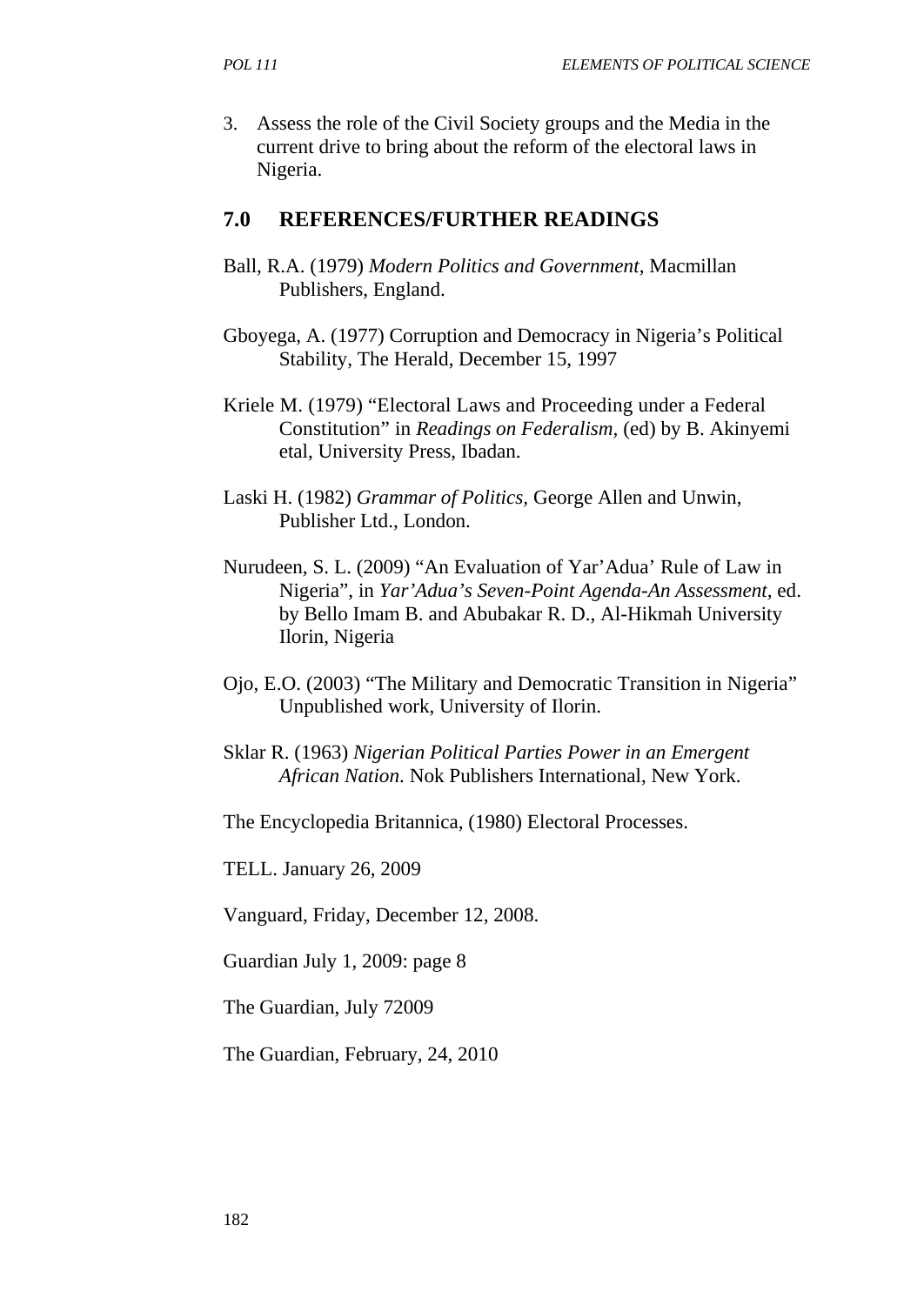3. Assess the role of the Civil Society groups and the Media in the current drive to bring about the reform of the electoral laws in Nigeria.

## 7.0 REFERENCES/FURTHER READINGS

Ball, R.A. (1979) *Modern Politics and Government*, Macmillan Publishers, England.

Gboyega, A. (1977) Corruption and Democracy in Nigeria's Political Stability, The Herald, December 15, 1997

Kriele M. (1979) "Electoral Laws and Proceeding under a Federal Constitution" in *Readings on Federalism,* (ed) by B. Akinyemi etal, University Press, Ibadan.

Laski H. (1982) *Grammar of Politics,* George Allen and Unwin, Publisher Ltd., London.

Nurudeen, S. L. (2009) "An Evaluation of Yar'Adua' Rule of Law in Nigeria", in *Yar'Adua's Seven-Point Agenda-An Assessment,* ed. by Bello Imam B. and Abubakar R. D., Al-Hikmah University Ilorin, Nigeria

Ojo, E.O. (2003) "The Military and Democratic Transition in Nigeria" Unpublished work, University of Ilorin.

Sklar R. (1963) *Nigerian Political Parties Power in an Emergent African Nation*. Nok Publishers International, New York.

The Encyclopedia Britannica, (1980) Electoral Processes.

TELL. January 26, 2009

Vanguard, Friday, December 12, 2008.

Guardian July 1, 2009: page 8

The Guardian, July 72009

The Guardian, February, 24, 2010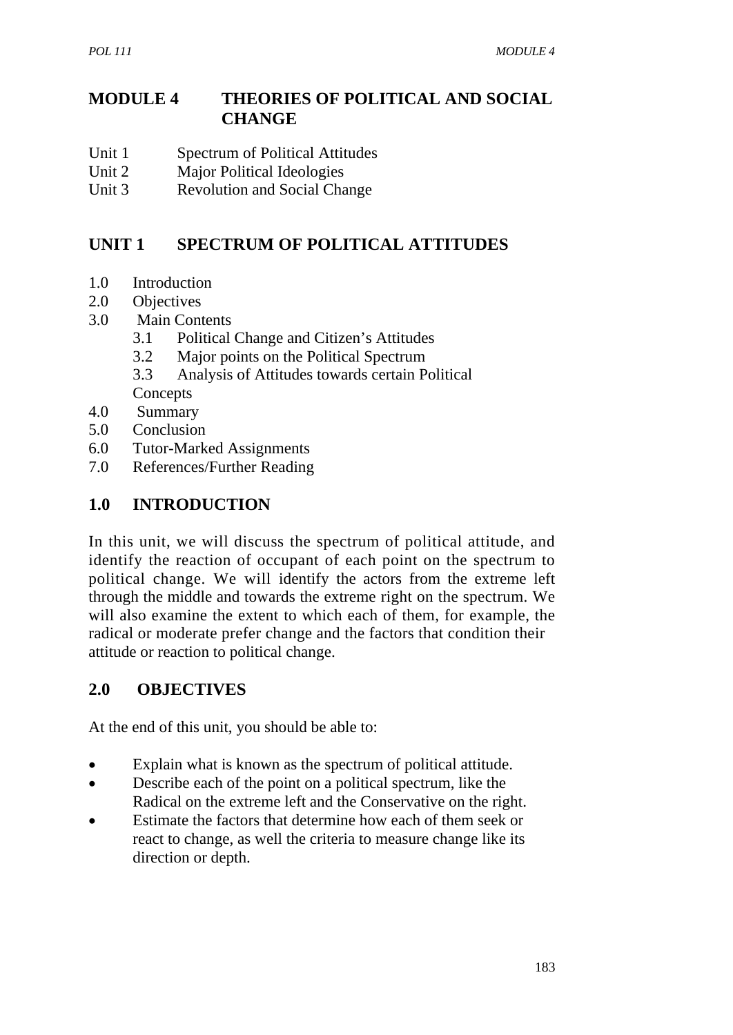# MODULE 4 THEORIES OF POLITICAL AND SOCIAL CHANGE

Unit 1 Spectrum of Political Attitudes
Unit 2 Major Political Ideologies
Unit 3 Revolution and Social Change

## UNIT 1 SPECTRUM OF POLITICAL ATTITUDES

1.0 Introduction
2.0 Objectives
3.0 Main Contents
 3.1 Political Change and Citizen's Attitudes
 3.2 Major points on the Political Spectrum
 3.3 Analysis of Attitudes towards certain Political Concepts
4.0 Summary
5.0 Conclusion
6.0 Tutor-Marked Assignments
7.0 References/Further Reading

## 1.0 INTRODUCTION

In this unit, we will discuss the spectrum of political attitude, and identify the reaction of occupant of each point on the spectrum to political change. We will identify the actors from the extreme left through the middle and towards the extreme right on the spectrum. We will also examine the extent to which each of them, for example, the radical or moderate prefer change and the factors that condition their attitude or reaction to political change.

## 2.0 OBJECTIVES

At the end of this unit, you should be able to:

- Explain what is known as the spectrum of political attitude.
- Describe each of the point on a political spectrum, like the Radical on the extreme left and the Conservative on the right.
- Estimate the factors that determine how each of them seek or react to change, as well the criteria to measure change like its direction or depth.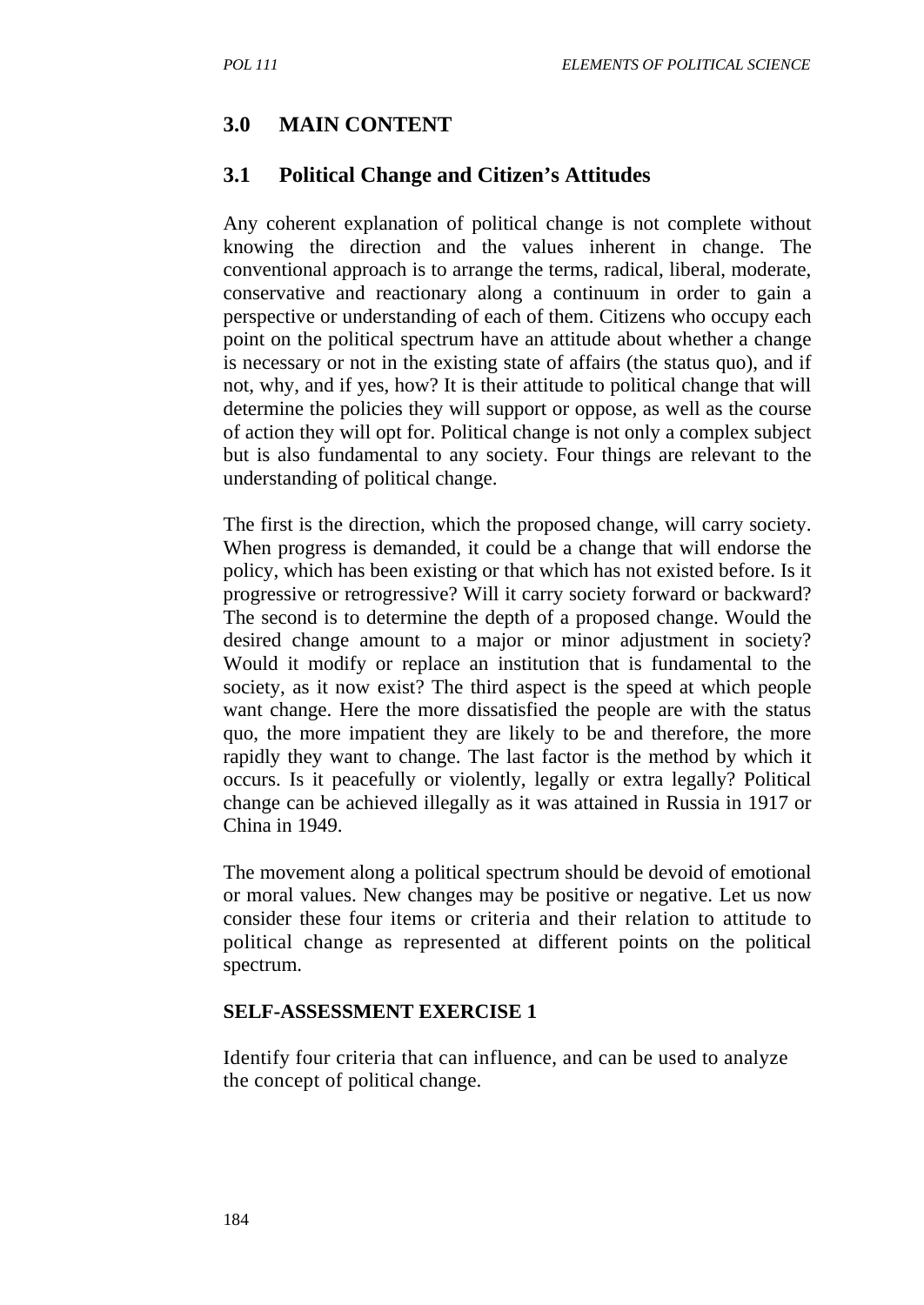## 3.0 MAIN CONTENT

### 3.1 Political Change and Citizen's Attitudes

Any coherent explanation of political change is not complete without knowing the direction and the values inherent in change. The conventional approach is to arrange the terms, radical, liberal, moderate, conservative and reactionary along a continuum in order to gain a perspective or understanding of each of them. Citizens who occupy each point on the political spectrum have an attitude about whether a change is necessary or not in the existing state of affairs (the status quo), and if not, why, and if yes, how? It is their attitude to political change that will determine the policies they will support or oppose, as well as the course of action they will opt for. Political change is not only a complex subject but is also fundamental to any society. Four things are relevant to the understanding of political change.

The first is the direction, which the proposed change, will carry society. When progress is demanded, it could be a change that will endorse the policy, which has been existing or that which has not existed before. Is it progressive or retrogressive? Will it carry society forward or backward? The second is to determine the depth of a proposed change. Would the desired change amount to a major or minor adjustment in society? Would it modify or replace an institution that is fundamental to the society, as it now exist? The third aspect is the speed at which people want change. Here the more dissatisfied the people are with the status quo, the more impatient they are likely to be and therefore, the more rapidly they want to change. The last factor is the method by which it occurs. Is it peacefully or violently, legally or extra legally? Political change can be achieved illegally as it was attained in Russia in 1917 or China in 1949.

The movement along a political spectrum should be devoid of emotional or moral values. New changes may be positive or negative. Let us now consider these four items or criteria and their relation to attitude to political change as represented at different points on the political spectrum.

**SELF-ASSESSMENT EXERCISE 1**

Identify four criteria that can influence, and can be used to analyze the concept of political change.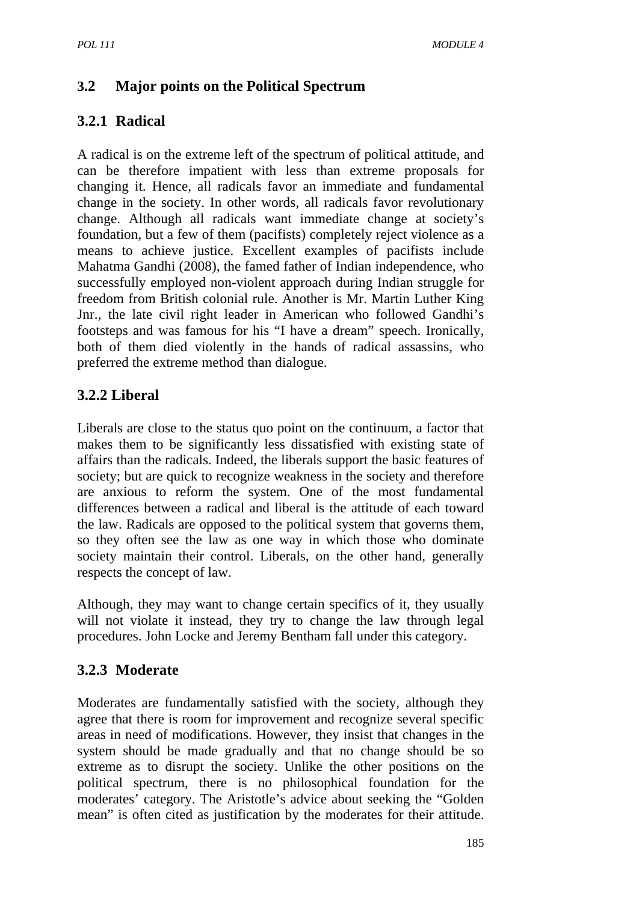### 3.2 Major points on the Political Spectrum

### 3.2.1 Radical

A radical is on the extreme left of the spectrum of political attitude, and can be therefore impatient with less than extreme proposals for changing it. Hence, all radicals favor an immediate and fundamental change in the society. In other words, all radicals favor revolutionary change. Although all radicals want immediate change at society's foundation, but a few of them (pacifists) completely reject violence as a means to achieve justice. Excellent examples of pacifists include Mahatma Gandhi (2008), the famed father of Indian independence, who successfully employed non-violent approach during Indian struggle for freedom from British colonial rule. Another is Mr. Martin Luther King Jnr., the late civil right leader in American who followed Gandhi's footsteps and was famous for his "I have a dream" speech. Ironically, both of them died violently in the hands of radical assassins, who preferred the extreme method than dialogue.

### 3.2.2 Liberal

Liberals are close to the status quo point on the continuum, a factor that makes them to be significantly less dissatisfied with existing state of affairs than the radicals. Indeed, the liberals support the basic features of society; but are quick to recognize weakness in the society and therefore are anxious to reform the system. One of the most fundamental differences between a radical and liberal is the attitude of each toward the law. Radicals are opposed to the political system that governs them, so they often see the law as one way in which those who dominate society maintain their control. Liberals, on the other hand, generally respects the concept of law.

Although, they may want to change certain specifics of it, they usually will not violate it instead, they try to change the law through legal procedures. John Locke and Jeremy Bentham fall under this category.

### 3.2.3 Moderate

Moderates are fundamentally satisfied with the society, although they agree that there is room for improvement and recognize several specific areas in need of modifications. However, they insist that changes in the system should be made gradually and that no change should be so extreme as to disrupt the society. Unlike the other positions on the political spectrum, there is no philosophical foundation for the moderates' category. The Aristotle's advice about seeking the "Golden mean" is often cited as justification by the moderates for their attitude.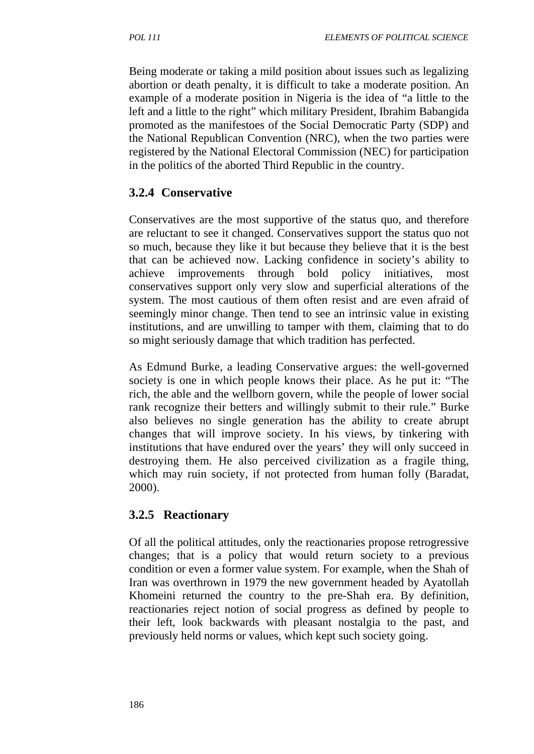Being moderate or taking a mild position about issues such as legalizing abortion or death penalty, it is difficult to take a moderate position. An example of a moderate position in Nigeria is the idea of “a little to the left and a little to the right” which military President, Ibrahim Babangida promoted as the manifestoes of the Social Democratic Party (SDP) and the National Republican Convention (NRC), when the two parties were registered by the National Electoral Commission (NEC) for participation in the politics of the aborted Third Republic in the country.

### 3.2.4 Conservative

Conservatives are the most supportive of the status quo, and therefore are reluctant to see it changed. Conservatives support the status quo not so much, because they like it but because they believe that it is the best that can be achieved now. Lacking confidence in society’s ability to achieve improvements through bold policy initiatives, most conservatives support only very slow and superficial alterations of the system. The most cautious of them often resist and are even afraid of seemingly minor change. Then tend to see an intrinsic value in existing institutions, and are unwilling to tamper with them, claiming that to do so might seriously damage that which tradition has perfected.

As Edmund Burke, a leading Conservative argues: the well-governed society is one in which people knows their place. As he put it: “The rich, the able and the wellborn govern, while the people of lower social rank recognize their betters and willingly submit to their rule.” Burke also believes no single generation has the ability to create abrupt changes that will improve society. In his views, by tinkering with institutions that have endured over the years’ they will only succeed in destroying them. He also perceived civilization as a fragile thing, which may ruin society, if not protected from human folly (Baradat, 2000).

### 3.2.5 Reactionary

Of all the political attitudes, only the reactionaries propose retrogressive changes; that is a policy that would return society to a previous condition or even a former value system. For example, when the Shah of Iran was overthrown in 1979 the new government headed by Ayatollah Khomeini returned the country to the pre-Shah era. By definition, reactionaries reject notion of social progress as defined by people to their left, look backwards with pleasant nostalgia to the past, and previously held norms or values, which kept such society going.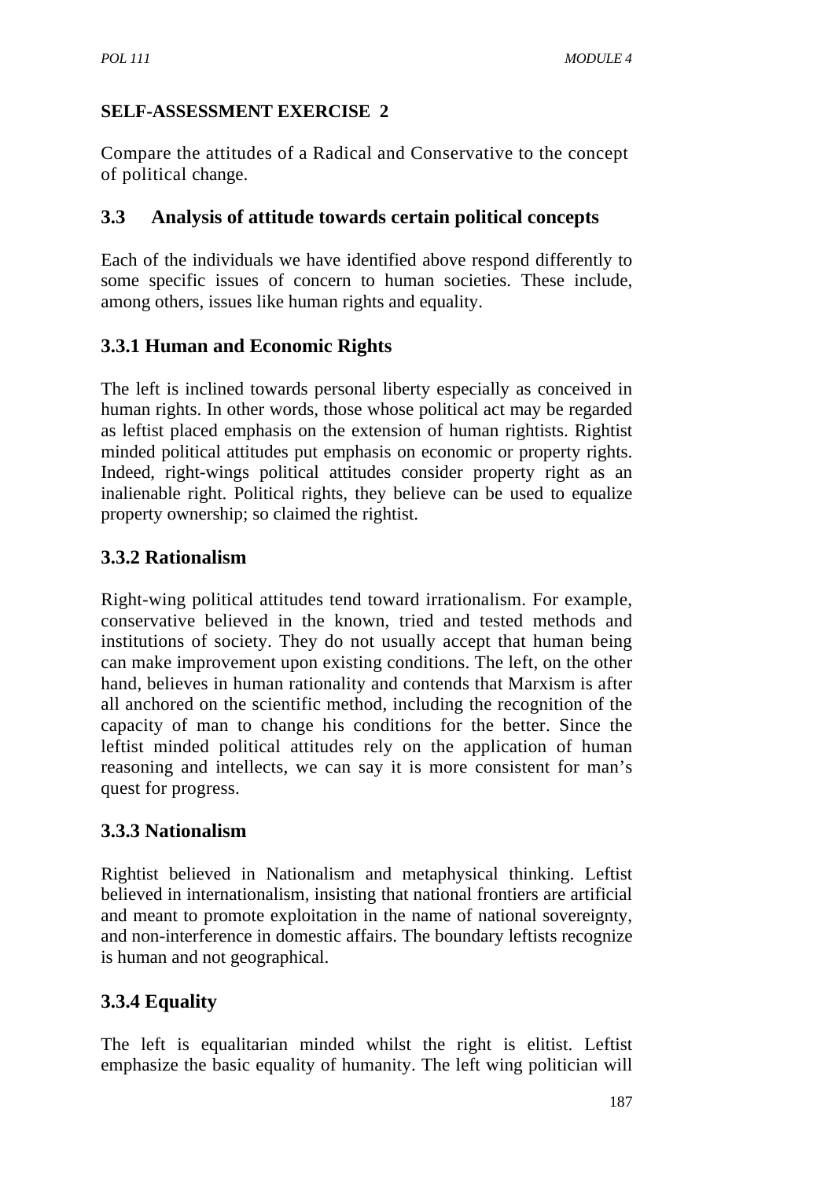**SELF-ASSESSMENT EXERCISE 2**

Compare the attitudes of a Radical and Conservative to the concept of political change.

## 3.3 Analysis of attitude towards certain political concepts

Each of the individuals we have identified above respond differently to some specific issues of concern to human societies. These include, among others, issues like human rights and equality.

### 3.3.1 Human and Economic Rights

The left is inclined towards personal liberty especially as conceived in human rights. In other words, those whose political act may be regarded as leftist placed emphasis on the extension of human rightists. Rightist minded political attitudes put emphasis on economic or property rights. Indeed, right-wings political attitudes consider property right as an inalienable right. Political rights, they believe can be used to equalize property ownership; so claimed the rightist.

### 3.3.2 Rationalism

Right-wing political attitudes tend toward irrationalism. For example, conservative believed in the known, tried and tested methods and institutions of society. They do not usually accept that human being can make improvement upon existing conditions. The left, on the other hand, believes in human rationality and contends that Marxism is after all anchored on the scientific method, including the recognition of the capacity of man to change his conditions for the better. Since the leftist minded political attitudes rely on the application of human reasoning and intellects, we can say it is more consistent for man's quest for progress.

### 3.3.3 Nationalism

Rightist believed in Nationalism and metaphysical thinking. Leftist believed in internationalism, insisting that national frontiers are artificial and meant to promote exploitation in the name of national sovereignty, and non-interference in domestic affairs. The boundary leftists recognize is human and not geographical.

### 3.3.4 Equality

The left is equalitarian minded whilst the right is elitist. Leftist emphasize the basic equality of humanity. The left wing politician will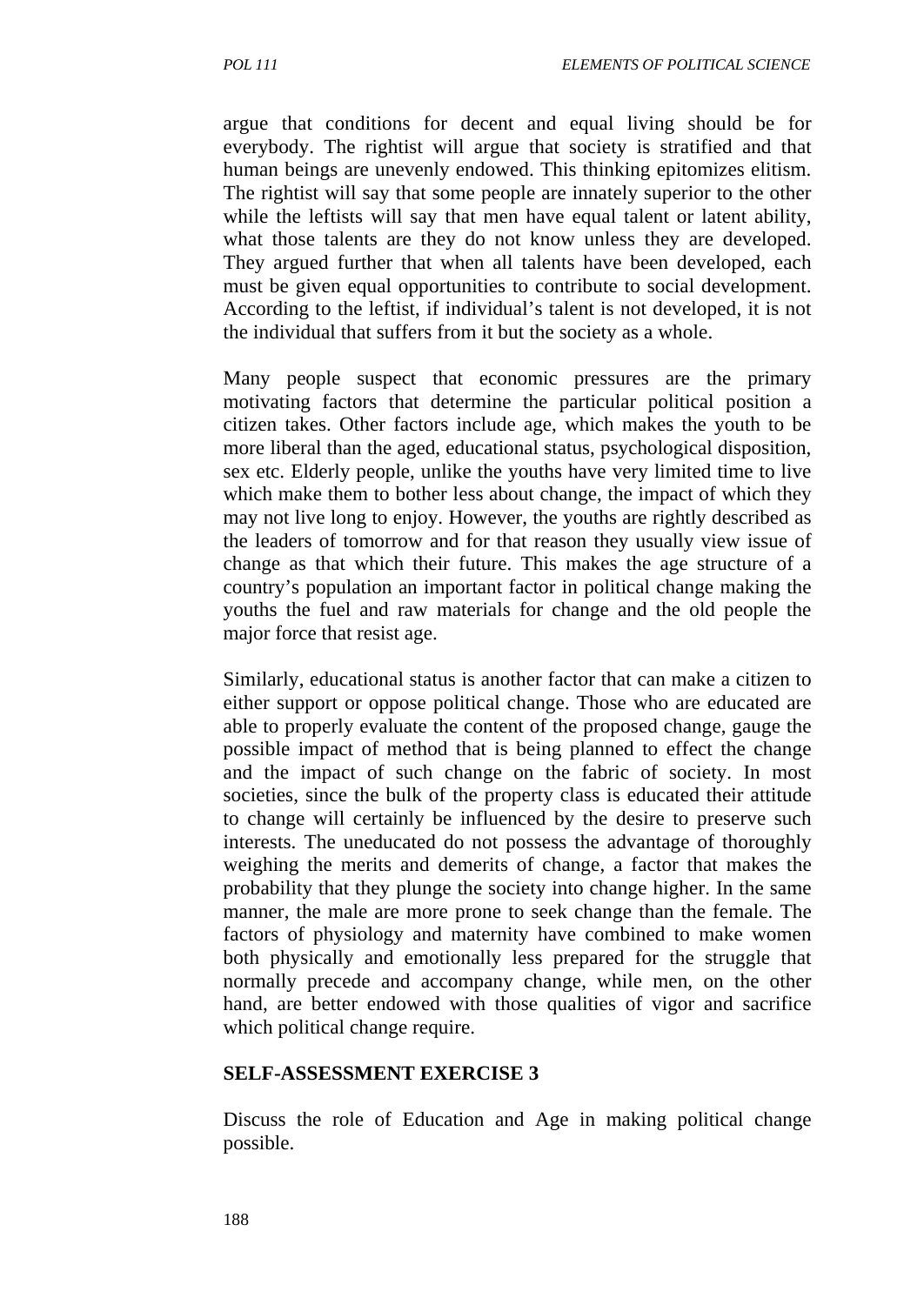argue that conditions for decent and equal living should be for everybody. The rightist will argue that society is stratified and that human beings are unevenly endowed. This thinking epitomizes elitism. The rightist will say that some people are innately superior to the other while the leftists will say that men have equal talent or latent ability, what those talents are they do not know unless they are developed. They argued further that when all talents have been developed, each must be given equal opportunities to contribute to social development. According to the leftist, if individual's talent is not developed, it is not the individual that suffers from it but the society as a whole.

Many people suspect that economic pressures are the primary motivating factors that determine the particular political position a citizen takes. Other factors include age, which makes the youth to be more liberal than the aged, educational status, psychological disposition, sex etc. Elderly people, unlike the youths have very limited time to live which make them to bother less about change, the impact of which they may not live long to enjoy. However, the youths are rightly described as the leaders of tomorrow and for that reason they usually view issue of change as that which their future. This makes the age structure of a country's population an important factor in political change making the youths the fuel and raw materials for change and the old people the major force that resist age.

Similarly, educational status is another factor that can make a citizen to either support or oppose political change. Those who are educated are able to properly evaluate the content of the proposed change, gauge the possible impact of method that is being planned to effect the change and the impact of such change on the fabric of society. In most societies, since the bulk of the property class is educated their attitude to change will certainly be influenced by the desire to preserve such interests. The uneducated do not possess the advantage of thoroughly weighing the merits and demerits of change, a factor that makes the probability that they plunge the society into change higher. In the same manner, the male are more prone to seek change than the female. The factors of physiology and maternity have combined to make women both physically and emotionally less prepared for the struggle that normally precede and accompany change, while men, on the other hand, are better endowed with those qualities of vigor and sacrifice which political change require.

**SELF-ASSESSMENT EXERCISE 3**

Discuss the role of Education and Age in making political change possible.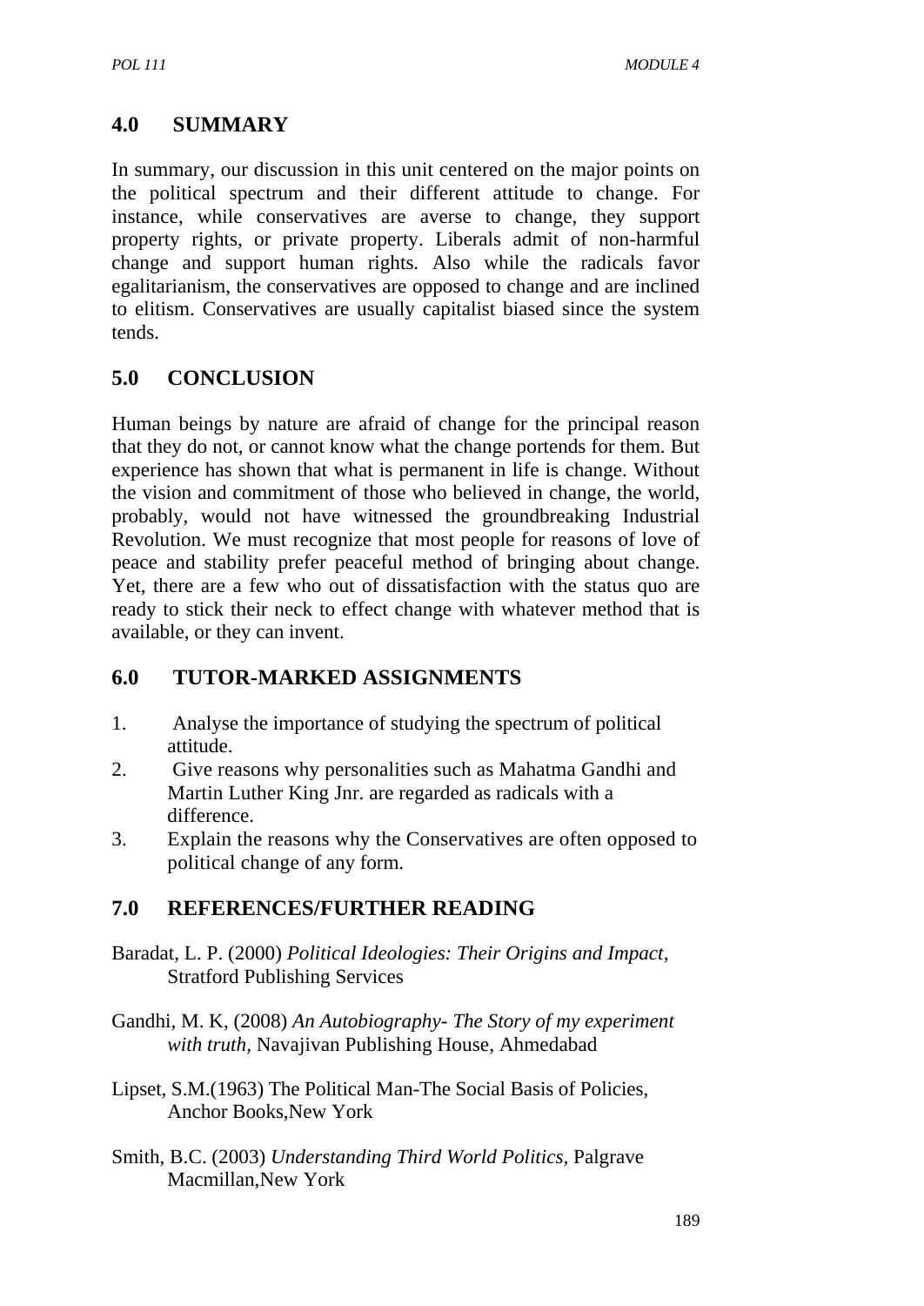## 4.0 SUMMARY

In summary, our discussion in this unit centered on the major points on the political spectrum and their different attitude to change. For instance, while conservatives are averse to change, they support property rights, or private property. Liberals admit of non-harmful change and support human rights. Also while the radicals favor egalitarianism, the conservatives are opposed to change and are inclined to elitism. Conservatives are usually capitalist biased since the system tends.

## 5.0 CONCLUSION

Human beings by nature are afraid of change for the principal reason that they do not, or cannot know what the change portends for them. But experience has shown that what is permanent in life is change. Without the vision and commitment of those who believed in change, the world, probably, would not have witnessed the groundbreaking Industrial Revolution. We must recognize that most people for reasons of love of peace and stability prefer peaceful method of bringing about change. Yet, there are a few who out of dissatisfaction with the status quo are ready to stick their neck to effect change with whatever method that is available, or they can invent.

## 6.0 TUTOR-MARKED ASSIGNMENTS

1. Analyse the importance of studying the spectrum of political attitude.
2. Give reasons why personalities such as Mahatma Gandhi and Martin Luther King Jnr. are regarded as radicals with a difference.
3. Explain the reasons why the Conservatives are often opposed to political change of any form.

## 7.0 REFERENCES/FURTHER READING

Baradat, L. P. (2000) *Political Ideologies: Their Origins and Impact*, Stratford Publishing Services

Gandhi, M. K, (2008) *An Autobiography- The Story of my experiment with truth,* Navajivan Publishing House, Ahmedabad

Lipset, S.M.(1963) The Political Man-The Social Basis of Policies, Anchor Books,New York

Smith, B.C. (2003) *Understanding Third World Politics,* Palgrave Macmillan,New York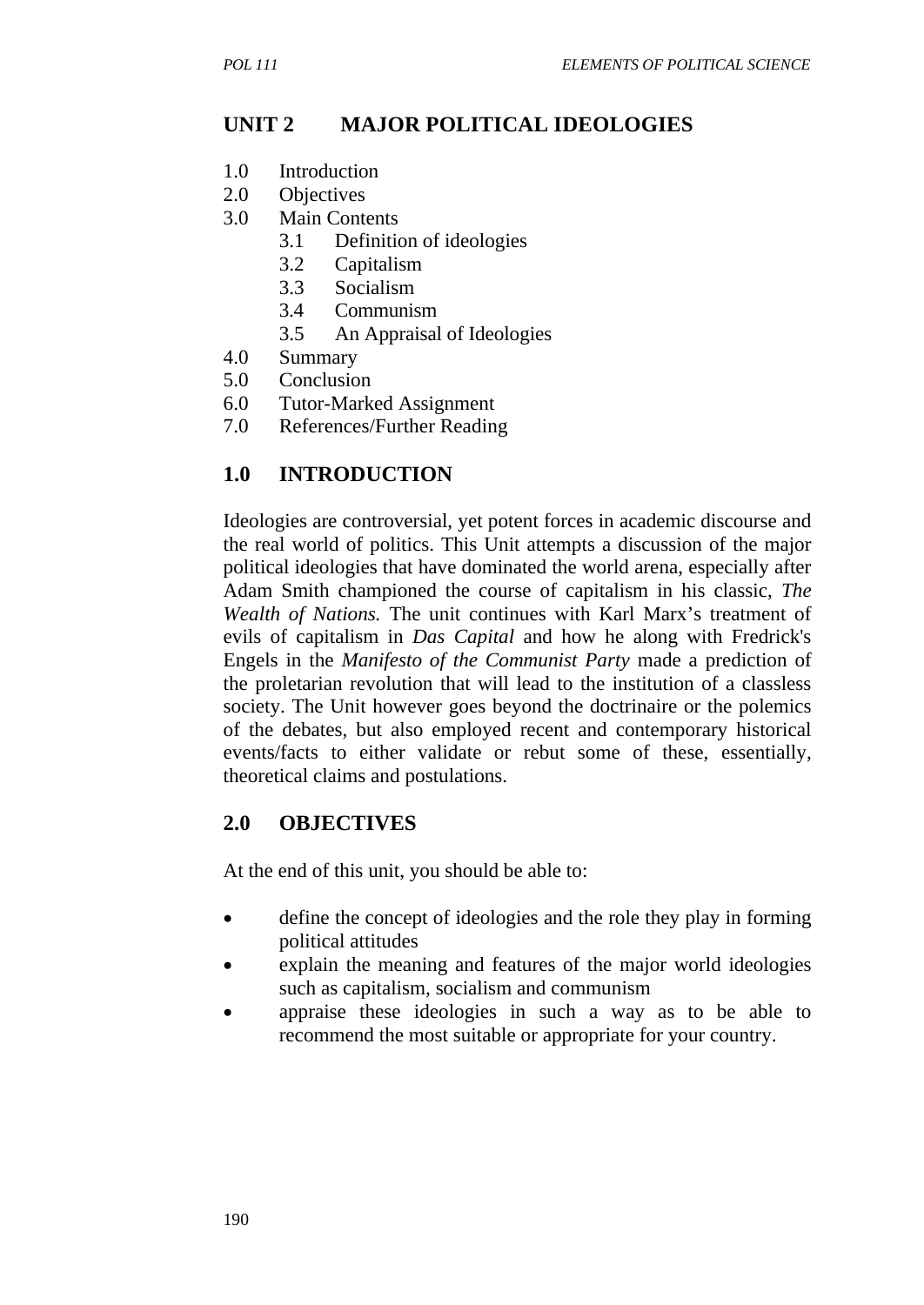## UNIT 2 MAJOR POLITICAL IDEOLOGIES

1.0 Introduction
2.0 Objectives
3.0 Main Contents
  3.1 Definition of ideologies
  3.2 Capitalism
  3.3 Socialism
  3.4 Communism
  3.5 An Appraisal of Ideologies
4.0 Summary
5.0 Conclusion
6.0 Tutor-Marked Assignment
7.0 References/Further Reading

## 1.0 INTRODUCTION

Ideologies are controversial, yet potent forces in academic discourse and the real world of politics. This Unit attempts a discussion of the major political ideologies that have dominated the world arena, especially after Adam Smith championed the course of capitalism in his classic, *The Wealth of Nations.* The unit continues with Karl Marx's treatment of evils of capitalism in *Das Capital* and how he along with Fredrick's Engels in the *Manifesto of the Communist Party* made a prediction of the proletarian revolution that will lead to the institution of a classless society. The Unit however goes beyond the doctrinaire or the polemics of the debates, but also employed recent and contemporary historical events/facts to either validate or rebut some of these, essentially, theoretical claims and postulations.

## 2.0 OBJECTIVES

At the end of this unit, you should be able to:

- define the concept of ideologies and the role they play in forming political attitudes
- explain the meaning and features of the major world ideologies such as capitalism, socialism and communism
- appraise these ideologies in such a way as to be able to recommend the most suitable or appropriate for your country.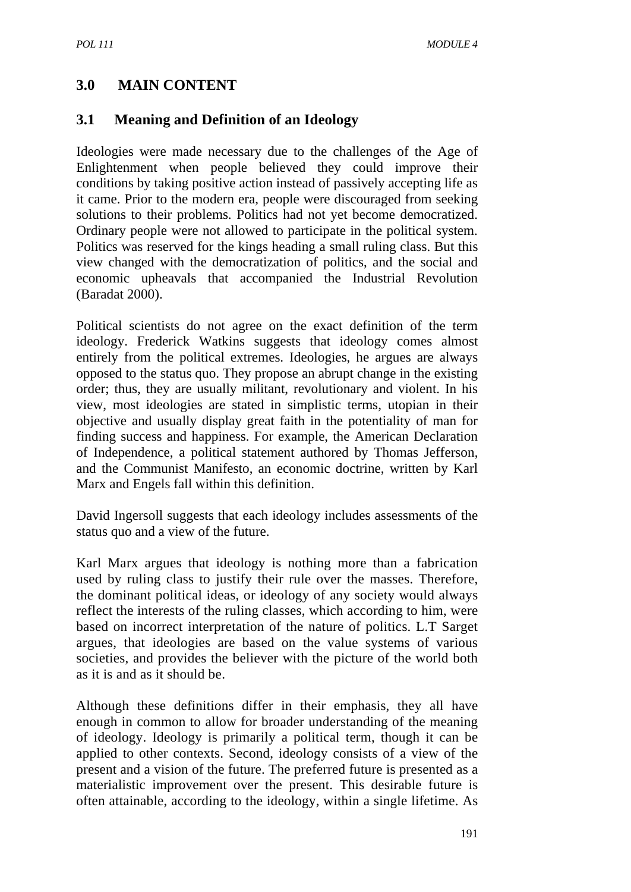## 3.0 MAIN CONTENT

### 3.1 Meaning and Definition of an Ideology

Ideologies were made necessary due to the challenges of the Age of Enlightenment when people believed they could improve their conditions by taking positive action instead of passively accepting life as it came. Prior to the modern era, people were discouraged from seeking solutions to their problems. Politics had not yet become democratized. Ordinary people were not allowed to participate in the political system. Politics was reserved for the kings heading a small ruling class. But this view changed with the democratization of politics, and the social and economic upheavals that accompanied the Industrial Revolution (Baradat 2000).

Political scientists do not agree on the exact definition of the term ideology. Frederick Watkins suggests that ideology comes almost entirely from the political extremes. Ideologies, he argues are always opposed to the status quo. They propose an abrupt change in the existing order; thus, they are usually militant, revolutionary and violent. In his view, most ideologies are stated in simplistic terms, utopian in their objective and usually display great faith in the potentiality of man for finding success and happiness. For example, the American Declaration of Independence, a political statement authored by Thomas Jefferson, and the Communist Manifesto, an economic doctrine, written by Karl Marx and Engels fall within this definition.

David Ingersoll suggests that each ideology includes assessments of the status quo and a view of the future.

Karl Marx argues that ideology is nothing more than a fabrication used by ruling class to justify their rule over the masses. Therefore, the dominant political ideas, or ideology of any society would always reflect the interests of the ruling classes, which according to him, were based on incorrect interpretation of the nature of politics. L.T Sarget argues, that ideologies are based on the value systems of various societies, and provides the believer with the picture of the world both as it is and as it should be.

Although these definitions differ in their emphasis, they all have enough in common to allow for broader understanding of the meaning of ideology. Ideology is primarily a political term, though it can be applied to other contexts. Second, ideology consists of a view of the present and a vision of the future. The preferred future is presented as a materialistic improvement over the present. This desirable future is often attainable, according to the ideology, within a single lifetime. As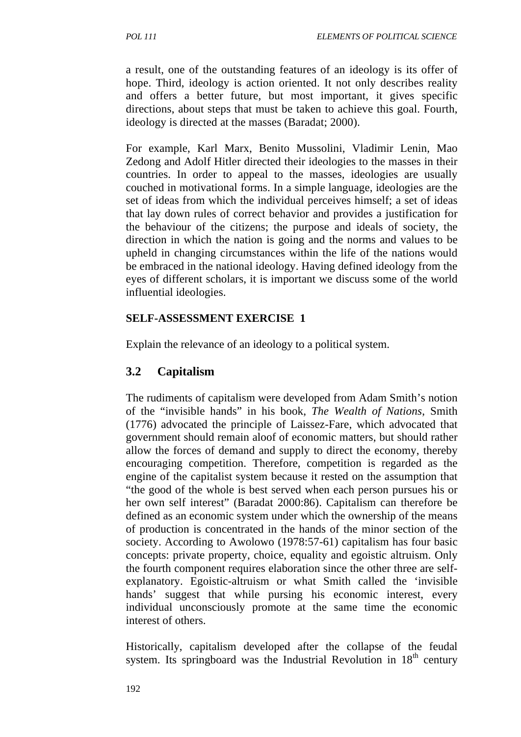a result, one of the outstanding features of an ideology is its offer of hope. Third, ideology is action oriented. It not only describes reality and offers a better future, but most important, it gives specific directions, about steps that must be taken to achieve this goal. Fourth, ideology is directed at the masses (Baradat; 2000).

For example, Karl Marx, Benito Mussolini, Vladimir Lenin, Mao Zedong and Adolf Hitler directed their ideologies to the masses in their countries. In order to appeal to the masses, ideologies are usually couched in motivational forms. In a simple language, ideologies are the set of ideas from which the individual perceives himself; a set of ideas that lay down rules of correct behavior and provides a justification for the behaviour of the citizens; the purpose and ideals of society, the direction in which the nation is going and the norms and values to be upheld in changing circumstances within the life of the nations would be embraced in the national ideology. Having defined ideology from the eyes of different scholars, it is important we discuss some of the world influential ideologies.

**SELF-ASSESSMENT EXERCISE 1**

Explain the relevance of an ideology to a political system.

## 3.2 Capitalism

The rudiments of capitalism were developed from Adam Smith's notion of the "invisible hands" in his book, *The Wealth of Nations*, Smith (1776) advocated the principle of Laissez-Fare, which advocated that government should remain aloof of economic matters, but should rather allow the forces of demand and supply to direct the economy, thereby encouraging competition. Therefore, competition is regarded as the engine of the capitalist system because it rested on the assumption that "the good of the whole is best served when each person pursues his or her own self interest" (Baradat 2000:86). Capitalism can therefore be defined as an economic system under which the ownership of the means of production is concentrated in the hands of the minor section of the society. According to Awolowo (1978:57-61) capitalism has four basic concepts: private property, choice, equality and egoistic altruism. Only the fourth component requires elaboration since the other three are self-explanatory. Egoistic-altruism or what Smith called the 'invisible hands' suggest that while pursing his economic interest, every individual unconsciously promote at the same time the economic interest of others.

Historically, capitalism developed after the collapse of the feudal system. Its springboard was the Industrial Revolution in 18th century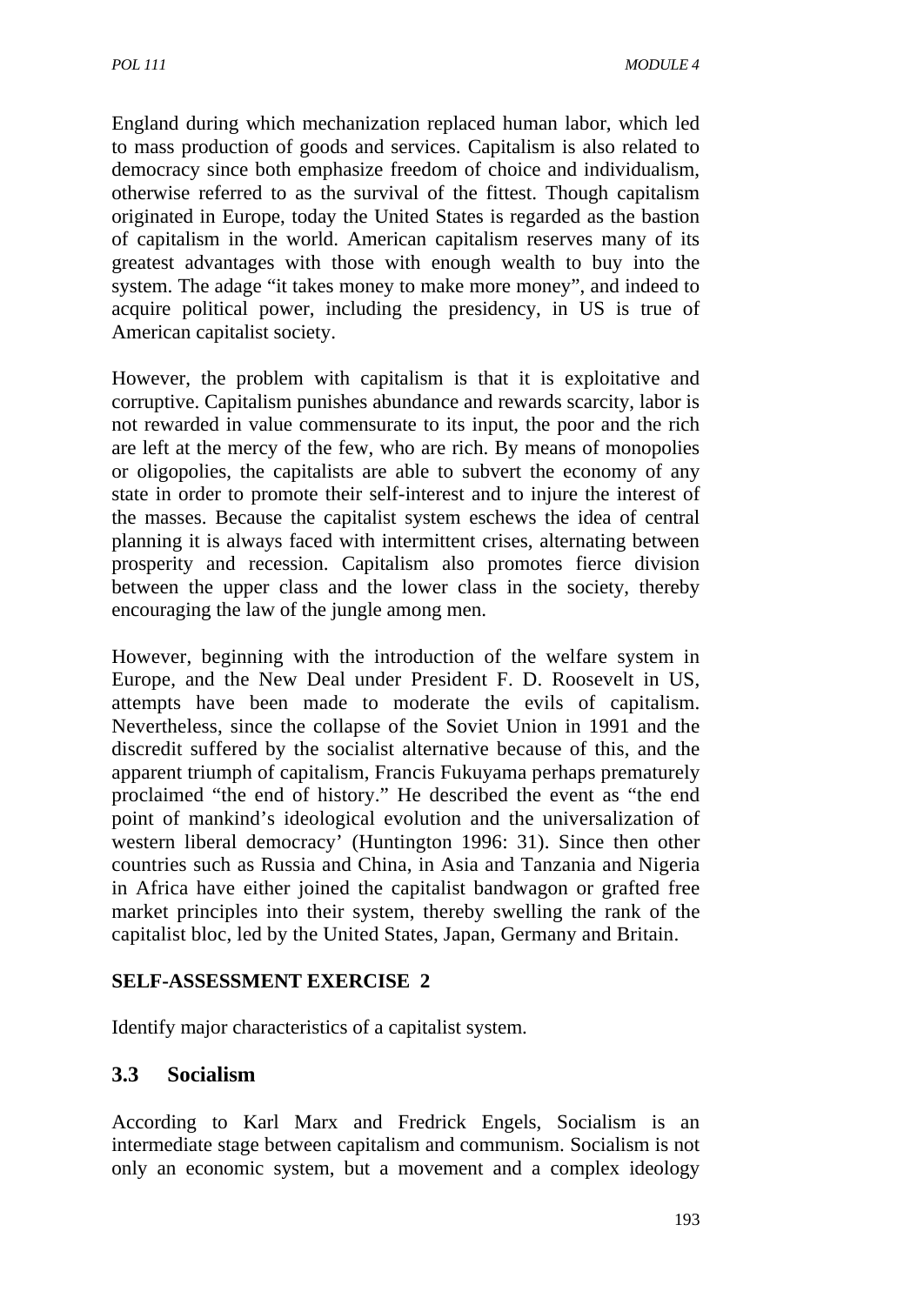England during which mechanization replaced human labor, which led to mass production of goods and services. Capitalism is also related to democracy since both emphasize freedom of choice and individualism, otherwise referred to as the survival of the fittest. Though capitalism originated in Europe, today the United States is regarded as the bastion of capitalism in the world. American capitalism reserves many of its greatest advantages with those with enough wealth to buy into the system. The adage "it takes money to make more money", and indeed to acquire political power, including the presidency, in US is true of American capitalist society.

However, the problem with capitalism is that it is exploitative and corruptive. Capitalism punishes abundance and rewards scarcity, labor is not rewarded in value commensurate to its input, the poor and the rich are left at the mercy of the few, who are rich. By means of monopolies or oligopolies, the capitalists are able to subvert the economy of any state in order to promote their self-interest and to injure the interest of the masses. Because the capitalist system eschews the idea of central planning it is always faced with intermittent crises, alternating between prosperity and recession. Capitalism also promotes fierce division between the upper class and the lower class in the society, thereby encouraging the law of the jungle among men.

However, beginning with the introduction of the welfare system in Europe, and the New Deal under President F. D. Roosevelt in US, attempts have been made to moderate the evils of capitalism. Nevertheless, since the collapse of the Soviet Union in 1991 and the discredit suffered by the socialist alternative because of this, and the apparent triumph of capitalism, Francis Fukuyama perhaps prematurely proclaimed "the end of history." He described the event as "the end point of mankind's ideological evolution and the universalization of western liberal democracy' (Huntington 1996: 31). Since then other countries such as Russia and China, in Asia and Tanzania and Nigeria in Africa have either joined the capitalist bandwagon or grafted free market principles into their system, thereby swelling the rank of the capitalist bloc, led by the United States, Japan, Germany and Britain.

**SELF-ASSESSMENT EXERCISE 2**

Identify major characteristics of a capitalist system.

## 3.3 Socialism

According to Karl Marx and Fredrick Engels, Socialism is an intermediate stage between capitalism and communism. Socialism is not only an economic system, but a movement and a complex ideology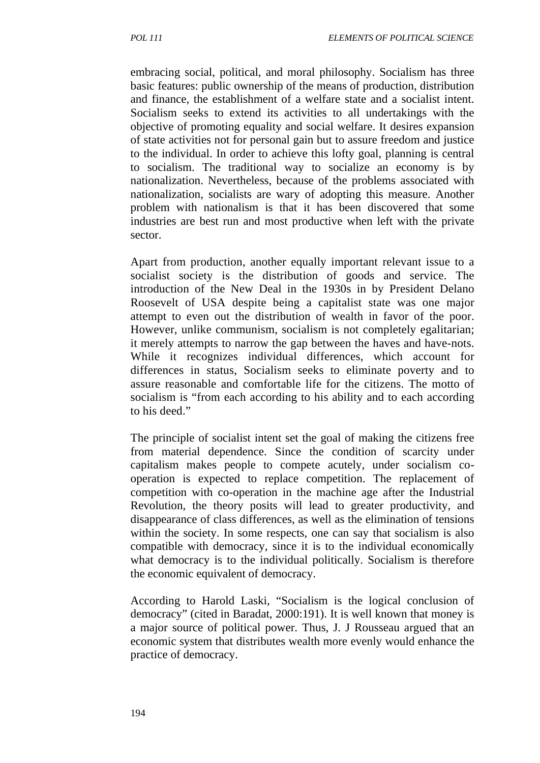embracing social, political, and moral philosophy. Socialism has three basic features: public ownership of the means of production, distribution and finance, the establishment of a welfare state and a socialist intent. Socialism seeks to extend its activities to all undertakings with the objective of promoting equality and social welfare. It desires expansion of state activities not for personal gain but to assure freedom and justice to the individual. In order to achieve this lofty goal, planning is central to socialism. The traditional way to socialize an economy is by nationalization. Nevertheless, because of the problems associated with nationalization, socialists are wary of adopting this measure. Another problem with nationalism is that it has been discovered that some industries are best run and most productive when left with the private sector.

Apart from production, another equally important relevant issue to a socialist society is the distribution of goods and service. The introduction of the New Deal in the 1930s in by President Delano Roosevelt of USA despite being a capitalist state was one major attempt to even out the distribution of wealth in favor of the poor. However, unlike communism, socialism is not completely egalitarian; it merely attempts to narrow the gap between the haves and have-nots. While it recognizes individual differences, which account for differences in status, Socialism seeks to eliminate poverty and to assure reasonable and comfortable life for the citizens. The motto of socialism is "from each according to his ability and to each according to his deed."

The principle of socialist intent set the goal of making the citizens free from material dependence. Since the condition of scarcity under capitalism makes people to compete acutely, under socialism co-operation is expected to replace competition. The replacement of competition with co-operation in the machine age after the Industrial Revolution, the theory posits will lead to greater productivity, and disappearance of class differences, as well as the elimination of tensions within the society. In some respects, one can say that socialism is also compatible with democracy, since it is to the individual economically what democracy is to the individual politically. Socialism is therefore the economic equivalent of democracy.

According to Harold Laski, "Socialism is the logical conclusion of democracy" (cited in Baradat, 2000:191). It is well known that money is a major source of political power. Thus, J. J Rousseau argued that an economic system that distributes wealth more evenly would enhance the practice of democracy.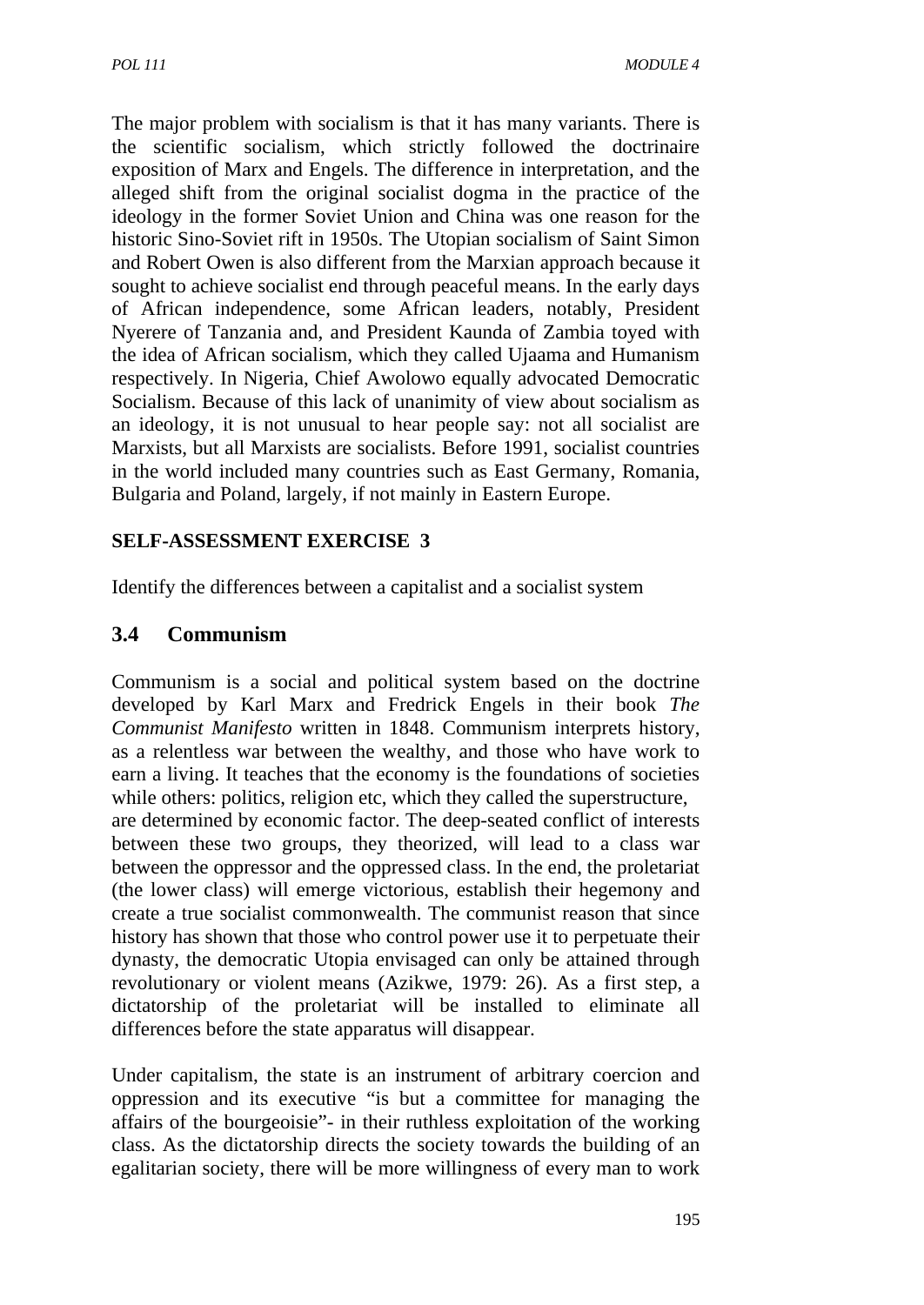The major problem with socialism is that it has many variants. There is the scientific socialism, which strictly followed the doctrinaire exposition of Marx and Engels. The difference in interpretation, and the alleged shift from the original socialist dogma in the practice of the ideology in the former Soviet Union and China was one reason for the historic Sino-Soviet rift in 1950s. The Utopian socialism of Saint Simon and Robert Owen is also different from the Marxian approach because it sought to achieve socialist end through peaceful means. In the early days of African independence, some African leaders, notably, President Nyerere of Tanzania and, and President Kaunda of Zambia toyed with the idea of African socialism, which they called Ujaama and Humanism respectively. In Nigeria, Chief Awolowo equally advocated Democratic Socialism. Because of this lack of unanimity of view about socialism as an ideology, it is not unusual to hear people say: not all socialist are Marxists, but all Marxists are socialists. Before 1991, socialist countries in the world included many countries such as East Germany, Romania, Bulgaria and Poland, largely, if not mainly in Eastern Europe.

**SELF-ASSESSMENT EXERCISE 3**

Identify the differences between a capitalist and a socialist system

## 3.4 Communism

Communism is a social and political system based on the doctrine developed by Karl Marx and Fredrick Engels in their book *The Communist Manifesto* written in 1848. Communism interprets history, as a relentless war between the wealthy, and those who have work to earn a living. It teaches that the economy is the foundations of societies while others: politics, religion etc, which they called the superstructure, are determined by economic factor. The deep-seated conflict of interests between these two groups, they theorized, will lead to a class war between the oppressor and the oppressed class. In the end, the proletariat (the lower class) will emerge victorious, establish their hegemony and create a true socialist commonwealth. The communist reason that since history has shown that those who control power use it to perpetuate their dynasty, the democratic Utopia envisaged can only be attained through revolutionary or violent means (Azikwe, 1979: 26). As a first step, a dictatorship of the proletariat will be installed to eliminate all differences before the state apparatus will disappear.

Under capitalism, the state is an instrument of arbitrary coercion and oppression and its executive "is but a committee for managing the affairs of the bourgeoisie"- in their ruthless exploitation of the working class. As the dictatorship directs the society towards the building of an egalitarian society, there will be more willingness of every man to work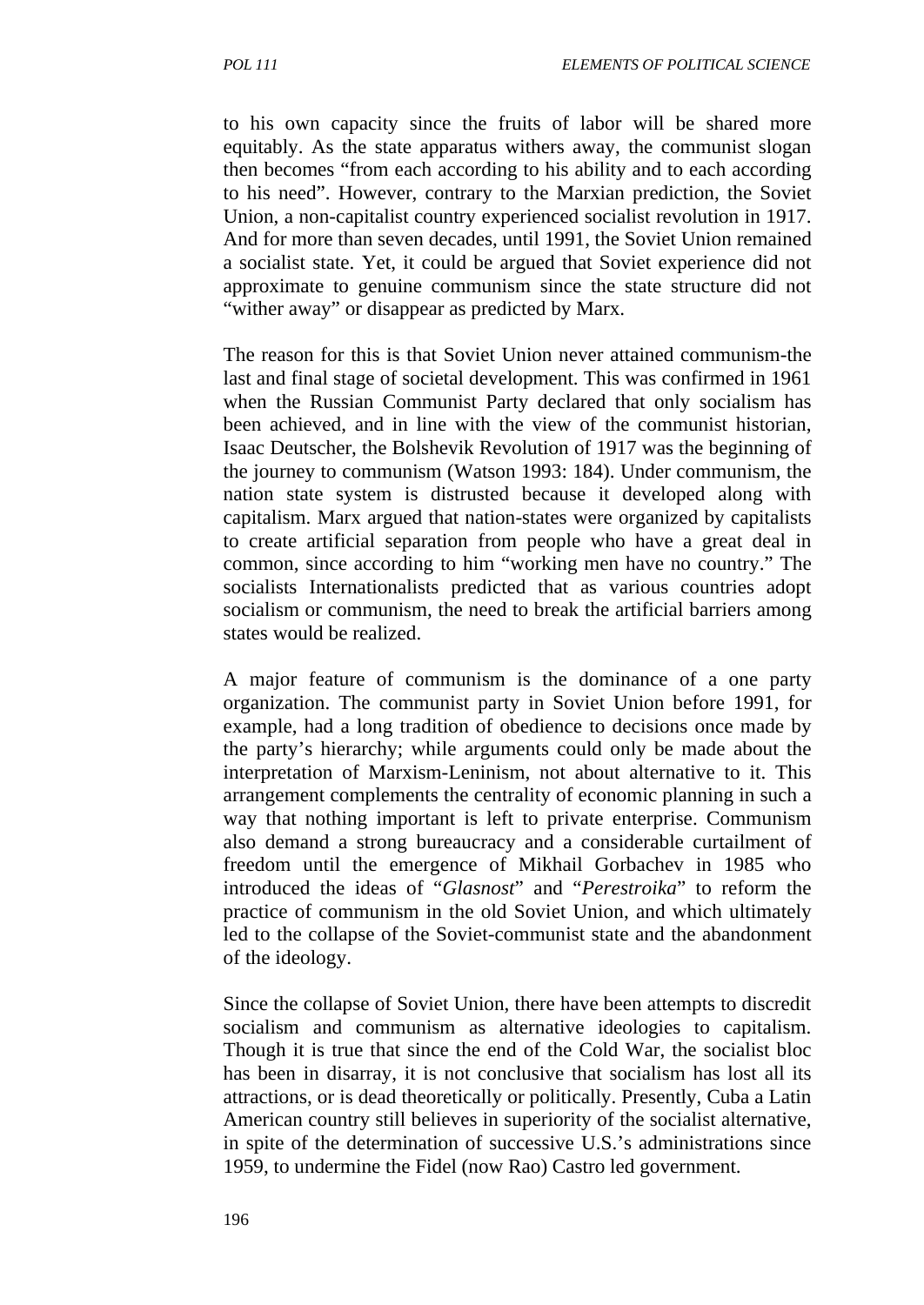to his own capacity since the fruits of labor will be shared more equitably. As the state apparatus withers away, the communist slogan then becomes "from each according to his ability and to each according to his need". However, contrary to the Marxian prediction, the Soviet Union, a non-capitalist country experienced socialist revolution in 1917. And for more than seven decades, until 1991, the Soviet Union remained a socialist state. Yet, it could be argued that Soviet experience did not approximate to genuine communism since the state structure did not "wither away" or disappear as predicted by Marx.

The reason for this is that Soviet Union never attained communism-the last and final stage of societal development. This was confirmed in 1961 when the Russian Communist Party declared that only socialism has been achieved, and in line with the view of the communist historian, Isaac Deutscher, the Bolshevik Revolution of 1917 was the beginning of the journey to communism (Watson 1993: 184). Under communism, the nation state system is distrusted because it developed along with capitalism. Marx argued that nation-states were organized by capitalists to create artificial separation from people who have a great deal in common, since according to him "working men have no country." The socialists Internationalists predicted that as various countries adopt socialism or communism, the need to break the artificial barriers among states would be realized.

A major feature of communism is the dominance of a one party organization. The communist party in Soviet Union before 1991, for example, had a long tradition of obedience to decisions once made by the party's hierarchy; while arguments could only be made about the interpretation of Marxism-Leninism, not about alternative to it. This arrangement complements the centrality of economic planning in such a way that nothing important is left to private enterprise. Communism also demand a strong bureaucracy and a considerable curtailment of freedom until the emergence of Mikhail Gorbachev in 1985 who introduced the ideas of "*Glasnost*" and "*Perestroika*" to reform the practice of communism in the old Soviet Union, and which ultimately led to the collapse of the Soviet-communist state and the abandonment of the ideology.

Since the collapse of Soviet Union, there have been attempts to discredit socialism and communism as alternative ideologies to capitalism. Though it is true that since the end of the Cold War, the socialist bloc has been in disarray, it is not conclusive that socialism has lost all its attractions, or is dead theoretically or politically. Presently, Cuba a Latin American country still believes in superiority of the socialist alternative, in spite of the determination of successive U.S.'s administrations since 1959, to undermine the Fidel (now Rao) Castro led government.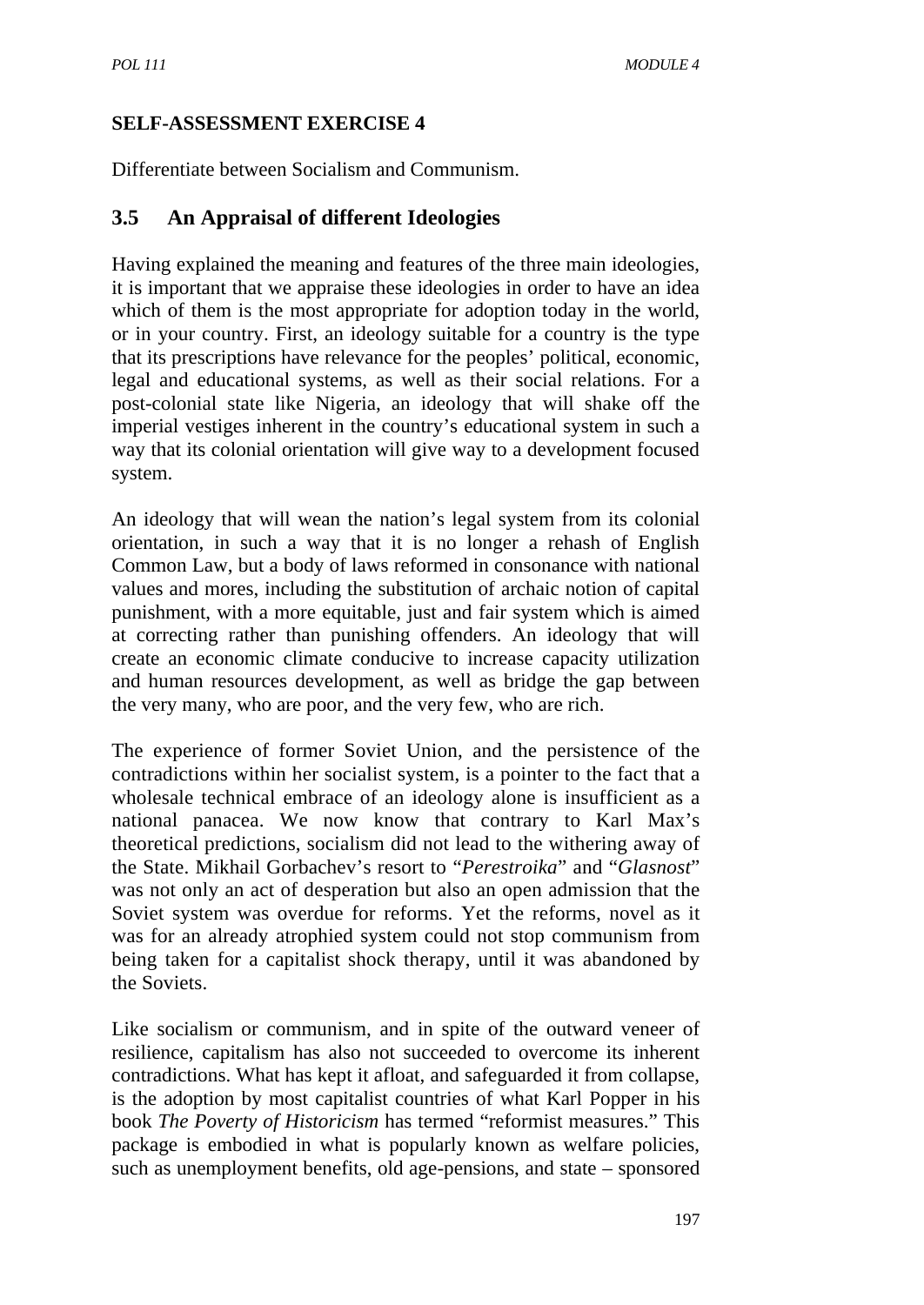**SELF-ASSESSMENT EXERCISE 4**

Differentiate between Socialism and Communism.

## 3.5 An Appraisal of different Ideologies

Having explained the meaning and features of the three main ideologies, it is important that we appraise these ideologies in order to have an idea which of them is the most appropriate for adoption today in the world, or in your country. First, an ideology suitable for a country is the type that its prescriptions have relevance for the peoples' political, economic, legal and educational systems, as well as their social relations. For a post-colonial state like Nigeria, an ideology that will shake off the imperial vestiges inherent in the country's educational system in such a way that its colonial orientation will give way to a development focused system.

An ideology that will wean the nation's legal system from its colonial orientation, in such a way that it is no longer a rehash of English Common Law, but a body of laws reformed in consonance with national values and mores, including the substitution of archaic notion of capital punishment, with a more equitable, just and fair system which is aimed at correcting rather than punishing offenders. An ideology that will create an economic climate conducive to increase capacity utilization and human resources development, as well as bridge the gap between the very many, who are poor, and the very few, who are rich.

The experience of former Soviet Union, and the persistence of the contradictions within her socialist system, is a pointer to the fact that a wholesale technical embrace of an ideology alone is insufficient as a national panacea. We now know that contrary to Karl Max's theoretical predictions, socialism did not lead to the withering away of the State. Mikhail Gorbachev's resort to "*Perestroika*" and "*Glasnost*" was not only an act of desperation but also an open admission that the Soviet system was overdue for reforms. Yet the reforms, novel as it was for an already atrophied system could not stop communism from being taken for a capitalist shock therapy, until it was abandoned by the Soviets.

Like socialism or communism, and in spite of the outward veneer of resilience, capitalism has also not succeeded to overcome its inherent contradictions. What has kept it afloat, and safeguarded it from collapse, is the adoption by most capitalist countries of what Karl Popper in his book *The Poverty of Historicism* has termed "reformist measures." This package is embodied in what is popularly known as welfare policies, such as unemployment benefits, old age-pensions, and state – sponsored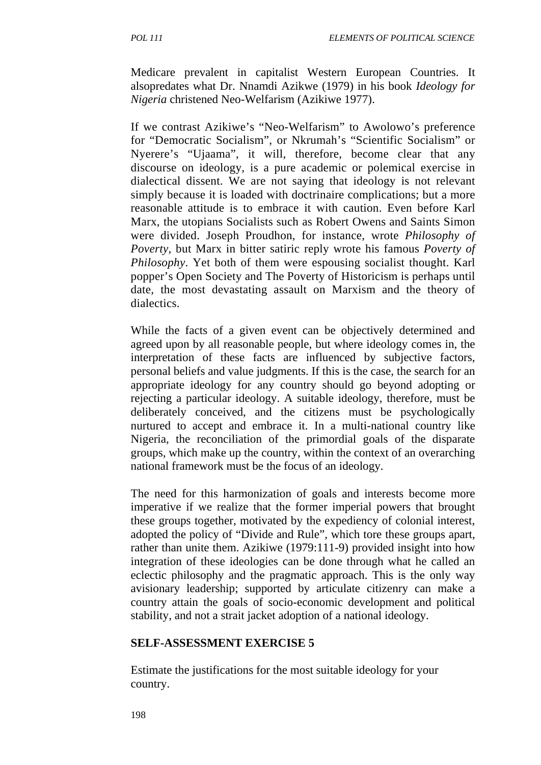Medicare prevalent in capitalist Western European Countries. It alsopredates what Dr. Nnamdi Azikwe (1979) in his book *Ideology for Nigeria* christened Neo-Welfarism (Azikiwe 1977).

If we contrast Azikiwe's "Neo-Welfarism" to Awolowo's preference for "Democratic Socialism", or Nkrumah's "Scientific Socialism" or Nyerere's "Ujaama", it will, therefore, become clear that any discourse on ideology, is a pure academic or polemical exercise in dialectical dissent. We are not saying that ideology is not relevant simply because it is loaded with doctrinaire complications; but a more reasonable attitude is to embrace it with caution. Even before Karl Marx, the utopians Socialists such as Robert Owens and Saints Simon were divided. Joseph Proudhon, for instance, wrote *Philosophy of Poverty*, but Marx in bitter satiric reply wrote his famous *Poverty of Philosophy*. Yet both of them were espousing socialist thought. Karl popper's Open Society and The Poverty of Historicism is perhaps until date, the most devastating assault on Marxism and the theory of dialectics.

While the facts of a given event can be objectively determined and agreed upon by all reasonable people, but where ideology comes in, the interpretation of these facts are influenced by subjective factors, personal beliefs and value judgments. If this is the case, the search for an appropriate ideology for any country should go beyond adopting or rejecting a particular ideology. A suitable ideology, therefore, must be deliberately conceived, and the citizens must be psychologically nurtured to accept and embrace it. In a multi-national country like Nigeria, the reconciliation of the primordial goals of the disparate groups, which make up the country, within the context of an overarching national framework must be the focus of an ideology.

The need for this harmonization of goals and interests become more imperative if we realize that the former imperial powers that brought these groups together, motivated by the expediency of colonial interest, adopted the policy of "Divide and Rule", which tore these groups apart, rather than unite them. Azikiwe (1979:111-9) provided insight into how integration of these ideologies can be done through what he called an eclectic philosophy and the pragmatic approach. This is the only way avisionary leadership; supported by articulate citizenry can make a country attain the goals of socio-economic development and political stability, and not a strait jacket adoption of a national ideology.

## SELF-ASSESSMENT EXERCISE 5

Estimate the justifications for the most suitable ideology for your country.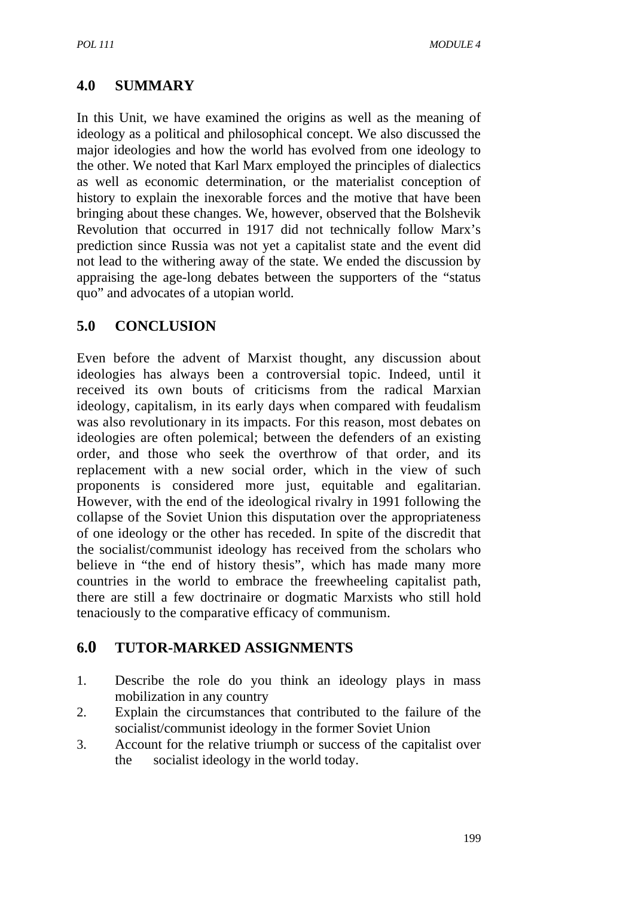## 4.0 SUMMARY

In this Unit, we have examined the origins as well as the meaning of ideology as a political and philosophical concept. We also discussed the major ideologies and how the world has evolved from one ideology to the other. We noted that Karl Marx employed the principles of dialectics as well as economic determination, or the materialist conception of history to explain the inexorable forces and the motive that have been bringing about these changes. We, however, observed that the Bolshevik Revolution that occurred in 1917 did not technically follow Marx's prediction since Russia was not yet a capitalist state and the event did not lead to the withering away of the state. We ended the discussion by appraising the age-long debates between the supporters of the "status quo" and advocates of a utopian world.

## 5.0 CONCLUSION

Even before the advent of Marxist thought, any discussion about ideologies has always been a controversial topic. Indeed, until it received its own bouts of criticisms from the radical Marxian ideology, capitalism, in its early days when compared with feudalism was also revolutionary in its impacts. For this reason, most debates on ideologies are often polemical; between the defenders of an existing order, and those who seek the overthrow of that order, and its replacement with a new social order, which in the view of such proponents is considered more just, equitable and egalitarian. However, with the end of the ideological rivalry in 1991 following the collapse of the Soviet Union this disputation over the appropriateness of one ideology or the other has receded. In spite of the discredit that the socialist/communist ideology has received from the scholars who believe in "the end of history thesis", which has made many more countries in the world to embrace the freewheeling capitalist path, there are still a few doctrinaire or dogmatic Marxists who still hold tenaciously to the comparative efficacy of communism.

## 6.0 TUTOR-MARKED ASSIGNMENTS

1. Describe the role do you think an ideology plays in mass mobilization in any country
2. Explain the circumstances that contributed to the failure of the socialist/communist ideology in the former Soviet Union
3. Account for the relative triumph or success of the capitalist over the socialist ideology in the world today.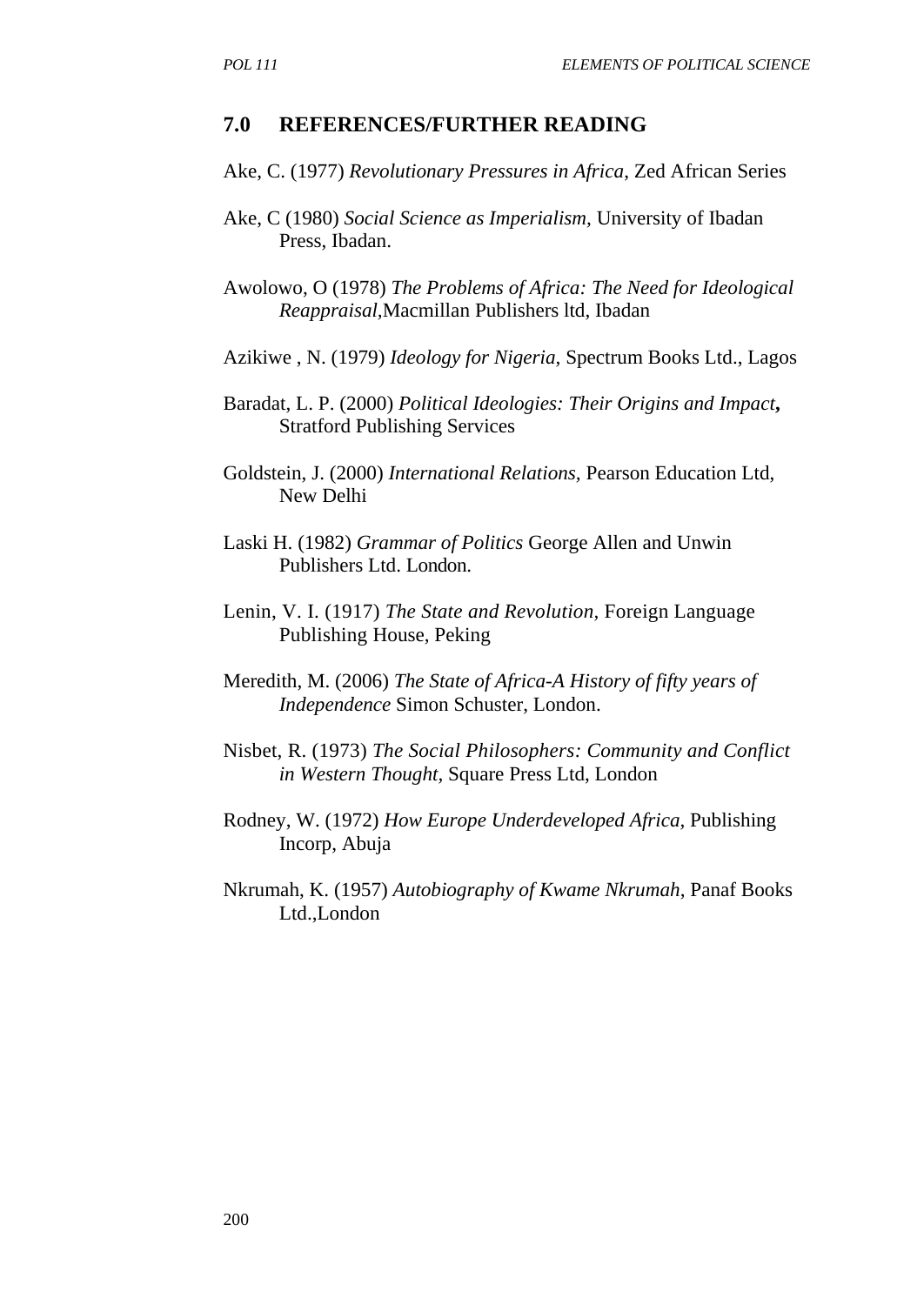## 7.0 REFERENCES/FURTHER READING

Ake, C. (1977) *Revolutionary Pressures in Africa*, Zed African Series

Ake, C (1980) *Social Science as Imperialism,* University of Ibadan Press, Ibadan.

Awolowo, O (1978) *The Problems of Africa: The Need for Ideological Reappraisal*,Macmillan Publishers ltd, Ibadan

Azikiwe , N. (1979) *Ideology for Nigeria,* Spectrum Books Ltd., Lagos

Baradat, L. P. (2000) *Political Ideologies: Their Origins and Impact***,** Stratford Publishing Services

Goldstein, J. (2000) *International Relations,* Pearson Education Ltd, New Delhi

Laski H. (1982) *Grammar of Politics* George Allen and Unwin Publishers Ltd. London.

Lenin, V. I. (1917) *The State and Revolution,* Foreign Language Publishing House, Peking

Meredith, M. (2006) *The State of Africa-A History of fifty years of Independence* Simon Schuster, London.

Nisbet, R. (1973) *The Social Philosophers: Community and Conflict in Western Thought,* Square Press Ltd, London

Rodney, W. (1972) *How Europe Underdeveloped Africa,* Publishing Incorp, Abuja

Nkrumah, K. (1957) *Autobiography of Kwame Nkrumah*, Panaf Books Ltd.,London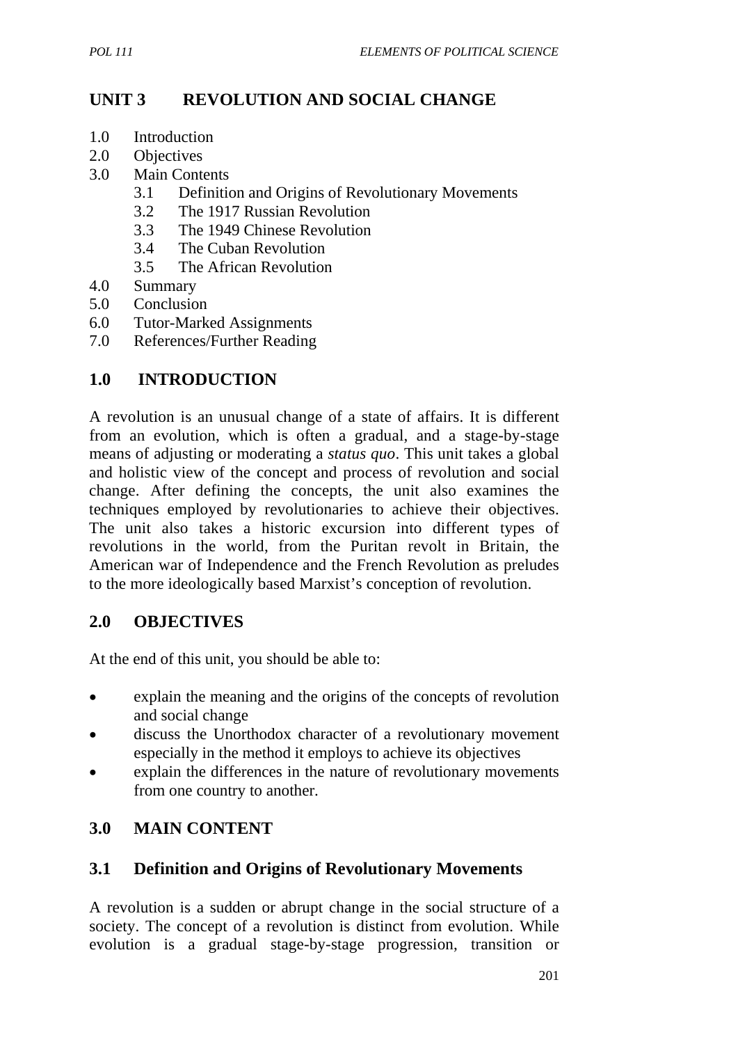# UNIT 3 REVOLUTION AND SOCIAL CHANGE

1.0 Introduction
2.0 Objectives
3.0 Main Contents
 3.1 Definition and Origins of Revolutionary Movements
 3.2 The 1917 Russian Revolution
 3.3 The 1949 Chinese Revolution
 3.4 The Cuban Revolution
 3.5 The African Revolution
4.0 Summary
5.0 Conclusion
6.0 Tutor-Marked Assignments
7.0 References/Further Reading

## 1.0 INTRODUCTION

A revolution is an unusual change of a state of affairs. It is different from an evolution, which is often a gradual, and a stage-by-stage means of adjusting or moderating a *status quo*. This unit takes a global and holistic view of the concept and process of revolution and social change. After defining the concepts, the unit also examines the techniques employed by revolutionaries to achieve their objectives. The unit also takes a historic excursion into different types of revolutions in the world, from the Puritan revolt in Britain, the American war of Independence and the French Revolution as preludes to the more ideologically based Marxist's conception of revolution.

## 2.0 OBJECTIVES

At the end of this unit, you should be able to:

- explain the meaning and the origins of the concepts of revolution and social change
- discuss the Unorthodox character of a revolutionary movement especially in the method it employs to achieve its objectives
- explain the differences in the nature of revolutionary movements from one country to another.

## 3.0 MAIN CONTENT

### 3.1 Definition and Origins of Revolutionary Movements

A revolution is a sudden or abrupt change in the social structure of a society. The concept of a revolution is distinct from evolution. While evolution is a gradual stage-by-stage progression, transition or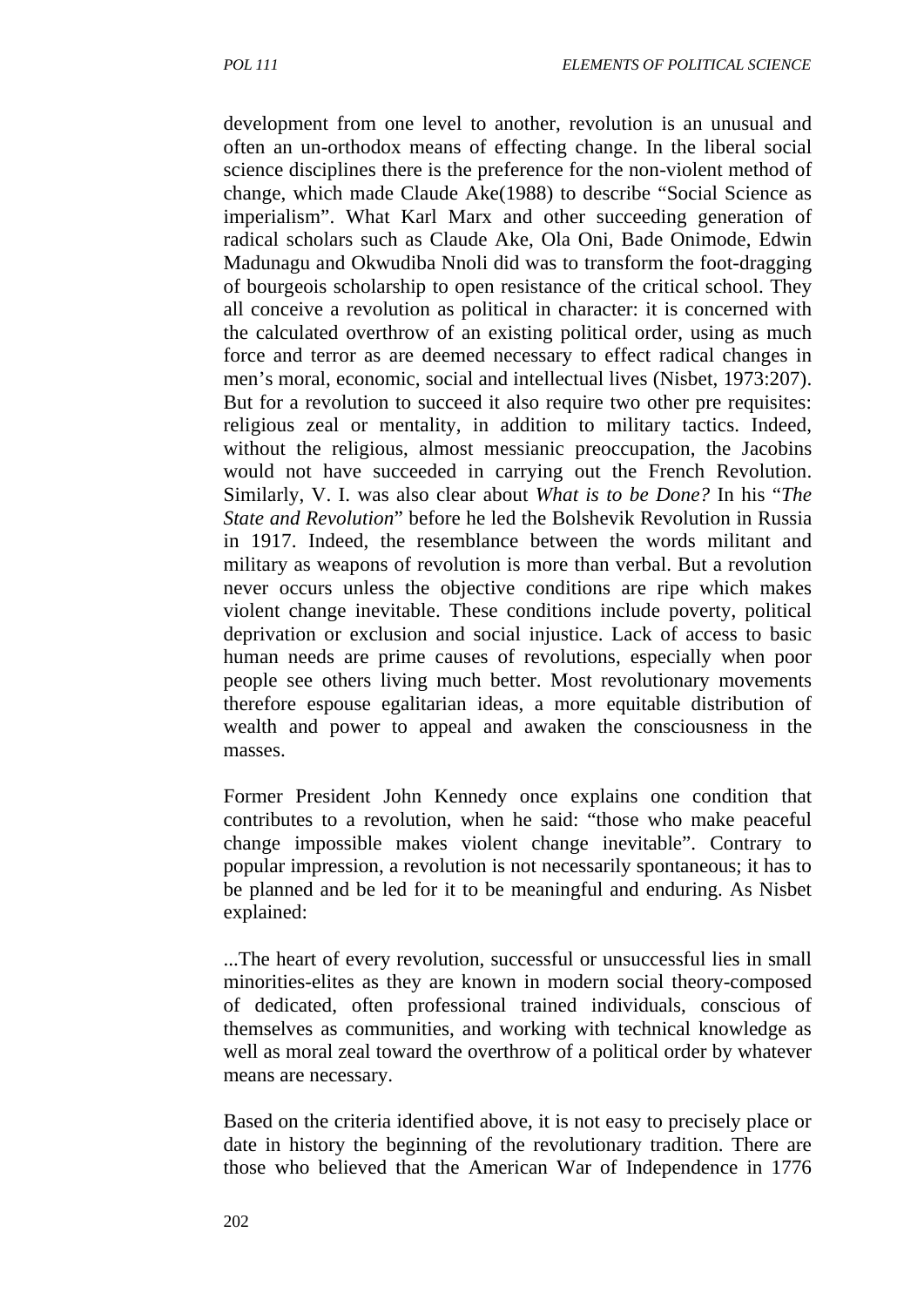development from one level to another, revolution is an unusual and often an un-orthodox means of effecting change. In the liberal social science disciplines there is the preference for the non-violent method of change, which made Claude Ake(1988) to describe "Social Science as imperialism". What Karl Marx and other succeeding generation of radical scholars such as Claude Ake, Ola Oni, Bade Onimode, Edwin Madunagu and Okwudiba Nnoli did was to transform the foot-dragging of bourgeois scholarship to open resistance of the critical school. They all conceive a revolution as political in character: it is concerned with the calculated overthrow of an existing political order, using as much force and terror as are deemed necessary to effect radical changes in men's moral, economic, social and intellectual lives (Nisbet, 1973:207). But for a revolution to succeed it also require two other pre requisites: religious zeal or mentality, in addition to military tactics. Indeed, without the religious, almost messianic preoccupation, the Jacobins would not have succeeded in carrying out the French Revolution. Similarly, V. I. was also clear about *What is to be Done?* In his "*The State and Revolution*" before he led the Bolshevik Revolution in Russia in 1917. Indeed, the resemblance between the words militant and military as weapons of revolution is more than verbal. But a revolution never occurs unless the objective conditions are ripe which makes violent change inevitable. These conditions include poverty, political deprivation or exclusion and social injustice. Lack of access to basic human needs are prime causes of revolutions, especially when poor people see others living much better. Most revolutionary movements therefore espouse egalitarian ideas, a more equitable distribution of wealth and power to appeal and awaken the consciousness in the masses.

Former President John Kennedy once explains one condition that contributes to a revolution, when he said: "those who make peaceful change impossible makes violent change inevitable". Contrary to popular impression, a revolution is not necessarily spontaneous; it has to be planned and be led for it to be meaningful and enduring. As Nisbet explained:

...The heart of every revolution, successful or unsuccessful lies in small minorities-elites as they are known in modern social theory-composed of dedicated, often professional trained individuals, conscious of themselves as communities, and working with technical knowledge as well as moral zeal toward the overthrow of a political order by whatever means are necessary.

Based on the criteria identified above, it is not easy to precisely place or date in history the beginning of the revolutionary tradition. There are those who believed that the American War of Independence in 1776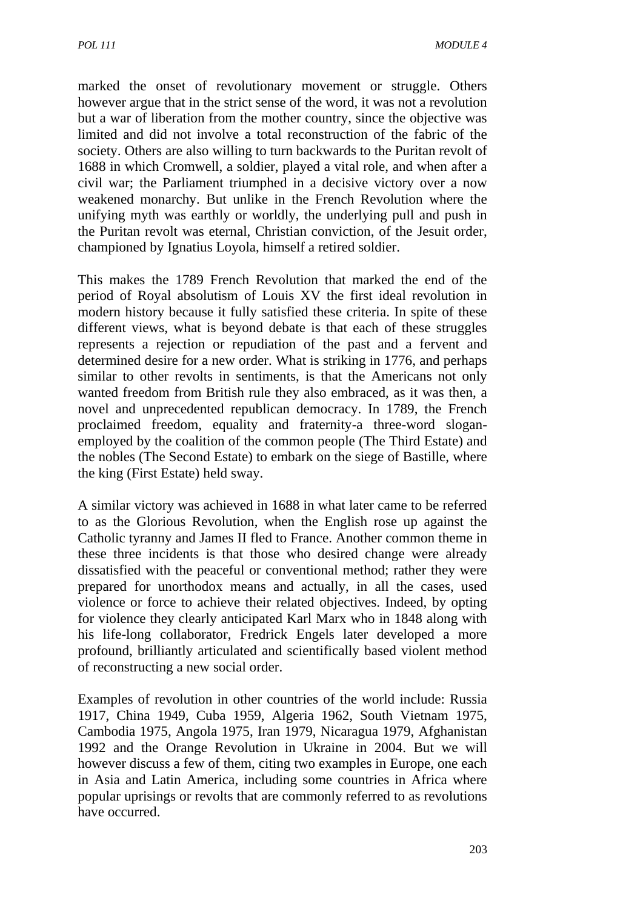marked the onset of revolutionary movement or struggle. Others however argue that in the strict sense of the word, it was not a revolution but a war of liberation from the mother country, since the objective was limited and did not involve a total reconstruction of the fabric of the society. Others are also willing to turn backwards to the Puritan revolt of 1688 in which Cromwell, a soldier, played a vital role, and when after a civil war; the Parliament triumphed in a decisive victory over a now weakened monarchy. But unlike in the French Revolution where the unifying myth was earthly or worldly, the underlying pull and push in the Puritan revolt was eternal, Christian conviction, of the Jesuit order, championed by Ignatius Loyola, himself a retired soldier.

This makes the 1789 French Revolution that marked the end of the period of Royal absolutism of Louis XV the first ideal revolution in modern history because it fully satisfied these criteria. In spite of these different views, what is beyond debate is that each of these struggles represents a rejection or repudiation of the past and a fervent and determined desire for a new order. What is striking in 1776, and perhaps similar to other revolts in sentiments, is that the Americans not only wanted freedom from British rule they also embraced, as it was then, a novel and unprecedented republican democracy. In 1789, the French proclaimed freedom, equality and fraternity-a three-word slogan-employed by the coalition of the common people (The Third Estate) and the nobles (The Second Estate) to embark on the siege of Bastille, where the king (First Estate) held sway.

A similar victory was achieved in 1688 in what later came to be referred to as the Glorious Revolution, when the English rose up against the Catholic tyranny and James II fled to France. Another common theme in these three incidents is that those who desired change were already dissatisfied with the peaceful or conventional method; rather they were prepared for unorthodox means and actually, in all the cases, used violence or force to achieve their related objectives. Indeed, by opting for violence they clearly anticipated Karl Marx who in 1848 along with his life-long collaborator, Fredrick Engels later developed a more profound, brilliantly articulated and scientifically based violent method of reconstructing a new social order.

Examples of revolution in other countries of the world include: Russia 1917, China 1949, Cuba 1959, Algeria 1962, South Vietnam 1975, Cambodia 1975, Angola 1975, Iran 1979, Nicaragua 1979, Afghanistan 1992 and the Orange Revolution in Ukraine in 2004. But we will however discuss a few of them, citing two examples in Europe, one each in Asia and Latin America, including some countries in Africa where popular uprisings or revolts that are commonly referred to as revolutions have occurred.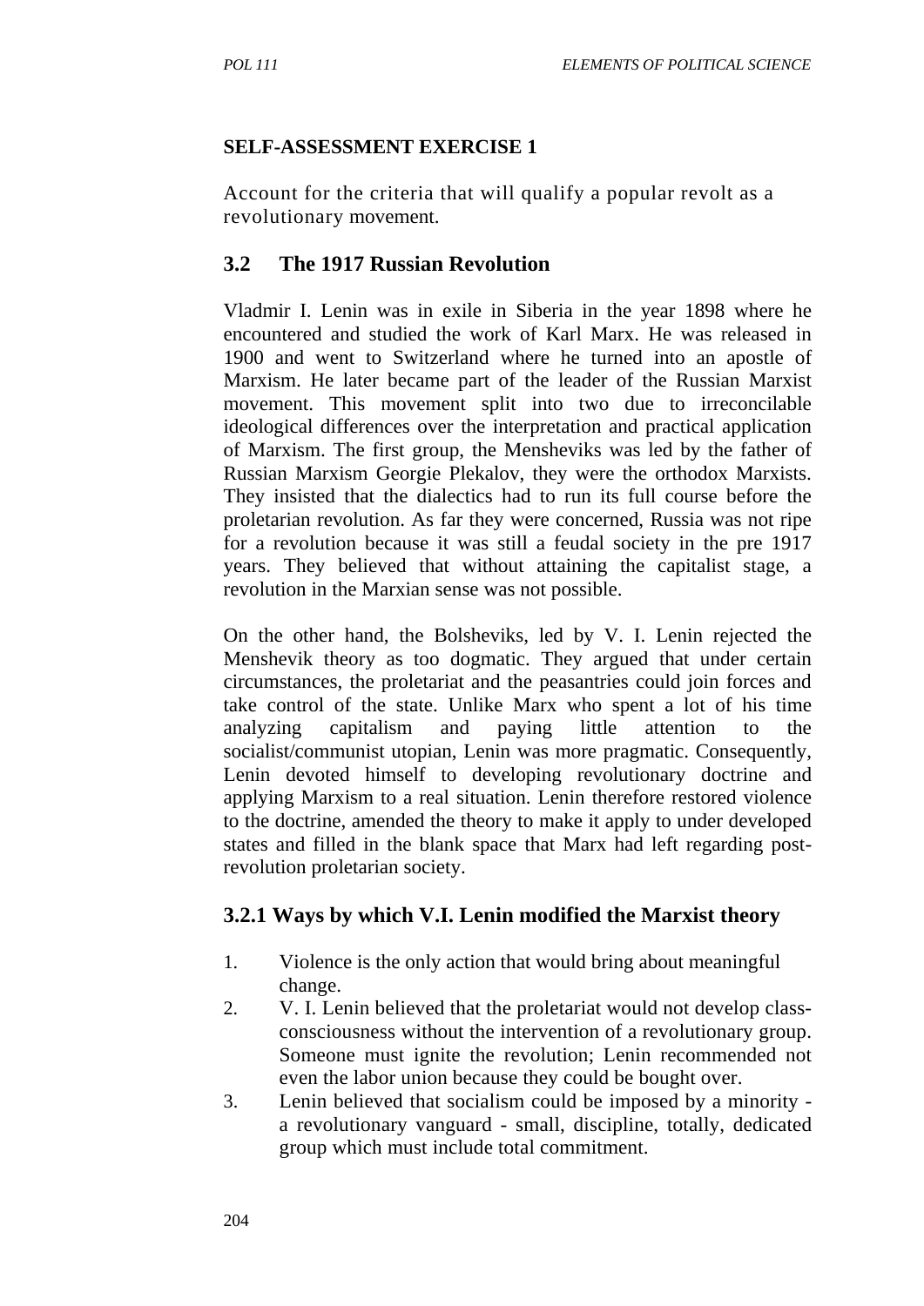**SELF-ASSESSMENT EXERCISE 1**

Account for the criteria that will qualify a popular revolt as a revolutionary movement.

## 3.2 The 1917 Russian Revolution

Vladmir I. Lenin was in exile in Siberia in the year 1898 where he encountered and studied the work of Karl Marx. He was released in 1900 and went to Switzerland where he turned into an apostle of Marxism. He later became part of the leader of the Russian Marxist movement. This movement split into two due to irreconcilable ideological differences over the interpretation and practical application of Marxism. The first group, the Mensheviks was led by the father of Russian Marxism Georgie Plekalov, they were the orthodox Marxists. They insisted that the dialectics had to run its full course before the proletarian revolution. As far they were concerned, Russia was not ripe for a revolution because it was still a feudal society in the pre 1917 years. They believed that without attaining the capitalist stage, a revolution in the Marxian sense was not possible.

On the other hand, the Bolsheviks, led by V. I. Lenin rejected the Menshevik theory as too dogmatic. They argued that under certain circumstances, the proletariat and the peasantries could join forces and take control of the state. Unlike Marx who spent a lot of his time analyzing capitalism and paying little attention to the socialist/communist utopian, Lenin was more pragmatic. Consequently, Lenin devoted himself to developing revolutionary doctrine and applying Marxism to a real situation. Lenin therefore restored violence to the doctrine, amended the theory to make it apply to under developed states and filled in the blank space that Marx had left regarding post-revolution proletarian society.

### 3.2.1 Ways by which V.I. Lenin modified the Marxist theory

1. Violence is the only action that would bring about meaningful change.
2. V. I. Lenin believed that the proletariat would not develop class-consciousness without the intervention of a revolutionary group. Someone must ignite the revolution; Lenin recommended not even the labor union because they could be bought over.
3. Lenin believed that socialism could be imposed by a minority - a revolutionary vanguard - small, discipline, totally, dedicated group which must include total commitment.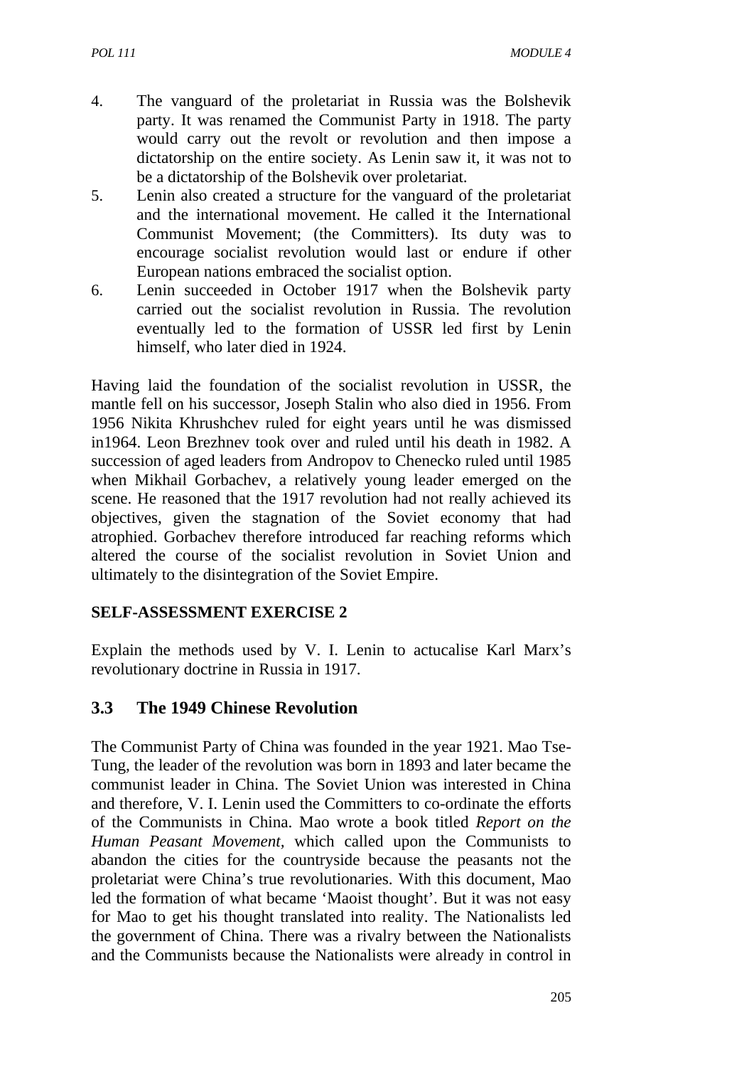4. The vanguard of the proletariat in Russia was the Bolshevik party. It was renamed the Communist Party in 1918. The party would carry out the revolt or revolution and then impose a dictatorship on the entire society. As Lenin saw it, it was not to be a dictatorship of the Bolshevik over proletariat.
5. Lenin also created a structure for the vanguard of the proletariat and the international movement. He called it the International Communist Movement; (the Committers). Its duty was to encourage socialist revolution would last or endure if other European nations embraced the socialist option.
6. Lenin succeeded in October 1917 when the Bolshevik party carried out the socialist revolution in Russia. The revolution eventually led to the formation of USSR led first by Lenin himself, who later died in 1924.

Having laid the foundation of the socialist revolution in USSR, the mantle fell on his successor, Joseph Stalin who also died in 1956. From 1956 Nikita Khrushchev ruled for eight years until he was dismissed in1964. Leon Brezhnev took over and ruled until his death in 1982. A succession of aged leaders from Andropov to Chenecko ruled until 1985 when Mikhail Gorbachev, a relatively young leader emerged on the scene. He reasoned that the 1917 revolution had not really achieved its objectives, given the stagnation of the Soviet economy that had atrophied. Gorbachev therefore introduced far reaching reforms which altered the course of the socialist revolution in Soviet Union and ultimately to the disintegration of the Soviet Empire.

**SELF-ASSESSMENT EXERCISE 2**

Explain the methods used by V. I. Lenin to actucalise Karl Marx's revolutionary doctrine in Russia in 1917.

## 3.3 The 1949 Chinese Revolution

The Communist Party of China was founded in the year 1921. Mao Tse-Tung, the leader of the revolution was born in 1893 and later became the communist leader in China. The Soviet Union was interested in China and therefore, V. I. Lenin used the Committers to co-ordinate the efforts of the Communists in China. Mao wrote a book titled *Report on the Human Peasant Movement,* which called upon the Communists to abandon the cities for the countryside because the peasants not the proletariat were China's true revolutionaries. With this document, Mao led the formation of what became 'Maoist thought'. But it was not easy for Mao to get his thought translated into reality. The Nationalists led the government of China. There was a rivalry between the Nationalists and the Communists because the Nationalists were already in control in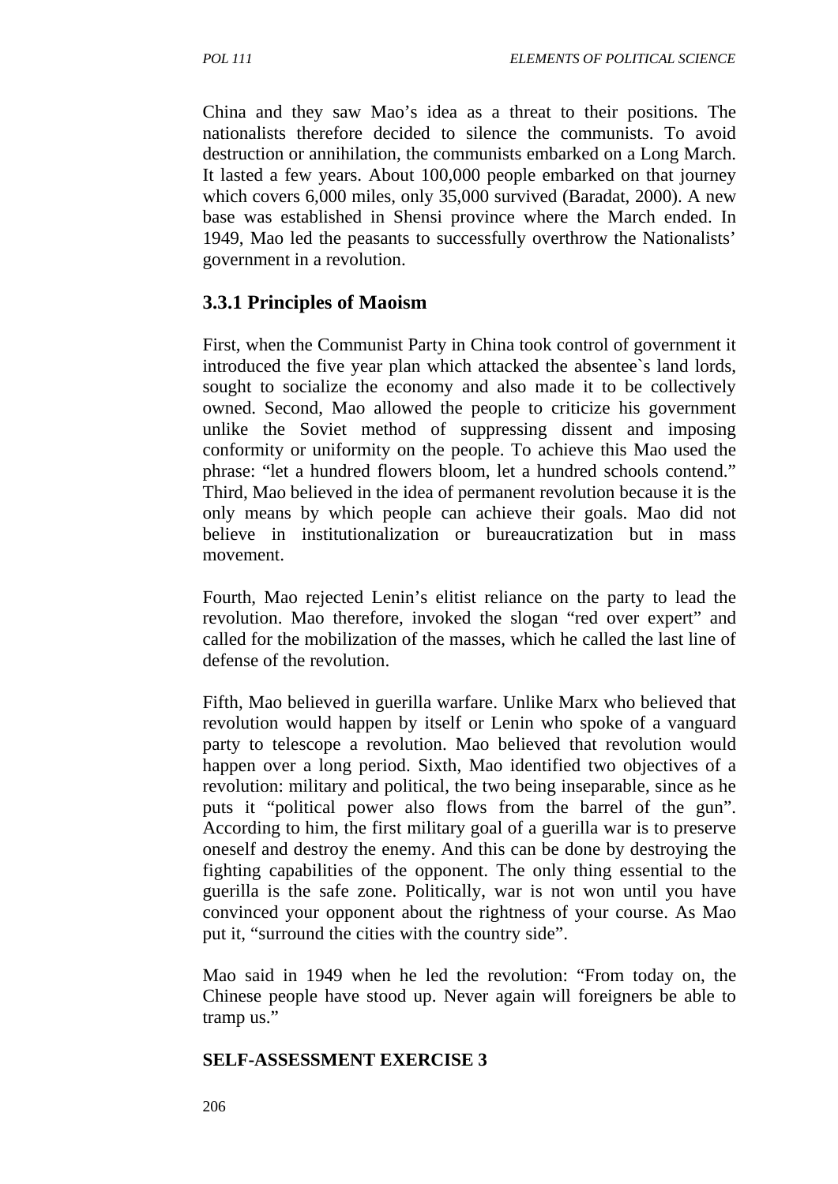China and they saw Mao's idea as a threat to their positions. The nationalists therefore decided to silence the communists. To avoid destruction or annihilation, the communists embarked on a Long March. It lasted a few years. About 100,000 people embarked on that journey which covers 6,000 miles, only 35,000 survived (Baradat, 2000). A new base was established in Shensi province where the March ended. In 1949, Mao led the peasants to successfully overthrow the Nationalists' government in a revolution.

### 3.3.1 Principles of Maoism

First, when the Communist Party in China took control of government it introduced the five year plan which attacked the absentee`s land lords, sought to socialize the economy and also made it to be collectively owned. Second, Mao allowed the people to criticize his government unlike the Soviet method of suppressing dissent and imposing conformity or uniformity on the people. To achieve this Mao used the phrase: "let a hundred flowers bloom, let a hundred schools contend." Third, Mao believed in the idea of permanent revolution because it is the only means by which people can achieve their goals. Mao did not believe in institutionalization or bureaucratization but in mass movement.

Fourth, Mao rejected Lenin's elitist reliance on the party to lead the revolution. Mao therefore, invoked the slogan "red over expert" and called for the mobilization of the masses, which he called the last line of defense of the revolution.

Fifth, Mao believed in guerilla warfare. Unlike Marx who believed that revolution would happen by itself or Lenin who spoke of a vanguard party to telescope a revolution. Mao believed that revolution would happen over a long period. Sixth, Mao identified two objectives of a revolution: military and political, the two being inseparable, since as he puts it "political power also flows from the barrel of the gun". According to him, the first military goal of a guerilla war is to preserve oneself and destroy the enemy. And this can be done by destroying the fighting capabilities of the opponent. The only thing essential to the guerilla is the safe zone. Politically, war is not won until you have convinced your opponent about the rightness of your course. As Mao put it, "surround the cities with the country side".

Mao said in 1949 when he led the revolution: "From today on, the Chinese people have stood up. Never again will foreigners be able to tramp us."

**SELF-ASSESSMENT EXERCISE 3**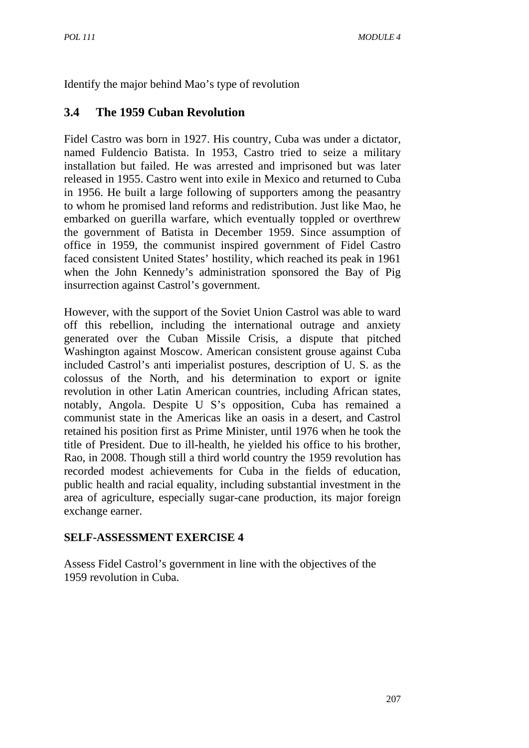Identify the major behind Mao's type of revolution

## 3.4 The 1959 Cuban Revolution

Fidel Castro was born in 1927. His country, Cuba was under a dictator, named Fuldencio Batista. In 1953, Castro tried to seize a military installation but failed. He was arrested and imprisoned but was later released in 1955. Castro went into exile in Mexico and returned to Cuba in 1956. He built a large following of supporters among the peasantry to whom he promised land reforms and redistribution. Just like Mao, he embarked on guerilla warfare, which eventually toppled or overthrew the government of Batista in December 1959. Since assumption of office in 1959, the communist inspired government of Fidel Castro faced consistent United States' hostility, which reached its peak in 1961 when the John Kennedy's administration sponsored the Bay of Pig insurrection against Castrol's government.

However, with the support of the Soviet Union Castrol was able to ward off this rebellion, including the international outrage and anxiety generated over the Cuban Missile Crisis, a dispute that pitched Washington against Moscow. American consistent grouse against Cuba included Castrol's anti imperialist postures, description of U. S. as the colossus of the North, and his determination to export or ignite revolution in other Latin American countries, including African states, notably, Angola. Despite U S's opposition, Cuba has remained a communist state in the Americas like an oasis in a desert, and Castrol retained his position first as Prime Minister, until 1976 when he took the title of President. Due to ill-health, he yielded his office to his brother, Rao, in 2008. Though still a third world country the 1959 revolution has recorded modest achievements for Cuba in the fields of education, public health and racial equality, including substantial investment in the area of agriculture, especially sugar-cane production, its major foreign exchange earner.

**SELF-ASSESSMENT EXERCISE 4**

Assess Fidel Castrol's government in line with the objectives of the 1959 revolution in Cuba.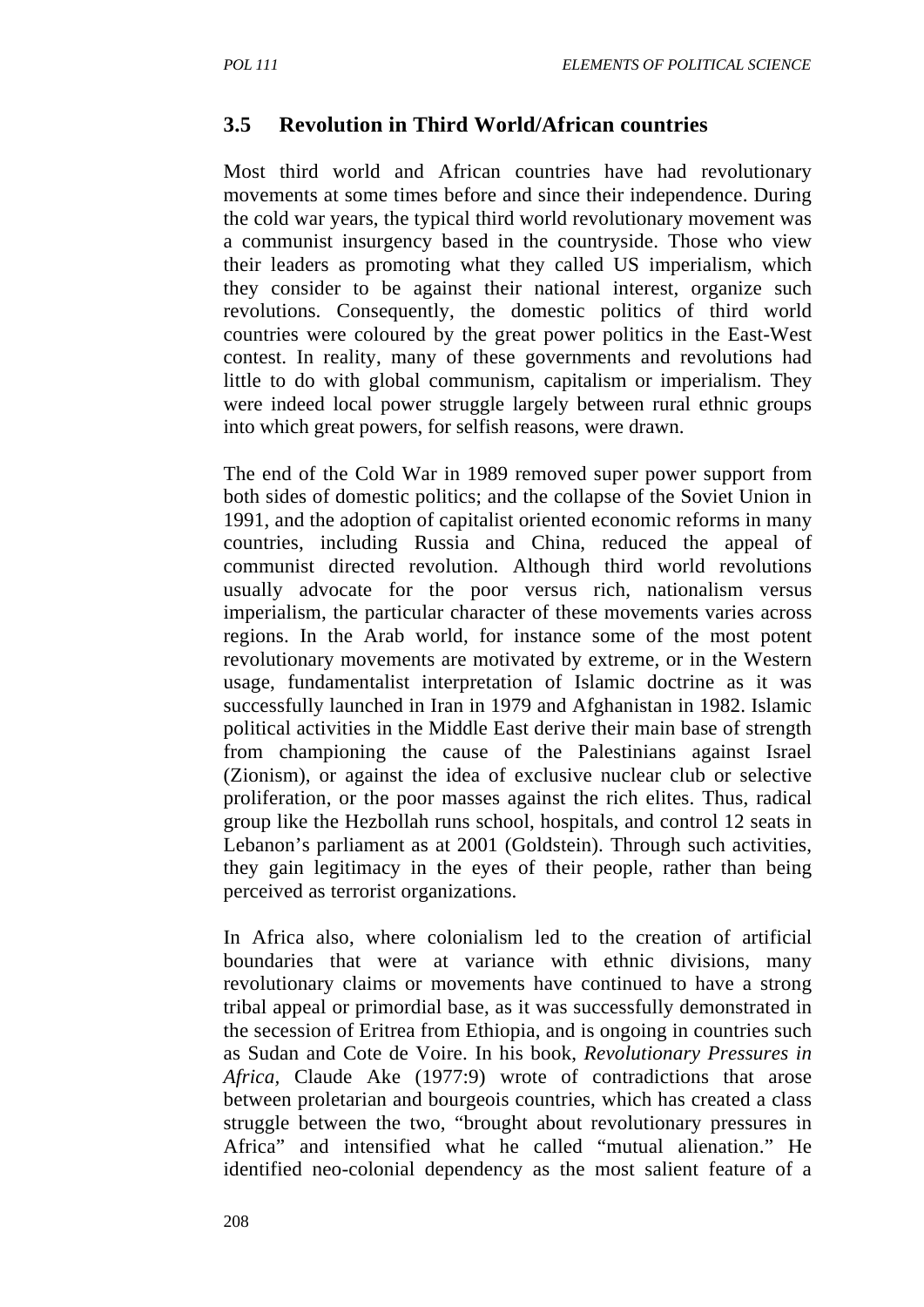## 3.5 Revolution in Third World/African countries

Most third world and African countries have had revolutionary movements at some times before and since their independence. During the cold war years, the typical third world revolutionary movement was a communist insurgency based in the countryside. Those who view their leaders as promoting what they called US imperialism, which they consider to be against their national interest, organize such revolutions. Consequently, the domestic politics of third world countries were coloured by the great power politics in the East-West contest. In reality, many of these governments and revolutions had little to do with global communism, capitalism or imperialism. They were indeed local power struggle largely between rural ethnic groups into which great powers, for selfish reasons, were drawn.

The end of the Cold War in 1989 removed super power support from both sides of domestic politics; and the collapse of the Soviet Union in 1991, and the adoption of capitalist oriented economic reforms in many countries, including Russia and China, reduced the appeal of communist directed revolution. Although third world revolutions usually advocate for the poor versus rich, nationalism versus imperialism, the particular character of these movements varies across regions. In the Arab world, for instance some of the most potent revolutionary movements are motivated by extreme, or in the Western usage, fundamentalist interpretation of Islamic doctrine as it was successfully launched in Iran in 1979 and Afghanistan in 1982. Islamic political activities in the Middle East derive their main base of strength from championing the cause of the Palestinians against Israel (Zionism), or against the idea of exclusive nuclear club or selective proliferation, or the poor masses against the rich elites. Thus, radical group like the Hezbollah runs school, hospitals, and control 12 seats in Lebanon's parliament as at 2001 (Goldstein). Through such activities, they gain legitimacy in the eyes of their people, rather than being perceived as terrorist organizations.

In Africa also, where colonialism led to the creation of artificial boundaries that were at variance with ethnic divisions, many revolutionary claims or movements have continued to have a strong tribal appeal or primordial base, as it was successfully demonstrated in the secession of Eritrea from Ethiopia, and is ongoing in countries such as Sudan and Cote de Voire. In his book, *Revolutionary Pressures in Africa,* Claude Ake (1977:9) wrote of contradictions that arose between proletarian and bourgeois countries, which has created a class struggle between the two, "brought about revolutionary pressures in Africa" and intensified what he called "mutual alienation." He identified neo-colonial dependency as the most salient feature of a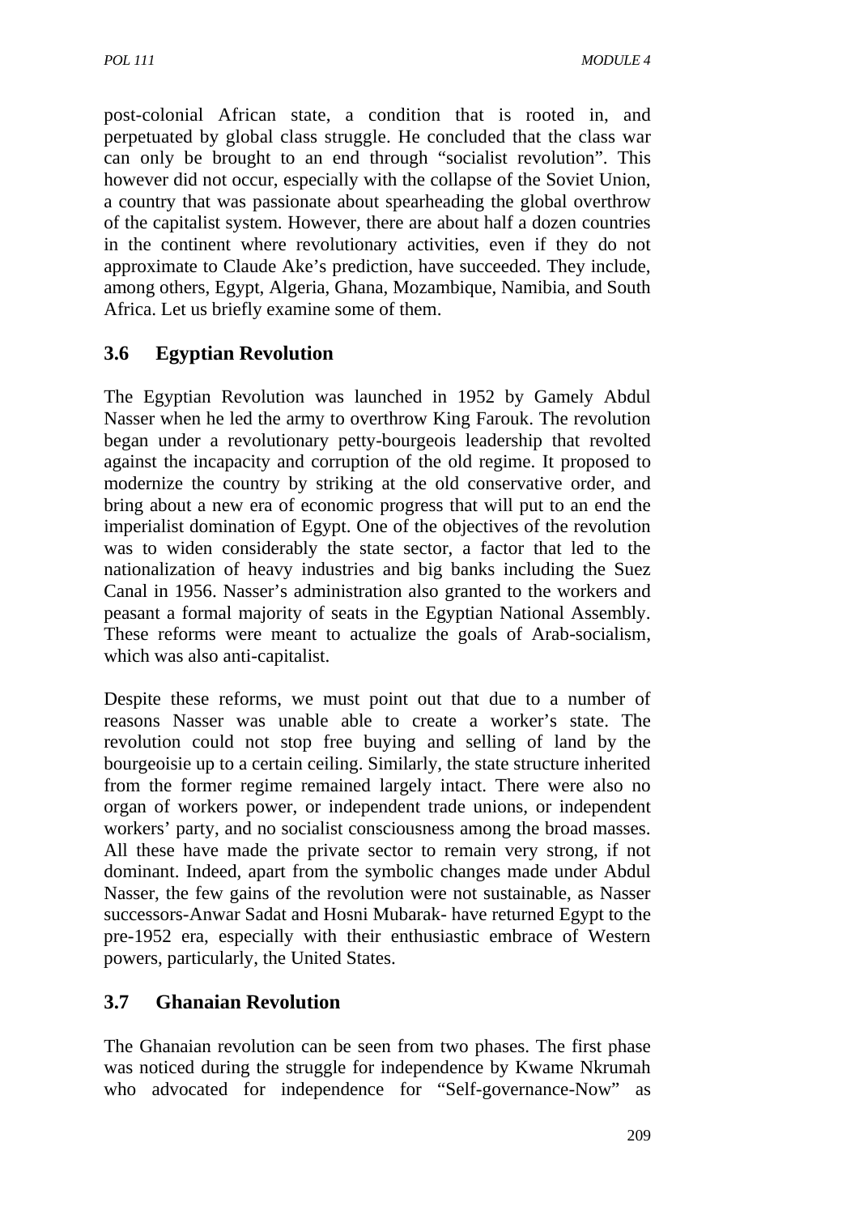post-colonial African state, a condition that is rooted in, and perpetuated by global class struggle. He concluded that the class war can only be brought to an end through "socialist revolution". This however did not occur, especially with the collapse of the Soviet Union, a country that was passionate about spearheading the global overthrow of the capitalist system. However, there are about half a dozen countries in the continent where revolutionary activities, even if they do not approximate to Claude Ake's prediction, have succeeded. They include, among others, Egypt, Algeria, Ghana, Mozambique, Namibia, and South Africa. Let us briefly examine some of them.

## 3.6 Egyptian Revolution

The Egyptian Revolution was launched in 1952 by Gamely Abdul Nasser when he led the army to overthrow King Farouk. The revolution began under a revolutionary petty-bourgeois leadership that revolted against the incapacity and corruption of the old regime. It proposed to modernize the country by striking at the old conservative order, and bring about a new era of economic progress that will put to an end the imperialist domination of Egypt. One of the objectives of the revolution was to widen considerably the state sector, a factor that led to the nationalization of heavy industries and big banks including the Suez Canal in 1956. Nasser's administration also granted to the workers and peasant a formal majority of seats in the Egyptian National Assembly. These reforms were meant to actualize the goals of Arab-socialism, which was also anti-capitalist.

Despite these reforms, we must point out that due to a number of reasons Nasser was unable able to create a worker's state. The revolution could not stop free buying and selling of land by the bourgeoisie up to a certain ceiling. Similarly, the state structure inherited from the former regime remained largely intact. There were also no organ of workers power, or independent trade unions, or independent workers' party, and no socialist consciousness among the broad masses. All these have made the private sector to remain very strong, if not dominant. Indeed, apart from the symbolic changes made under Abdul Nasser, the few gains of the revolution were not sustainable, as Nasser successors-Anwar Sadat and Hosni Mubarak- have returned Egypt to the pre-1952 era, especially with their enthusiastic embrace of Western powers, particularly, the United States.

## 3.7 Ghanaian Revolution

The Ghanaian revolution can be seen from two phases. The first phase was noticed during the struggle for independence by Kwame Nkrumah who advocated for independence for "Self-governance-Now" as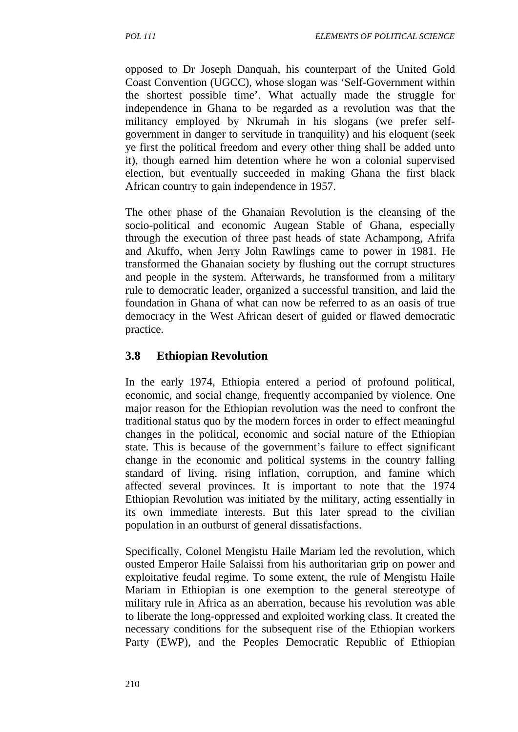opposed to Dr Joseph Danquah, his counterpart of the United Gold Coast Convention (UGCC), whose slogan was 'Self-Government within the shortest possible time'. What actually made the struggle for independence in Ghana to be regarded as a revolution was that the militancy employed by Nkrumah in his slogans (we prefer self-government in danger to servitude in tranquility) and his eloquent (seek ye first the political freedom and every other thing shall be added unto it), though earned him detention where he won a colonial supervised election, but eventually succeeded in making Ghana the first black African country to gain independence in 1957.

The other phase of the Ghanaian Revolution is the cleansing of the socio-political and economic Augean Stable of Ghana, especially through the execution of three past heads of state Achampong, Afrifa and Akuffo, when Jerry John Rawlings came to power in 1981. He transformed the Ghanaian society by flushing out the corrupt structures and people in the system. Afterwards, he transformed from a military rule to democratic leader, organized a successful transition, and laid the foundation in Ghana of what can now be referred to as an oasis of true democracy in the West African desert of guided or flawed democratic practice.

## 3.8 Ethiopian Revolution

In the early 1974, Ethiopia entered a period of profound political, economic, and social change, frequently accompanied by violence. One major reason for the Ethiopian revolution was the need to confront the traditional status quo by the modern forces in order to effect meaningful changes in the political, economic and social nature of the Ethiopian state. This is because of the government's failure to effect significant change in the economic and political systems in the country falling standard of living, rising inflation, corruption, and famine which affected several provinces. It is important to note that the 1974 Ethiopian Revolution was initiated by the military, acting essentially in its own immediate interests. But this later spread to the civilian population in an outburst of general dissatisfactions.

Specifically, Colonel Mengistu Haile Mariam led the revolution, which ousted Emperor Haile Salaissi from his authoritarian grip on power and exploitative feudal regime. To some extent, the rule of Mengistu Haile Mariam in Ethiopian is one exemption to the general stereotype of military rule in Africa as an aberration, because his revolution was able to liberate the long-oppressed and exploited working class. It created the necessary conditions for the subsequent rise of the Ethiopian workers Party (EWP), and the Peoples Democratic Republic of Ethiopian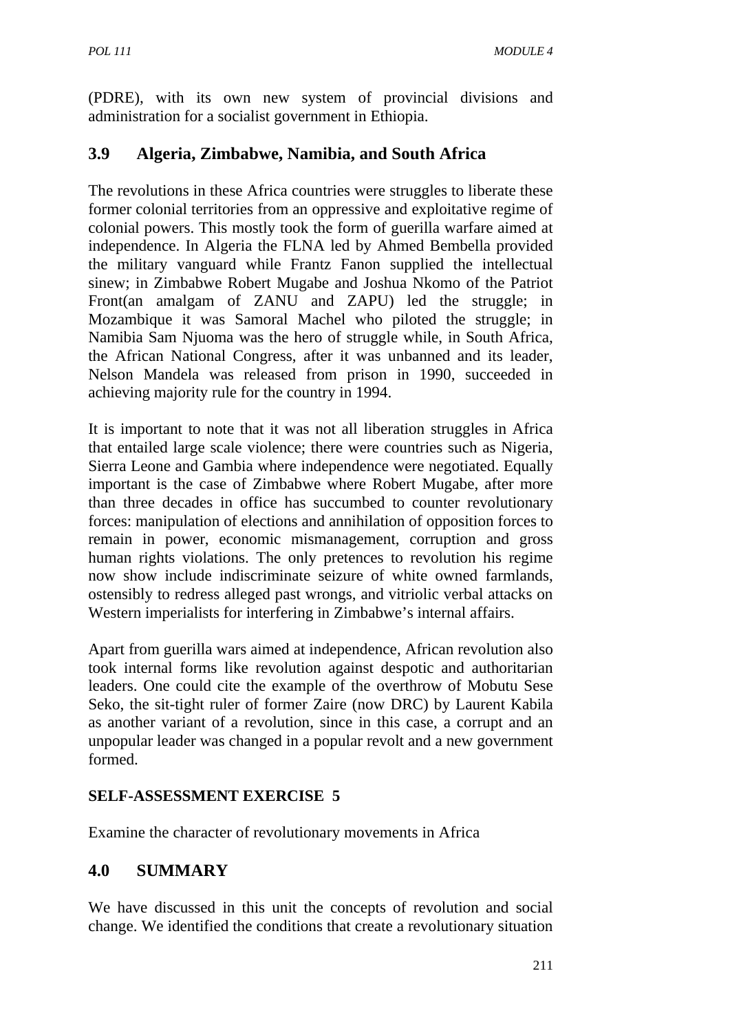(PDRE), with its own new system of provincial divisions and administration for a socialist government in Ethiopia.

## 3.9 Algeria, Zimbabwe, Namibia, and South Africa

The revolutions in these Africa countries were struggles to liberate these former colonial territories from an oppressive and exploitative regime of colonial powers. This mostly took the form of guerilla warfare aimed at independence. In Algeria the FLNA led by Ahmed Bembella provided the military vanguard while Frantz Fanon supplied the intellectual sinew; in Zimbabwe Robert Mugabe and Joshua Nkomo of the Patriot Front(an amalgam of ZANU and ZAPU) led the struggle; in Mozambique it was Samoral Machel who piloted the struggle; in Namibia Sam Njuoma was the hero of struggle while, in South Africa, the African National Congress, after it was unbanned and its leader, Nelson Mandela was released from prison in 1990, succeeded in achieving majority rule for the country in 1994.

It is important to note that it was not all liberation struggles in Africa that entailed large scale violence; there were countries such as Nigeria, Sierra Leone and Gambia where independence were negotiated. Equally important is the case of Zimbabwe where Robert Mugabe, after more than three decades in office has succumbed to counter revolutionary forces: manipulation of elections and annihilation of opposition forces to remain in power, economic mismanagement, corruption and gross human rights violations. The only pretences to revolution his regime now show include indiscriminate seizure of white owned farmlands, ostensibly to redress alleged past wrongs, and vitriolic verbal attacks on Western imperialists for interfering in Zimbabwe's internal affairs.

Apart from guerilla wars aimed at independence, African revolution also took internal forms like revolution against despotic and authoritarian leaders. One could cite the example of the overthrow of Mobutu Sese Seko, the sit-tight ruler of former Zaire (now DRC) by Laurent Kabila as another variant of a revolution, since in this case, a corrupt and an unpopular leader was changed in a popular revolt and a new government formed.

**SELF-ASSESSMENT EXERCISE 5**

Examine the character of revolutionary movements in Africa

## 4.0 SUMMARY

We have discussed in this unit the concepts of revolution and social change. We identified the conditions that create a revolutionary situation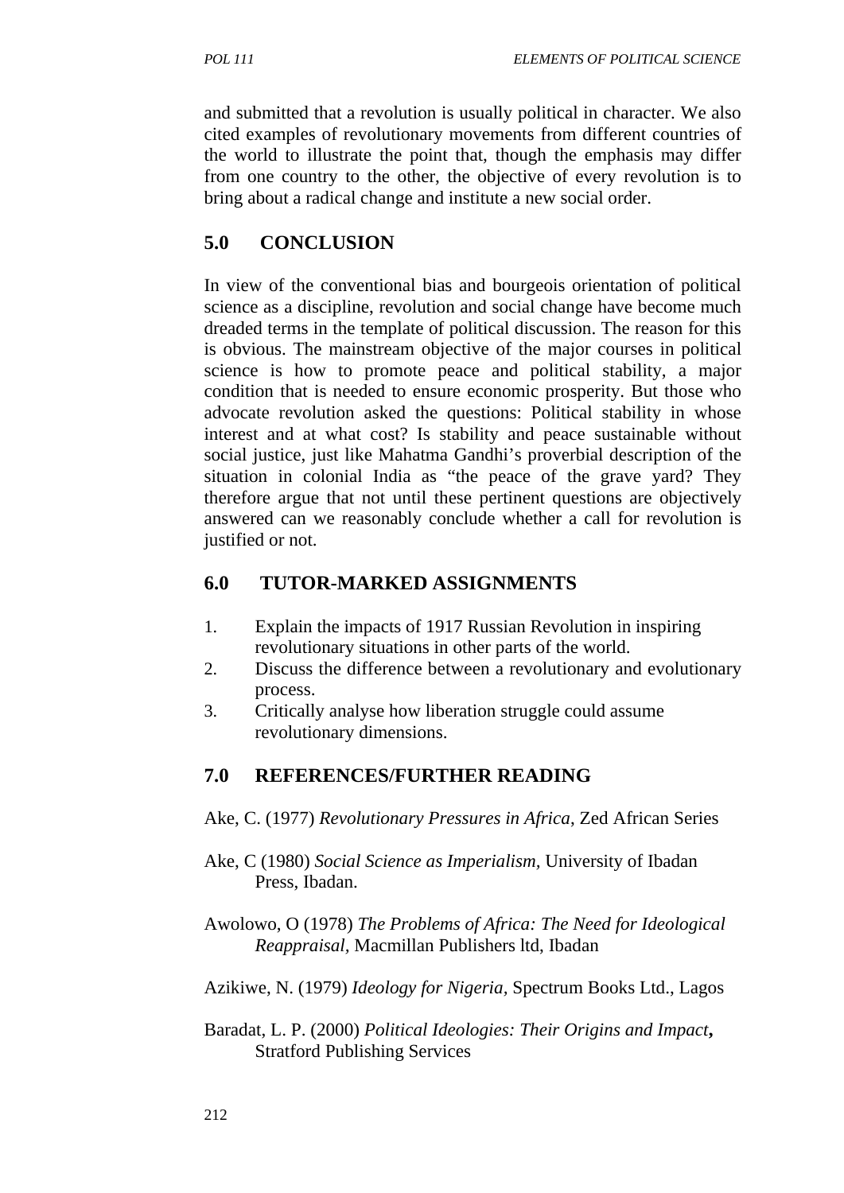and submitted that a revolution is usually political in character. We also cited examples of revolutionary movements from different countries of the world to illustrate the point that, though the emphasis may differ from one country to the other, the objective of every revolution is to bring about a radical change and institute a new social order.

## 5.0 CONCLUSION

In view of the conventional bias and bourgeois orientation of political science as a discipline, revolution and social change have become much dreaded terms in the template of political discussion. The reason for this is obvious. The mainstream objective of the major courses in political science is how to promote peace and political stability, a major condition that is needed to ensure economic prosperity. But those who advocate revolution asked the questions: Political stability in whose interest and at what cost? Is stability and peace sustainable without social justice, just like Mahatma Gandhi's proverbial description of the situation in colonial India as "the peace of the grave yard? They therefore argue that not until these pertinent questions are objectively answered can we reasonably conclude whether a call for revolution is justified or not.

## 6.0 TUTOR-MARKED ASSIGNMENTS

1. Explain the impacts of 1917 Russian Revolution in inspiring revolutionary situations in other parts of the world.
2. Discuss the difference between a revolutionary and evolutionary process.
3. Critically analyse how liberation struggle could assume revolutionary dimensions.

## 7.0 REFERENCES/FURTHER READING

Ake, C. (1977) *Revolutionary Pressures in Africa,* Zed African Series

Ake, C (1980) *Social Science as Imperialism,* University of Ibadan Press, Ibadan.

Awolowo, O (1978) *The Problems of Africa: The Need for Ideological Reappraisal,* Macmillan Publishers ltd, Ibadan

Azikiwe, N. (1979) *Ideology for Nigeria,* Spectrum Books Ltd., Lagos

Baradat, L. P. (2000) *Political Ideologies: Their Origins and Impact***,** Stratford Publishing Services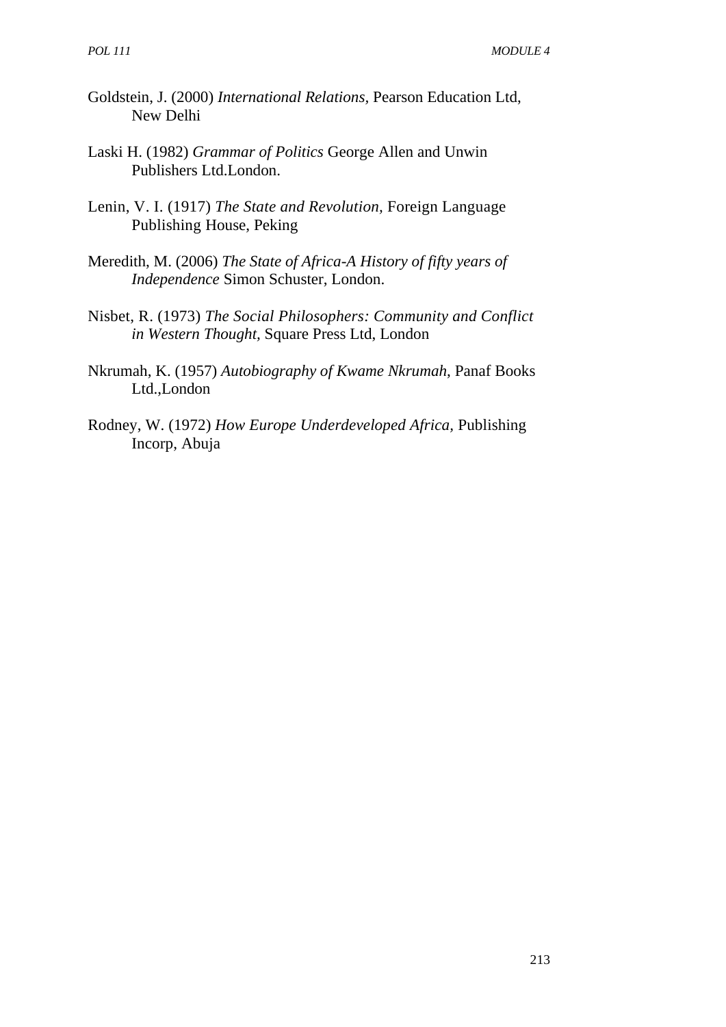Goldstein, J. (2000) *International Relations*, Pearson Education Ltd, New Delhi

Laski H. (1982) *Grammar of Politics* George Allen and Unwin Publishers Ltd.London.

Lenin, V. I. (1917) *The State and Revolution*, Foreign Language Publishing House, Peking

Meredith, M. (2006) *The State of Africa-A History of fifty years of Independence* Simon Schuster, London.

Nisbet, R. (1973) *The Social Philosophers: Community and Conflict in Western Thought*, Square Press Ltd, London

Nkrumah, K. (1957) *Autobiography of Kwame Nkrumah*, Panaf Books Ltd.,London

Rodney, W. (1972) *How Europe Underdeveloped Africa*, Publishing Incorp, Abuja